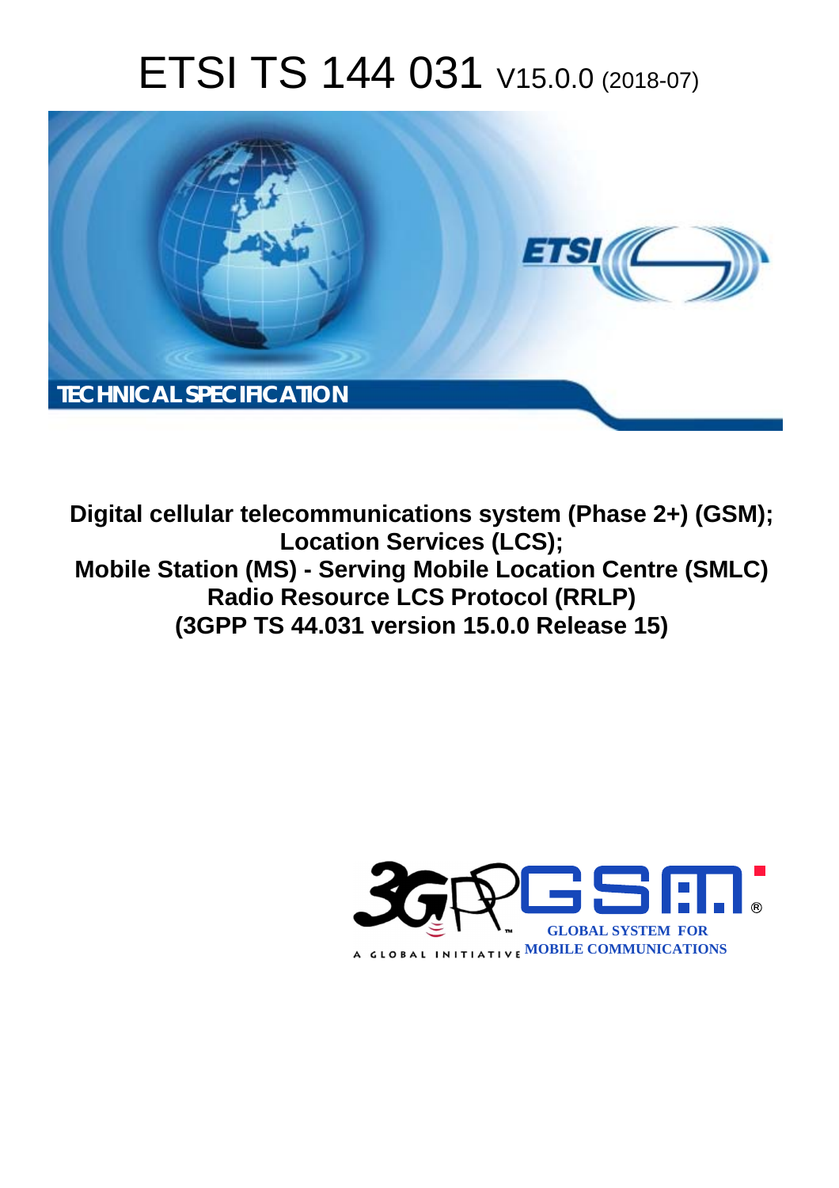# ETSI TS 144 031 V15.0.0 (2018-07)

TECHNICAL SPECIFICATION

**Digital cellular telecommunications system (Phase 2+) (GSM); Location Services (LCS); Mobile Station (MS) - Serving Mobile Location Centre (SMLC) Radio Resource LCS Protocol (RRLP) (3GPP TS 44.031 version 15.0.0 Release 15)**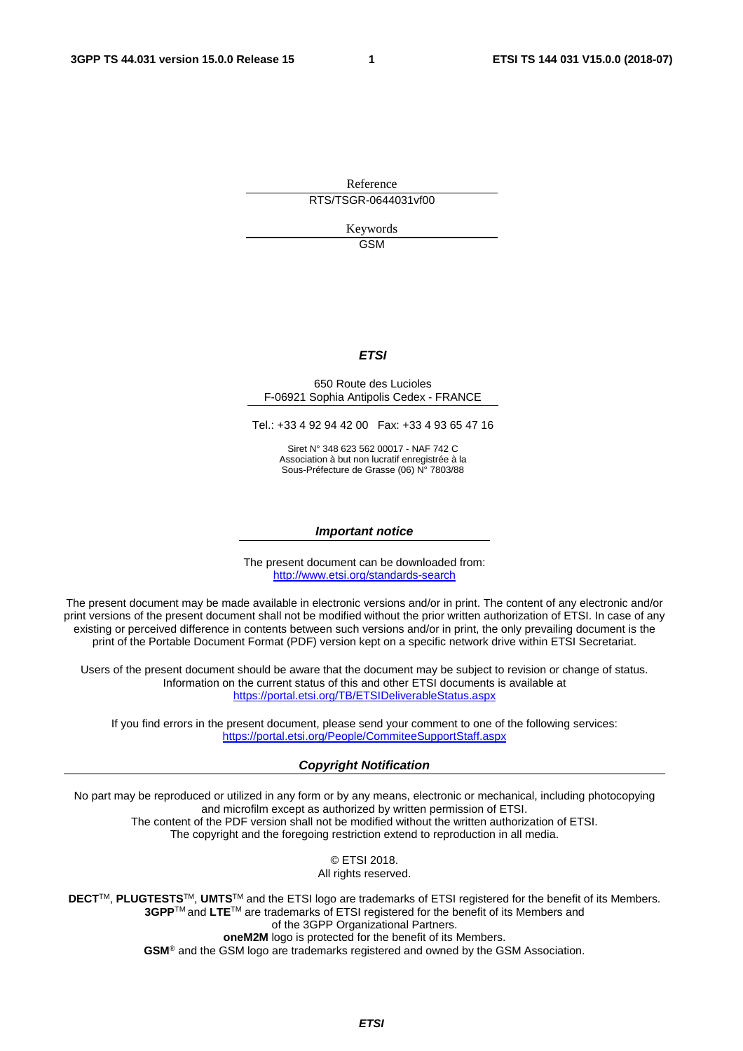Reference

RTS/TSGR-0644031vf00

Keywords

GSM

***ETSI***

650 Route des Lucioles
F-06921 Sophia Antipolis Cedex - FRANCE

Tel.: +33 4 92 94 42 00 Fax: +33 4 93 65 47 16

Siret N° 348 623 562 00017 - NAF 742 C
Association à but non lucratif enregistrée à la
Sous-Préfecture de Grasse (06) N° 7803/88

***Important notice***

The present document can be downloaded from:
http://www.etsi.org/standards-search

The present document may be made available in electronic versions and/or in print. The content of any electronic and/or print versions of the present document shall not be modified without the prior written authorization of ETSI. In case of any existing or perceived difference in contents between such versions and/or in print, the only prevailing document is the print of the Portable Document Format (PDF) version kept on a specific network drive within ETSI Secretariat.

Users of the present document should be aware that the document may be subject to revision or change of status. Information on the current status of this and other ETSI documents is available at
https://portal.etsi.org/TB/ETSIDeliverableStatus.aspx

If you find errors in the present document, please send your comment to one of the following services:
https://portal.etsi.org/People/CommiteeSupportStaff.aspx

***Copyright Notification***

No part may be reproduced or utilized in any form or by any means, electronic or mechanical, including photocopying and microfilm except as authorized by written permission of ETSI.
The content of the PDF version shall not be modified without the written authorization of ETSI.
The copyright and the foregoing restriction extend to reproduction in all media.

© ETSI 2018.
All rights reserved.

**DECT**™, **PLUGTESTS**™, **UMTS**™ and the ETSI logo are trademarks of ETSI registered for the benefit of its Members.
**3GPP**™ and **LTE**™ are trademarks of ETSI registered for the benefit of its Members and of the 3GPP Organizational Partners.
**oneM2M** logo is protected for the benefit of its Members.
**GSM**® and the GSM logo are trademarks registered and owned by the GSM Association.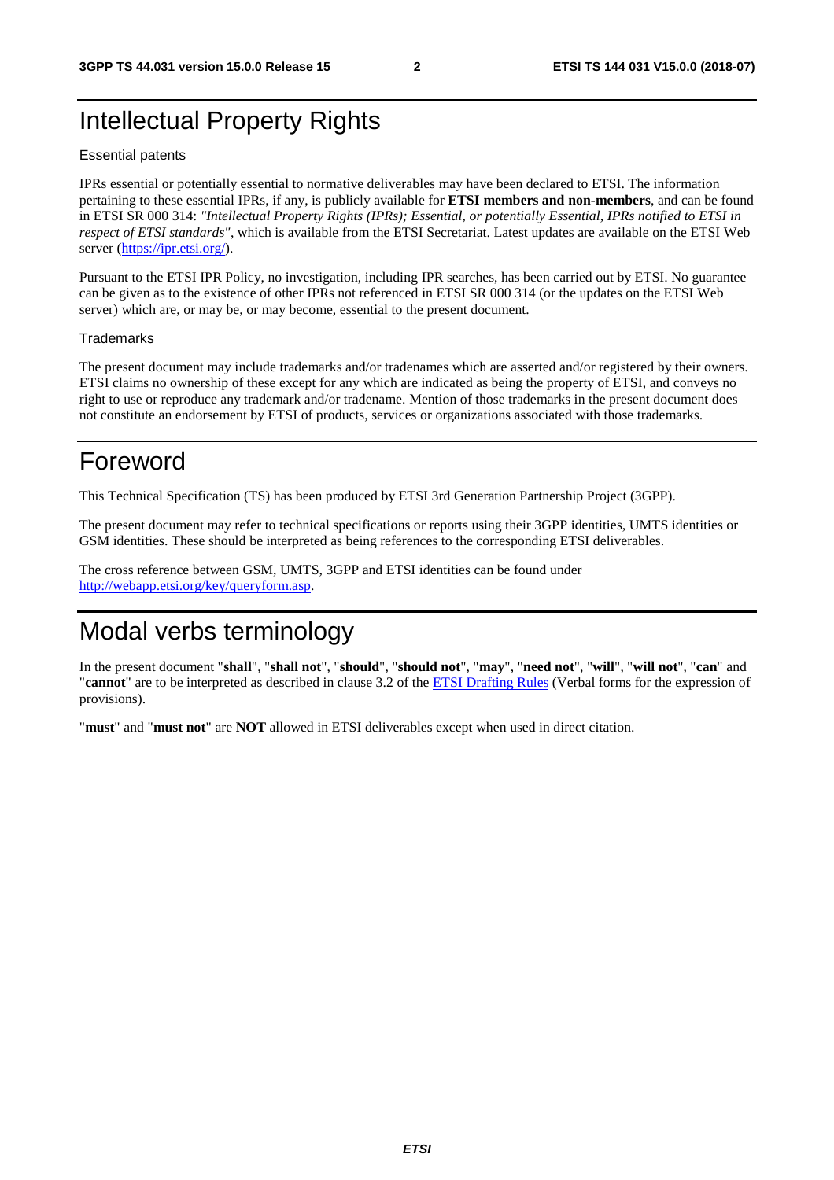# Intellectual Property Rights

Essential patents

IPRs essential or potentially essential to normative deliverables may have been declared to ETSI. The information pertaining to these essential IPRs, if any, is publicly available for **ETSI members and non-members**, and can be found in ETSI SR 000 314: *"Intellectual Property Rights (IPRs); Essential, or potentially Essential, IPRs notified to ETSI in respect of ETSI standards"*, which is available from the ETSI Secretariat. Latest updates are available on the ETSI Web server (https://ipr.etsi.org/).

Pursuant to the ETSI IPR Policy, no investigation, including IPR searches, has been carried out by ETSI. No guarantee can be given as to the existence of other IPRs not referenced in ETSI SR 000 314 (or the updates on the ETSI Web server) which are, or may be, or may become, essential to the present document.

Trademarks

The present document may include trademarks and/or tradenames which are asserted and/or registered by their owners. ETSI claims no ownership of these except for any which are indicated as being the property of ETSI, and conveys no right to use or reproduce any trademark and/or tradename. Mention of those trademarks in the present document does not constitute an endorsement by ETSI of products, services or organizations associated with those trademarks.

# Foreword

This Technical Specification (TS) has been produced by ETSI 3rd Generation Partnership Project (3GPP).

The present document may refer to technical specifications or reports using their 3GPP identities, UMTS identities or GSM identities. These should be interpreted as being references to the corresponding ETSI deliverables.

The cross reference between GSM, UMTS, 3GPP and ETSI identities can be found under http://webapp.etsi.org/key/queryform.asp.

# Modal verbs terminology

In the present document "**shall**", "**shall not**", "**should**", "**should not**", "**may**", "**need not**", "**will**", "**will not**", "**can**" and "**cannot**" are to be interpreted as described in clause 3.2 of the ETSI Drafting Rules (Verbal forms for the expression of provisions).

"**must**" and "**must not**" are **NOT** allowed in ETSI deliverables except when used in direct citation.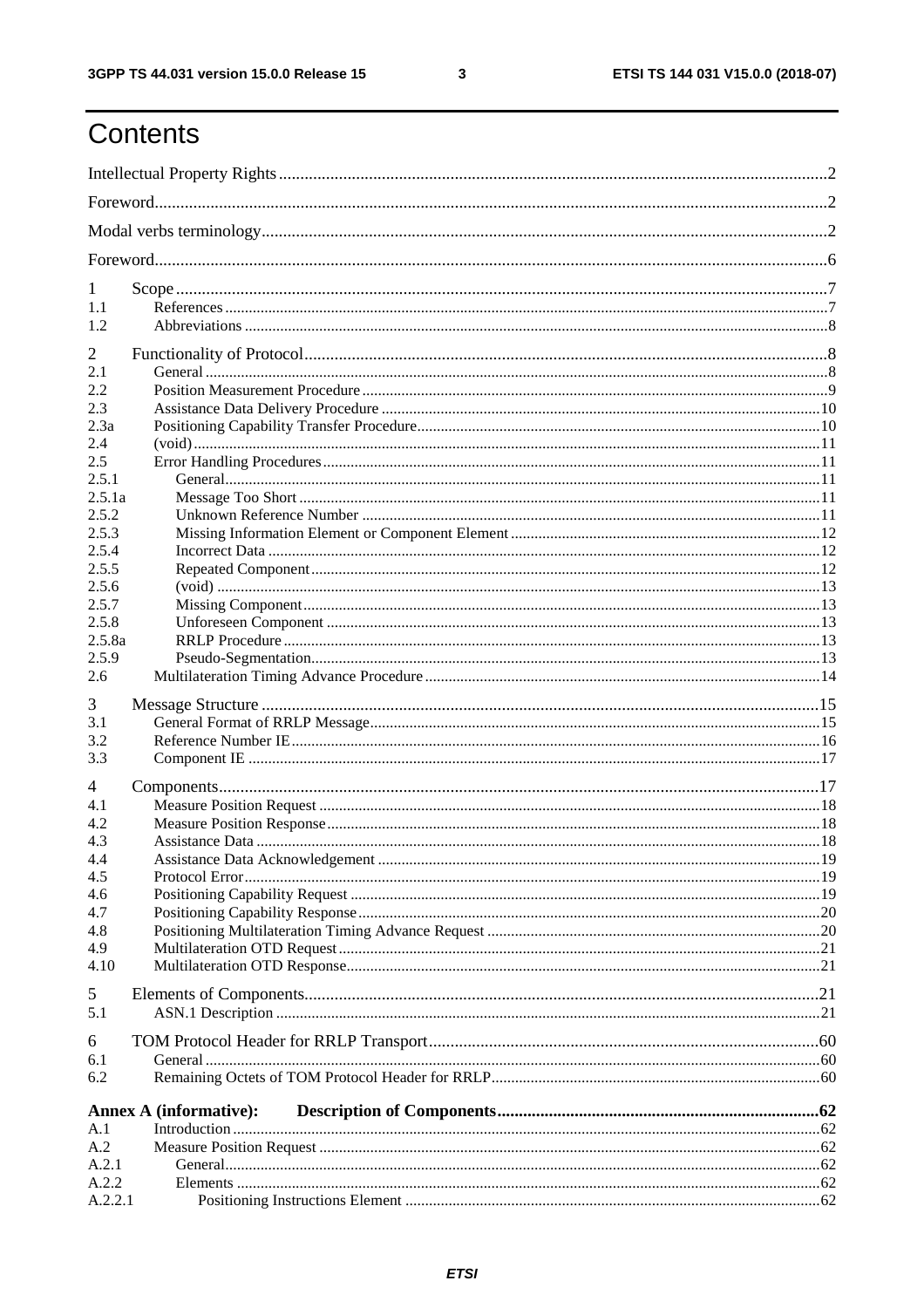# Contents

Intellectual Property Rights ....................................................................................................................................2

Foreword.................................................................................................................................................................2

Modal verbs terminology.........................................................................................................................................2

Foreword.................................................................................................................................................................6

1 Scope ...................................................................................................................................................................7
1.1 References .........................................................................................................................................................7
1.2 Abbreviations ....................................................................................................................................................8

2 Functionality of Protocol.......................................................................................................................................8
2.1 General ...............................................................................................................................................................8
2.2 Position Measurement Procedure ......................................................................................................................9
2.3 Assistance Data Delivery Procedure ...............................................................................................................10
2.3a Positioning Capability Transfer Procedure.....................................................................................................10
2.4 (void) ...............................................................................................................................................................11
2.5 Error Handling Procedures ..............................................................................................................................11
2.5.1 General..........................................................................................................................................................11
2.5.1a Message Too Short ......................................................................................................................................11
2.5.2 Unknown Reference Number .......................................................................................................................11
2.5.3 Missing Information Element or Component Element .................................................................................12
2.5.4 Incorrect Data ...............................................................................................................................................12
2.5.5 Repeated Component ...................................................................................................................................12
2.5.6 (void) ............................................................................................................................................................13
2.5.7 Missing Component .....................................................................................................................................13
2.5.8 Unforeseen Component ................................................................................................................................13
2.5.8a RRLP Procedure .........................................................................................................................................13
2.5.9 Pseudo-Segmentation....................................................................................................................................13
2.6 Multilateration Timing Advance Procedure ....................................................................................................14

3 Message Structure ...............................................................................................................................................15
3.1 General Format of RRLP Message...................................................................................................................15
3.2 Reference Number IE.......................................................................................................................................16
3.3 Component IE ..................................................................................................................................................17

4 Components..........................................................................................................................................................17
4.1 Measure Position Request ................................................................................................................................18
4.2 Measure Position Response..............................................................................................................................18
4.3 Assistance Data ................................................................................................................................................18
4.4 Assistance Data Acknowledgement .................................................................................................................19
4.5 Protocol Error....................................................................................................................................................19
4.6 Positioning Capability Request ........................................................................................................................19
4.7 Positioning Capability Response......................................................................................................................20
4.8 Positioning Multilateration Timing Advance Request .....................................................................................20
4.9 Multilateration OTD Request...........................................................................................................................21
4.10 Multilateration OTD Response.......................................................................................................................21

5 Elements of Components......................................................................................................................................21
5.1 ASN.1 Description ...........................................................................................................................................21

6 TOM Protocol Header for RRLP Transport.........................................................................................................60
6.1 General .............................................................................................................................................................60
6.2 Remaining Octets of TOM Protocol Header for RRLP....................................................................................60

**Annex A (informative): Description of Components**.........................................................................................62
A.1 Introduction......................................................................................................................................................62
A.2 Measure Position Request ................................................................................................................................62
A.2.1 General..........................................................................................................................................................62
A.2.2 Elements .......................................................................................................................................................62
A.2.2.1 Positioning Instructions Element ...............................................................................................................62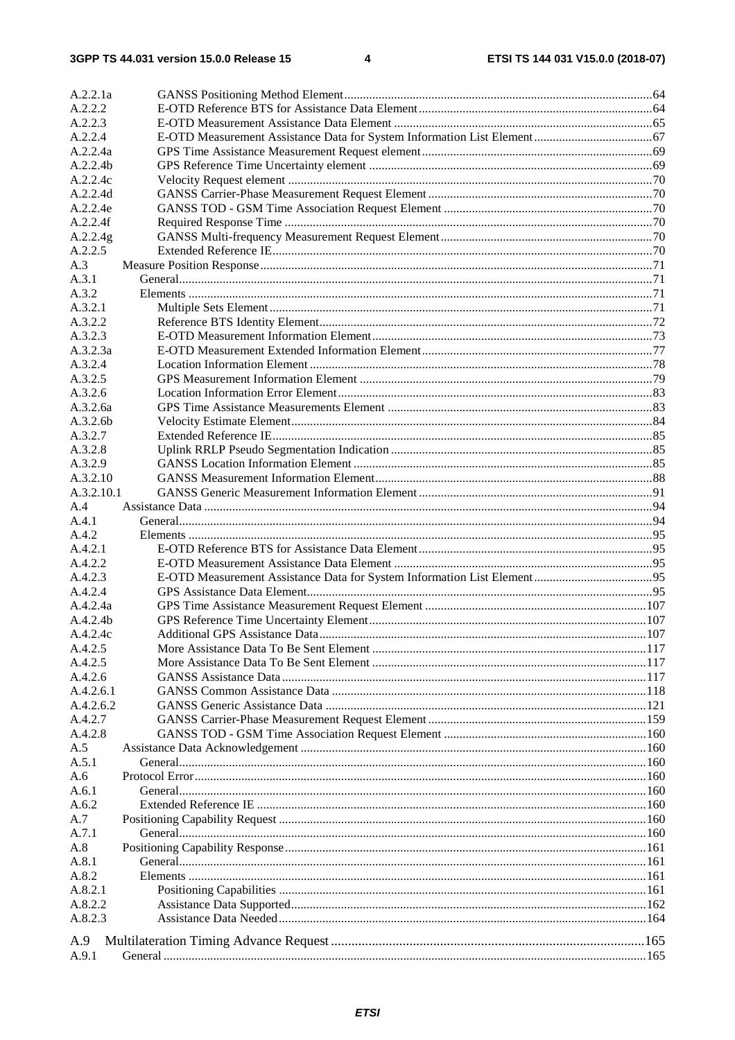A.2.2.1a GANSS Positioning Method Element ........ 64
A.2.2.2 E-OTD Reference BTS for Assistance Data Element ........ 64
A.2.2.3 E-OTD Measurement Assistance Data Element ........ 65
A.2.2.4 E-OTD Measurement Assistance Data for System Information List Element ........ 67
A.2.2.4a GPS Time Assistance Measurement Request element ........ 69
A.2.2.4b GPS Reference Time Uncertainty element ........ 69
A.2.2.4c Velocity Request element ........ 70
A.2.2.4d GANSS Carrier-Phase Measurement Request Element ........ 70
A.2.2.4e GANSS TOD - GSM Time Association Request Element ........ 70
A.2.2.4f Required Response Time ........ 70
A.2.2.4g GANSS Multi-frequency Measurement Request Element ........ 70
A.2.2.5 Extended Reference IE ........ 70
A.3 Measure Position Response ........ 71
A.3.1 General ........ 71
A.3.2 Elements ........ 71
A.3.2.1 Multiple Sets Element ........ 71
A.3.2.2 Reference BTS Identity Element ........ 72
A.3.2.3 E-OTD Measurement Information Element ........ 73
A.3.2.3a E-OTD Measurement Extended Information Element ........ 77
A.3.2.4 Location Information Element ........ 78
A.3.2.5 GPS Measurement Information Element ........ 79
A.3.2.6 Location Information Error Element ........ 83
A.3.2.6a GPS Time Assistance Measurements Element ........ 83
A.3.2.6b Velocity Estimate Element ........ 84
A.3.2.7 Extended Reference IE ........ 85
A.3.2.8 Uplink RRLP Pseudo Segmentation Indication ........ 85
A.3.2.9 GANSS Location Information Element ........ 85
A.3.2.10 GANSS Measurement Information Element ........ 88
A.3.2.10.1 GANSS Generic Measurement Information Element ........ 91
A.4 Assistance Data ........ 94
A.4.1 General ........ 94
A.4.2 Elements ........ 95
A.4.2.1 E-OTD Reference BTS for Assistance Data Element ........ 95
A.4.2.2 E-OTD Measurement Assistance Data Element ........ 95
A.4.2.3 E-OTD Measurement Assistance Data for System Information List Element ........ 95
A.4.2.4 GPS Assistance Data Element ........ 95
A.4.2.4a GPS Time Assistance Measurement Request Element ........ 107
A.4.2.4b GPS Reference Time Uncertainty Element ........ 107
A.4.2.4c Additional GPS Assistance Data ........ 107
A.4.2.5 More Assistance Data To Be Sent Element ........ 117
A.4.2.5 More Assistance Data To Be Sent Element ........ 117
A.4.2.6 GANSS Assistance Data ........ 117
A.4.2.6.1 GANSS Common Assistance Data ........ 118
A.4.2.6.2 GANSS Generic Assistance Data ........ 121
A.4.2.7 GANSS Carrier-Phase Measurement Request Element ........ 159
A.4.2.8 GANSS TOD - GSM Time Association Request Element ........ 160
A.5 Assistance Data Acknowledgement ........ 160
A.5.1 General ........ 160
A.6 Protocol Error ........ 160
A.6.1 General ........ 160
A.6.2 Extended Reference IE ........ 160
A.7 Positioning Capability Request ........ 160
A.7.1 General ........ 160
A.8 Positioning Capability Response ........ 161
A.8.1 General ........ 161
A.8.2 Elements ........ 161
A.8.2.1 Positioning Capabilities ........ 161
A.8.2.2 Assistance Data Supported ........ 162
A.8.2.3 Assistance Data Needed ........ 164
A.9 Multilateration Timing Advance Request ........ 165
A.9.1 General ........ 165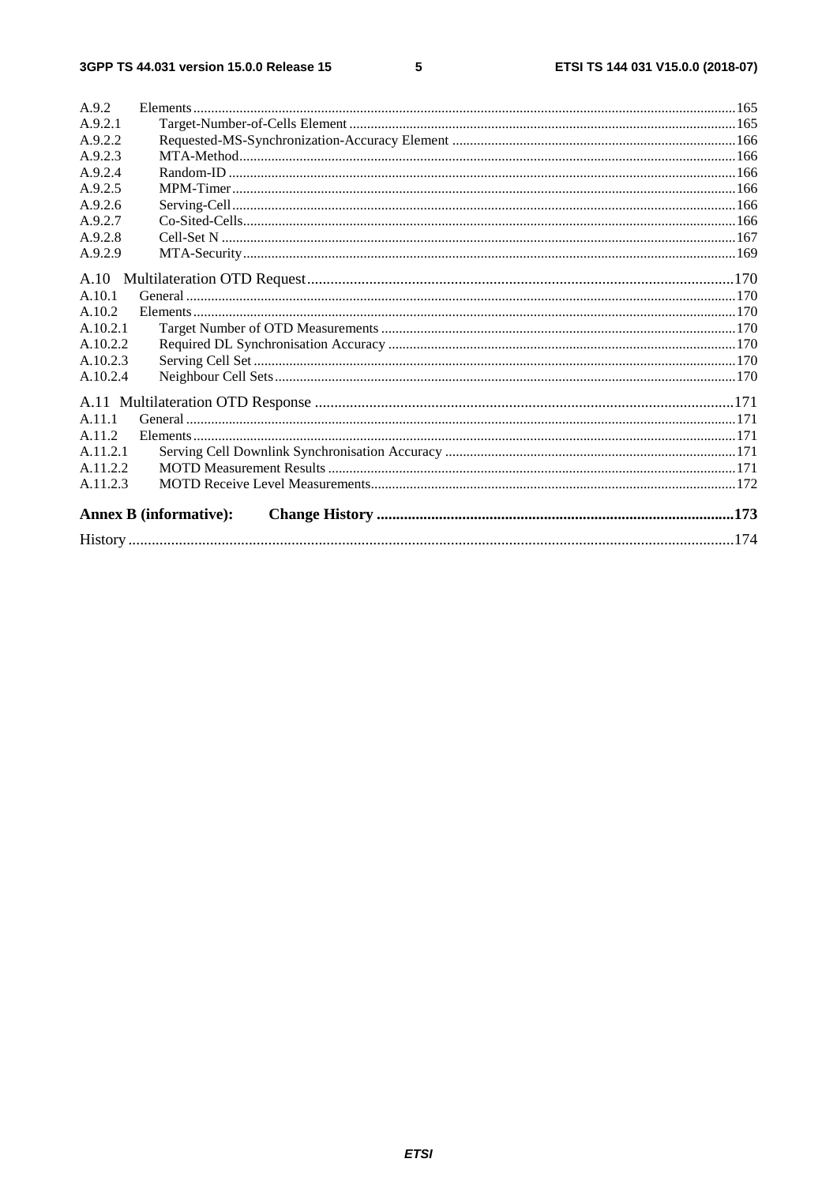A.9.2 Elements........................................................................................................................................................165
A.9.2.1 Target-Number-of-Cells Element ............................................................................................................165
A.9.2.2 Requested-MS-Synchronization-Accuracy Element ...............................................................................166
A.9.2.3 MTA-Method...........................................................................................................................................166
A.9.2.4 Random-ID ..............................................................................................................................................166
A.9.2.5 MPM-Timer.............................................................................................................................................166
A.9.2.6 Serving-Cell.............................................................................................................................................166
A.9.2.7 Co-Sited-Cells..........................................................................................................................................166
A.9.2.8 Cell-Set N ................................................................................................................................................167
A.9.2.9 MTA-Security..........................................................................................................................................169

A.10 Multilateration OTD Request.............................................................................................................170
A.10.1 General ..........................................................................................................................................................170
A.10.2 Elements........................................................................................................................................................170
A.10.2.1 Target Number of OTD Measurements ...................................................................................................170
A.10.2.2 Required DL Synchronisation Accuracy .................................................................................................170
A.10.2.3 Serving Cell Set .......................................................................................................................................170
A.10.2.4 Neighbour Cell Sets.................................................................................................................................170

A.11 Multilateration OTD Response ...........................................................................................................171
A.11.1 General ..........................................................................................................................................................171
A.11.2 Elements........................................................................................................................................................171
A.11.2.1 Serving Cell Downlink Synchronisation Accuracy .................................................................................171
A.11.2.2 MOTD Measurement Results ..................................................................................................................171
A.11.2.3 MOTD Receive Level Measurements......................................................................................................172

**Annex B (informative): Change History ...........................................................................................173**

History ..........................................................................................................................................................174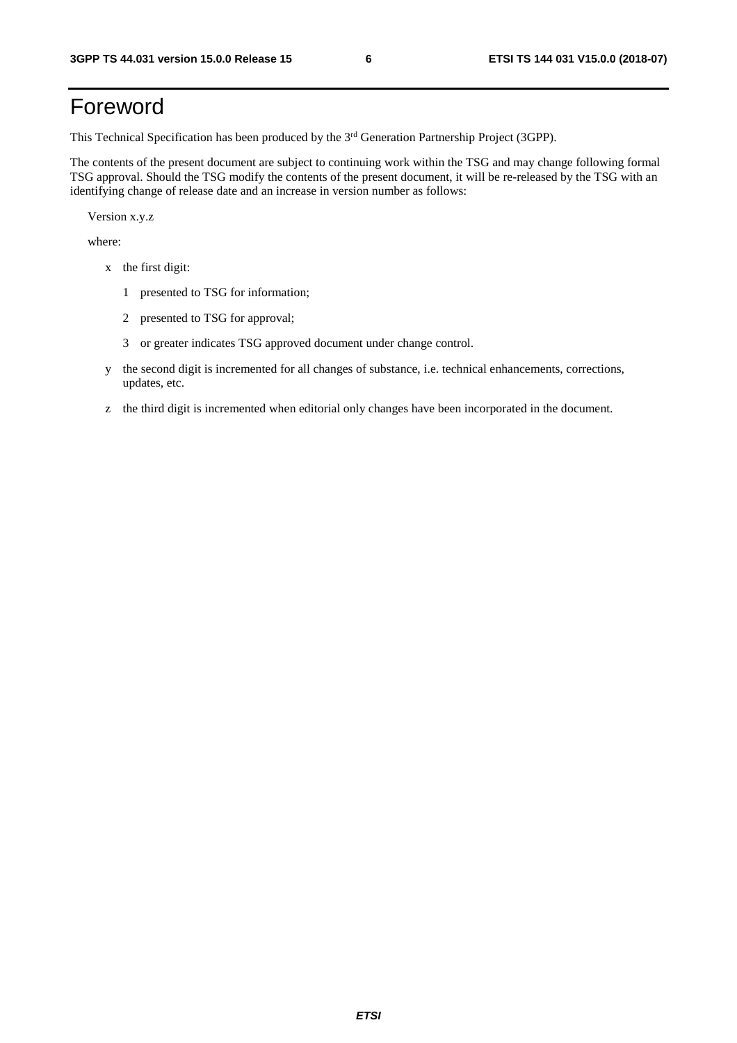# Foreword

This Technical Specification has been produced by the 3rd Generation Partnership Project (3GPP).

The contents of the present document are subject to continuing work within the TSG and may change following formal TSG approval. Should the TSG modify the contents of the present document, it will be re-released by the TSG with an identifying change of release date and an increase in version number as follows:

Version x.y.z

where:

- x the first digit:
  - 1 presented to TSG for information;
  - 2 presented to TSG for approval;
  - 3 or greater indicates TSG approved document under change control.
- y the second digit is incremented for all changes of substance, i.e. technical enhancements, corrections, updates, etc.
- z the third digit is incremented when editorial only changes have been incorporated in the document.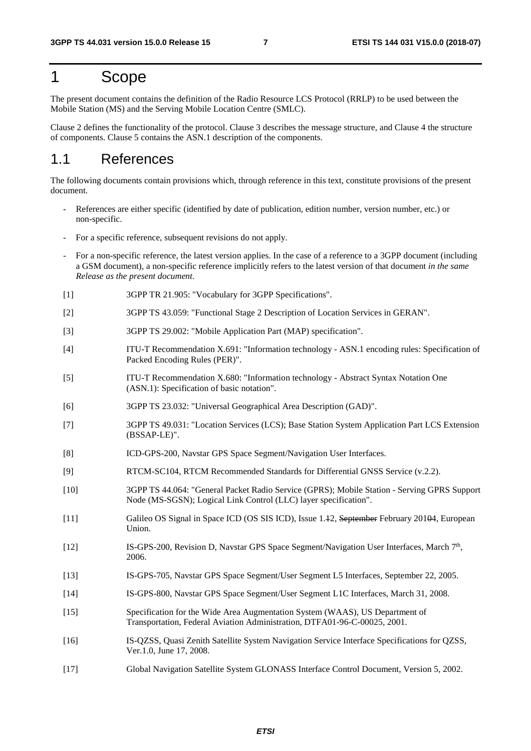# 1 Scope

The present document contains the definition of the Radio Resource LCS Protocol (RRLP) to be used between the Mobile Station (MS) and the Serving Mobile Location Centre (SMLC).

Clause 2 defines the functionality of the protocol. Clause 3 describes the message structure, and Clause 4 the structure of components. Clause 5 contains the ASN.1 description of the components.

## 1.1 References

The following documents contain provisions which, through reference in this text, constitute provisions of the present document.

- References are either specific (identified by date of publication, edition number, version number, etc.) or non-specific.
- For a specific reference, subsequent revisions do not apply.
- For a non-specific reference, the latest version applies. In the case of a reference to a 3GPP document (including a GSM document), a non-specific reference implicitly refers to the latest version of that document *in the same Release as the present document*.

[1] 3GPP TR 21.905: "Vocabulary for 3GPP Specifications".

[2] 3GPP TS 43.059: "Functional Stage 2 Description of Location Services in GERAN".

[3] 3GPP TS 29.002: "Mobile Application Part (MAP) specification".

[4] ITU-T Recommendation X.691: "Information technology - ASN.1 encoding rules: Specification of Packed Encoding Rules (PER)".

[5] ITU-T Recommendation X.680: "Information technology - Abstract Syntax Notation One (ASN.1): Specification of basic notation".

[6] 3GPP TS 23.032: "Universal Geographical Area Description (GAD)".

[7] 3GPP TS 49.031: "Location Services (LCS); Base Station System Application Part LCS Extension (BSSAP-LE)".

[8] ICD-GPS-200, Navstar GPS Space Segment/Navigation User Interfaces.

[9] RTCM-SC104, RTCM Recommended Standards for Differential GNSS Service (v.2.2).

[10] 3GPP TS 44.064: "General Packet Radio Service (GPRS); Mobile Station - Serving GPRS Support Node (MS-SGSN); Logical Link Control (LLC) layer specification".

[11] Galileo OS Signal in Space ICD (OS SIS ICD), Issue 1.~~1~~2, ~~September~~ February 201~~0~~4, European Union.

[12] IS-GPS-200, Revision D, Navstar GPS Space Segment/Navigation User Interfaces, March 7th, 2006.

[13] IS-GPS-705, Navstar GPS Space Segment/User Segment L5 Interfaces, September 22, 2005.

[14] IS-GPS-800, Navstar GPS Space Segment/User Segment L1C Interfaces, March 31, 2008.

[15] Specification for the Wide Area Augmentation System (WAAS), US Department of Transportation, Federal Aviation Administration, DTFA01-96-C-00025, 2001.

[16] IS-QZSS, Quasi Zenith Satellite System Navigation Service Interface Specifications for QZSS, Ver.1.0, June 17, 2008.

[17] Global Navigation Satellite System GLONASS Interface Control Document, Version 5, 2002.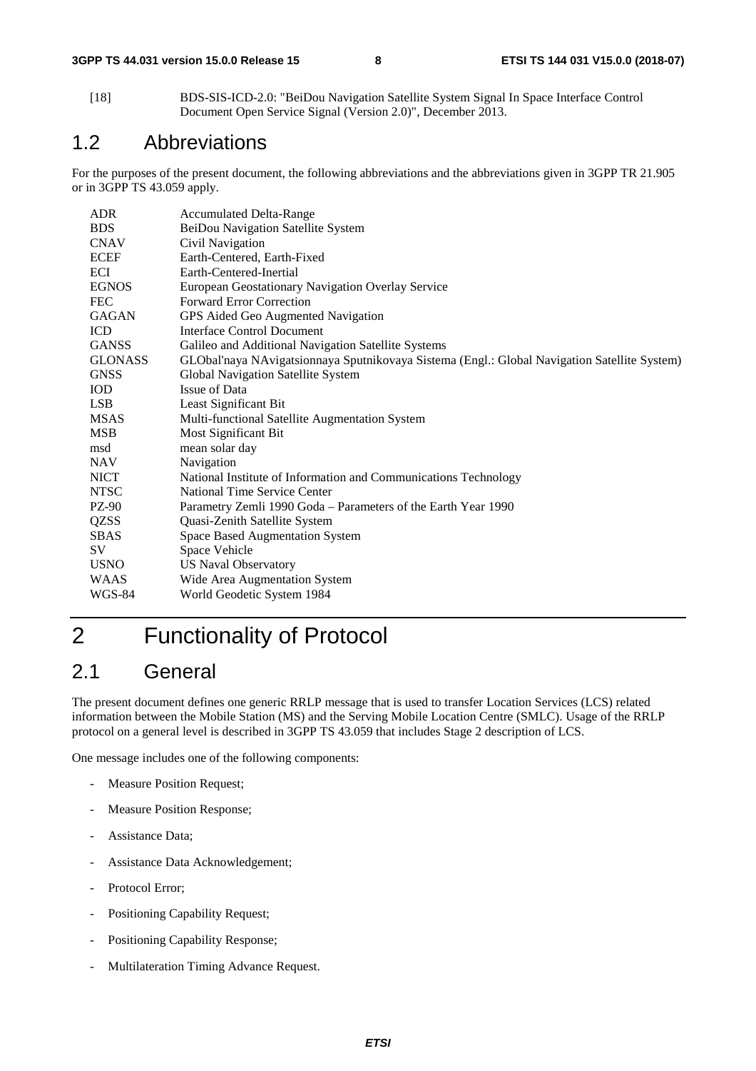[18] BDS-SIS-ICD-2.0: "BeiDou Navigation Satellite System Signal In Space Interface Control Document Open Service Signal (Version 2.0)", December 2013.

## 1.2 Abbreviations

For the purposes of the present document, the following abbreviations and the abbreviations given in 3GPP TR 21.905 or in 3GPP TS 43.059 apply.

| | |
|---|---|
| ADR | Accumulated Delta-Range |
| BDS | BeiDou Navigation Satellite System |
| CNAV | Civil Navigation |
| ECEF | Earth-Centered, Earth-Fixed |
| ECI | Earth-Centered-Inertial |
| EGNOS | European Geostationary Navigation Overlay Service |
| FEC | Forward Error Correction |
| GAGAN | GPS Aided Geo Augmented Navigation |
| ICD | Interface Control Document |
| GANSS | Galileo and Additional Navigation Satellite Systems |
| GLONASS | GLObal'naya NAvigatsionnaya Sputnikovaya Sistema (Engl.: Global Navigation Satellite System) |
| GNSS | Global Navigation Satellite System |
| IOD | Issue of Data |
| LSB | Least Significant Bit |
| MSAS | Multi-functional Satellite Augmentation System |
| MSB | Most Significant Bit |
| msd | mean solar day |
| NAV | Navigation |
| NICT | National Institute of Information and Communications Technology |
| NTSC | National Time Service Center |
| PZ-90 | Parametry Zemli 1990 Goda – Parameters of the Earth Year 1990 |
| QZSS | Quasi-Zenith Satellite System |
| SBAS | Space Based Augmentation System |
| SV | Space Vehicle |
| USNO | US Naval Observatory |
| WAAS | Wide Area Augmentation System |
| WGS-84 | World Geodetic System 1984 |

# 2 Functionality of Protocol

## 2.1 General

The present document defines one generic RRLP message that is used to transfer Location Services (LCS) related information between the Mobile Station (MS) and the Serving Mobile Location Centre (SMLC). Usage of the RRLP protocol on a general level is described in 3GPP TS 43.059 that includes Stage 2 description of LCS.

One message includes one of the following components:

- Measure Position Request;
- Measure Position Response;
- Assistance Data;
- Assistance Data Acknowledgement;
- Protocol Error;
- Positioning Capability Request;
- Positioning Capability Response;
- Multilateration Timing Advance Request.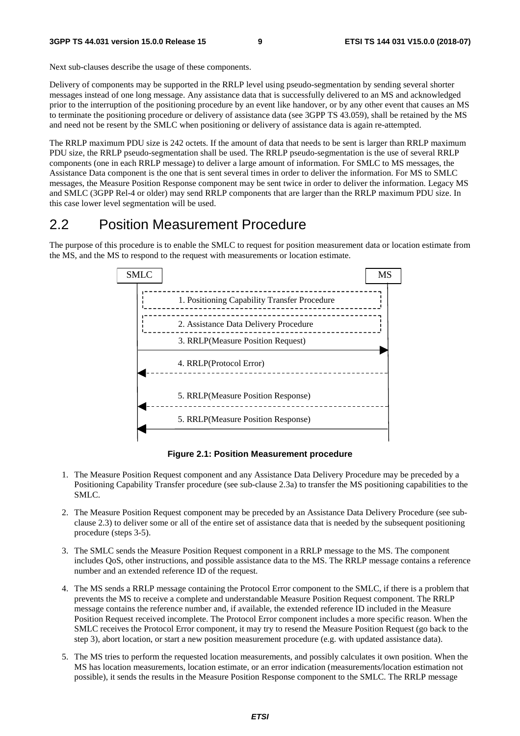Next sub-clauses describe the usage of these components.

Delivery of components may be supported in the RRLP level using pseudo-segmentation by sending several shorter messages instead of one long message. Any assistance data that is successfully delivered to an MS and acknowledged prior to the interruption of the positioning procedure by an event like handover, or by any other event that causes an MS to terminate the positioning procedure or delivery of assistance data (see 3GPP TS 43.059), shall be retained by the MS and need not be resent by the SMLC when positioning or delivery of assistance data is again re-attempted.

The RRLP maximum PDU size is 242 octets. If the amount of data that needs to be sent is larger than RRLP maximum PDU size, the RRLP pseudo-segmentation shall be used. The RRLP pseudo-segmentation is the use of several RRLP components (one in each RRLP message) to deliver a large amount of information. For SMLC to MS messages, the Assistance Data component is the one that is sent several times in order to deliver the information. For MS to SMLC messages, the Measure Position Response component may be sent twice in order to deliver the information. Legacy MS and SMLC (3GPP Rel-4 or older) may send RRLP components that are larger than the RRLP maximum PDU size. In this case lower level segmentation will be used.

## 2.2 Position Measurement Procedure

The purpose of this procedure is to enable the SMLC to request for position measurement data or location estimate from the MS, and the MS to respond to the request with measurements or location estimate.

SMLC
MS
1. Positioning Capability Transfer Procedure
2. Assistance Data Delivery Procedure
3. RRLP(Measure Position Request)
4. RRLP(Protocol Error)
5. RRLP(Measure Position Response)
5. RRLP(Measure Position Response)

**Figure 2.1: Position Measurement procedure**

1. The Measure Position Request component and any Assistance Data Delivery Procedure may be preceded by a Positioning Capability Transfer procedure (see sub-clause 2.3a) to transfer the MS positioning capabilities to the SMLC.

2. The Measure Position Request component may be preceded by an Assistance Data Delivery Procedure (see sub-clause 2.3) to deliver some or all of the entire set of assistance data that is needed by the subsequent positioning procedure (steps 3-5).

3. The SMLC sends the Measure Position Request component in a RRLP message to the MS. The component includes QoS, other instructions, and possible assistance data to the MS. The RRLP message contains a reference number and an extended reference ID of the request.

4. The MS sends a RRLP message containing the Protocol Error component to the SMLC, if there is a problem that prevents the MS to receive a complete and understandable Measure Position Request component. The RRLP message contains the reference number and, if available, the extended reference ID included in the Measure Position Request received incomplete. The Protocol Error component includes a more specific reason. When the SMLC receives the Protocol Error component, it may try to resend the Measure Position Request (go back to the step 3), abort location, or start a new position measurement procedure (e.g. with updated assistance data).

5. The MS tries to perform the requested location measurements, and possibly calculates it own position. When the MS has location measurements, location estimate, or an error indication (measurements/location estimation not possible), it sends the results in the Measure Position Response component to the SMLC. The RRLP message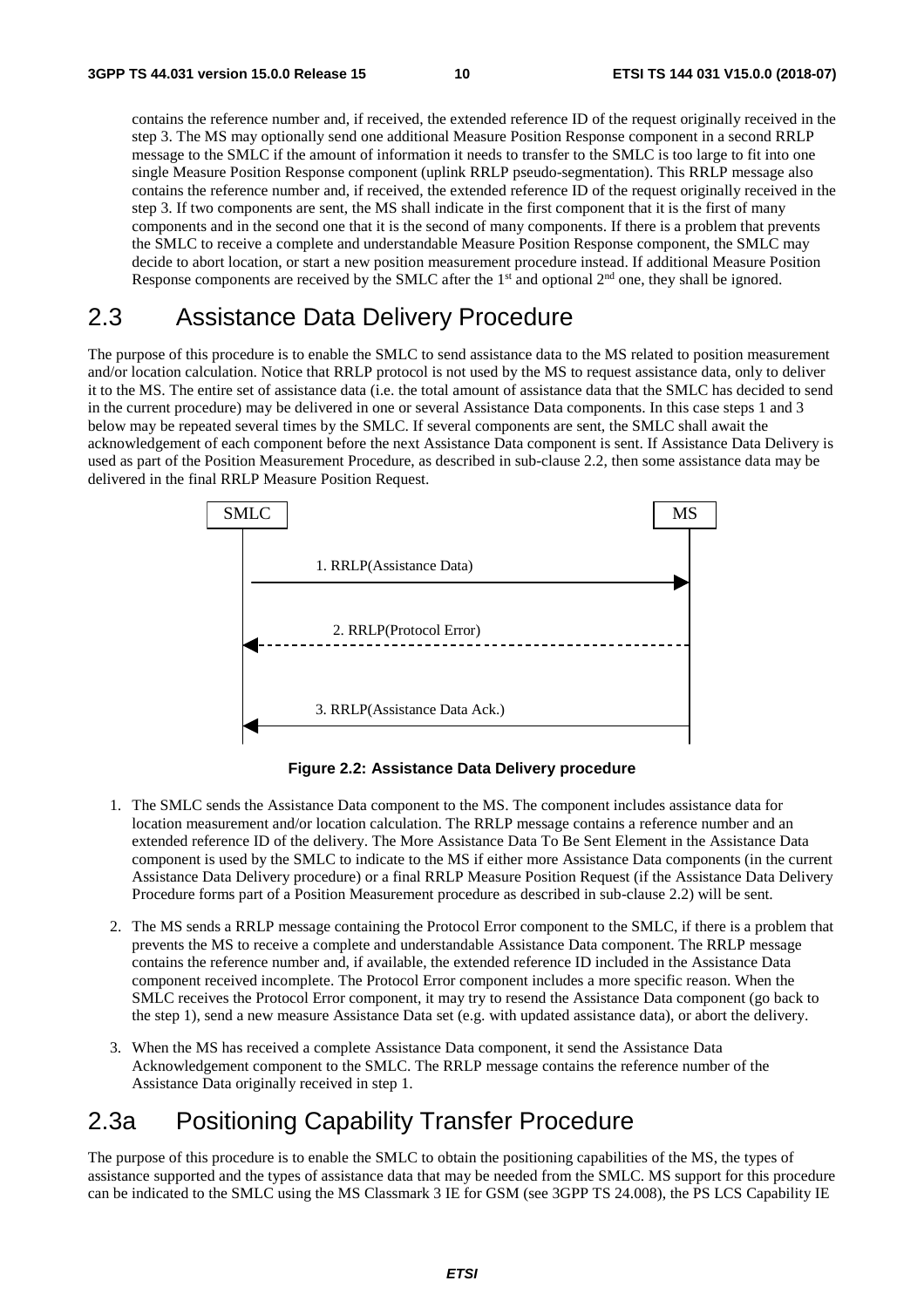contains the reference number and, if received, the extended reference ID of the request originally received in the step 3. The MS may optionally send one additional Measure Position Response component in a second RRLP message to the SMLC if the amount of information it needs to transfer to the SMLC is too large to fit into one single Measure Position Response component (uplink RRLP pseudo-segmentation). This RRLP message also contains the reference number and, if received, the extended reference ID of the request originally received in the step 3. If two components are sent, the MS shall indicate in the first component that it is the first of many components and in the second one that it is the second of many components. If there is a problem that prevents the SMLC to receive a complete and understandable Measure Position Response component, the SMLC may decide to abort location, or start a new position measurement procedure instead. If additional Measure Position Response components are received by the SMLC after the 1st and optional 2nd one, they shall be ignored.

# 2.3 Assistance Data Delivery Procedure

The purpose of this procedure is to enable the SMLC to send assistance data to the MS related to position measurement and/or location calculation. Notice that RRLP protocol is not used by the MS to request assistance data, only to deliver it to the MS. The entire set of assistance data (i.e. the total amount of assistance data that the SMLC has decided to send in the current procedure) may be delivered in one or several Assistance Data components. In this case steps 1 and 3 below may be repeated several times by the SMLC. If several components are sent, the SMLC shall await the acknowledgement of each component before the next Assistance Data component is sent. If Assistance Data Delivery is used as part of the Position Measurement Procedure, as described in sub-clause 2.2, then some assistance data may be delivered in the final RRLP Measure Position Request.

SMLC
MS
1. RRLP(Assistance Data)
2. RRLP(Protocol Error)
3. RRLP(Assistance Data Ack.)

**Figure 2.2: Assistance Data Delivery procedure**

1. The SMLC sends the Assistance Data component to the MS. The component includes assistance data for location measurement and/or location calculation. The RRLP message contains a reference number and an extended reference ID of the delivery. The More Assistance Data To Be Sent Element in the Assistance Data component is used by the SMLC to indicate to the MS if either more Assistance Data components (in the current Assistance Data Delivery procedure) or a final RRLP Measure Position Request (if the Assistance Data Delivery Procedure forms part of a Position Measurement procedure as described in sub-clause 2.2) will be sent.

2. The MS sends a RRLP message containing the Protocol Error component to the SMLC, if there is a problem that prevents the MS to receive a complete and understandable Assistance Data component. The RRLP message contains the reference number and, if available, the extended reference ID included in the Assistance Data component received incomplete. The Protocol Error component includes a more specific reason. When the SMLC receives the Protocol Error component, it may try to resend the Assistance Data component (go back to the step 1), send a new measure Assistance Data set (e.g. with updated assistance data), or abort the delivery.

3. When the MS has received a complete Assistance Data component, it send the Assistance Data Acknowledgement component to the SMLC. The RRLP message contains the reference number of the Assistance Data originally received in step 1.

# 2.3a Positioning Capability Transfer Procedure

The purpose of this procedure is to enable the SMLC to obtain the positioning capabilities of the MS, the types of assistance supported and the types of assistance data that may be needed from the SMLC. MS support for this procedure can be indicated to the SMLC using the MS Classmark 3 IE for GSM (see 3GPP TS 24.008), the PS LCS Capability IE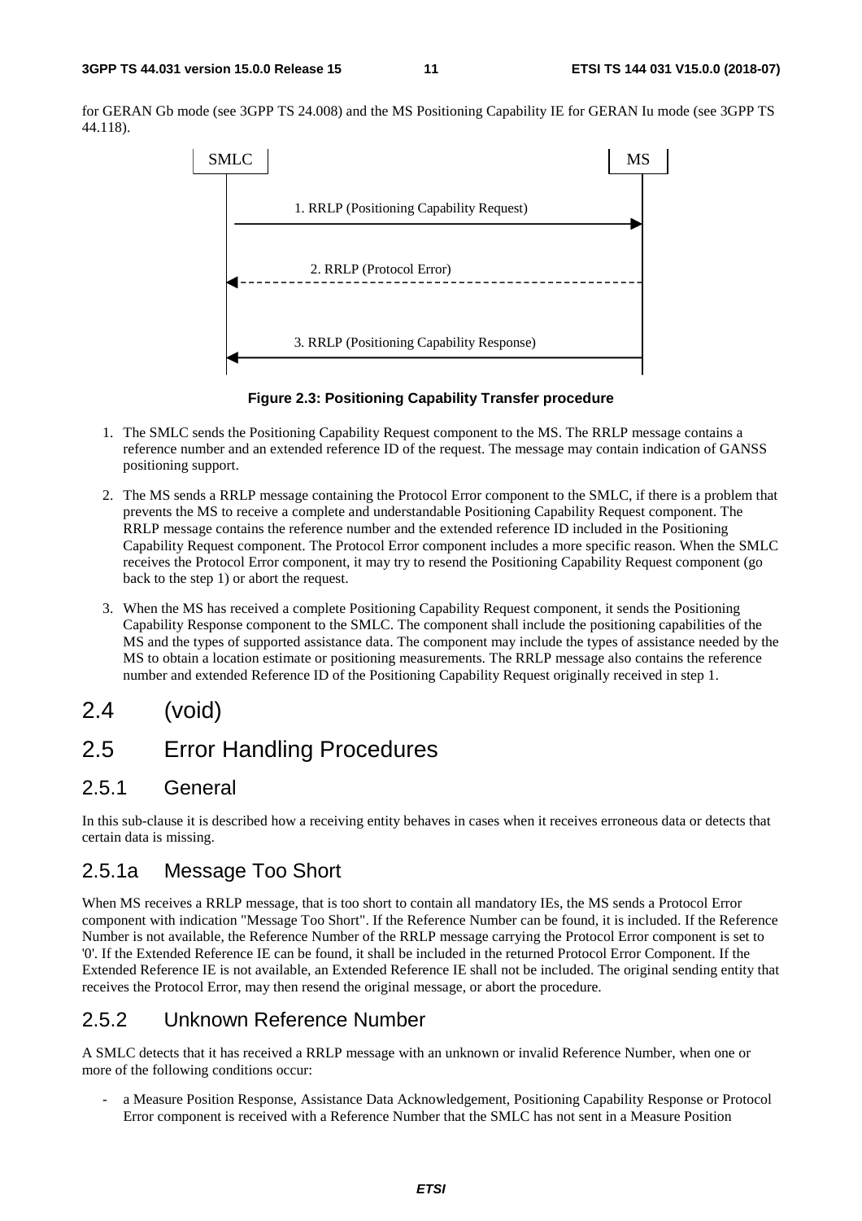for GERAN Gb mode (see 3GPP TS 24.008) and the MS Positioning Capability IE for GERAN Iu mode (see 3GPP TS 44.118).

SMLC

MS

1. RRLP (Positioning Capability Request)

2. RRLP (Protocol Error)

3. RRLP (Positioning Capability Response)

**Figure 2.3: Positioning Capability Transfer procedure**

1. The SMLC sends the Positioning Capability Request component to the MS. The RRLP message contains a reference number and an extended reference ID of the request. The message may contain indication of GANSS positioning support.
2. The MS sends a RRLP message containing the Protocol Error component to the SMLC, if there is a problem that prevents the MS to receive a complete and understandable Positioning Capability Request component. The RRLP message contains the reference number and the extended reference ID included in the Positioning Capability Request component. The Protocol Error component includes a more specific reason. When the SMLC receives the Protocol Error component, it may try to resend the Positioning Capability Request component (go back to the step 1) or abort the request.
3. When the MS has received a complete Positioning Capability Request component, it sends the Positioning Capability Response component to the SMLC. The component shall include the positioning capabilities of the MS and the types of supported assistance data. The component may include the types of assistance needed by the MS to obtain a location estimate or positioning measurements. The RRLP message also contains the reference number and extended Reference ID of the Positioning Capability Request originally received in step 1.

# 2.4 (void)

# 2.5 Error Handling Procedures

## 2.5.1 General

In this sub-clause it is described how a receiving entity behaves in cases when it receives erroneous data or detects that certain data is missing.

## 2.5.1a Message Too Short

When MS receives a RRLP message, that is too short to contain all mandatory IEs, the MS sends a Protocol Error component with indication "Message Too Short". If the Reference Number can be found, it is included. If the Reference Number is not available, the Reference Number of the RRLP message carrying the Protocol Error component is set to '0'. If the Extended Reference IE can be found, it shall be included in the returned Protocol Error Component. If the Extended Reference IE is not available, an Extended Reference IE shall not be included. The original sending entity that receives the Protocol Error, may then resend the original message, or abort the procedure.

## 2.5.2 Unknown Reference Number

A SMLC detects that it has received a RRLP message with an unknown or invalid Reference Number, when one or more of the following conditions occur:

- a Measure Position Response, Assistance Data Acknowledgement, Positioning Capability Response or Protocol Error component is received with a Reference Number that the SMLC has not sent in a Measure Position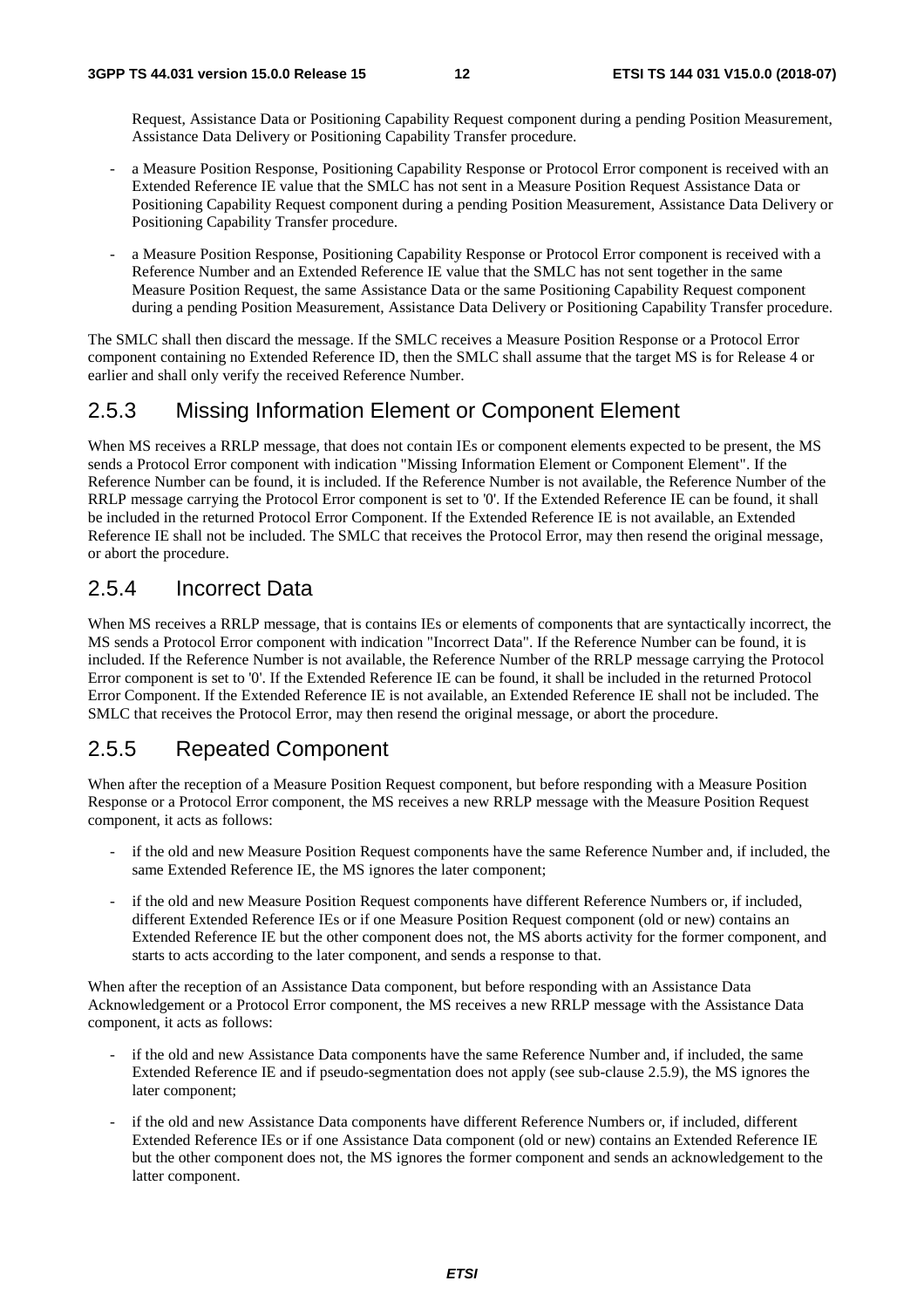Request, Assistance Data or Positioning Capability Request component during a pending Position Measurement, Assistance Data Delivery or Positioning Capability Transfer procedure.

- a Measure Position Response, Positioning Capability Response or Protocol Error component is received with an Extended Reference IE value that the SMLC has not sent in a Measure Position Request Assistance Data or Positioning Capability Request component during a pending Position Measurement, Assistance Data Delivery or Positioning Capability Transfer procedure.
- a Measure Position Response, Positioning Capability Response or Protocol Error component is received with a Reference Number and an Extended Reference IE value that the SMLC has not sent together in the same Measure Position Request, the same Assistance Data or the same Positioning Capability Request component during a pending Position Measurement, Assistance Data Delivery or Positioning Capability Transfer procedure.

The SMLC shall then discard the message. If the SMLC receives a Measure Position Response or a Protocol Error component containing no Extended Reference ID, then the SMLC shall assume that the target MS is for Release 4 or earlier and shall only verify the received Reference Number.

## 2.5.3 Missing Information Element or Component Element

When MS receives a RRLP message, that does not contain IEs or component elements expected to be present, the MS sends a Protocol Error component with indication "Missing Information Element or Component Element". If the Reference Number can be found, it is included. If the Reference Number is not available, the Reference Number of the RRLP message carrying the Protocol Error component is set to '0'. If the Extended Reference IE can be found, it shall be included in the returned Protocol Error Component. If the Extended Reference IE is not available, an Extended Reference IE shall not be included. The SMLC that receives the Protocol Error, may then resend the original message, or abort the procedure.

## 2.5.4 Incorrect Data

When MS receives a RRLP message, that is contains IEs or elements of components that are syntactically incorrect, the MS sends a Protocol Error component with indication "Incorrect Data". If the Reference Number can be found, it is included. If the Reference Number is not available, the Reference Number of the RRLP message carrying the Protocol Error component is set to '0'. If the Extended Reference IE can be found, it shall be included in the returned Protocol Error Component. If the Extended Reference IE is not available, an Extended Reference IE shall not be included. The SMLC that receives the Protocol Error, may then resend the original message, or abort the procedure.

## 2.5.5 Repeated Component

When after the reception of a Measure Position Request component, but before responding with a Measure Position Response or a Protocol Error component, the MS receives a new RRLP message with the Measure Position Request component, it acts as follows:

- if the old and new Measure Position Request components have the same Reference Number and, if included, the same Extended Reference IE, the MS ignores the later component;
- if the old and new Measure Position Request components have different Reference Numbers or, if included, different Extended Reference IEs or if one Measure Position Request component (old or new) contains an Extended Reference IE but the other component does not, the MS aborts activity for the former component, and starts to acts according to the later component, and sends a response to that.

When after the reception of an Assistance Data component, but before responding with an Assistance Data Acknowledgement or a Protocol Error component, the MS receives a new RRLP message with the Assistance Data component, it acts as follows:

- if the old and new Assistance Data components have the same Reference Number and, if included, the same Extended Reference IE and if pseudo-segmentation does not apply (see sub-clause 2.5.9), the MS ignores the later component;
- if the old and new Assistance Data components have different Reference Numbers or, if included, different Extended Reference IEs or if one Assistance Data component (old or new) contains an Extended Reference IE but the other component does not, the MS ignores the former component and sends an acknowledgement to the latter component.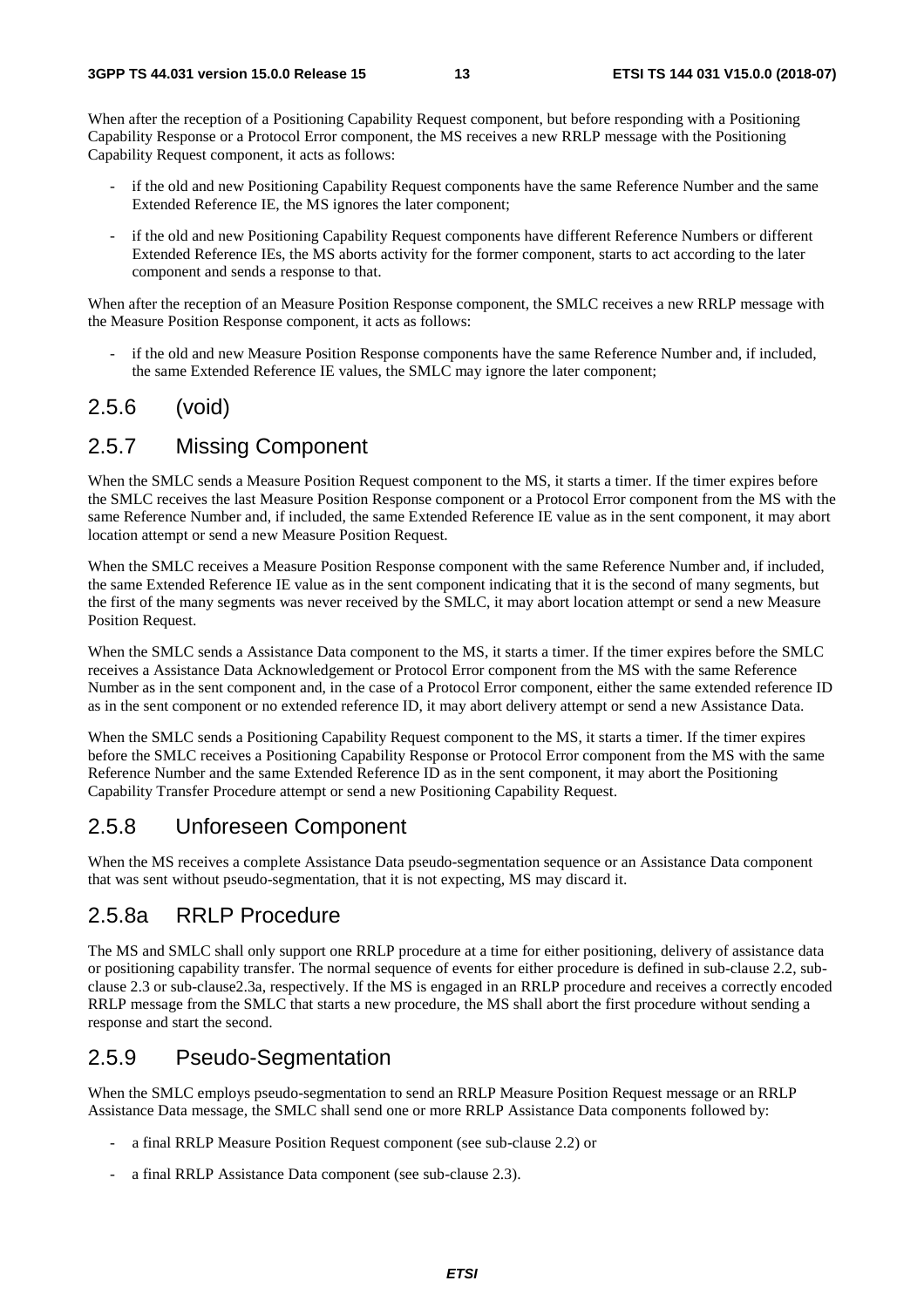When after the reception of a Positioning Capability Request component, but before responding with a Positioning Capability Response or a Protocol Error component, the MS receives a new RRLP message with the Positioning Capability Request component, it acts as follows:

- if the old and new Positioning Capability Request components have the same Reference Number and the same Extended Reference IE, the MS ignores the later component;
- if the old and new Positioning Capability Request components have different Reference Numbers or different Extended Reference IEs, the MS aborts activity for the former component, starts to act according to the later component and sends a response to that.

When after the reception of an Measure Position Response component, the SMLC receives a new RRLP message with the Measure Position Response component, it acts as follows:

- if the old and new Measure Position Response components have the same Reference Number and, if included, the same Extended Reference IE values, the SMLC may ignore the later component;

## 2.5.6 (void)

## 2.5.7 Missing Component

When the SMLC sends a Measure Position Request component to the MS, it starts a timer. If the timer expires before the SMLC receives the last Measure Position Response component or a Protocol Error component from the MS with the same Reference Number and, if included, the same Extended Reference IE value as in the sent component, it may abort location attempt or send a new Measure Position Request.

When the SMLC receives a Measure Position Response component with the same Reference Number and, if included, the same Extended Reference IE value as in the sent component indicating that it is the second of many segments, but the first of the many segments was never received by the SMLC, it may abort location attempt or send a new Measure Position Request.

When the SMLC sends a Assistance Data component to the MS, it starts a timer. If the timer expires before the SMLC receives a Assistance Data Acknowledgement or Protocol Error component from the MS with the same Reference Number as in the sent component and, in the case of a Protocol Error component, either the same extended reference ID as in the sent component or no extended reference ID, it may abort delivery attempt or send a new Assistance Data.

When the SMLC sends a Positioning Capability Request component to the MS, it starts a timer. If the timer expires before the SMLC receives a Positioning Capability Response or Protocol Error component from the MS with the same Reference Number and the same Extended Reference ID as in the sent component, it may abort the Positioning Capability Transfer Procedure attempt or send a new Positioning Capability Request.

## 2.5.8 Unforeseen Component

When the MS receives a complete Assistance Data pseudo-segmentation sequence or an Assistance Data component that was sent without pseudo-segmentation, that it is not expecting, MS may discard it.

## 2.5.8a RRLP Procedure

The MS and SMLC shall only support one RRLP procedure at a time for either positioning, delivery of assistance data or positioning capability transfer. The normal sequence of events for either procedure is defined in sub-clause 2.2, sub-clause 2.3 or sub-clause2.3a, respectively. If the MS is engaged in an RRLP procedure and receives a correctly encoded RRLP message from the SMLC that starts a new procedure, the MS shall abort the first procedure without sending a response and start the second.

## 2.5.9 Pseudo-Segmentation

When the SMLC employs pseudo-segmentation to send an RRLP Measure Position Request message or an RRLP Assistance Data message, the SMLC shall send one or more RRLP Assistance Data components followed by:

- a final RRLP Measure Position Request component (see sub-clause 2.2) or
- a final RRLP Assistance Data component (see sub-clause 2.3).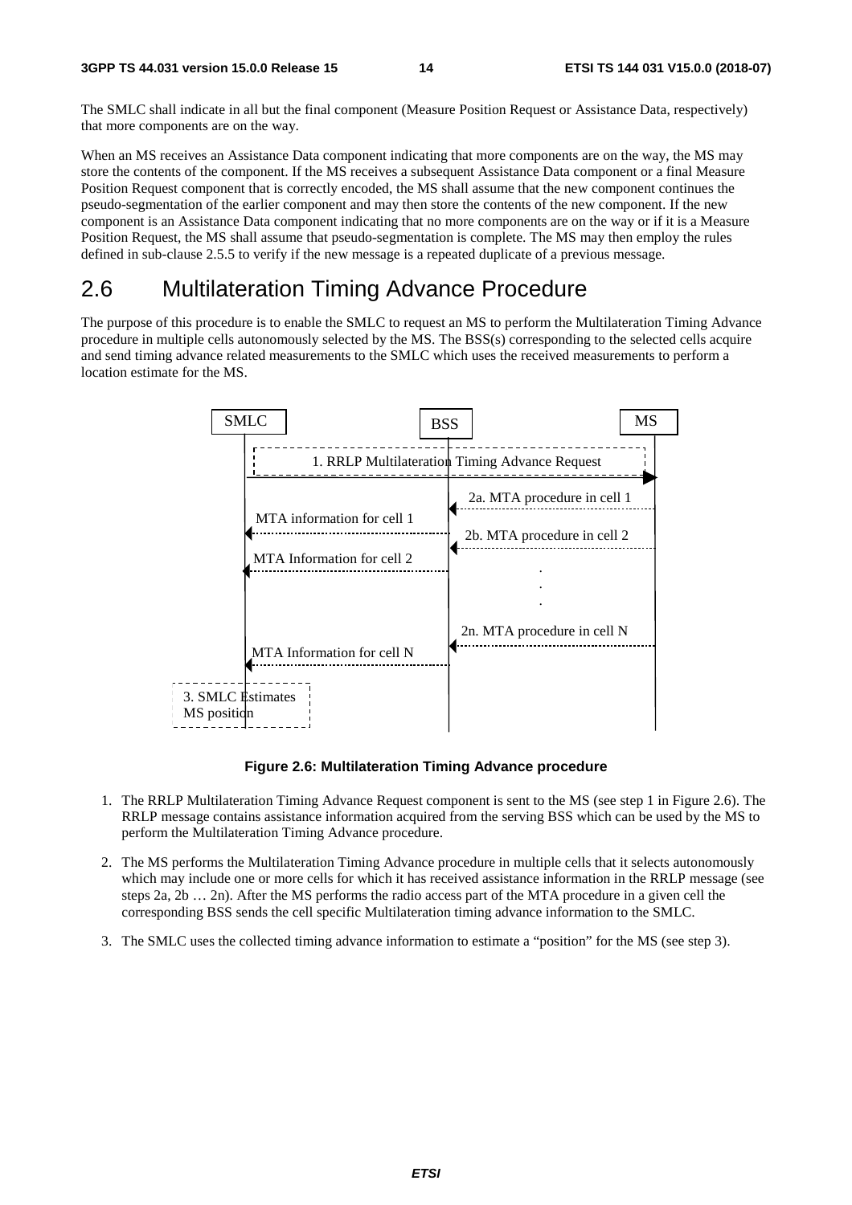The SMLC shall indicate in all but the final component (Measure Position Request or Assistance Data, respectively) that more components are on the way.

When an MS receives an Assistance Data component indicating that more components are on the way, the MS may store the contents of the component. If the MS receives a subsequent Assistance Data component or a final Measure Position Request component that is correctly encoded, the MS shall assume that the new component continues the pseudo-segmentation of the earlier component and may then store the contents of the new component. If the new component is an Assistance Data component indicating that no more components are on the way or if it is a Measure Position Request, the MS shall assume that pseudo-segmentation is complete. The MS may then employ the rules defined in sub-clause 2.5.5 to verify if the new message is a repeated duplicate of a previous message.

# 2.6 Multilateration Timing Advance Procedure

The purpose of this procedure is to enable the SMLC to request an MS to perform the Multilateration Timing Advance procedure in multiple cells autonomously selected by the MS. The BSS(s) corresponding to the selected cells acquire and send timing advance related measurements to the SMLC which uses the received measurements to perform a location estimate for the MS.

SMLC
BSS
MS
1. RRLP Multilateration Timing Advance Request
2a. MTA procedure in cell 1
MTA information for cell 1
2b. MTA procedure in cell 2
MTA Information for cell 2
2n. MTA procedure in cell N
MTA Information for cell N
3. SMLC Estimates MS position

**Figure 2.6: Multilateration Timing Advance procedure**

1. The RRLP Multilateration Timing Advance Request component is sent to the MS (see step 1 in Figure 2.6). The RRLP message contains assistance information acquired from the serving BSS which can be used by the MS to perform the Multilateration Timing Advance procedure.

2. The MS performs the Multilateration Timing Advance procedure in multiple cells that it selects autonomously which may include one or more cells for which it has received assistance information in the RRLP message (see steps 2a, 2b … 2n). After the MS performs the radio access part of the MTA procedure in a given cell the corresponding BSS sends the cell specific Multilateration timing advance information to the SMLC.

3. The SMLC uses the collected timing advance information to estimate a "position" for the MS (see step 3).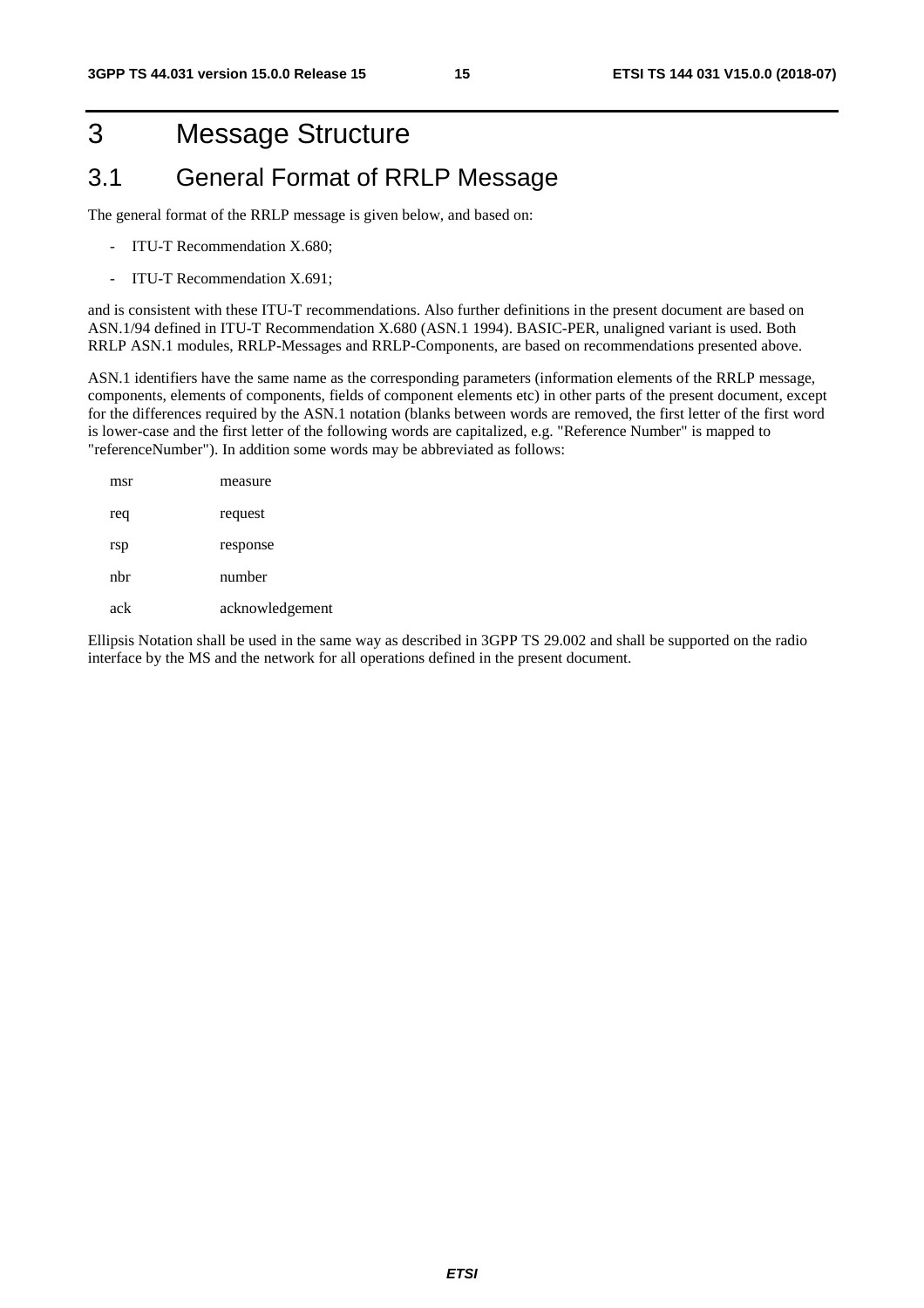# 3 Message Structure

## 3.1 General Format of RRLP Message

The general format of the RRLP message is given below, and based on:

- ITU-T Recommendation X.680;
- ITU-T Recommendation X.691;

and is consistent with these ITU-T recommendations. Also further definitions in the present document are based on ASN.1/94 defined in ITU-T Recommendation X.680 (ASN.1 1994). BASIC-PER, unaligned variant is used. Both RRLP ASN.1 modules, RRLP-Messages and RRLP-Components, are based on recommendations presented above.

ASN.1 identifiers have the same name as the corresponding parameters (information elements of the RRLP message, components, elements of components, fields of component elements etc) in other parts of the present document, except for the differences required by the ASN.1 notation (blanks between words are removed, the first letter of the first word is lower-case and the first letter of the following words are capitalized, e.g. "Reference Number" is mapped to "referenceNumber"). In addition some words may be abbreviated as follows:

| | |
|---|---|
| msr | measure |
| req | request |
| rsp | response |
| nbr | number |
| ack | acknowledgement |

Ellipsis Notation shall be used in the same way as described in 3GPP TS 29.002 and shall be supported on the radio interface by the MS and the network for all operations defined in the present document.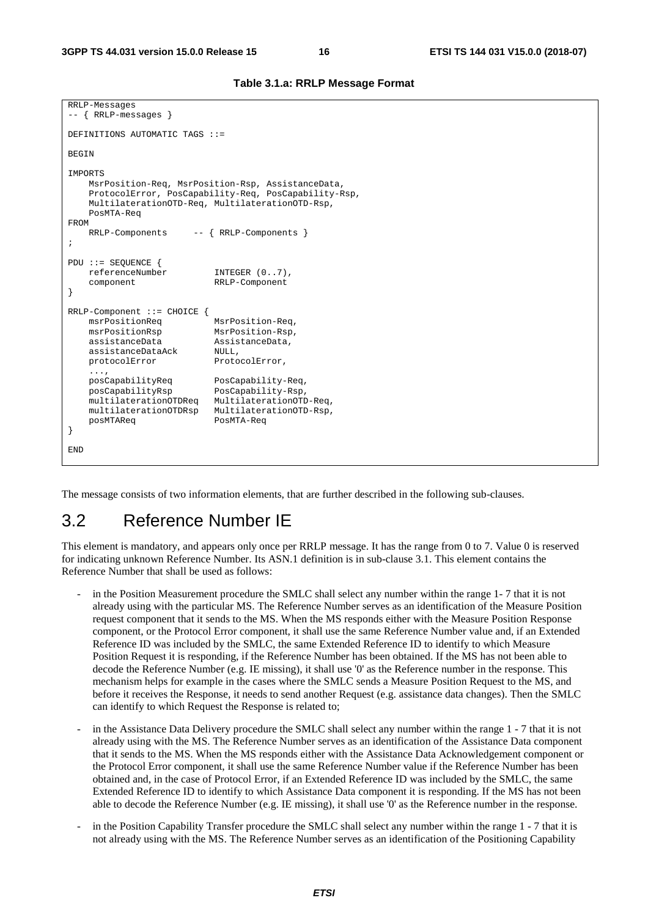**Table 3.1.a: RRLP Message Format**

```
RRLP-Messages
-- { RRLP-messages }

DEFINITIONS AUTOMATIC TAGS ::=

BEGIN

IMPORTS
    MsrPosition-Req, MsrPosition-Rsp, AssistanceData,
    ProtocolError, PosCapability-Req, PosCapability-Rsp,
    MultilaterationOTD-Req, MultilaterationOTD-Rsp,
    PosMTA-Req
FROM
    RRLP-Components     -- { RRLP-Components }
;

PDU ::= SEQUENCE {
    referenceNumber         INTEGER (0..7),
    component               RRLP-Component
}

RRLP-Component ::= CHOICE {
    msrPositionReq          MsrPosition-Req,
    msrPositionRsp          MsrPosition-Rsp,
    assistanceData          AssistanceData,
    assistanceDataAck       NULL,
    protocolError           ProtocolError,
    ...,
    posCapabilityReq        PosCapability-Req,
    posCapabilityRsp        PosCapability-Rsp,
    multilaterationOTDReq   MultilaterationOTD-Req,
    multilaterationOTDRsp   MultilaterationOTD-Rsp,
    posMTAReq               PosMTA-Req
}

END
```

The message consists of two information elements, that are further described in the following sub-clauses.

## 3.2 Reference Number IE

This element is mandatory, and appears only once per RRLP message. It has the range from 0 to 7. Value 0 is reserved for indicating unknown Reference Number. Its ASN.1 definition is in sub-clause 3.1. This element contains the Reference Number that shall be used as follows:

- in the Position Measurement procedure the SMLC shall select any number within the range 1- 7 that it is not already using with the particular MS. The Reference Number serves as an identification of the Measure Position request component that it sends to the MS. When the MS responds either with the Measure Position Response component, or the Protocol Error component, it shall use the same Reference Number value and, if an Extended Reference ID was included by the SMLC, the same Extended Reference ID to identify to which Measure Position Request it is responding, if the Reference Number has been obtained. If the MS has not been able to decode the Reference Number (e.g. IE missing), it shall use '0' as the Reference number in the response. This mechanism helps for example in the cases where the SMLC sends a Measure Position Request to the MS, and before it receives the Response, it needs to send another Request (e.g. assistance data changes). Then the SMLC can identify to which Request the Response is related to;
- in the Assistance Data Delivery procedure the SMLC shall select any number within the range 1 - 7 that it is not already using with the MS. The Reference Number serves as an identification of the Assistance Data component that it sends to the MS. When the MS responds either with the Assistance Data Acknowledgement component or the Protocol Error component, it shall use the same Reference Number value if the Reference Number has been obtained and, in the case of Protocol Error, if an Extended Reference ID was included by the SMLC, the same Extended Reference ID to identify to which Assistance Data component it is responding. If the MS has not been able to decode the Reference Number (e.g. IE missing), it shall use '0' as the Reference number in the response.
- in the Position Capability Transfer procedure the SMLC shall select any number within the range 1 - 7 that it is not already using with the MS. The Reference Number serves as an identification of the Positioning Capability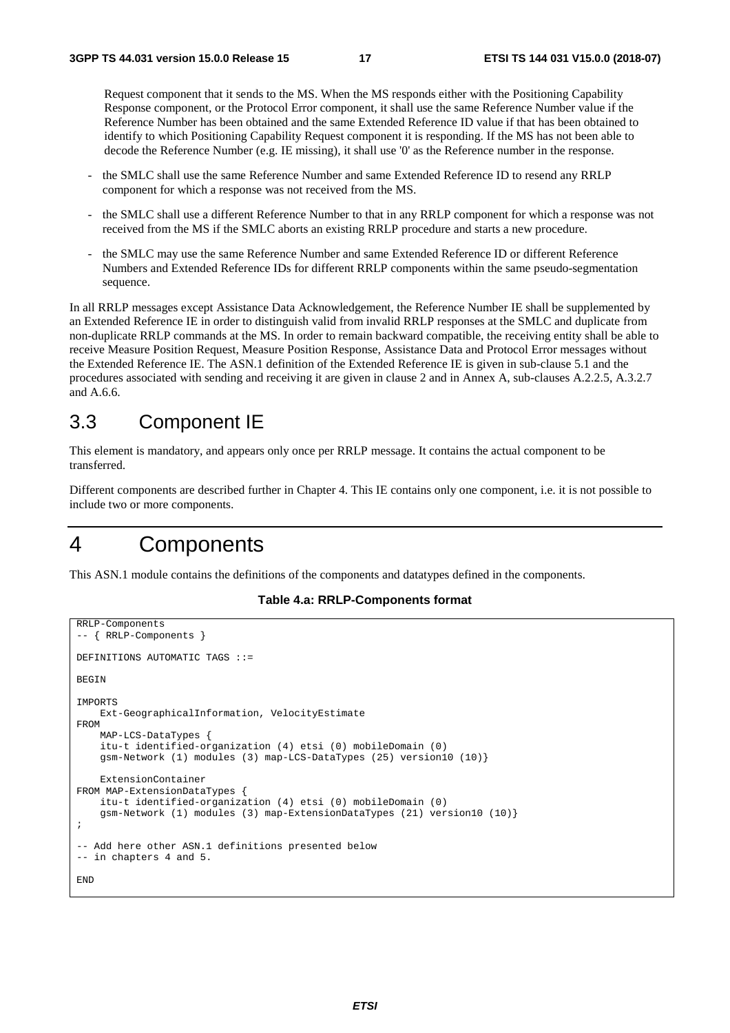Request component that it sends to the MS. When the MS responds either with the Positioning Capability Response component, or the Protocol Error component, it shall use the same Reference Number value if the Reference Number has been obtained and the same Extended Reference ID value if that has been obtained to identify to which Positioning Capability Request component it is responding. If the MS has not been able to decode the Reference Number (e.g. IE missing), it shall use '0' as the Reference number in the response.

- the SMLC shall use the same Reference Number and same Extended Reference ID to resend any RRLP component for which a response was not received from the MS.
- the SMLC shall use a different Reference Number to that in any RRLP component for which a response was not received from the MS if the SMLC aborts an existing RRLP procedure and starts a new procedure.
- the SMLC may use the same Reference Number and same Extended Reference ID or different Reference Numbers and Extended Reference IDs for different RRLP components within the same pseudo-segmentation sequence.

In all RRLP messages except Assistance Data Acknowledgement, the Reference Number IE shall be supplemented by an Extended Reference IE in order to distinguish valid from invalid RRLP responses at the SMLC and duplicate from non-duplicate RRLP commands at the MS. In order to remain backward compatible, the receiving entity shall be able to receive Measure Position Request, Measure Position Response, Assistance Data and Protocol Error messages without the Extended Reference IE. The ASN.1 definition of the Extended Reference IE is given in sub-clause 5.1 and the procedures associated with sending and receiving it are given in clause 2 and in Annex A, sub-clauses A.2.2.5, A.3.2.7 and A.6.6.

## 3.3 Component IE

This element is mandatory, and appears only once per RRLP message. It contains the actual component to be transferred.

Different components are described further in Chapter 4. This IE contains only one component, i.e. it is not possible to include two or more components.

# 4 Components

This ASN.1 module contains the definitions of the components and datatypes defined in the components.

**Table 4.a: RRLP-Components format**

```
RRLP-Components
-- { RRLP-Components }

DEFINITIONS AUTOMATIC TAGS ::=

BEGIN

IMPORTS
    Ext-GeographicalInformation, VelocityEstimate
FROM
    MAP-LCS-DataTypes {
    itu-t identified-organization (4) etsi (0) mobileDomain (0)
    gsm-Network (1) modules (3) map-LCS-DataTypes (25) version10 (10)}

    ExtensionContainer
FROM MAP-ExtensionDataTypes {
    itu-t identified-organization (4) etsi (0) mobileDomain (0)
    gsm-Network (1) modules (3) map-ExtensionDataTypes (21) version10 (10)}
;

-- Add here other ASN.1 definitions presented below
-- in chapters 4 and 5.

END
```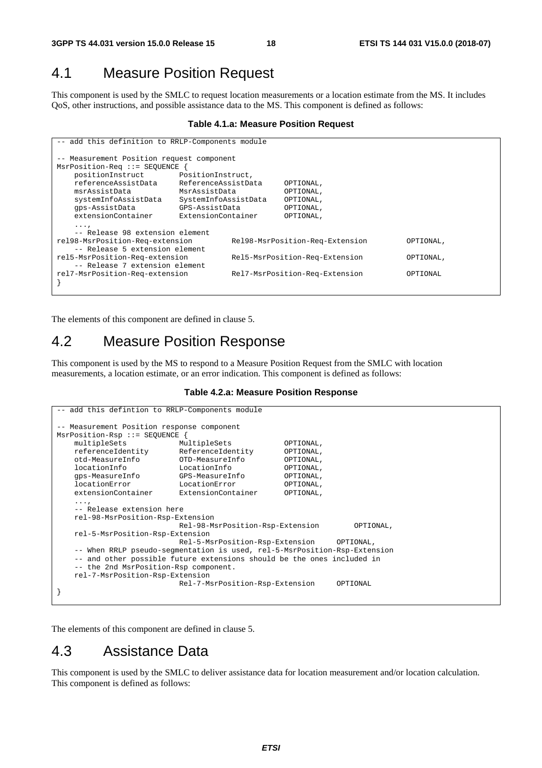## 4.1 Measure Position Request

This component is used by the SMLC to request location measurements or a location estimate from the MS. It includes QoS, other instructions, and possible assistance data to the MS. This component is defined as follows:

**Table 4.1.a: Measure Position Request**

```
-- add this definition to RRLP-Components module

-- Measurement Position request component
MsrPosition-Req ::= SEQUENCE {
    positionInstruct        PositionInstruct,
    referenceAssistData     ReferenceAssistData     OPTIONAL,
    msrAssistData           MsrAssistData           OPTIONAL,
    systemInfoAssistData    SystemInfoAssistData    OPTIONAL,
    gps-AssistData          GPS-AssistData          OPTIONAL,
    extensionContainer      ExtensionContainer      OPTIONAL,
    ...,
    -- Release 98 extension element
rel98-MsrPosition-Req-extension         Rel98-MsrPosition-Req-Extension         OPTIONAL,
    -- Release 5 extension element
rel5-MsrPosition-Req-extension          Rel5-MsrPosition-Req-Extension          OPTIONAL,
    -- Release 7 extension element
rel7-MsrPosition-Req-extension          Rel7-MsrPosition-Req-Extension          OPTIONAL
}
```

The elements of this component are defined in clause 5.

## 4.2 Measure Position Response

This component is used by the MS to respond to a Measure Position Request from the SMLC with location measurements, a location estimate, or an error indication. This component is defined as follows:

**Table 4.2.a: Measure Position Response**

```
-- add this defintion to RRLP-Components module

-- Measurement Position response component
MsrPosition-Rsp ::= SEQUENCE {
    multipleSets            MultipleSets            OPTIONAL,
    referenceIdentity       ReferenceIdentity       OPTIONAL,
    otd-MeasureInfo         OTD-MeasureInfo         OPTIONAL,
    locationInfo            LocationInfo            OPTIONAL,
    gps-MeasureInfo         GPS-MeasureInfo         OPTIONAL,
    locationError           LocationError           OPTIONAL,
    extensionContainer      ExtensionContainer      OPTIONAL,
    ...,
    -- Release extension here
    rel-98-MsrPosition-Rsp-Extension
                            Rel-98-MsrPosition-Rsp-Extension        OPTIONAL,
    rel-5-MsrPosition-Rsp-Extension
                            Rel-5-MsrPosition-Rsp-Extension     OPTIONAL,
    -- When RRLP pseudo-segmentation is used, rel-5-MsrPosition-Rsp-Extension
    -- and other possible future extensions should be the ones included in
    -- the 2nd MsrPosition-Rsp component.
    rel-7-MsrPosition-Rsp-Extension
                            Rel-7-MsrPosition-Rsp-Extension     OPTIONAL
}
```

The elements of this component are defined in clause 5.

## 4.3 Assistance Data

This component is used by the SMLC to deliver assistance data for location measurement and/or location calculation. This component is defined as follows: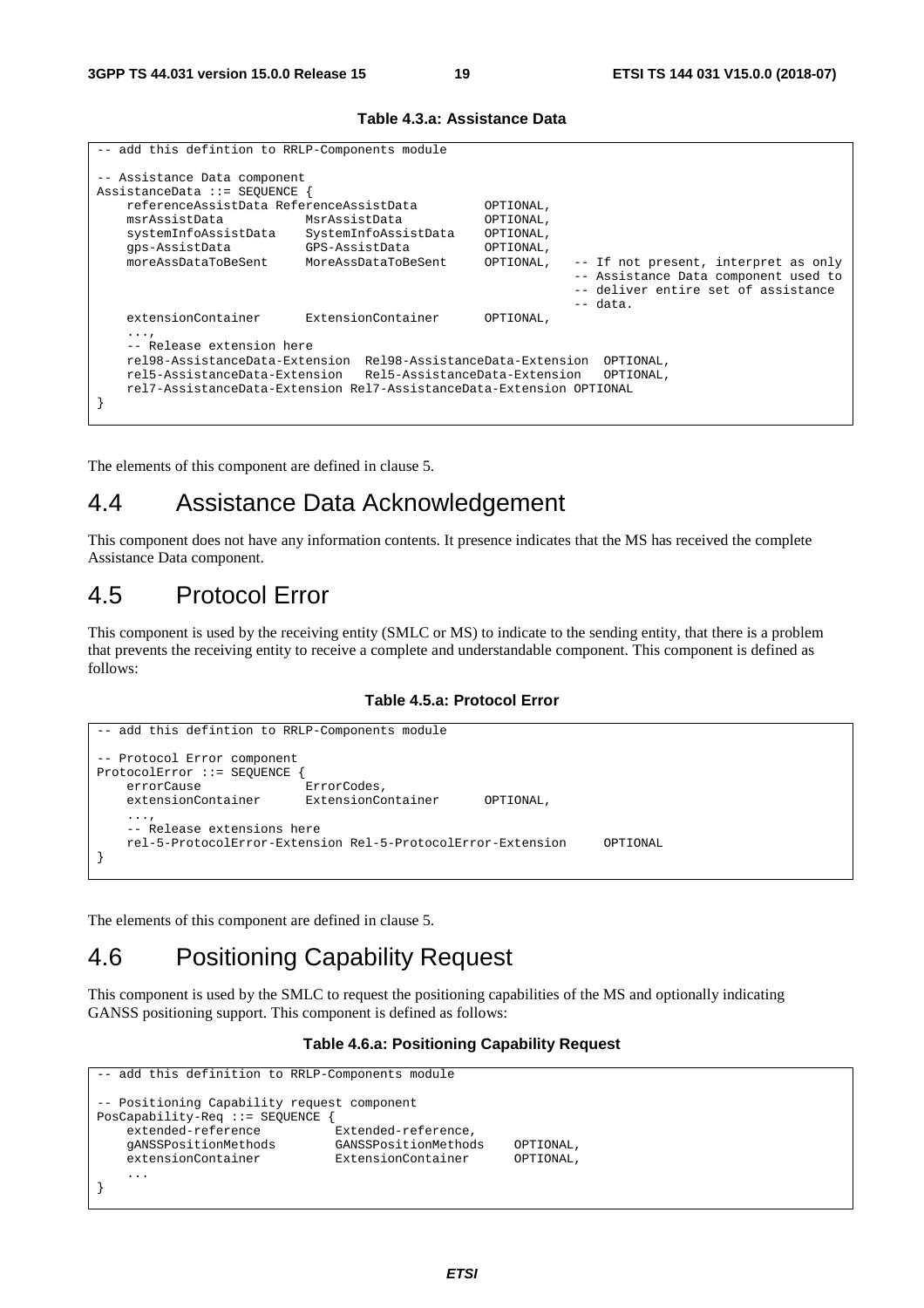**Table 4.3.a: Assistance Data**

```
-- add this defintion to RRLP-Components module

-- Assistance Data component
AssistanceData ::= SEQUENCE {
    referenceAssistData ReferenceAssistData         OPTIONAL,
    msrAssistData           MsrAssistData           OPTIONAL,
    systemInfoAssistData    SystemInfoAssistData    OPTIONAL,
    gps-AssistData          GPS-AssistData          OPTIONAL,
    moreAssDataToBeSent     MoreAssDataToBeSent     OPTIONAL,   -- If not present, interpret as only
                                                                -- Assistance Data component used to
                                                                -- deliver entire set of assistance
                                                                -- data.
    extensionContainer      ExtensionContainer      OPTIONAL,
    ...,
    -- Release extension here
    rel98-AssistanceData-Extension  Rel98-AssistanceData-Extension  OPTIONAL,
    rel5-AssistanceData-Extension   Rel5-AssistanceData-Extension   OPTIONAL,
    rel7-AssistanceData-Extension Rel7-AssistanceData-Extension OPTIONAL
}
```

The elements of this component are defined in clause 5.

# 4.4 Assistance Data Acknowledgement

This component does not have any information contents. It presence indicates that the MS has received the complete Assistance Data component.

# 4.5 Protocol Error

This component is used by the receiving entity (SMLC or MS) to indicate to the sending entity, that there is a problem that prevents the receiving entity to receive a complete and understandable component. This component is defined as follows:

**Table 4.5.a: Protocol Error**

```
-- add this defintion to RRLP-Components module

-- Protocol Error component
ProtocolError ::= SEQUENCE {
    errorCause              ErrorCodes,
    extensionContainer      ExtensionContainer      OPTIONAL,
    ...,
    -- Release extensions here
    rel-5-ProtocolError-Extension Rel-5-ProtocolError-Extension     OPTIONAL
}
```

The elements of this component are defined in clause 5.

# 4.6 Positioning Capability Request

This component is used by the SMLC to request the positioning capabilities of the MS and optionally indicating GANSS positioning support. This component is defined as follows:

**Table 4.6.a: Positioning Capability Request**

```
-- add this definition to RRLP-Components module

-- Positioning Capability request component
PosCapability-Req ::= SEQUENCE {
    extended-reference          Extended-reference,
    gANSSPositionMethods        GANSSPositionMethods    OPTIONAL,
    extensionContainer          ExtensionContainer      OPTIONAL,
    ...
}
```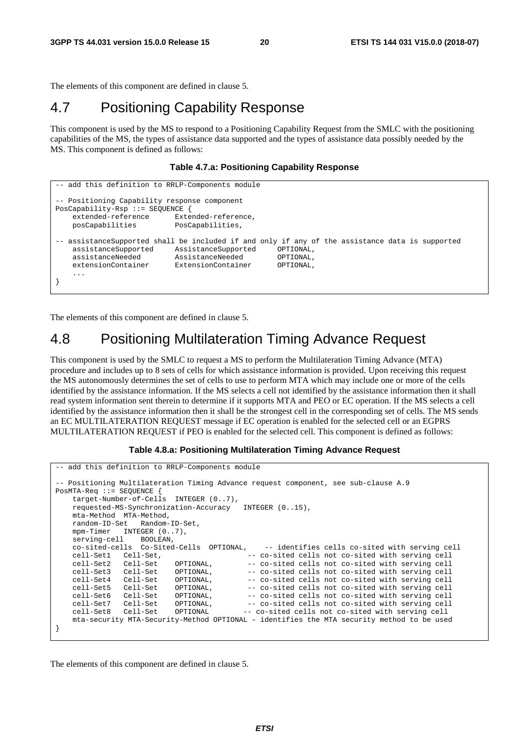The elements of this component are defined in clause 5.

## 4.7 Positioning Capability Response

This component is used by the MS to respond to a Positioning Capability Request from the SMLC with the positioning capabilities of the MS, the types of assistance data supported and the types of assistance data possibly needed by the MS. This component is defined as follows:

**Table 4.7.a: Positioning Capability Response**

```
-- add this definition to RRLP-Components module

-- Positioning Capability response component
PosCapability-Rsp ::= SEQUENCE {
    extended-reference      Extended-reference,
    posCapabilities         PosCapabilities,

-- assistanceSupported shall be included if and only if any of the assistance data is supported
    assistanceSupported     AssistanceSupported      OPTIONAL,
    assistanceNeeded        AssistanceNeeded         OPTIONAL,
    extensionContainer      ExtensionContainer       OPTIONAL,
    ...
}
```

The elements of this component are defined in clause 5.

## 4.8 Positioning Multilateration Timing Advance Request

This component is used by the SMLC to request a MS to perform the Multilateration Timing Advance (MTA) procedure and includes up to 8 sets of cells for which assistance information is provided. Upon receiving this request the MS autonomously determines the set of cells to use to perform MTA which may include one or more of the cells identified by the assistance information. If the MS selects a cell not identified by the assistance information then it shall read system information sent therein to determine if it supports MTA and PEO or EC operation. If the MS selects a cell identified by the assistance information then it shall be the strongest cell in the corresponding set of cells. The MS sends an EC MULTILATERATION REQUEST message if EC operation is enabled for the selected cell or an EGPRS MULTILATERATION REQUEST if PEO is enabled for the selected cell. This component is defined as follows:

**Table 4.8.a: Positioning Multilateration Timing Advance Request**

```
-- add this definition to RRLP-Components module

-- Positioning Multilateration Timing Advance request component, see sub-clause A.9
PosMTA-Req ::= SEQUENCE {
    target-Number-of-Cells  INTEGER (0..7),
    requested-MS-Synchronization-Accuracy   INTEGER (0..15),
    mta-Method  MTA-Method,
    random-ID-Set   Random-ID-Set,
    mpm-Timer   INTEGER (0..7),
    serving-cell    BOOLEAN,
    co-sited-cells  Co-Sited-Cells  OPTIONAL,    -- identifies cells co-sited with serving cell
    cell-Set1   Cell-Set,                    -- co-sited cells not co-sited with serving cell
    cell-Set2   Cell-Set    OPTIONAL,        -- co-sited cells not co-sited with serving cell
    cell-Set3   Cell-Set    OPTIONAL,        -- co-sited cells not co-sited with serving cell
    cell-Set4   Cell-Set    OPTIONAL,        -- co-sited cells not co-sited with serving cell
    cell-Set5   Cell-Set    OPTIONAL,        -- co-sited cells not co-sited with serving cell
    cell-Set6   Cell-Set    OPTIONAL,        -- co-sited cells not co-sited with serving cell
    cell-Set7   Cell-Set    OPTIONAL,        -- co-sited cells not co-sited with serving cell
    cell-Set8   Cell-Set    OPTIONAL        -- co-sited cells not co-sited with serving cell
    mta-security MTA-Security-Method OPTIONAL – identifies the MTA security method to be used
}
```

The elements of this component are defined in clause 5.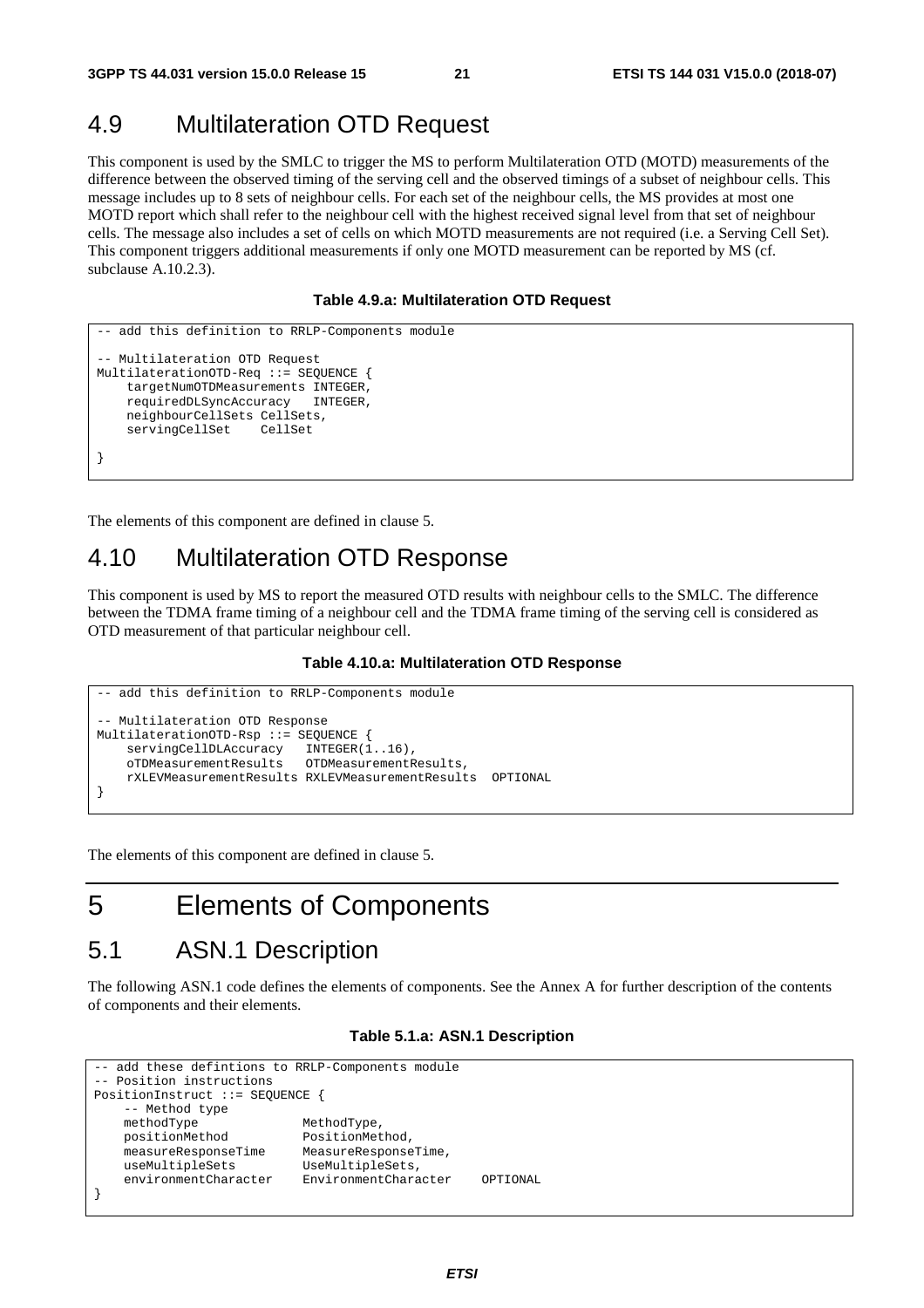## 4.9 Multilateration OTD Request

This component is used by the SMLC to trigger the MS to perform Multilateration OTD (MOTD) measurements of the difference between the observed timing of the serving cell and the observed timings of a subset of neighbour cells. This message includes up to 8 sets of neighbour cells. For each set of the neighbour cells, the MS provides at most one MOTD report which shall refer to the neighbour cell with the highest received signal level from that set of neighbour cells. The message also includes a set of cells on which MOTD measurements are not required (i.e. a Serving Cell Set). This component triggers additional measurements if only one MOTD measurement can be reported by MS (cf. subclause A.10.2.3).

**Table 4.9.a: Multilateration OTD Request**

```
-- add this definition to RRLP-Components module

-- Multilateration OTD Request
MultilaterationOTD-Req ::= SEQUENCE {
    targetNumOTDMeasurements INTEGER,
    requiredDLSyncAccuracy   INTEGER,
    neighbourCellSets CellSets,
    servingCellSet    CellSet

}
```

The elements of this component are defined in clause 5.

## 4.10 Multilateration OTD Response

This component is used by MS to report the measured OTD results with neighbour cells to the SMLC. The difference between the TDMA frame timing of a neighbour cell and the TDMA frame timing of the serving cell is considered as OTD measurement of that particular neighbour cell.

**Table 4.10.a: Multilateration OTD Response**

```
-- add this definition to RRLP-Components module

-- Multilateration OTD Response
MultilaterationOTD-Rsp ::= SEQUENCE {
    servingCellDLAccuracy   INTEGER(1..16),
    oTDMeasurementResults   OTDMeasurementResults,
    rXLEVMeasurementResults RXLEVMeasurementResults  OPTIONAL
}
```

The elements of this component are defined in clause 5.

# 5 Elements of Components

## 5.1 ASN.1 Description

The following ASN.1 code defines the elements of components. See the Annex A for further description of the contents of components and their elements.

**Table 5.1.a: ASN.1 Description**

```
-- add these defintions to RRLP-Components module
-- Position instructions
PositionInstruct ::= SEQUENCE {
    -- Method type
    methodType              MethodType,
    positionMethod          PositionMethod,
    measureResponseTime     MeasureResponseTime,
    useMultipleSets         UseMultipleSets,
    environmentCharacter    EnvironmentCharacter    OPTIONAL
}
```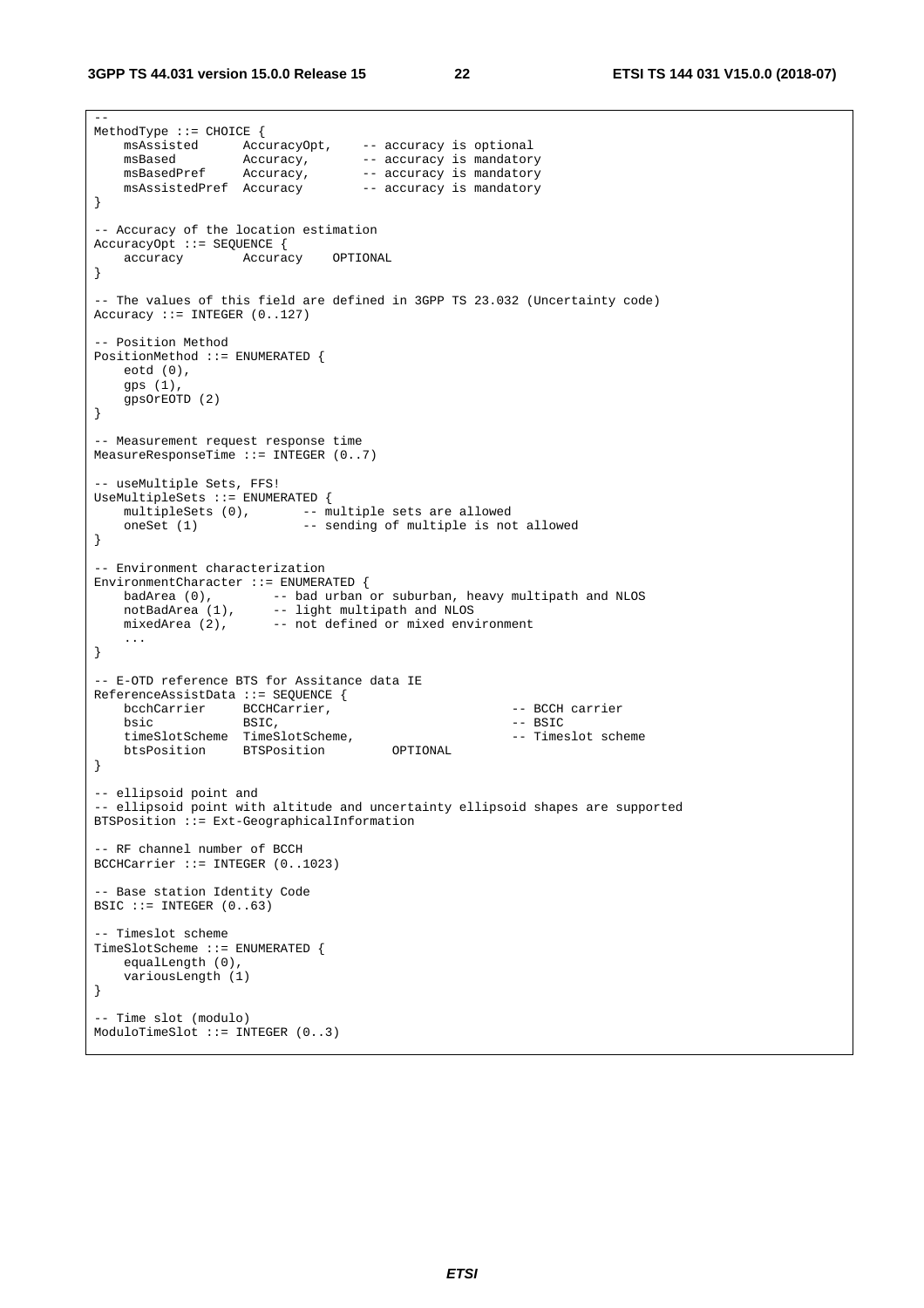```
--
MethodType ::= CHOICE {
    msAssisted      AccuracyOpt,    -- accuracy is optional
    msBased         Accuracy,       -- accuracy is mandatory
    msBasedPref     Accuracy,       -- accuracy is mandatory
    msAssistedPref  Accuracy        -- accuracy is mandatory
}

-- Accuracy of the location estimation
AccuracyOpt ::= SEQUENCE {
    accuracy        Accuracy    OPTIONAL
}

-- The values of this field are defined in 3GPP TS 23.032 (Uncertainty code)
Accuracy ::= INTEGER (0..127)

-- Position Method
PositionMethod ::= ENUMERATED {
    eotd (0),
    gps (1),
    gpsOrEOTD (2)
}

-- Measurement request response time
MeasureResponseTime ::= INTEGER (0..7)

-- useMultiple Sets, FFS!
UseMultipleSets ::= ENUMERATED {
    multipleSets (0),       -- multiple sets are allowed
    oneSet (1)              -- sending of multiple is not allowed
}

-- Environment characterization
EnvironmentCharacter ::= ENUMERATED {
    badArea (0),        -- bad urban or suburban, heavy multipath and NLOS
    notBadArea (1),     -- light multipath and NLOS
    mixedArea (2),      -- not defined or mixed environment
    ...
}

-- E-OTD reference BTS for Assitance data IE
ReferenceAssistData ::= SEQUENCE {
    bcchCarrier     BCCHCarrier,                        -- BCCH carrier
    bsic            BSIC,                               -- BSIC
    timeSlotScheme  TimeSlotScheme,                     -- Timeslot scheme
    btsPosition     BTSPosition         OPTIONAL
}

-- ellipsoid point and
-- ellipsoid point with altitude and uncertainty ellipsoid shapes are supported
BTSPosition ::= Ext-GeographicalInformation

-- RF channel number of BCCH
BCCHCarrier ::= INTEGER (0..1023)

-- Base station Identity Code
BSIC ::= INTEGER (0..63)

-- Timeslot scheme
TimeSlotScheme ::= ENUMERATED {
    equalLength (0),
    variousLength (1)
}

-- Time slot (modulo)
ModuloTimeSlot ::= INTEGER (0..3)
```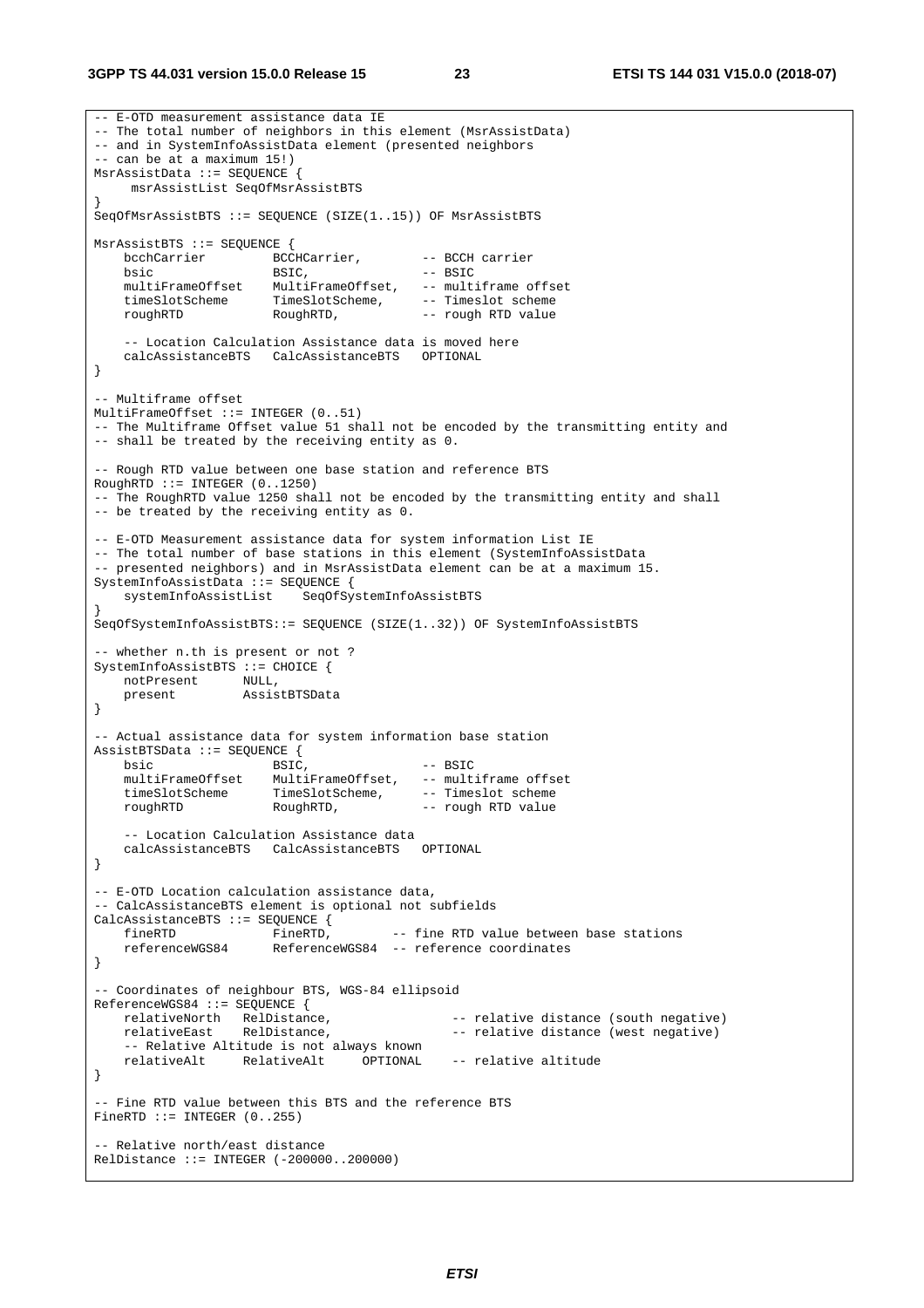```
-- E-OTD measurement assistance data IE
-- The total number of neighbors in this element (MsrAssistData)
-- and in SystemInfoAssistData element (presented neighbors
-- can be at a maximum 15!)
MsrAssistData ::= SEQUENCE {
     msrAssistList SeqOfMsrAssistBTS
}
SeqOfMsrAssistBTS ::= SEQUENCE (SIZE(1..15)) OF MsrAssistBTS

MsrAssistBTS ::= SEQUENCE {
    bcchCarrier         BCCHCarrier,        -- BCCH carrier
    bsic                BSIC,               -- BSIC
    multiFrameOffset    MultiFrameOffset,   -- multiframe offset
    timeSlotScheme      TimeSlotScheme,     -- Timeslot scheme
    roughRTD            RoughRTD,           -- rough RTD value

    -- Location Calculation Assistance data is moved here
    calcAssistanceBTS   CalcAssistanceBTS   OPTIONAL
}

-- Multiframe offset
MultiFrameOffset ::= INTEGER (0..51)
-- The Multiframe Offset value 51 shall not be encoded by the transmitting entity and
-- shall be treated by the receiving entity as 0.

-- Rough RTD value between one base station and reference BTS
RoughRTD ::= INTEGER (0..1250)
-- The RoughRTD value 1250 shall not be encoded by the transmitting entity and shall
-- be treated by the receiving entity as 0.

-- E-OTD Measurement assistance data for system information List IE
-- The total number of base stations in this element (SystemInfoAssistData
-- presented neighbors) and in MsrAssistData element can be at a maximum 15.
SystemInfoAssistData ::= SEQUENCE {
    systemInfoAssistList    SeqOfSystemInfoAssistBTS
}
SeqOfSystemInfoAssistBTS::= SEQUENCE (SIZE(1..32)) OF SystemInfoAssistBTS

-- whether n.th is present or not ?
SystemInfoAssistBTS ::= CHOICE {
    notPresent      NULL,
    present         AssistBTSData
}

-- Actual assistance data for system information base station
AssistBTSData ::= SEQUENCE {
    bsic                BSIC,               -- BSIC
    multiFrameOffset    MultiFrameOffset,   -- multiframe offset
    timeSlotScheme      TimeSlotScheme,     -- Timeslot scheme
    roughRTD            RoughRTD,           -- rough RTD value

    -- Location Calculation Assistance data
    calcAssistanceBTS   CalcAssistanceBTS   OPTIONAL
}

-- E-OTD Location calculation assistance data,
-- CalcAssistanceBTS element is optional not subfields
CalcAssistanceBTS ::= SEQUENCE {
    fineRTD             FineRTD,        -- fine RTD value between base stations
    referenceWGS84      ReferenceWGS84  -- reference coordinates
}

-- Coordinates of neighbour BTS, WGS-84 ellipsoid
ReferenceWGS84 ::= SEQUENCE {
    relativeNorth   RelDistance,                -- relative distance (south negative)
    relativeEast    RelDistance,                -- relative distance (west negative)
    -- Relative Altitude is not always known
    relativeAlt     RelativeAlt     OPTIONAL    -- relative altitude
}

-- Fine RTD value between this BTS and the reference BTS
FineRTD ::= INTEGER (0..255)

-- Relative north/east distance
RelDistance ::= INTEGER (-200000..200000)
```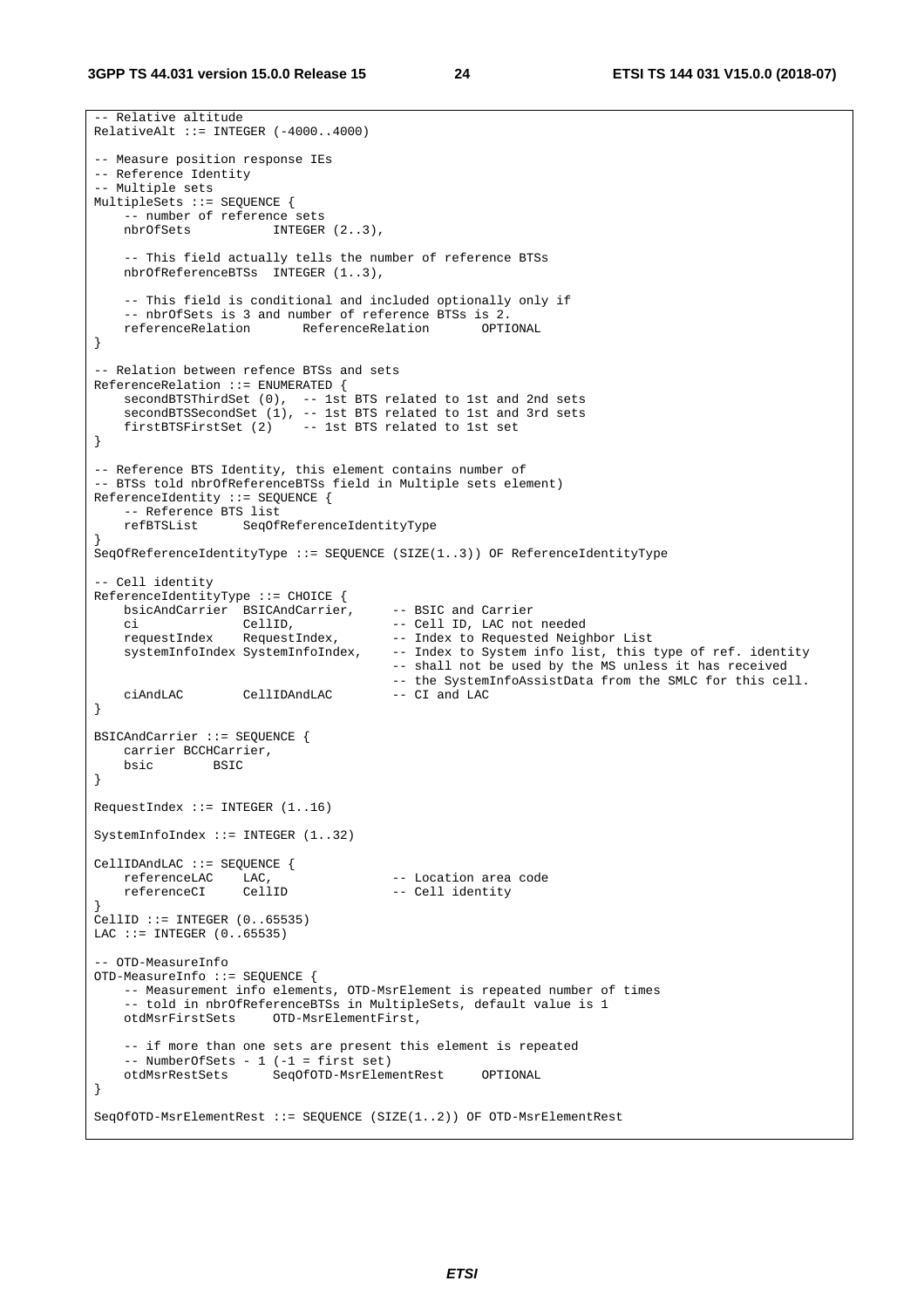```
-- Relative altitude
RelativeAlt ::= INTEGER (-4000..4000)

-- Measure position response IEs
-- Reference Identity
-- Multiple sets
MultipleSets ::= SEQUENCE {
    -- number of reference sets
    nbrOfSets           INTEGER (2..3),

    -- This field actually tells the number of reference BTSs
    nbrOfReferenceBTSs  INTEGER (1..3),

    -- This field is conditional and included optionally only if
    -- nbrOfSets is 3 and number of reference BTSs is 2.
    referenceRelation       ReferenceRelation       OPTIONAL
}

-- Relation between refence BTSs and sets
ReferenceRelation ::= ENUMERATED {
    secondBTSThirdSet (0),  -- 1st BTS related to 1st and 2nd sets
    secondBTSSecondSet (1), -- 1st BTS related to 1st and 3rd sets
    firstBTSFirstSet (2)    -- 1st BTS related to 1st set
}

-- Reference BTS Identity, this element contains number of
-- BTSs told nbrOfReferenceBTSs field in Multiple sets element)
ReferenceIdentity ::= SEQUENCE {
    -- Reference BTS list
    refBTSList      SeqOfReferenceIdentityType
}
SeqOfReferenceIdentityType ::= SEQUENCE (SIZE(1..3)) OF ReferenceIdentityType

-- Cell identity
ReferenceIdentityType ::= CHOICE {
    bsicAndCarrier  BSICAndCarrier,     -- BSIC and Carrier
    ci              CellID,             -- Cell ID, LAC not needed
    requestIndex    RequestIndex,       -- Index to Requested Neighbor List
    systemInfoIndex SystemInfoIndex,    -- Index to System info list, this type of ref. identity
                                        -- shall not be used by the MS unless it has received
                                        -- the SystemInfoAssistData from the SMLC for this cell.
    ciAndLAC        CellIDAndLAC        -- CI and LAC
}

BSICAndCarrier ::= SEQUENCE {
    carrier BCCHCarrier,
    bsic        BSIC
}

RequestIndex ::= INTEGER (1..16)

SystemInfoIndex ::= INTEGER (1..32)

CellIDAndLAC ::= SEQUENCE {
    referenceLAC    LAC,                -- Location area code
    referenceCI     CellID              -- Cell identity
}
CellID ::= INTEGER (0..65535)
LAC ::= INTEGER (0..65535)

-- OTD-MeasureInfo
OTD-MeasureInfo ::= SEQUENCE {
    -- Measurement info elements, OTD-MsrElement is repeated number of times
    -- told in nbrOfReferenceBTSs in MultipleSets, default value is 1
    otdMsrFirstSets     OTD-MsrElementFirst,

    -- if more than one sets are present this element is repeated
    -- NumberOfSets - 1 (-1 = first set)
    otdMsrRestSets      SeqOfOTD-MsrElementRest     OPTIONAL
}

SeqOfOTD-MsrElementRest ::= SEQUENCE (SIZE(1..2)) OF OTD-MsrElementRest
```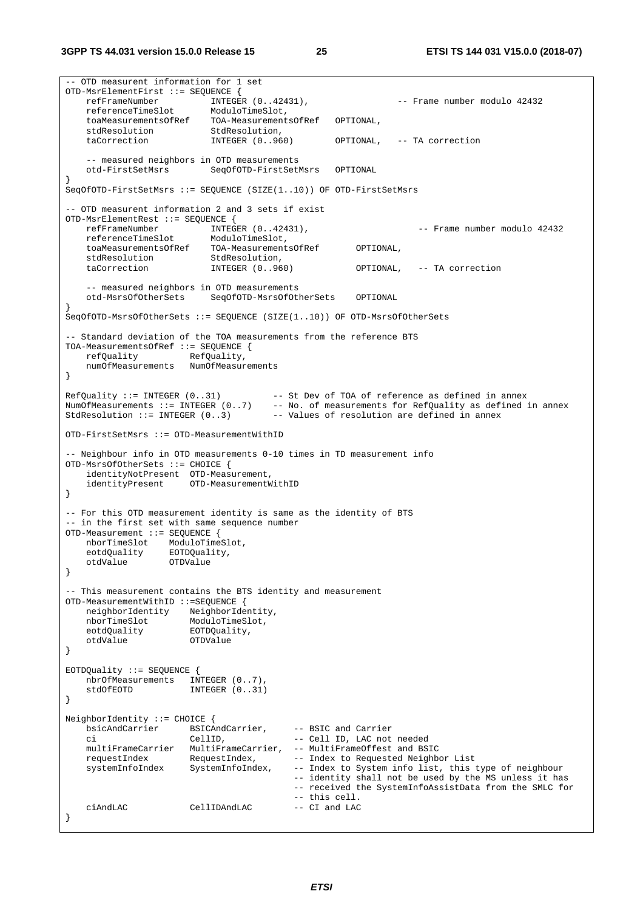```
-- OTD measurent information for 1 set
OTD-MsrElementFirst ::= SEQUENCE {
    refFrameNumber          INTEGER (0..42431),                -- Frame number modulo 42432
    referenceTimeSlot       ModuloTimeSlot,
    toaMeasurementsOfRef    TOA-MeasurementsOfRef   OPTIONAL,
    stdResolution           StdResolution,
    taCorrection            INTEGER (0..960)        OPTIONAL,   -- TA correction

    -- measured neighbors in OTD measurements
    otd-FirstSetMsrs        SeqOfOTD-FirstSetMsrs   OPTIONAL
}
SeqOfOTD-FirstSetMsrs ::= SEQUENCE (SIZE(1..10)) OF OTD-FirstSetMsrs

-- OTD measurent information 2 and 3 sets if exist
OTD-MsrElementRest ::= SEQUENCE {
    refFrameNumber          INTEGER (0..42431),                    -- Frame number modulo 42432
    referenceTimeSlot       ModuloTimeSlot,
    toaMeasurementsOfRef    TOA-MeasurementsOfRef       OPTIONAL,
    stdResolution           StdResolution,
    taCorrection            INTEGER (0..960)            OPTIONAL,   -- TA correction

    -- measured neighbors in OTD measurements
    otd-MsrsOfOtherSets     SeqOfOTD-MsrsOfOtherSets    OPTIONAL
}
SeqOfOTD-MsrsOfOtherSets ::= SEQUENCE (SIZE(1..10)) OF OTD-MsrsOfOtherSets

-- Standard deviation of the TOA measurements from the reference BTS
TOA-MeasurementsOfRef ::= SEQUENCE {
    refQuality          RefQuality,
    numOfMeasurements   NumOfMeasurements
}

RefQuality ::= INTEGER (0..31)          -- St Dev of TOA of reference as defined in annex
NumOfMeasurements ::= INTEGER (0..7)    -- No. of measurements for RefQuality as defined in annex
StdResolution ::= INTEGER (0..3)        -- Values of resolution are defined in annex

OTD-FirstSetMsrs ::= OTD-MeasurementWithID

-- Neighbour info in OTD measurements 0-10 times in TD measurement info
OTD-MsrsOfOtherSets ::= CHOICE {
    identityNotPresent  OTD-Measurement,
    identityPresent     OTD-MeasurementWithID
}

-- For this OTD measurement identity is same as the identity of BTS
-- in the first set with same sequence number
OTD-Measurement ::= SEQUENCE {
    nborTimeSlot    ModuloTimeSlot,
    eotdQuality     EOTDQuality,
    otdValue        OTDValue
}

-- This measurement contains the BTS identity and measurement
OTD-MeasurementWithID ::=SEQUENCE {
    neighborIdentity    NeighborIdentity,
    nborTimeSlot        ModuloTimeSlot,
    eotdQuality         EOTDQuality,
    otdValue            OTDValue
}

EOTDQuality ::= SEQUENCE {
    nbrOfMeasurements   INTEGER (0..7),
    stdOfEOTD           INTEGER (0..31)
}

NeighborIdentity ::= CHOICE {
    bsicAndCarrier      BSICAndCarrier,     -- BSIC and Carrier
    ci                  CellID,             -- Cell ID, LAC not needed
    multiFrameCarrier   MultiFrameCarrier,  -- MultiFrameOffest and BSIC
    requestIndex        RequestIndex,       -- Index to Requested Neighbor List
    systemInfoIndex     SystemInfoIndex,    -- Index to System info list, this type of neighbour
                                            -- identity shall not be used by the MS unless it has
                                            -- received the SystemInfoAssistData from the SMLC for
                                            -- this cell.
    ciAndLAC            CellIDAndLAC        -- CI and LAC
}
```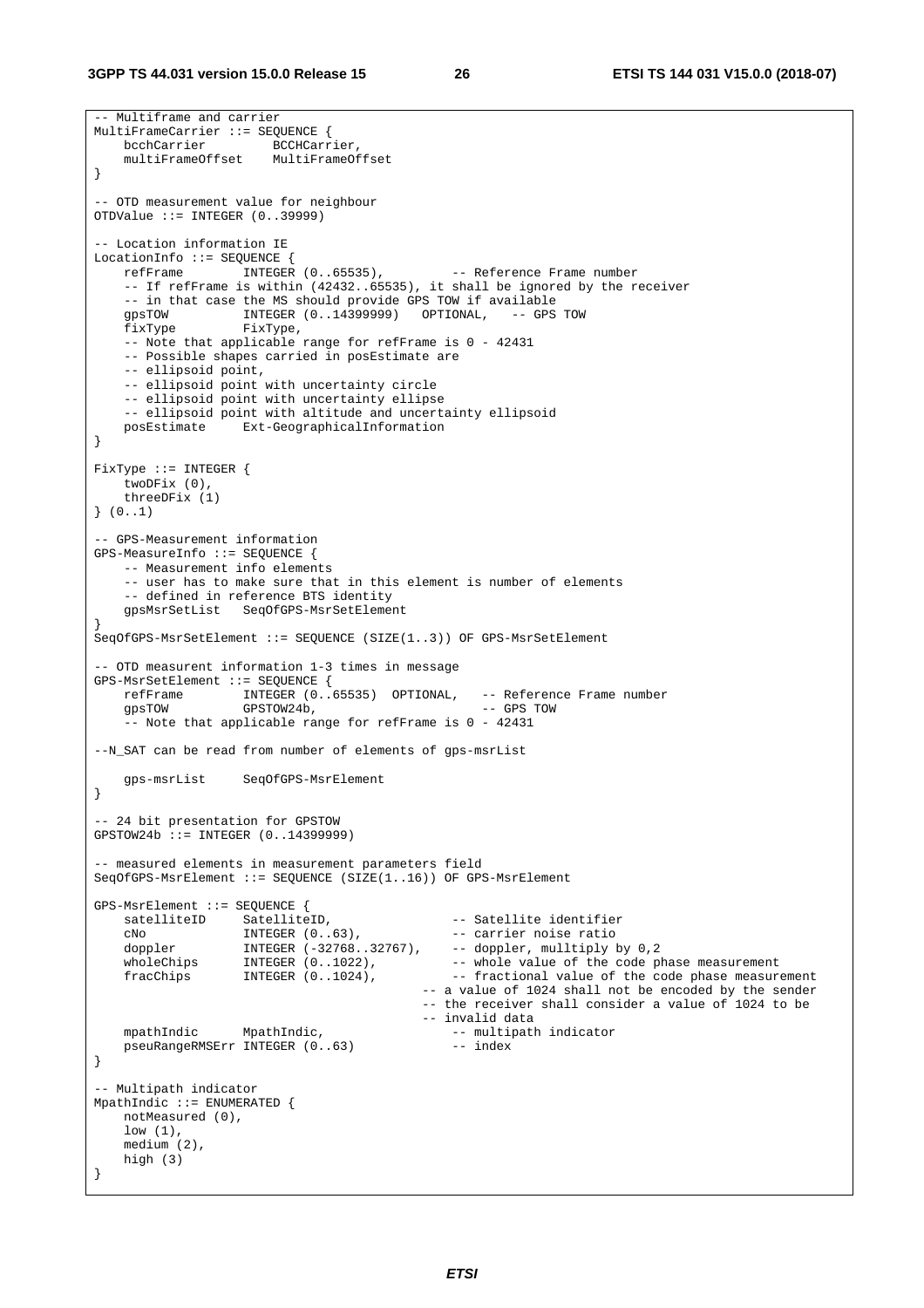```
-- Multiframe and carrier
MultiFrameCarrier ::= SEQUENCE {
    bcchCarrier         BCCHCarrier,
    multiFrameOffset    MultiFrameOffset
}

-- OTD measurement value for neighbour
OTDValue ::= INTEGER (0..39999)

-- Location information IE
LocationInfo ::= SEQUENCE {
    refFrame        INTEGER (0..65535),         -- Reference Frame number
    -- If refFrame is within (42432..65535), it shall be ignored by the receiver
    -- in that case the MS should provide GPS TOW if available
    gpsTOW          INTEGER (0..14399999)   OPTIONAL,   -- GPS TOW
    fixType         FixType,
    -- Note that applicable range for refFrame is 0 - 42431
    -- Possible shapes carried in posEstimate are
    -- ellipsoid point,
    -- ellipsoid point with uncertainty circle
    -- ellipsoid point with uncertainty ellipse
    -- ellipsoid point with altitude and uncertainty ellipsoid
    posEstimate     Ext-GeographicalInformation
}

FixType ::= INTEGER {
    twoDFix (0),
    threeDFix (1)
} (0..1)

-- GPS-Measurement information
GPS-MeasureInfo ::= SEQUENCE {
    -- Measurement info elements
    -- user has to make sure that in this element is number of elements
    -- defined in reference BTS identity
    gpsMsrSetList   SeqOfGPS-MsrSetElement
}
SeqOfGPS-MsrSetElement ::= SEQUENCE (SIZE(1..3)) OF GPS-MsrSetElement

-- OTD measurent information 1-3 times in message
GPS-MsrSetElement ::= SEQUENCE {
    refFrame        INTEGER (0..65535)  OPTIONAL,   -- Reference Frame number
    gpsTOW          GPSTOW24b,                      -- GPS TOW
    -- Note that applicable range for refFrame is 0 - 42431

--N_SAT can be read from number of elements of gps-msrList

    gps-msrList     SeqOfGPS-MsrElement
}

-- 24 bit presentation for GPSTOW
GPSTOW24b ::= INTEGER (0..14399999)

-- measured elements in measurement parameters field
SeqOfGPS-MsrElement ::= SEQUENCE (SIZE(1..16)) OF GPS-MsrElement

GPS-MsrElement ::= SEQUENCE {
    satelliteID     SatelliteID,                -- Satellite identifier
    cNo             INTEGER (0..63),            -- carrier noise ratio
    doppler         INTEGER (-32768..32767),    -- doppler, mulltiply by 0,2
    wholeChips      INTEGER (0..1022),          -- whole value of the code phase measurement
    fracChips       INTEGER (0..1024),          -- fractional value of the code phase measurement
                                        -- a value of 1024 shall not be encoded by the sender
                                        -- the receiver shall consider a value of 1024 to be
                                        -- invalid data
    mpathIndic      MpathIndic,                 -- multipath indicator
    pseuRangeRMSErr INTEGER (0..63)             -- index
}

-- Multipath indicator
MpathIndic ::= ENUMERATED {
    notMeasured (0),
    low (1),
    medium (2),
    high (3)
}
```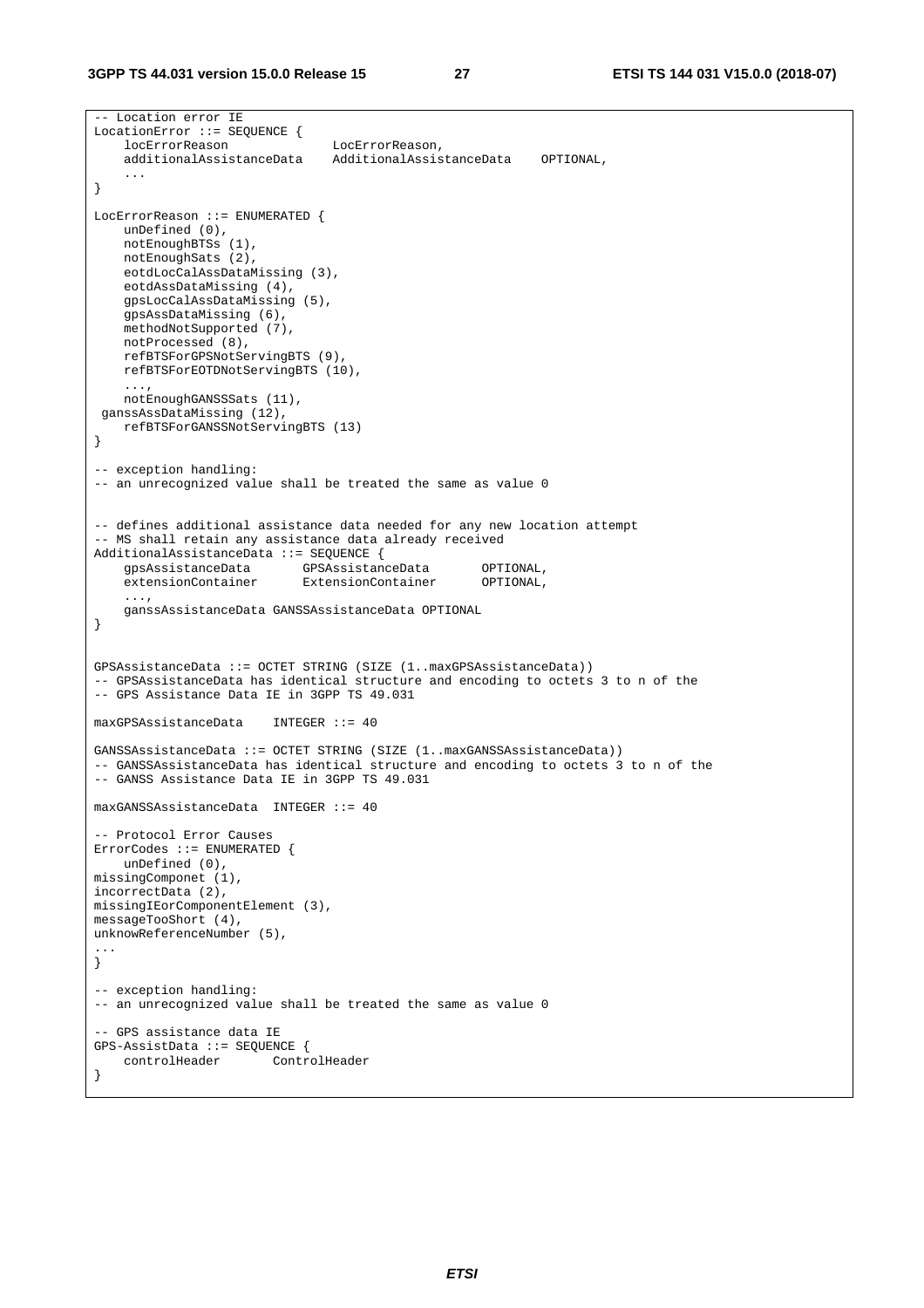```
-- Location error IE
LocationError ::= SEQUENCE {
    locErrorReason              LocErrorReason,
    additionalAssistanceData    AdditionalAssistanceData    OPTIONAL,
    ...
}

LocErrorReason ::= ENUMERATED {
    unDefined (0),
    notEnoughBTSs (1),
    notEnoughSats (2),
    eotdLocCalAssDataMissing (3),
    eotdAssDataMissing (4),
    gpsLocCalAssDataMissing (5),
    gpsAssDataMissing (6),
    methodNotSupported (7),
    notProcessed (8),
    refBTSForGPSNotServingBTS (9),
    refBTSForEOTDNotServingBTS (10),
    ...,
    notEnoughGANSSSats (11),
 ganssAssDataMissing (12),
    refBTSForGANSSNotServingBTS (13)
}

-- exception handling:
-- an unrecognized value shall be treated the same as value 0


-- defines additional assistance data needed for any new location attempt
-- MS shall retain any assistance data already received
AdditionalAssistanceData ::= SEQUENCE {
    gpsAssistanceData       GPSAssistanceData       OPTIONAL,
    extensionContainer      ExtensionContainer      OPTIONAL,
    ...,
    ganssAssistanceData GANSSAssistanceData OPTIONAL
}


GPSAssistanceData ::= OCTET STRING (SIZE (1..maxGPSAssistanceData))
-- GPSAssistanceData has identical structure and encoding to octets 3 to n of the
-- GPS Assistance Data IE in 3GPP TS 49.031

maxGPSAssistanceData    INTEGER ::= 40

GANSSAssistanceData ::= OCTET STRING (SIZE (1..maxGANSSAssistanceData))
-- GANSSAssistanceData has identical structure and encoding to octets 3 to n of the
-- GANSS Assistance Data IE in 3GPP TS 49.031

maxGANSSAssistanceData  INTEGER ::= 40

-- Protocol Error Causes
ErrorCodes ::= ENUMERATED {
    unDefined (0),
missingComponet (1),
incorrectData (2),
missingIEorComponentElement (3),
messageTooShort (4),
unknowReferenceNumber (5),
...
}

-- exception handling:
-- an unrecognized value shall be treated the same as value 0

-- GPS assistance data IE
GPS-AssistData ::= SEQUENCE {
    controlHeader       ControlHeader
}
```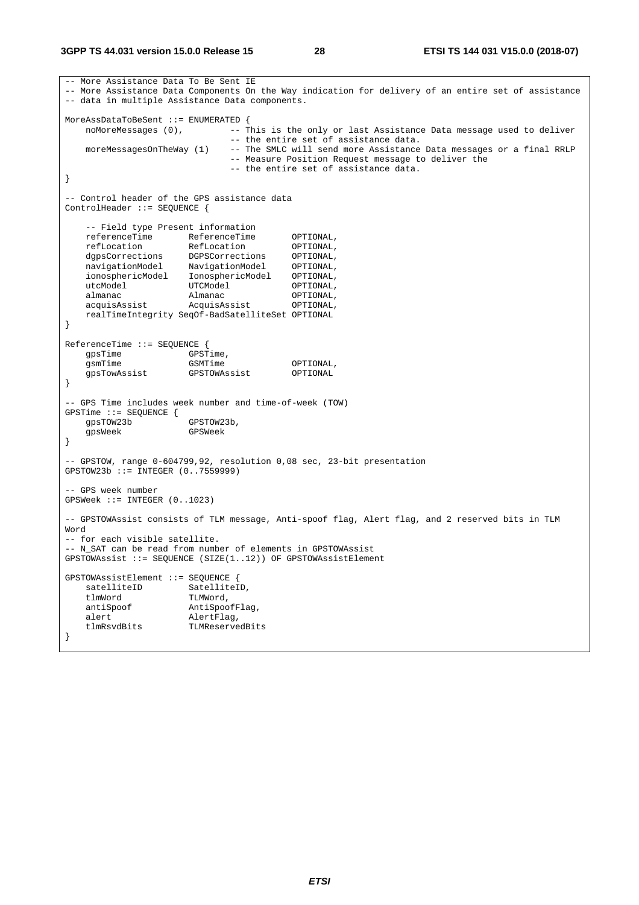```
-- More Assistance Data To Be Sent IE
-- More Assistance Data Components On the Way indication for delivery of an entire set of assistance
-- data in multiple Assistance Data components.

MoreAssDataToBeSent ::= ENUMERATED {
    noMoreMessages (0),         -- This is the only or last Assistance Data message used to deliver
                                -- the entire set of assistance data.
    moreMessagesOnTheWay (1)    -- The SMLC will send more Assistance Data messages or a final RRLP
                                -- Measure Position Request message to deliver the
                                -- the entire set of assistance data.
}

-- Control header of the GPS assistance data
ControlHeader ::= SEQUENCE {

    -- Field type Present information
    referenceTime       ReferenceTime       OPTIONAL,
    refLocation         RefLocation         OPTIONAL,
    dgpsCorrections     DGPSCorrections     OPTIONAL,
    navigationModel     NavigationModel     OPTIONAL,
    ionosphericModel    IonosphericModel    OPTIONAL,
    utcModel            UTCModel            OPTIONAL,
    almanac             Almanac             OPTIONAL,
    acquisAssist        AcquisAssist        OPTIONAL,
    realTimeIntegrity SeqOf-BadSatelliteSet OPTIONAL
}

ReferenceTime ::= SEQUENCE {
    gpsTime             GPSTime,
    gsmTime             GSMTime             OPTIONAL,
    gpsTowAssist        GPSTOWAssist        OPTIONAL
}

-- GPS Time includes week number and time-of-week (TOW)
GPSTime ::= SEQUENCE {
    gpsTOW23b           GPSTOW23b,
    gpsWeek             GPSWeek
}

-- GPSTOW, range 0-604799,92, resolution 0,08 sec, 23-bit presentation
GPSTOW23b ::= INTEGER (0..7559999)

-- GPS week number
GPSWeek ::= INTEGER (0..1023)

-- GPSTOWAssist consists of TLM message, Anti-spoof flag, Alert flag, and 2 reserved bits in TLM
Word
-- for each visible satellite.
-- N_SAT can be read from number of elements in GPSTOWAssist
GPSTOWAssist ::= SEQUENCE (SIZE(1..12)) OF GPSTOWAssistElement

GPSTOWAssistElement ::= SEQUENCE {
    satelliteID         SatelliteID,
    tlmWord             TLMWord,
    antiSpoof           AntiSpoofFlag,
    alert               AlertFlag,
    tlmRsvdBits         TLMReservedBits
}
```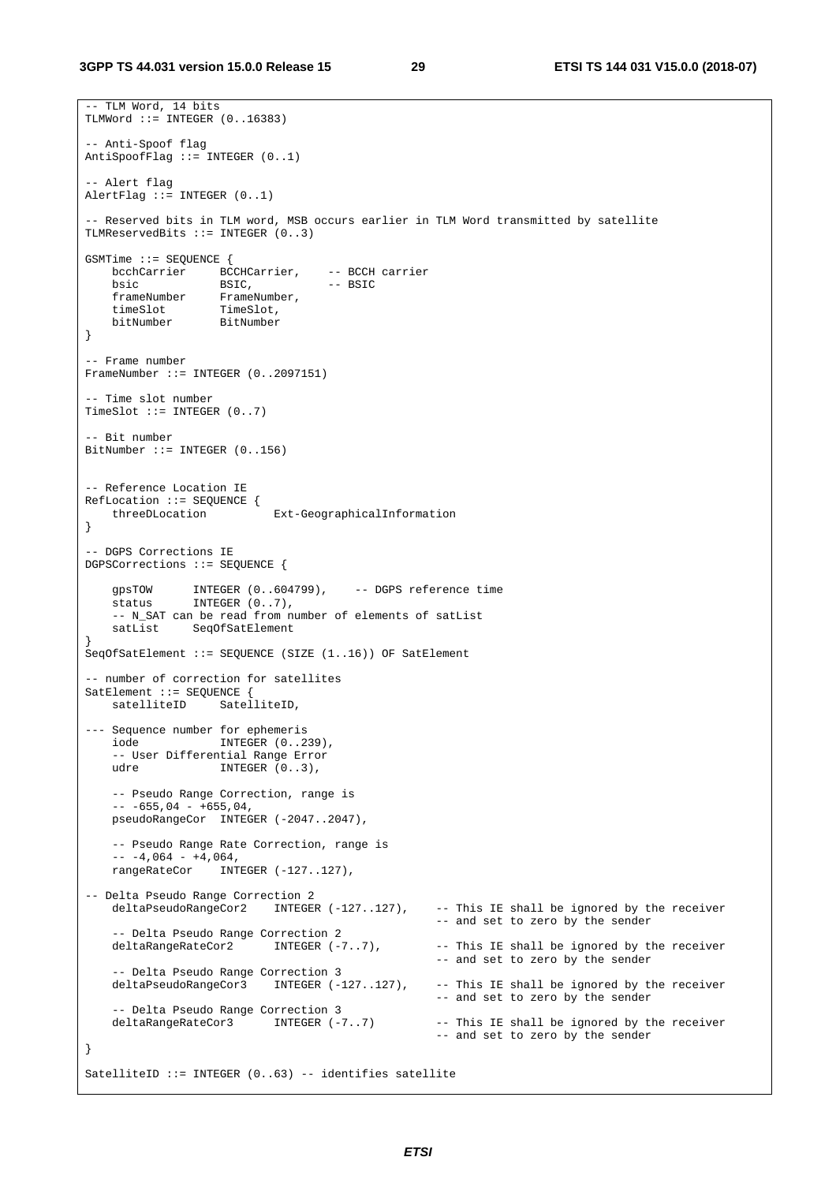```
-- TLM Word, 14 bits
TLMWord ::= INTEGER (0..16383)

-- Anti-Spoof flag
AntiSpoofFlag ::= INTEGER (0..1)

-- Alert flag
AlertFlag ::= INTEGER (0..1)

-- Reserved bits in TLM word, MSB occurs earlier in TLM Word transmitted by satellite
TLMReservedBits ::= INTEGER (0..3)

GSMTime ::= SEQUENCE {
    bcchCarrier     BCCHCarrier,    -- BCCH carrier
    bsic            BSIC,           -- BSIC
    frameNumber     FrameNumber,
    timeSlot        TimeSlot,
    bitNumber       BitNumber
}

-- Frame number
FrameNumber ::= INTEGER (0..2097151)

-- Time slot number
TimeSlot ::= INTEGER (0..7)

-- Bit number
BitNumber ::= INTEGER (0..156)


-- Reference Location IE
RefLocation ::= SEQUENCE {
    threeDLocation          Ext-GeographicalInformation
}

-- DGPS Corrections IE
DGPSCorrections ::= SEQUENCE {

    gpsTOW      INTEGER (0..604799),    -- DGPS reference time
    status      INTEGER (0..7),
    -- N_SAT can be read from number of elements of satList
    satList     SeqOfSatElement
}
SeqOfSatElement ::= SEQUENCE (SIZE (1..16)) OF SatElement

-- number of correction for satellites
SatElement ::= SEQUENCE {
    satelliteID     SatelliteID,

--- Sequence number for ephemeris
    iode            INTEGER (0..239),
    -- User Differential Range Error
    udre            INTEGER (0..3),

    -- Pseudo Range Correction, range is
    -- -655,04 - +655,04,
    pseudoRangeCor  INTEGER (-2047..2047),

    -- Pseudo Range Rate Correction, range is
    -- -4,064 - +4,064,
    rangeRateCor    INTEGER (-127..127),

-- Delta Pseudo Range Correction 2
    deltaPseudoRangeCor2    INTEGER (-127..127),    -- This IE shall be ignored by the receiver
                                                    -- and set to zero by the sender
    -- Delta Pseudo Range Correction 2
    deltaRangeRateCor2      INTEGER (-7..7),        -- This IE shall be ignored by the receiver
                                                    -- and set to zero by the sender
    -- Delta Pseudo Range Correction 3
    deltaPseudoRangeCor3    INTEGER (-127..127),    -- This IE shall be ignored by the receiver
                                                    -- and set to zero by the sender
    -- Delta Pseudo Range Correction 3
    deltaRangeRateCor3      INTEGER (-7..7)         -- This IE shall be ignored by the receiver
                                                    -- and set to zero by the sender
}

SatelliteID ::= INTEGER (0..63) -- identifies satellite
```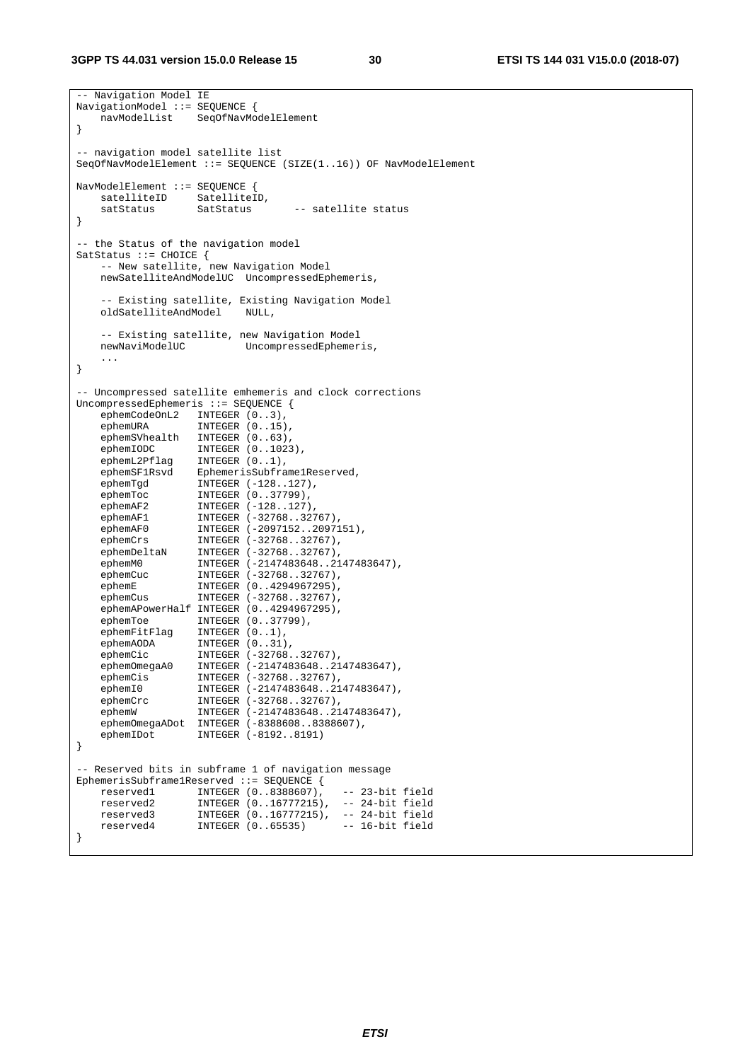```
-- Navigation Model IE
NavigationModel ::= SEQUENCE {
    navModelList    SeqOfNavModelElement
}

-- navigation model satellite list
SeqOfNavModelElement ::= SEQUENCE (SIZE(1..16)) OF NavModelElement

NavModelElement ::= SEQUENCE {
    satelliteID     SatelliteID,
    satStatus       SatStatus       -- satellite status
}

-- the Status of the navigation model
SatStatus ::= CHOICE {
    -- New satellite, new Navigation Model
    newSatelliteAndModelUC  UncompressedEphemeris,

    -- Existing satellite, Existing Navigation Model
    oldSatelliteAndModel    NULL,

    -- Existing satellite, new Navigation Model
    newNaviModelUC          UncompressedEphemeris,
    ...
}

-- Uncompressed satellite emhemeris and clock corrections
UncompressedEphemeris ::= SEQUENCE {
    ephemCodeOnL2   INTEGER (0..3),
    ephemURA        INTEGER (0..15),
    ephemSVhealth   INTEGER (0..63),
    ephemIODC       INTEGER (0..1023),
    ephemL2Pflag    INTEGER (0..1),
    ephemSF1Rsvd    EphemerisSubframe1Reserved,
    ephemTgd        INTEGER (-128..127),
    ephemToc        INTEGER (0..37799),
    ephemAF2        INTEGER (-128..127),
    ephemAF1        INTEGER (-32768..32767),
    ephemAF0        INTEGER (-2097152..2097151),
    ephemCrs        INTEGER (-32768..32767),
    ephemDeltaN     INTEGER (-32768..32767),
    ephemM0         INTEGER (-2147483648..2147483647),
    ephemCuc        INTEGER (-32768..32767),
    ephemE          INTEGER (0..4294967295),
    ephemCus        INTEGER (-32768..32767),
    ephemAPowerHalf INTEGER (0..4294967295),
    ephemToe        INTEGER (0..37799),
    ephemFitFlag    INTEGER (0..1),
    ephemAODA       INTEGER (0..31),
    ephemCic        INTEGER (-32768..32767),
    ephemOmegaA0    INTEGER (-2147483648..2147483647),
    ephemCis        INTEGER (-32768..32767),
    ephemI0         INTEGER (-2147483648..2147483647),
    ephemCrc        INTEGER (-32768..32767),
    ephemW          INTEGER (-2147483648..2147483647),
    ephemOmegaADot  INTEGER (-8388608..8388607),
    ephemIDot       INTEGER (-8192..8191)
}

-- Reserved bits in subframe 1 of navigation message
EphemerisSubframe1Reserved ::= SEQUENCE {
    reserved1       INTEGER (0..8388607),   -- 23-bit field
    reserved2       INTEGER (0..16777215),  -- 24-bit field
    reserved3       INTEGER (0..16777215),  -- 24-bit field
    reserved4       INTEGER (0..65535)      -- 16-bit field
}
```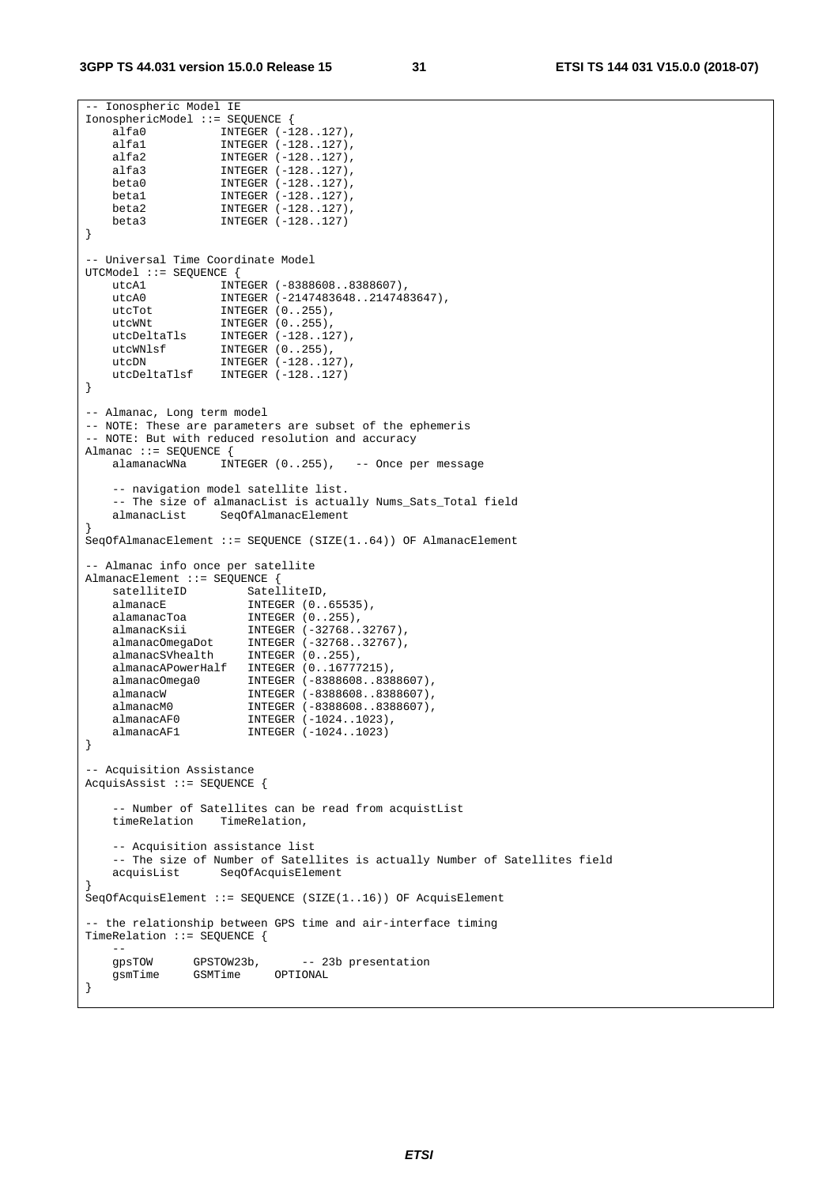```
-- Ionospheric Model IE
IonosphericModel ::= SEQUENCE {
    alfa0           INTEGER (-128..127),
    alfa1           INTEGER (-128..127),
    alfa2           INTEGER (-128..127),
    alfa3           INTEGER (-128..127),
    beta0           INTEGER (-128..127),
    beta1           INTEGER (-128..127),
    beta2           INTEGER (-128..127),
    beta3           INTEGER (-128..127)
}

-- Universal Time Coordinate Model
UTCModel ::= SEQUENCE {
    utcA1           INTEGER (-8388608..8388607),
    utcA0           INTEGER (-2147483648..2147483647),
    utcTot          INTEGER (0..255),
    utcWNt          INTEGER (0..255),
    utcDeltaTls     INTEGER (-128..127),
    utcWNlsf        INTEGER (0..255),
    utcDN           INTEGER (-128..127),
    utcDeltaTlsf    INTEGER (-128..127)
}

-- Almanac, Long term model
-- NOTE: These are parameters are subset of the ephemeris
-- NOTE: But with reduced resolution and accuracy
Almanac ::= SEQUENCE {
    alamanacWNa     INTEGER (0..255),   -- Once per message

    -- navigation model satellite list.
    -- The size of almanacList is actually Nums_Sats_Total field
    almanacList     SeqOfAlmanacElement
}
SeqOfAlmanacElement ::= SEQUENCE (SIZE(1..64)) OF AlmanacElement

-- Almanac info once per satellite
AlmanacElement ::= SEQUENCE {
    satelliteID         SatelliteID,
    almanacE            INTEGER (0..65535),
    alamanacToa         INTEGER (0..255),
    almanacKsii         INTEGER (-32768..32767),
    almanacOmegaDot     INTEGER (-32768..32767),
    almanacSVhealth     INTEGER (0..255),
    almanacAPowerHalf   INTEGER (0..16777215),
    almanacOmega0       INTEGER (-8388608..8388607),
    almanacW            INTEGER (-8388608..8388607),
    almanacM0           INTEGER (-8388608..8388607),
    almanacAF0          INTEGER (-1024..1023),
    almanacAF1          INTEGER (-1024..1023)
}

-- Acquisition Assistance
AcquisAssist ::= SEQUENCE {

    -- Number of Satellites can be read from acquistList
    timeRelation    TimeRelation,

    -- Acquisition assistance list
    -- The size of Number of Satellites is actually Number of Satellites field
    acquisList      SeqOfAcquisElement
}
SeqOfAcquisElement ::= SEQUENCE (SIZE(1..16)) OF AcquisElement

-- the relationship between GPS time and air-interface timing
TimeRelation ::= SEQUENCE {
    --
    gpsTOW      GPSTOW23b,      -- 23b presentation
    gsmTime     GSMTime     OPTIONAL
}
```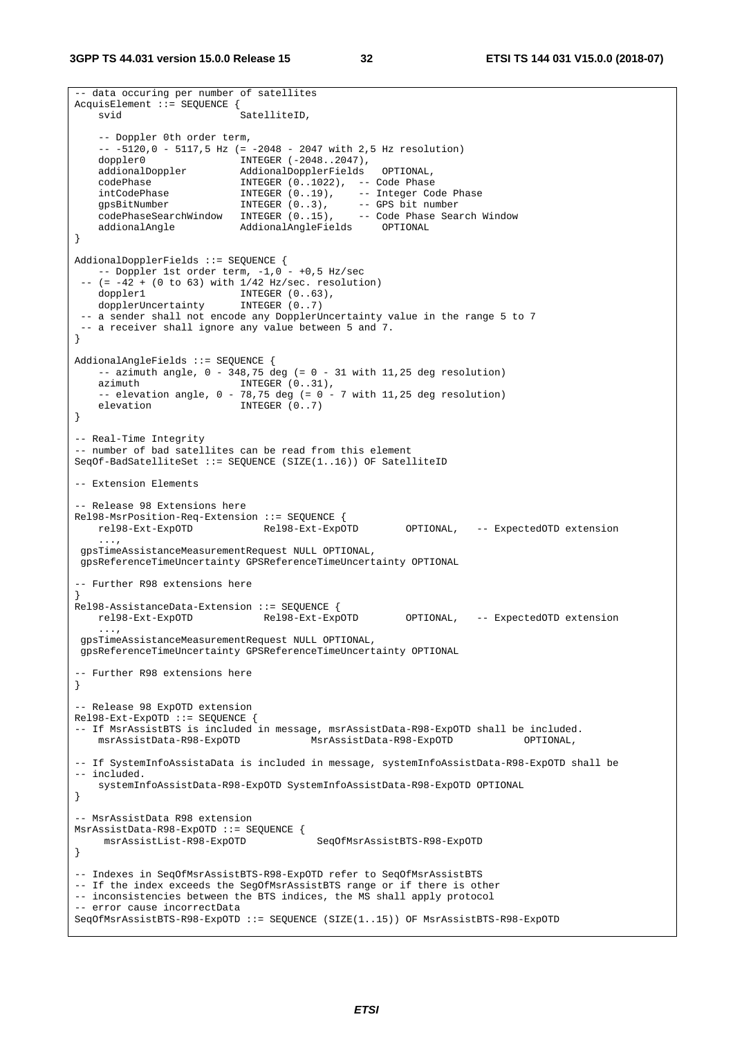```
-- data occuring per number of satellites
AcquisElement ::= SEQUENCE {
    svid                    SatelliteID,

    -- Doppler 0th order term,
    -- -5120,0 - 5117,5 Hz (= -2048 - 2047 with 2,5 Hz resolution)
    doppler0                INTEGER (-2048..2047),
    addionalDoppler         AddionalDopplerFields   OPTIONAL,
    codePhase               INTEGER (0..1022),  -- Code Phase
    intCodePhase            INTEGER (0..19),    -- Integer Code Phase
    gpsBitNumber            INTEGER (0..3),     -- GPS bit number
    codePhaseSearchWindow   INTEGER (0..15),    -- Code Phase Search Window
    addionalAngle           AddionalAngleFields     OPTIONAL
}

AddionalDopplerFields ::= SEQUENCE {
    -- Doppler 1st order term, -1,0 - +0,5 Hz/sec
 -- (= -42 + (0 to 63) with 1/42 Hz/sec. resolution)
    doppler1                INTEGER (0..63),
    dopplerUncertainty      INTEGER (0..7)
 -- a sender shall not encode any DopplerUncertainty value in the range 5 to 7
 -- a receiver shall ignore any value between 5 and 7.
}

AddionalAngleFields ::= SEQUENCE {
    -- azimuth angle, 0 - 348,75 deg (= 0 - 31 with 11,25 deg resolution)
    azimuth                 INTEGER (0..31),
    -- elevation angle, 0 - 78,75 deg (= 0 - 7 with 11,25 deg resolution)
    elevation               INTEGER (0..7)
}

-- Real-Time Integrity
-- number of bad satellites can be read from this element
SeqOf-BadSatelliteSet ::= SEQUENCE (SIZE(1..16)) OF SatelliteID

-- Extension Elements

-- Release 98 Extensions here
Rel98-MsrPosition-Req-Extension ::= SEQUENCE {
    rel98-Ext-ExpOTD            Rel98-Ext-ExpOTD        OPTIONAL,   -- ExpectedOTD extension
    ...,
 gpsTimeAssistanceMeasurementRequest NULL OPTIONAL,
 gpsReferenceTimeUncertainty GPSReferenceTimeUncertainty OPTIONAL

-- Further R98 extensions here
}
Rel98-AssistanceData-Extension ::= SEQUENCE {
    rel98-Ext-ExpOTD            Rel98-Ext-ExpOTD        OPTIONAL,   -- ExpectedOTD extension
    ...,
 gpsTimeAssistanceMeasurementRequest NULL OPTIONAL,
 gpsReferenceTimeUncertainty GPSReferenceTimeUncertainty OPTIONAL

-- Further R98 extensions here
}

-- Release 98 ExpOTD extension
Rel98-Ext-ExpOTD ::= SEQUENCE {
-- If MsrAssistBTS is included in message, msrAssistData-R98-ExpOTD shall be included.
    msrAssistData-R98-ExpOTD            MsrAssistData-R98-ExpOTD            OPTIONAL,

-- If SystemInfoAssistaData is included in message, systemInfoAssistData-R98-ExpOTD shall be
-- included.
    systemInfoAssistData-R98-ExpOTD SystemInfoAssistData-R98-ExpOTD OPTIONAL
}

-- MsrAssistData R98 extension
MsrAssistData-R98-ExpOTD ::= SEQUENCE {
     msrAssistList-R98-ExpOTD            SeqOfMsrAssistBTS-R98-ExpOTD
}

-- Indexes in SeqOfMsrAssistBTS-R98-ExpOTD refer to SeqOfMsrAssistBTS
-- If the index exceeds the SegOfMsrAssistBTS range or if there is other
-- inconsistencies between the BTS indices, the MS shall apply protocol
-- error cause incorrectData
SeqOfMsrAssistBTS-R98-ExpOTD ::= SEQUENCE (SIZE(1..15)) OF MsrAssistBTS-R98-ExpOTD
```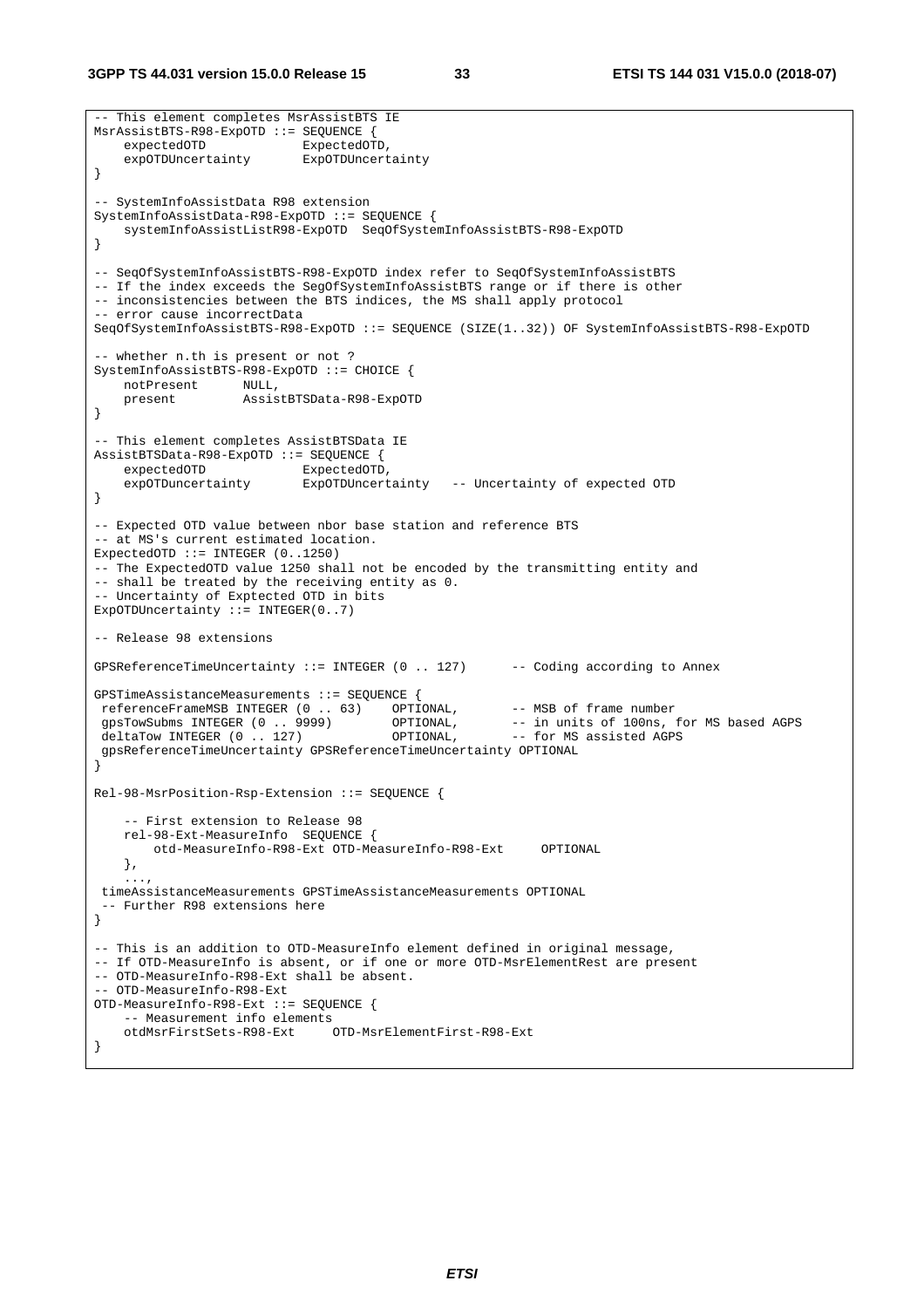```
-- This element completes MsrAssistBTS IE
MsrAssistBTS-R98-ExpOTD ::= SEQUENCE {
    expectedOTD             ExpectedOTD,
    expOTDUncertainty       ExpOTDUncertainty
}

-- SystemInfoAssistData R98 extension
SystemInfoAssistData-R98-ExpOTD ::= SEQUENCE {
    systemInfoAssistListR98-ExpOTD  SeqOfSystemInfoAssistBTS-R98-ExpOTD
}

-- SeqOfSystemInfoAssistBTS-R98-ExpOTD index refer to SeqOfSystemInfoAssistBTS
-- If the index exceeds the SegOfSystemInfoAssistBTS range or if there is other
-- inconsistencies between the BTS indices, the MS shall apply protocol
-- error cause incorrectData
SeqOfSystemInfoAssistBTS-R98-ExpOTD ::= SEQUENCE (SIZE(1..32)) OF SystemInfoAssistBTS-R98-ExpOTD

-- whether n.th is present or not ?
SystemInfoAssistBTS-R98-ExpOTD ::= CHOICE {
    notPresent      NULL,
    present         AssistBTSData-R98-ExpOTD
}

-- This element completes AssistBTSData IE
AssistBTSData-R98-ExpOTD ::= SEQUENCE {
    expectedOTD             ExpectedOTD,
    expOTDuncertainty       ExpOTDUncertainty   -- Uncertainty of expected OTD
}

-- Expected OTD value between nbor base station and reference BTS
-- at MS's current estimated location.
ExpectedOTD ::= INTEGER (0..1250)
-- The ExpectedOTD value 1250 shall not be encoded by the transmitting entity and
-- shall be treated by the receiving entity as 0.
-- Uncertainty of Exptected OTD in bits
ExpOTDUncertainty ::= INTEGER(0..7)

-- Release 98 extensions

GPSReferenceTimeUncertainty ::= INTEGER (0 .. 127)      -- Coding according to Annex

GPSTimeAssistanceMeasurements ::= SEQUENCE {
 referenceFrameMSB INTEGER (0 .. 63)    OPTIONAL,       -- MSB of frame number
 gpsTowSubms INTEGER (0 .. 9999)        OPTIONAL,       -- in units of 100ns, for MS based AGPS
 deltaTow INTEGER (0 .. 127)            OPTIONAL,       -- for MS assisted AGPS
 gpsReferenceTimeUncertainty GPSReferenceTimeUncertainty OPTIONAL
}

Rel-98-MsrPosition-Rsp-Extension ::= SEQUENCE {

    -- First extension to Release 98
    rel-98-Ext-MeasureInfo  SEQUENCE {
        otd-MeasureInfo-R98-Ext OTD-MeasureInfo-R98-Ext     OPTIONAL
    },
    ...,
 timeAssistanceMeasurements GPSTimeAssistanceMeasurements OPTIONAL
 -- Further R98 extensions here
}

-- This is an addition to OTD-MeasureInfo element defined in original message,
-- If OTD-MeasureInfo is absent, or if one or more OTD-MsrElementRest are present
-- OTD-MeasureInfo-R98-Ext shall be absent.
-- OTD-MeasureInfo-R98-Ext
OTD-MeasureInfo-R98-Ext ::= SEQUENCE {
    -- Measurement info elements
    otdMsrFirstSets-R98-Ext     OTD-MsrElementFirst-R98-Ext
}
```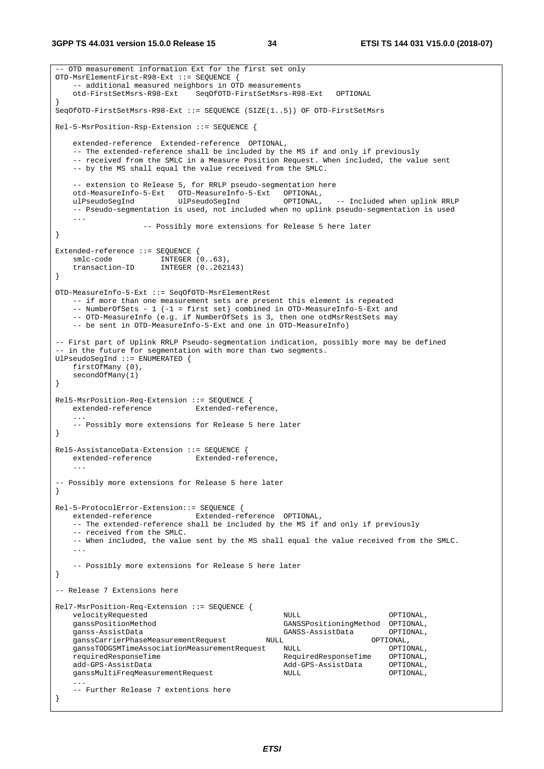```
-- OTD measurement information Ext for the first set only
OTD-MsrElementFirst-R98-Ext ::= SEQUENCE {
    -- additional measured neighbors in OTD measurements
    otd-FirstSetMsrs-R98-Ext    SeqOfOTD-FirstSetMsrs-R98-Ext   OPTIONAL
}
SeqOfOTD-FirstSetMsrs-R98-Ext ::= SEQUENCE (SIZE(1..5)) OF OTD-FirstSetMsrs

Rel-5-MsrPosition-Rsp-Extension ::= SEQUENCE {

    extended-reference  Extended-reference  OPTIONAL,
    -- The extended-reference shall be included by the MS if and only if previously
    -- received from the SMLC in a Measure Position Request. When included, the value sent
    -- by the MS shall equal the value received from the SMLC.

    -- extension to Release 5, for RRLP pseudo-segmentation here
    otd-MeasureInfo-5-Ext   OTD-MeasureInfo-5-Ext   OPTIONAL,
    ulPseudoSegInd          UlPseudoSegInd          OPTIONAL,   -- Included when uplink RRLP
    -- Pseudo-segmentation is used, not included when no uplink pseudo-segmentation is used
    ...
                    -- Possibly more extensions for Release 5 here later
}

Extended-reference ::= SEQUENCE {
    smlc-code           INTEGER (0..63),
    transaction-ID      INTEGER (0..262143)
}

OTD-MeasureInfo-5-Ext ::= SeqOfOTD-MsrElementRest
    -- if more than one measurement sets are present this element is repeated
    -- NumberOfSets - 1 (-1 = first set) combined in OTD-MeasureInfo-5-Ext and
    -- OTD-MeasureInfo (e.g. if NumberOfSets is 3, then one otdMsrRestSets may
    -- be sent in OTD-MeasureInfo-5-Ext and one in OTD-MeasureInfo)

-- First part of Uplink RRLP Pseudo-segmentation indication, possibly more may be defined
-- in the future for segmentation with more than two segments.
UlPseudoSegInd ::= ENUMERATED {
    firstOfMany (0),
    secondOfMany(1)
}

Rel5-MsrPosition-Req-Extension ::= SEQUENCE {
    extended-reference          Extended-reference,
    ...
    -- Possibly more extensions for Release 5 here later
}

Rel5-AssistanceData-Extension ::= SEQUENCE {
    extended-reference          Extended-reference,
    ...

-- Possibly more extensions for Release 5 here later
}

Rel-5-ProtocolError-Extension::= SEQUENCE {
    extended-reference          Extended-reference  OPTIONAL,
    -- The extended-reference shall be included by the MS if and only if previously
    -- received from the SMLC.
    -- When included, the value sent by the MS shall equal the value received from the SMLC.
    ...

    -- Possibly more extensions for Release 5 here later
}

-- Release 7 Extensions here

Rel7-MsrPosition-Req-Extension ::= SEQUENCE {
    velocityRequested                               NULL                        OPTIONAL,
    ganssPositionMethod                             GANSSPositioningMethod  OPTIONAL,
    ganss-AssistData                                GANSS-AssistData        OPTIONAL,
    ganssCarrierPhaseMeasurementRequest         NULL                    OPTIONAL,
    ganssTODGSMTimeAssociationMeasurementRequest    NULL                        OPTIONAL,
    requiredResponseTime                            RequiredResponseTime    OPTIONAL,
    add-GPS-AssistData                              Add-GPS-AssistData      OPTIONAL,
    ganssMultiFreqMeasurementRequest                NULL                        OPTIONAL,
    ...
    -- Further Release 7 extentions here
}
```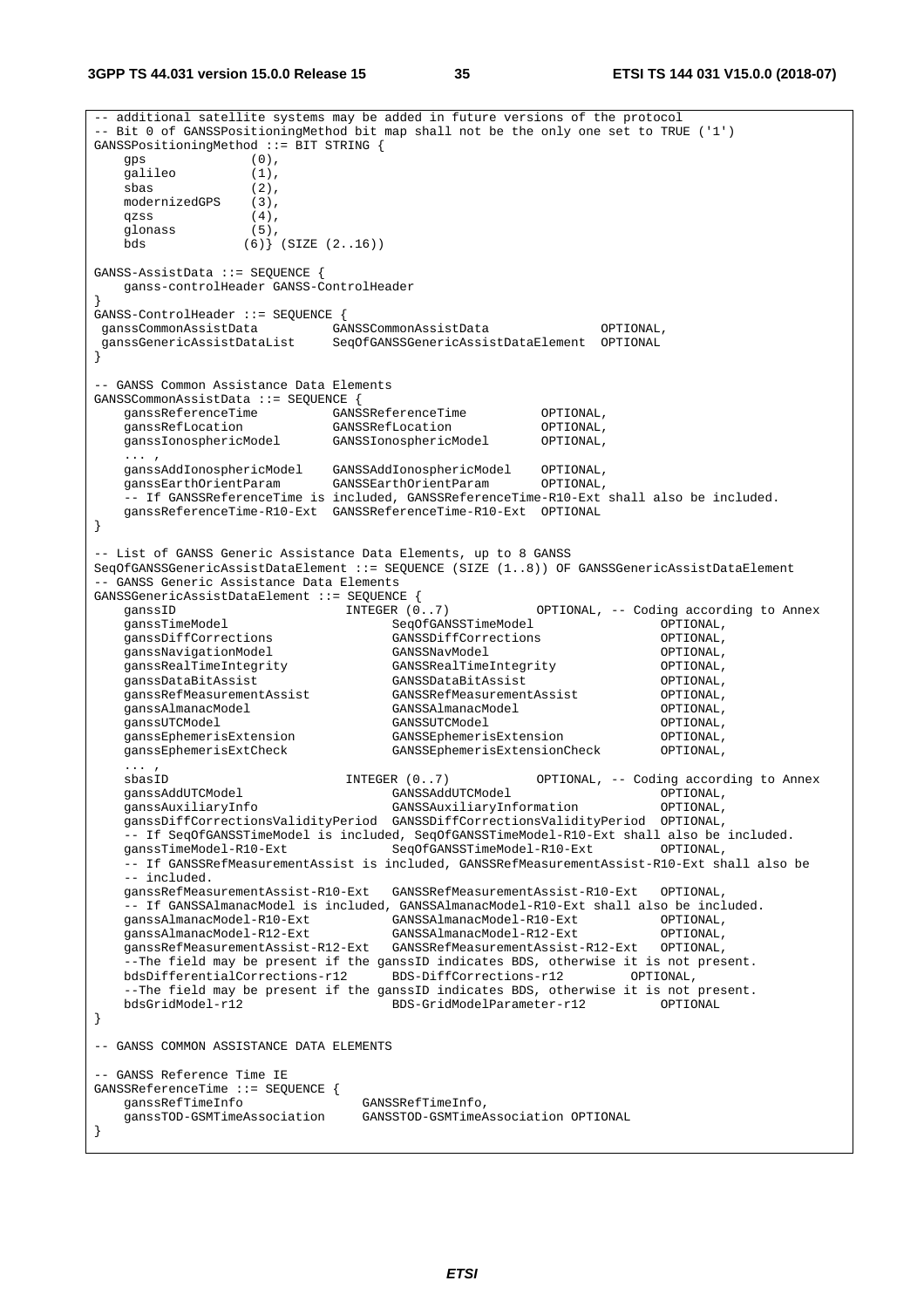```
-- additional satellite systems may be added in future versions of the protocol
-- Bit 0 of GANSSPositioningMethod bit map shall not be the only one set to TRUE ('1')
GANSSPositioningMethod ::= BIT STRING {
    gps             (0),
    galileo         (1),
    sbas            (2),
    modernizedGPS   (3),
    qzss            (4),
    glonass         (5),
    bds            (6)} (SIZE (2..16))

GANSS-AssistData ::= SEQUENCE {
    ganss-controlHeader GANSS-ControlHeader
}
GANSS-ControlHeader ::= SEQUENCE {
 ganssCommonAssistData          GANSSCommonAssistData               OPTIONAL,
 ganssGenericAssistDataList     SeqOfGANSSGenericAssistDataElement  OPTIONAL
}

-- GANSS Common Assistance Data Elements
GANSSCommonAssistData ::= SEQUENCE {
    ganssReferenceTime          GANSSReferenceTime          OPTIONAL,
    ganssRefLocation            GANSSRefLocation            OPTIONAL,
    ganssIonosphericModel       GANSSIonosphericModel       OPTIONAL,
    ... ,
    ganssAddIonosphericModel    GANSSAddIonosphericModel    OPTIONAL,
    ganssEarthOrientParam       GANSSEarthOrientParam       OPTIONAL,
    -- If GANSSReferenceTime is included, GANSSReferenceTime-R10-Ext shall also be included.
    ganssReferenceTime-R10-Ext  GANSSReferenceTime-R10-Ext  OPTIONAL
}

-- List of GANSS Generic Assistance Data Elements, up to 8 GANSS
SeqOfGANSSGenericAssistDataElement ::= SEQUENCE (SIZE (1..8)) OF GANSSGenericAssistDataElement
-- GANSS Generic Assistance Data Elements
GANSSGenericAssistDataElement ::= SEQUENCE {
    ganssID                     INTEGER (0..7)          OPTIONAL, -- Coding according to Annex
    ganssTimeModel                   SeqOfGANSSTimeModel                 OPTIONAL,
    ganssDiffCorrections             GANSSDiffCorrections                OPTIONAL,
    ganssNavigationModel             GANSSNavModel                       OPTIONAL,
    ganssRealTimeIntegrity           GANSSRealTimeIntegrity              OPTIONAL,
    ganssDataBitAssist               GANSSDataBitAssist                  OPTIONAL,
    ganssRefMeasurementAssist        GANSSRefMeasurementAssist           OPTIONAL,
    ganssAlmanacModel                GANSSAlmanacModel                   OPTIONAL,
    ganssUTCModel                    GANSSUTCModel                       OPTIONAL,
    ganssEphemerisExtension          GANSSEphemerisExtension             OPTIONAL,
    ganssEphemerisExtCheck           GANSSEphemerisExtensionCheck        OPTIONAL,
    ... ,
    sbasID                      INTEGER (0..7)          OPTIONAL, -- Coding according to Annex
    ganssAddUTCModel                 GANSSAddUTCModel                    OPTIONAL,
    ganssAuxiliaryInfo               GANSSAuxiliaryInformation           OPTIONAL,
    ganssDiffCorrectionsValidityPeriod  GANSSDiffCorrectionsValidityPeriod  OPTIONAL,
    -- If SeqOfGANSSTimeModel is included, SeqOfGANSSTimeModel-R10-Ext shall also be included.
    ganssTimeModel-R10-Ext           SeqOfGANSSTimeModel-R10-Ext         OPTIONAL,
    -- If GANSSRefMeasurementAssist is included, GANSSRefMeasurementAssist-R10-Ext shall also be
    -- included.
    ganssRefMeasurementAssist-R10-Ext   GANSSRefMeasurementAssist-R10-Ext   OPTIONAL,
    -- If GANSSAlmanacModel is included, GANSSAlmanacModel-R10-Ext shall also be included.
    ganssAlmanacModel-R10-Ext        GANSSAlmanacModel-R10-Ext           OPTIONAL,
    ganssAlmanacModel-R12-Ext        GANSSAlmanacModel-R12-Ext           OPTIONAL,
    ganssRefMeasurementAssist-R12-Ext   GANSSRefMeasurementAssist-R12-Ext   OPTIONAL,
    --The field may be present if the ganssID indicates BDS, otherwise it is not present.
    bdsDifferentialCorrections-r12      BDS-DiffCorrections-r12         OPTIONAL,
    --The field may be present if the ganssID indicates BDS, otherwise it is not present.
    bdsGridModel-r12                 BDS-GridModelParameter-r12          OPTIONAL
}

-- GANSS COMMON ASSISTANCE DATA ELEMENTS

-- GANSS Reference Time IE
GANSSReferenceTime ::= SEQUENCE {
    ganssRefTimeInfo              GANSSRefTimeInfo,
    ganssTOD-GSMTimeAssociation     GANSSTOD-GSMTimeAssociation OPTIONAL
}
```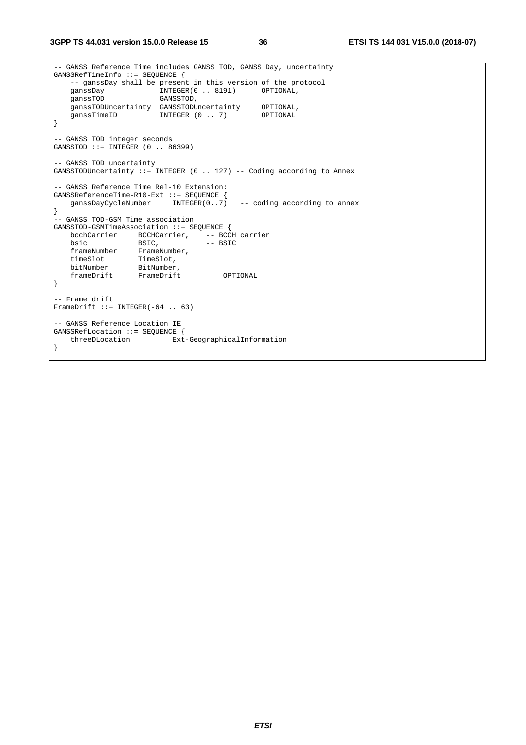```
-- GANSS Reference Time includes GANSS TOD, GANSS Day, uncertainty
GANSSRefTimeInfo ::= SEQUENCE {
    -- ganssDay shall be present in this version of the protocol
    ganssDay             INTEGER(0 .. 8191)      OPTIONAL,
    ganssTOD             GANSSTOD,
    ganssTODUncertainty  GANSSTODUncertainty     OPTIONAL,
    ganssTimeID          INTEGER (0 .. 7)        OPTIONAL
}

-- GANSS TOD integer seconds
GANSSTOD ::= INTEGER (0 .. 86399)

-- GANSS TOD uncertainty
GANSSTODUncertainty ::= INTEGER (0 .. 127) -- Coding according to Annex

-- GANSS Reference Time Rel-10 Extension:
GANSSReferenceTime-R10-Ext ::= SEQUENCE {
    ganssDayCycleNumber     INTEGER(0..7)   -- coding according to annex
}
-- GANSS TOD-GSM Time association
GANSSTOD-GSMTimeAssociation ::= SEQUENCE {
    bcchCarrier     BCCHCarrier,    -- BCCH carrier
    bsic            BSIC,           -- BSIC
    frameNumber     FrameNumber,
    timeSlot        TimeSlot,
    bitNumber       BitNumber,
    frameDrift      FrameDrift          OPTIONAL
}

-- Frame drift
FrameDrift ::= INTEGER(-64 .. 63)

-- GANSS Reference Location IE
GANSSRefLocation ::= SEQUENCE {
    threeDLocation          Ext-GeographicalInformation
}
```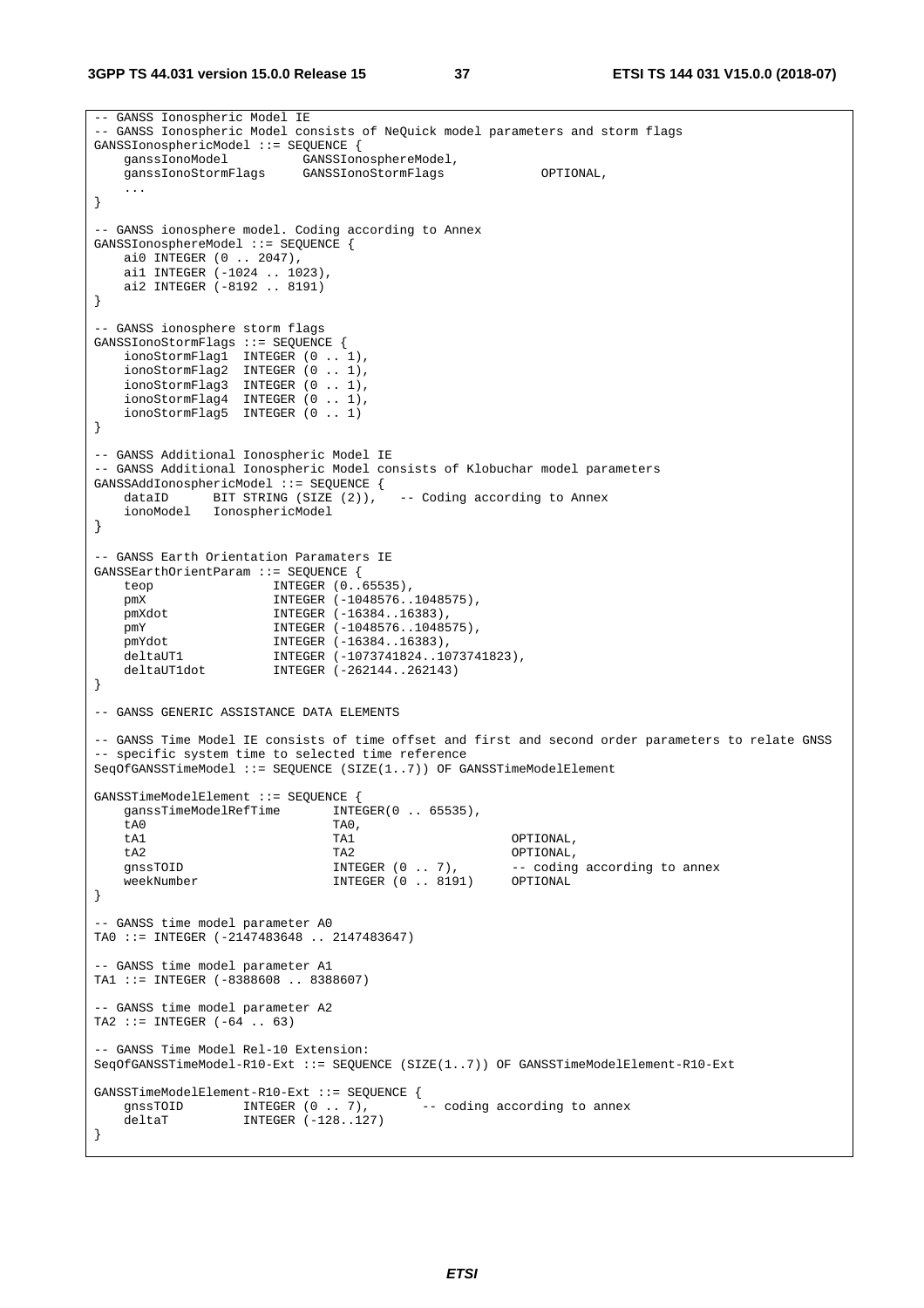```
-- GANSS Ionospheric Model IE
-- GANSS Ionospheric Model consists of NeQuick model parameters and storm flags
GANSSIonosphericModel ::= SEQUENCE {
    ganssIonoModel          GANSSIonosphereModel,
    ganssIonoStormFlags     GANSSIonoStormFlags             OPTIONAL,
    ...
}

-- GANSS ionosphere model. Coding according to Annex
GANSSIonosphereModel ::= SEQUENCE {
    ai0 INTEGER (0 .. 2047),
    ai1 INTEGER (-1024 .. 1023),
    ai2 INTEGER (-8192 .. 8191)
}

-- GANSS ionosphere storm flags
GANSSIonoStormFlags ::= SEQUENCE {
    ionoStormFlag1  INTEGER (0 .. 1),
    ionoStormFlag2  INTEGER (0 .. 1),
    ionoStormFlag3  INTEGER (0 .. 1),
    ionoStormFlag4  INTEGER (0 .. 1),
    ionoStormFlag5  INTEGER (0 .. 1)
}

-- GANSS Additional Ionospheric Model IE
-- GANSS Additional Ionospheric Model consists of Klobuchar model parameters
GANSSAddIonosphericModel ::= SEQUENCE {
    dataID      BIT STRING (SIZE (2)),   -- Coding according to Annex
    ionoModel   IonosphericModel
}

-- GANSS Earth Orientation Paramaters IE
GANSSEarthOrientParam ::= SEQUENCE {
    teop                INTEGER (0..65535),
    pmX                 INTEGER (-1048576..1048575),
    pmXdot              INTEGER (-16384..16383),
    pmY                 INTEGER (-1048576..1048575),
    pmYdot              INTEGER (-16384..16383),
    deltaUT1            INTEGER (-1073741824..1073741823),
    deltaUT1dot         INTEGER (-262144..262143)
}

-- GANSS GENERIC ASSISTANCE DATA ELEMENTS

-- GANSS Time Model IE consists of time offset and first and second order parameters to relate GNSS
-- specific system time to selected time reference
SeqOfGANSSTimeModel ::= SEQUENCE (SIZE(1..7)) OF GANSSTimeModelElement

GANSSTimeModelElement ::= SEQUENCE {
    ganssTimeModelRefTime       INTEGER(0 .. 65535),
    tA0                         TA0,
    tA1                         TA1                     OPTIONAL,
    tA2                         TA2                     OPTIONAL,
    gnssTOID                    INTEGER (0 .. 7),       -- coding according to annex
    weekNumber                  INTEGER (0 .. 8191)     OPTIONAL
}

-- GANSS time model parameter A0
TA0 ::= INTEGER (-2147483648 .. 2147483647)

-- GANSS time model parameter A1
TA1 ::= INTEGER (-8388608 .. 8388607)

-- GANSS time model parameter A2
TA2 ::= INTEGER (-64 .. 63)

-- GANSS Time Model Rel-10 Extension:
SeqOfGANSSTimeModel-R10-Ext ::= SEQUENCE (SIZE(1..7)) OF GANSSTimeModelElement-R10-Ext

GANSSTimeModelElement-R10-Ext ::= SEQUENCE {
    gnssTOID        INTEGER (0 .. 7),       -- coding according to annex
    deltaT          INTEGER (-128..127)
}
```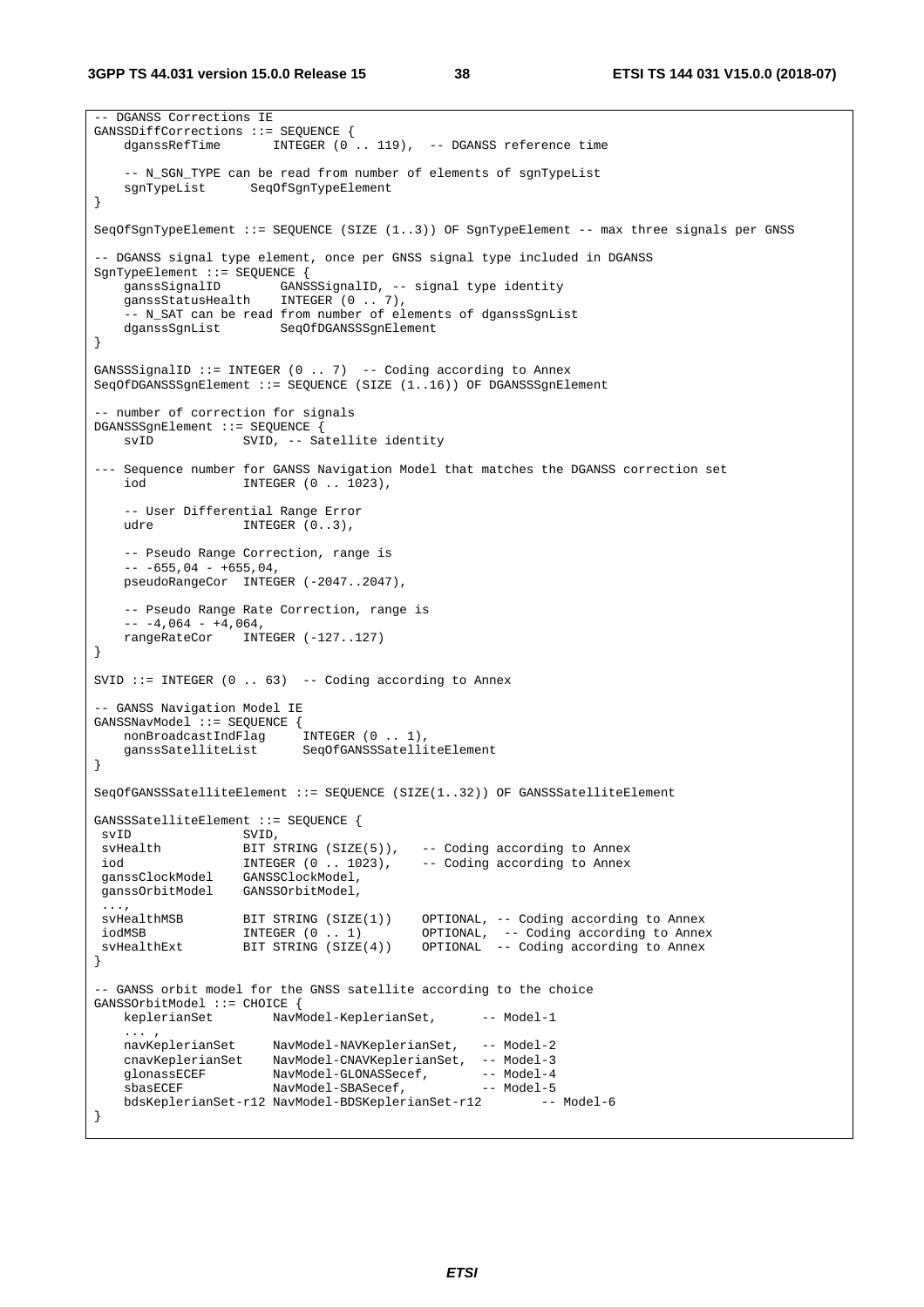```
-- DGANSS Corrections IE
GANSSDiffCorrections ::= SEQUENCE {
    dganssRefTime       INTEGER (0 .. 119),  -- DGANSS reference time

    -- N_SGN_TYPE can be read from number of elements of sgnTypeList
    sgnTypeList      SeqOfSgnTypeElement
}

SeqOfSgnTypeElement ::= SEQUENCE (SIZE (1..3)) OF SgnTypeElement -- max three signals per GNSS

-- DGANSS signal type element, once per GNSS signal type included in DGANSS
SgnTypeElement ::= SEQUENCE {
    ganssSignalID        GANSSSignalID, -- signal type identity
    ganssStatusHealth    INTEGER (0 .. 7),
    -- N_SAT can be read from number of elements of dganssSgnList
    dganssSgnList        SeqOfDGANSSSgnElement
}

GANSSSignalID ::= INTEGER (0 .. 7)  -- Coding according to Annex
SeqOfDGANSSSgnElement ::= SEQUENCE (SIZE (1..16)) OF DGANSSSgnElement

-- number of correction for signals
DGANSSSgnElement ::= SEQUENCE {
    svID            SVID, -- Satellite identity

--- Sequence number for GANSS Navigation Model that matches the DGANSS correction set
    iod             INTEGER (0 .. 1023),

    -- User Differential Range Error
    udre            INTEGER (0..3),

    -- Pseudo Range Correction, range is
    -- -655,04 - +655,04,
    pseudoRangeCor  INTEGER (-2047..2047),

    -- Pseudo Range Rate Correction, range is
    -- -4,064 - +4,064,
    rangeRateCor    INTEGER (-127..127)
}

SVID ::= INTEGER (0 .. 63)  -- Coding according to Annex

-- GANSS Navigation Model IE
GANSSNavModel ::= SEQUENCE {
    nonBroadcastIndFlag     INTEGER (0 .. 1),
    ganssSatelliteList      SeqOfGANSSSatelliteElement
}

SeqOfGANSSSatelliteElement ::= SEQUENCE (SIZE(1..32)) OF GANSSSatelliteElement

GANSSSatelliteElement ::= SEQUENCE {
 svID               SVID,
 svHealth           BIT STRING (SIZE(5)),   -- Coding according to Annex
 iod                INTEGER (0 .. 1023),    -- Coding according to Annex
 ganssClockModel    GANSSClockModel,
 ganssOrbitModel    GANSSOrbitModel,
 ...,
 svHealthMSB        BIT STRING (SIZE(1))    OPTIONAL, -- Coding according to Annex
 iodMSB             INTEGER (0 .. 1)        OPTIONAL,  -- Coding according to Annex
 svHealthExt        BIT STRING (SIZE(4))    OPTIONAL  -- Coding according to Annex
}

-- GANSS orbit model for the GNSS satellite according to the choice
GANSSOrbitModel ::= CHOICE {
    keplerianSet        NavModel-KeplerianSet,      -- Model-1
    ... ,
    navKeplerianSet     NavModel-NAVKeplerianSet,   -- Model-2
    cnavKeplerianSet    NavModel-CNAVKeplerianSet,  -- Model-3
    glonassECEF         NavModel-GLONASSecef,       -- Model-4
    sbasECEF            NavModel-SBASecef,          -- Model-5
    bdsKeplerianSet-r12 NavModel-BDSKeplerianSet-r12        -- Model-6
}
```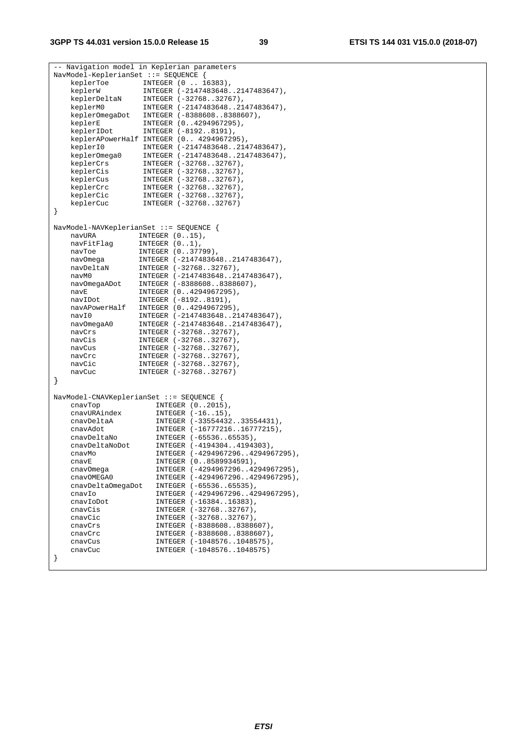```
-- Navigation model in Keplerian parameters
NavModel-KeplerianSet ::= SEQUENCE {
    keplerToe         INTEGER (0 .. 16383),
    keplerW           INTEGER (-2147483648..2147483647),
    keplerDeltaN      INTEGER (-32768..32767),
    keplerM0          INTEGER (-2147483648..2147483647),
    keplerOmegaDot    INTEGER (-8388608..8388607),
    keplerE           INTEGER (0..4294967295),
    keplerIDot        INTEGER (-8192..8191),
    keplerAPowerHalf  INTEGER (0.. 4294967295),
    keplerI0          INTEGER (-2147483648..2147483647),
    keplerOmega0      INTEGER (-2147483648..2147483647),
    keplerCrs         INTEGER (-32768..32767),
    keplerCis         INTEGER (-32768..32767),
    keplerCus         INTEGER (-32768..32767),
    keplerCrc         INTEGER (-32768..32767),
    keplerCic         INTEGER (-32768..32767),
    keplerCuc         INTEGER (-32768..32767)
}

NavModel-NAVKeplerianSet ::= SEQUENCE {
    navURA           INTEGER (0..15),
    navFitFlag       INTEGER (0..1),
    navToe           INTEGER (0..37799),
    navOmega         INTEGER (-2147483648..2147483647),
    navDeltaN        INTEGER (-32768..32767),
    navM0            INTEGER (-2147483648..2147483647),
    navOmegaADot     INTEGER (-8388608..8388607),
    navE             INTEGER (0..4294967295),
    navIDot          INTEGER (-8192..8191),
    navAPowerHalf    INTEGER (0..4294967295),
    navI0            INTEGER (-2147483648..2147483647),
    navOmegaA0       INTEGER (-2147483648..2147483647),
    navCrs           INTEGER (-32768..32767),
    navCis           INTEGER (-32768..32767),
    navCus           INTEGER (-32768..32767),
    navCrc           INTEGER (-32768..32767),
    navCic           INTEGER (-32768..32767),
    navCuc           INTEGER (-32768..32767)
}

NavModel-CNAVKeplerianSet ::= SEQUENCE {
    cnavTop              INTEGER (0..2015),
    cnavURAindex         INTEGER (-16..15),
    cnavDeltaA           INTEGER (-33554432..33554431),
    cnavAdot             INTEGER (-16777216..16777215),
    cnavDeltaNo          INTEGER (-65536..65535),
    cnavDeltaNoDot       INTEGER (-4194304..4194303),
    cnavMo               INTEGER (-4294967296..4294967295),
    cnavE                INTEGER (0..8589934591),
    cnavOmega            INTEGER (-4294967296..4294967295),
    cnavOMEGA0           INTEGER (-4294967296..4294967295),
    cnavDeltaOmegaDot    INTEGER (-65536..65535),
    cnavIo               INTEGER (-4294967296..4294967295),
    cnavIoDot            INTEGER (-16384..16383),
    cnavCis              INTEGER (-32768..32767),
    cnavCic              INTEGER (-32768..32767),
    cnavCrs              INTEGER (-8388608..8388607),
    cnavCrc              INTEGER (-8388608..8388607),
    cnavCus              INTEGER (-1048576..1048575),
    cnavCuc              INTEGER (-1048576..1048575)
}
```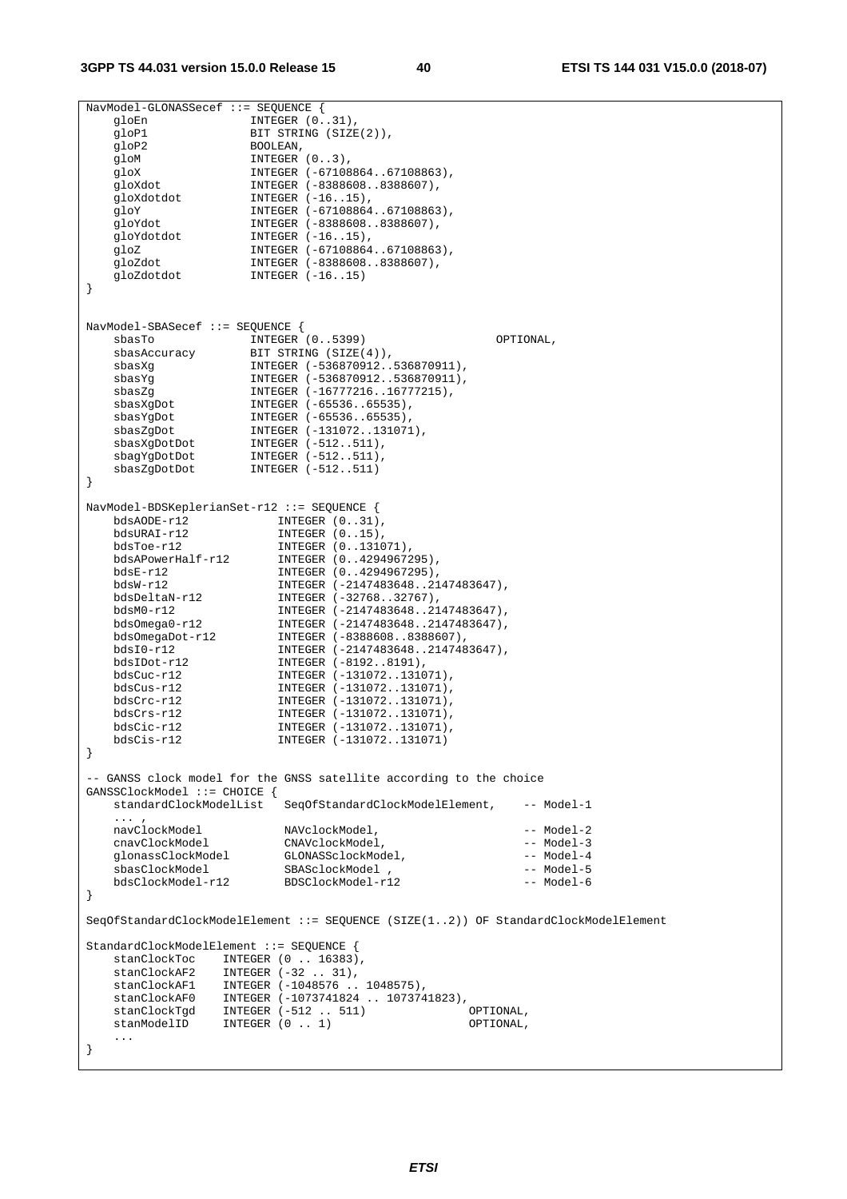```
NavModel-GLONASSecef ::= SEQUENCE {
    gloEn               INTEGER (0..31),
    gloP1               BIT STRING (SIZE(2)),
    gloP2               BOOLEAN,
    gloM                INTEGER (0..3),
    gloX                INTEGER (-67108864..67108863),
    gloXdot             INTEGER (-8388608..8388607),
    gloXdotdot          INTEGER (-16..15),
    gloY                INTEGER (-67108864..67108863),
    gloYdot             INTEGER (-8388608..8388607),
    gloYdotdot          INTEGER (-16..15),
    gloZ                INTEGER (-67108864..67108863),
    gloZdot             INTEGER (-8388608..8388607),
    gloZdotdot          INTEGER (-16..15)
}


NavModel-SBASecef ::= SEQUENCE {
    sbasTo              INTEGER (0..5399)                   OPTIONAL,
    sbasAccuracy        BIT STRING (SIZE(4)),
    sbasXg              INTEGER (-536870912..536870911),
    sbasYg              INTEGER (-536870912..536870911),
    sbasZg              INTEGER (-16777216..16777215),
    sbasXgDot           INTEGER (-65536..65535),
    sbasYgDot           INTEGER (-65536..65535),
    sbasZgDot           INTEGER (-131072..131071),
    sbasXgDotDot        INTEGER (-512..511),
    sbagYgDotDot        INTEGER (-512..511),
    sbasZgDotDot        INTEGER (-512..511)
}

NavModel-BDSKeplerianSet-r12 ::= SEQUENCE {
    bdsAODE-r12             INTEGER (0..31),
    bdsURAI-r12             INTEGER (0..15),
    bdsToe-r12              INTEGER (0..131071),
    bdsAPowerHalf-r12       INTEGER (0..4294967295),
    bdsE-r12                INTEGER (0..4294967295),
    bdsW-r12                INTEGER (-2147483648..2147483647),
    bdsDeltaN-r12           INTEGER (-32768..32767),
    bdsM0-r12               INTEGER (-2147483648..2147483647),
    bdsOmega0-r12           INTEGER (-2147483648..2147483647),
    bdsOmegaDot-r12         INTEGER (-8388608..8388607),
    bdsI0-r12               INTEGER (-2147483648..2147483647),
    bdsIDot-r12             INTEGER (-8192..8191),
    bdsCuc-r12              INTEGER (-131072..131071),
    bdsCus-r12              INTEGER (-131072..131071),
    bdsCrc-r12              INTEGER (-131072..131071),
    bdsCrs-r12              INTEGER (-131072..131071),
    bdsCic-r12              INTEGER (-131072..131071),
    bdsCis-r12              INTEGER (-131072..131071)
}

-- GANSS clock model for the GNSS satellite according to the choice
GANSSClockModel ::= CHOICE {
    standardClockModelList   SeqOfStandardClockModelElement,    -- Model-1
    ... ,
    navClockModel            NAVclockModel,                     -- Model-2
    cnavClockModel           CNAVclockModel,                    -- Model-3
    glonassClockModel        GLONASSclockModel,                 -- Model-4
    sbasClockModel           SBASclockModel ,                   -- Model-5
    bdsClockModel-r12        BDSClockModel-r12                  -- Model-6
}

SeqOfStandardClockModelElement ::= SEQUENCE (SIZE(1..2)) OF StandardClockModelElement

StandardClockModelElement ::= SEQUENCE {
    stanClockToc    INTEGER (0 .. 16383),
    stanClockAF2    INTEGER (-32 .. 31),
    stanClockAF1    INTEGER (-1048576 .. 1048575),
    stanClockAF0    INTEGER (-1073741824 .. 1073741823),
    stanClockTgd    INTEGER (-512 .. 511)               OPTIONAL,
    stanModelID     INTEGER (0 .. 1)                    OPTIONAL,
    ...
}
```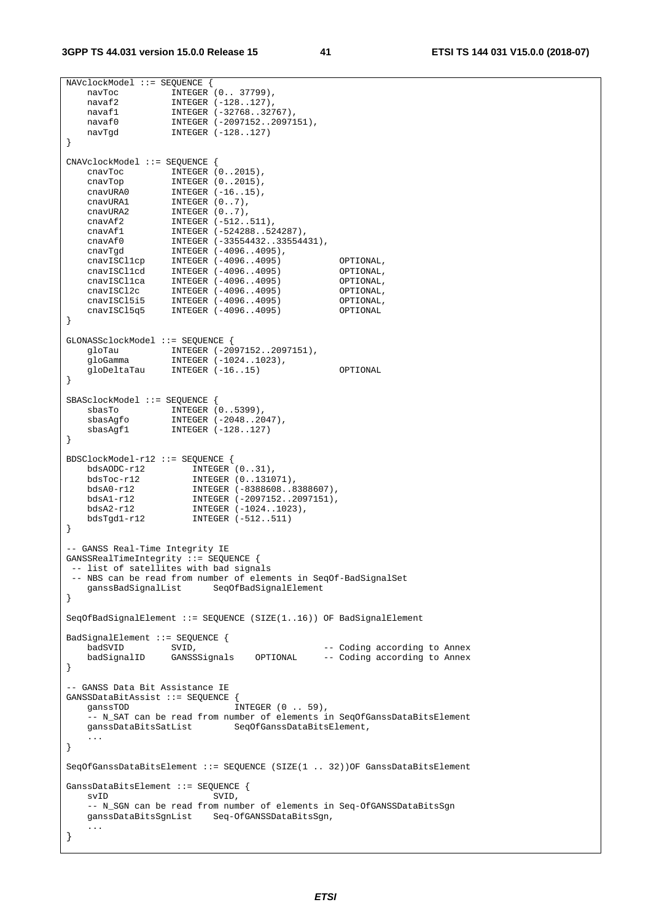```
NAVclockModel ::= SEQUENCE {
    navToc          INTEGER (0.. 37799),
    navaf2          INTEGER (-128..127),
    navaf1          INTEGER (-32768..32767),
    navaf0          INTEGER (-2097152..2097151),
    navTgd          INTEGER (-128..127)
}

CNAVclockModel ::= SEQUENCE {
    cnavToc         INTEGER (0..2015),
    cnavTop         INTEGER (0..2015),
    cnavURA0        INTEGER (-16..15),
    cnavURA1        INTEGER (0..7),
    cnavURA2        INTEGER (0..7),
    cnavAf2         INTEGER (-512..511),
    cnavAf1         INTEGER (-524288..524287),
    cnavAf0         INTEGER (-33554432..33554431),
    cnavTgd         INTEGER (-4096..4095),
    cnavISCl1cp     INTEGER (-4096..4095)           OPTIONAL,
    cnavISCl1cd     INTEGER (-4096..4095)           OPTIONAL,
    cnavISCl1ca     INTEGER (-4096..4095)           OPTIONAL,
    cnavISCl2c      INTEGER (-4096..4095)           OPTIONAL,
    cnavISCl5i5     INTEGER (-4096..4095)           OPTIONAL,
    cnavISCl5q5     INTEGER (-4096..4095)           OPTIONAL
}

GLONASSclockModel ::= SEQUENCE {
    gloTau          INTEGER (-2097152..2097151),
    gloGamma        INTEGER (-1024..1023),
    gloDeltaTau     INTEGER (-16..15)               OPTIONAL
}

SBASclockModel ::= SEQUENCE {
    sbasTo          INTEGER (0..5399),
    sbasAgfo        INTEGER (-2048..2047),
    sbasAgf1        INTEGER (-128..127)
}

BDSClockModel-r12 ::= SEQUENCE {
    bdsAODC-r12         INTEGER (0..31),
    bdsToc-r12          INTEGER (0..131071),
    bdsA0-r12           INTEGER (-8388608..8388607),
    bdsA1-r12           INTEGER (-2097152..2097151),
    bdsA2-r12           INTEGER (-1024..1023),
    bdsTgd1-r12         INTEGER (-512..511)
}

-- GANSS Real-Time Integrity IE
GANSSRealTimeIntegrity ::= SEQUENCE {
 -- list of satellites with bad signals
 -- NBS can be read from number of elements in SeqOf-BadSignalSet
    ganssBadSignalList      SeqOfBadSignalElement
}

SeqOfBadSignalElement ::= SEQUENCE (SIZE(1..16)) OF BadSignalElement

BadSignalElement ::= SEQUENCE {
    badSVID         SVID,                           -- Coding according to Annex
    badSignalID     GANSSSignals    OPTIONAL        -- Coding according to Annex
}

-- GANSS Data Bit Assistance IE
GANSSDataBitAssist ::= SEQUENCE {
    ganssTOD                    INTEGER (0 .. 59),
    -- N_SAT can be read from number of elements in SeqOfGanssDataBitsElement
    ganssDataBitsSatList        SeqOfGanssDataBitsElement,
    ...
}

SeqOfGanssDataBitsElement ::= SEQUENCE (SIZE(1 .. 32))OF GanssDataBitsElement

GanssDataBitsElement ::= SEQUENCE {
    svID                    SVID,
    -- N_SGN can be read from number of elements in Seq-OfGANSSDataBitsSgn
    ganssDataBitsSgnList    Seq-OfGANSSDataBitsSgn,
    ...
}
```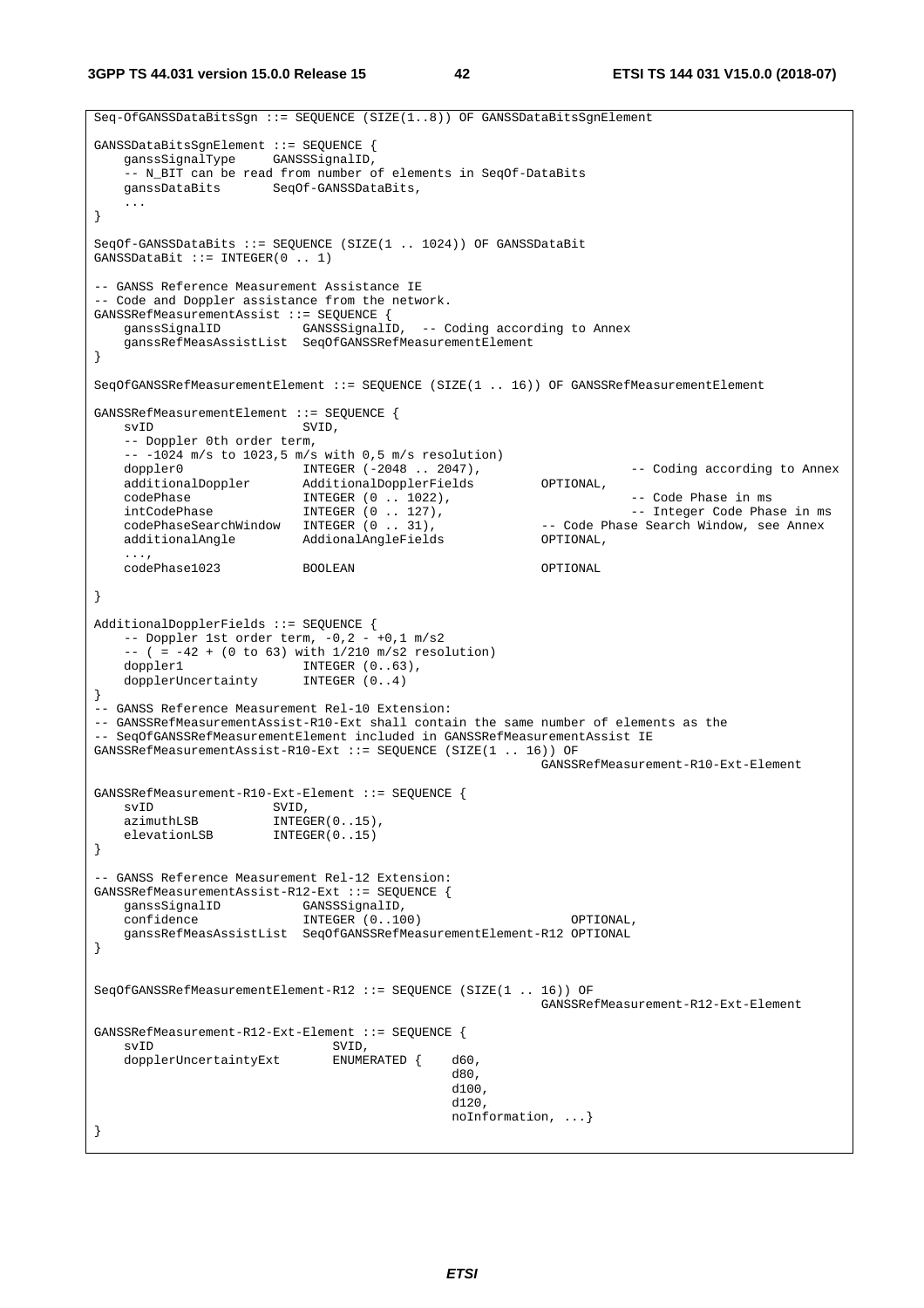```
Seq-OfGANSSDataBitsSgn ::= SEQUENCE (SIZE(1..8)) OF GANSSDataBitsSgnElement

GANSSDataBitsSgnElement ::= SEQUENCE {
    ganssSignalType     GANSSSignalID,
    -- N_BIT can be read from number of elements in SeqOf-DataBits
    ganssDataBits       SeqOf-GANSSDataBits,
    ...
}

SeqOf-GANSSDataBits ::= SEQUENCE (SIZE(1 .. 1024)) OF GANSSDataBit
GANSSDataBit ::= INTEGER(0 .. 1)

-- GANSS Reference Measurement Assistance IE
-- Code and Doppler assistance from the network.
GANSSRefMeasurementAssist ::= SEQUENCE {
    ganssSignalID           GANSSSignalID,  -- Coding according to Annex
    ganssRefMeasAssistList  SeqOfGANSSRefMeasurementElement
}

SeqOfGANSSRefMeasurementElement ::= SEQUENCE (SIZE(1 .. 16)) OF GANSSRefMeasurementElement

GANSSRefMeasurementElement ::= SEQUENCE {
    svID                    SVID,
    -- Doppler 0th order term,
    -- -1024 m/s to 1023,5 m/s with 0,5 m/s resolution)
    doppler0                INTEGER (-2048 .. 2047),                    -- Coding according to Annex
    additionalDoppler       AdditionalDopplerFields         OPTIONAL,
    codePhase               INTEGER (0 .. 1022),                        -- Code Phase in ms
    intCodePhase            INTEGER (0 .. 127),                         -- Integer Code Phase in ms
    codePhaseSearchWindow   INTEGER (0 .. 31),              -- Code Phase Search Window, see Annex
    additionalAngle         AddionalAngleFields             OPTIONAL,
    ...,
    codePhase1023           BOOLEAN                         OPTIONAL

}

AdditionalDopplerFields ::= SEQUENCE {
    -- Doppler 1st order term, -0,2 - +0,1 m/s2
    -- ( = -42 + (0 to 63) with 1/210 m/s2 resolution)
    doppler1                INTEGER (0..63),
    dopplerUncertainty      INTEGER (0..4)
}
-- GANSS Reference Measurement Rel-10 Extension:
-- GANSSRefMeasurementAssist-R10-Ext shall contain the same number of elements as the
-- SeqOfGANSSRefMeasurementElement included in GANSSRefMeasurementAssist IE
GANSSRefMeasurementAssist-R10-Ext ::= SEQUENCE (SIZE(1 .. 16)) OF
                                                            GANSSRefMeasurement-R10-Ext-Element

GANSSRefMeasurement-R10-Ext-Element ::= SEQUENCE {
    svID                SVID,
    azimuthLSB          INTEGER(0..15),
    elevationLSB        INTEGER(0..15)
}

-- GANSS Reference Measurement Rel-12 Extension:
GANSSRefMeasurementAssist-R12-Ext ::= SEQUENCE {
    ganssSignalID           GANSSSignalID,
    confidence              INTEGER (0..100)                    OPTIONAL,
    ganssRefMeasAssistList  SeqOfGANSSRefMeasurementElement-R12 OPTIONAL
}


SeqOfGANSSRefMeasurementElement-R12 ::= SEQUENCE (SIZE(1 .. 16)) OF
                                                            GANSSRefMeasurement-R12-Ext-Element

GANSSRefMeasurement-R12-Ext-Element ::= SEQUENCE {
    svID                        SVID,
    dopplerUncertaintyExt       ENUMERATED {    d60,
                                                d80,
                                                d100,
                                                d120,
                                                noInformation, ...}
}
```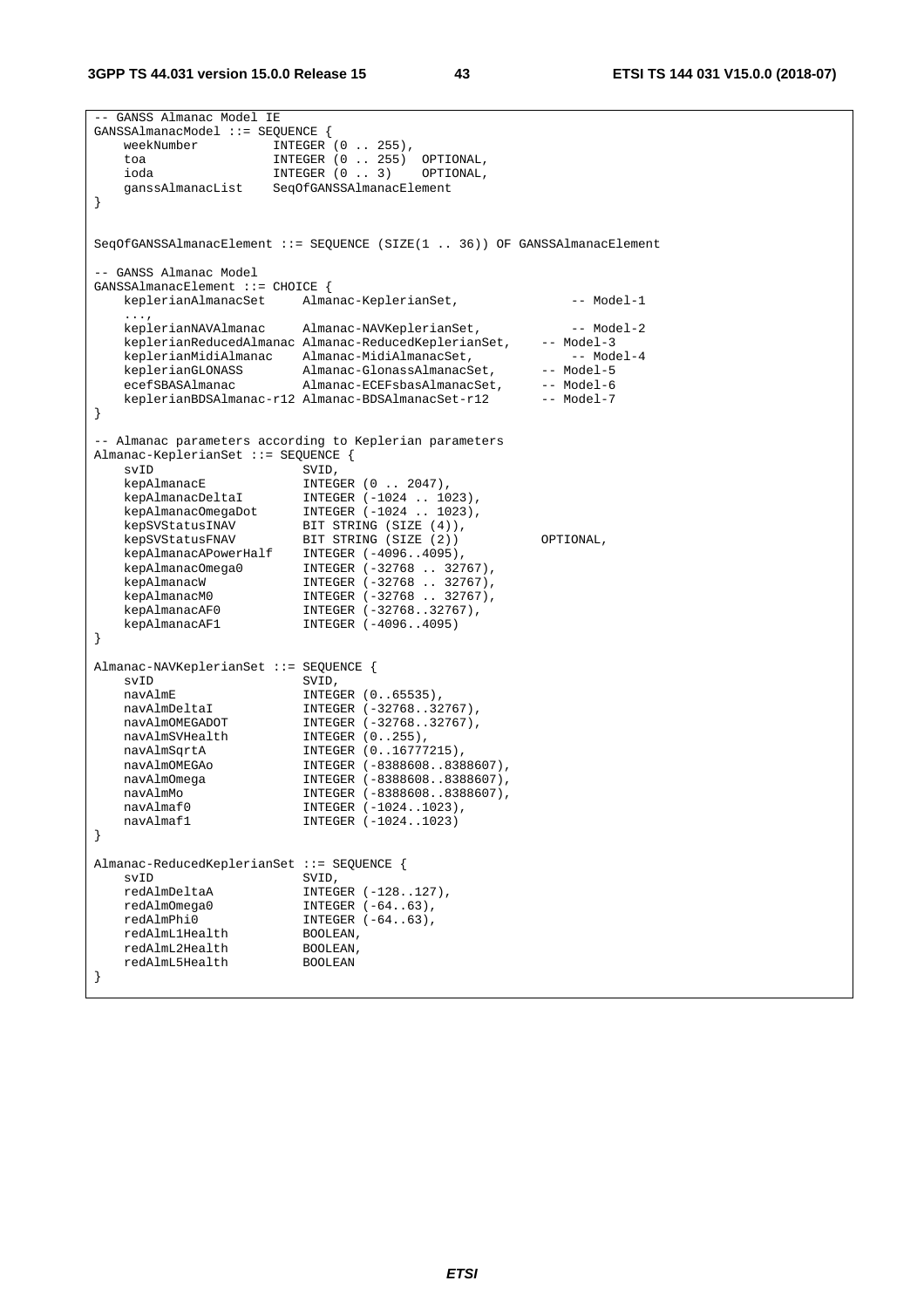```
-- GANSS Almanac Model IE
GANSSAlmanacModel ::= SEQUENCE {
    weekNumber          INTEGER (0 .. 255),
    toa                 INTEGER (0 .. 255)  OPTIONAL,
    ioda                INTEGER (0 .. 3)    OPTIONAL,
    ganssAlmanacList    SeqOfGANSSAlmanacElement
}


SeqOfGANSSAlmanacElement ::= SEQUENCE (SIZE(1 .. 36)) OF GANSSAlmanacElement

-- GANSS Almanac Model
GANSSAlmanacElement ::= CHOICE {
    keplerianAlmanacSet     Almanac-KeplerianSet,               -- Model-1
    ...,
    keplerianNAVAlmanac     Almanac-NAVKeplerianSet,            -- Model-2
    keplerianReducedAlmanac Almanac-ReducedKeplerianSet,    -- Model-3
    keplerianMidiAlmanac    Almanac-MidiAlmanacSet,             -- Model-4
    keplerianGLONASS        Almanac-GlonassAlmanacSet,      -- Model-5
    ecefSBASAlmanac         Almanac-ECEFsbasAlmanacSet,     -- Model-6
    keplerianBDSAlmanac-r12 Almanac-BDSAlmanacSet-r12       -- Model-7
}

-- Almanac parameters according to Keplerian parameters
Almanac-KeplerianSet ::= SEQUENCE {
    svID                    SVID,
    kepAlmanacE             INTEGER (0 .. 2047),
    kepAlmanacDeltaI        INTEGER (-1024 .. 1023),
    kepAlmanacOmegaDot      INTEGER (-1024 .. 1023),
    kepSVStatusINAV         BIT STRING (SIZE (4)),
    kepSVStatusFNAV         BIT STRING (SIZE (2))           OPTIONAL,
    kepAlmanacAPowerHalf    INTEGER (-4096..4095),
    kepAlmanacOmega0        INTEGER (-32768 .. 32767),
    kepAlmanacW             INTEGER (-32768 .. 32767),
    kepAlmanacM0            INTEGER (-32768 .. 32767),
    kepAlmanacAF0           INTEGER (-32768..32767),
    kepAlmanacAF1           INTEGER (-4096..4095)
}

Almanac-NAVKeplerianSet ::= SEQUENCE {
    svID                    SVID,
    navAlmE                 INTEGER (0..65535),
    navAlmDeltaI            INTEGER (-32768..32767),
    navAlmOMEGADOT          INTEGER (-32768..32767),
    navAlmSVHealth          INTEGER (0..255),
    navAlmSqrtA             INTEGER (0..16777215),
    navAlmOMEGAo            INTEGER (-8388608..8388607),
    navAlmOmega             INTEGER (-8388608..8388607),
    navAlmMo                INTEGER (-8388608..8388607),
    navAlmaf0               INTEGER (-1024..1023),
    navAlmaf1               INTEGER (-1024..1023)
}

Almanac-ReducedKeplerianSet ::= SEQUENCE {
    svID                    SVID,
    redAlmDeltaA            INTEGER (-128..127),
    redAlmOmega0            INTEGER (-64..63),
    redAlmPhi0              INTEGER (-64..63),
    redAlmL1Health          BOOLEAN,
    redAlmL2Health          BOOLEAN,
    redAlmL5Health          BOOLEAN
}
```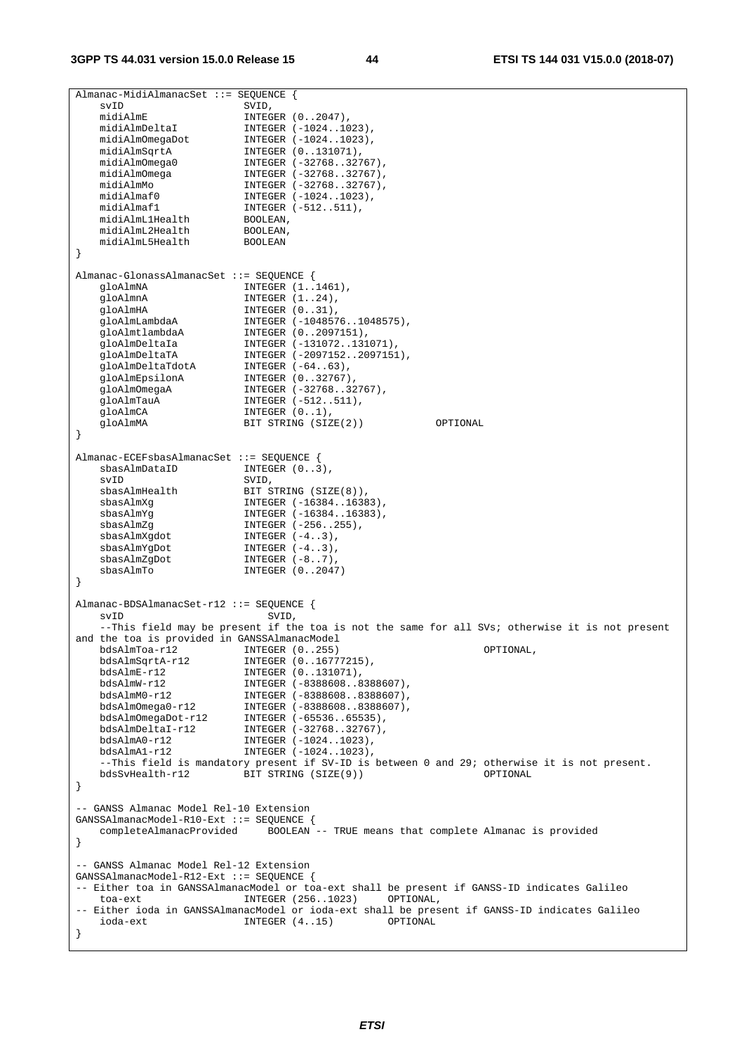```
Almanac-MidiAlmanacSet ::= SEQUENCE {
    svID                    SVID,
    midiAlmE                INTEGER (0..2047),
    midiAlmDeltaI           INTEGER (-1024..1023),
    midiAlmOmegaDot         INTEGER (-1024..1023),
    midiAlmSqrtA            INTEGER (0..131071),
    midiAlmOmega0           INTEGER (-32768..32767),
    midiAlmOmega            INTEGER (-32768..32767),
    midiAlmMo               INTEGER (-32768..32767),
    midiAlmaf0              INTEGER (-1024..1023),
    midiAlmaf1              INTEGER (-512..511),
    midiAlmL1Health         BOOLEAN,
    midiAlmL2Health         BOOLEAN,
    midiAlmL5Health         BOOLEAN
}

Almanac-GlonassAlmanacSet ::= SEQUENCE {
    gloAlmNA                INTEGER (1..1461),
    gloAlmnA                INTEGER (1..24),
    gloAlmHA                INTEGER (0..31),
    gloAlmLambdaA           INTEGER (-1048576..1048575),
    gloAlmtlambdaA          INTEGER (0..2097151),
    gloAlmDeltaIa           INTEGER (-131072..131071),
    gloAlmDeltaTA           INTEGER (-2097152..2097151),
    gloAlmDeltaTdotA        INTEGER (-64..63),
    gloAlmEpsilonA          INTEGER (0..32767),
    gloAlmOmegaA            INTEGER (-32768..32767),
    gloAlmTauA              INTEGER (-512..511),
    gloAlmCA                INTEGER (0..1),
    gloAlmMA                BIT STRING (SIZE(2))            OPTIONAL
}

Almanac-ECEFsbasAlmanacSet ::= SEQUENCE {
    sbasAlmDataID           INTEGER (0..3),
    svID                    SVID,
    sbasAlmHealth           BIT STRING (SIZE(8)),
    sbasAlmXg               INTEGER (-16384..16383),
    sbasAlmYg               INTEGER (-16384..16383),
    sbasAlmZg               INTEGER (-256..255),
    sbasAlmXgdot            INTEGER (-4..3),
    sbasAlmYgDot            INTEGER (-4..3),
    sbasAlmZgDot            INTEGER (-8..7),
    sbasAlmTo               INTEGER (0..2047)
}

Almanac-BDSAlmanacSet-r12 ::= SEQUENCE {
    svID                        SVID,
    --This field may be present if the toa is not the same for all SVs; otherwise it is not present
and the toa is provided in GANSSAlmanacModel
    bdsAlmToa-r12           INTEGER (0..255)                        OPTIONAL,
    bdsAlmSqrtA-r12         INTEGER (0..16777215),
    bdsAlmE-r12             INTEGER (0..131071),
    bdsAlmW-r12             INTEGER (-8388608..8388607),
    bdsAlmM0-r12            INTEGER (-8388608..8388607),
    bdsAlmOmega0-r12        INTEGER (-8388608..8388607),
    bdsAlmOmegaDot-r12      INTEGER (-65536..65535),
    bdsAlmDeltaI-r12        INTEGER (-32768..32767),
    bdsAlmA0-r12            INTEGER (-1024..1023),
    bdsAlmA1-r12            INTEGER (-1024..1023),
    --This field is mandatory present if SV-ID is between 0 and 29; otherwise it is not present.
    bdsSvHealth-r12         BIT STRING (SIZE(9))                    OPTIONAL
}

-- GANSS Almanac Model Rel-10 Extension
GANSSAlmanacModel-R10-Ext ::= SEQUENCE {
    completeAlmanacProvided     BOOLEAN -- TRUE means that complete Almanac is provided
}

-- GANSS Almanac Model Rel-12 Extension
GANSSAlmanacModel-R12-Ext ::= SEQUENCE {
-- Either toa in GANSSAlmanacModel or toa-ext shall be present if GANSS-ID indicates Galileo
    toa-ext                 INTEGER (256..1023)     OPTIONAL,
-- Either ioda in GANSSAlmanacModel or ioda-ext shall be present if GANSS-ID indicates Galileo
    ioda-ext                INTEGER (4..15)         OPTIONAL
}
```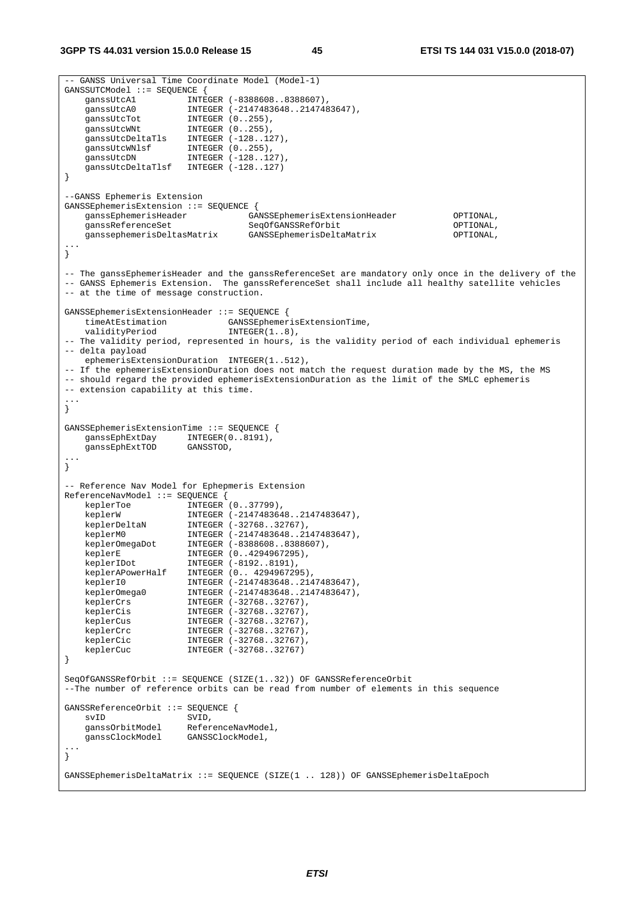```
-- GANSS Universal Time Coordinate Model (Model-1)
GANSSUTCModel ::= SEQUENCE {
    ganssUtcA1          INTEGER (-8388608..8388607),
    ganssUtcA0          INTEGER (-2147483648..2147483647),
    ganssUtcTot         INTEGER (0..255),
    ganssUtcWNt         INTEGER (0..255),
    ganssUtcDeltaTls    INTEGER (-128..127),
    ganssUtcWNlsf       INTEGER (0..255),
    ganssUtcDN          INTEGER (-128..127),
    ganssUtcDeltaTlsf   INTEGER (-128..127)
}

--GANSS Ephemeris Extension
GANSSEphemerisExtension ::= SEQUENCE {
    ganssEphemerisHeader            GANSSEphemerisExtensionHeader           OPTIONAL,
    ganssReferenceSet               SeqOfGANSSRefOrbit                      OPTIONAL,
    ganssephemerisDeltasMatrix      GANSSEphemerisDeltaMatrix               OPTIONAL,
...
}

-- The ganssEphemerisHeader and the ganssReferenceSet are mandatory only once in the delivery of the
-- GANSS Ephemeris Extension.  The ganssReferenceSet shall include all healthy satellite vehicles
-- at the time of message construction.

GANSSEphemerisExtensionHeader ::= SEQUENCE {
    timeAtEstimation            GANSSEphemerisExtensionTime,
    validityPeriod              INTEGER(1..8),
-- The validity period, represented in hours, is the validity period of each individual ephemeris
-- delta payload
    ephemerisExtensionDuration  INTEGER(1..512),
-- If the ephemerisExtensionDuration does not match the request duration made by the MS, the MS
-- should regard the provided ephemerisExtensionDuration as the limit of the SMLC ephemeris
-- extension capability at this time.
...
}

GANSSEphemerisExtensionTime ::= SEQUENCE {
    ganssEphExtDay      INTEGER(0..8191),
    ganssEphExtTOD      GANSSTOD,
...
}

-- Reference Nav Model for Ephepmeris Extension
ReferenceNavModel ::= SEQUENCE {
    keplerToe           INTEGER (0..37799),
    keplerW             INTEGER (-2147483648..2147483647),
    keplerDeltaN        INTEGER (-32768..32767),
    keplerM0            INTEGER (-2147483648..2147483647),
    keplerOmegaDot      INTEGER (-8388608..8388607),
    keplerE             INTEGER (0..4294967295),
    keplerIDot          INTEGER (-8192..8191),
    keplerAPowerHalf    INTEGER (0.. 4294967295),
    keplerI0            INTEGER (-2147483648..2147483647),
    keplerOmega0        INTEGER (-2147483648..2147483647),
    keplerCrs           INTEGER (-32768..32767),
    keplerCis           INTEGER (-32768..32767),
    keplerCus           INTEGER (-32768..32767),
    keplerCrc           INTEGER (-32768..32767),
    keplerCic           INTEGER (-32768..32767),
    keplerCuc           INTEGER (-32768..32767)
}

SeqOfGANSSRefOrbit ::= SEQUENCE (SIZE(1..32)) OF GANSSReferenceOrbit
--The number of reference orbits can be read from number of elements in this sequence

GANSSReferenceOrbit ::= SEQUENCE {
    svID                SVID,
    ganssOrbitModel     ReferenceNavModel,
    ganssClockModel     GANSSClockModel,
...
}

GANSSEphemerisDeltaMatrix ::= SEQUENCE (SIZE(1 .. 128)) OF GANSSEphemerisDeltaEpoch
```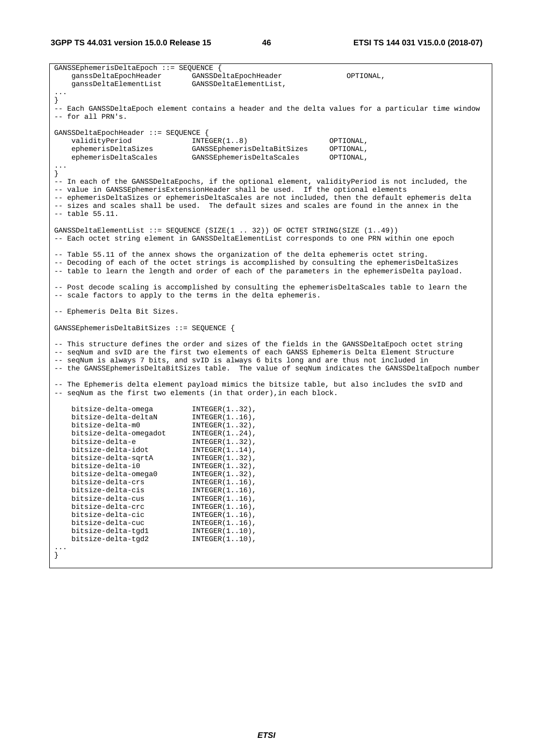```
GANSSEphemerisDeltaEpoch ::= SEQUENCE {
    ganssDeltaEpochHeader       GANSSDeltaEpochHeader               OPTIONAL,
    ganssDeltaElementList       GANSSDeltaElementList,
...
}
-- Each GANSSDeltaEpoch element contains a header and the delta values for a particular time window
-- for all PRN's.

GANSSDeltaEpochHeader ::= SEQUENCE {
    validityPeriod              INTEGER(1..8)                   OPTIONAL,
    ephemerisDeltaSizes         GANSSEphemerisDeltaBitSizes     OPTIONAL,
    ephemerisDeltaScales        GANSSEphemerisDeltaScales       OPTIONAL,
...
}
-- In each of the GANSSDeltaEpochs, if the optional element, validityPeriod is not included, the
-- value in GANSSEphemerisExtensionHeader shall be used.  If the optional elements
-- ephemerisDeltaSizes or ephemerisDeltaScales are not included, then the default ephemeris delta
-- sizes and scales shall be used.  The default sizes and scales are found in the annex in the
-- table 55.11.

GANSSDeltaElementList ::= SEQUENCE (SIZE(1 .. 32)) OF OCTET STRING(SIZE (1..49))
-- Each octet string element in GANSSDeltaElementList corresponds to one PRN within one epoch

-- Table 55.11 of the annex shows the organization of the delta ephemeris octet string.
-- Decoding of each of the octet strings is accomplished by consulting the ephemerisDeltaSizes
-- table to learn the length and order of each of the parameters in the ephemerisDelta payload.

-- Post decode scaling is accomplished by consulting the ephemerisDeltaScales table to learn the
-- scale factors to apply to the terms in the delta ephemeris.

-- Ephemeris Delta Bit Sizes.

GANSSEphemerisDeltaBitSizes ::= SEQUENCE {

-- This structure defines the order and sizes of the fields in the GANSSDeltaEpoch octet string
-- seqNum and svID are the first two elements of each GANSS Ephemeris Delta Element Structure
-- seqNum is always 7 bits, and svID is always 6 bits long and are thus not included in
-- the GANSSEphemerisDeltaBitSizes table.  The value of seqNum indicates the GANSSDeltaEpoch number

-- The Ephemeris delta element payload mimics the bitsize table, but also includes the svID and
-- seqNum as the first two elements (in that order),in each block.

    bitsize-delta-omega         INTEGER(1..32),
    bitsize-delta-deltaN        INTEGER(1..16),
    bitsize-delta-m0            INTEGER(1..32),
    bitsize-delta-omegadot      INTEGER(1..24),
    bitsize-delta-e             INTEGER(1..32),
    bitsize-delta-idot          INTEGER(1..14),
    bitsize-delta-sqrtA         INTEGER(1..32),
    bitsize-delta-i0            INTEGER(1..32),
    bitsize-delta-omega0        INTEGER(1..32),
    bitsize-delta-crs           INTEGER(1..16),
    bitsize-delta-cis           INTEGER(1..16),
    bitsize-delta-cus           INTEGER(1..16),
    bitsize-delta-crc           INTEGER(1..16),
    bitsize-delta-cic           INTEGER(1..16),
    bitsize-delta-cuc           INTEGER(1..16),
    bitsize-delta-tgd1          INTEGER(1..10),
    bitsize-delta-tgd2          INTEGER(1..10),
...
}
```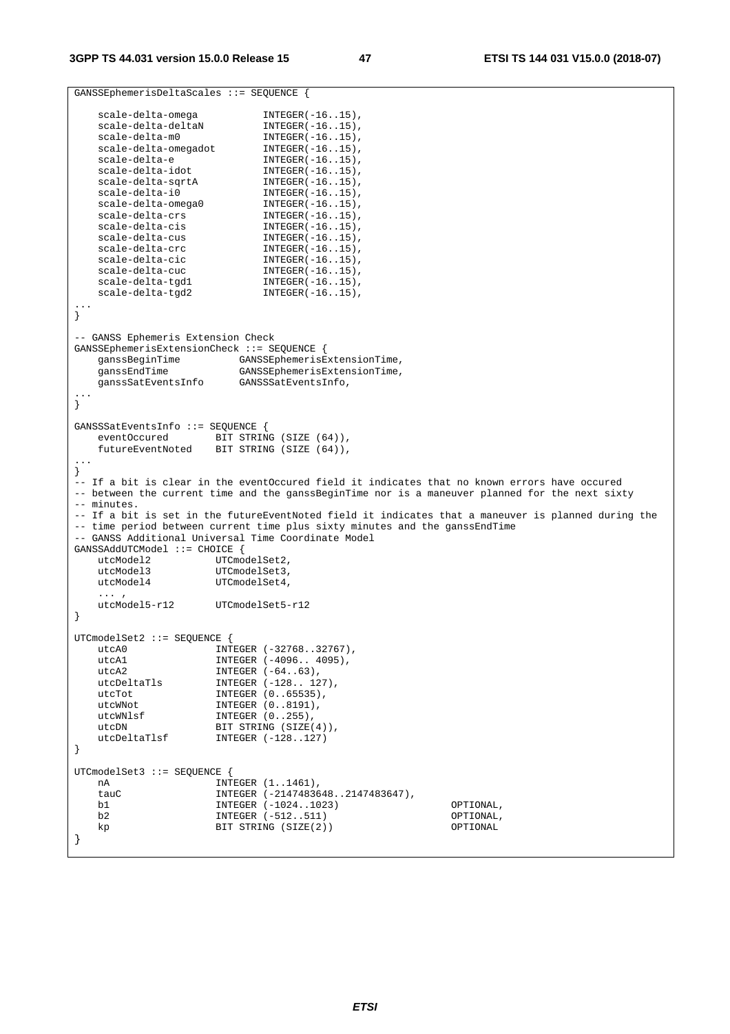```
GANSSEphemerisDeltaScales ::= SEQUENCE {

    scale-delta-omega           INTEGER(-16..15),
    scale-delta-deltaN          INTEGER(-16..15),
    scale-delta-m0              INTEGER(-16..15),
    scale-delta-omegadot        INTEGER(-16..15),
    scale-delta-e               INTEGER(-16..15),
    scale-delta-idot            INTEGER(-16..15),
    scale-delta-sqrtA           INTEGER(-16..15),
    scale-delta-i0              INTEGER(-16..15),
    scale-delta-omega0          INTEGER(-16..15),
    scale-delta-crs             INTEGER(-16..15),
    scale-delta-cis             INTEGER(-16..15),
    scale-delta-cus             INTEGER(-16..15),
    scale-delta-crc             INTEGER(-16..15),
    scale-delta-cic             INTEGER(-16..15),
    scale-delta-cuc             INTEGER(-16..15),
    scale-delta-tgd1            INTEGER(-16..15),
    scale-delta-tgd2            INTEGER(-16..15),
...
}

-- GANSS Ephemeris Extension Check
GANSSEphemerisExtensionCheck ::= SEQUENCE {
    ganssBeginTime          GANSSEphemerisExtensionTime,
    ganssEndTime            GANSSEphemerisExtensionTime,
    ganssSatEventsInfo      GANSSSatEventsInfo,
...
}

GANSSSatEventsInfo ::= SEQUENCE {
    eventOccured        BIT STRING (SIZE (64)),
    futureEventNoted    BIT STRING (SIZE (64)),
...
}
-- If a bit is clear in the eventOccured field it indicates that no known errors have occured
-- between the current time and the ganssBeginTime nor is a maneuver planned for the next sixty
-- minutes.
-- If a bit is set in the futureEventNoted field it indicates that a maneuver is planned during the
-- time period between current time plus sixty minutes and the ganssEndTime
-- GANSS Additional Universal Time Coordinate Model
GANSSAddUTCModel ::= CHOICE {
    utcModel2           UTCmodelSet2,
    utcModel3           UTCmodelSet3,
    utcModel4           UTCmodelSet4,
    ... ,
    utcModel5-r12       UTCmodelSet5-r12
}

UTCmodelSet2 ::= SEQUENCE {
    utcA0               INTEGER (-32768..32767),
    utcA1               INTEGER (-4096.. 4095),
    utcA2               INTEGER (-64..63),
    utcDeltaTls         INTEGER (-128.. 127),
    utcTot              INTEGER (0..65535),
    utcWNot             INTEGER (0..8191),
    utcWNlsf            INTEGER (0..255),
    utcDN               BIT STRING (SIZE(4)),
    utcDeltaTlsf        INTEGER (-128..127)
}

UTCmodelSet3 ::= SEQUENCE {
    nA                  INTEGER (1..1461),
    tauC                INTEGER (-2147483648..2147483647),
    b1                  INTEGER (-1024..1023)                   OPTIONAL,
    b2                  INTEGER (-512..511)                     OPTIONAL,
    kp                  BIT STRING (SIZE(2))                    OPTIONAL
}
```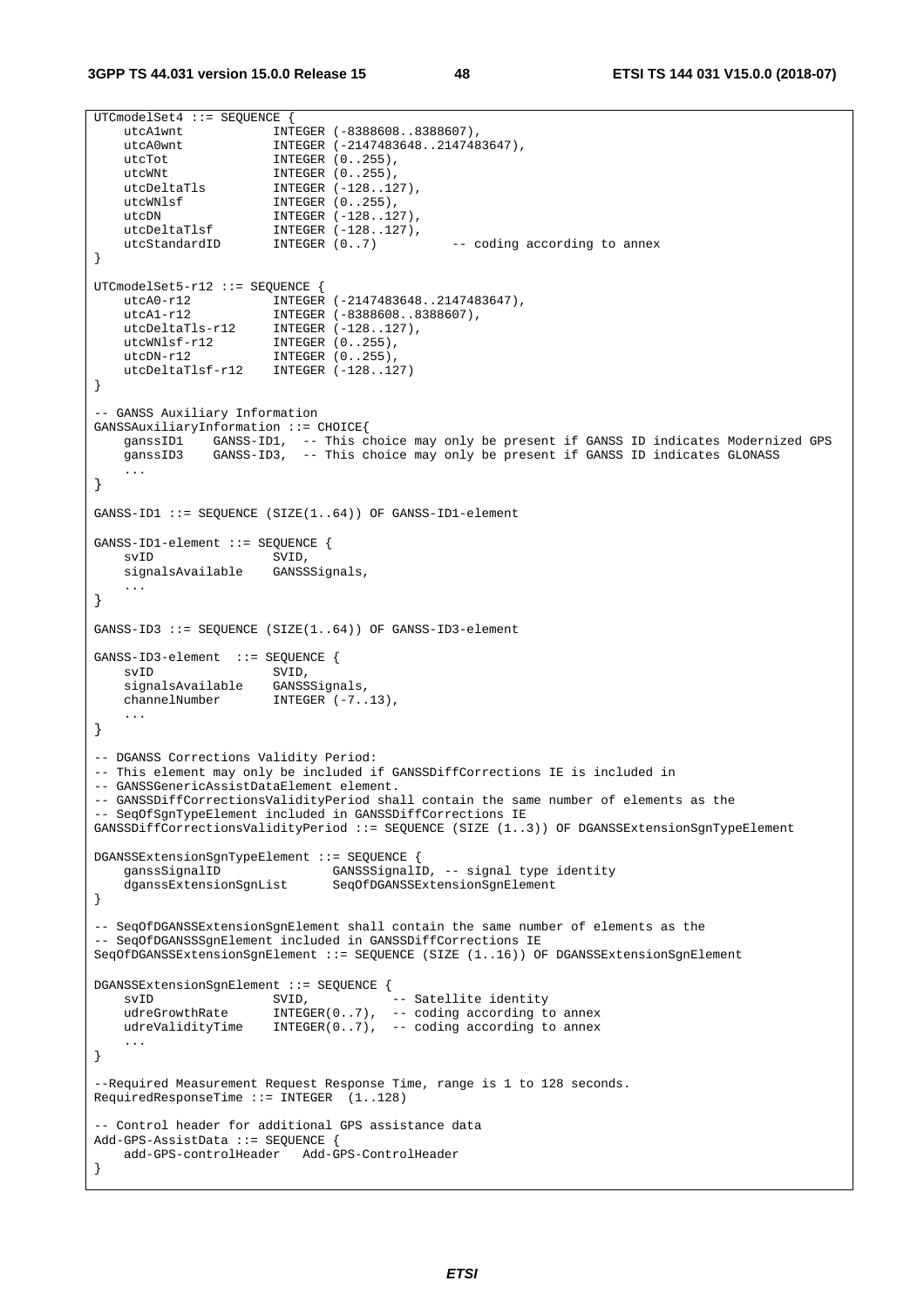```
UTCmodelSet4 ::= SEQUENCE {
    utcA1wnt            INTEGER (-8388608..8388607),
    utcA0wnt            INTEGER (-2147483648..2147483647),
    utcTot              INTEGER (0..255),
    utcWNt              INTEGER (0..255),
    utcDeltaTls         INTEGER (-128..127),
    utcWNlsf            INTEGER (0..255),
    utcDN               INTEGER (-128..127),
    utcDeltaTlsf        INTEGER (-128..127),
    utcStandardID       INTEGER (0..7)          -- coding according to annex
}

UTCmodelSet5-r12 ::= SEQUENCE {
    utcA0-r12           INTEGER (-2147483648..2147483647),
    utcA1-r12           INTEGER (-8388608..8388607),
    utcDeltaTls-r12     INTEGER (-128..127),
    utcWNlsf-r12        INTEGER (0..255),
    utcDN-r12           INTEGER (0..255),
    utcDeltaTlsf-r12    INTEGER (-128..127)
}

-- GANSS Auxiliary Information
GANSSAuxiliaryInformation ::= CHOICE{
    ganssID1    GANSS-ID1,  -- This choice may only be present if GANSS ID indicates Modernized GPS
    ganssID3    GANSS-ID3,  -- This choice may only be present if GANSS ID indicates GLONASS
    ...
}

GANSS-ID1 ::= SEQUENCE (SIZE(1..64)) OF GANSS-ID1-element

GANSS-ID1-element ::= SEQUENCE {
    svID                SVID,
    signalsAvailable    GANSSSignals,
    ...
}

GANSS-ID3 ::= SEQUENCE (SIZE(1..64)) OF GANSS-ID3-element

GANSS-ID3-element  ::= SEQUENCE {
    svID                SVID,
    signalsAvailable    GANSSSignals,
    channelNumber       INTEGER (-7..13),
    ...
}

-- DGANSS Corrections Validity Period:
-- This element may only be included if GANSSDiffCorrections IE is included in
-- GANSSGenericAssistDataElement element.
-- GANSSDiffCorrectionsValidityPeriod shall contain the same number of elements as the
-- SeqOfSgnTypeElement included in GANSSDiffCorrections IE
GANSSDiffCorrectionsValidityPeriod ::= SEQUENCE (SIZE (1..3)) OF DGANSSExtensionSgnTypeElement

DGANSSExtensionSgnTypeElement ::= SEQUENCE {
    ganssSignalID               GANSSSignalID, -- signal type identity
    dganssExtensionSgnList      SeqOfDGANSSExtensionSgnElement
}

-- SeqOfDGANSSExtensionSgnElement shall contain the same number of elements as the
-- SeqOfDGANSSSgnElement included in GANSSDiffCorrections IE
SeqOfDGANSSExtensionSgnElement ::= SEQUENCE (SIZE (1..16)) OF DGANSSExtensionSgnElement

DGANSSExtensionSgnElement ::= SEQUENCE {
    svID                SVID,               -- Satellite identity
    udreGrowthRate      INTEGER(0..7),  -- coding according to annex
    udreValidityTime    INTEGER(0..7),  -- coding according to annex
    ...
}

--Required Measurement Request Response Time, range is 1 to 128 seconds.
RequiredResponseTime ::= INTEGER  (1..128)

-- Control header for additional GPS assistance data
Add-GPS-AssistData ::= SEQUENCE {
    add-GPS-controlHeader   Add-GPS-ControlHeader
}
```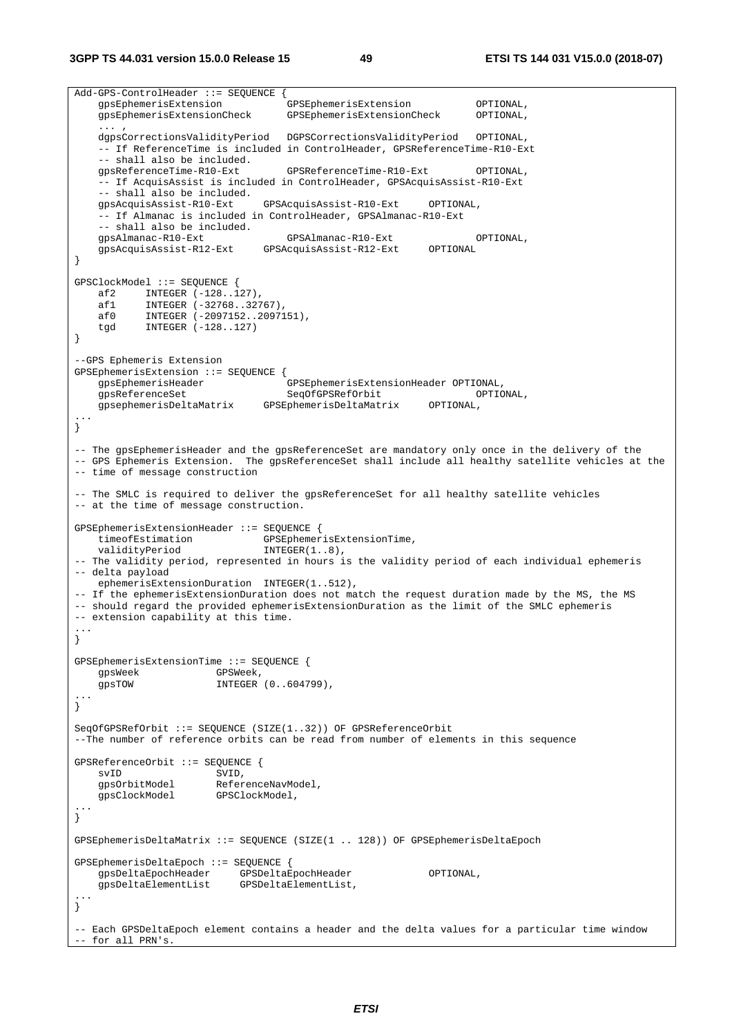```
Add-GPS-ControlHeader ::= SEQUENCE {
    gpsEphemerisExtension           GPSEphemerisExtension           OPTIONAL,
    gpsEphemerisExtensionCheck      GPSEphemerisExtensionCheck      OPTIONAL,
    ... ,
    dgpsCorrectionsValidityPeriod   DGPSCorrectionsValidityPeriod   OPTIONAL,
    -- If ReferenceTime is included in ControlHeader, GPSReferenceTime-R10-Ext
    -- shall also be included.
    gpsReferenceTime-R10-Ext        GPSReferenceTime-R10-Ext        OPTIONAL,
    -- If AcquisAssist is included in ControlHeader, GPSAcquisAssist-R10-Ext
    -- shall also be included.
    gpsAcquisAssist-R10-Ext     GPSAcquisAssist-R10-Ext     OPTIONAL,
    -- If Almanac is included in ControlHeader, GPSAlmanac-R10-Ext
    -- shall also be included.
    gpsAlmanac-R10-Ext              GPSAlmanac-R10-Ext              OPTIONAL,
    gpsAcquisAssist-R12-Ext     GPSAcquisAssist-R12-Ext     OPTIONAL
}

GPSClockModel ::= SEQUENCE {
    af2     INTEGER (-128..127),
    af1     INTEGER (-32768..32767),
    af0     INTEGER (-2097152..2097151),
    tgd     INTEGER (-128..127)
}

--GPS Ephemeris Extension
GPSEphemerisExtension ::= SEQUENCE {
    gpsEphemerisHeader              GPSEphemerisExtensionHeader OPTIONAL,
    gpsReferenceSet                 SeqOfGPSRefOrbit                OPTIONAL,
    gpsephemerisDeltaMatrix     GPSEphemerisDeltaMatrix     OPTIONAL,
...
}

-- The gpsEphemerisHeader and the gpsReferenceSet are mandatory only once in the delivery of the
-- GPS Ephemeris Extension.  The gpsReferenceSet shall include all healthy satellite vehicles at the
-- time of message construction

-- The SMLC is required to deliver the gpsReferenceSet for all healthy satellite vehicles
-- at the time of message construction.

GPSEphemerisExtensionHeader ::= SEQUENCE {
    timeofEstimation            GPSEphemerisExtensionTime,
    validityPeriod              INTEGER(1..8),
-- The validity period, represented in hours is the validity period of each individual ephemeris
-- delta payload
    ephemerisExtensionDuration  INTEGER(1..512),
-- If the ephemerisExtensionDuration does not match the request duration made by the MS, the MS
-- should regard the provided ephemerisExtensionDuration as the limit of the SMLC ephemeris
-- extension capability at this time.
...
}

GPSEphemerisExtensionTime ::= SEQUENCE {
    gpsWeek             GPSWeek,
    gpsTOW              INTEGER (0..604799),
...
}

SeqOfGPSRefOrbit ::= SEQUENCE (SIZE(1..32)) OF GPSReferenceOrbit
--The number of reference orbits can be read from number of elements in this sequence

GPSReferenceOrbit ::= SEQUENCE {
    svID                SVID,
    gpsOrbitModel       ReferenceNavModel,
    gpsClockModel       GPSClockModel,
...
}

GPSEphemerisDeltaMatrix ::= SEQUENCE (SIZE(1 .. 128)) OF GPSEphemerisDeltaEpoch

GPSEphemerisDeltaEpoch ::= SEQUENCE {
    gpsDeltaEpochHeader     GPSDeltaEpochHeader             OPTIONAL,
    gpsDeltaElementList     GPSDeltaElementList,
...
}

-- Each GPSDeltaEpoch element contains a header and the delta values for a particular time window
-- for all PRN's.
```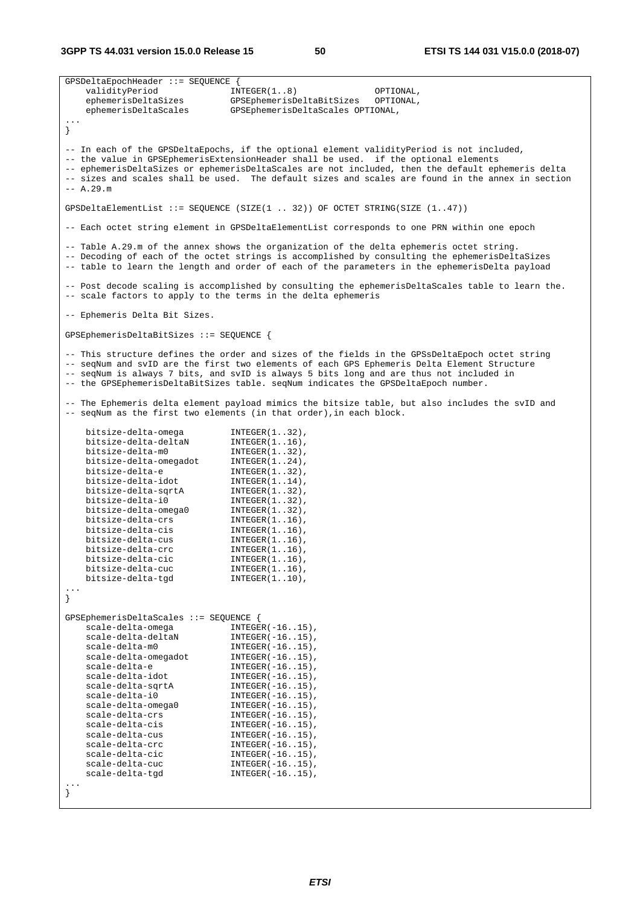```
GPSDeltaEpochHeader ::= SEQUENCE {
    validityPeriod          INTEGER(1..8)               OPTIONAL,
    ephemerisDeltaSizes     GPSEphemerisDeltaBitSizes   OPTIONAL,
    ephemerisDeltaScales    GPSEphemerisDeltaScales OPTIONAL,
...
}

-- In each of the GPSDeltaEpochs, if the optional element validityPeriod is not included,
-- the value in GPSEphemerisExtensionHeader shall be used.  if the optional elements
-- ephemerisDeltaSizes or ephemerisDeltaScales are not included, then the default ephemeris delta
-- sizes and scales shall be used.  The default sizes and scales are found in the annex in section
-- A.29.m

GPSDeltaElementList ::= SEQUENCE (SIZE(1 .. 32)) OF OCTET STRING(SIZE (1..47))

-- Each octet string element in GPSDeltaElementList corresponds to one PRN within one epoch

-- Table A.29.m of the annex shows the organization of the delta ephemeris octet string.
-- Decoding of each of the octet strings is accomplished by consulting the ephemerisDeltaSizes
-- table to learn the length and order of each of the parameters in the ephemerisDelta payload

-- Post decode scaling is accomplished by consulting the ephemerisDeltaScales table to learn the.
-- scale factors to apply to the terms in the delta ephemeris

-- Ephemeris Delta Bit Sizes.

GPSEphemerisDeltaBitSizes ::= SEQUENCE {

-- This structure defines the order and sizes of the fields in the GPSsDeltaEpoch octet string
-- seqNum and svID are the first two elements of each GPS Ephemeris Delta Element Structure
-- seqNum is always 7 bits, and svID is always 5 bits long and are thus not included in
-- the GPSEphemerisDeltaBitSizes table. seqNum indicates the GPSDeltaEpoch number.

-- The Ephemeris delta element payload mimics the bitsize table, but also includes the svID and
-- seqNum as the first two elements (in that order),in each block.

    bitsize-delta-omega         INTEGER(1..32),
    bitsize-delta-deltaN        INTEGER(1..16),
    bitsize-delta-m0            INTEGER(1..32),
    bitsize-delta-omegadot      INTEGER(1..24),
    bitsize-delta-e             INTEGER(1..32),
    bitsize-delta-idot          INTEGER(1..14),
    bitsize-delta-sqrtA         INTEGER(1..32),
    bitsize-delta-i0            INTEGER(1..32),
    bitsize-delta-omega0        INTEGER(1..32),
    bitsize-delta-crs           INTEGER(1..16),
    bitsize-delta-cis           INTEGER(1..16),
    bitsize-delta-cus           INTEGER(1..16),
    bitsize-delta-crc           INTEGER(1..16),
    bitsize-delta-cic           INTEGER(1..16),
    bitsize-delta-cuc           INTEGER(1..16),
    bitsize-delta-tgd           INTEGER(1..10),
...
}

GPSEphemerisDeltaScales ::= SEQUENCE {
    scale-delta-omega           INTEGER(-16..15),
    scale-delta-deltaN          INTEGER(-16..15),
    scale-delta-m0              INTEGER(-16..15),
    scale-delta-omegadot        INTEGER(-16..15),
    scale-delta-e               INTEGER(-16..15),
    scale-delta-idot            INTEGER(-16..15),
    scale-delta-sqrtA           INTEGER(-16..15),
    scale-delta-i0              INTEGER(-16..15),
    scale-delta-omega0          INTEGER(-16..15),
    scale-delta-crs             INTEGER(-16..15),
    scale-delta-cis             INTEGER(-16..15),
    scale-delta-cus             INTEGER(-16..15),
    scale-delta-crc             INTEGER(-16..15),
    scale-delta-cic             INTEGER(-16..15),
    scale-delta-cuc             INTEGER(-16..15),
    scale-delta-tgd             INTEGER(-16..15),
...
}
```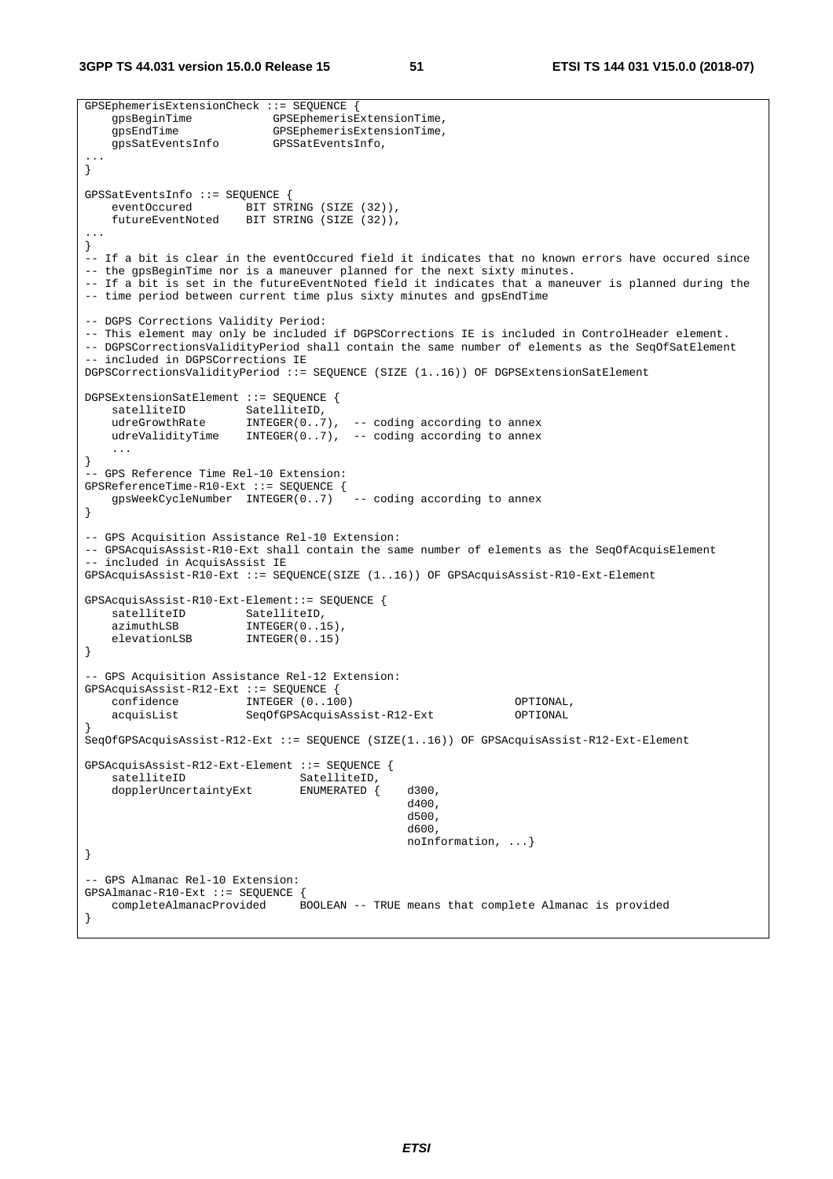```
GPSEphemerisExtensionCheck ::= SEQUENCE {
    gpsBeginTime            GPSEphemerisExtensionTime,
    gpsEndTime              GPSEphemerisExtensionTime,
    gpsSatEventsInfo        GPSSatEventsInfo,
...
}

GPSSatEventsInfo ::= SEQUENCE {
    eventOccured        BIT STRING (SIZE (32)),
    futureEventNoted    BIT STRING (SIZE (32)),
...
}
-- If a bit is clear in the eventOccured field it indicates that no known errors have occured since
-- the gpsBeginTime nor is a maneuver planned for the next sixty minutes.
-- If a bit is set in the futureEventNoted field it indicates that a maneuver is planned during the
-- time period between current time plus sixty minutes and gpsEndTime

-- DGPS Corrections Validity Period:
-- This element may only be included if DGPSCorrections IE is included in ControlHeader element.
-- DGPSCorrectionsValidityPeriod shall contain the same number of elements as the SeqOfSatElement
-- included in DGPSCorrections IE
DGPSCorrectionsValidityPeriod ::= SEQUENCE (SIZE (1..16)) OF DGPSExtensionSatElement

DGPSExtensionSatElement ::= SEQUENCE {
    satelliteID         SatelliteID,
    udreGrowthRate      INTEGER(0..7),  -- coding according to annex
    udreValidityTime    INTEGER(0..7),  -- coding according to annex
    ...
}
-- GPS Reference Time Rel-10 Extension:
GPSReferenceTime-R10-Ext ::= SEQUENCE {
    gpsWeekCycleNumber  INTEGER(0..7)   -- coding according to annex
}

-- GPS Acquisition Assistance Rel-10 Extension:
-- GPSAcquisAssist-R10-Ext shall contain the same number of elements as the SeqOfAcquisElement
-- included in AcquisAssist IE
GPSAcquisAssist-R10-Ext ::= SEQUENCE(SIZE (1..16)) OF GPSAcquisAssist-R10-Ext-Element

GPSAcquisAssist-R10-Ext-Element::= SEQUENCE {
    satelliteID         SatelliteID,
    azimuthLSB          INTEGER(0..15),
    elevationLSB        INTEGER(0..15)
}

-- GPS Acquisition Assistance Rel-12 Extension:
GPSAcquisAssist-R12-Ext ::= SEQUENCE {
    confidence          INTEGER (0..100)                        OPTIONAL,
    acquisList          SeqOfGPSAcquisAssist-R12-Ext            OPTIONAL
}
SeqOfGPSAcquisAssist-R12-Ext ::= SEQUENCE (SIZE(1..16)) OF GPSAcquisAssist-R12-Ext-Element

GPSAcquisAssist-R12-Ext-Element ::= SEQUENCE {
    satelliteID                 SatelliteID,
    dopplerUncertaintyExt       ENUMERATED {    d300,
                                                d400,
                                                d500,
                                                d600,
                                                noInformation, ...}
}

-- GPS Almanac Rel-10 Extension:
GPSAlmanac-R10-Ext ::= SEQUENCE {
    completeAlmanacProvided     BOOLEAN -- TRUE means that complete Almanac is provided
}
```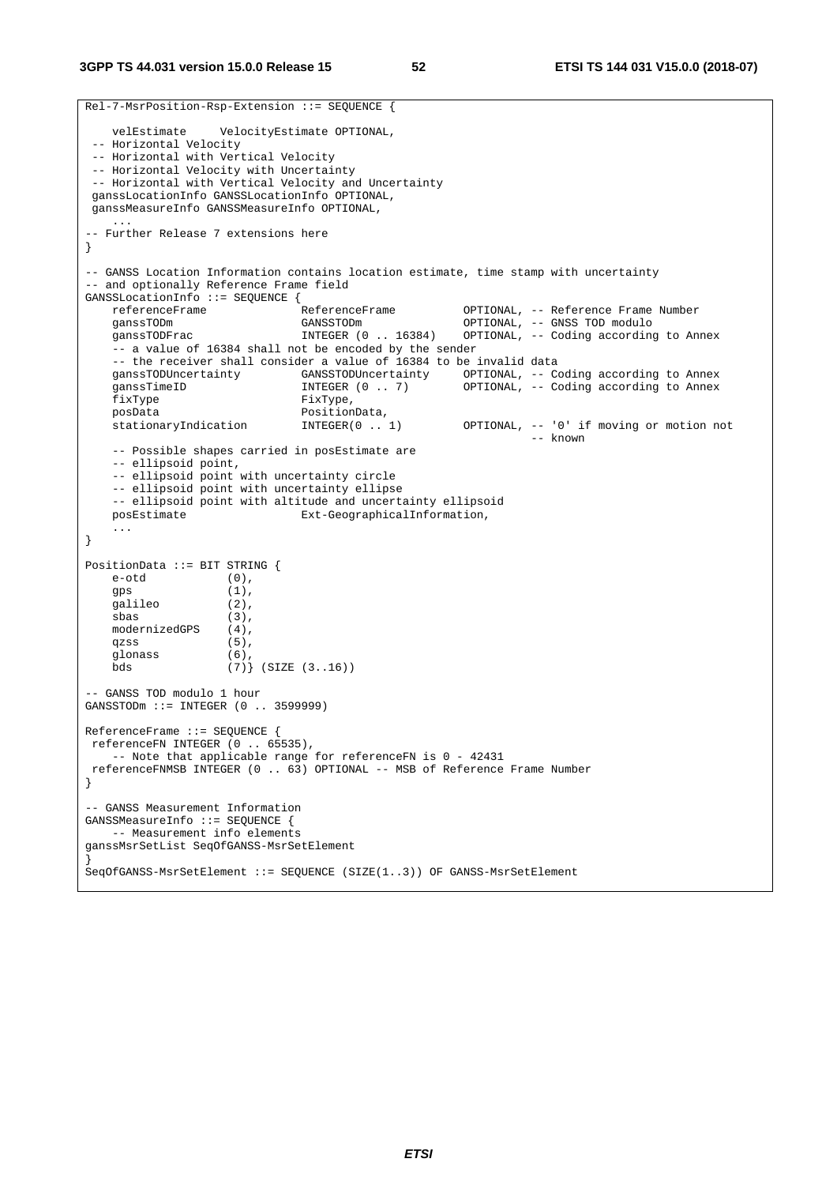```
Rel-7-MsrPosition-Rsp-Extension ::= SEQUENCE {

    velEstimate     VelocityEstimate OPTIONAL,
 -- Horizontal Velocity
 -- Horizontal with Vertical Velocity
 -- Horizontal Velocity with Uncertainty
 -- Horizontal with Vertical Velocity and Uncertainty
 ganssLocationInfo GANSSLocationInfo OPTIONAL,
 ganssMeasureInfo GANSSMeasureInfo OPTIONAL,
    ...
-- Further Release 7 extensions here
}

-- GANSS Location Information contains location estimate, time stamp with uncertainty
-- and optionally Reference Frame field
GANSSLocationInfo ::= SEQUENCE {
    referenceFrame              ReferenceFrame          OPTIONAL, -- Reference Frame Number
    ganssTODm                   GANSSTODm               OPTIONAL, -- GNSS TOD modulo
    ganssTODFrac                INTEGER (0 .. 16384)    OPTIONAL, -- Coding according to Annex
    -- a value of 16384 shall not be encoded by the sender
    -- the receiver shall consider a value of 16384 to be invalid data
    ganssTODUncertainty         GANSSTODUncertainty     OPTIONAL, -- Coding according to Annex
    ganssTimeID                 INTEGER (0 .. 7)        OPTIONAL, -- Coding according to Annex
    fixType                     FixType,
    posData                     PositionData,
    stationaryIndication        INTEGER(0 .. 1)         OPTIONAL, -- '0' if moving or motion not
                                                                  -- known
    -- Possible shapes carried in posEstimate are
    -- ellipsoid point,
    -- ellipsoid point with uncertainty circle
    -- ellipsoid point with uncertainty ellipse
    -- ellipsoid point with altitude and uncertainty ellipsoid
    posEstimate                 Ext-GeographicalInformation,
    ...
}

PositionData ::= BIT STRING {
    e-otd           (0),
    gps             (1),
    galileo         (2),
    sbas            (3),
    modernizedGPS   (4),
    qzss            (5),
    glonass         (6),
    bds             (7)} (SIZE (3..16))

-- GANSS TOD modulo 1 hour
GANSSTODm ::= INTEGER (0 .. 3599999)

ReferenceFrame ::= SEQUENCE {
 referenceFN INTEGER (0 .. 65535),
    -- Note that applicable range for referenceFN is 0 - 42431
 referenceFNMSB INTEGER (0 .. 63) OPTIONAL -- MSB of Reference Frame Number
}

-- GANSS Measurement Information
GANSSMeasureInfo ::= SEQUENCE {
    -- Measurement info elements
ganssMsrSetList SeqOfGANSS-MsrSetElement
}
SeqOfGANSS-MsrSetElement ::= SEQUENCE (SIZE(1..3)) OF GANSS-MsrSetElement
```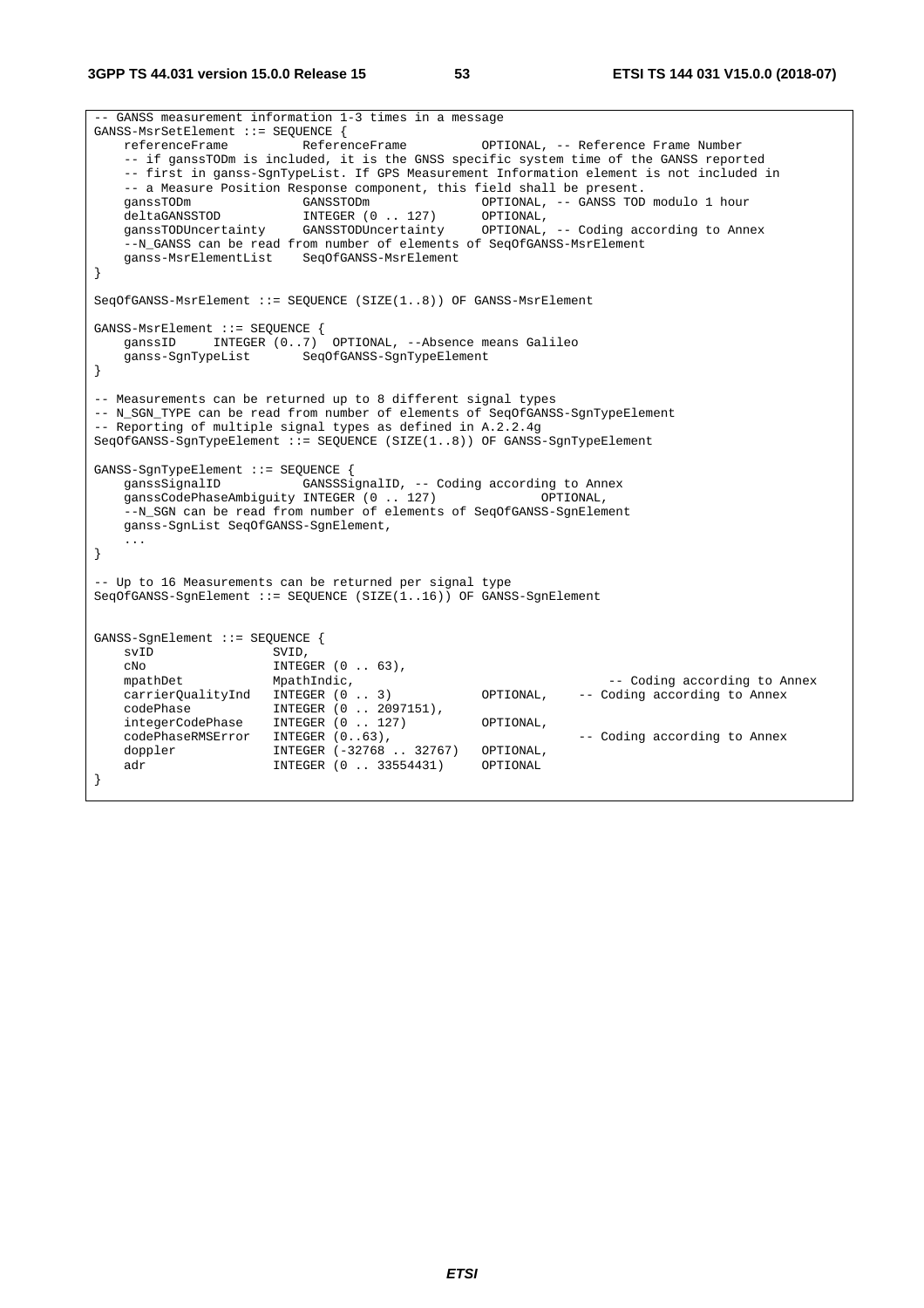```
-- GANSS measurement information 1-3 times in a message
GANSS-MsrSetElement ::= SEQUENCE {
    referenceFrame          ReferenceFrame          OPTIONAL, -- Reference Frame Number
    -- if ganssTODm is included, it is the GNSS specific system time of the GANSS reported
    -- first in ganss-SgnTypeList. If GPS Measurement Information element is not included in
    -- a Measure Position Response component, this field shall be present.
    ganssTODm               GANSSTODm               OPTIONAL, -- GANSS TOD modulo 1 hour
    deltaGANSSTOD           INTEGER (0 .. 127)      OPTIONAL,
    ganssTODUncertainty     GANSSTODUncertainty     OPTIONAL, -- Coding according to Annex
    --N_GANSS can be read from number of elements of SeqOfGANSS-MsrElement
    ganss-MsrElementList    SeqOfGANSS-MsrElement
}

SeqOfGANSS-MsrElement ::= SEQUENCE (SIZE(1..8)) OF GANSS-MsrElement

GANSS-MsrElement ::= SEQUENCE {
    ganssID     INTEGER (0..7)  OPTIONAL, --Absence means Galileo
    ganss-SgnTypeList       SeqOfGANSS-SgnTypeElement
}

-- Measurements can be returned up to 8 different signal types
-- N_SGN_TYPE can be read from number of elements of SeqOfGANSS-SgnTypeElement
-- Reporting of multiple signal types as defined in A.2.2.4g
SeqOfGANSS-SgnTypeElement ::= SEQUENCE (SIZE(1..8)) OF GANSS-SgnTypeElement

GANSS-SgnTypeElement ::= SEQUENCE {
    ganssSignalID           GANSSSignalID, -- Coding according to Annex
    ganssCodePhaseAmbiguity INTEGER (0 .. 127)              OPTIONAL,
    --N_SGN can be read from number of elements of SeqOfGANSS-SgnElement
    ganss-SgnList SeqOfGANSS-SgnElement,
    ...
}

-- Up to 16 Measurements can be returned per signal type
SeqOfGANSS-SgnElement ::= SEQUENCE (SIZE(1..16)) OF GANSS-SgnElement


GANSS-SgnElement ::= SEQUENCE {
    svID                SVID,
    cNo                 INTEGER (0 .. 63),
    mpathDet            MpathIndic,                                     -- Coding according to Annex
    carrierQualityInd   INTEGER (0 .. 3)            OPTIONAL,   -- Coding according to Annex
    codePhase           INTEGER (0 .. 2097151),
    integerCodePhase    INTEGER (0 .. 127)          OPTIONAL,
    codePhaseRMSError   INTEGER (0..63),                            -- Coding according to Annex
    doppler             INTEGER (-32768 .. 32767)   OPTIONAL,
    adr                 INTEGER (0 .. 33554431)     OPTIONAL
}
```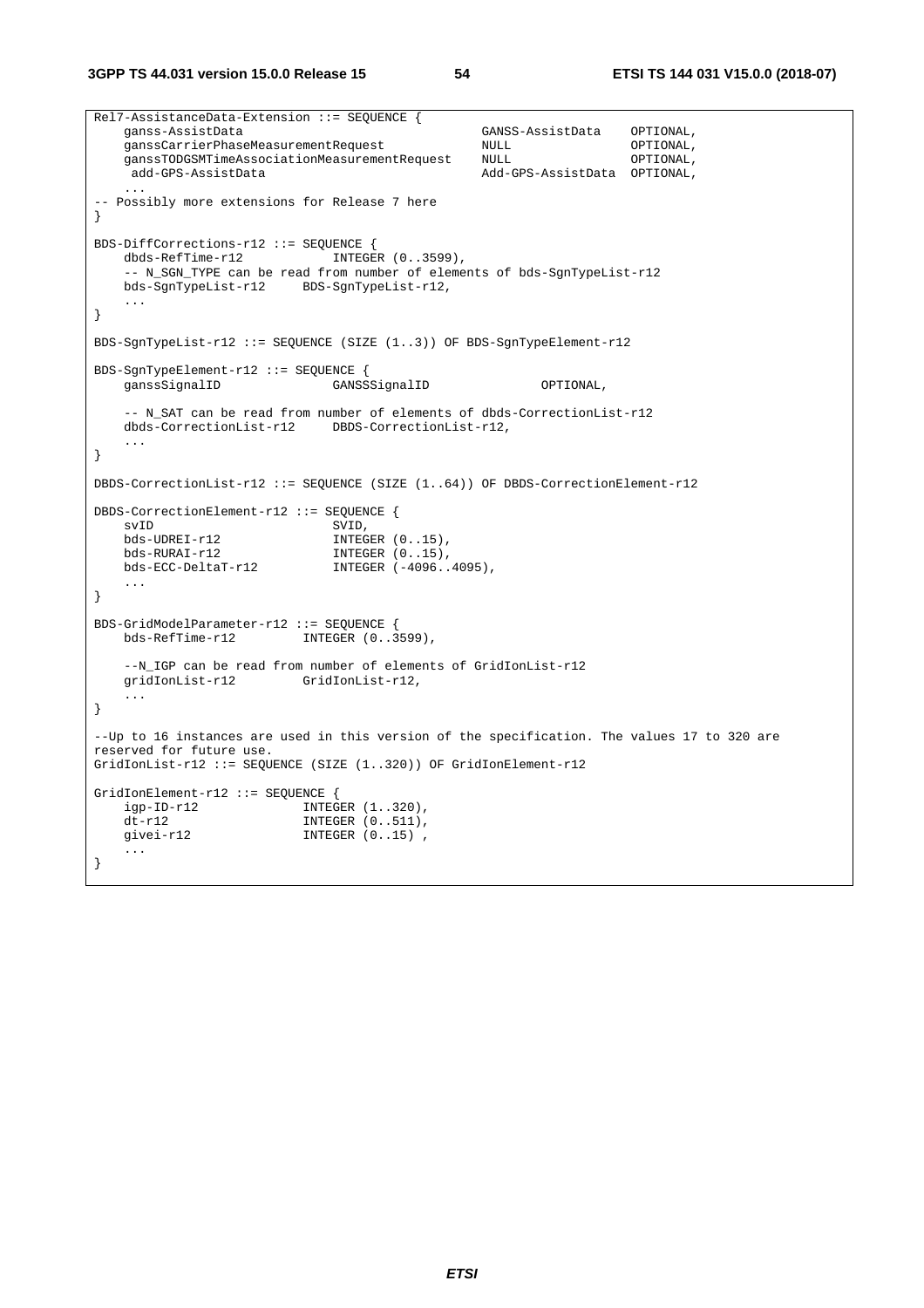```
Rel7-AssistanceData-Extension ::= SEQUENCE {
    ganss-AssistData                                GANSS-AssistData    OPTIONAL,
    ganssCarrierPhaseMeasurementRequest             NULL                OPTIONAL,
    ganssTODGSMTimeAssociationMeasurementRequest    NULL                OPTIONAL,
     add-GPS-AssistData                             Add-GPS-AssistData  OPTIONAL,
    ...
-- Possibly more extensions for Release 7 here
}

BDS-DiffCorrections-r12 ::= SEQUENCE {
    dbds-RefTime-r12            INTEGER (0..3599),
    -- N_SGN_TYPE can be read from number of elements of bds-SgnTypeList-r12
    bds-SgnTypeList-r12     BDS-SgnTypeList-r12,
    ...
}

BDS-SgnTypeList-r12 ::= SEQUENCE (SIZE (1..3)) OF BDS-SgnTypeElement-r12

BDS-SgnTypeElement-r12 ::= SEQUENCE {
    ganssSignalID               GANSSSignalID               OPTIONAL,

    -- N_SAT can be read from number of elements of dbds-CorrectionList-r12
    dbds-CorrectionList-r12     DBDS-CorrectionList-r12,
    ...
}

DBDS-CorrectionList-r12 ::= SEQUENCE (SIZE (1..64)) OF DBDS-CorrectionElement-r12

DBDS-CorrectionElement-r12 ::= SEQUENCE {
    svID                        SVID,
    bds-UDREI-r12               INTEGER (0..15),
    bds-RURAI-r12               INTEGER (0..15),
    bds-ECC-DeltaT-r12          INTEGER (-4096..4095),
    ...
}

BDS-GridModelParameter-r12 ::= SEQUENCE {
    bds-RefTime-r12         INTEGER (0..3599),

    --N_IGP can be read from number of elements of GridIonList-r12
    gridIonList-r12         GridIonList-r12,
    ...
}

--Up to 16 instances are used in this version of the specification. The values 17 to 320 are
reserved for future use.
GridIonList-r12 ::= SEQUENCE (SIZE (1..320)) OF GridIonElement-r12

GridIonElement-r12 ::= SEQUENCE {
    igp-ID-r12              INTEGER (1..320),
    dt-r12                  INTEGER (0..511),
    givei-r12               INTEGER (0..15) ,
    ...
}
```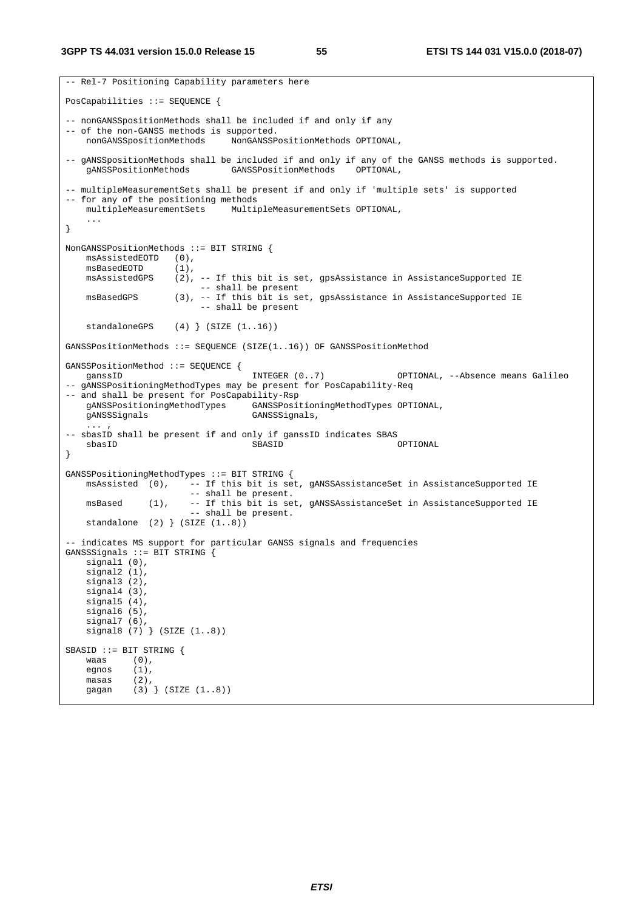```
-- Rel-7 Positioning Capability parameters here

PosCapabilities ::= SEQUENCE {

-- nonGANSSpositionMethods shall be included if and only if any
-- of the non-GANSS methods is supported.
    nonGANSSpositionMethods     NonGANSSPositionMethods OPTIONAL,

-- gANSSPositionMethods shall be included if and only if any of the GANSS methods is supported.
    gANSSPositionMethods        GANSSPositionMethods    OPTIONAL,

-- multipleMeasurementSets shall be present if and only if 'multiple sets' is supported
-- for any of the positioning methods
    multipleMeasurementSets     MultipleMeasurementSets OPTIONAL,
    ...
}

NonGANSSPositionMethods ::= BIT STRING {
    msAssistedEOTD   (0),
    msBasedEOTD      (1),
    msAssistedGPS    (2), -- If this bit is set, gpsAssistance in AssistanceSupported IE
                          -- shall be present
    msBasedGPS       (3), -- If this bit is set, gpsAssistance in AssistanceSupported IE
                          -- shall be present

    standaloneGPS    (4) } (SIZE (1..16))

GANSSPositionMethods ::= SEQUENCE (SIZE(1..16)) OF GANSSPositionMethod

GANSSPositionMethod ::= SEQUENCE {
    ganssID                         INTEGER (0..7)              OPTIONAL, --Absence means Galileo
-- gANSSPositioningMethodTypes may be present for PosCapability-Req
-- and shall be present for PosCapability-Rsp
    gANSSPositioningMethodTypes     GANSSPositioningMethodTypes OPTIONAL,
    gANSSSignals                    GANSSSignals,
    ... ,
-- sbasID shall be present if and only if ganssID indicates SBAS
    sbasID                          SBASID                      OPTIONAL
}

GANSSPositioningMethodTypes ::= BIT STRING {
    msAssisted  (0),    -- If this bit is set, gANSSAssistanceSet in AssistanceSupported IE
                        -- shall be present.
    msBased     (1),    -- If this bit is set, gANSSAssistanceSet in AssistanceSupported IE
                        -- shall be present.
    standalone  (2) } (SIZE (1..8))

-- indicates MS support for particular GANSS signals and frequencies
GANSSSignals ::= BIT STRING {
    signal1 (0),
    signal2 (1),
    signal3 (2),
    signal4 (3),
    signal5 (4),
    signal6 (5),
    signal7 (6),
    signal8 (7) } (SIZE (1..8))

SBASID ::= BIT STRING {
    waas     (0),
    egnos    (1),
    masas    (2),
    gagan    (3) } (SIZE (1..8))
```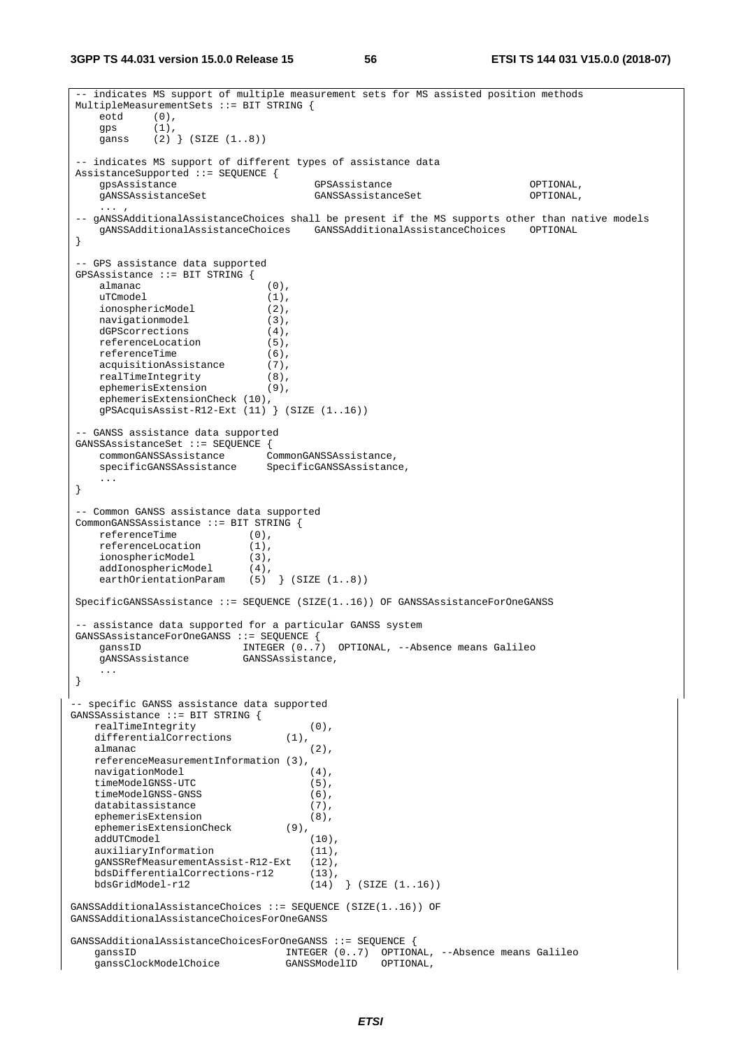```
-- indicates MS support of multiple measurement sets for MS assisted position methods
MultipleMeasurementSets ::= BIT STRING {
    eotd      (0),
    gps       (1),
    ganss     (2) } (SIZE (1..8))

-- indicates MS support of different types of assistance data
AssistanceSupported ::= SEQUENCE {
    gpsAssistance                       GPSAssistance                       OPTIONAL,
    gANSSAssistanceSet                  GANSSAssistanceSet                  OPTIONAL,
    ... ,
-- gANSSAdditionalAssistanceChoices shall be present if the MS supports other than native models
    gANSSAdditionalAssistanceChoices    GANSSAdditionalAssistanceChoices    OPTIONAL
}

-- GPS assistance data supported
GPSAssistance ::= BIT STRING {
    almanac                     (0),
    uTCmodel                    (1),
    ionosphericModel            (2),
    navigationmodel             (3),
    dGPScorrections             (4),
    referenceLocation           (5),
    referenceTime               (6),
    acquisitionAssistance       (7),
    realTimeIntegrity           (8),
    ephemerisExtension          (9),
    ephemerisExtensionCheck (10),
    gPSAcquisAssist-R12-Ext (11) } (SIZE (1..16))

-- GANSS assistance data supported
GANSSAssistanceSet ::= SEQUENCE {
    commonGANSSAssistance       CommonGANSSAssistance,
    specificGANSSAssistance     SpecificGANSSAssistance,
    ...
}

-- Common GANSS assistance data supported
CommonGANSSAssistance ::= BIT STRING {
    referenceTime           (0),
    referenceLocation       (1),
    ionosphericModel        (3),
    addIonosphericModel     (4),
    earthOrientationParam   (5)  } (SIZE (1..8))

SpecificGANSSAssistance ::= SEQUENCE (SIZE(1..16)) OF GANSSAssistanceForOneGANSS

-- assistance data supported for a particular GANSS system
GANSSAssistanceForOneGANSS ::= SEQUENCE {
    ganssID                 INTEGER (0..7)  OPTIONAL, --Absence means Galileo
    gANSSAssistance         GANSSAssistance,
    ...
}

-- specific GANSS assistance data supported
GANSSAssistance ::= BIT STRING {
    realTimeIntegrity                   (0),
    differentialCorrections         (1),
    almanac                             (2),
    referenceMeasurementInformation (3),
    navigationModel                     (4),
    timeModelGNSS-UTC                   (5),
    timeModelGNSS-GNSS                  (6),
    databitassistance                   (7),
    ephemerisExtension                  (8),
    ephemerisExtensionCheck         (9),
    addUTCmodel                         (10),
    auxiliaryInformation                (11),
    gANSSRefMeasurementAssist-R12-Ext   (12),
    bdsDifferentialCorrections-r12      (13),
    bdsGridModel-r12                    (14)  } (SIZE (1..16))

GANSSAdditionalAssistanceChoices ::= SEQUENCE (SIZE(1..16)) OF
GANSSAdditionalAssistanceChoicesForOneGANSS

GANSSAdditionalAssistanceChoicesForOneGANSS ::= SEQUENCE {
    ganssID                         INTEGER (0..7)  OPTIONAL, --Absence means Galileo
    ganssClockModelChoice           GANSSModelID    OPTIONAL,
```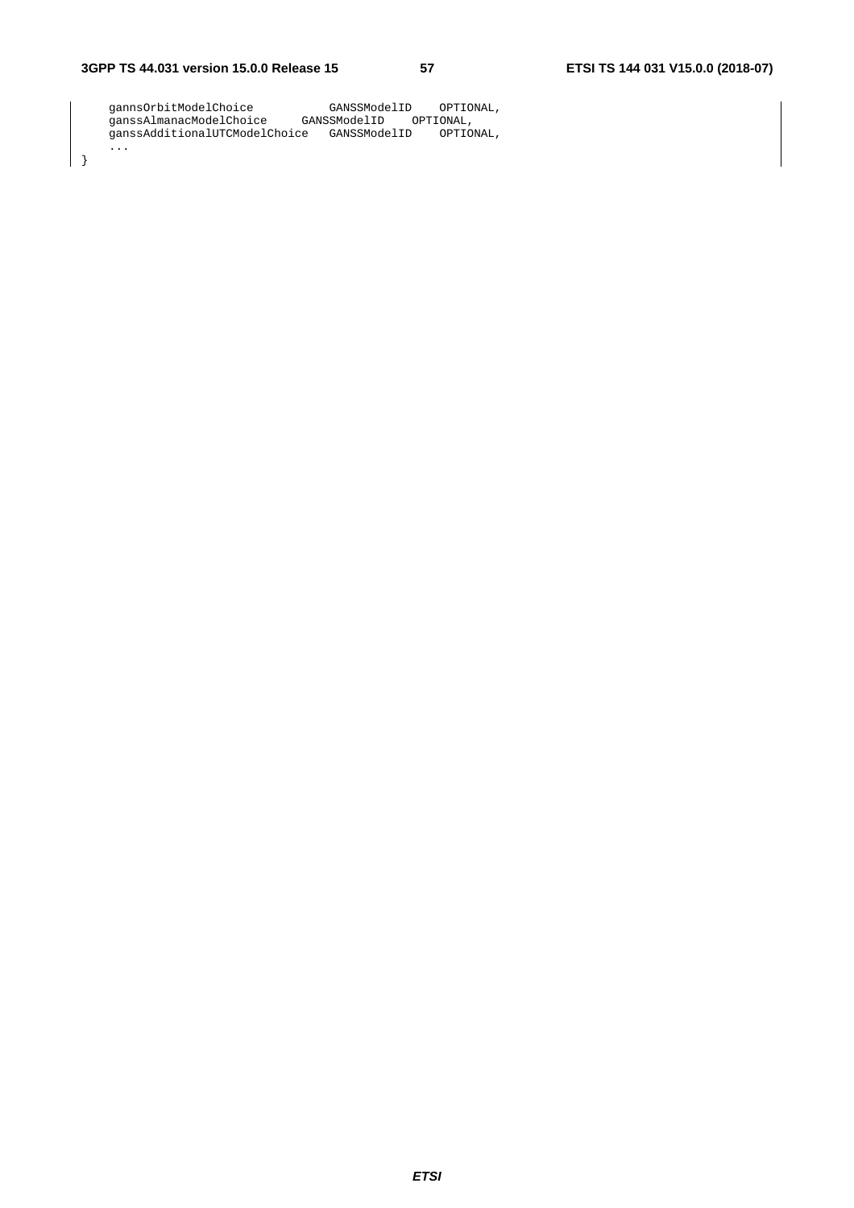```
    gannsOrbitModelChoice           GANSSModelID    OPTIONAL,
    ganssAlmanacModelChoice     GANSSModelID    OPTIONAL,
    ganssAdditionalUTCModelChoice   GANSSModelID    OPTIONAL,
    ...
}
```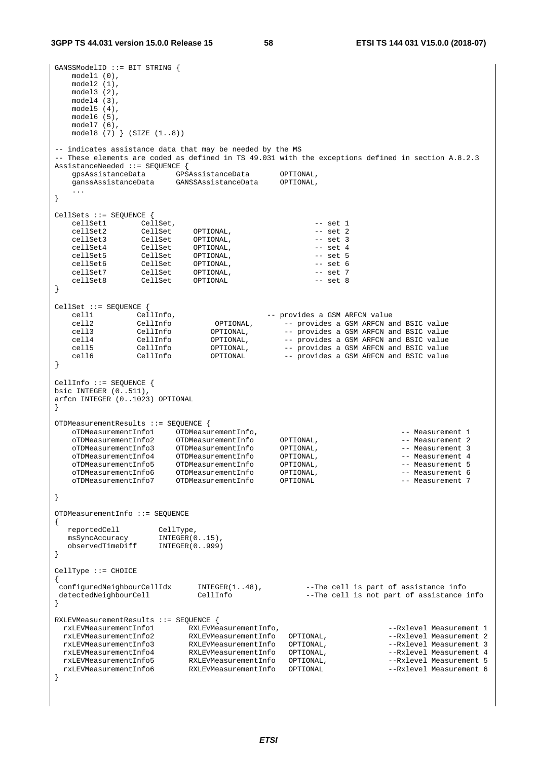```
GANSSModelID ::= BIT STRING {
    model1 (0),
    model2 (1),
    model3 (2),
    model4 (3),
    model5 (4),
    model6 (5),
    model7 (6),
    model8 (7) } (SIZE (1..8))

-- indicates assistance data that may be needed by the MS
-- These elements are coded as defined in TS 49.031 with the exceptions defined in section A.8.2.3
AssistanceNeeded ::= SEQUENCE {
    gpsAssistanceData       GPSAssistanceData       OPTIONAL,
    ganssAssistanceData     GANSSAssistanceData     OPTIONAL,
    ...
}

CellSets ::= SEQUENCE {
    cellSet1        CellSet,                                -- set 1
    cellSet2        CellSet     OPTIONAL,                   -- set 2
    cellSet3        CellSet     OPTIONAL,                   -- set 3
    cellSet4        CellSet     OPTIONAL,                   -- set 4
    cellSet5        CellSet     OPTIONAL,                   -- set 5
    cellSet6        CellSet     OPTIONAL,                   -- set 6
    cellSet7        CellSet     OPTIONAL,                   -- set 7
    cellSet8        CellSet     OPTIONAL                    -- set 8
}

CellSet ::= SEQUENCE {
    cell1          CellInfo,                    -- provides a GSM ARFCN value
    cell2          CellInfo         OPTIONAL,       -- provides a GSM ARFCN and BSIC value
    cell3          CellInfo         OPTIONAL,       -- provides a GSM ARFCN and BSIC value
    cell4          CellInfo         OPTIONAL,       -- provides a GSM ARFCN and BSIC value
    cell5          CellInfo         OPTIONAL,       -- provides a GSM ARFCN and BSIC value
    cell6          CellInfo         OPTIONAL        -- provides a GSM ARFCN and BSIC value
}

CellInfo ::= SEQUENCE {
bsic INTEGER (0..511),
arfcn INTEGER (0..1023) OPTIONAL
}

OTDMeasurementResults ::= SEQUENCE {
    oTDMeasurementInfo1     OTDMeasurementInfo,                             -- Measurement 1
    oTDMeasurementInfo2     OTDMeasurementInfo      OPTIONAL,               -- Measurement 2
    oTDMeasurementInfo3     OTDMeasurementInfo      OPTIONAL,               -- Measurement 3
    oTDMeasurementInfo4     OTDMeasurementInfo      OPTIONAL,               -- Measurement 4
    oTDMeasurementInfo5     OTDMeasurementInfo      OPTIONAL,               -- Measurement 5
    oTDMeasurementInfo6     OTDMeasurementInfo      OPTIONAL,               -- Measurement 6
    oTDMeasurementInfo7     OTDMeasurementInfo      OPTIONAL                -- Measurement 7

}

OTDMeasurementInfo ::= SEQUENCE
{
   reportedCell         CellType,
   msSyncAccuracy       INTEGER(0..15),
   observedTimeDiff     INTEGER(0..999)
}

CellType ::= CHOICE
{
 configuredNeighbourCellIdx      INTEGER(1..48),         --The cell is part of assistance info
 detectedNeighbourCell           CellInfo                --The cell is not part of assistance info
}

RXLEVMeasurementResults ::= SEQUENCE {
  rxLEVMeasurementInfo1        RXLEVMeasurementInfo,                       --Rxlevel Measurement 1
  rxLEVMeasurementInfo2        RXLEVMeasurementInfo   OPTIONAL,            --Rxlevel Measurement 2
  rxLEVMeasurementInfo3        RXLEVMeasurementInfo   OPTIONAL,            --Rxlevel Measurement 3
  rxLEVMeasurementInfo4        RXLEVMeasurementInfo   OPTIONAL,            --Rxlevel Measurement 4
  rxLEVMeasurementInfo5        RXLEVMeasurementInfo   OPTIONAL,            --Rxlevel Measurement 5
  rxLEVMeasurementInfo6        RXLEVMeasurementInfo   OPTIONAL             --Rxlevel Measurement 6
}
```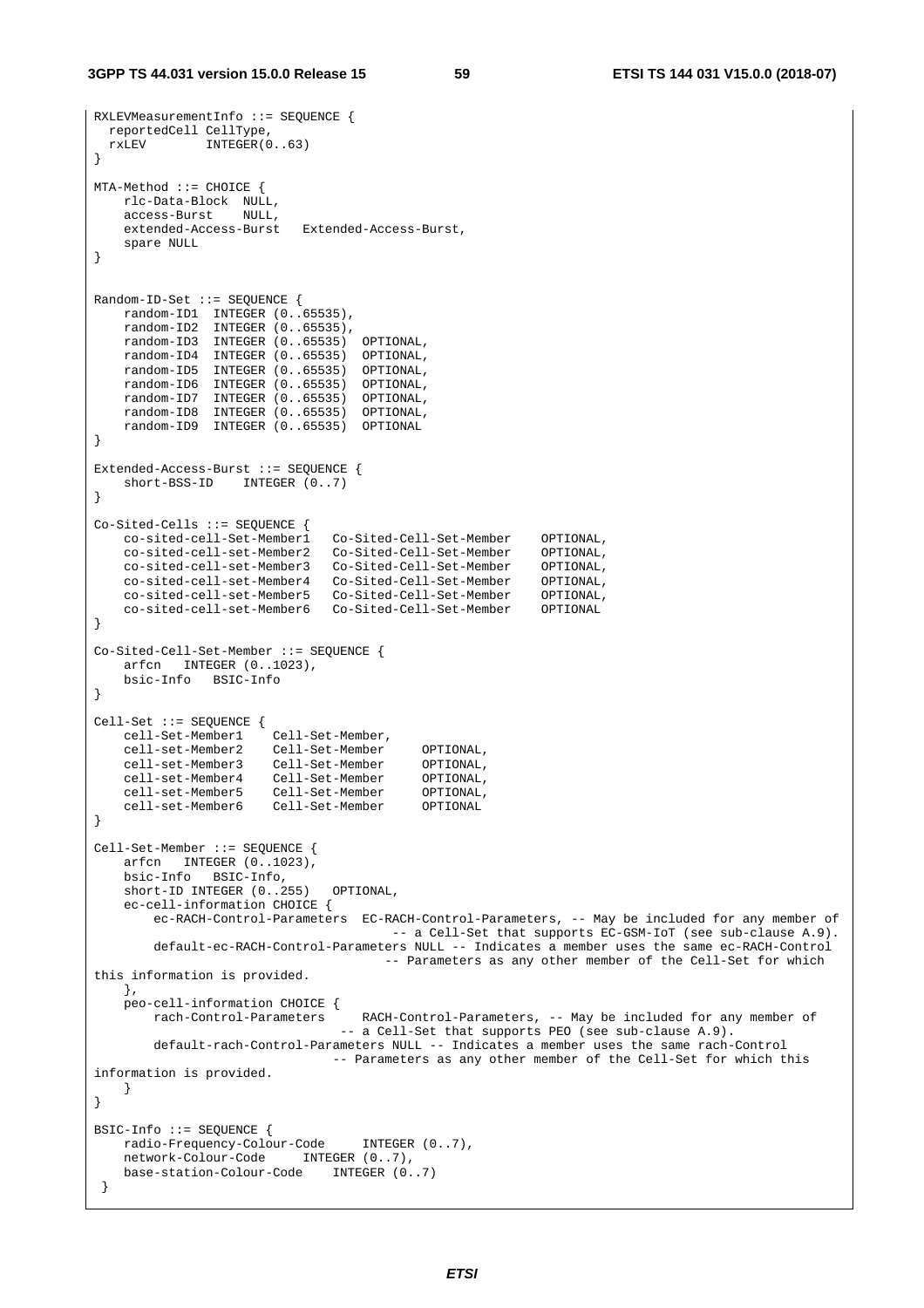```
RXLEVMeasurementInfo ::= SEQUENCE {
  reportedCell CellType,
  rxLEV        INTEGER(0..63)
}

MTA-Method ::= CHOICE {
    rlc-Data-Block  NULL,
    access-Burst    NULL,
    extended-Access-Burst   Extended-Access-Burst,
    spare NULL
}


Random-ID-Set ::= SEQUENCE {
    random-ID1  INTEGER (0..65535),
    random-ID2  INTEGER (0..65535),
    random-ID3  INTEGER (0..65535)  OPTIONAL,
    random-ID4  INTEGER (0..65535)  OPTIONAL,
    random-ID5  INTEGER (0..65535)  OPTIONAL,
    random-ID6  INTEGER (0..65535)  OPTIONAL,
    random-ID7  INTEGER (0..65535)  OPTIONAL,
    random-ID8  INTEGER (0..65535)  OPTIONAL,
    random-ID9  INTEGER (0..65535)  OPTIONAL
}

Extended-Access-Burst ::= SEQUENCE {
    short-BSS-ID    INTEGER (0..7)
}

Co-Sited-Cells ::= SEQUENCE {
    co-sited-cell-Set-Member1   Co-Sited-Cell-Set-Member    OPTIONAL,
    co-sited-cell-set-Member2   Co-Sited-Cell-Set-Member    OPTIONAL,
    co-sited-cell-set-Member3   Co-Sited-Cell-Set-Member    OPTIONAL,
    co-sited-cell-set-Member4   Co-Sited-Cell-Set-Member    OPTIONAL,
    co-sited-cell-set-Member5   Co-Sited-Cell-Set-Member    OPTIONAL,
    co-sited-cell-set-Member6   Co-Sited-Cell-Set-Member    OPTIONAL
}

Co-Sited-Cell-Set-Member ::= SEQUENCE {
    arfcn   INTEGER (0..1023),
    bsic-Info   BSIC-Info
}

Cell-Set ::= SEQUENCE {
    cell-Set-Member1    Cell-Set-Member,
    cell-set-Member2    Cell-Set-Member     OPTIONAL,
    cell-set-Member3    Cell-Set-Member     OPTIONAL,
    cell-set-Member4    Cell-Set-Member     OPTIONAL,
    cell-set-Member5    Cell-Set-Member     OPTIONAL,
    cell-set-Member6    Cell-Set-Member     OPTIONAL
}

Cell-Set-Member ::= SEQUENCE {
    arfcn   INTEGER (0..1023),
    bsic-Info   BSIC-Info,
    short-ID INTEGER (0..255)   OPTIONAL,
    ec-cell-information CHOICE {
        ec-RACH-Control-Parameters  EC-RACH-Control-Parameters, -- May be included for any member of
                                        -- a Cell-Set that supports EC-GSM-IoT (see sub-clause A.9).
        default-ec-RACH-Control-Parameters NULL -- Indicates a member uses the same ec-RACH-Control
                                        -- Parameters as any other member of the Cell-Set for which
this information is provided.
    },
    peo-cell-information CHOICE {
        rach-Control-Parameters     RACH-Control-Parameters, -- May be included for any member of
                                -- a Cell-Set that supports PEO (see sub-clause A.9).
        default-rach-Control-Parameters NULL -- Indicates a member uses the same rach-Control
                                -- Parameters as any other member of the Cell-Set for which this
information is provided.
    }
}

BSIC-Info ::= SEQUENCE {
    radio-Frequency-Colour-Code     INTEGER (0..7),
    network-Colour-Code     INTEGER (0..7),
    base-station-Colour-Code    INTEGER (0..7)
 }
```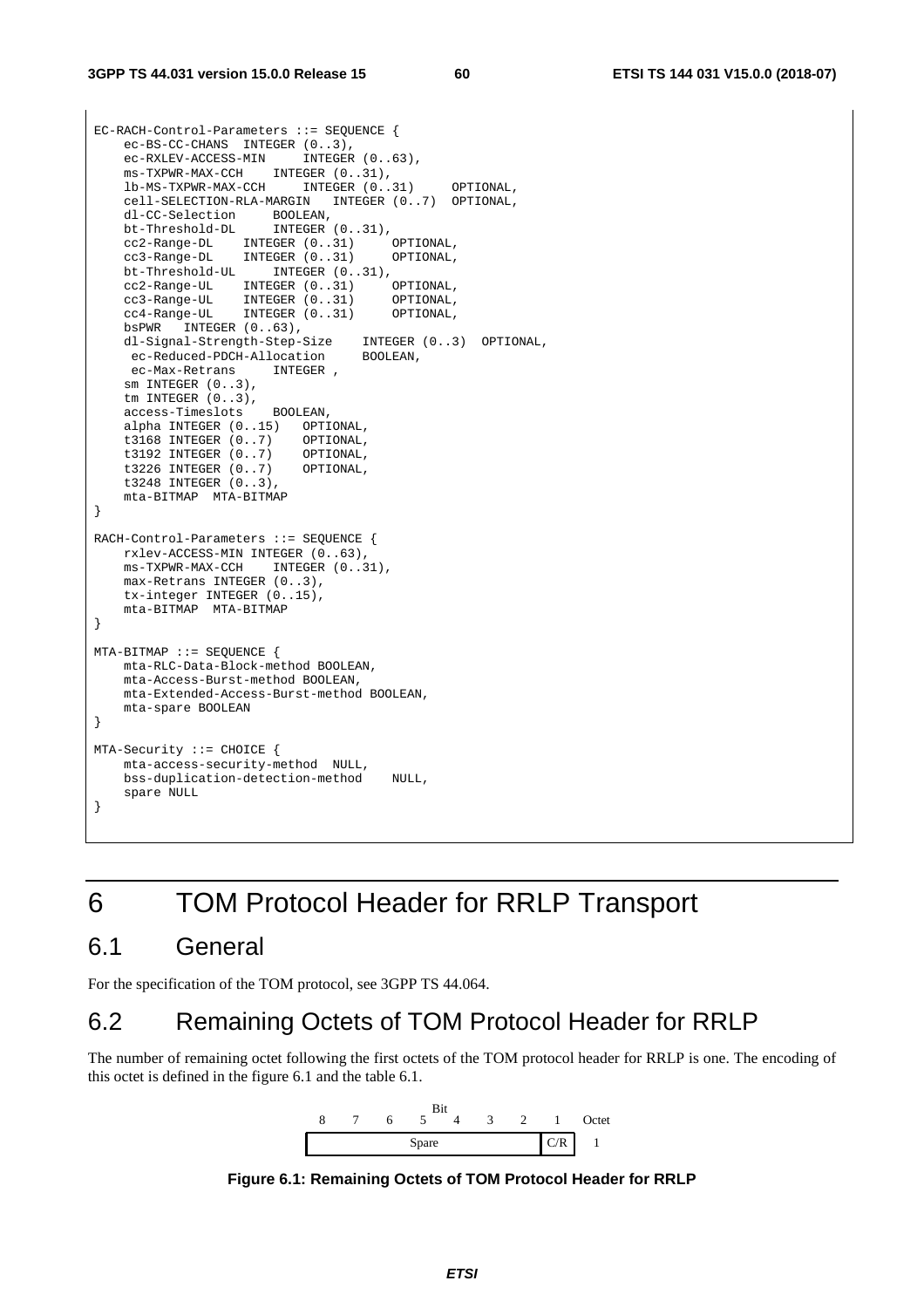```
EC-RACH-Control-Parameters ::= SEQUENCE {
    ec-BS-CC-CHANS  INTEGER (0..3),
    ec-RXLEV-ACCESS-MIN     INTEGER (0..63),
    ms-TXPWR-MAX-CCH    INTEGER (0..31),
    lb-MS-TXPWR-MAX-CCH     INTEGER (0..31)     OPTIONAL,
    cell-SELECTION-RLA-MARGIN   INTEGER (0..7)  OPTIONAL,
    dl-CC-Selection     BOOLEAN,
    bt-Threshold-DL     INTEGER (0..31),
    cc2-Range-DL    INTEGER (0..31)     OPTIONAL,
    cc3-Range-DL    INTEGER (0..31)     OPTIONAL,
    bt-Threshold-UL     INTEGER (0..31),
    cc2-Range-UL    INTEGER (0..31)     OPTIONAL,
    cc3-Range-UL    INTEGER (0..31)     OPTIONAL,
    cc4-Range-UL    INTEGER (0..31)     OPTIONAL,
    bsPWR   INTEGER (0..63),
    dl-Signal-Strength-Step-Size    INTEGER (0..3)  OPTIONAL,
     ec-Reduced-PDCH-Allocation     BOOLEAN,
     ec-Max-Retrans     INTEGER ,
    sm INTEGER (0..3),
    tm INTEGER (0..3),
    access-Timeslots    BOOLEAN,
    alpha INTEGER (0..15)   OPTIONAL,
    t3168 INTEGER (0..7)    OPTIONAL,
    t3192 INTEGER (0..7)    OPTIONAL,
    t3226 INTEGER (0..7)    OPTIONAL,
    t3248 INTEGER (0..3),
    mta-BITMAP  MTA-BITMAP
}

RACH-Control-Parameters ::= SEQUENCE {
    rxlev-ACCESS-MIN INTEGER (0..63),
    ms-TXPWR-MAX-CCH    INTEGER (0..31),
    max-Retrans INTEGER (0..3),
    tx-integer INTEGER (0..15),
    mta-BITMAP  MTA-BITMAP
}

MTA-BITMAP ::= SEQUENCE {
    mta-RLC-Data-Block-method BOOLEAN,
    mta-Access-Burst-method BOOLEAN,
    mta-Extended-Access-Burst-method BOOLEAN,
    mta-spare BOOLEAN
}

MTA-Security ::= CHOICE {
    mta-access-security-method  NULL,
    bss-duplication-detection-method    NULL,
    spare NULL
}
```

# 6 TOM Protocol Header for RRLP Transport

## 6.1 General

For the specification of the TOM protocol, see 3GPP TS 44.064.

## 6.2 Remaining Octets of TOM Protocol Header for RRLP

The number of remaining octet following the first octets of the TOM protocol header for RRLP is one. The encoding of this octet is defined in the figure 6.1 and the table 6.1.

| Bit 8 | 7 | 6 | 5 | 4 | 3 | 2 | 1 | Octet |
|---|---|---|---|---|---|---|---|---|
| Spare | | | | | | | C/R | 1 |

**Figure 6.1: Remaining Octets of TOM Protocol Header for RRLP**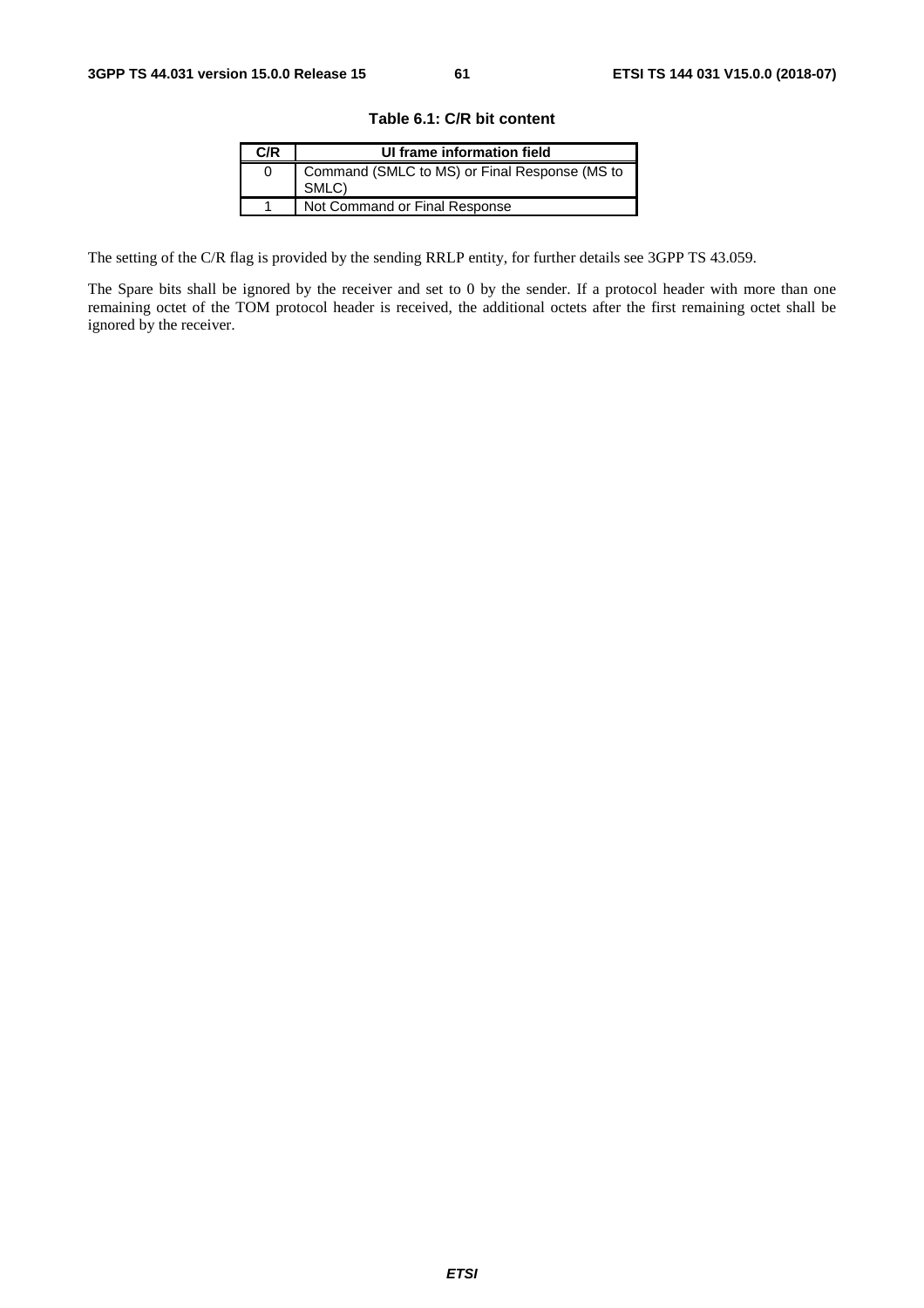**Table 6.1: C/R bit content**

| C/R | UI frame information field |
|---|---|
| 0 | Command (SMLC to MS) or Final Response (MS to SMLC) |
| 1 | Not Command or Final Response |

The setting of the C/R flag is provided by the sending RRLP entity, for further details see 3GPP TS 43.059.

The Spare bits shall be ignored by the receiver and set to 0 by the sender. If a protocol header with more than one remaining octet of the TOM protocol header is received, the additional octets after the first remaining octet shall be ignored by the receiver.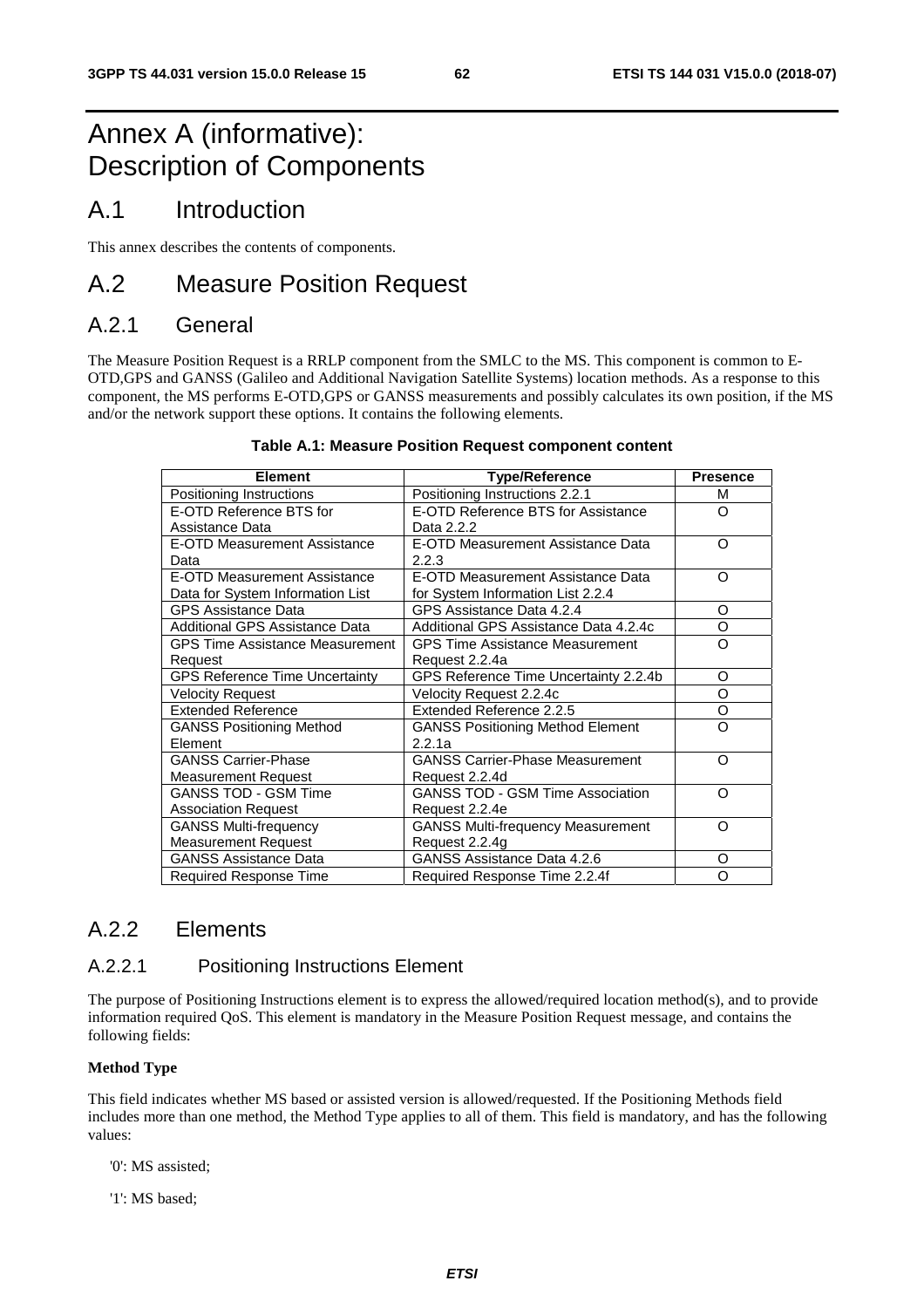# Annex A (informative): Description of Components

## A.1 Introduction

This annex describes the contents of components.

## A.2 Measure Position Request

### A.2.1 General

The Measure Position Request is a RRLP component from the SMLC to the MS. This component is common to E-OTD,GPS and GANSS (Galileo and Additional Navigation Satellite Systems) location methods. As a response to this component, the MS performs E-OTD,GPS or GANSS measurements and possibly calculates its own position, if the MS and/or the network support these options. It contains the following elements.

**Table A.1: Measure Position Request component content**

| Element | Type/Reference | Presence |
|---|---|---|
| Positioning Instructions | Positioning Instructions 2.2.1 | M |
| E-OTD Reference BTS for Assistance Data | E-OTD Reference BTS for Assistance Data 2.2.2 | O |
| E-OTD Measurement Assistance Data | E-OTD Measurement Assistance Data 2.2.3 | O |
| E-OTD Measurement Assistance Data for System Information List | E-OTD Measurement Assistance Data for System Information List 2.2.4 | O |
| GPS Assistance Data | GPS Assistance Data 4.2.4 | O |
| Additional GPS Assistance Data | Additional GPS Assistance Data 4.2.4c | O |
| GPS Time Assistance Measurement Request | GPS Time Assistance Measurement Request 2.2.4a | O |
| GPS Reference Time Uncertainty | GPS Reference Time Uncertainty 2.2.4b | O |
| Velocity Request | Velocity Request 2.2.4c | O |
| Extended Reference | Extended Reference 2.2.5 | O |
| GANSS Positioning Method Element | GANSS Positioning Method Element 2.2.1a | O |
| GANSS Carrier-Phase Measurement Request | GANSS Carrier-Phase Measurement Request 2.2.4d | O |
| GANSS TOD - GSM Time Association Request | GANSS TOD - GSM Time Association Request 2.2.4e | O |
| GANSS Multi-frequency Measurement Request | GANSS Multi-frequency Measurement Request 2.2.4g | O |
| GANSS Assistance Data | GANSS Assistance Data 4.2.6 | O |
| Required Response Time | Required Response Time 2.2.4f | O |

### A.2.2 Elements

#### A.2.2.1 Positioning Instructions Element

The purpose of Positioning Instructions element is to express the allowed/required location method(s), and to provide information required QoS. This element is mandatory in the Measure Position Request message, and contains the following fields:

**Method Type**

This field indicates whether MS based or assisted version is allowed/requested. If the Positioning Methods field includes more than one method, the Method Type applies to all of them. This field is mandatory, and has the following values:

'0': MS assisted;

'1': MS based;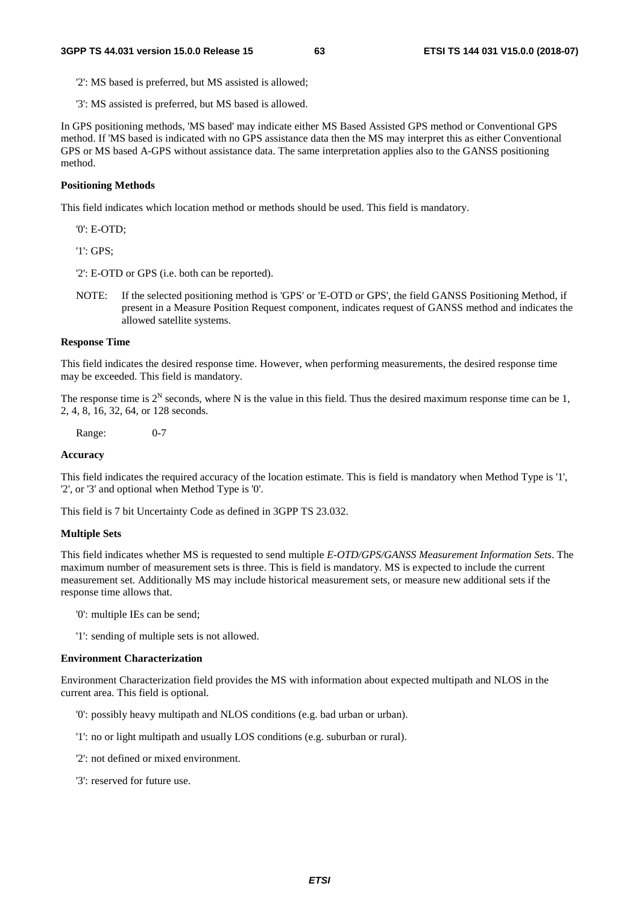'2': MS based is preferred, but MS assisted is allowed;

'3': MS assisted is preferred, but MS based is allowed.

In GPS positioning methods, 'MS based' may indicate either MS Based Assisted GPS method or Conventional GPS method. If 'MS based is indicated with no GPS assistance data then the MS may interpret this as either Conventional GPS or MS based A-GPS without assistance data. The same interpretation applies also to the GANSS positioning method.

**Positioning Methods**

This field indicates which location method or methods should be used. This field is mandatory.

'0': E-OTD;

'1': GPS;

'2': E-OTD or GPS (i.e. both can be reported).

NOTE: If the selected positioning method is 'GPS' or 'E-OTD or GPS', the field GANSS Positioning Method, if present in a Measure Position Request component, indicates request of GANSS method and indicates the allowed satellite systems.

**Response Time**

This field indicates the desired response time. However, when performing measurements, the desired response time may be exceeded. This field is mandatory.

The response time is $2^N$ seconds, where N is the value in this field. Thus the desired maximum response time can be 1, 2, 4, 8, 16, 32, 64, or 128 seconds.

Range: 0-7

**Accuracy**

This field indicates the required accuracy of the location estimate. This is field is mandatory when Method Type is '1', '2', or '3' and optional when Method Type is '0'.

This field is 7 bit Uncertainty Code as defined in 3GPP TS 23.032.

**Multiple Sets**

This field indicates whether MS is requested to send multiple *E-OTD/GPS/GANSS Measurement Information Sets*. The maximum number of measurement sets is three. This is field is mandatory. MS is expected to include the current measurement set. Additionally MS may include historical measurement sets, or measure new additional sets if the response time allows that.

'0': multiple IEs can be send;

'1': sending of multiple sets is not allowed.

**Environment Characterization**

Environment Characterization field provides the MS with information about expected multipath and NLOS in the current area. This field is optional.

'0': possibly heavy multipath and NLOS conditions (e.g. bad urban or urban).

'1': no or light multipath and usually LOS conditions (e.g. suburban or rural).

'2': not defined or mixed environment.

'3': reserved for future use.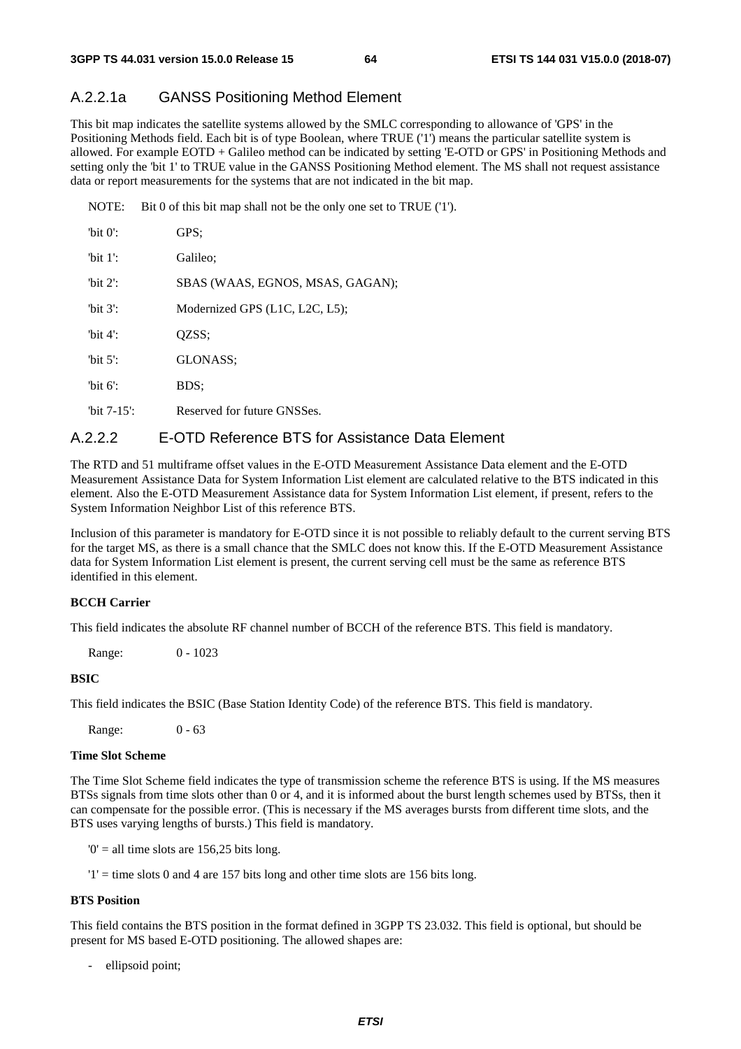### A.2.2.1a GANSS Positioning Method Element

This bit map indicates the satellite systems allowed by the SMLC corresponding to allowance of 'GPS' in the Positioning Methods field. Each bit is of type Boolean, where TRUE ('1') means the particular satellite system is allowed. For example EOTD + Galileo method can be indicated by setting 'E-OTD or GPS' in Positioning Methods and setting only the 'bit 1' to TRUE value in the GANSS Positioning Method element. The MS shall not request assistance data or report measurements for the systems that are not indicated in the bit map.

NOTE: Bit 0 of this bit map shall not be the only one set to TRUE ('1').

'bit 0': GPS;

'bit 1': Galileo;

'bit 2': SBAS (WAAS, EGNOS, MSAS, GAGAN);

'bit 3': Modernized GPS (L1C, L2C, L5);

'bit 4': QZSS;

'bit 5': GLONASS;

'bit 6': BDS;

'bit 7-15': Reserved for future GNSSes.

### A.2.2.2 E-OTD Reference BTS for Assistance Data Element

The RTD and 51 multiframe offset values in the E-OTD Measurement Assistance Data element and the E-OTD Measurement Assistance Data for System Information List element are calculated relative to the BTS indicated in this element. Also the E-OTD Measurement Assistance data for System Information List element, if present, refers to the System Information Neighbor List of this reference BTS.

Inclusion of this parameter is mandatory for E-OTD since it is not possible to reliably default to the current serving BTS for the target MS, as there is a small chance that the SMLC does not know this. If the E-OTD Measurement Assistance data for System Information List element is present, the current serving cell must be the same as reference BTS identified in this element.

**BCCH Carrier**

This field indicates the absolute RF channel number of BCCH of the reference BTS. This field is mandatory.

Range: 0 - 1023

**BSIC**

This field indicates the BSIC (Base Station Identity Code) of the reference BTS. This field is mandatory.

Range: 0 - 63

**Time Slot Scheme**

The Time Slot Scheme field indicates the type of transmission scheme the reference BTS is using. If the MS measures BTSs signals from time slots other than 0 or 4, and it is informed about the burst length schemes used by BTSs, then it can compensate for the possible error. (This is necessary if the MS averages bursts from different time slots, and the BTS uses varying lengths of bursts.) This field is mandatory.

'0' = all time slots are 156,25 bits long.

'1' = time slots 0 and 4 are 157 bits long and other time slots are 156 bits long.

**BTS Position**

This field contains the BTS position in the format defined in 3GPP TS 23.032. This field is optional, but should be present for MS based E-OTD positioning. The allowed shapes are:

- ellipsoid point;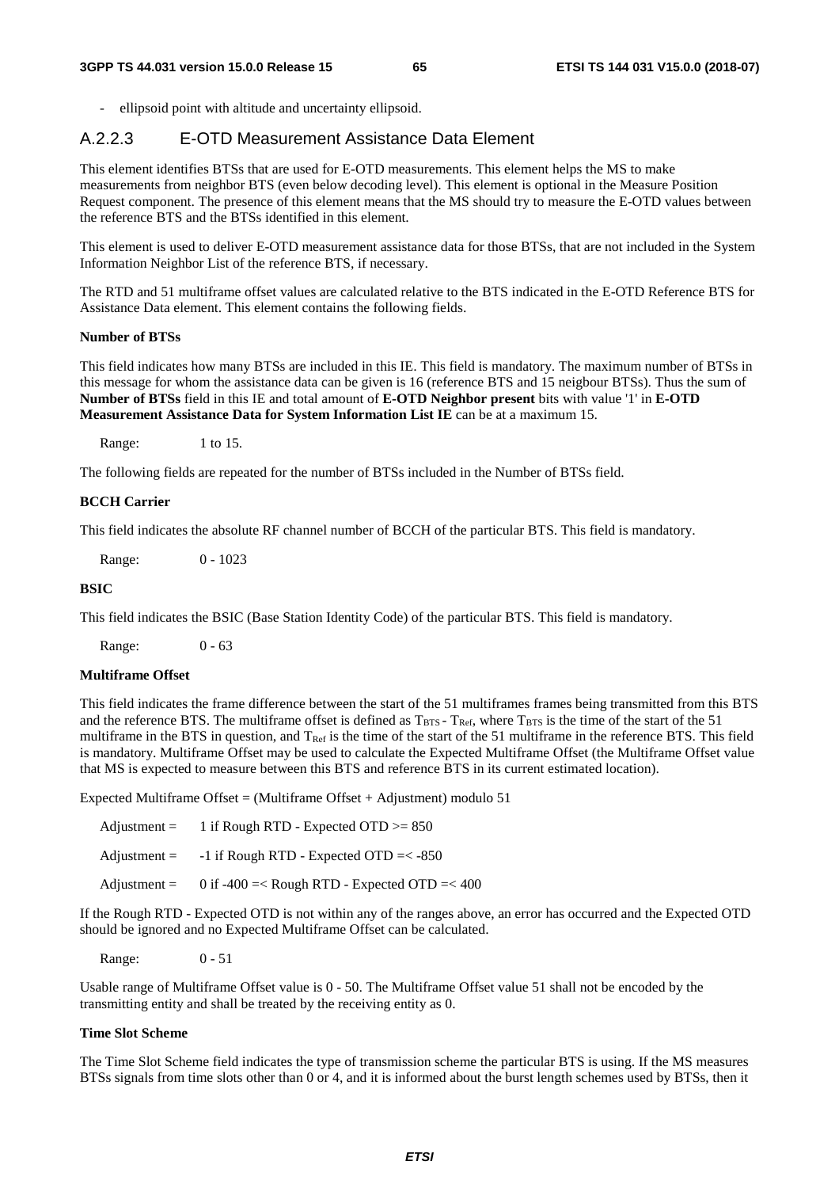- ellipsoid point with altitude and uncertainty ellipsoid.

### A.2.2.3 E-OTD Measurement Assistance Data Element

This element identifies BTSs that are used for E-OTD measurements. This element helps the MS to make measurements from neighbor BTS (even below decoding level). This element is optional in the Measure Position Request component. The presence of this element means that the MS should try to measure the E-OTD values between the reference BTS and the BTSs identified in this element.

This element is used to deliver E-OTD measurement assistance data for those BTSs, that are not included in the System Information Neighbor List of the reference BTS, if necessary.

The RTD and 51 multiframe offset values are calculated relative to the BTS indicated in the E-OTD Reference BTS for Assistance Data element. This element contains the following fields.

**Number of BTSs**

This field indicates how many BTSs are included in this IE. This field is mandatory. The maximum number of BTSs in this message for whom the assistance data can be given is 16 (reference BTS and 15 neigbour BTSs). Thus the sum of **Number of BTSs** field in this IE and total amount of **E-OTD Neighbor present** bits with value '1' in **E-OTD Measurement Assistance Data for System Information List IE** can be at a maximum 15.

Range: 1 to 15.

The following fields are repeated for the number of BTSs included in the Number of BTSs field.

**BCCH Carrier**

This field indicates the absolute RF channel number of BCCH of the particular BTS. This field is mandatory.

Range: 0 - 1023

**BSIC**

This field indicates the BSIC (Base Station Identity Code) of the particular BTS. This field is mandatory.

Range: 0 - 63

**Multiframe Offset**

This field indicates the frame difference between the start of the 51 multiframes frames being transmitted from this BTS and the reference BTS. The multiframe offset is defined as $T_{BTS}$ - $T_{Ref}$, where $T_{BTS}$ is the time of the start of the 51 multiframe in the BTS in question, and $T_{Ref}$ is the time of the start of the 51 multiframe in the reference BTS. This field is mandatory. Multiframe Offset may be used to calculate the Expected Multiframe Offset (the Multiframe Offset value that MS is expected to measure between this BTS and reference BTS in its current estimated location).

Expected Multiframe Offset = (Multiframe Offset + Adjustment) modulo 51

Adjustment = 1 if Rough RTD - Expected OTD >= 850

Adjustment = -1 if Rough RTD - Expected OTD =< -850

Adjustment = 0 if -400 =< Rough RTD - Expected OTD =< 400

If the Rough RTD - Expected OTD is not within any of the ranges above, an error has occurred and the Expected OTD should be ignored and no Expected Multiframe Offset can be calculated.

Range: 0 - 51

Usable range of Multiframe Offset value is 0 - 50. The Multiframe Offset value 51 shall not be encoded by the transmitting entity and shall be treated by the receiving entity as 0.

**Time Slot Scheme**

The Time Slot Scheme field indicates the type of transmission scheme the particular BTS is using. If the MS measures BTSs signals from time slots other than 0 or 4, and it is informed about the burst length schemes used by BTSs, then it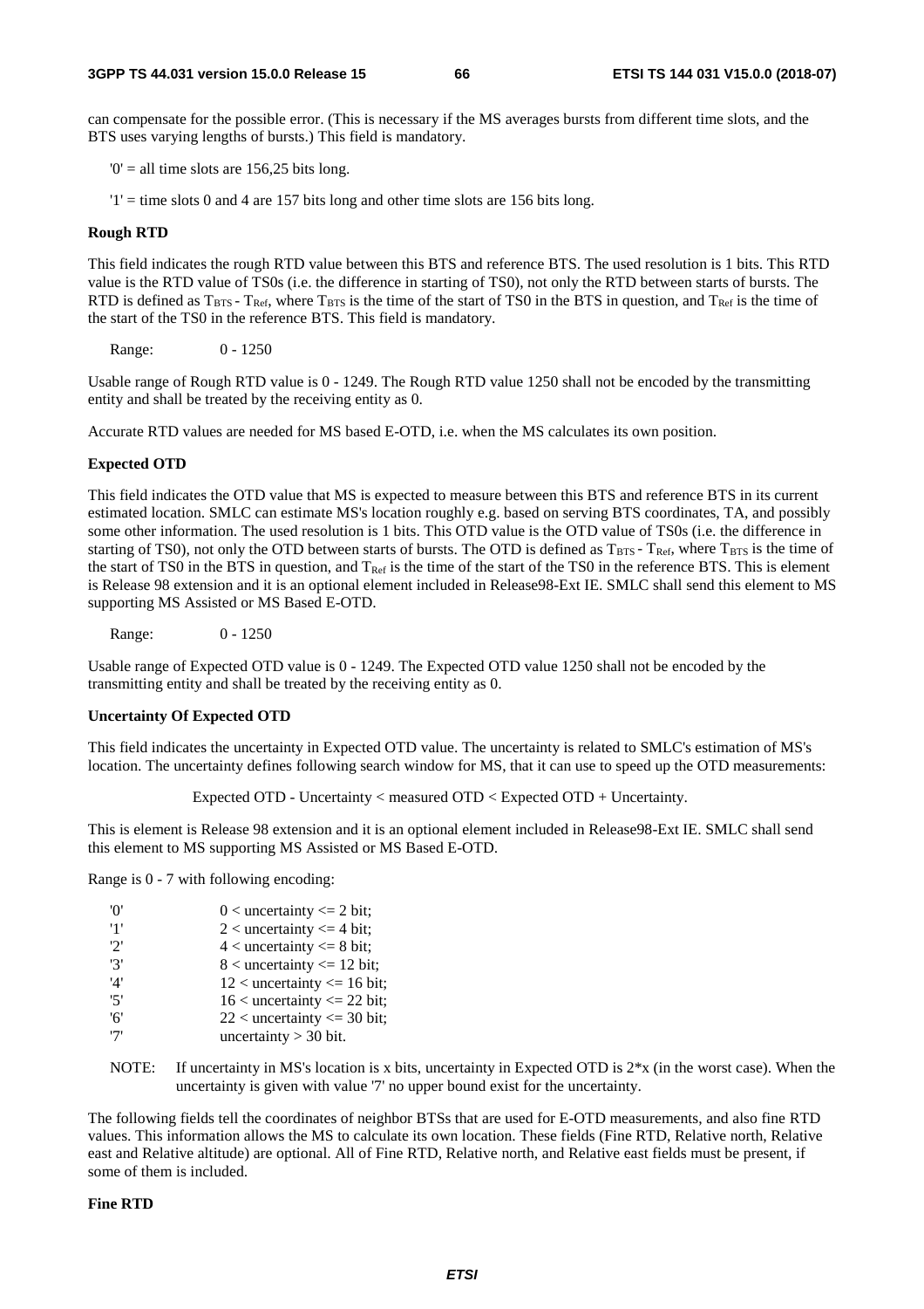can compensate for the possible error. (This is necessary if the MS averages bursts from different time slots, and the BTS uses varying lengths of bursts.) This field is mandatory.

'0' = all time slots are 156,25 bits long.

'1' = time slots 0 and 4 are 157 bits long and other time slots are 156 bits long.

**Rough RTD**

This field indicates the rough RTD value between this BTS and reference BTS. The used resolution is 1 bits. This RTD value is the RTD value of TS0s (i.e. the difference in starting of TS0), not only the RTD between starts of bursts. The RTD is defined as $T_{BTS} - T_{Ref}$, where $T_{BTS}$ is the time of the start of TS0 in the BTS in question, and $T_{Ref}$ is the time of the start of the TS0 in the reference BTS. This field is mandatory.

Range: 0 - 1250

Usable range of Rough RTD value is 0 - 1249. The Rough RTD value 1250 shall not be encoded by the transmitting entity and shall be treated by the receiving entity as 0.

Accurate RTD values are needed for MS based E-OTD, i.e. when the MS calculates its own position.

**Expected OTD**

This field indicates the OTD value that MS is expected to measure between this BTS and reference BTS in its current estimated location. SMLC can estimate MS's location roughly e.g. based on serving BTS coordinates, TA, and possibly some other information. The used resolution is 1 bits. This OTD value is the OTD value of TS0s (i.e. the difference in starting of TS0), not only the OTD between starts of bursts. The OTD is defined as $T_{BTS} - T_{Ref}$, where $T_{BTS}$ is the time of the start of TS0 in the BTS in question, and $T_{Ref}$ is the time of the start of the TS0 in the reference BTS. This is element is Release 98 extension and it is an optional element included in Release98-Ext IE. SMLC shall send this element to MS supporting MS Assisted or MS Based E-OTD.

Range: 0 - 1250

Usable range of Expected OTD value is 0 - 1249. The Expected OTD value 1250 shall not be encoded by the transmitting entity and shall be treated by the receiving entity as 0.

**Uncertainty Of Expected OTD**

This field indicates the uncertainty in Expected OTD value. The uncertainty is related to SMLC's estimation of MS's location. The uncertainty defines following search window for MS, that it can use to speed up the OTD measurements:

Expected OTD - Uncertainty < measured OTD < Expected OTD + Uncertainty.

This is element is Release 98 extension and it is an optional element included in Release98-Ext IE. SMLC shall send this element to MS supporting MS Assisted or MS Based E-OTD.

Range is 0 - 7 with following encoding:

'0' 0 < uncertainty <= 2 bit;
'1' 2 < uncertainty <= 4 bit;
'2' 4 < uncertainty <= 8 bit;
'3' 8 < uncertainty <= 12 bit;
'4' 12 < uncertainty <= 16 bit;
'5' 16 < uncertainty <= 22 bit;
'6' 22 < uncertainty <= 30 bit;
'7' uncertainty > 30 bit.

NOTE: If uncertainty in MS's location is x bits, uncertainty in Expected OTD is 2*x (in the worst case). When the uncertainty is given with value '7' no upper bound exist for the uncertainty.

The following fields tell the coordinates of neighbor BTSs that are used for E-OTD measurements, and also fine RTD values. This information allows the MS to calculate its own location. These fields (Fine RTD, Relative north, Relative east and Relative altitude) are optional. All of Fine RTD, Relative north, and Relative east fields must be present, if some of them is included.

**Fine RTD**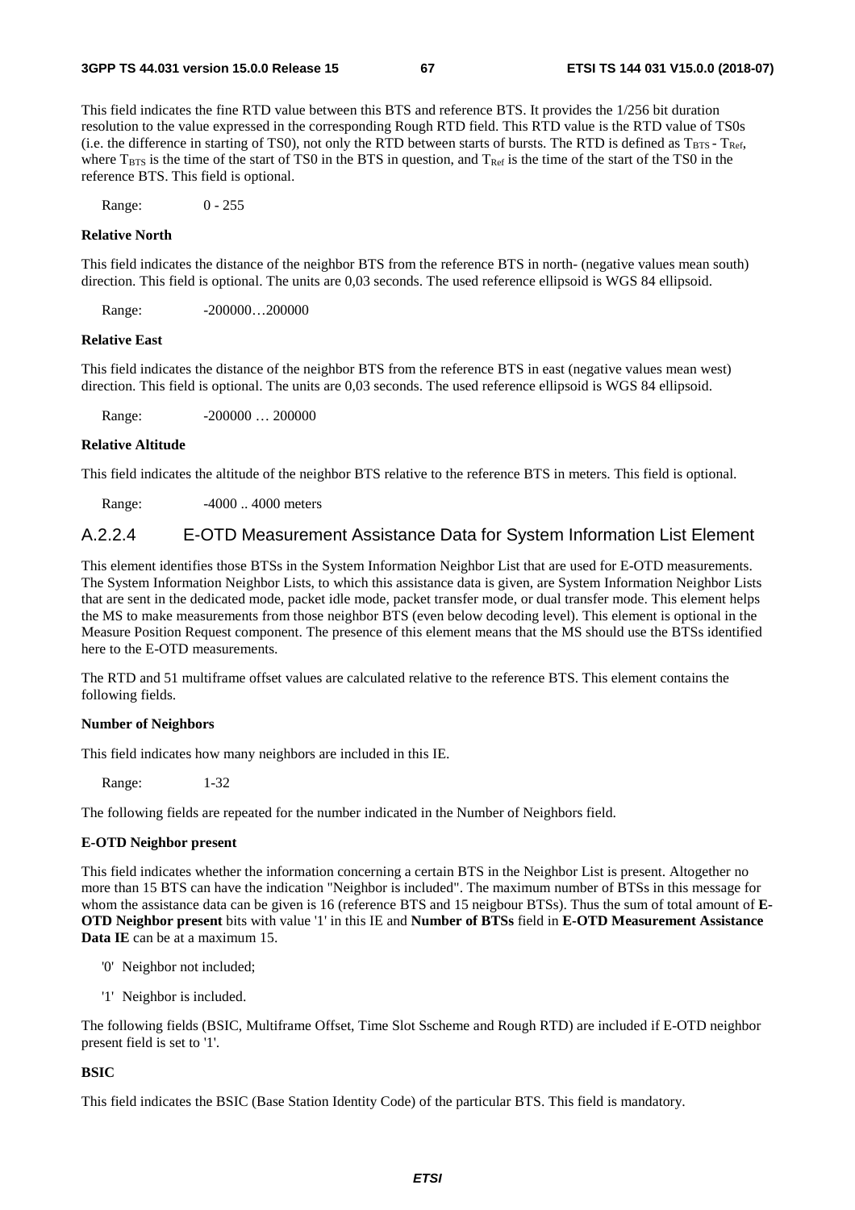This field indicates the fine RTD value between this BTS and reference BTS. It provides the 1/256 bit duration resolution to the value expressed in the corresponding Rough RTD field. This RTD value is the RTD value of TS0s (i.e. the difference in starting of TS0), not only the RTD between starts of bursts. The RTD is defined as $T_{BTS}$ - $T_{Ref}$, where $T_{BTS}$ is the time of the start of TS0 in the BTS in question, and $T_{Ref}$ is the time of the start of the TS0 in the reference BTS. This field is optional.

Range: 0 - 255

**Relative North**

This field indicates the distance of the neighbor BTS from the reference BTS in north- (negative values mean south) direction. This field is optional. The units are 0,03 seconds. The used reference ellipsoid is WGS 84 ellipsoid.

Range: -200000…200000

**Relative East**

This field indicates the distance of the neighbor BTS from the reference BTS in east (negative values mean west) direction. This field is optional. The units are 0,03 seconds. The used reference ellipsoid is WGS 84 ellipsoid.

Range: -200000 … 200000

**Relative Altitude**

This field indicates the altitude of the neighbor BTS relative to the reference BTS in meters. This field is optional.

Range: -4000 .. 4000 meters

### A.2.2.4 E-OTD Measurement Assistance Data for System Information List Element

This element identifies those BTSs in the System Information Neighbor List that are used for E-OTD measurements. The System Information Neighbor Lists, to which this assistance data is given, are System Information Neighbor Lists that are sent in the dedicated mode, packet idle mode, packet transfer mode, or dual transfer mode. This element helps the MS to make measurements from those neighbor BTS (even below decoding level). This element is optional in the Measure Position Request component. The presence of this element means that the MS should use the BTSs identified here to the E-OTD measurements.

The RTD and 51 multiframe offset values are calculated relative to the reference BTS. This element contains the following fields.

**Number of Neighbors**

This field indicates how many neighbors are included in this IE.

Range: 1-32

The following fields are repeated for the number indicated in the Number of Neighbors field.

**E-OTD Neighbor present**

This field indicates whether the information concerning a certain BTS in the Neighbor List is present. Altogether no more than 15 BTS can have the indication "Neighbor is included". The maximum number of BTSs in this message for whom the assistance data can be given is 16 (reference BTS and 15 neigbour BTSs). Thus the sum of total amount of **E-OTD Neighbor present** bits with value '1' in this IE and **Number of BTSs** field in **E-OTD Measurement Assistance Data IE** can be at a maximum 15.

'0' Neighbor not included;

'1' Neighbor is included.

The following fields (BSIC, Multiframe Offset, Time Slot Sscheme and Rough RTD) are included if E-OTD neighbor present field is set to '1'.

**BSIC**

This field indicates the BSIC (Base Station Identity Code) of the particular BTS. This field is mandatory.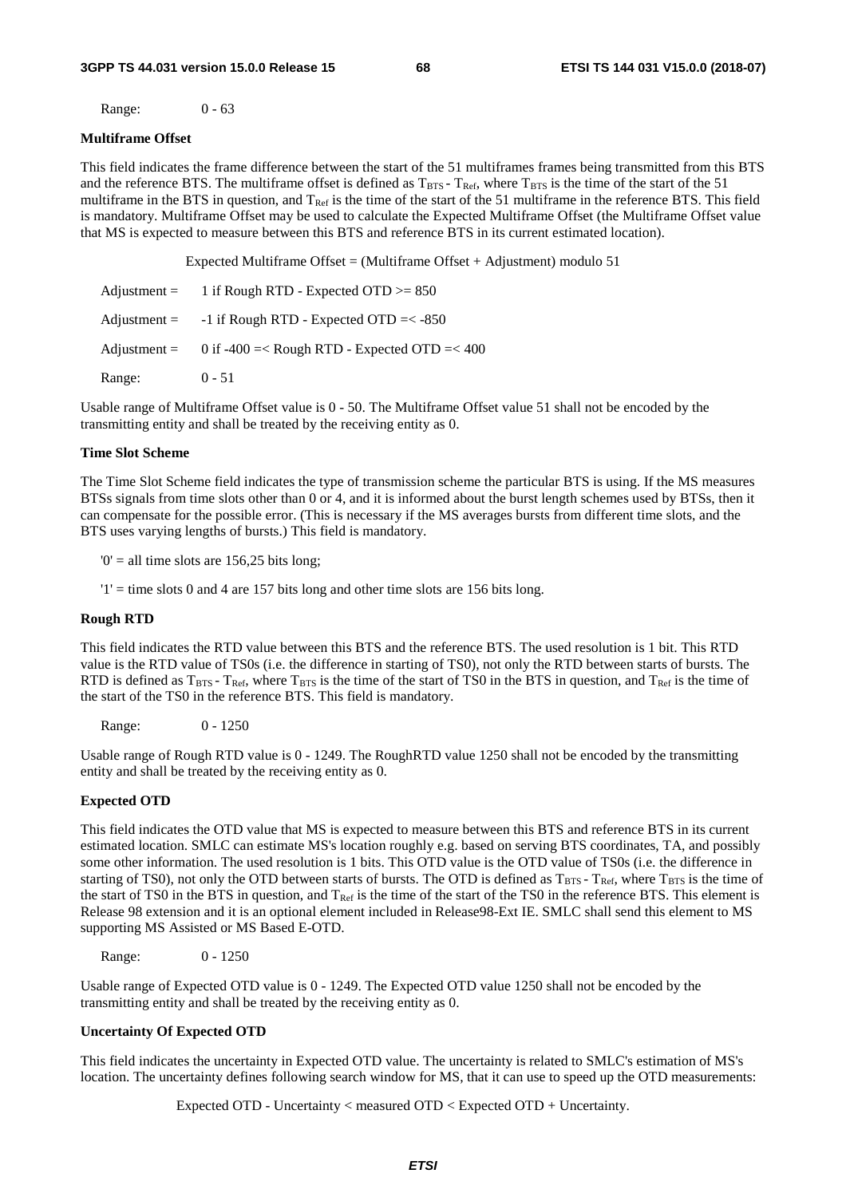Range: 0 - 63

**Multiframe Offset**

This field indicates the frame difference between the start of the 51 multiframes frames being transmitted from this BTS and the reference BTS. The multiframe offset is defined as $T_{BTS} - T_{Ref}$, where $T_{BTS}$ is the time of the start of the 51 multiframe in the BTS in question, and $T_{Ref}$ is the time of the start of the 51 multiframe in the reference BTS. This field is mandatory. Multiframe Offset may be used to calculate the Expected Multiframe Offset (the Multiframe Offset value that MS is expected to measure between this BTS and reference BTS in its current estimated location).

Expected Multiframe Offset = (Multiframe Offset + Adjustment) modulo 51

Adjustment = 1 if Rough RTD - Expected OTD >= 850

Adjustment = -1 if Rough RTD - Expected OTD =< -850

Adjustment = 0 if -400 =< Rough RTD - Expected OTD =< 400

Range: 0 - 51

Usable range of Multiframe Offset value is 0 - 50. The Multiframe Offset value 51 shall not be encoded by the transmitting entity and shall be treated by the receiving entity as 0.

**Time Slot Scheme**

The Time Slot Scheme field indicates the type of transmission scheme the particular BTS is using. If the MS measures BTSs signals from time slots other than 0 or 4, and it is informed about the burst length schemes used by BTSs, then it can compensate for the possible error. (This is necessary if the MS averages bursts from different time slots, and the BTS uses varying lengths of bursts.) This field is mandatory.

'0' = all time slots are 156,25 bits long;

'1' = time slots 0 and 4 are 157 bits long and other time slots are 156 bits long.

**Rough RTD**

This field indicates the RTD value between this BTS and the reference BTS. The used resolution is 1 bit. This RTD value is the RTD value of TS0s (i.e. the difference in starting of TS0), not only the RTD between starts of bursts. The RTD is defined as $T_{BTS} - T_{Ref}$, where $T_{BTS}$ is the time of the start of TS0 in the BTS in question, and $T_{Ref}$ is the time of the start of the TS0 in the reference BTS. This field is mandatory.

Range: 0 - 1250

Usable range of Rough RTD value is 0 - 1249. The RoughRTD value 1250 shall not be encoded by the transmitting entity and shall be treated by the receiving entity as 0.

**Expected OTD**

This field indicates the OTD value that MS is expected to measure between this BTS and reference BTS in its current estimated location. SMLC can estimate MS's location roughly e.g. based on serving BTS coordinates, TA, and possibly some other information. The used resolution is 1 bits. This OTD value is the OTD value of TS0s (i.e. the difference in starting of TS0), not only the OTD between starts of bursts. The OTD is defined as $T_{BTS} - T_{Ref}$, where $T_{BTS}$ is the time of the start of TS0 in the BTS in question, and $T_{Ref}$ is the time of the start of the TS0 in the reference BTS. This element is Release 98 extension and it is an optional element included in Release98-Ext IE. SMLC shall send this element to MS supporting MS Assisted or MS Based E-OTD.

Range: 0 - 1250

Usable range of Expected OTD value is 0 - 1249. The Expected OTD value 1250 shall not be encoded by the transmitting entity and shall be treated by the receiving entity as 0.

**Uncertainty Of Expected OTD**

This field indicates the uncertainty in Expected OTD value. The uncertainty is related to SMLC's estimation of MS's location. The uncertainty defines following search window for MS, that it can use to speed up the OTD measurements:

Expected OTD - Uncertainty < measured OTD < Expected OTD + Uncertainty.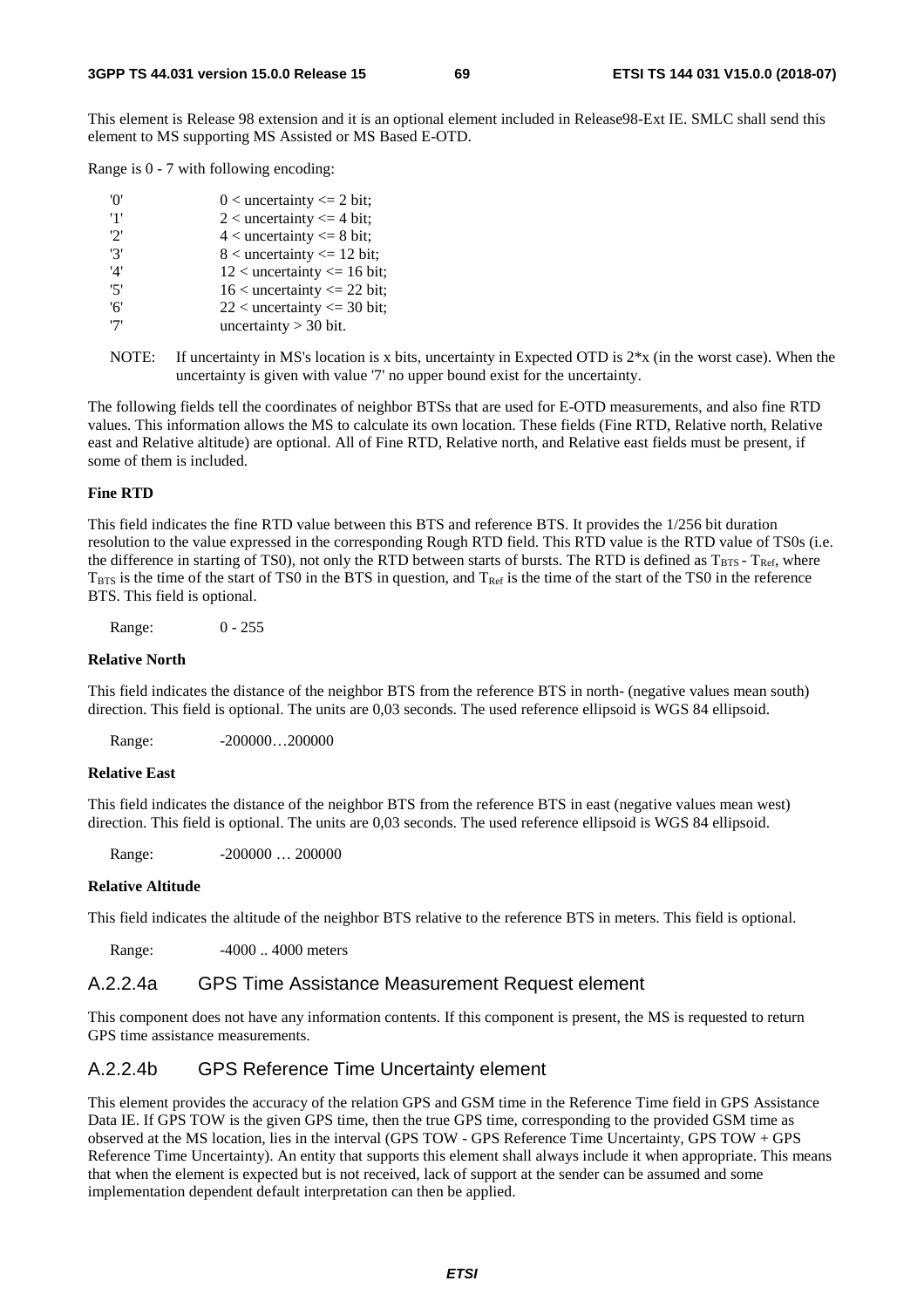This element is Release 98 extension and it is an optional element included in Release98-Ext IE. SMLC shall send this element to MS supporting MS Assisted or MS Based E-OTD.

Range is 0 - 7 with following encoding:

| | |
|---|---|
| '0' | 0 < uncertainty <= 2 bit; |
| '1' | 2 < uncertainty <= 4 bit; |
| '2' | 4 < uncertainty <= 8 bit; |
| '3' | 8 < uncertainty <= 12 bit; |
| '4' | 12 < uncertainty <= 16 bit; |
| '5' | 16 < uncertainty <= 22 bit; |
| '6' | 22 < uncertainty <= 30 bit; |
| '7' | uncertainty > 30 bit. |

NOTE: If uncertainty in MS's location is x bits, uncertainty in Expected OTD is 2*x (in the worst case). When the uncertainty is given with value '7' no upper bound exist for the uncertainty.

The following fields tell the coordinates of neighbor BTSs that are used for E-OTD measurements, and also fine RTD values. This information allows the MS to calculate its own location. These fields (Fine RTD, Relative north, Relative east and Relative altitude) are optional. All of Fine RTD, Relative north, and Relative east fields must be present, if some of them is included.

**Fine RTD**

This field indicates the fine RTD value between this BTS and reference BTS. It provides the 1/256 bit duration resolution to the value expressed in the corresponding Rough RTD field. This RTD value is the RTD value of TS0s (i.e. the difference in starting of TS0), not only the RTD between starts of bursts. The RTD is defined as $T_{BTS}$ - $T_{Ref}$, where $T_{BTS}$ is the time of the start of TS0 in the BTS in question, and $T_{Ref}$ is the time of the start of the TS0 in the reference BTS. This field is optional.

Range: 0 - 255

**Relative North**

This field indicates the distance of the neighbor BTS from the reference BTS in north- (negative values mean south) direction. This field is optional. The units are 0,03 seconds. The used reference ellipsoid is WGS 84 ellipsoid.

Range: -200000…200000

**Relative East**

This field indicates the distance of the neighbor BTS from the reference BTS in east (negative values mean west) direction. This field is optional. The units are 0,03 seconds. The used reference ellipsoid is WGS 84 ellipsoid.

Range: -200000 … 200000

**Relative Altitude**

This field indicates the altitude of the neighbor BTS relative to the reference BTS in meters. This field is optional.

Range: -4000 .. 4000 meters

### A.2.2.4a GPS Time Assistance Measurement Request element

This component does not have any information contents. If this component is present, the MS is requested to return GPS time assistance measurements.

### A.2.2.4b GPS Reference Time Uncertainty element

This element provides the accuracy of the relation GPS and GSM time in the Reference Time field in GPS Assistance Data IE. If GPS TOW is the given GPS time, then the true GPS time, corresponding to the provided GSM time as observed at the MS location, lies in the interval (GPS TOW - GPS Reference Time Uncertainty, GPS TOW + GPS Reference Time Uncertainty). An entity that supports this element shall always include it when appropriate. This means that when the element is expected but is not received, lack of support at the sender can be assumed and some implementation dependent default interpretation can then be applied.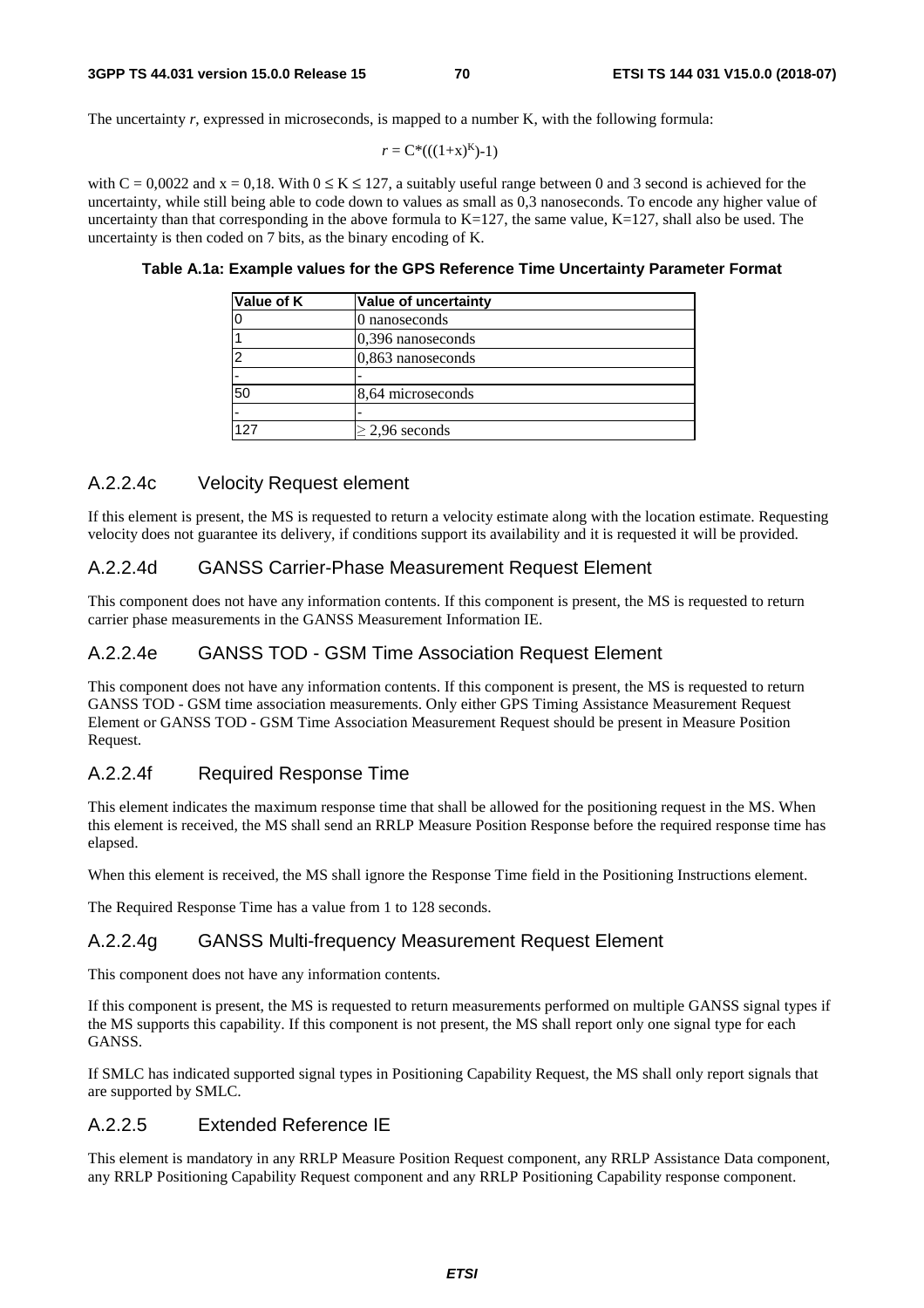The uncertainty *r*, expressed in microseconds, is mapped to a number K, with the following formula:

$$r = C*(((1+x)^K)-1)$$

with C = 0,0022 and x = 0,18. With $0 \leq K \leq 127$, a suitably useful range between 0 and 3 second is achieved for the uncertainty, while still being able to code down to values as small as 0,3 nanoseconds. To encode any higher value of uncertainty than that corresponding in the above formula to K=127, the same value, K=127, shall also be used. The uncertainty is then coded on 7 bits, as the binary encoding of K.

**Table A.1a: Example values for the GPS Reference Time Uncertainty Parameter Format**

| Value of K | Value of uncertainty |
|---|---|
| 0 | 0 nanoseconds |
| 1 | 0,396 nanoseconds |
| 2 | 0,863 nanoseconds |
| - | - |
| 50 | 8,64 microseconds |
| - | - |
| 127 | ≥ 2,96 seconds |

### A.2.2.4c Velocity Request element

If this element is present, the MS is requested to return a velocity estimate along with the location estimate. Requesting velocity does not guarantee its delivery, if conditions support its availability and it is requested it will be provided.

### A.2.2.4d GANSS Carrier-Phase Measurement Request Element

This component does not have any information contents. If this component is present, the MS is requested to return carrier phase measurements in the GANSS Measurement Information IE.

### A.2.2.4e GANSS TOD - GSM Time Association Request Element

This component does not have any information contents. If this component is present, the MS is requested to return GANSS TOD - GSM time association measurements. Only either GPS Timing Assistance Measurement Request Element or GANSS TOD - GSM Time Association Measurement Request should be present in Measure Position Request.

### A.2.2.4f Required Response Time

This element indicates the maximum response time that shall be allowed for the positioning request in the MS. When this element is received, the MS shall send an RRLP Measure Position Response before the required response time has elapsed.

When this element is received, the MS shall ignore the Response Time field in the Positioning Instructions element.

The Required Response Time has a value from 1 to 128 seconds.

### A.2.2.4g GANSS Multi-frequency Measurement Request Element

This component does not have any information contents.

If this component is present, the MS is requested to return measurements performed on multiple GANSS signal types if the MS supports this capability. If this component is not present, the MS shall report only one signal type for each GANSS.

If SMLC has indicated supported signal types in Positioning Capability Request, the MS shall only report signals that are supported by SMLC.

### A.2.2.5 Extended Reference IE

This element is mandatory in any RRLP Measure Position Request component, any RRLP Assistance Data component, any RRLP Positioning Capability Request component and any RRLP Positioning Capability response component.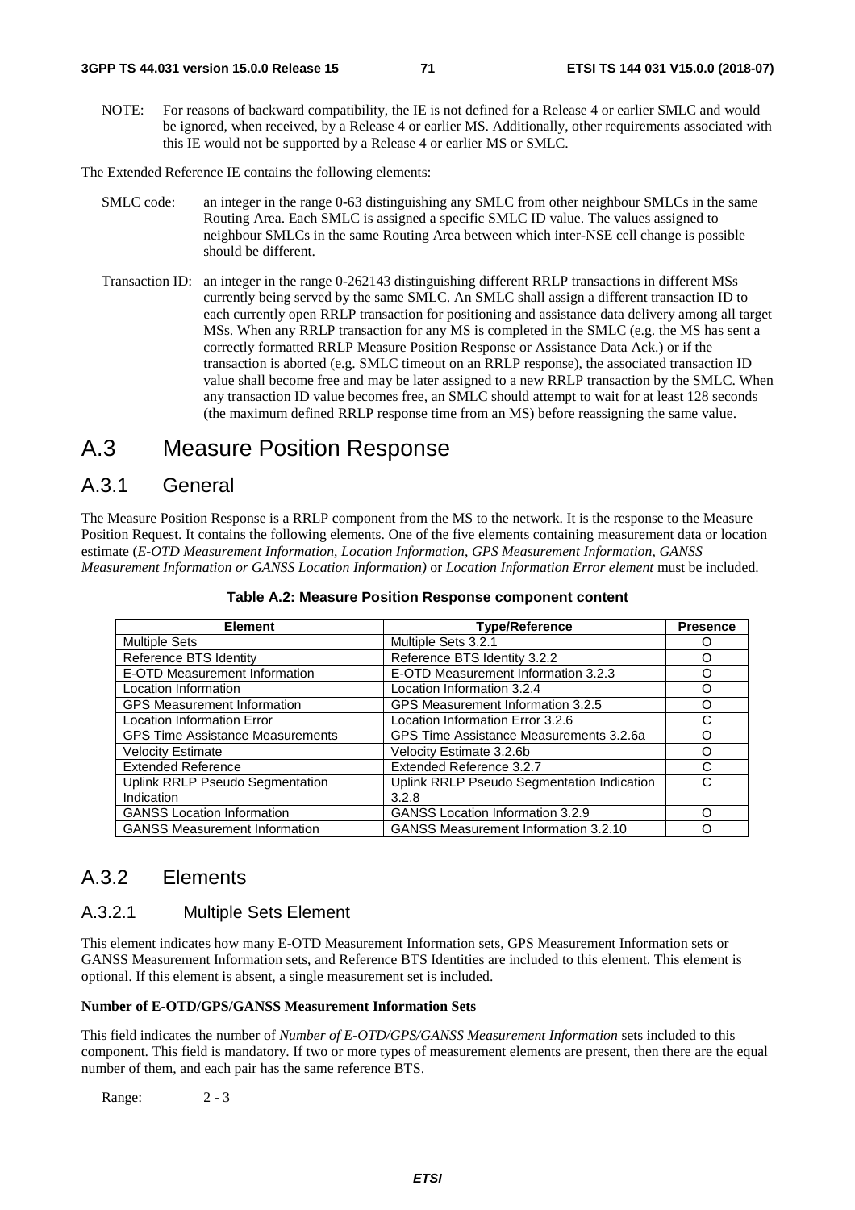NOTE: For reasons of backward compatibility, the IE is not defined for a Release 4 or earlier SMLC and would be ignored, when received, by a Release 4 or earlier MS. Additionally, other requirements associated with this IE would not be supported by a Release 4 or earlier MS or SMLC.

The Extended Reference IE contains the following elements:

SMLC code: an integer in the range 0-63 distinguishing any SMLC from other neighbour SMLCs in the same Routing Area. Each SMLC is assigned a specific SMLC ID value. The values assigned to neighbour SMLCs in the same Routing Area between which inter-NSE cell change is possible should be different.

Transaction ID: an integer in the range 0-262143 distinguishing different RRLP transactions in different MSs currently being served by the same SMLC. An SMLC shall assign a different transaction ID to each currently open RRLP transaction for positioning and assistance data delivery among all target MSs. When any RRLP transaction for any MS is completed in the SMLC (e.g. the MS has sent a correctly formatted RRLP Measure Position Response or Assistance Data Ack.) or if the transaction is aborted (e.g. SMLC timeout on an RRLP response), the associated transaction ID value shall become free and may be later assigned to a new RRLP transaction by the SMLC. When any transaction ID value becomes free, an SMLC should attempt to wait for at least 128 seconds (the maximum defined RRLP response time from an MS) before reassigning the same value.

# A.3 Measure Position Response

## A.3.1 General

The Measure Position Response is a RRLP component from the MS to the network. It is the response to the Measure Position Request. It contains the following elements. One of the five elements containing measurement data or location estimate (*E-OTD Measurement Information*, *Location Information*, *GPS Measurement Information, GANSS Measurement Information or GANSS Location Information)* or *Location Information Error element* must be included.

**Table A.2: Measure Position Response component content**

| Element | Type/Reference | Presence |
|---|---|---|
| Multiple Sets | Multiple Sets 3.2.1 | O |
| Reference BTS Identity | Reference BTS Identity 3.2.2 | O |
| E-OTD Measurement Information | E-OTD Measurement Information 3.2.3 | O |
| Location Information | Location Information 3.2.4 | O |
| GPS Measurement Information | GPS Measurement Information 3.2.5 | O |
| Location Information Error | Location Information Error 3.2.6 | C |
| GPS Time Assistance Measurements | GPS Time Assistance Measurements 3.2.6a | O |
| Velocity Estimate | Velocity Estimate 3.2.6b | O |
| Extended Reference | Extended Reference 3.2.7 | C |
| Uplink RRLP Pseudo Segmentation Indication | Uplink RRLP Pseudo Segmentation Indication 3.2.8 | C |
| GANSS Location Information | GANSS Location Information 3.2.9 | O |
| GANSS Measurement Information | GANSS Measurement Information 3.2.10 | O |

## A.3.2 Elements

### A.3.2.1 Multiple Sets Element

This element indicates how many E-OTD Measurement Information sets, GPS Measurement Information sets or GANSS Measurement Information sets, and Reference BTS Identities are included to this element. This element is optional. If this element is absent, a single measurement set is included.

**Number of E-OTD/GPS/GANSS Measurement Information Sets**

This field indicates the number of *Number of E-OTD/GPS/GANSS Measurement Information* sets included to this component. This field is mandatory. If two or more types of measurement elements are present, then there are the equal number of them, and each pair has the same reference BTS.

Range: 2 - 3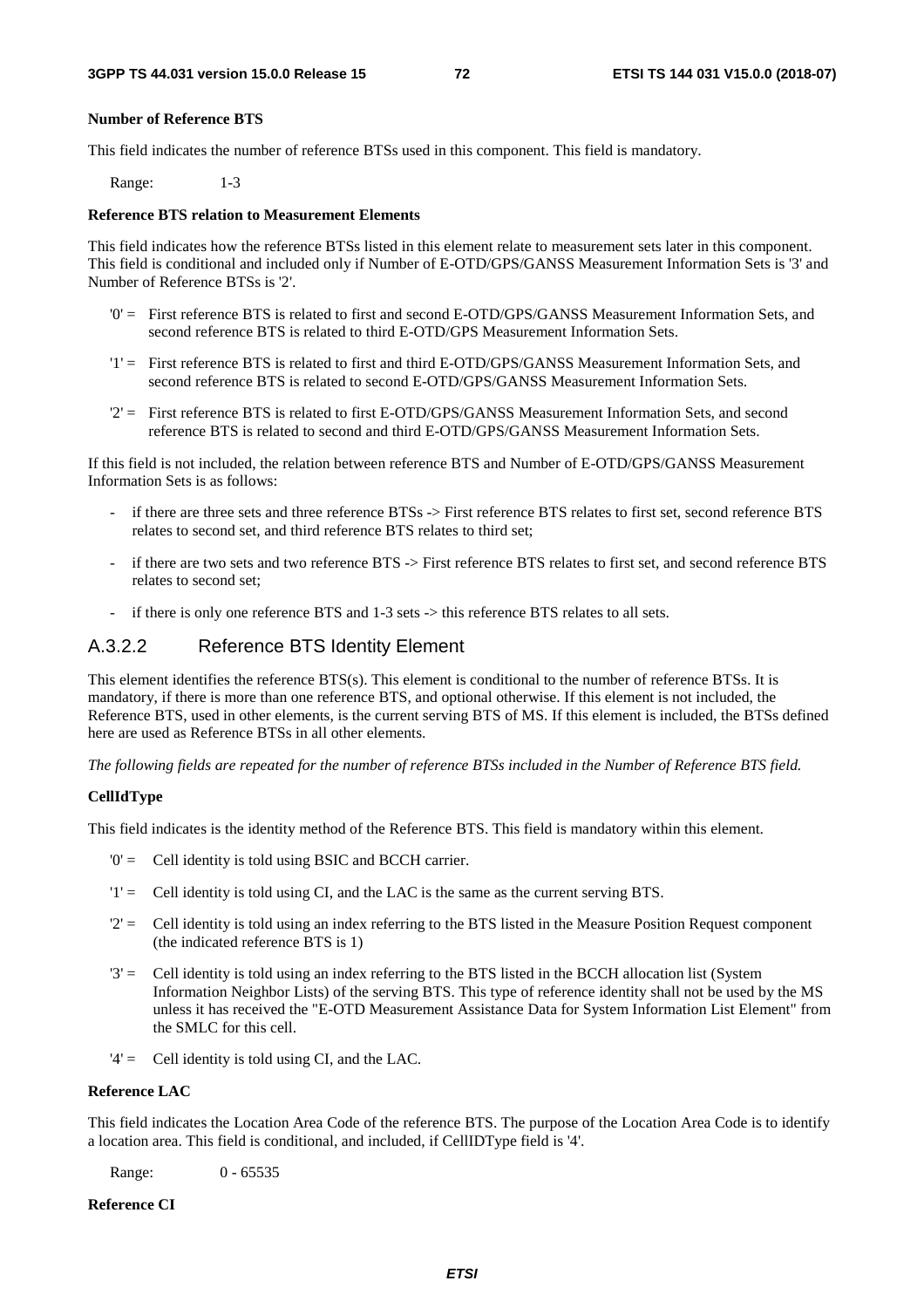**Number of Reference BTS**

This field indicates the number of reference BTSs used in this component. This field is mandatory.

Range: 1-3

**Reference BTS relation to Measurement Elements**

This field indicates how the reference BTSs listed in this element relate to measurement sets later in this component. This field is conditional and included only if Number of E-OTD/GPS/GANSS Measurement Information Sets is '3' and Number of Reference BTSs is '2'.

- '0' = First reference BTS is related to first and second E-OTD/GPS/GANSS Measurement Information Sets, and second reference BTS is related to third E-OTD/GPS Measurement Information Sets.
- '1' = First reference BTS is related to first and third E-OTD/GPS/GANSS Measurement Information Sets, and second reference BTS is related to second E-OTD/GPS/GANSS Measurement Information Sets.
- '2' = First reference BTS is related to first E-OTD/GPS/GANSS Measurement Information Sets, and second reference BTS is related to second and third E-OTD/GPS/GANSS Measurement Information Sets.

If this field is not included, the relation between reference BTS and Number of E-OTD/GPS/GANSS Measurement Information Sets is as follows:

- if there are three sets and three reference BTSs -> First reference BTS relates to first set, second reference BTS relates to second set, and third reference BTS relates to third set;
- if there are two sets and two reference BTS -> First reference BTS relates to first set, and second reference BTS relates to second set;
- if there is only one reference BTS and 1-3 sets -> this reference BTS relates to all sets.

## A.3.2.2 Reference BTS Identity Element

This element identifies the reference BTS(s). This element is conditional to the number of reference BTSs. It is mandatory, if there is more than one reference BTS, and optional otherwise. If this element is not included, the Reference BTS, used in other elements, is the current serving BTS of MS. If this element is included, the BTSs defined here are used as Reference BTSs in all other elements.

*The following fields are repeated for the number of reference BTSs included in the Number of Reference BTS field.*

**CellIdType**

This field indicates is the identity method of the Reference BTS. This field is mandatory within this element.

- '0' = Cell identity is told using BSIC and BCCH carrier.
- '1' = Cell identity is told using CI, and the LAC is the same as the current serving BTS.
- '2' = Cell identity is told using an index referring to the BTS listed in the Measure Position Request component (the indicated reference BTS is 1)
- '3' = Cell identity is told using an index referring to the BTS listed in the BCCH allocation list (System Information Neighbor Lists) of the serving BTS. This type of reference identity shall not be used by the MS unless it has received the "E-OTD Measurement Assistance Data for System Information List Element" from the SMLC for this cell.
- '4' = Cell identity is told using CI, and the LAC.

**Reference LAC**

This field indicates the Location Area Code of the reference BTS. The purpose of the Location Area Code is to identify a location area. This field is conditional, and included, if CellIDType field is '4'.

Range: 0 - 65535

**Reference CI**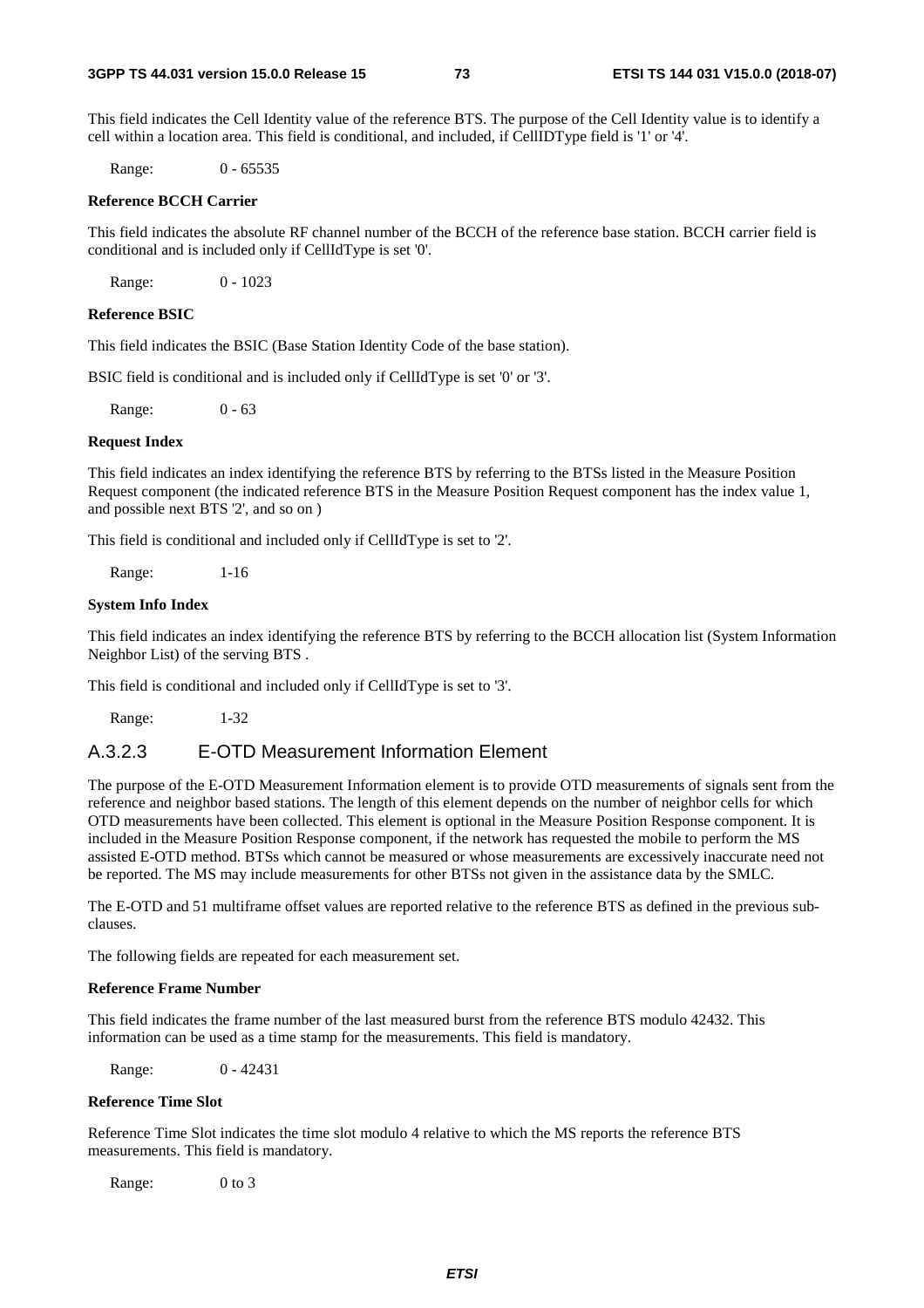This field indicates the Cell Identity value of the reference BTS. The purpose of the Cell Identity value is to identify a cell within a location area. This field is conditional, and included, if CellIDType field is '1' or '4'.

Range: 0 - 65535

**Reference BCCH Carrier**

This field indicates the absolute RF channel number of the BCCH of the reference base station. BCCH carrier field is conditional and is included only if CellIdType is set '0'.

Range: 0 - 1023

**Reference BSIC**

This field indicates the BSIC (Base Station Identity Code of the base station).

BSIC field is conditional and is included only if CellIdType is set '0' or '3'.

Range: 0 - 63

**Request Index**

This field indicates an index identifying the reference BTS by referring to the BTSs listed in the Measure Position Request component (the indicated reference BTS in the Measure Position Request component has the index value 1, and possible next BTS '2', and so on )

This field is conditional and included only if CellIdType is set to '2'.

Range: 1-16

**System Info Index**

This field indicates an index identifying the reference BTS by referring to the BCCH allocation list (System Information Neighbor List) of the serving BTS .

This field is conditional and included only if CellIdType is set to '3'.

Range: 1-32

### A.3.2.3 E-OTD Measurement Information Element

The purpose of the E-OTD Measurement Information element is to provide OTD measurements of signals sent from the reference and neighbor based stations. The length of this element depends on the number of neighbor cells for which OTD measurements have been collected. This element is optional in the Measure Position Response component. It is included in the Measure Position Response component, if the network has requested the mobile to perform the MS assisted E-OTD method. BTSs which cannot be measured or whose measurements are excessively inaccurate need not be reported. The MS may include measurements for other BTSs not given in the assistance data by the SMLC.

The E-OTD and 51 multiframe offset values are reported relative to the reference BTS as defined in the previous sub-clauses.

The following fields are repeated for each measurement set.

**Reference Frame Number**

This field indicates the frame number of the last measured burst from the reference BTS modulo 42432. This information can be used as a time stamp for the measurements. This field is mandatory.

Range: 0 - 42431

**Reference Time Slot**

Reference Time Slot indicates the time slot modulo 4 relative to which the MS reports the reference BTS measurements. This field is mandatory.

Range: 0 to 3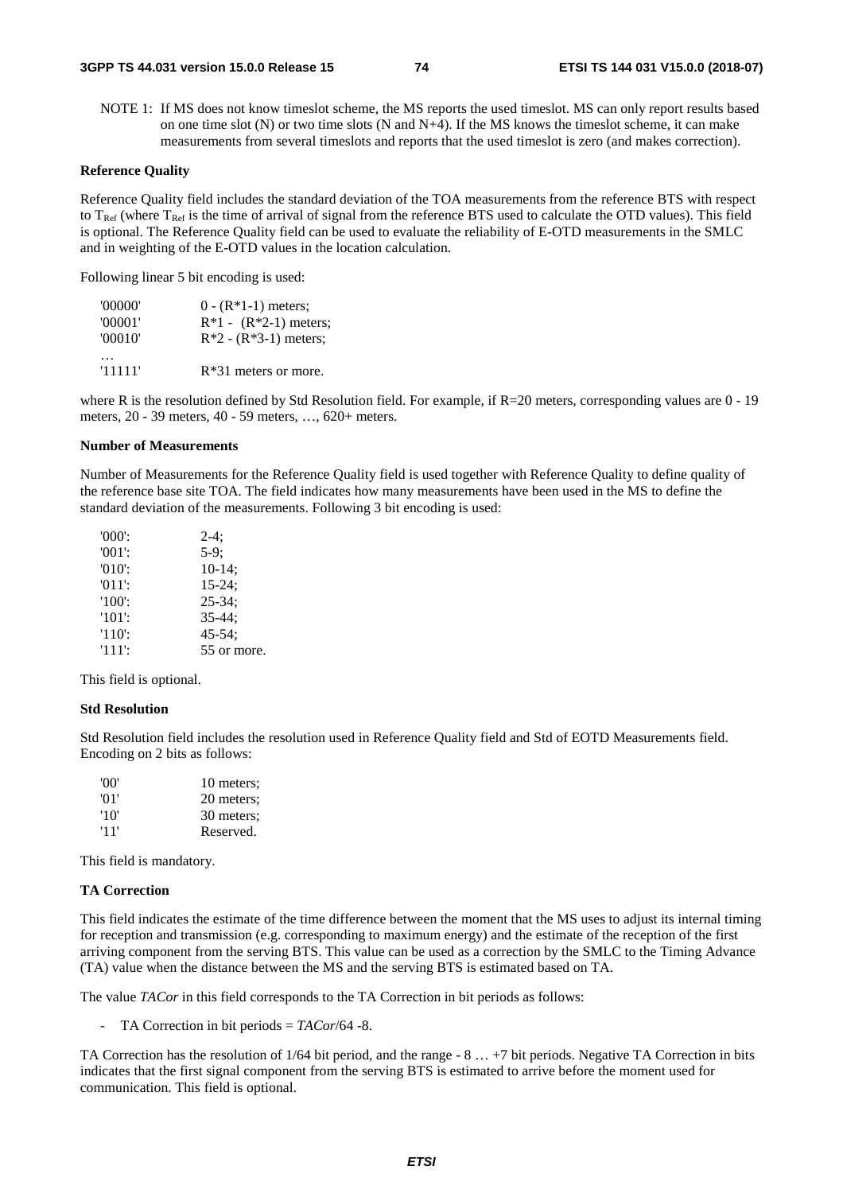NOTE 1: If MS does not know timeslot scheme, the MS reports the used timeslot. MS can only report results based on one time slot (N) or two time slots (N and N+4). If the MS knows the timeslot scheme, it can make measurements from several timeslots and reports that the used timeslot is zero (and makes correction).

**Reference Quality**

Reference Quality field includes the standard deviation of the TOA measurements from the reference BTS with respect to $T_{Ref}$ (where $T_{Ref}$ is the time of arrival of signal from the reference BTS used to calculate the OTD values). This field is optional. The Reference Quality field can be used to evaluate the reliability of E-OTD measurements in the SMLC and in weighting of the E-OTD values in the location calculation.

Following linear 5 bit encoding is used:

| | |
|---|---|
| '00000' | 0 - (R*1-1) meters; |
| '00001' | R*1 - (R*2-1) meters; |
| '00010' | R*2 - (R*3-1) meters; |
| … | |
| '11111' | R*31 meters or more. |

where R is the resolution defined by Std Resolution field. For example, if R=20 meters, corresponding values are 0 - 19 meters, 20 - 39 meters, 40 - 59 meters, …, 620+ meters.

**Number of Measurements**

Number of Measurements for the Reference Quality field is used together with Reference Quality to define quality of the reference base site TOA. The field indicates how many measurements have been used in the MS to define the standard deviation of the measurements. Following 3 bit encoding is used:

| | |
|---|---|
| '000': | 2-4; |
| '001': | 5-9; |
| '010': | 10-14; |
| '011': | 15-24; |
| '100': | 25-34; |
| '101': | 35-44; |
| '110': | 45-54; |
| '111': | 55 or more. |

This field is optional.

**Std Resolution**

Std Resolution field includes the resolution used in Reference Quality field and Std of EOTD Measurements field. Encoding on 2 bits as follows:

| | |
|---|---|
| '00' | 10 meters; |
| '01' | 20 meters; |
| '10' | 30 meters; |
| '11' | Reserved. |

This field is mandatory.

**TA Correction**

This field indicates the estimate of the time difference between the moment that the MS uses to adjust its internal timing for reception and transmission (e.g. corresponding to maximum energy) and the estimate of the reception of the first arriving component from the serving BTS. This value can be used as a correction by the SMLC to the Timing Advance (TA) value when the distance between the MS and the serving BTS is estimated based on TA.

The value *TACor* in this field corresponds to the TA Correction in bit periods as follows:

- TA Correction in bit periods = *TACor*/64 -8.

TA Correction has the resolution of 1/64 bit period, and the range - 8 … +7 bit periods. Negative TA Correction in bits indicates that the first signal component from the serving BTS is estimated to arrive before the moment used for communication. This field is optional.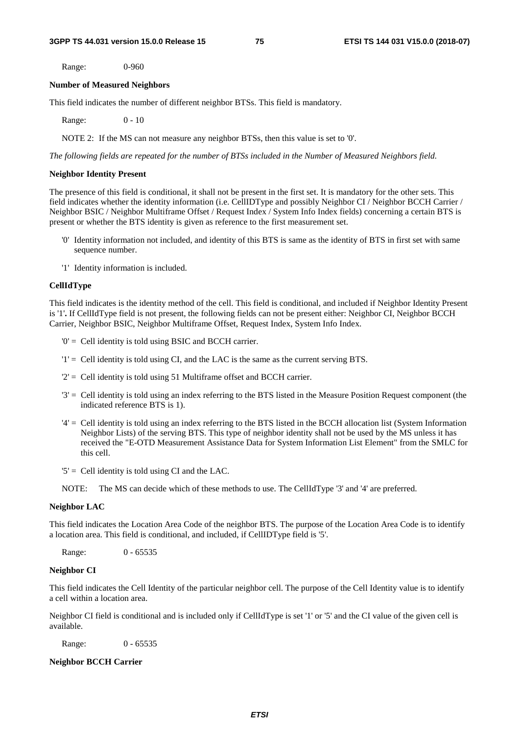Range: 0-960

**Number of Measured Neighbors**

This field indicates the number of different neighbor BTSs. This field is mandatory.

Range: 0 - 10

NOTE 2: If the MS can not measure any neighbor BTSs, then this value is set to '0'.

*The following fields are repeated for the number of BTSs included in the Number of Measured Neighbors field.*

**Neighbor Identity Present**

The presence of this field is conditional, it shall not be present in the first set. It is mandatory for the other sets. This field indicates whether the identity information (i.e. CellIDType and possibly Neighbor CI / Neighbor BCCH Carrier / Neighbor BSIC / Neighbor Multiframe Offset / Request Index / System Info Index fields) concerning a certain BTS is present or whether the BTS identity is given as reference to the first measurement set.

- '0' Identity information not included, and identity of this BTS is same as the identity of BTS in first set with same sequence number.
- '1' Identity information is included.

**CellIdType**

This field indicates is the identity method of the cell. This field is conditional, and included if Neighbor Identity Present is '1'**.** If CellIdType field is not present, the following fields can not be present either: Neighbor CI, Neighbor BCCH Carrier, Neighbor BSIC, Neighbor Multiframe Offset, Request Index, System Info Index.

- '0' = Cell identity is told using BSIC and BCCH carrier.
- '1' = Cell identity is told using CI, and the LAC is the same as the current serving BTS.
- '2' = Cell identity is told using 51 Multiframe offset and BCCH carrier.
- '3' = Cell identity is told using an index referring to the BTS listed in the Measure Position Request component (the indicated reference BTS is 1).
- '4' = Cell identity is told using an index referring to the BTS listed in the BCCH allocation list (System Information Neighbor Lists) of the serving BTS. This type of neighbor identity shall not be used by the MS unless it has received the "E-OTD Measurement Assistance Data for System Information List Element" from the SMLC for this cell.
- '5' = Cell identity is told using CI and the LAC.

NOTE: The MS can decide which of these methods to use. The CellIdType '3' and '4' are preferred.

**Neighbor LAC**

This field indicates the Location Area Code of the neighbor BTS. The purpose of the Location Area Code is to identify a location area. This field is conditional, and included, if CellIDType field is '5'.

Range: 0 - 65535

**Neighbor CI**

This field indicates the Cell Identity of the particular neighbor cell. The purpose of the Cell Identity value is to identify a cell within a location area.

Neighbor CI field is conditional and is included only if CellIdType is set '1' or '5' and the CI value of the given cell is available.

Range: 0 - 65535

**Neighbor BCCH Carrier**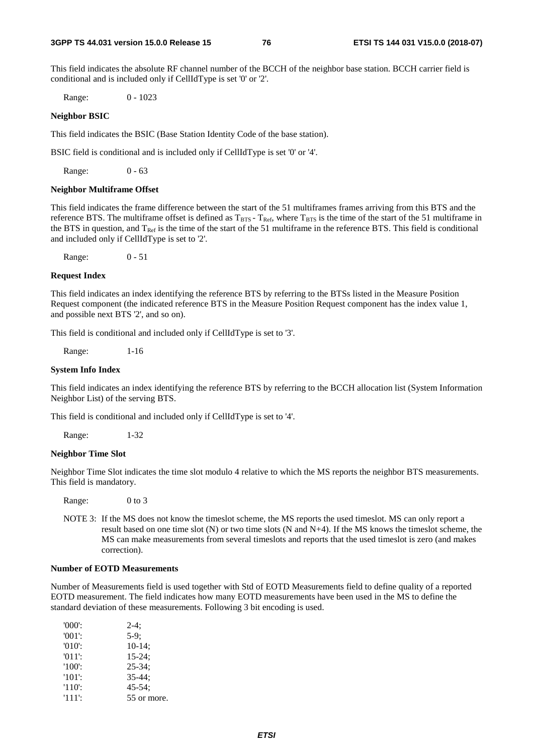This field indicates the absolute RF channel number of the BCCH of the neighbor base station. BCCH carrier field is conditional and is included only if CellIdType is set '0' or '2'.

Range: 0 - 1023

**Neighbor BSIC**

This field indicates the BSIC (Base Station Identity Code of the base station).

BSIC field is conditional and is included only if CellIdType is set '0' or '4'.

Range: 0 - 63

**Neighbor Multiframe Offset**

This field indicates the frame difference between the start of the 51 multiframes frames arriving from this BTS and the reference BTS. The multiframe offset is defined as $T_{BTS}$ - $T_{Ref}$, where $T_{BTS}$ is the time of the start of the 51 multiframe in the BTS in question, and $T_{Ref}$ is the time of the start of the 51 multiframe in the reference BTS. This field is conditional and included only if CellIdType is set to '2'.

Range: 0 - 51

**Request Index**

This field indicates an index identifying the reference BTS by referring to the BTSs listed in the Measure Position Request component (the indicated reference BTS in the Measure Position Request component has the index value 1, and possible next BTS '2', and so on).

This field is conditional and included only if CellIdType is set to '3'.

Range: 1-16

**System Info Index**

This field indicates an index identifying the reference BTS by referring to the BCCH allocation list (System Information Neighbor List) of the serving BTS.

This field is conditional and included only if CellIdType is set to '4'.

Range: 1-32

**Neighbor Time Slot**

Neighbor Time Slot indicates the time slot modulo 4 relative to which the MS reports the neighbor BTS measurements. This field is mandatory.

Range: 0 to 3

NOTE 3: If the MS does not know the timeslot scheme, the MS reports the used timeslot. MS can only report a result based on one time slot (N) or two time slots (N and N+4). If the MS knows the timeslot scheme, the MS can make measurements from several timeslots and reports that the used timeslot is zero (and makes correction).

**Number of EOTD Measurements**

Number of Measurements field is used together with Std of EOTD Measurements field to define quality of a reported EOTD measurement. The field indicates how many EOTD measurements have been used in the MS to define the standard deviation of these measurements. Following 3 bit encoding is used.

'000': 2-4;
'001': 5-9;
'010': 10-14;
'011': 15-24;
'100': 25-34;
'101': 35-44;
'110': 45-54;
'111': 55 or more.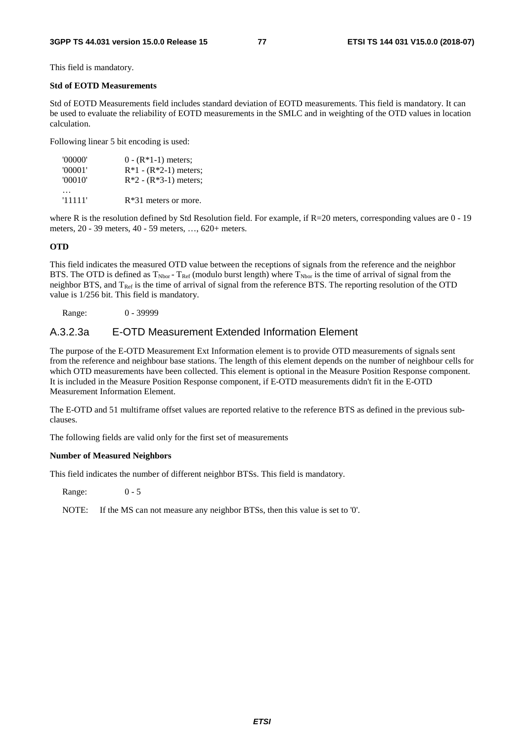This field is mandatory.

**Std of EOTD Measurements**

Std of EOTD Measurements field includes standard deviation of EOTD measurements. This field is mandatory. It can be used to evaluate the reliability of EOTD measurements in the SMLC and in weighting of the OTD values in location calculation.

Following linear 5 bit encoding is used:

| | |
|---|---|
| '00000' | 0 - (R*1-1) meters; |
| '00001' | R*1 - (R*2-1) meters; |
| '00010' | R*2 - (R*3-1) meters; |
| … | |
| '11111' | R*31 meters or more. |

where R is the resolution defined by Std Resolution field. For example, if R=20 meters, corresponding values are 0 - 19 meters, 20 - 39 meters, 40 - 59 meters, …, 620+ meters.

**OTD**

This field indicates the measured OTD value between the receptions of signals from the reference and the neighbor BTS. The OTD is defined as $T_{Nbor} - T_{Ref}$ (modulo burst length) where $T_{Nbor}$ is the time of arrival of signal from the neighbor BTS, and $T_{Ref}$ is the time of arrival of signal from the reference BTS. The reporting resolution of the OTD value is 1/256 bit. This field is mandatory.

Range: 0 - 39999

### A.3.2.3a E-OTD Measurement Extended Information Element

The purpose of the E-OTD Measurement Ext Information element is to provide OTD measurements of signals sent from the reference and neighbour base stations. The length of this element depends on the number of neighbour cells for which OTD measurements have been collected. This element is optional in the Measure Position Response component. It is included in the Measure Position Response component, if E-OTD measurements didn't fit in the E-OTD Measurement Information Element.

The E-OTD and 51 multiframe offset values are reported relative to the reference BTS as defined in the previous sub-clauses.

The following fields are valid only for the first set of measurements

**Number of Measured Neighbors**

This field indicates the number of different neighbor BTSs. This field is mandatory.

Range: 0 - 5

NOTE: If the MS can not measure any neighbor BTSs, then this value is set to '0'.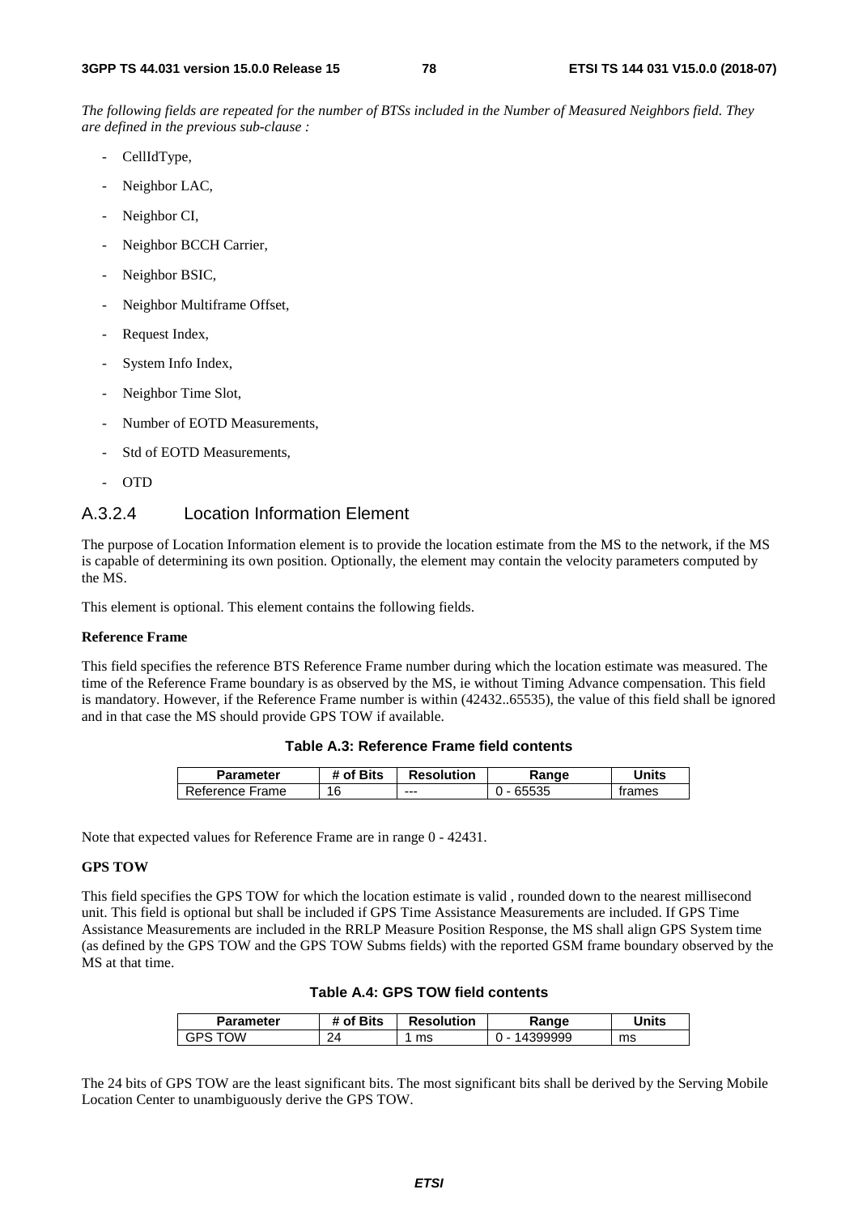*The following fields are repeated for the number of BTSs included in the Number of Measured Neighbors field. They are defined in the previous sub-clause :*

- CellIdType,
- Neighbor LAC,
- Neighbor CI,
- Neighbor BCCH Carrier,
- Neighbor BSIC,
- Neighbor Multiframe Offset,
- Request Index,
- System Info Index,
- Neighbor Time Slot,
- Number of EOTD Measurements,
- Std of EOTD Measurements,
- OTD

### A.3.2.4 Location Information Element

The purpose of Location Information element is to provide the location estimate from the MS to the network, if the MS is capable of determining its own position. Optionally, the element may contain the velocity parameters computed by the MS.

This element is optional. This element contains the following fields.

**Reference Frame**

This field specifies the reference BTS Reference Frame number during which the location estimate was measured. The time of the Reference Frame boundary is as observed by the MS, ie without Timing Advance compensation. This field is mandatory. However, if the Reference Frame number is within (42432..65535), the value of this field shall be ignored and in that case the MS should provide GPS TOW if available.

**Table A.3: Reference Frame field contents**

| Parameter | # of Bits | Resolution | Range | Units |
|---|---|---|---|---|
| Reference Frame | 16 | --- | 0 - 65535 | frames |

Note that expected values for Reference Frame are in range 0 - 42431.

**GPS TOW**

This field specifies the GPS TOW for which the location estimate is valid , rounded down to the nearest millisecond unit. This field is optional but shall be included if GPS Time Assistance Measurements are included. If GPS Time Assistance Measurements are included in the RRLP Measure Position Response, the MS shall align GPS System time (as defined by the GPS TOW and the GPS TOW Subms fields) with the reported GSM frame boundary observed by the MS at that time.

**Table A.4: GPS TOW field contents**

| Parameter | # of Bits | Resolution | Range | Units |
|---|---|---|---|---|
| GPS TOW | 24 | 1 ms | 0 - 14399999 | ms |

The 24 bits of GPS TOW are the least significant bits. The most significant bits shall be derived by the Serving Mobile Location Center to unambiguously derive the GPS TOW.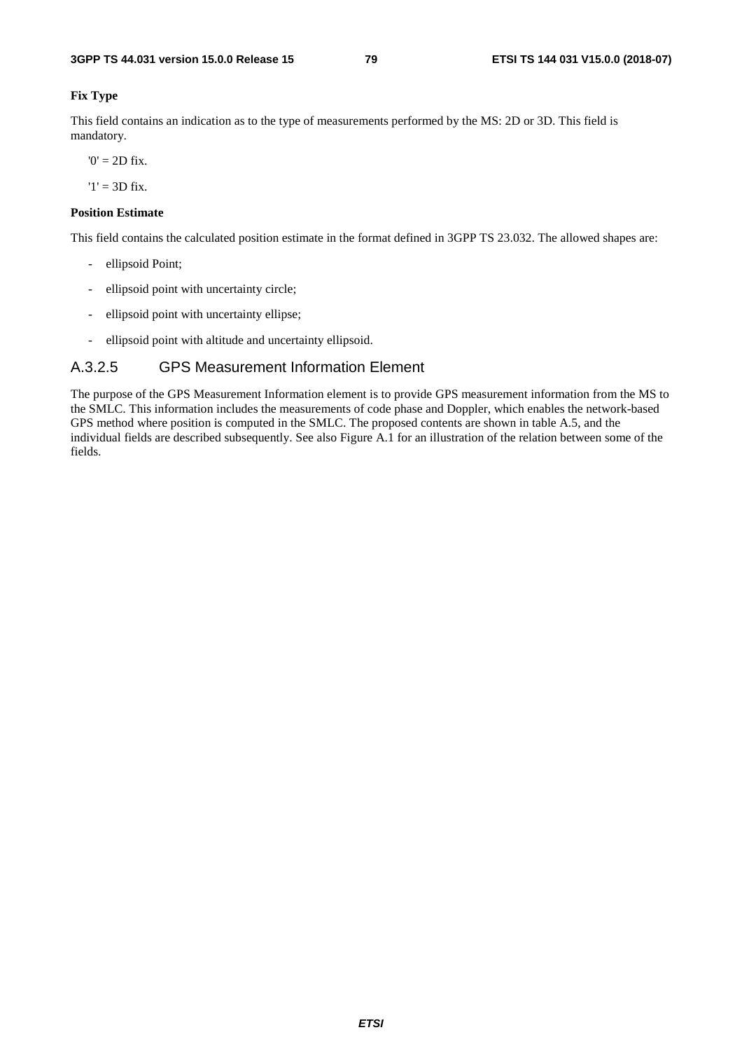**Fix Type**

This field contains an indication as to the type of measurements performed by the MS: 2D or 3D. This field is mandatory.

'0' = 2D fix.

'1' = 3D fix.

**Position Estimate**

This field contains the calculated position estimate in the format defined in 3GPP TS 23.032. The allowed shapes are:

- ellipsoid Point;
- ellipsoid point with uncertainty circle;
- ellipsoid point with uncertainty ellipse;
- ellipsoid point with altitude and uncertainty ellipsoid.

### A.3.2.5 GPS Measurement Information Element

The purpose of the GPS Measurement Information element is to provide GPS measurement information from the MS to the SMLC. This information includes the measurements of code phase and Doppler, which enables the network-based GPS method where position is computed in the SMLC. The proposed contents are shown in table A.5, and the individual fields are described subsequently. See also Figure A.1 for an illustration of the relation between some of the fields.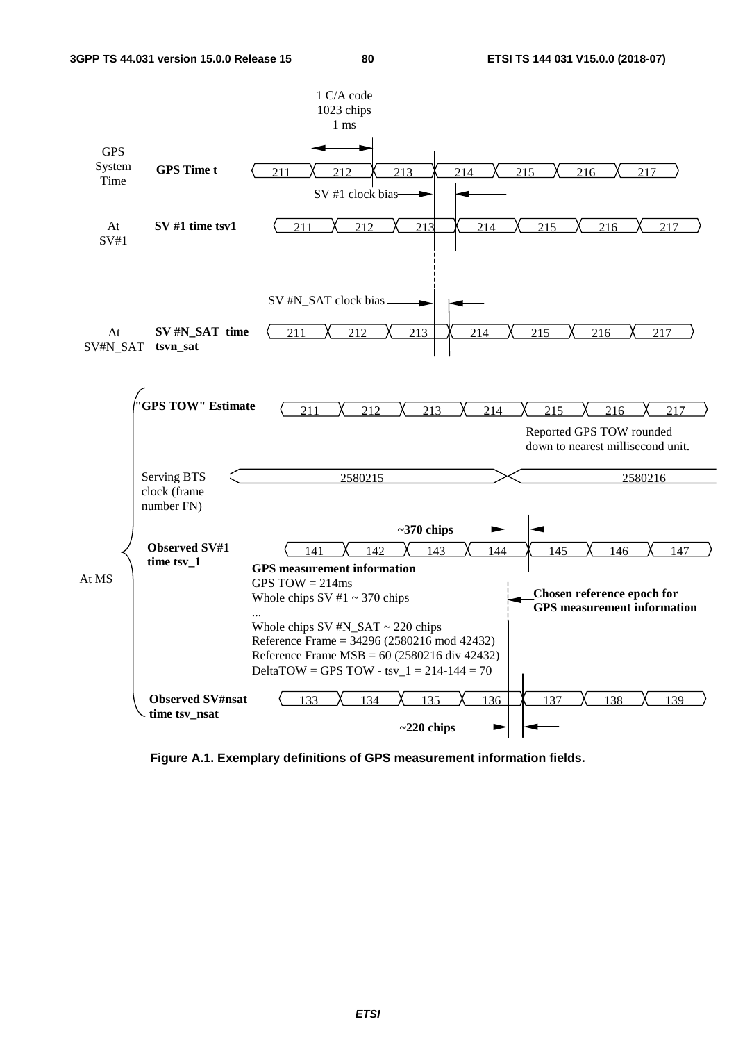1 C/A code
1023 chips
1 ms

GPS System Time — GPS Time t: 211, 212, 213, 214, 215, 216, 217

SV #1 clock bias

At SV#1 — SV #1 time tsv1: 211, 212, 213, 214, 215, 216, 217

SV #N_SAT clock bias

At SV#N_SAT — SV #N_SAT time tsvn_sat: 211, 212, 213, 214, 215, 216, 217

At MS

"GPS TOW" Estimate: 211, 212, 213, 214, 215, 216, 217

Reported GPS TOW rounded down to nearest millisecond unit.

Serving BTS clock (frame number FN): 2580215, 2580216

~370 chips

Observed SV#1 time tsv_1: 141, 142, 143, 144, 145, 146, 147

**GPS measurement information**
GPS TOW = 214ms
Whole chips SV #1 ~ 370 chips
...
Whole chips SV #N_SAT ~ 220 chips
Reference Frame = 34296 (2580216 mod 42432)
Reference Frame MSB = 60 (2580216 div 42432)
DeltaTOW = GPS TOW - tsv_1 = 214-144 = 70

**Chosen reference epoch for GPS measurement information**

Observed SV#nsat time tsv_nsat: 133, 134, 135, 136, 137, 138, 139

~220 chips

**Figure A.1. Exemplary definitions of GPS measurement information fields.**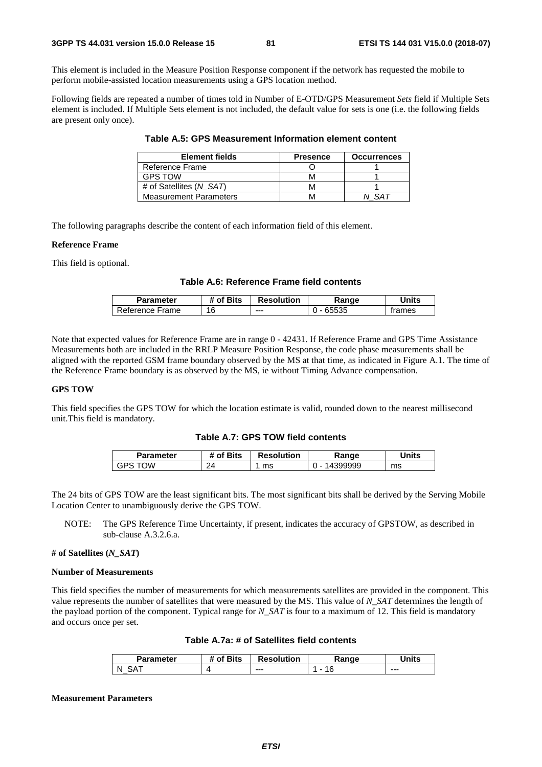This element is included in the Measure Position Response component if the network has requested the mobile to perform mobile-assisted location measurements using a GPS location method.

Following fields are repeated a number of times told in Number of E-OTD/GPS Measurement *Sets* field if Multiple Sets element is included. If Multiple Sets element is not included, the default value for sets is one (i.e. the following fields are present only once).

**Table A.5: GPS Measurement Information element content**

| Element fields | Presence | Occurrences |
|---|---|---|
| Reference Frame | O | 1 |
| GPS TOW | M | 1 |
| # of Satellites (*N_SAT*) | M | 1 |
| Measurement Parameters | M | *N_SAT* |

The following paragraphs describe the content of each information field of this element.

**Reference Frame**

This field is optional.

**Table A.6: Reference Frame field contents**

| Parameter | # of Bits | Resolution | Range | Units |
|---|---|---|---|---|
| Reference Frame | 16 | --- | 0 - 65535 | frames |

Note that expected values for Reference Frame are in range 0 - 42431. If Reference Frame and GPS Time Assistance Measurements both are included in the RRLP Measure Position Response, the code phase measurements shall be aligned with the reported GSM frame boundary observed by the MS at that time, as indicated in Figure A.1. The time of the Reference Frame boundary is as observed by the MS, ie without Timing Advance compensation.

**GPS TOW**

This field specifies the GPS TOW for which the location estimate is valid, rounded down to the nearest millisecond unit.This field is mandatory.

**Table A.7: GPS TOW field contents**

| Parameter | # of Bits | Resolution | Range | Units |
|---|---|---|---|---|
| GPS TOW | 24 | 1 ms | 0 - 14399999 | ms |

The 24 bits of GPS TOW are the least significant bits. The most significant bits shall be derived by the Serving Mobile Location Center to unambiguously derive the GPS TOW.

NOTE: The GPS Reference Time Uncertainty, if present, indicates the accuracy of GPSTOW, as described in sub-clause A.3.2.6.a.

**# of Satellites (*N_SAT*)**

**Number of Measurements**

This field specifies the number of measurements for which measurements satellites are provided in the component. This value represents the number of satellites that were measured by the MS. This value of *N_SAT* determines the length of the payload portion of the component. Typical range for *N_SAT* is four to a maximum of 12. This field is mandatory and occurs once per set.

**Table A.7a: # of Satellites field contents**

| Parameter | # of Bits | Resolution | Range | Units |
|---|---|---|---|---|
| N_SAT | 4 | --- | 1 - 16 | --- |

**Measurement Parameters**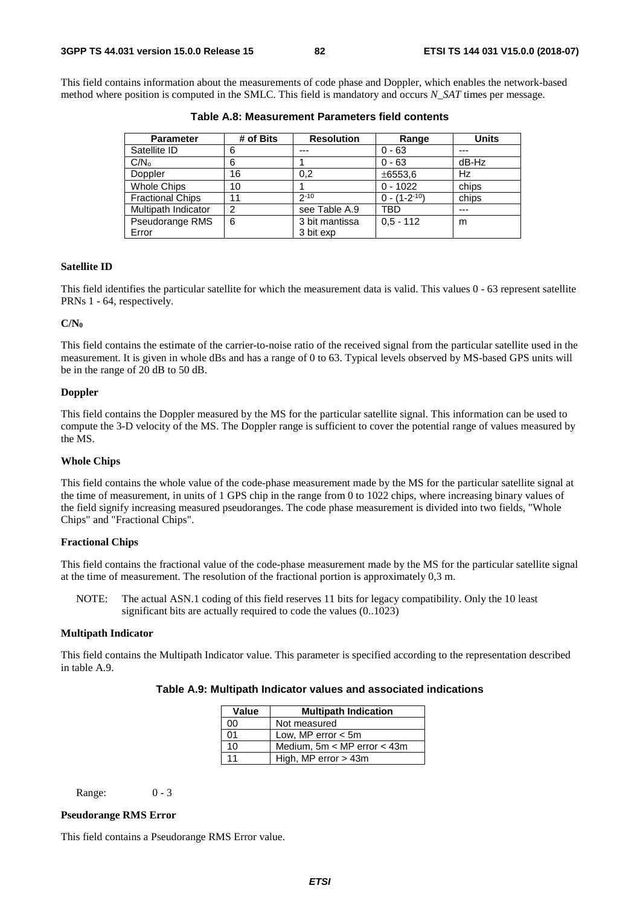This field contains information about the measurements of code phase and Doppler, which enables the network-based method where position is computed in the SMLC. This field is mandatory and occurs *N_SAT* times per message.

**Table A.8: Measurement Parameters field contents**

| Parameter | # of Bits | Resolution | Range | Units |
|---|---|---|---|---|
| Satellite ID | 6 | --- | 0 - 63 | --- |
| $C/N_o$ | 6 | 1 | 0 - 63 | dB-Hz |
| Doppler | 16 | 0,2 | ±6553,6 | Hz |
| Whole Chips | 10 | 1 | 0 - 1022 | chips |
| Fractional Chips | 11 | $2^{-10}$ | $0 - (1-2^{-10})$ | chips |
| Multipath Indicator | 2 | see Table A.9 | TBD | --- |
| Pseudorange RMS Error | 6 | 3 bit mantissa 3 bit exp | 0,5 - 112 | m |

**Satellite ID**

This field identifies the particular satellite for which the measurement data is valid. This values 0 - 63 represent satellite PRNs 1 - 64, respectively.

**$C/N_0$**

This field contains the estimate of the carrier-to-noise ratio of the received signal from the particular satellite used in the measurement. It is given in whole dBs and has a range of 0 to 63. Typical levels observed by MS-based GPS units will be in the range of 20 dB to 50 dB.

**Doppler**

This field contains the Doppler measured by the MS for the particular satellite signal. This information can be used to compute the 3-D velocity of the MS. The Doppler range is sufficient to cover the potential range of values measured by the MS.

**Whole Chips**

This field contains the whole value of the code-phase measurement made by the MS for the particular satellite signal at the time of measurement, in units of 1 GPS chip in the range from 0 to 1022 chips, where increasing binary values of the field signify increasing measured pseudoranges. The code phase measurement is divided into two fields, "Whole Chips" and "Fractional Chips".

**Fractional Chips**

This field contains the fractional value of the code-phase measurement made by the MS for the particular satellite signal at the time of measurement. The resolution of the fractional portion is approximately 0,3 m.

NOTE: The actual ASN.1 coding of this field reserves 11 bits for legacy compatibility. Only the 10 least significant bits are actually required to code the values (0..1023)

**Multipath Indicator**

This field contains the Multipath Indicator value. This parameter is specified according to the representation described in table A.9.

**Table A.9: Multipath Indicator values and associated indications**

| Value | Multipath Indication |
|---|---|
| 00 | Not measured |
| 01 | Low, MP error < 5m |
| 10 | Medium, 5m < MP error < 43m |
| 11 | High, MP error > 43m |

Range: 0 - 3

**Pseudorange RMS Error**

This field contains a Pseudorange RMS Error value.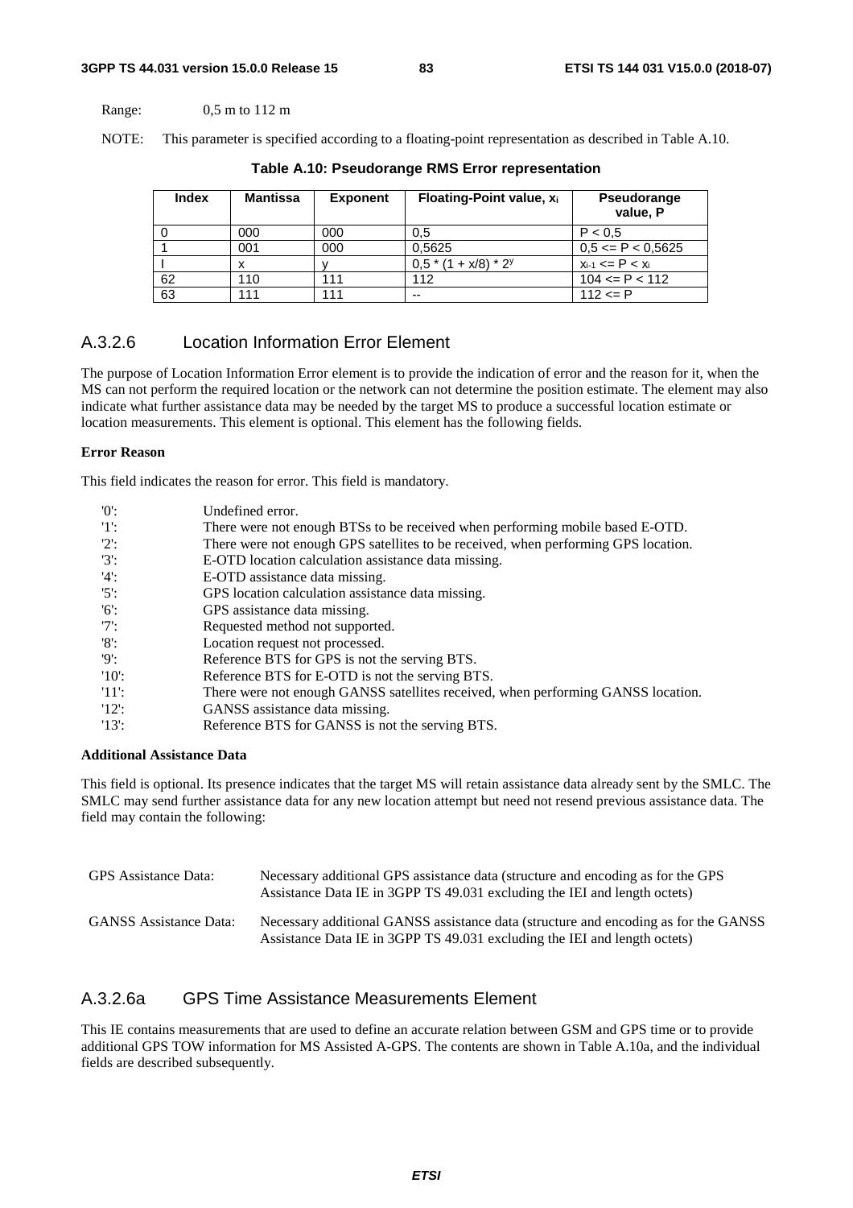Range: 0,5 m to 112 m

NOTE: This parameter is specified according to a floating-point representation as described in Table A.10.

**Table A.10: Pseudorange RMS Error representation**

| Index | Mantissa | Exponent | Floating-Point value, $x_i$ | Pseudorange value, P |
|---|---|---|---|---|
| 0 | 000 | 000 | 0,5 | P < 0,5 |
| 1 | 001 | 000 | 0,5625 | 0,5 <= P < 0,5625 |
| I | x | y | $0,5 * (1 + x/8) * 2^y$ | $x_{i-1} <= P < x_i$ |
| 62 | 110 | 111 | 112 | 104 <= P < 112 |
| 63 | 111 | 111 | -- | 112 <= P |

### A.3.2.6 Location Information Error Element

The purpose of Location Information Error element is to provide the indication of error and the reason for it, when the MS can not perform the required location or the network can not determine the position estimate. The element may also indicate what further assistance data may be needed by the target MS to produce a successful location estimate or location measurements. This element is optional. This element has the following fields.

**Error Reason**

This field indicates the reason for error. This field is mandatory.

- '0': Undefined error.
- '1': There were not enough BTSs to be received when performing mobile based E-OTD.
- '2': There were not enough GPS satellites to be received, when performing GPS location.
- '3': E-OTD location calculation assistance data missing.
- '4': E-OTD assistance data missing.
- '5': GPS location calculation assistance data missing.
- '6': GPS assistance data missing.
- '7': Requested method not supported.
- '8': Location request not processed.
- '9': Reference BTS for GPS is not the serving BTS.
- '10': Reference BTS for E-OTD is not the serving BTS.
- '11': There were not enough GANSS satellites received, when performing GANSS location.
- '12': GANSS assistance data missing.
- '13': Reference BTS for GANSS is not the serving BTS.

**Additional Assistance Data**

This field is optional. Its presence indicates that the target MS will retain assistance data already sent by the SMLC. The SMLC may send further assistance data for any new location attempt but need not resend previous assistance data. The field may contain the following:

GPS Assistance Data: Necessary additional GPS assistance data (structure and encoding as for the GPS Assistance Data IE in 3GPP TS 49.031 excluding the IEI and length octets)

GANSS Assistance Data: Necessary additional GANSS assistance data (structure and encoding as for the GANSS Assistance Data IE in 3GPP TS 49.031 excluding the IEI and length octets)

### A.3.2.6a GPS Time Assistance Measurements Element

This IE contains measurements that are used to define an accurate relation between GSM and GPS time or to provide additional GPS TOW information for MS Assisted A-GPS. The contents are shown in Table A.10a, and the individual fields are described subsequently.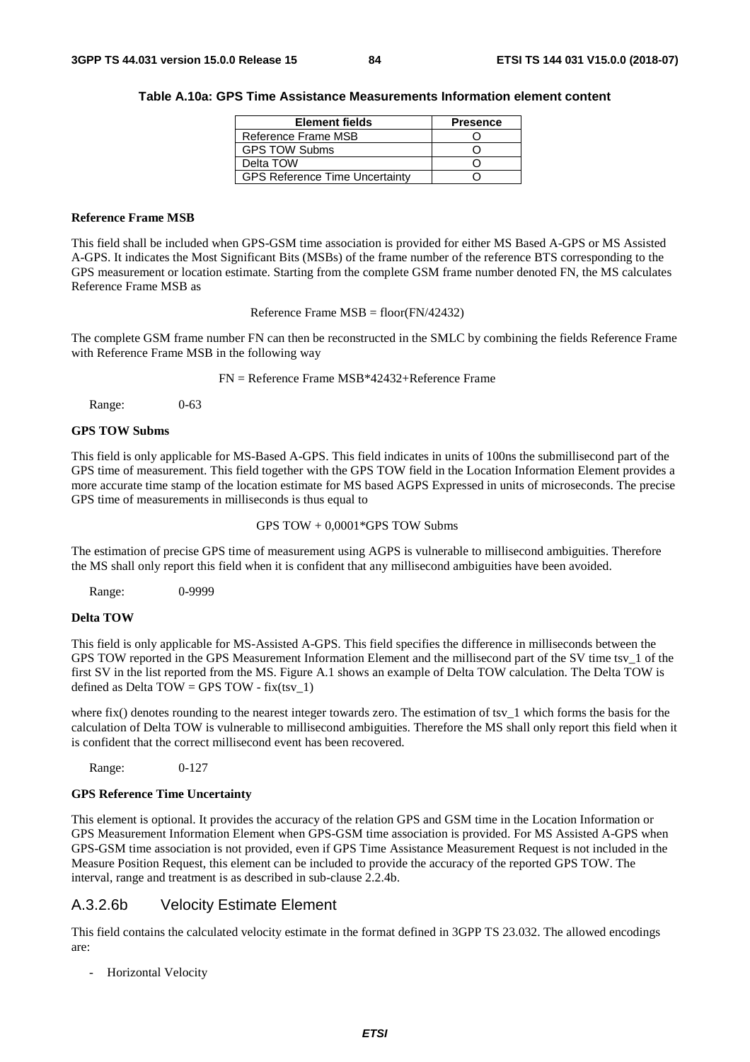**Table A.10a: GPS Time Assistance Measurements Information element content**

| Element fields | Presence |
| --- | --- |
| Reference Frame MSB | O |
| GPS TOW Subms | O |
| Delta TOW | O |
| GPS Reference Time Uncertainty | O |

**Reference Frame MSB**

This field shall be included when GPS-GSM time association is provided for either MS Based A-GPS or MS Assisted A-GPS. It indicates the Most Significant Bits (MSBs) of the frame number of the reference BTS corresponding to the GPS measurement or location estimate. Starting from the complete GSM frame number denoted FN, the MS calculates Reference Frame MSB as

Reference Frame MSB = floor(FN/42432)

The complete GSM frame number FN can then be reconstructed in the SMLC by combining the fields Reference Frame with Reference Frame MSB in the following way

FN = Reference Frame MSB*42432+Reference Frame

Range: 0-63

**GPS TOW Subms**

This field is only applicable for MS-Based A-GPS. This field indicates in units of 100ns the submillisecond part of the GPS time of measurement. This field together with the GPS TOW field in the Location Information Element provides a more accurate time stamp of the location estimate for MS based AGPS Expressed in units of microseconds. The precise GPS time of measurements in milliseconds is thus equal to

GPS TOW + 0,0001*GPS TOW Subms

The estimation of precise GPS time of measurement using AGPS is vulnerable to millisecond ambiguities. Therefore the MS shall only report this field when it is confident that any millisecond ambiguities have been avoided.

Range: 0-9999

**Delta TOW**

This field is only applicable for MS-Assisted A-GPS. This field specifies the difference in milliseconds between the GPS TOW reported in the GPS Measurement Information Element and the millisecond part of the SV time tsv_1 of the first SV in the list reported from the MS. Figure A.1 shows an example of Delta TOW calculation. The Delta TOW is defined as Delta TOW = GPS TOW - fix(tsv_1)

where fix() denotes rounding to the nearest integer towards zero. The estimation of tsv_1 which forms the basis for the calculation of Delta TOW is vulnerable to millisecond ambiguities. Therefore the MS shall only report this field when it is confident that the correct millisecond event has been recovered.

Range: 0-127

**GPS Reference Time Uncertainty**

This element is optional. It provides the accuracy of the relation GPS and GSM time in the Location Information or GPS Measurement Information Element when GPS-GSM time association is provided. For MS Assisted A-GPS when GPS-GSM time association is not provided, even if GPS Time Assistance Measurement Request is not included in the Measure Position Request, this element can be included to provide the accuracy of the reported GPS TOW. The interval, range and treatment is as described in sub-clause 2.2.4b.

### A.3.2.6b Velocity Estimate Element

This field contains the calculated velocity estimate in the format defined in 3GPP TS 23.032. The allowed encodings are:

- Horizontal Velocity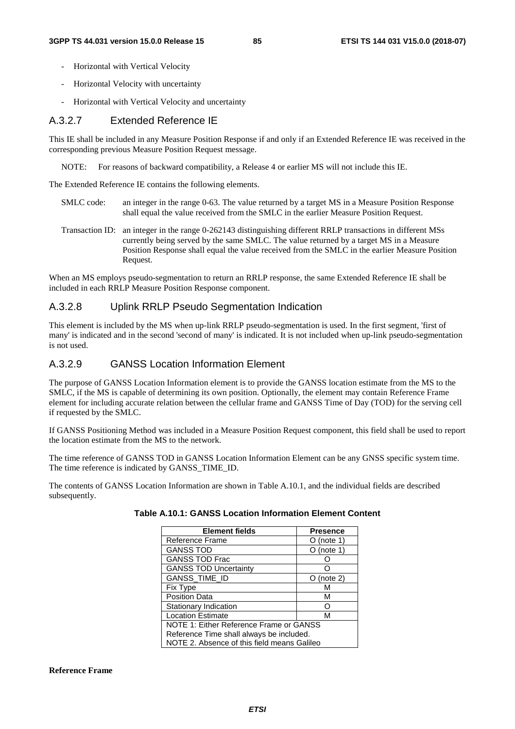- Horizontal with Vertical Velocity
- Horizontal Velocity with uncertainty
- Horizontal with Vertical Velocity and uncertainty

### A.3.2.7 Extended Reference IE

This IE shall be included in any Measure Position Response if and only if an Extended Reference IE was received in the corresponding previous Measure Position Request message.

NOTE: For reasons of backward compatibility, a Release 4 or earlier MS will not include this IE.

The Extended Reference IE contains the following elements.

SMLC code: an integer in the range 0-63. The value returned by a target MS in a Measure Position Response shall equal the value received from the SMLC in the earlier Measure Position Request.

Transaction ID: an integer in the range 0-262143 distinguishing different RRLP transactions in different MSs currently being served by the same SMLC. The value returned by a target MS in a Measure Position Response shall equal the value received from the SMLC in the earlier Measure Position Request.

When an MS employs pseudo-segmentation to return an RRLP response, the same Extended Reference IE shall be included in each RRLP Measure Position Response component.

### A.3.2.8 Uplink RRLP Pseudo Segmentation Indication

This element is included by the MS when up-link RRLP pseudo-segmentation is used. In the first segment, 'first of many' is indicated and in the second 'second of many' is indicated. It is not included when up-link pseudo-segmentation is not used.

### A.3.2.9 GANSS Location Information Element

The purpose of GANSS Location Information element is to provide the GANSS location estimate from the MS to the SMLC, if the MS is capable of determining its own position. Optionally, the element may contain Reference Frame element for including accurate relation between the cellular frame and GANSS Time of Day (TOD) for the serving cell if requested by the SMLC.

If GANSS Positioning Method was included in a Measure Position Request component, this field shall be used to report the location estimate from the MS to the network.

The time reference of GANSS TOD in GANSS Location Information Element can be any GNSS specific system time. The time reference is indicated by GANSS_TIME_ID.

The contents of GANSS Location Information are shown in Table A.10.1, and the individual fields are described subsequently.

**Table A.10.1: GANSS Location Information Element Content**

| Element fields | Presence |
|---|---|
| Reference Frame | O (note 1) |
| GANSS TOD | O (note 1) |
| GANSS TOD Frac | O |
| GANSS TOD Uncertainty | O |
| GANSS_TIME_ID | O (note 2) |
| Fix Type | M |
| Position Data | M |
| Stationary Indication | O |
| Location Estimate | M |
| NOTE 1: Either Reference Frame or GANSS Reference Time shall always be included. NOTE 2. Absence of this field means Galileo | |

**Reference Frame**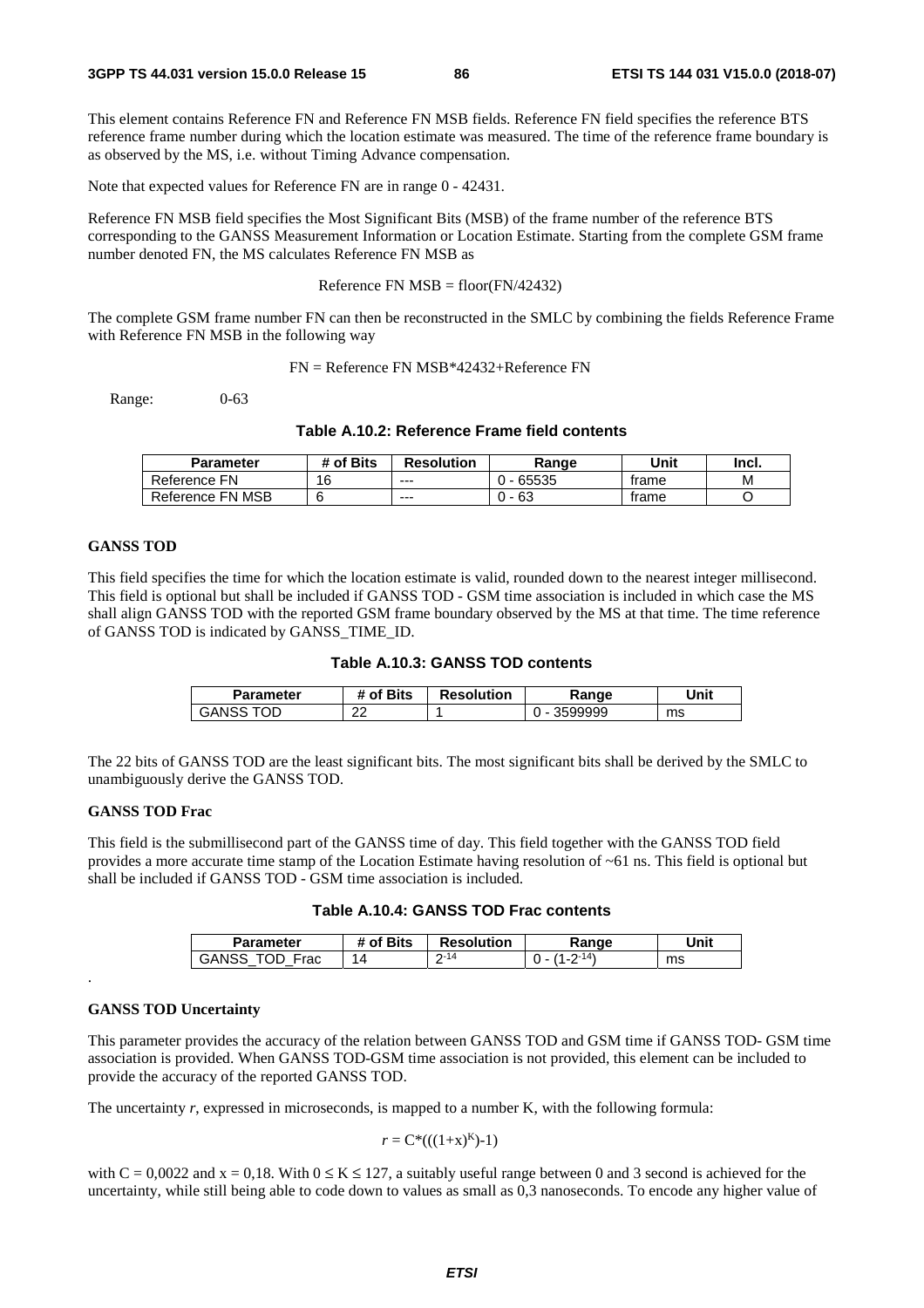This element contains Reference FN and Reference FN MSB fields. Reference FN field specifies the reference BTS reference frame number during which the location estimate was measured. The time of the reference frame boundary is as observed by the MS, i.e. without Timing Advance compensation.

Note that expected values for Reference FN are in range 0 - 42431.

Reference FN MSB field specifies the Most Significant Bits (MSB) of the frame number of the reference BTS corresponding to the GANSS Measurement Information or Location Estimate. Starting from the complete GSM frame number denoted FN, the MS calculates Reference FN MSB as

Reference FN MSB = floor(FN/42432)

The complete GSM frame number FN can then be reconstructed in the SMLC by combining the fields Reference Frame with Reference FN MSB in the following way

FN = Reference FN MSB*42432+Reference FN

Range: 0-63

**Table A.10.2: Reference Frame field contents**

| Parameter | # of Bits | Resolution | Range | Unit | Incl. |
|---|---|---|---|---|---|
| Reference FN | 16 | --- | 0 - 65535 | frame | M |
| Reference FN MSB | 6 | --- | 0 - 63 | frame | O |

#### GANSS TOD

This field specifies the time for which the location estimate is valid, rounded down to the nearest integer millisecond. This field is optional but shall be included if GANSS TOD - GSM time association is included in which case the MS shall align GANSS TOD with the reported GSM frame boundary observed by the MS at that time. The time reference of GANSS TOD is indicated by GANSS_TIME_ID.

**Table A.10.3: GANSS TOD contents**

| Parameter | # of Bits | Resolution | Range | Unit |
|---|---|---|---|---|
| GANSS TOD | 22 | 1 | 0 - 3599999 | ms |

The 22 bits of GANSS TOD are the least significant bits. The most significant bits shall be derived by the SMLC to unambiguously derive the GANSS TOD.

#### GANSS TOD Frac

This field is the submillisecond part of the GANSS time of day. This field together with the GANSS TOD field provides a more accurate time stamp of the Location Estimate having resolution of ~61 ns. This field is optional but shall be included if GANSS TOD - GSM time association is included.

**Table A.10.4: GANSS TOD Frac contents**

| Parameter | # of Bits | Resolution | Range | Unit |
|---|---|---|---|---|
| GANSS_TOD_Frac | 14 | $2^{-14}$ | $0 - (1-2^{-14})$ | ms |

.

#### GANSS TOD Uncertainty

This parameter provides the accuracy of the relation between GANSS TOD and GSM time if GANSS TOD- GSM time association is provided. When GANSS TOD-GSM time association is not provided, this element can be included to provide the accuracy of the reported GANSS TOD.

The uncertainty *r*, expressed in microseconds, is mapped to a number K, with the following formula:

$$r = C*(((1+x)^{K})-1)$$

with C = 0,0022 and x = 0,18. With $0 \leq K \leq 127$, a suitably useful range between 0 and 3 second is achieved for the uncertainty, while still being able to code down to values as small as 0,3 nanoseconds. To encode any higher value of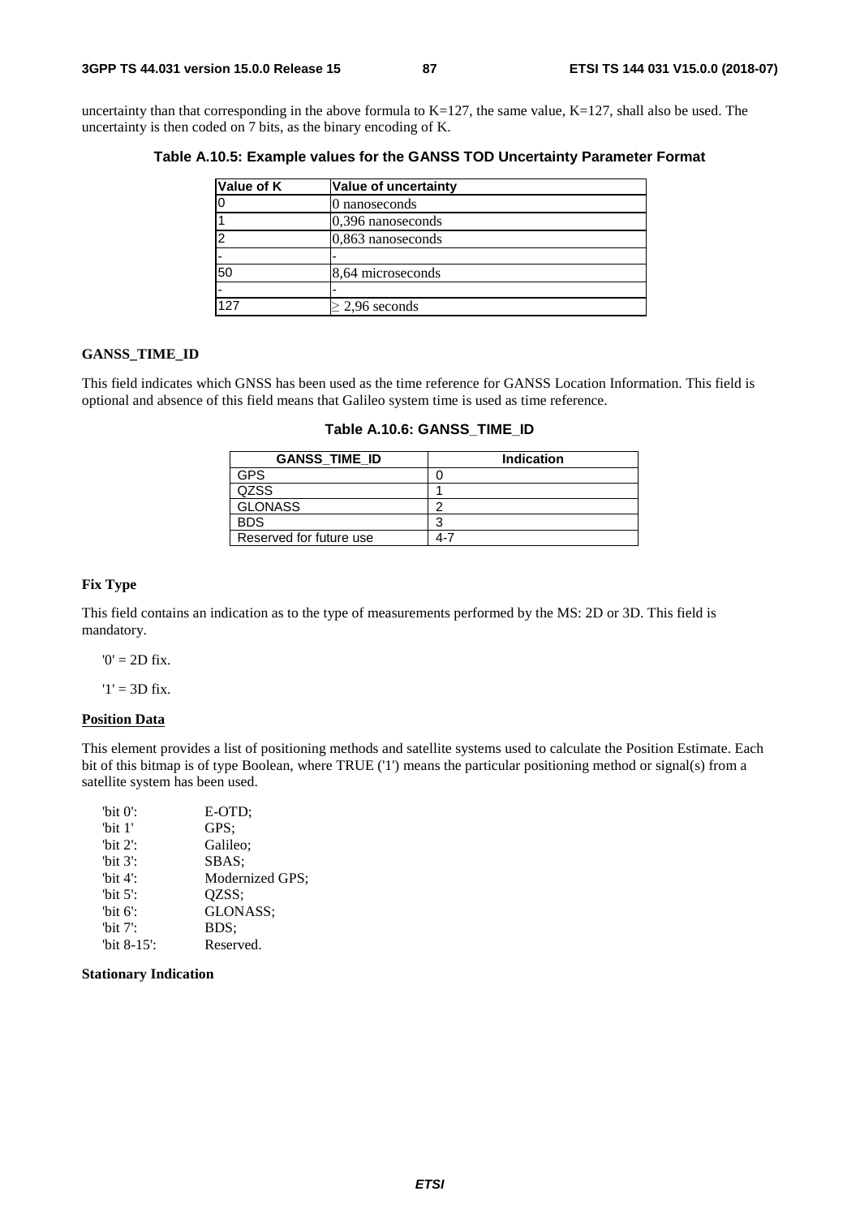uncertainty than that corresponding in the above formula to K=127, the same value, K=127, shall also be used. The uncertainty is then coded on 7 bits, as the binary encoding of K.

**Table A.10.5: Example values for the GANSS TOD Uncertainty Parameter Format**

| Value of K | Value of uncertainty |
|---|---|
| 0 | 0 nanoseconds |
| 1 | 0,396 nanoseconds |
| 2 | 0,863 nanoseconds |
| - | - |
| 50 | 8,64 microseconds |
| - | - |
| 127 | ≥ 2,96 seconds |

**GANSS_TIME_ID**

This field indicates which GNSS has been used as the time reference for GANSS Location Information. This field is optional and absence of this field means that Galileo system time is used as time reference.

**Table A.10.6: GANSS_TIME_ID**

| GANSS_TIME_ID | Indication |
|---|---|
| GPS | 0 |
| QZSS | 1 |
| GLONASS | 2 |
| BDS | 3 |
| Reserved for future use | 4-7 |

**Fix Type**

This field contains an indication as to the type of measurements performed by the MS: 2D or 3D. This field is mandatory.

'0' = 2D fix.

'1' = 3D fix.

**Position Data**

This element provides a list of positioning methods and satellite systems used to calculate the Position Estimate. Each bit of this bitmap is of type Boolean, where TRUE ('1') means the particular positioning method or signal(s) from a satellite system has been used.

| | |
|---|---|
| 'bit 0': | E-OTD; |
| 'bit 1' | GPS; |
| 'bit 2': | Galileo; |
| 'bit 3': | SBAS; |
| 'bit 4': | Modernized GPS; |
| 'bit 5': | QZSS; |
| 'bit 6': | GLONASS; |
| 'bit 7': | BDS; |
| 'bit 8-15': | Reserved. |

**Stationary Indication**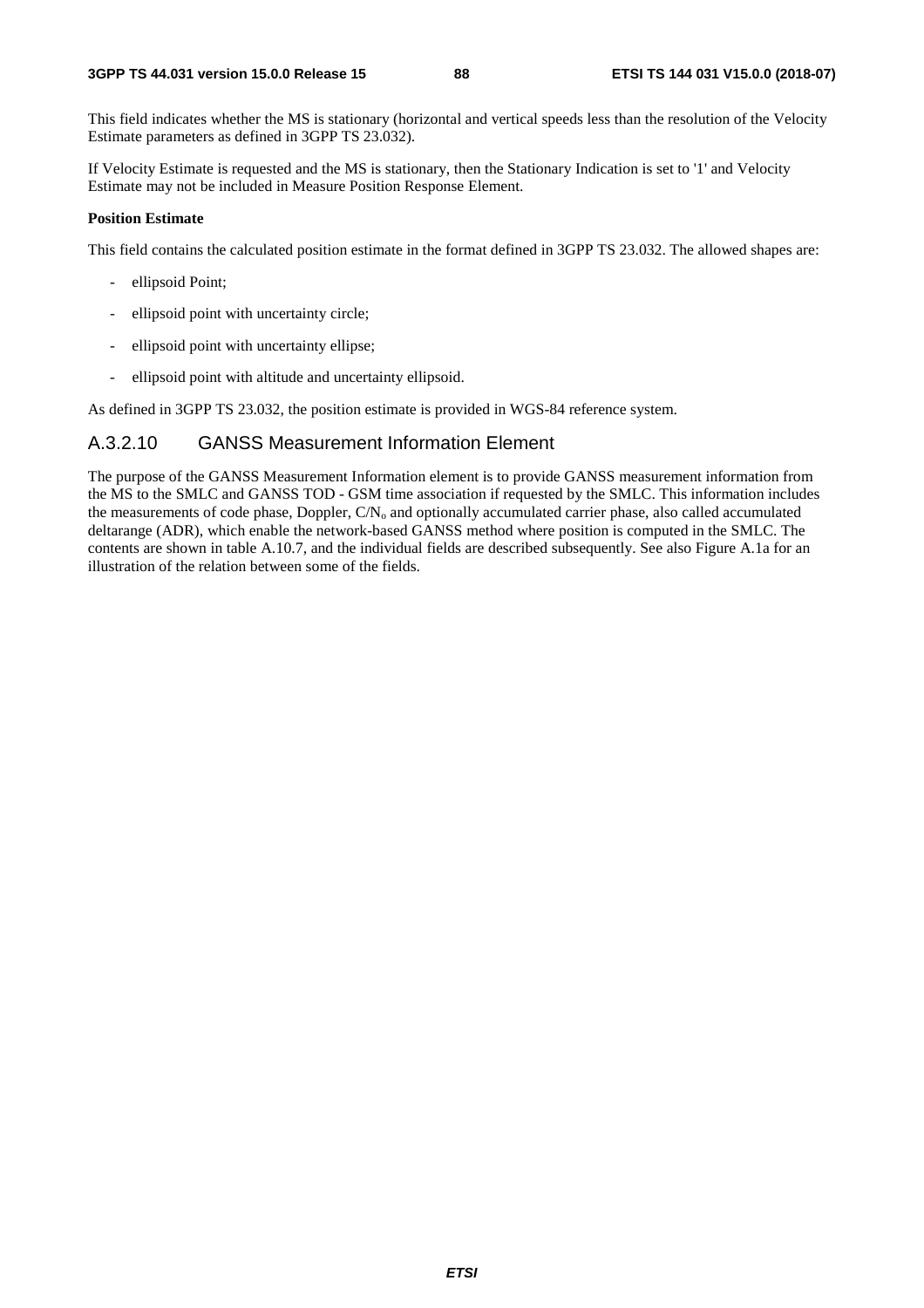This field indicates whether the MS is stationary (horizontal and vertical speeds less than the resolution of the Velocity Estimate parameters as defined in 3GPP TS 23.032).

If Velocity Estimate is requested and the MS is stationary, then the Stationary Indication is set to '1' and Velocity Estimate may not be included in Measure Position Response Element.

**Position Estimate**

This field contains the calculated position estimate in the format defined in 3GPP TS 23.032. The allowed shapes are:

- ellipsoid Point;
- ellipsoid point with uncertainty circle;
- ellipsoid point with uncertainty ellipse;
- ellipsoid point with altitude and uncertainty ellipsoid.

As defined in 3GPP TS 23.032, the position estimate is provided in WGS-84 reference system.

### A.3.2.10 GANSS Measurement Information Element

The purpose of the GANSS Measurement Information element is to provide GANSS measurement information from the MS to the SMLC and GANSS TOD - GSM time association if requested by the SMLC. This information includes the measurements of code phase, Doppler, $C/N_o$ and optionally accumulated carrier phase, also called accumulated deltarange (ADR), which enable the network-based GANSS method where position is computed in the SMLC. The contents are shown in table A.10.7, and the individual fields are described subsequently. See also Figure A.1a for an illustration of the relation between some of the fields.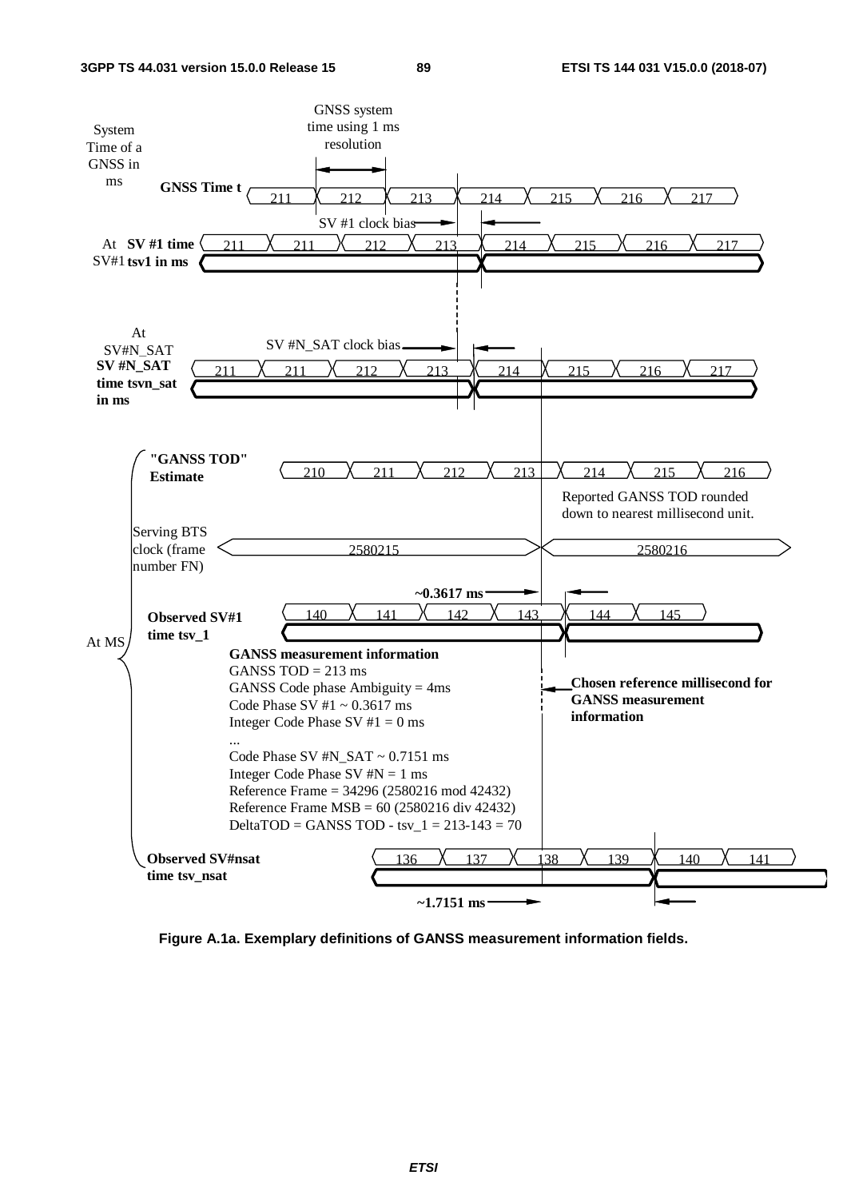System Time of a GNSS in ms

GNSS system time using 1 ms resolution

GNSS Time t

211 212 213 214 215 216 217

SV #1 clock bias

At SV#1 **SV #1 time tsv1 in ms**

211 211 212 213 214 215 216 217

At SV#N_SAT

SV #N_SAT clock bias

**SV #N_SAT time tsvn_sat in ms**

211 211 212 213 214 215 216 217

**"GANSS TOD" Estimate**

210 211 212 213 214 215 216

Reported GANSS TOD rounded down to nearest millisecond unit.

Serving BTS clock (frame number FN)

2580215 2580216

**~0.3617 ms**

**Observed SV#1 time tsv_1**

140 141 142 143 144 145

At MS

**GANSS measurement information**
GANSS TOD = 213 ms
GANSS Code phase Ambiguity = 4ms
Code Phase SV #1 ~ 0.3617 ms
Integer Code Phase SV #1 = 0 ms
...
Code Phase SV #N_SAT ~ 0.7151 ms
Integer Code Phase SV #N = 1 ms
Reference Frame = 34296 (2580216 mod 42432)
Reference Frame MSB = 60 (2580216 div 42432)
DeltaTOD = GANSS TOD - tsv_1 = 213-143 = 70

**Chosen reference millisecond for GANSS measurement information**

**Observed SV#nsat time tsv_nsat**

136 137 138 139 140 141

**~1.7151 ms**

**Figure A.1a. Exemplary definitions of GANSS measurement information fields.**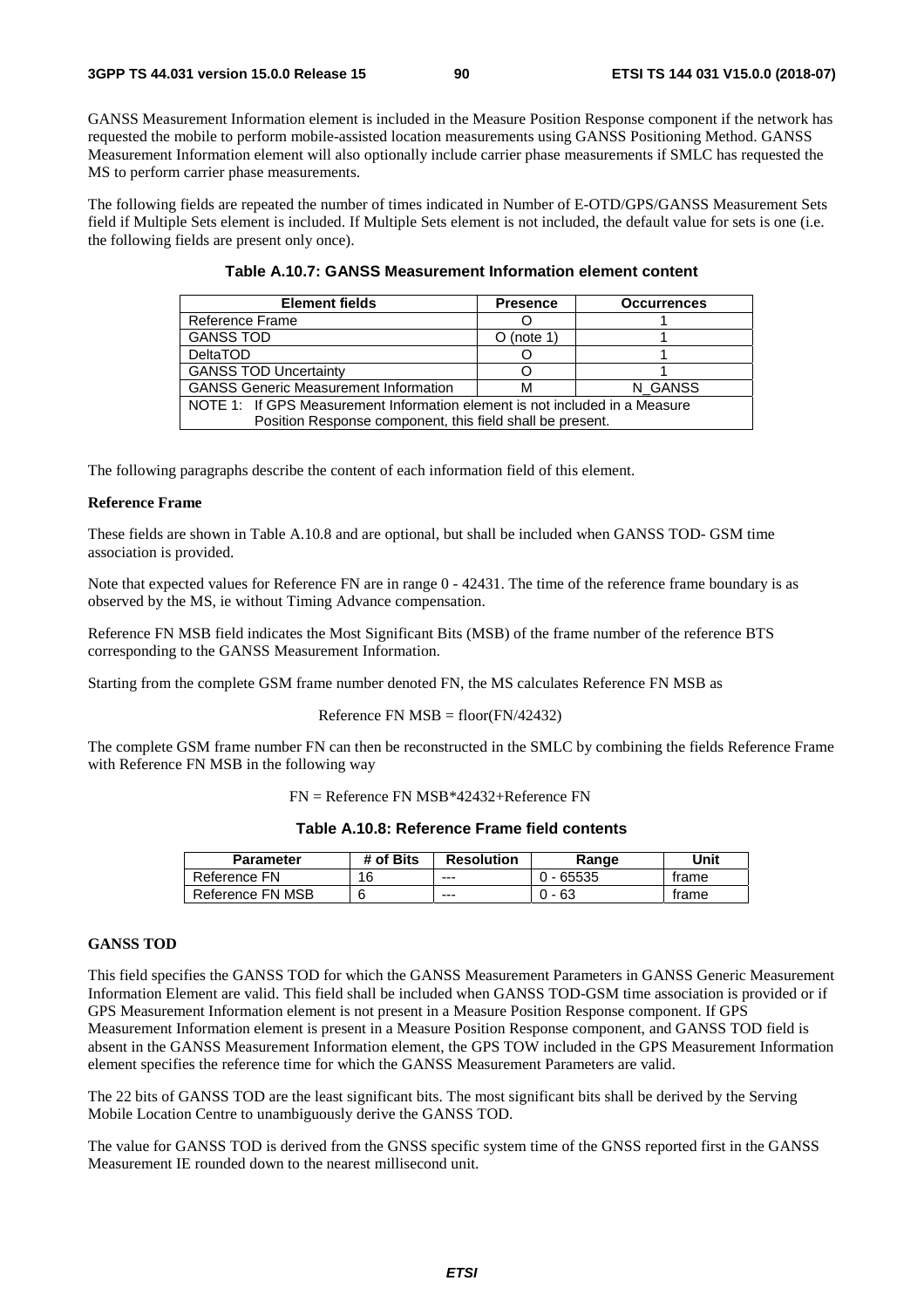GANSS Measurement Information element is included in the Measure Position Response component if the network has requested the mobile to perform mobile-assisted location measurements using GANSS Positioning Method. GANSS Measurement Information element will also optionally include carrier phase measurements if SMLC has requested the MS to perform carrier phase measurements.

The following fields are repeated the number of times indicated in Number of E-OTD/GPS/GANSS Measurement Sets field if Multiple Sets element is included. If Multiple Sets element is not included, the default value for sets is one (i.e. the following fields are present only once).

**Table A.10.7: GANSS Measurement Information element content**

| Element fields | Presence | Occurrences |
|---|---|---|
| Reference Frame | O | 1 |
| GANSS TOD | O (note 1) | 1 |
| DeltaTOD | O | 1 |
| GANSS TOD Uncertainty | O | 1 |
| GANSS Generic Measurement Information | M | N_GANSS |
| NOTE 1: If GPS Measurement Information element is not included in a Measure Position Response component, this field shall be present. | | |

The following paragraphs describe the content of each information field of this element.

**Reference Frame**

These fields are shown in Table A.10.8 and are optional, but shall be included when GANSS TOD- GSM time association is provided.

Note that expected values for Reference FN are in range 0 - 42431. The time of the reference frame boundary is as observed by the MS, ie without Timing Advance compensation.

Reference FN MSB field indicates the Most Significant Bits (MSB) of the frame number of the reference BTS corresponding to the GANSS Measurement Information.

Starting from the complete GSM frame number denoted FN, the MS calculates Reference FN MSB as

Reference FN MSB = floor(FN/42432)

The complete GSM frame number FN can then be reconstructed in the SMLC by combining the fields Reference Frame with Reference FN MSB in the following way

FN = Reference FN MSB*42432+Reference FN

**Table A.10.8: Reference Frame field contents**

| Parameter | # of Bits | Resolution | Range | Unit |
|---|---|---|---|---|
| Reference FN | 16 | --- | 0 - 65535 | frame |
| Reference FN MSB | 6 | --- | 0 - 63 | frame |

**GANSS TOD**

This field specifies the GANSS TOD for which the GANSS Measurement Parameters in GANSS Generic Measurement Information Element are valid. This field shall be included when GANSS TOD-GSM time association is provided or if GPS Measurement Information element is not present in a Measure Position Response component. If GPS Measurement Information element is present in a Measure Position Response component, and GANSS TOD field is absent in the GANSS Measurement Information element, the GPS TOW included in the GPS Measurement Information element specifies the reference time for which the GANSS Measurement Parameters are valid.

The 22 bits of GANSS TOD are the least significant bits. The most significant bits shall be derived by the Serving Mobile Location Centre to unambiguously derive the GANSS TOD.

The value for GANSS TOD is derived from the GNSS specific system time of the GNSS reported first in the GANSS Measurement IE rounded down to the nearest millisecond unit.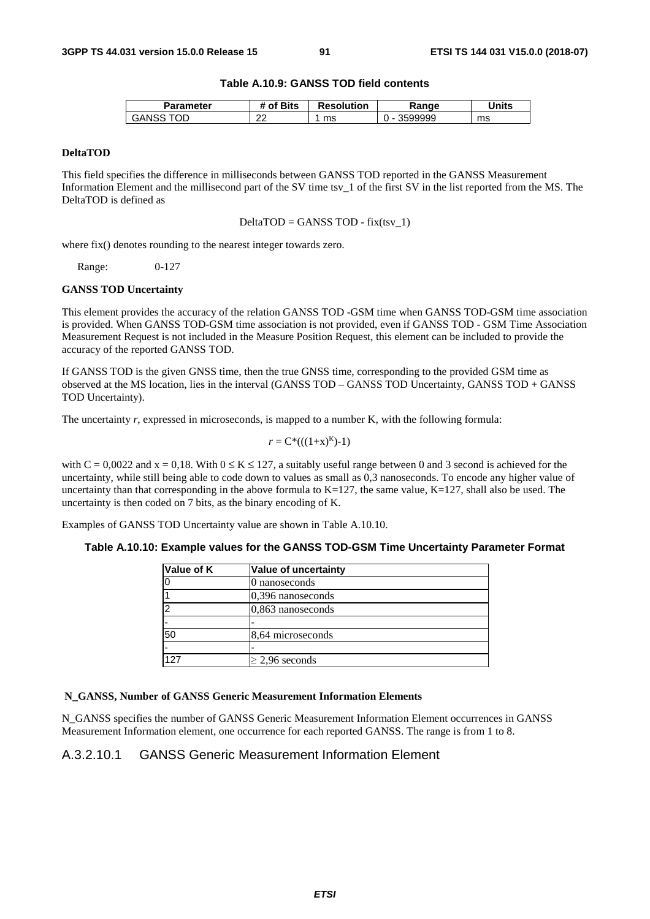**Table A.10.9: GANSS TOD field contents**

| Parameter | # of Bits | Resolution | Range | Units |
|---|---|---|---|---|
| GANSS TOD | 22 | 1 ms | 0 - 3599999 | ms |

**DeltaTOD**

This field specifies the difference in milliseconds between GANSS TOD reported in the GANSS Measurement Information Element and the millisecond part of the SV time tsv_1 of the first SV in the list reported from the MS. The DeltaTOD is defined as

DeltaTOD = GANSS TOD - fix(tsv_1)

where fix() denotes rounding to the nearest integer towards zero.

Range: 0-127

**GANSS TOD Uncertainty**

This element provides the accuracy of the relation GANSS TOD -GSM time when GANSS TOD-GSM time association is provided. When GANSS TOD-GSM time association is not provided, even if GANSS TOD - GSM Time Association Measurement Request is not included in the Measure Position Request, this element can be included to provide the accuracy of the reported GANSS TOD.

If GANSS TOD is the given GNSS time, then the true GNSS time, corresponding to the provided GSM time as observed at the MS location, lies in the interval (GANSS TOD – GANSS TOD Uncertainty, GANSS TOD + GANSS TOD Uncertainty).

The uncertainty $r$, expressed in microseconds, is mapped to a number K, with the following formula:

$$r = C*(((1+x)^K)-1)$$

with C = 0,0022 and x = 0,18. With $0 \le K \le 127$, a suitably useful range between 0 and 3 second is achieved for the uncertainty, while still being able to code down to values as small as 0,3 nanoseconds. To encode any higher value of uncertainty than that corresponding in the above formula to K=127, the same value, K=127, shall also be used. The uncertainty is then coded on 7 bits, as the binary encoding of K.

Examples of GANSS TOD Uncertainty value are shown in Table A.10.10.

**Table A.10.10: Example values for the GANSS TOD-GSM Time Uncertainty Parameter Format**

| Value of K | Value of uncertainty |
|---|---|
| 0 | 0 nanoseconds |
| 1 | 0,396 nanoseconds |
| 2 | 0,863 nanoseconds |
| - | - |
| 50 | 8,64 microseconds |
| - | - |
| 127 | ≥ 2,96 seconds |

**N_GANSS, Number of GANSS Generic Measurement Information Elements**

N_GANSS specifies the number of GANSS Generic Measurement Information Element occurrences in GANSS Measurement Information element, one occurrence for each reported GANSS. The range is from 1 to 8.

### A.3.2.10.1 GANSS Generic Measurement Information Element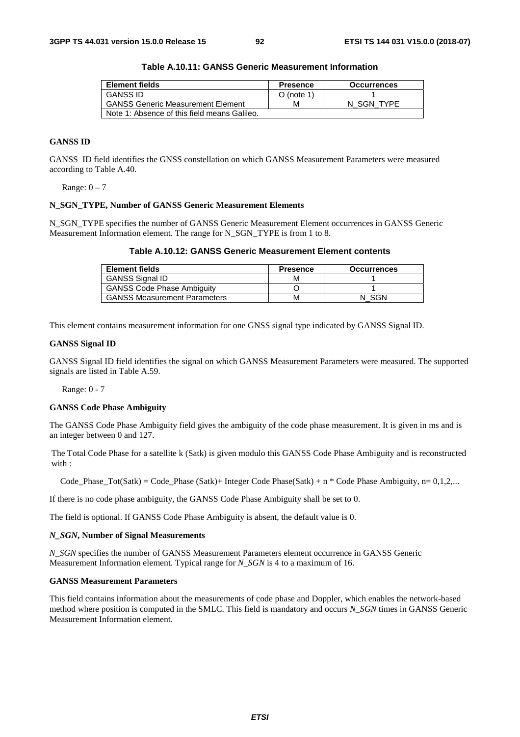**Table A.10.11: GANSS Generic Measurement Information**

| Element fields | Presence | Occurrences |
|---|---|---|
| GANSS ID | O (note 1) | 1 |
| GANSS Generic Measurement Element | M | N_SGN_TYPE |
| Note 1: Absence of this field means Galileo. | | |

**GANSS ID**

GANSS ID field identifies the GNSS constellation on which GANSS Measurement Parameters were measured according to Table A.40.

Range: 0 – 7

**N_SGN_TYPE, Number of GANSS Generic Measurement Elements**

N_SGN_TYPE specifies the number of GANSS Generic Measurement Element occurrences in GANSS Generic Measurement Information element. The range for N_SGN_TYPE is from 1 to 8.

**Table A.10.12: GANSS Generic Measurement Element contents**

| Element fields | Presence | Occurrences |
|---|---|---|
| GANSS Signal ID | M | 1 |
| GANSS Code Phase Ambiguity | O | 1 |
| GANSS Measurement Parameters | M | N_SGN |

This element contains measurement information for one GNSS signal type indicated by GANSS Signal ID.

**GANSS Signal ID**

GANSS Signal ID field identifies the signal on which GANSS Measurement Parameters were measured. The supported signals are listed in Table A.59.

Range: 0 - 7

**GANSS Code Phase Ambiguity**

The GANSS Code Phase Ambiguity field gives the ambiguity of the code phase measurement. It is given in ms and is an integer between 0 and 127.

The Total Code Phase for a satellite k (Satk) is given modulo this GANSS Code Phase Ambiguity and is reconstructed with :

Code_Phase_Tot(Satk) = Code_Phase (Satk)+ Integer Code Phase(Satk) + n * Code Phase Ambiguity, n= 0,1,2,...

If there is no code phase ambiguity, the GANSS Code Phase Ambiguity shall be set to 0.

The field is optional. If GANSS Code Phase Ambiguity is absent, the default value is 0.

***N_SGN*, Number of Signal Measurements**

*N_SGN* specifies the number of GANSS Measurement Parameters element occurrence in GANSS Generic Measurement Information element. Typical range for *N_SGN* is 4 to a maximum of 16.

**GANSS Measurement Parameters**

This field contains information about the measurements of code phase and Doppler, which enables the network-based method where position is computed in the SMLC. This field is mandatory and occurs *N_SGN* times in GANSS Generic Measurement Information element.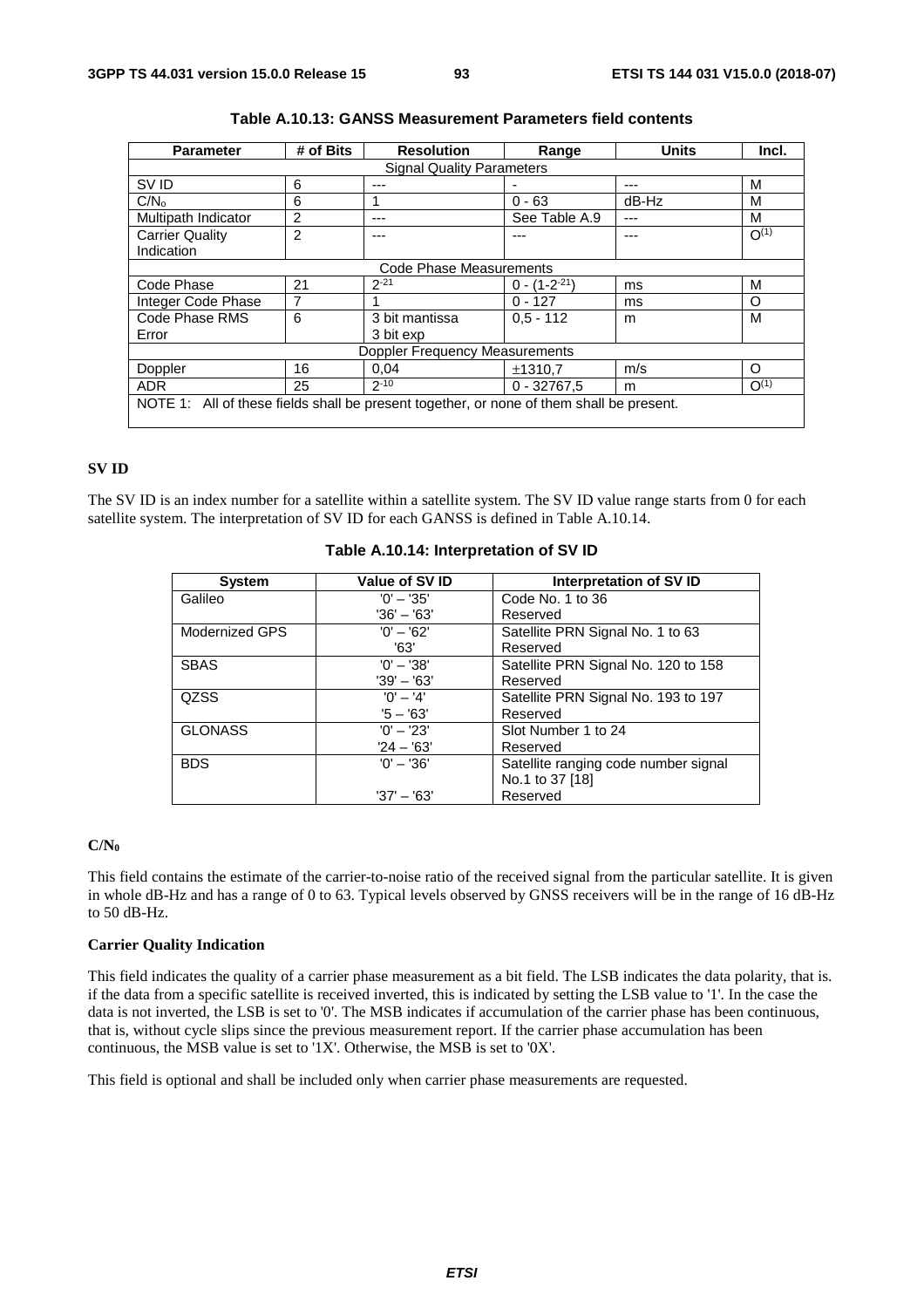**Table A.10.13: GANSS Measurement Parameters field contents**

| Parameter | # of Bits | Resolution | Range | Units | Incl. |
|---|---|---|---|---|---|
| Signal Quality Parameters | | | | | |
| SV ID | 6 | --- | - | --- | M |
| $C/N_o$ | 6 | 1 | 0 - 63 | dB-Hz | M |
| Multipath Indicator | 2 | --- | See Table A.9 | --- | M |
| Carrier Quality Indication | 2 | --- | --- | --- | $O^{(1)}$ |
| Code Phase Measurements | | | | | |
| Code Phase | 21 | $2^{-21}$ | $0 - (1-2^{-21})$ | ms | M |
| Integer Code Phase | 7 | 1 | 0 - 127 | ms | O |
| Code Phase RMS Error | 6 | 3 bit mantissa 3 bit exp | 0,5 - 112 | m | M |
| Doppler Frequency Measurements | | | | | |
| Doppler | 16 | 0,04 | ±1310,7 | m/s | O |
| ADR | 25 | $2^{-10}$ | 0 - 32767,5 | m | $O^{(1)}$ |
| NOTE 1: All of these fields shall be present together, or none of them shall be present. | | | | | |

**SV ID**

The SV ID is an index number for a satellite within a satellite system. The SV ID value range starts from 0 for each satellite system. The interpretation of SV ID for each GANSS is defined in Table A.10.14.

**Table A.10.14: Interpretation of SV ID**

| System | Value of SV ID | Interpretation of SV ID |
|---|---|---|
| Galileo | '0' – '35'<br>'36' – '63' | Code No. 1 to 36<br>Reserved |
| Modernized GPS | '0' – '62'<br>'63' | Satellite PRN Signal No. 1 to 63<br>Reserved |
| SBAS | '0' – '38'<br>'39' – '63' | Satellite PRN Signal No. 120 to 158<br>Reserved |
| QZSS | '0' – '4'<br>'5 – '63' | Satellite PRN Signal No. 193 to 197<br>Reserved |
| GLONASS | '0' – '23'<br>'24 – '63' | Slot Number 1 to 24<br>Reserved |
| BDS | '0' – '36'<br>'37' – '63' | Satellite ranging code number signal No.1 to 37 [18]<br>Reserved |

**$C/N_0$**

This field contains the estimate of the carrier-to-noise ratio of the received signal from the particular satellite. It is given in whole dB-Hz and has a range of 0 to 63. Typical levels observed by GNSS receivers will be in the range of 16 dB-Hz to 50 dB-Hz.

**Carrier Quality Indication**

This field indicates the quality of a carrier phase measurement as a bit field. The LSB indicates the data polarity, that is. if the data from a specific satellite is received inverted, this is indicated by setting the LSB value to '1'. In the case the data is not inverted, the LSB is set to '0'. The MSB indicates if accumulation of the carrier phase has been continuous, that is, without cycle slips since the previous measurement report. If the carrier phase accumulation has been continuous, the MSB value is set to '1X'. Otherwise, the MSB is set to '0X'.

This field is optional and shall be included only when carrier phase measurements are requested.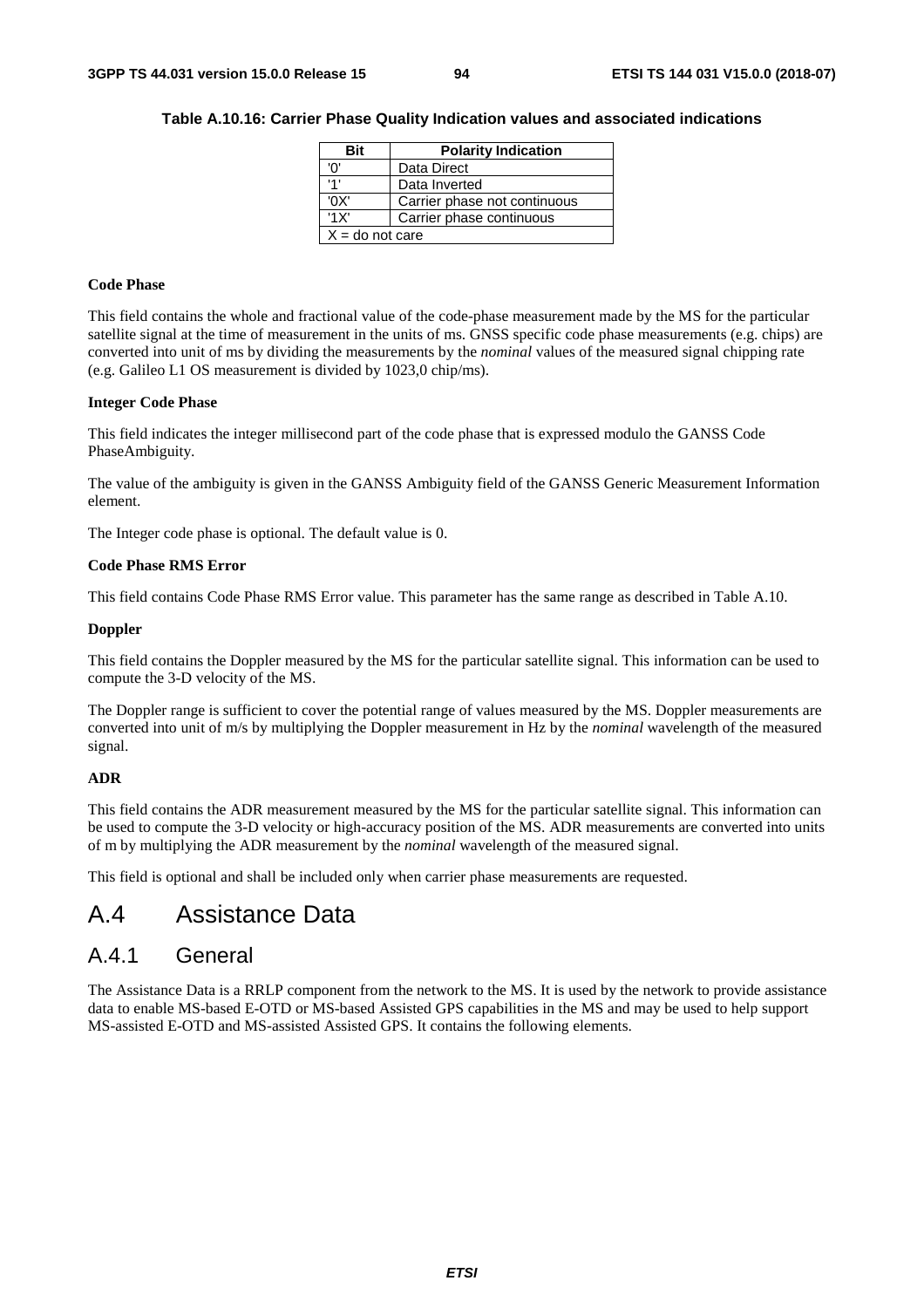**Table A.10.16: Carrier Phase Quality Indication values and associated indications**

| Bit | Polarity Indication |
|---|---|
| '0' | Data Direct |
| '1' | Data Inverted |
| '0X' | Carrier phase not continuous |
| '1X' | Carrier phase continuous |
| X = do not care | |

**Code Phase**

This field contains the whole and fractional value of the code-phase measurement made by the MS for the particular satellite signal at the time of measurement in the units of ms. GNSS specific code phase measurements (e.g. chips) are converted into unit of ms by dividing the measurements by the *nominal* values of the measured signal chipping rate (e.g. Galileo L1 OS measurement is divided by 1023,0 chip/ms).

**Integer Code Phase**

This field indicates the integer millisecond part of the code phase that is expressed modulo the GANSS Code PhaseAmbiguity.

The value of the ambiguity is given in the GANSS Ambiguity field of the GANSS Generic Measurement Information element.

The Integer code phase is optional. The default value is 0.

**Code Phase RMS Error**

This field contains Code Phase RMS Error value. This parameter has the same range as described in Table A.10.

**Doppler**

This field contains the Doppler measured by the MS for the particular satellite signal. This information can be used to compute the 3-D velocity of the MS.

The Doppler range is sufficient to cover the potential range of values measured by the MS. Doppler measurements are converted into unit of m/s by multiplying the Doppler measurement in Hz by the *nominal* wavelength of the measured signal.

**ADR**

This field contains the ADR measurement measured by the MS for the particular satellite signal. This information can be used to compute the 3-D velocity or high-accuracy position of the MS. ADR measurements are converted into units of m by multiplying the ADR measurement by the *nominal* wavelength of the measured signal.

This field is optional and shall be included only when carrier phase measurements are requested.

# A.4 Assistance Data

## A.4.1 General

The Assistance Data is a RRLP component from the network to the MS. It is used by the network to provide assistance data to enable MS-based E-OTD or MS-based Assisted GPS capabilities in the MS and may be used to help support MS-assisted E-OTD and MS-assisted Assisted GPS. It contains the following elements.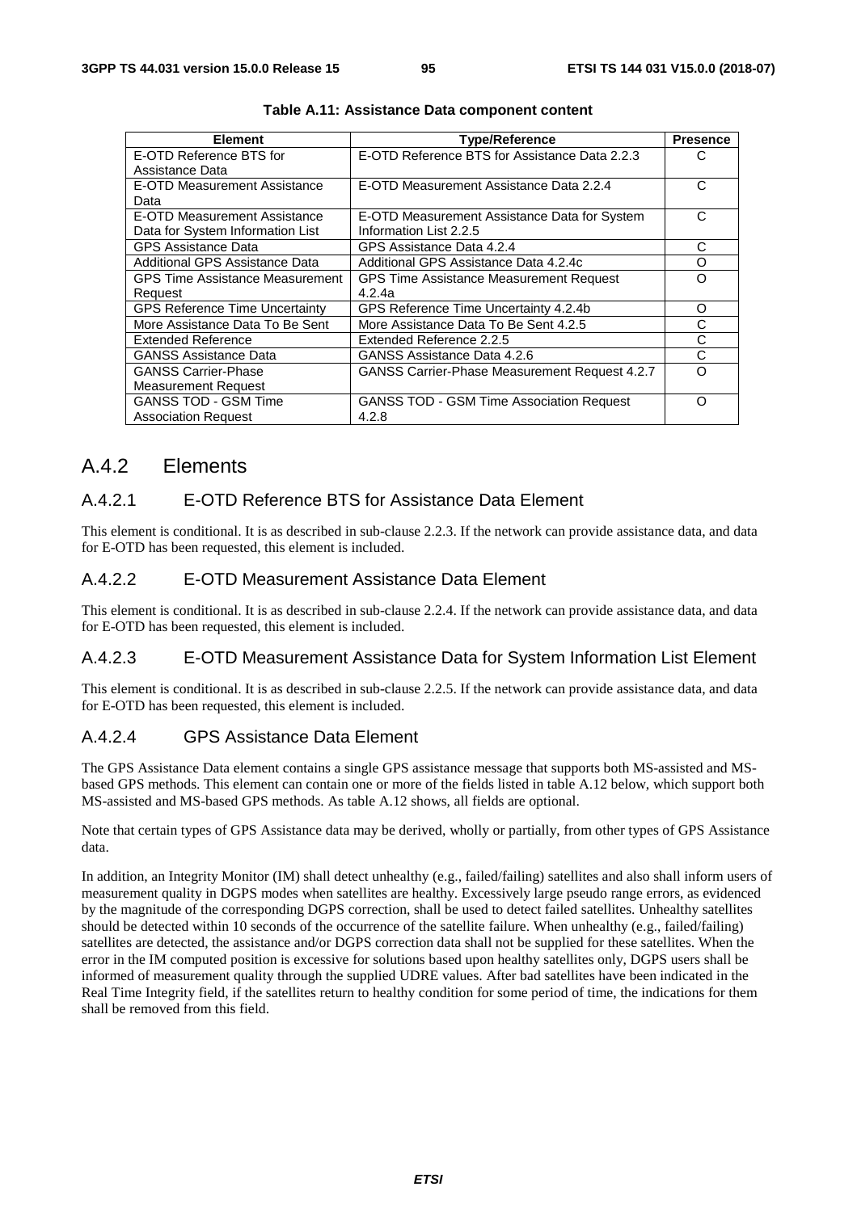**Table A.11: Assistance Data component content**

| Element | Type/Reference | Presence |
|---|---|---|
| E-OTD Reference BTS for Assistance Data | E-OTD Reference BTS for Assistance Data 2.2.3 | C |
| E-OTD Measurement Assistance Data | E-OTD Measurement Assistance Data 2.2.4 | C |
| E-OTD Measurement Assistance Data for System Information List | E-OTD Measurement Assistance Data for System Information List 2.2.5 | C |
| GPS Assistance Data | GPS Assistance Data 4.2.4 | C |
| Additional GPS Assistance Data | Additional GPS Assistance Data 4.2.4c | O |
| GPS Time Assistance Measurement Request | GPS Time Assistance Measurement Request 4.2.4a | O |
| GPS Reference Time Uncertainty | GPS Reference Time Uncertainty 4.2.4b | O |
| More Assistance Data To Be Sent | More Assistance Data To Be Sent 4.2.5 | C |
| Extended Reference | Extended Reference 2.2.5 | C |
| GANSS Assistance Data | GANSS Assistance Data 4.2.6 | C |
| GANSS Carrier-Phase Measurement Request | GANSS Carrier-Phase Measurement Request 4.2.7 | O |
| GANSS TOD - GSM Time Association Request | GANSS TOD - GSM Time Association Request 4.2.8 | O |

## A.4.2 Elements

### A.4.2.1 E-OTD Reference BTS for Assistance Data Element

This element is conditional. It is as described in sub-clause 2.2.3. If the network can provide assistance data, and data for E-OTD has been requested, this element is included.

### A.4.2.2 E-OTD Measurement Assistance Data Element

This element is conditional. It is as described in sub-clause 2.2.4. If the network can provide assistance data, and data for E-OTD has been requested, this element is included.

### A.4.2.3 E-OTD Measurement Assistance Data for System Information List Element

This element is conditional. It is as described in sub-clause 2.2.5. If the network can provide assistance data, and data for E-OTD has been requested, this element is included.

### A.4.2.4 GPS Assistance Data Element

The GPS Assistance Data element contains a single GPS assistance message that supports both MS-assisted and MS-based GPS methods. This element can contain one or more of the fields listed in table A.12 below, which support both MS-assisted and MS-based GPS methods. As table A.12 shows, all fields are optional.

Note that certain types of GPS Assistance data may be derived, wholly or partially, from other types of GPS Assistance data.

In addition, an Integrity Monitor (IM) shall detect unhealthy (e.g., failed/failing) satellites and also shall inform users of measurement quality in DGPS modes when satellites are healthy. Excessively large pseudo range errors, as evidenced by the magnitude of the corresponding DGPS correction, shall be used to detect failed satellites. Unhealthy satellites should be detected within 10 seconds of the occurrence of the satellite failure. When unhealthy (e.g., failed/failing) satellites are detected, the assistance and/or DGPS correction data shall not be supplied for these satellites. When the error in the IM computed position is excessive for solutions based upon healthy satellites only, DGPS users shall be informed of measurement quality through the supplied UDRE values. After bad satellites have been indicated in the Real Time Integrity field, if the satellites return to healthy condition for some period of time, the indications for them shall be removed from this field.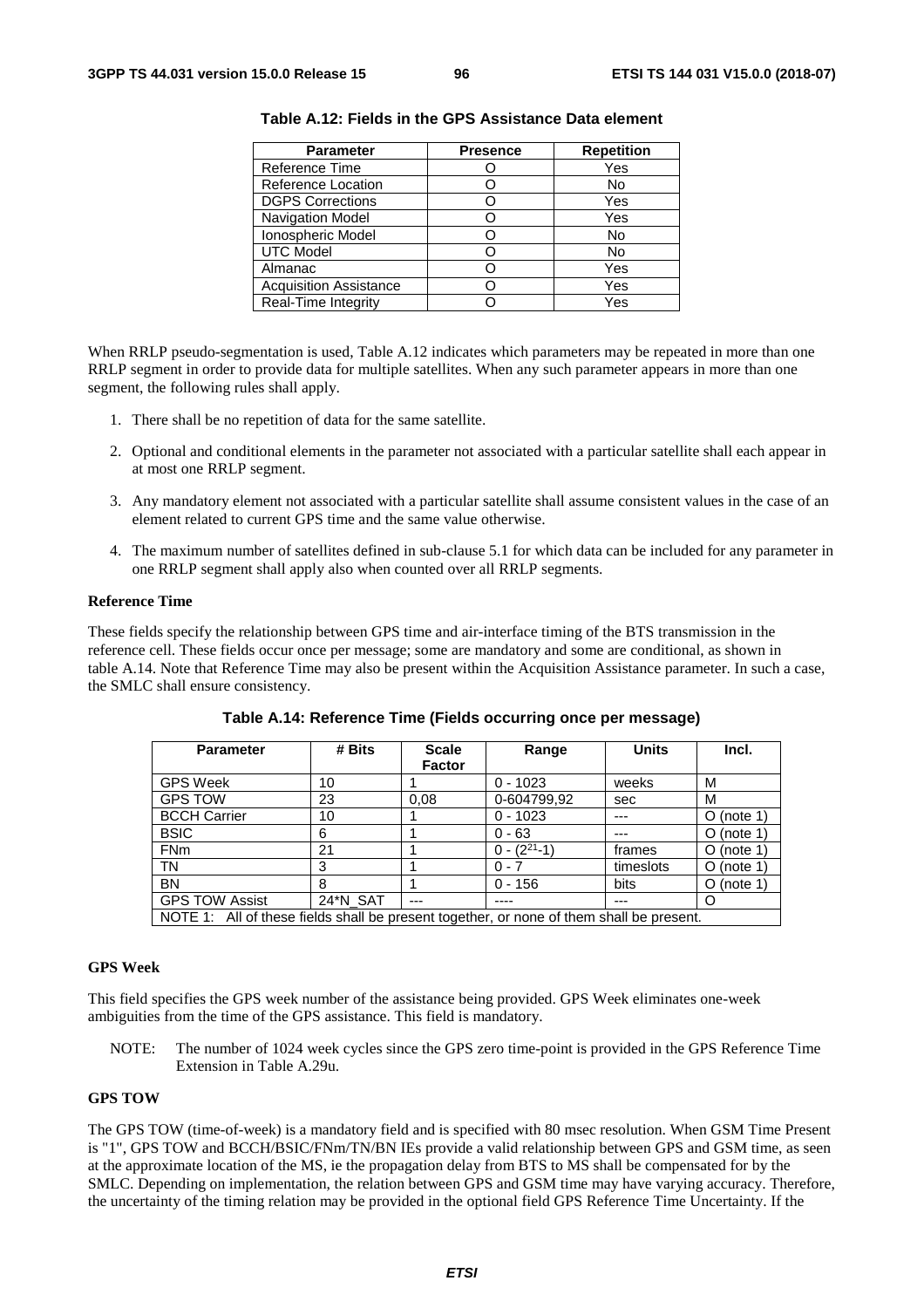**Table A.12: Fields in the GPS Assistance Data element**

| Parameter | Presence | Repetition |
|---|---|---|
| Reference Time | O | Yes |
| Reference Location | O | No |
| DGPS Corrections | O | Yes |
| Navigation Model | O | Yes |
| Ionospheric Model | O | No |
| UTC Model | O | No |
| Almanac | O | Yes |
| Acquisition Assistance | O | Yes |
| Real-Time Integrity | O | Yes |

When RRLP pseudo-segmentation is used, Table A.12 indicates which parameters may be repeated in more than one RRLP segment in order to provide data for multiple satellites. When any such parameter appears in more than one segment, the following rules shall apply.

1. There shall be no repetition of data for the same satellite.
2. Optional and conditional elements in the parameter not associated with a particular satellite shall each appear in at most one RRLP segment.
3. Any mandatory element not associated with a particular satellite shall assume consistent values in the case of an element related to current GPS time and the same value otherwise.
4. The maximum number of satellites defined in sub-clause 5.1 for which data can be included for any parameter in one RRLP segment shall apply also when counted over all RRLP segments.

**Reference Time**

These fields specify the relationship between GPS time and air-interface timing of the BTS transmission in the reference cell. These fields occur once per message; some are mandatory and some are conditional, as shown in table A.14. Note that Reference Time may also be present within the Acquisition Assistance parameter. In such a case, the SMLC shall ensure consistency.

**Table A.14: Reference Time (Fields occurring once per message)**

| Parameter | # Bits | Scale Factor | Range | Units | Incl. |
|---|---|---|---|---|---|
| GPS Week | 10 | 1 | 0 - 1023 | weeks | M |
| GPS TOW | 23 | 0,08 | 0-604799,92 | sec | M |
| BCCH Carrier | 10 | 1 | 0 - 1023 | --- | O (note 1) |
| BSIC | 6 | 1 | 0 - 63 | --- | O (note 1) |
| FNm | 21 | 1 | 0 - ($2^{21}$-1) | frames | O (note 1) |
| TN | 3 | 1 | 0 - 7 | timeslots | O (note 1) |
| BN | 8 | 1 | 0 - 156 | bits | O (note 1) |
| GPS TOW Assist | 24*N_SAT | --- | ---- | --- | O |
| NOTE 1: All of these fields shall be present together, or none of them shall be present. | | | | | |

**GPS Week**

This field specifies the GPS week number of the assistance being provided. GPS Week eliminates one-week ambiguities from the time of the GPS assistance. This field is mandatory.

NOTE: The number of 1024 week cycles since the GPS zero time-point is provided in the GPS Reference Time Extension in Table A.29u.

**GPS TOW**

The GPS TOW (time-of-week) is a mandatory field and is specified with 80 msec resolution. When GSM Time Present is "1", GPS TOW and BCCH/BSIC/FNm/TN/BN IEs provide a valid relationship between GPS and GSM time, as seen at the approximate location of the MS, ie the propagation delay from BTS to MS shall be compensated for by the SMLC. Depending on implementation, the relation between GPS and GSM time may have varying accuracy. Therefore, the uncertainty of the timing relation may be provided in the optional field GPS Reference Time Uncertainty. If the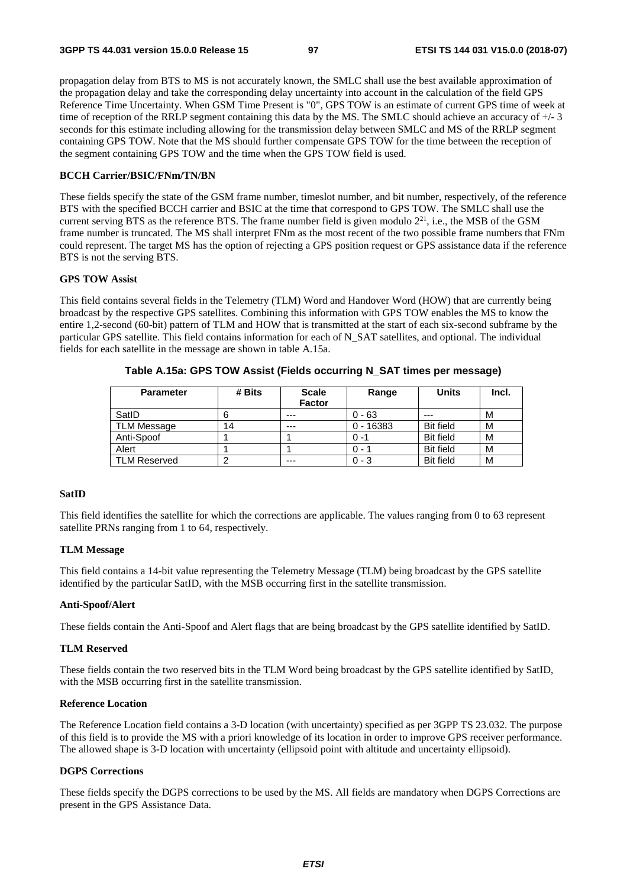propagation delay from BTS to MS is not accurately known, the SMLC shall use the best available approximation of the propagation delay and take the corresponding delay uncertainty into account in the calculation of the field GPS Reference Time Uncertainty. When GSM Time Present is "0", GPS TOW is an estimate of current GPS time of week at time of reception of the RRLP segment containing this data by the MS. The SMLC should achieve an accuracy of +/- 3 seconds for this estimate including allowing for the transmission delay between SMLC and MS of the RRLP segment containing GPS TOW. Note that the MS should further compensate GPS TOW for the time between the reception of the segment containing GPS TOW and the time when the GPS TOW field is used.

**BCCH Carrier/BSIC/FNm/TN/BN**

These fields specify the state of the GSM frame number, timeslot number, and bit number, respectively, of the reference BTS with the specified BCCH carrier and BSIC at the time that correspond to GPS TOW. The SMLC shall use the current serving BTS as the reference BTS. The frame number field is given modulo $2^{21}$, i.e., the MSB of the GSM frame number is truncated. The MS shall interpret FNm as the most recent of the two possible frame numbers that FNm could represent. The target MS has the option of rejecting a GPS position request or GPS assistance data if the reference BTS is not the serving BTS.

**GPS TOW Assist**

This field contains several fields in the Telemetry (TLM) Word and Handover Word (HOW) that are currently being broadcast by the respective GPS satellites. Combining this information with GPS TOW enables the MS to know the entire 1,2-second (60-bit) pattern of TLM and HOW that is transmitted at the start of each six-second subframe by the particular GPS satellite. This field contains information for each of N_SAT satellites, and optional. The individual fields for each satellite in the message are shown in table A.15a.

**Table A.15a: GPS TOW Assist (Fields occurring N_SAT times per message)**

| Parameter | # Bits | Scale Factor | Range | Units | Incl. |
|---|---|---|---|---|---|
| SatID | 6 | --- | 0 - 63 | --- | M |
| TLM Message | 14 | --- | 0 - 16383 | Bit field | M |
| Anti-Spoof | 1 | 1 | 0 -1 | Bit field | M |
| Alert | 1 | 1 | 0 - 1 | Bit field | M |
| TLM Reserved | 2 | --- | 0 - 3 | Bit field | M |

**SatID**

This field identifies the satellite for which the corrections are applicable. The values ranging from 0 to 63 represent satellite PRNs ranging from 1 to 64, respectively.

**TLM Message**

This field contains a 14-bit value representing the Telemetry Message (TLM) being broadcast by the GPS satellite identified by the particular SatID, with the MSB occurring first in the satellite transmission.

**Anti-Spoof/Alert**

These fields contain the Anti-Spoof and Alert flags that are being broadcast by the GPS satellite identified by SatID.

**TLM Reserved**

These fields contain the two reserved bits in the TLM Word being broadcast by the GPS satellite identified by SatID, with the MSB occurring first in the satellite transmission.

**Reference Location**

The Reference Location field contains a 3-D location (with uncertainty) specified as per 3GPP TS 23.032. The purpose of this field is to provide the MS with a priori knowledge of its location in order to improve GPS receiver performance. The allowed shape is 3-D location with uncertainty (ellipsoid point with altitude and uncertainty ellipsoid).

**DGPS Corrections**

These fields specify the DGPS corrections to be used by the MS. All fields are mandatory when DGPS Corrections are present in the GPS Assistance Data.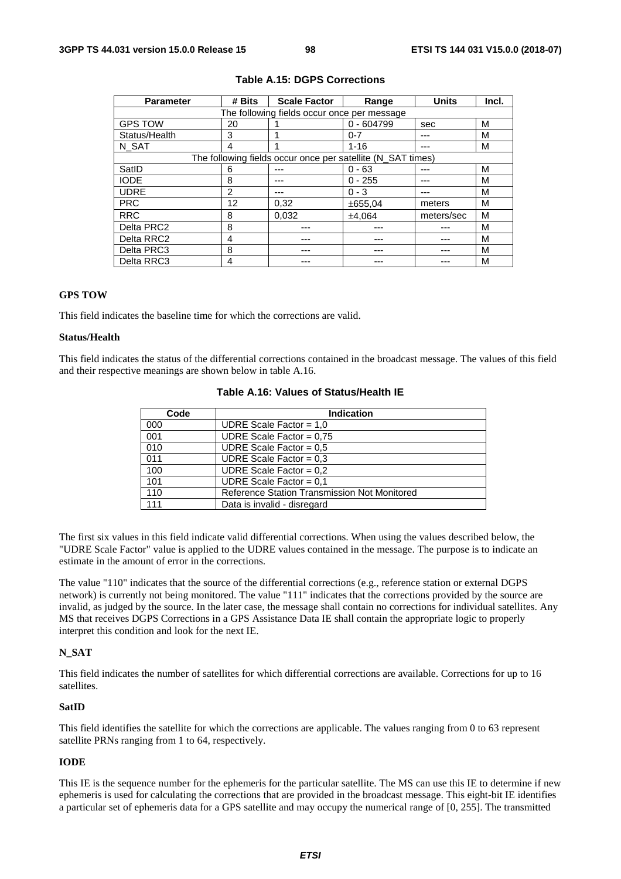**Table A.15: DGPS Corrections**

| Parameter | # Bits | Scale Factor | Range | Units | Incl. |
|---|---|---|---|---|---|
| The following fields occur once per message | | | | | |
| GPS TOW | 20 | 1 | 0 - 604799 | sec | M |
| Status/Health | 3 | 1 | 0-7 | --- | M |
| N_SAT | 4 | 1 | 1-16 | --- | M |
| The following fields occur once per satellite (N_SAT times) | | | | | |
| SatID | 6 | --- | 0 - 63 | --- | M |
| IODE | 8 | --- | 0 - 255 | --- | M |
| UDRE | 2 | --- | 0 - 3 | --- | M |
| PRC | 12 | 0,32 | ±655,04 | meters | M |
| RRC | 8 | 0,032 | ±4,064 | meters/sec | M |
| Delta PRC2 | 8 | --- | --- | --- | M |
| Delta RRC2 | 4 | --- | --- | --- | M |
| Delta PRC3 | 8 | --- | --- | --- | M |
| Delta RRC3 | 4 | --- | --- | --- | M |

**GPS TOW**

This field indicates the baseline time for which the corrections are valid.

**Status/Health**

This field indicates the status of the differential corrections contained in the broadcast message. The values of this field and their respective meanings are shown below in table A.16.

**Table A.16: Values of Status/Health IE**

| Code | Indication |
|---|---|
| 000 | UDRE Scale Factor = 1,0 |
| 001 | UDRE Scale Factor = 0,75 |
| 010 | UDRE Scale Factor = 0,5 |
| 011 | UDRE Scale Factor = 0,3 |
| 100 | UDRE Scale Factor = 0,2 |
| 101 | UDRE Scale Factor = 0,1 |
| 110 | Reference Station Transmission Not Monitored |
| 111 | Data is invalid - disregard |

The first six values in this field indicate valid differential corrections. When using the values described below, the "UDRE Scale Factor" value is applied to the UDRE values contained in the message. The purpose is to indicate an estimate in the amount of error in the corrections.

The value "110" indicates that the source of the differential corrections (e.g., reference station or external DGPS network) is currently not being monitored. The value "111" indicates that the corrections provided by the source are invalid, as judged by the source. In the later case, the message shall contain no corrections for individual satellites. Any MS that receives DGPS Corrections in a GPS Assistance Data IE shall contain the appropriate logic to properly interpret this condition and look for the next IE.

**N_SAT**

This field indicates the number of satellites for which differential corrections are available. Corrections for up to 16 satellites.

**SatID**

This field identifies the satellite for which the corrections are applicable. The values ranging from 0 to 63 represent satellite PRNs ranging from 1 to 64, respectively.

**IODE**

This IE is the sequence number for the ephemeris for the particular satellite. The MS can use this IE to determine if new ephemeris is used for calculating the corrections that are provided in the broadcast message. This eight-bit IE identifies a particular set of ephemeris data for a GPS satellite and may occupy the numerical range of [0, 255]. The transmitted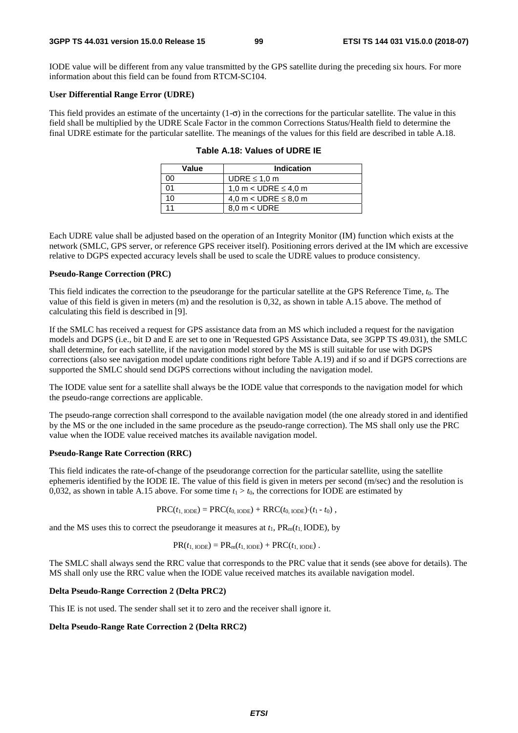IODE value will be different from any value transmitted by the GPS satellite during the preceding six hours. For more information about this field can be found from RTCM-SC104.

**User Differential Range Error (UDRE)**

This field provides an estimate of the uncertainty (1-σ) in the corrections for the particular satellite. The value in this field shall be multiplied by the UDRE Scale Factor in the common Corrections Status/Health field to determine the final UDRE estimate for the particular satellite. The meanings of the values for this field are described in table A.18.

**Table A.18: Values of UDRE IE**

| Value | Indication |
|---|---|
| 00 | UDRE ≤ 1,0 m |
| 01 | 1,0 m < UDRE ≤ 4,0 m |
| 10 | 4,0 m < UDRE ≤ 8,0 m |
| 11 | 8,0 m < UDRE |

Each UDRE value shall be adjusted based on the operation of an Integrity Monitor (IM) function which exists at the network (SMLC, GPS server, or reference GPS receiver itself). Positioning errors derived at the IM which are excessive relative to DGPS expected accuracy levels shall be used to scale the UDRE values to produce consistency.

**Pseudo-Range Correction (PRC)**

This field indicates the correction to the pseudorange for the particular satellite at the GPS Reference Time, $t_0$. The value of this field is given in meters (m) and the resolution is 0,32, as shown in table A.15 above. The method of calculating this field is described in [9].

If the SMLC has received a request for GPS assistance data from an MS which included a request for the navigation models and DGPS (i.e., bit D and E are set to one in 'Requested GPS Assistance Data, see 3GPP TS 49.031), the SMLC shall determine, for each satellite, if the navigation model stored by the MS is still suitable for use with DGPS corrections (also see navigation model update conditions right before Table A.19) and if so and if DGPS corrections are supported the SMLC should send DGPS corrections without including the navigation model.

The IODE value sent for a satellite shall always be the IODE value that corresponds to the navigation model for which the pseudo-range corrections are applicable.

The pseudo-range correction shall correspond to the available navigation model (the one already stored in and identified by the MS or the one included in the same procedure as the pseudo-range correction). The MS shall only use the PRC value when the IODE value received matches its available navigation model.

**Pseudo-Range Rate Correction (RRC)**

This field indicates the rate-of-change of the pseudorange correction for the particular satellite, using the satellite ephemeris identified by the IODE IE. The value of this field is given in meters per second (m/sec) and the resolution is 0,032, as shown in table A.15 above. For some time $t_1 > t_0$, the corrections for IODE are estimated by

$$\mathrm{PRC}(t_{1,\,\mathrm{IODE}}) = \mathrm{PRC}(t_{0,\,\mathrm{IODE}}) + \mathrm{RRC}(t_{0,\,\mathrm{IODE}})\cdot(t_1 - t_0)\ ,$$

and the MS uses this to correct the pseudorange it measures at $t_1$, $\mathrm{PR_m}(t_{1,}\,\mathrm{IODE})$, by

$$\mathrm{PR}(t_{1,\,\mathrm{IODE}}) = \mathrm{PR_m}(t_{1,\,\mathrm{IODE}}) + \mathrm{PRC}(t_{1,\,\mathrm{IODE}})\ .$$

The SMLC shall always send the RRC value that corresponds to the PRC value that it sends (see above for details). The MS shall only use the RRC value when the IODE value received matches its available navigation model.

**Delta Pseudo-Range Correction 2 (Delta PRC2)**

This IE is not used. The sender shall set it to zero and the receiver shall ignore it.

**Delta Pseudo-Range Rate Correction 2 (Delta RRC2)**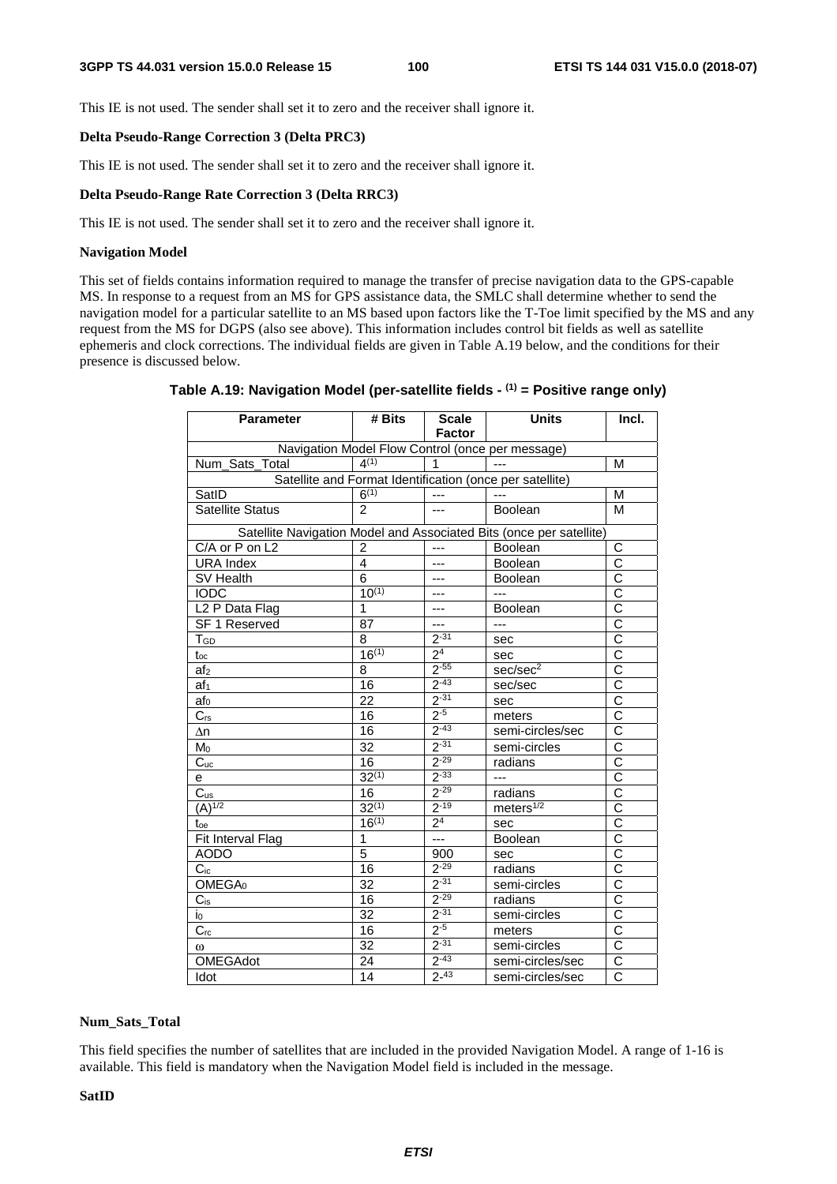This IE is not used. The sender shall set it to zero and the receiver shall ignore it.

**Delta Pseudo-Range Correction 3 (Delta PRC3)**

This IE is not used. The sender shall set it to zero and the receiver shall ignore it.

**Delta Pseudo-Range Rate Correction 3 (Delta RRC3)**

This IE is not used. The sender shall set it to zero and the receiver shall ignore it.

**Navigation Model**

This set of fields contains information required to manage the transfer of precise navigation data to the GPS-capable MS. In response to a request from an MS for GPS assistance data, the SMLC shall determine whether to send the navigation model for a particular satellite to an MS based upon factors like the T-Toe limit specified by the MS and any request from the MS for DGPS (also see above). This information includes control bit fields as well as satellite ephemeris and clock corrections. The individual fields are given in Table A.19 below, and the conditions for their presence is discussed below.

**Table A.19: Navigation Model (per-satellite fields - (1) = Positive range only)**

| Parameter | # Bits | Scale Factor | Units | Incl. |
|---|---|---|---|---|
| Navigation Model Flow Control (once per message) | | | | |
| Num_Sats_Total | 4(1) | 1 | --- | M |
| Satellite and Format Identification (once per satellite) | | | | |
| SatID | 6(1) | --- | --- | M |
| Satellite Status | 2 | --- | Boolean | M |
| Satellite Navigation Model and Associated Bits (once per satellite) | | | | |
| C/A or P on L2 | 2 | --- | Boolean | C |
| URA Index | 4 | --- | Boolean | C |
| SV Health | 6 | --- | Boolean | C |
| IODC | 10(1) | --- | --- | C |
| L2 P Data Flag | 1 | --- | Boolean | C |
| SF 1 Reserved | 87 | --- | --- | C |
| $T_{GD}$ | 8 | $2^{-31}$ | sec | C |
| $t_{oc}$ | 16(1) | $2^{4}$ | sec | C |
| $af_2$ | 8 | $2^{-55}$ | sec/sec$^2$ | C |
| $af_1$ | 16 | $2^{-43}$ | sec/sec | C |
| $af_0$ | 22 | $2^{-31}$ | sec | C |
| $C_{rs}$ | 16 | $2^{-5}$ | meters | C |
| $\Delta n$ | 16 | $2^{-43}$ | semi-circles/sec | C |
| $M_0$ | 32 | $2^{-31}$ | semi-circles | C |
| $C_{uc}$ | 16 | $2^{-29}$ | radians | C |
| e | 32(1) | $2^{-33}$ | --- | C |
| $C_{us}$ | 16 | $2^{-29}$ | radians | C |
| $(A)^{1/2}$ | 32(1) | $2^{-19}$ | meters$^{1/2}$ | C |
| $t_{oe}$ | 16(1) | $2^{4}$ | sec | C |
| Fit Interval Flag | 1 | --- | Boolean | C |
| AODO | 5 | 900 | sec | C |
| $C_{ic}$ | 16 | $2^{-29}$ | radians | C |
| $OMEGA_0$ | 32 | $2^{-31}$ | semi-circles | C |
| $C_{is}$ | 16 | $2^{-29}$ | radians | C |
| $i_0$ | 32 | $2^{-31}$ | semi-circles | C |
| $C_{rc}$ | 16 | $2^{-5}$ | meters | C |
| $\omega$ | 32 | $2^{-31}$ | semi-circles | C |
| OMEGAdot | 24 | $2^{-43}$ | semi-circles/sec | C |
| Idot | 14 | $2^{-43}$ | semi-circles/sec | C |

**Num_Sats_Total**

This field specifies the number of satellites that are included in the provided Navigation Model. A range of 1-16 is available. This field is mandatory when the Navigation Model field is included in the message.

**SatID**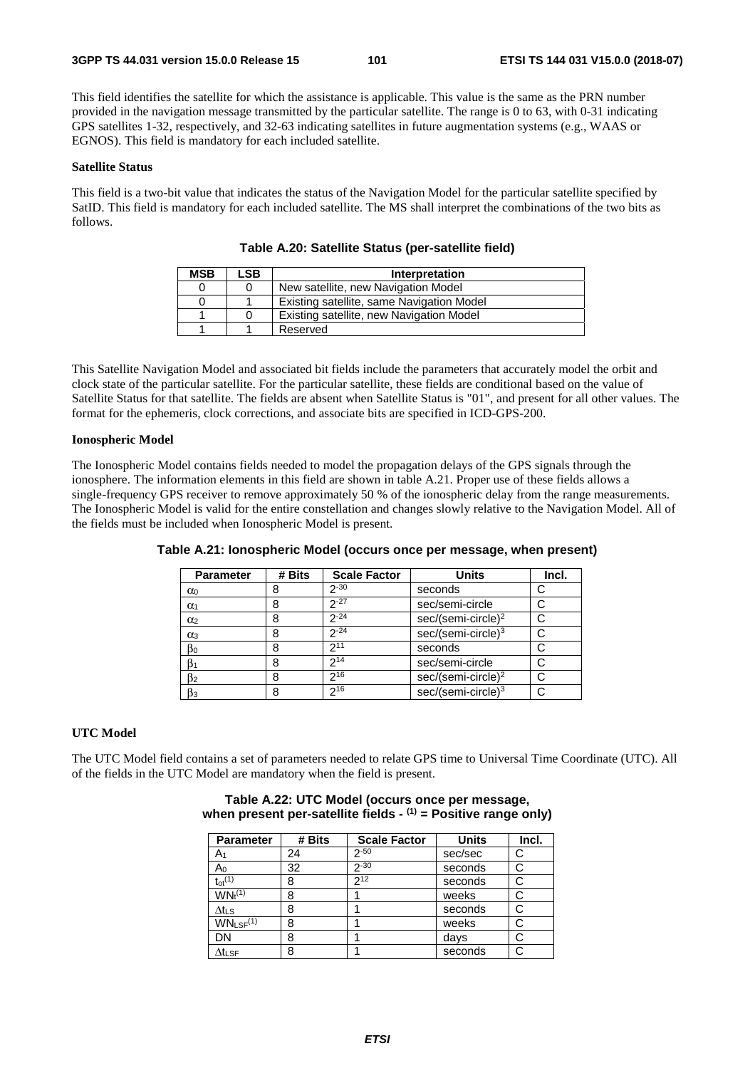This field identifies the satellite for which the assistance is applicable. This value is the same as the PRN number provided in the navigation message transmitted by the particular satellite. The range is 0 to 63, with 0-31 indicating GPS satellites 1-32, respectively, and 32-63 indicating satellites in future augmentation systems (e.g., WAAS or EGNOS). This field is mandatory for each included satellite.

**Satellite Status**

This field is a two-bit value that indicates the status of the Navigation Model for the particular satellite specified by SatID. This field is mandatory for each included satellite. The MS shall interpret the combinations of the two bits as follows.

**Table A.20: Satellite Status (per-satellite field)**

| MSB | LSB | Interpretation |
|---|---|---|
| 0 | 0 | New satellite, new Navigation Model |
| 0 | 1 | Existing satellite, same Navigation Model |
| 1 | 0 | Existing satellite, new Navigation Model |
| 1 | 1 | Reserved |

This Satellite Navigation Model and associated bit fields include the parameters that accurately model the orbit and clock state of the particular satellite. For the particular satellite, these fields are conditional based on the value of Satellite Status for that satellite. The fields are absent when Satellite Status is "01", and present for all other values. The format for the ephemeris, clock corrections, and associate bits are specified in ICD-GPS-200.

**Ionospheric Model**

The Ionospheric Model contains fields needed to model the propagation delays of the GPS signals through the ionosphere. The information elements in this field are shown in table A.21. Proper use of these fields allows a single-frequency GPS receiver to remove approximately 50 % of the ionospheric delay from the range measurements. The Ionospheric Model is valid for the entire constellation and changes slowly relative to the Navigation Model. All of the fields must be included when Ionospheric Model is present.

**Table A.21: Ionospheric Model (occurs once per message, when present)**

| Parameter | # Bits | Scale Factor | Units | Incl. |
|---|---|---|---|---|
| $\alpha_0$ | 8 | $2^{-30}$ | seconds | C |
| $\alpha_1$ | 8 | $2^{-27}$ | sec/semi-circle | C |
| $\alpha_2$ | 8 | $2^{-24}$ | sec/(semi-circle)$^2$ | C |
| $\alpha_3$ | 8 | $2^{-24}$ | sec/(semi-circle)$^3$ | C |
| $\beta_0$ | 8 | $2^{11}$ | seconds | C |
| $\beta_1$ | 8 | $2^{14}$ | sec/semi-circle | C |
| $\beta_2$ | 8 | $2^{16}$ | sec/(semi-circle)$^2$ | C |
| $\beta_3$ | 8 | $2^{16}$ | sec/(semi-circle)$^3$ | C |

**UTC Model**

The UTC Model field contains a set of parameters needed to relate GPS time to Universal Time Coordinate (UTC). All of the fields in the UTC Model are mandatory when the field is present.

**Table A.22: UTC Model (occurs once per message, when present per-satellite fields - (1) = Positive range only)**

| Parameter | # Bits | Scale Factor | Units | Incl. |
|---|---|---|---|---|
| $A_1$ | 24 | $2^{-50}$ | sec/sec | C |
| $A_0$ | 32 | $2^{-30}$ | seconds | C |
| $t_{ot}^{(1)}$ | 8 | $2^{12}$ | seconds | C |
| $WN_t^{(1)}$ | 8 | 1 | weeks | C |
| $\Delta t_{LS}$ | 8 | 1 | seconds | C |
| $WN_{LSF}^{(1)}$ | 8 | 1 | weeks | C |
| DN | 8 | 1 | days | C |
| $\Delta t_{LSF}$ | 8 | 1 | seconds | C |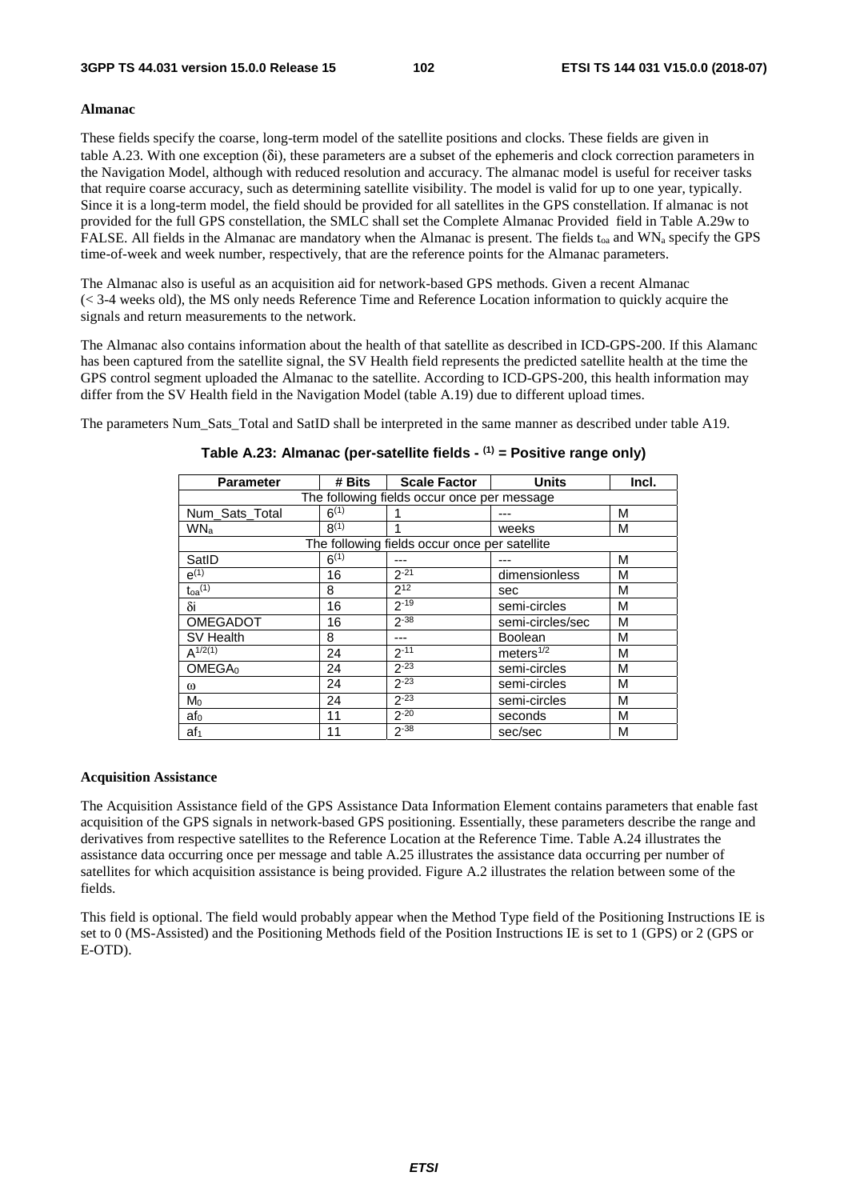**Almanac**

These fields specify the coarse, long-term model of the satellite positions and clocks. These fields are given in table A.23. With one exception (δi), these parameters are a subset of the ephemeris and clock correction parameters in the Navigation Model, although with reduced resolution and accuracy. The almanac model is useful for receiver tasks that require coarse accuracy, such as determining satellite visibility. The model is valid for up to one year, typically. Since it is a long-term model, the field should be provided for all satellites in the GPS constellation. If almanac is not provided for the full GPS constellation, the SMLC shall set the Complete Almanac Provided field in Table A.29w to FALSE. All fields in the Almanac are mandatory when the Almanac is present. The fields $t_{oa}$ and $WN_a$ specify the GPS time-of-week and week number, respectively, that are the reference points for the Almanac parameters.

The Almanac also is useful as an acquisition aid for network-based GPS methods. Given a recent Almanac (< 3-4 weeks old), the MS only needs Reference Time and Reference Location information to quickly acquire the signals and return measurements to the network.

The Almanac also contains information about the health of that satellite as described in ICD-GPS-200. If this Alamanc has been captured from the satellite signal, the SV Health field represents the predicted satellite health at the time the GPS control segment uploaded the Almanac to the satellite. According to ICD-GPS-200, this health information may differ from the SV Health field in the Navigation Model (table A.19) due to different upload times.

The parameters Num_Sats_Total and SatID shall be interpreted in the same manner as described under table A19.

**Table A.23: Almanac (per-satellite fields - (1) = Positive range only)**

| Parameter | # Bits | Scale Factor | Units | Incl. |
|---|---|---|---|---|
| The following fields occur once per message | | | | |
| Num_Sats_Total | 6(1) | 1 | --- | M |
| $WN_a$ | 8(1) | 1 | weeks | M |
| The following fields occur once per satellite | | | | |
| SatID | 6(1) | --- | --- | M |
| e(1) | 16 | $2^{-21}$ | dimensionless | M |
| $t_{oa}$(1) | 8 | $2^{12}$ | sec | M |
| δi | 16 | $2^{-19}$ | semi-circles | M |
| OMEGADOT | 16 | $2^{-38}$ | semi-circles/sec | M |
| SV Health | 8 | --- | Boolean | M |
| $A^{1/2}$(1) | 24 | $2^{-11}$ | $meters^{1/2}$ | M |
| $OMEGA_0$ | 24 | $2^{-23}$ | semi-circles | M |
| ω | 24 | $2^{-23}$ | semi-circles | M |
| $M_0$ | 24 | $2^{-23}$ | semi-circles | M |
| $af_0$ | 11 | $2^{-20}$ | seconds | M |
| $af_1$ | 11 | $2^{-38}$ | sec/sec | M |

**Acquisition Assistance**

The Acquisition Assistance field of the GPS Assistance Data Information Element contains parameters that enable fast acquisition of the GPS signals in network-based GPS positioning. Essentially, these parameters describe the range and derivatives from respective satellites to the Reference Location at the Reference Time. Table A.24 illustrates the assistance data occurring once per message and table A.25 illustrates the assistance data occurring per number of satellites for which acquisition assistance is being provided. Figure A.2 illustrates the relation between some of the fields.

This field is optional. The field would probably appear when the Method Type field of the Positioning Instructions IE is set to 0 (MS-Assisted) and the Positioning Methods field of the Position Instructions IE is set to 1 (GPS) or 2 (GPS or E-OTD).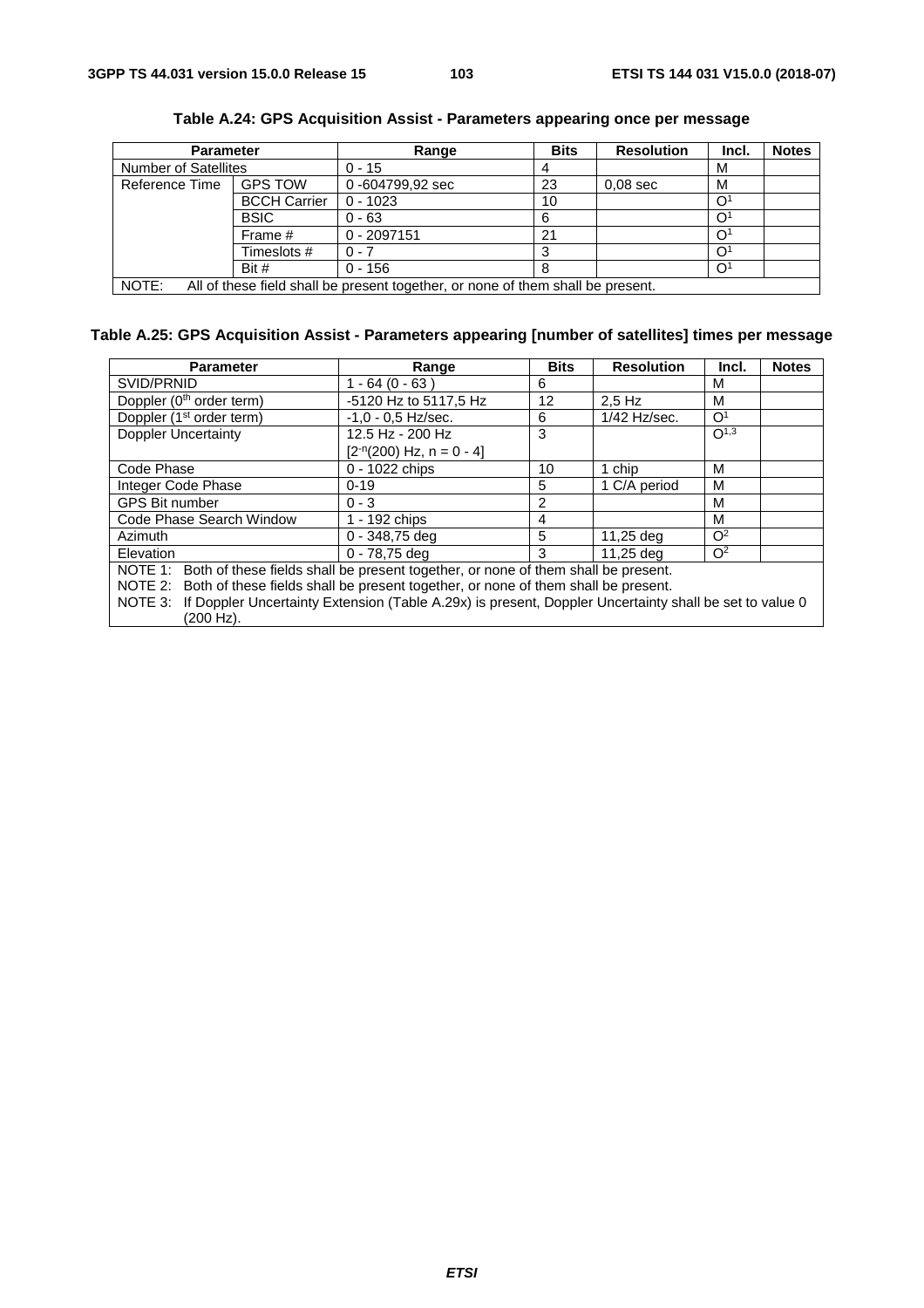**Table A.24: GPS Acquisition Assist - Parameters appearing once per message**

| Parameter | | Range | Bits | Resolution | Incl. | Notes |
|---|---|---|---|---|---|---|
| Number of Satellites | | 0 - 15 | 4 | | M | |
| Reference Time | GPS TOW | 0 -604799,92 sec | 23 | 0,08 sec | M | |
| | BCCH Carrier | 0 - 1023 | 10 | | O[1] | |
| | BSIC | 0 - 63 | 6 | | O[1] | |
| | Frame # | 0 - 2097151 | 21 | | O[1] | |
| | Timeslots # | 0 - 7 | 3 | | O[1] | |
| | Bit # | 0 - 156 | 8 | | O[1] | |
| NOTE: All of these field shall be present together, or none of them shall be present. | | | | | | |

**Table A.25: GPS Acquisition Assist - Parameters appearing [number of satellites] times per message**

| Parameter | Range | Bits | Resolution | Incl. | Notes |
|---|---|---|---|---|---|
| SVID/PRNID | 1 - 64 (0 - 63 ) | 6 | | M | |
| Doppler (0$^{th}$ order term) | -5120 Hz to 5117,5 Hz | 12 | 2,5 Hz | M | |
| Doppler (1$^{st}$ order term) | -1,0 - 0,5 Hz/sec. | 6 | 1/42 Hz/sec. | O[1] | |
| Doppler Uncertainty | 12.5 Hz - 200 Hz<br>[$2^{-n}$(200) Hz, n = 0 - 4] | 3 | | O[1,3] | |
| Code Phase | 0 - 1022 chips | 10 | 1 chip | M | |
| Integer Code Phase | 0-19 | 5 | 1 C/A period | M | |
| GPS Bit number | 0 - 3 | 2 | | M | |
| Code Phase Search Window | 1 - 192 chips | 4 | | M | |
| Azimuth | 0 - 348,75 deg | 5 | 11,25 deg | O[2] | |
| Elevation | 0 - 78,75 deg | 3 | 11,25 deg | O[2] | |
| NOTE 1: Both of these fields shall be present together, or none of them shall be present.<br>NOTE 2: Both of these fields shall be present together, or none of them shall be present.<br>NOTE 3: If Doppler Uncertainty Extension (Table A.29x) is present, Doppler Uncertainty shall be set to value 0 (200 Hz). | | | | | |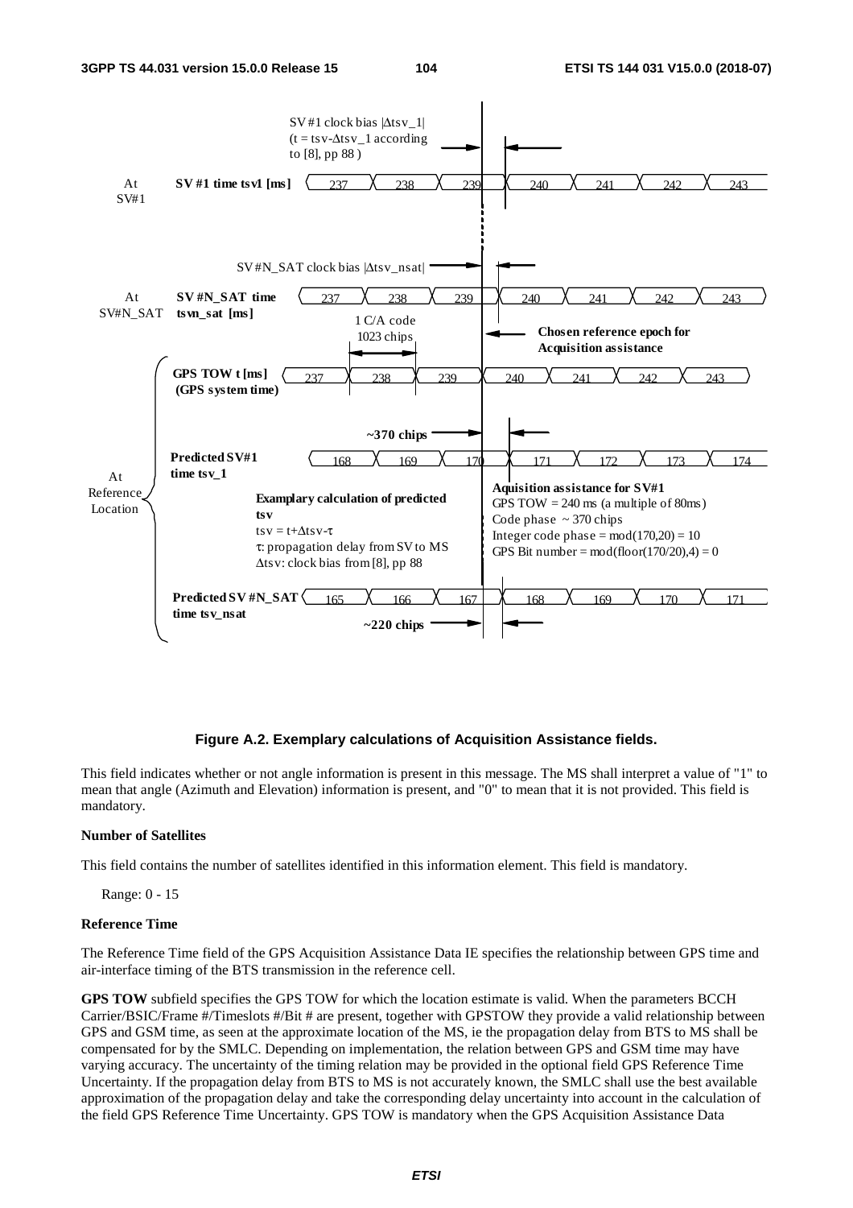SV#1 clock bias |Δtsv_1|
(t = tsv-Δtsv_1 according to [8], pp 88 )

At SV#1

SV #1 time tsv1 [ms]

237 238 239 240 241 242 243

SV#N_SAT clock bias |Δtsv_nsat|

At SV#N_SAT

SV #N_SAT time tsvn_sat [ms]

237 238 239 240 241 242 243

1 C/A code 1023 chips

Chosen reference epoch for Acquisition assistance

GPS TOW t [ms] (GPS system time)

237 238 239 240 241 242 243

~370 chips

Predicted SV#1 time tsv_1

168 169 170 171 172 173 174

At Reference Location

Examplary calculation of predicted tsv

tsv = t+Δtsv-τ

τ: propagation delay from SV to MS

Δtsv: clock bias from [8], pp 88

Aquisition assistance for SV#1

GPS TOW = 240 ms (a multiple of 80ms)

Code phase ~ 370 chips

Integer code phase = mod(170,20) = 10

GPS Bit number = mod(floor(170/20),4) = 0

Predicted SV #N_SAT time tsv_nsat

165 166 167 168 169 170 171

~220 chips

**Figure A.2. Exemplary calculations of Acquisition Assistance fields.**

This field indicates whether or not angle information is present in this message. The MS shall interpret a value of "1" to mean that angle (Azimuth and Elevation) information is present, and "0" to mean that it is not provided. This field is mandatory.

**Number of Satellites**

This field contains the number of satellites identified in this information element. This field is mandatory.

Range: 0 - 15

**Reference Time**

The Reference Time field of the GPS Acquisition Assistance Data IE specifies the relationship between GPS time and air-interface timing of the BTS transmission in the reference cell.

**GPS TOW** subfield specifies the GPS TOW for which the location estimate is valid. When the parameters BCCH Carrier/BSIC/Frame #/Timeslots #/Bit # are present, together with GPSTOW they provide a valid relationship between GPS and GSM time, as seen at the approximate location of the MS, ie the propagation delay from BTS to MS shall be compensated for by the SMLC. Depending on implementation, the relation between GPS and GSM time may have varying accuracy. The uncertainty of the timing relation may be provided in the optional field GPS Reference Time Uncertainty. If the propagation delay from BTS to MS is not accurately known, the SMLC shall use the best available approximation of the propagation delay and take the corresponding delay uncertainty into account in the calculation of the field GPS Reference Time Uncertainty. GPS TOW is mandatory when the GPS Acquisition Assistance Data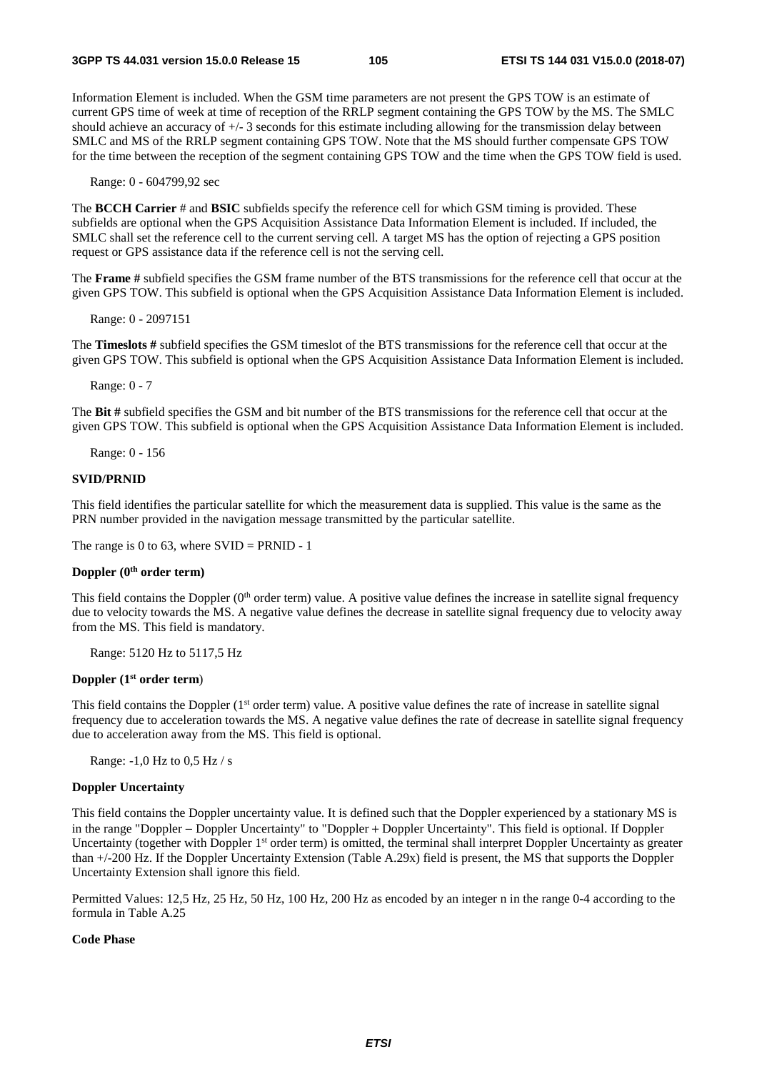Information Element is included. When the GSM time parameters are not present the GPS TOW is an estimate of current GPS time of week at time of reception of the RRLP segment containing the GPS TOW by the MS. The SMLC should achieve an accuracy of +/- 3 seconds for this estimate including allowing for the transmission delay between SMLC and MS of the RRLP segment containing GPS TOW. Note that the MS should further compensate GPS TOW for the time between the reception of the segment containing GPS TOW and the time when the GPS TOW field is used.

Range: 0 - 604799,92 sec

The **BCCH Carrier** # and **BSIC** subfields specify the reference cell for which GSM timing is provided. These subfields are optional when the GPS Acquisition Assistance Data Information Element is included. If included, the SMLC shall set the reference cell to the current serving cell. A target MS has the option of rejecting a GPS position request or GPS assistance data if the reference cell is not the serving cell.

The **Frame #** subfield specifies the GSM frame number of the BTS transmissions for the reference cell that occur at the given GPS TOW. This subfield is optional when the GPS Acquisition Assistance Data Information Element is included.

Range: 0 - 2097151

The **Timeslots #** subfield specifies the GSM timeslot of the BTS transmissions for the reference cell that occur at the given GPS TOW. This subfield is optional when the GPS Acquisition Assistance Data Information Element is included.

Range: 0 - 7

The **Bit #** subfield specifies the GSM and bit number of the BTS transmissions for the reference cell that occur at the given GPS TOW. This subfield is optional when the GPS Acquisition Assistance Data Information Element is included.

Range: 0 - 156

**SVID/PRNID**

This field identifies the particular satellite for which the measurement data is supplied. This value is the same as the PRN number provided in the navigation message transmitted by the particular satellite.

The range is 0 to 63, where SVID = PRNID - 1

**Doppler (0$^{th}$ order term)**

This field contains the Doppler (0$^{th}$ order term) value. A positive value defines the increase in satellite signal frequency due to velocity towards the MS. A negative value defines the decrease in satellite signal frequency due to velocity away from the MS. This field is mandatory.

Range: 5120 Hz to 5117,5 Hz

**Doppler (1$^{st}$ order term)**

This field contains the Doppler (1$^{st}$ order term) value. A positive value defines the rate of increase in satellite signal frequency due to acceleration towards the MS. A negative value defines the rate of decrease in satellite signal frequency due to acceleration away from the MS. This field is optional.

Range: -1,0 Hz to 0,5 Hz / s

**Doppler Uncertainty**

This field contains the Doppler uncertainty value. It is defined such that the Doppler experienced by a stationary MS is in the range "Doppler − Doppler Uncertainty" to "Doppler + Doppler Uncertainty". This field is optional. If Doppler Uncertainty (together with Doppler 1$^{st}$ order term) is omitted, the terminal shall interpret Doppler Uncertainty as greater than +/-200 Hz. If the Doppler Uncertainty Extension (Table A.29x) field is present, the MS that supports the Doppler Uncertainty Extension shall ignore this field.

Permitted Values: 12,5 Hz, 25 Hz, 50 Hz, 100 Hz, 200 Hz as encoded by an integer n in the range 0-4 according to the formula in Table A.25

**Code Phase**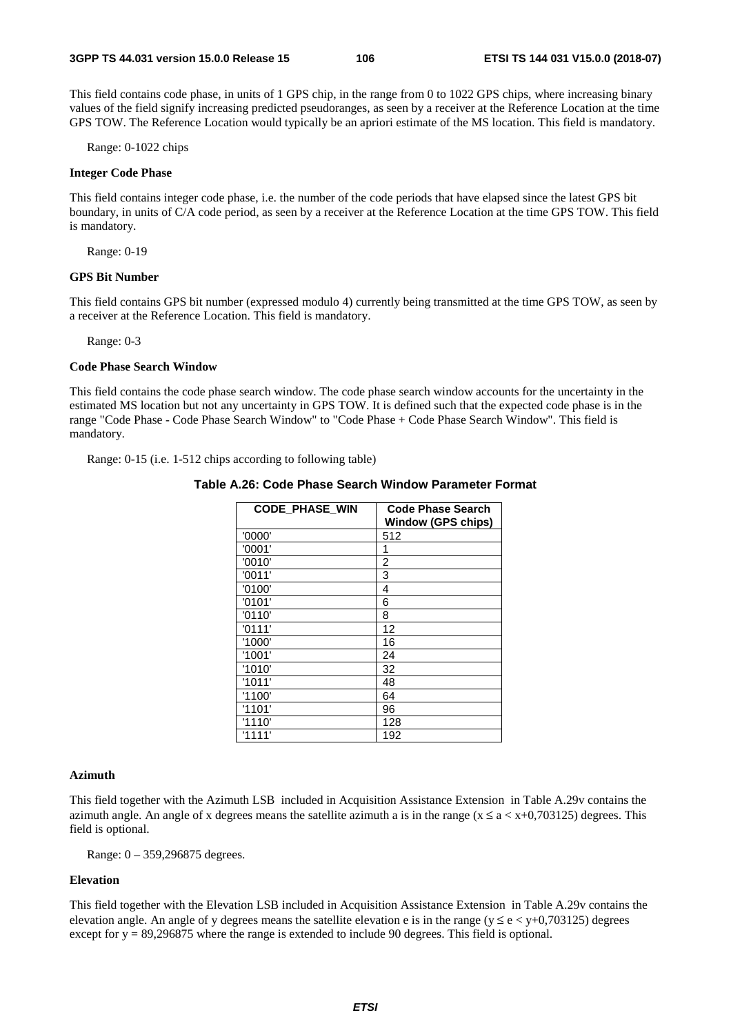This field contains code phase, in units of 1 GPS chip, in the range from 0 to 1022 GPS chips, where increasing binary values of the field signify increasing predicted pseudoranges, as seen by a receiver at the Reference Location at the time GPS TOW. The Reference Location would typically be an apriori estimate of the MS location. This field is mandatory.

Range: 0-1022 chips

**Integer Code Phase**

This field contains integer code phase, i.e. the number of the code periods that have elapsed since the latest GPS bit boundary, in units of C/A code period, as seen by a receiver at the Reference Location at the time GPS TOW. This field is mandatory.

Range: 0-19

**GPS Bit Number**

This field contains GPS bit number (expressed modulo 4) currently being transmitted at the time GPS TOW, as seen by a receiver at the Reference Location. This field is mandatory.

Range: 0-3

**Code Phase Search Window**

This field contains the code phase search window. The code phase search window accounts for the uncertainty in the estimated MS location but not any uncertainty in GPS TOW. It is defined such that the expected code phase is in the range "Code Phase - Code Phase Search Window" to "Code Phase + Code Phase Search Window". This field is mandatory.

Range: 0-15 (i.e. 1-512 chips according to following table)

**Table A.26: Code Phase Search Window Parameter Format**

| CODE_PHASE_WIN | Code Phase Search Window (GPS chips) |
|---|---|
| '0000' | 512 |
| '0001' | 1 |
| '0010' | 2 |
| '0011' | 3 |
| '0100' | 4 |
| '0101' | 6 |
| '0110' | 8 |
| '0111' | 12 |
| '1000' | 16 |
| '1001' | 24 |
| '1010' | 32 |
| '1011' | 48 |
| '1100' | 64 |
| '1101' | 96 |
| '1110' | 128 |
| '1111' | 192 |

**Azimuth**

This field together with the Azimuth LSB included in Acquisition Assistance Extension in Table A.29v contains the azimuth angle. An angle of x degrees means the satellite azimuth a is in the range ($x \leq a < x+0{,}703125$) degrees. This field is optional.

Range: 0 – 359,296875 degrees.

**Elevation**

This field together with the Elevation LSB included in Acquisition Assistance Extension in Table A.29v contains the elevation angle. An angle of y degrees means the satellite elevation e is in the range ($y \leq e < y+0{,}703125$) degrees except for $y = 89{,}296875$ where the range is extended to include 90 degrees. This field is optional.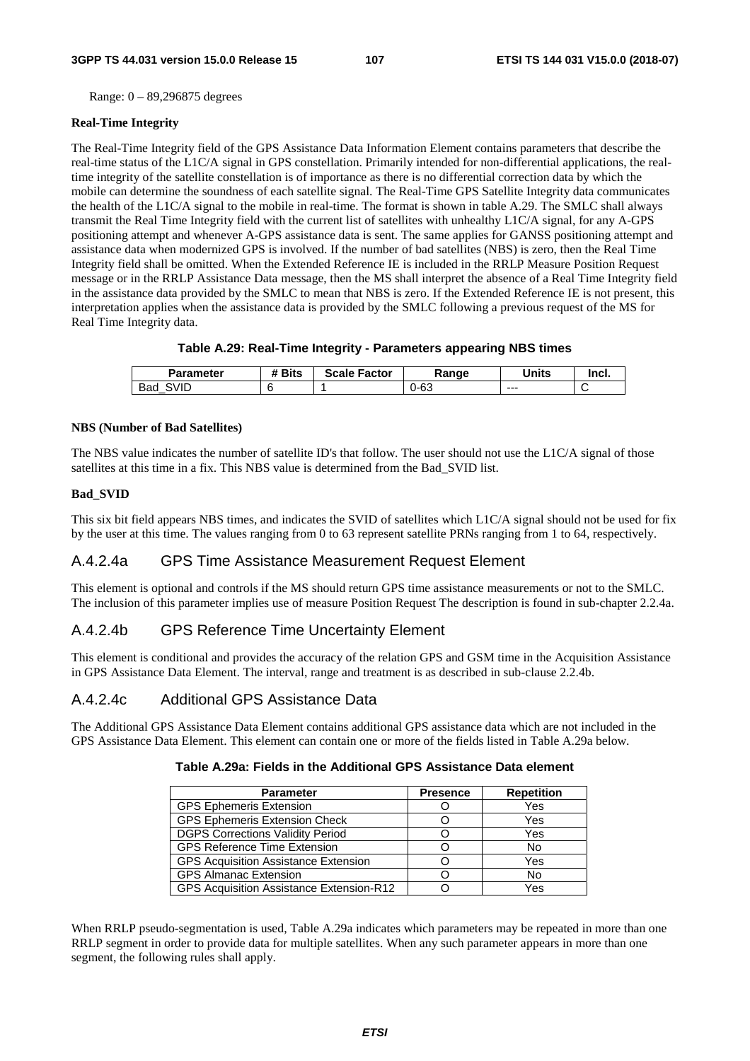Range: 0 – 89,296875 degrees

**Real-Time Integrity**

The Real-Time Integrity field of the GPS Assistance Data Information Element contains parameters that describe the real-time status of the L1C/A signal in GPS constellation. Primarily intended for non-differential applications, the real-time integrity of the satellite constellation is of importance as there is no differential correction data by which the mobile can determine the soundness of each satellite signal. The Real-Time GPS Satellite Integrity data communicates the health of the L1C/A signal to the mobile in real-time. The format is shown in table A.29. The SMLC shall always transmit the Real Time Integrity field with the current list of satellites with unhealthy L1C/A signal, for any A-GPS positioning attempt and whenever A-GPS assistance data is sent. The same applies for GANSS positioning attempt and assistance data when modernized GPS is involved. If the number of bad satellites (NBS) is zero, then the Real Time Integrity field shall be omitted. When the Extended Reference IE is included in the RRLP Measure Position Request message or in the RRLP Assistance Data message, then the MS shall interpret the absence of a Real Time Integrity field in the assistance data provided by the SMLC to mean that NBS is zero. If the Extended Reference IE is not present, this interpretation applies when the assistance data is provided by the SMLC following a previous request of the MS for Real Time Integrity data.

**Table A.29: Real-Time Integrity - Parameters appearing NBS times**

| Parameter | # Bits | Scale Factor | Range | Units | Incl. |
|---|---|---|---|---|---|
| Bad_SVID | 6 | 1 | 0-63 | --- | C |

**NBS (Number of Bad Satellites)**

The NBS value indicates the number of satellite ID's that follow. The user should not use the L1C/A signal of those satellites at this time in a fix. This NBS value is determined from the Bad_SVID list.

**Bad_SVID**

This six bit field appears NBS times, and indicates the SVID of satellites which L1C/A signal should not be used for fix by the user at this time. The values ranging from 0 to 63 represent satellite PRNs ranging from 1 to 64, respectively.

## A.4.2.4a GPS Time Assistance Measurement Request Element

This element is optional and controls if the MS should return GPS time assistance measurements or not to the SMLC. The inclusion of this parameter implies use of measure Position Request The description is found in sub-chapter 2.2.4a.

## A.4.2.4b GPS Reference Time Uncertainty Element

This element is conditional and provides the accuracy of the relation GPS and GSM time in the Acquisition Assistance in GPS Assistance Data Element. The interval, range and treatment is as described in sub-clause 2.2.4b.

## A.4.2.4c Additional GPS Assistance Data

The Additional GPS Assistance Data Element contains additional GPS assistance data which are not included in the GPS Assistance Data Element. This element can contain one or more of the fields listed in Table A.29a below.

**Table A.29a: Fields in the Additional GPS Assistance Data element**

| Parameter | Presence | Repetition |
|---|---|---|
| GPS Ephemeris Extension | O | Yes |
| GPS Ephemeris Extension Check | O | Yes |
| DGPS Corrections Validity Period | O | Yes |
| GPS Reference Time Extension | O | No |
| GPS Acquisition Assistance Extension | O | Yes |
| GPS Almanac Extension | O | No |
| GPS Acquisition Assistance Extension-R12 | O | Yes |

When RRLP pseudo-segmentation is used, Table A.29a indicates which parameters may be repeated in more than one RRLP segment in order to provide data for multiple satellites. When any such parameter appears in more than one segment, the following rules shall apply.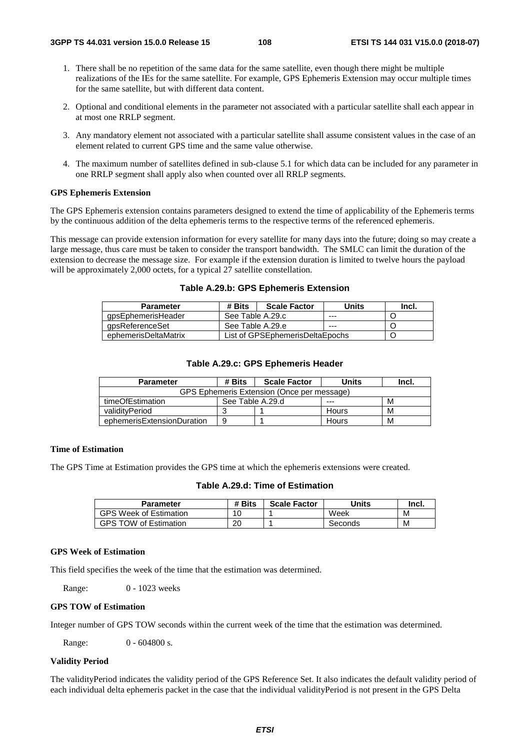1. There shall be no repetition of the same data for the same satellite, even though there might be multiple realizations of the IEs for the same satellite. For example, GPS Ephemeris Extension may occur multiple times for the same satellite, but with different data content.

2. Optional and conditional elements in the parameter not associated with a particular satellite shall each appear in at most one RRLP segment.

3. Any mandatory element not associated with a particular satellite shall assume consistent values in the case of an element related to current GPS time and the same value otherwise.

4. The maximum number of satellites defined in sub-clause 5.1 for which data can be included for any parameter in one RRLP segment shall apply also when counted over all RRLP segments.

**GPS Ephemeris Extension**

The GPS Ephemeris extension contains parameters designed to extend the time of applicability of the Ephemeris terms by the continuous addition of the delta ephemeris terms to the respective terms of the referenced ephemeris.

This message can provide extension information for every satellite for many days into the future; doing so may create a large message, thus care must be taken to consider the transport bandwidth. The SMLC can limit the duration of the extension to decrease the message size. For example if the extension duration is limited to twelve hours the payload will be approximately 2,000 octets, for a typical 27 satellite constellation.

**Table A.29.b: GPS Ephemeris Extension**

| Parameter | # Bits | Scale Factor | Units | Incl. |
|---|---|---|---|---|
| gpsEphemerisHeader | See Table A.29.c | | --- | O |
| gpsReferenceSet | See Table A.29.e | | --- | O |
| ephemerisDeltaMatrix | List of GPSEphemerisDeltaEpochs | | | O |

**Table A.29.c: GPS Ephemeris Header**

| Parameter | # Bits | Scale Factor | Units | Incl. |
|---|---|---|---|---|
| GPS Ephemeris Extension (Once per message) | | | | |
| timeOfEstimation | See Table A.29.d | | --- | M |
| validityPeriod | 3 | 1 | Hours | M |
| ephemerisExtensionDuration | 9 | 1 | Hours | M |

**Time of Estimation**

The GPS Time at Estimation provides the GPS time at which the ephemeris extensions were created.

**Table A.29.d: Time of Estimation**

| Parameter | # Bits | Scale Factor | Units | Incl. |
|---|---|---|---|---|
| GPS Week of Estimation | 10 | 1 | Week | M |
| GPS TOW of Estimation | 20 | 1 | Seconds | M |

**GPS Week of Estimation**

This field specifies the week of the time that the estimation was determined.

Range: 0 - 1023 weeks

**GPS TOW of Estimation**

Integer number of GPS TOW seconds within the current week of the time that the estimation was determined.

Range: 0 - 604800 s.

**Validity Period**

The validityPeriod indicates the validity period of the GPS Reference Set. It also indicates the default validity period of each individual delta ephemeris packet in the case that the individual validityPeriod is not present in the GPS Delta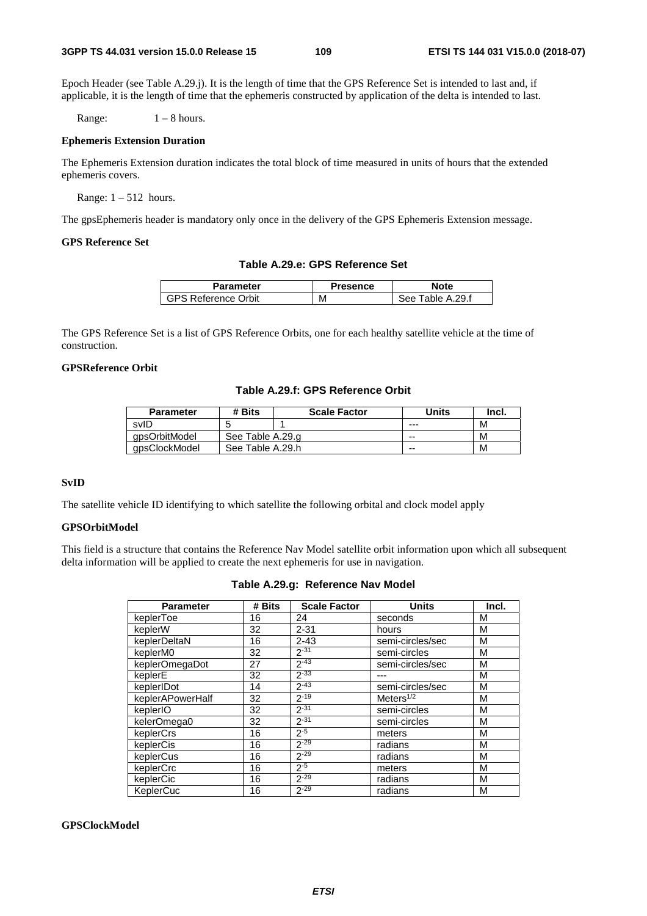Epoch Header (see Table A.29.j). It is the length of time that the GPS Reference Set is intended to last and, if applicable, it is the length of time that the ephemeris constructed by application of the delta is intended to last.

Range: 1 – 8 hours.

**Ephemeris Extension Duration**

The Ephemeris Extension duration indicates the total block of time measured in units of hours that the extended ephemeris covers.

Range: 1 – 512 hours.

The gpsEphemeris header is mandatory only once in the delivery of the GPS Ephemeris Extension message.

**GPS Reference Set**

**Table A.29.e: GPS Reference Set**

| Parameter | Presence | Note |
|---|---|---|
| GPS Reference Orbit | M | See Table A.29.f |

The GPS Reference Set is a list of GPS Reference Orbits, one for each healthy satellite vehicle at the time of construction.

**GPSReference Orbit**

**Table A.29.f: GPS Reference Orbit**

| Parameter | # Bits | Scale Factor | Units | Incl. |
|---|---|---|---|---|
| svID | 5 | 1 | --- | M |
| gpsOrbitModel | See Table A.29.g | | -- | M |
| gpsClockModel | See Table A.29.h | | -- | M |

**SvID**

The satellite vehicle ID identifying to which satellite the following orbital and clock model apply

**GPSOrbitModel**

This field is a structure that contains the Reference Nav Model satellite orbit information upon which all subsequent delta information will be applied to create the next ephemeris for use in navigation.

**Table A.29.g: Reference Nav Model**

| Parameter | # Bits | Scale Factor | Units | Incl. |
|---|---|---|---|---|
| keplerToe | 16 | 24 | seconds | M |
| keplerW | 32 | 2-31 | hours | M |
| keplerDeltaN | 16 | 2-43 | semi-circles/sec | M |
| keplerM0 | 32 | $2^{-31}$ | semi-circles | M |
| keplerOmegaDot | 27 | $2^{-43}$ | semi-circles/sec | M |
| keplerE | 32 | $2^{-33}$ | --- | M |
| keplerIDot | 14 | $2^{-43}$ | semi-circles/sec | M |
| keplerAPowerHalf | 32 | $2^{-19}$ | $\text{Meters}^{1/2}$ | M |
| keplerIO | 32 | $2^{-31}$ | semi-circles | M |
| kelerOmega0 | 32 | $2^{-31}$ | semi-circles | M |
| keplerCrs | 16 | $2^{-5}$ | meters | M |
| keplerCis | 16 | $2^{-29}$ | radians | M |
| keplerCus | 16 | $2^{-29}$ | radians | M |
| keplerCrc | 16 | $2^{-5}$ | meters | M |
| keplerCic | 16 | $2^{-29}$ | radians | M |
| KeplerCuc | 16 | $2^{-29}$ | radians | M |

**GPSClockModel**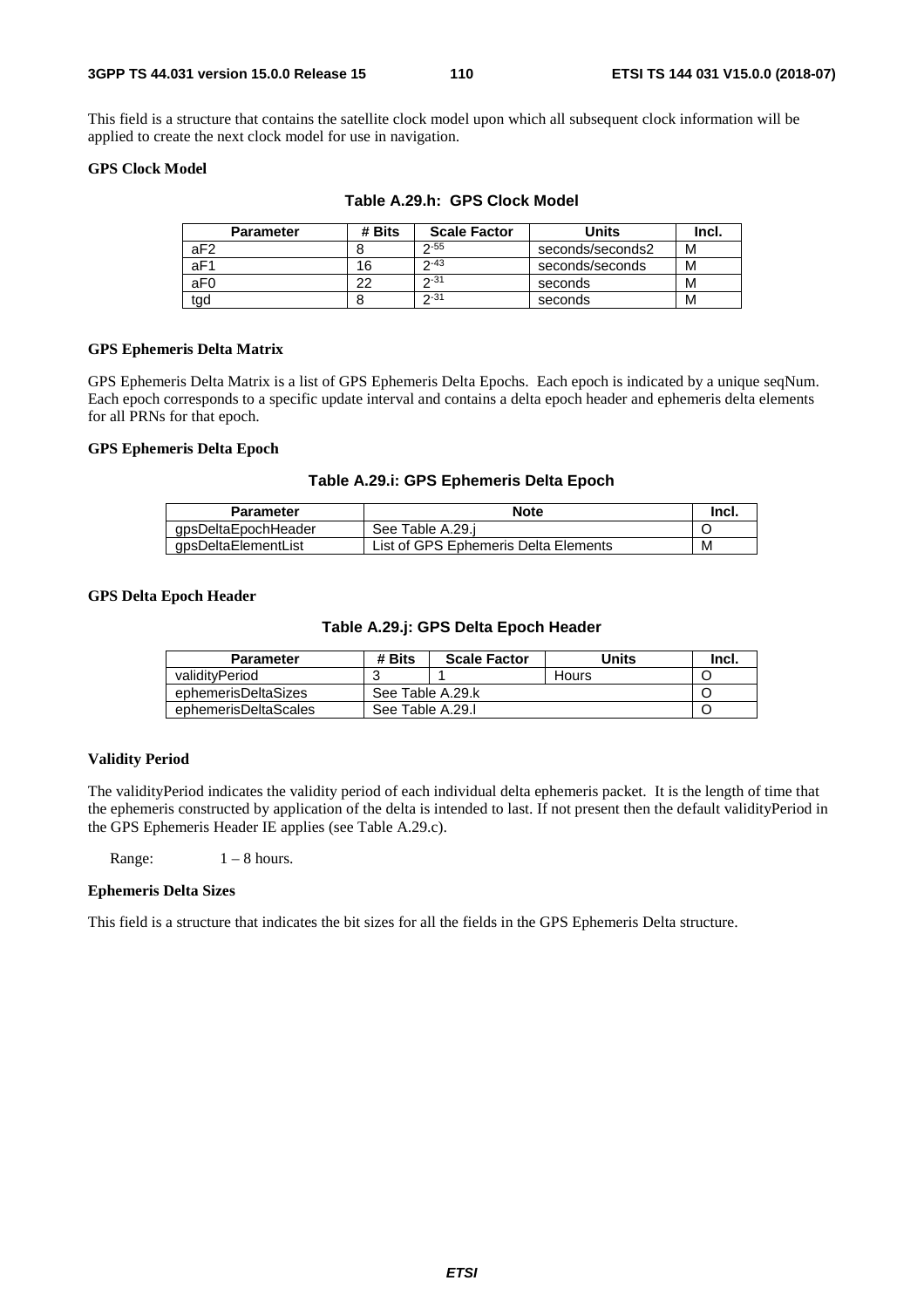This field is a structure that contains the satellite clock model upon which all subsequent clock information will be applied to create the next clock model for use in navigation.

**GPS Clock Model**

**Table A.29.h: GPS Clock Model**

| Parameter | # Bits | Scale Factor | Units | Incl. |
|---|---|---|---|---|
| aF2 | 8 | $2^{-55}$ | seconds/seconds2 | M |
| aF1 | 16 | $2^{-43}$ | seconds/seconds | M |
| aF0 | 22 | $2^{-31}$ | seconds | M |
| tgd | 8 | $2^{-31}$ | seconds | M |

**GPS Ephemeris Delta Matrix**

GPS Ephemeris Delta Matrix is a list of GPS Ephemeris Delta Epochs. Each epoch is indicated by a unique seqNum. Each epoch corresponds to a specific update interval and contains a delta epoch header and ephemeris delta elements for all PRNs for that epoch.

**GPS Ephemeris Delta Epoch**

**Table A.29.i: GPS Ephemeris Delta Epoch**

| Parameter | Note | Incl. |
|---|---|---|
| gpsDeltaEpochHeader | See Table A.29.j | O |
| gpsDeltaElementList | List of GPS Ephemeris Delta Elements | M |

**GPS Delta Epoch Header**

**Table A.29.j: GPS Delta Epoch Header**

| Parameter | # Bits | Scale Factor | Units | Incl. |
|---|---|---|---|---|
| validityPeriod | 3 | 1 | Hours | O |
| ephemerisDeltaSizes | See Table A.29.k | | | O |
| ephemerisDeltaScales | See Table A.29.l | | | O |

**Validity Period**

The validityPeriod indicates the validity period of each individual delta ephemeris packet. It is the length of time that the ephemeris constructed by application of the delta is intended to last. If not present then the default validityPeriod in the GPS Ephemeris Header IE applies (see Table A.29.c).

Range: 1 – 8 hours.

**Ephemeris Delta Sizes**

This field is a structure that indicates the bit sizes for all the fields in the GPS Ephemeris Delta structure.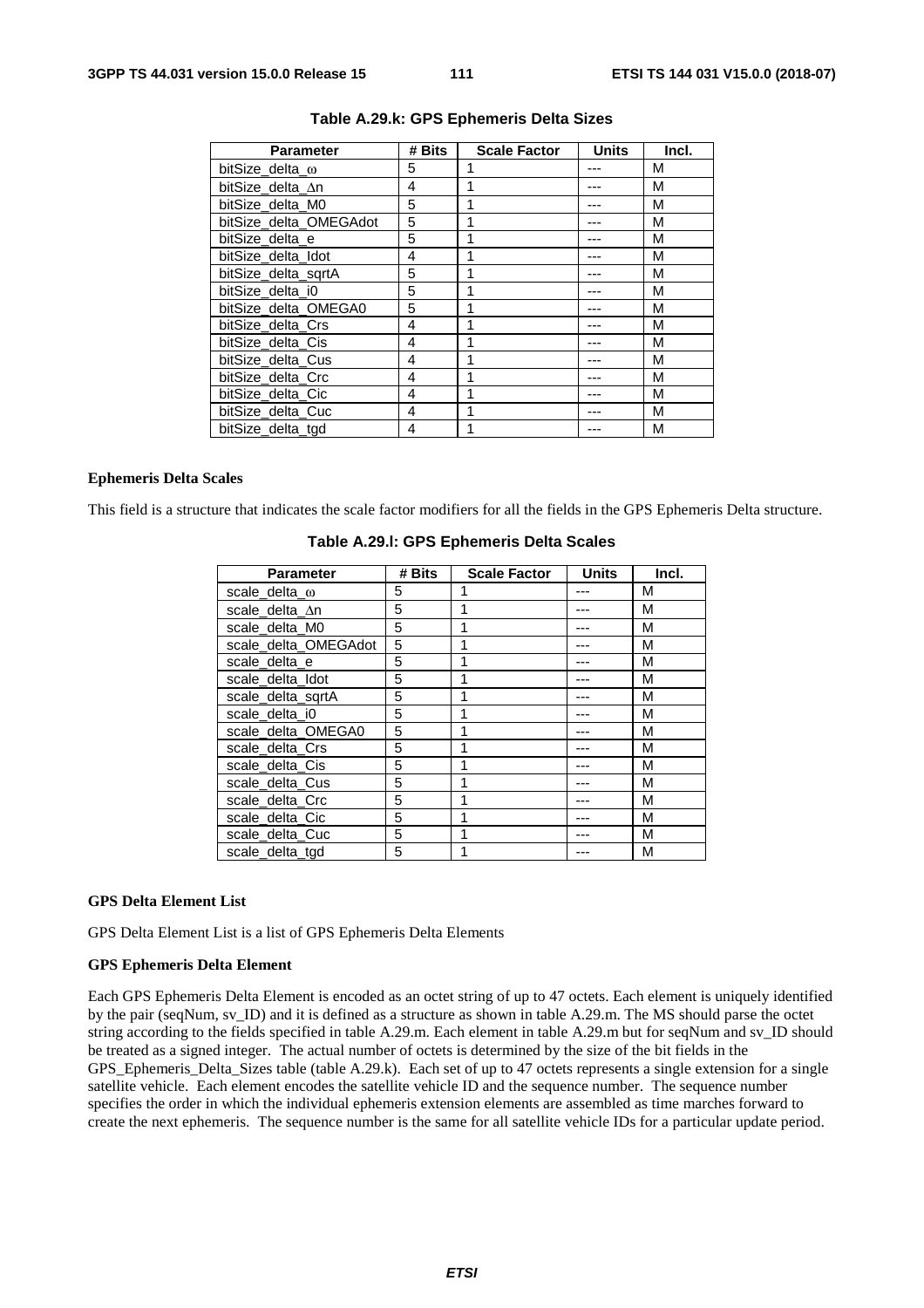**Table A.29.k: GPS Ephemeris Delta Sizes**

| Parameter | # Bits | Scale Factor | Units | Incl. |
|---|---|---|---|---|
| bitSize_delta_ω | 5 | 1 | --- | M |
| bitSize_delta_Δn | 4 | 1 | --- | M |
| bitSize_delta_M0 | 5 | 1 | --- | M |
| bitSize_delta_OMEGAdot | 5 | 1 | --- | M |
| bitSize_delta_e | 5 | 1 | --- | M |
| bitSize_delta_Idot | 4 | 1 | --- | M |
| bitSize_delta_sqrtA | 5 | 1 | --- | M |
| bitSize_delta_i0 | 5 | 1 | --- | M |
| bitSize_delta_OMEGA0 | 5 | 1 | --- | M |
| bitSize_delta_Crs | 4 | 1 | --- | M |
| bitSize_delta_Cis | 4 | 1 | --- | M |
| bitSize_delta_Cus | 4 | 1 | --- | M |
| bitSize_delta_Crc | 4 | 1 | --- | M |
| bitSize_delta_Cic | 4 | 1 | --- | M |
| bitSize_delta_Cuc | 4 | 1 | --- | M |
| bitSize_delta_tgd | 4 | 1 | --- | M |

**Ephemeris Delta Scales**

This field is a structure that indicates the scale factor modifiers for all the fields in the GPS Ephemeris Delta structure.

**Table A.29.l: GPS Ephemeris Delta Scales**

| Parameter | # Bits | Scale Factor | Units | Incl. |
|---|---|---|---|---|
| scale_delta_ω | 5 | 1 | --- | M |
| scale_delta_Δn | 5 | 1 | --- | M |
| scale_delta_M0 | 5 | 1 | --- | M |
| scale_delta_OMEGAdot | 5 | 1 | --- | M |
| scale_delta_e | 5 | 1 | --- | M |
| scale_delta_Idot | 5 | 1 | --- | M |
| scale_delta_sqrtA | 5 | 1 | --- | M |
| scale_delta_i0 | 5 | 1 | --- | M |
| scale_delta_OMEGA0 | 5 | 1 | --- | M |
| scale_delta_Crs | 5 | 1 | --- | M |
| scale_delta_Cis | 5 | 1 | --- | M |
| scale_delta_Cus | 5 | 1 | --- | M |
| scale_delta_Crc | 5 | 1 | --- | M |
| scale_delta_Cic | 5 | 1 | --- | M |
| scale_delta_Cuc | 5 | 1 | --- | M |
| scale_delta_tgd | 5 | 1 | --- | M |

**GPS Delta Element List**

GPS Delta Element List is a list of GPS Ephemeris Delta Elements

**GPS Ephemeris Delta Element**

Each GPS Ephemeris Delta Element is encoded as an octet string of up to 47 octets. Each element is uniquely identified by the pair (seqNum, sv_ID) and it is defined as a structure as shown in table A.29.m. The MS should parse the octet string according to the fields specified in table A.29.m. Each element in table A.29.m but for seqNum and sv_ID should be treated as a signed integer. The actual number of octets is determined by the size of the bit fields in the GPS_Ephemeris_Delta_Sizes table (table A.29.k). Each set of up to 47 octets represents a single extension for a single satellite vehicle. Each element encodes the satellite vehicle ID and the sequence number. The sequence number specifies the order in which the individual ephemeris extension elements are assembled as time marches forward to create the next ephemeris. The sequence number is the same for all satellite vehicle IDs for a particular update period.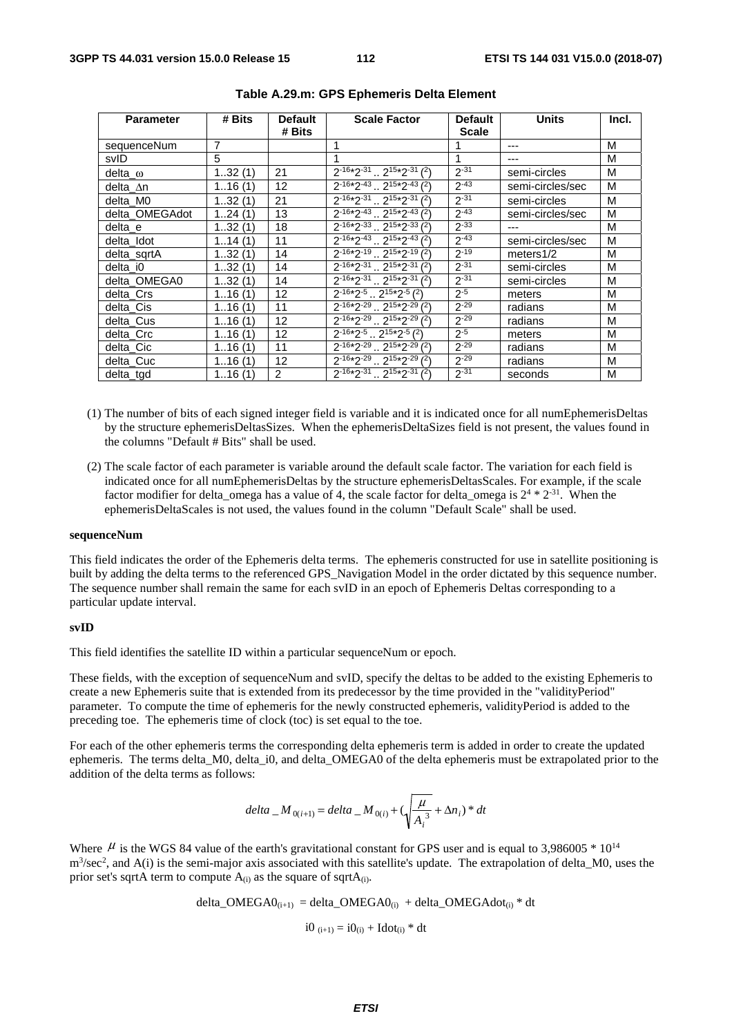**Table A.29.m: GPS Ephemeris Delta Element**

| Parameter | # Bits | Default # Bits | Scale Factor | Default Scale | Units | Incl. |
|---|---|---|---|---|---|---|
| sequenceNum | 7 | | 1 | 1 | --- | M |
| svID | 5 | | 1 | 1 | --- | M |
| delta_ω | 1..32 (1) | 21 | $2^{-16}*2^{-31}$ .. $2^{15}*2^{-31}$ (2) | $2^{-31}$ | semi-circles | M |
| delta_Δn | 1..16 (1) | 12 | $2^{-16}*2^{-43}$ .. $2^{15}*2^{-43}$ (2) | $2^{-43}$ | semi-circles/sec | M |
| delta_M0 | 1..32 (1) | 21 | $2^{-16}*2^{-31}$ .. $2^{15}*2^{-31}$ (2) | $2^{-31}$ | semi-circles | M |
| delta_OMEGAdot | 1..24 (1) | 13 | $2^{-16}*2^{-43}$ .. $2^{15}*2^{-43}$ (2) | $2^{-43}$ | semi-circles/sec | M |
| delta_e | 1..32 (1) | 18 | $2^{-16}*2^{-33}$ .. $2^{15}*2^{-33}$ (2) | $2^{-33}$ | --- | M |
| delta_Idot | 1..14 (1) | 11 | $2^{-16}*2^{-43}$ .. $2^{15}*2^{-43}$ (2) | $2^{-43}$ | semi-circles/sec | M |
| delta_sqrtA | 1..32 (1) | 14 | $2^{-16}*2^{-19}$ .. $2^{15}*2^{-19}$ (2) | $2^{-19}$ | meters1/2 | M |
| delta_i0 | 1..32 (1) | 14 | $2^{-16}*2^{-31}$ .. $2^{15}*2^{-31}$ (2) | $2^{-31}$ | semi-circles | M |
| delta_OMEGA0 | 1..32 (1) | 14 | $2^{-16}*2^{-31}$ .. $2^{15}*2^{-31}$ (2) | $2^{-31}$ | semi-circles | M |
| delta_Crs | 1..16 (1) | 12 | $2^{-16}*2^{-5}$ .. $2^{15}*2^{-5}$ (2) | $2^{-5}$ | meters | M |
| delta_Cis | 1..16 (1) | 11 | $2^{-16}*2^{-29}$ .. $2^{15}*2^{-29}$ (2) | $2^{-29}$ | radians | M |
| delta_Cus | 1..16 (1) | 12 | $2^{-16}*2^{-29}$ .. $2^{15}*2^{-29}$ (2) | $2^{-29}$ | radians | M |
| delta_Crc | 1..16 (1) | 12 | $2^{-16}*2^{-5}$ .. $2^{15}*2^{-5}$ (2) | $2^{-5}$ | meters | M |
| delta_Cic | 1..16 (1) | 11 | $2^{-16}*2^{-29}$ .. $2^{15}*2^{-29}$ (2) | $2^{-29}$ | radians | M |
| delta_Cuc | 1..16 (1) | 12 | $2^{-16}*2^{-29}$ .. $2^{15}*2^{-29}$ (2) | $2^{-29}$ | radians | M |
| delta_tgd | 1..16 (1) | 2 | $2^{-16}*2^{-31}$ .. $2^{15}*2^{-31}$ (2) | $2^{-31}$ | seconds | M |

(1) The number of bits of each signed integer field is variable and it is indicated once for all numEphemerisDeltas by the structure ephemerisDeltasSizes. When the ephemerisDeltaSizes field is not present, the values found in the columns "Default # Bits" shall be used.

(2) The scale factor of each parameter is variable around the default scale factor. The variation for each field is indicated once for all numEphemerisDeltas by the structure ephemerisDeltasScales. For example, if the scale factor modifier for delta_omega has a value of 4, the scale factor for delta_omega is $2^4 * 2^{-31}$. When the ephemerisDeltaScales is not used, the values found in the column "Default Scale" shall be used.

**sequenceNum**

This field indicates the order of the Ephemeris delta terms. The ephemeris constructed for use in satellite positioning is built by adding the delta terms to the referenced GPS_Navigation Model in the order dictated by this sequence number. The sequence number shall remain the same for each svID in an epoch of Ephemeris Deltas corresponding to a particular update interval.

**svID**

This field identifies the satellite ID within a particular sequenceNum or epoch.

These fields, with the exception of sequenceNum and svID, specify the deltas to be added to the existing Ephemeris to create a new Ephemeris suite that is extended from its predecessor by the time provided in the "validityPeriod" parameter. To compute the time of ephemeris for the newly constructed ephemeris, validityPeriod is added to the preceding toe. The ephemeris time of clock (toc) is set equal to the toe.

For each of the other ephemeris terms the corresponding delta ephemeris term is added in order to create the updated ephemeris. The terms delta_M0, delta_i0, and delta_OMEGA0 of the delta ephemeris must be extrapolated prior to the addition of the delta terms as follows:

$$delta\_M_{0(i+1)} = delta\_M_{0(i)} + \left(\sqrt{\frac{\mu}{A_i^3}} + \Delta n_i\right) * dt$$

Where $\mu$ is the WGS 84 value of the earth's gravitational constant for GPS user and is equal to 3,986005 * $10^{14}$ $m^3/sec^2$, and A(i) is the semi-major axis associated with this satellite's update. The extrapolation of delta_M0, uses the prior set's sqrtA term to compute $A_{(i)}$ as the square of $sqrtA_{(i)}$.

$$delta\_OMEGA0_{(i+1)} = delta\_OMEGA0_{(i)} + delta\_OMEGAdot_{(i)} * dt$$

$$i0_{(i+1)} = i0_{(i)} + Idot_{(i)} * dt$$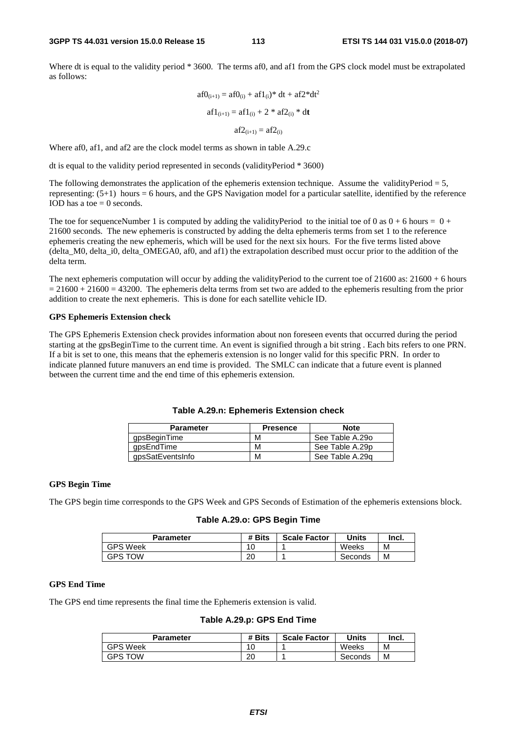Where dt is equal to the validity period * 3600. The terms af0, and af1 from the GPS clock model must be extrapolated as follows:

$$af0_{(i+1)} = af0_{(i)} + af1_{(i)} * dt + af2 * dt^2$$

$$af1_{(i+1)} = af1_{(i)} + 2 * af2_{(i)} * dt$$

$$af2_{(i+1)} = af2_{(i)}$$

Where af0, af1, and af2 are the clock model terms as shown in table A.29.c

dt is equal to the validity period represented in seconds (validityPeriod * 3600)

The following demonstrates the application of the ephemeris extension technique. Assume the validityPeriod = 5, representing: (5+1) hours = 6 hours, and the GPS Navigation model for a particular satellite, identified by the reference IOD has a toe = 0 seconds.

The toe for sequenceNumber 1 is computed by adding the validityPeriod to the initial toe of 0 as 0 + 6 hours = 0 + 21600 seconds. The new ephemeris is constructed by adding the delta ephemeris terms from set 1 to the reference ephemeris creating the new ephemeris, which will be used for the next six hours. For the five terms listed above (delta_M0, delta_i0, delta_OMEGA0, af0, and af1) the extrapolation described must occur prior to the addition of the delta term.

The next ephemeris computation will occur by adding the validityPeriod to the current toe of 21600 as: 21600 + 6 hours = 21600 + 21600 = 43200. The ephemeris delta terms from set two are added to the ephemeris resulting from the prior addition to create the next ephemeris. This is done for each satellite vehicle ID.

**GPS Ephemeris Extension check**

The GPS Ephemeris Extension check provides information about non foreseen events that occurred during the period starting at the gpsBeginTime to the current time. An event is signified through a bit string . Each bits refers to one PRN. If a bit is set to one, this means that the ephemeris extension is no longer valid for this specific PRN. In order to indicate planned future manuvers an end time is provided. The SMLC can indicate that a future event is planned between the current time and the end time of this ephemeris extension.

**Table A.29.n: Ephemeris Extension check**

| Parameter | Presence | Note |
|---|---|---|
| gpsBeginTime | M | See Table A.29o |
| gpsEndTime | M | See Table A.29p |
| gpsSatEventsInfo | M | See Table A.29q |

**GPS Begin Time**

The GPS begin time corresponds to the GPS Week and GPS Seconds of Estimation of the ephemeris extensions block.

**Table A.29.o: GPS Begin Time**

| Parameter | # Bits | Scale Factor | Units | Incl. |
|---|---|---|---|---|
| GPS Week | 10 | 1 | Weeks | M |
| GPS TOW | 20 | 1 | Seconds | M |

**GPS End Time**

The GPS end time represents the final time the Ephemeris extension is valid.

**Table A.29.p: GPS End Time**

| Parameter | # Bits | Scale Factor | Units | Incl. |
|---|---|---|---|---|
| GPS Week | 10 | 1 | Weeks | M |
| GPS TOW | 20 | 1 | Seconds | M |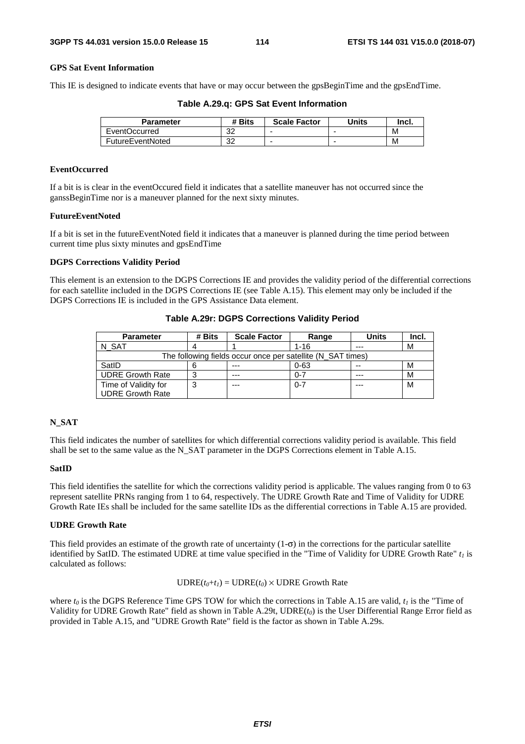**GPS Sat Event Information**

This IE is designed to indicate events that have or may occur between the gpsBeginTime and the gpsEndTime.

**Table A.29.q: GPS Sat Event Information**

| Parameter | # Bits | Scale Factor | Units | Incl. |
|---|---|---|---|---|
| EventOccurred | 32 | - | - | M |
| FutureEventNoted | 32 | - | - | M |

**EventOccurred**

If a bit is is clear in the eventOccured field it indicates that a satellite maneuver has not occurred since the ganssBeginTime nor is a maneuver planned for the next sixty minutes.

**FutureEventNoted**

If a bit is set in the futureEventNoted field it indicates that a maneuver is planned during the time period between current time plus sixty minutes and gpsEndTime

**DGPS Corrections Validity Period**

This element is an extension to the DGPS Corrections IE and provides the validity period of the differential corrections for each satellite included in the DGPS Corrections IE (see Table A.15). This element may only be included if the DGPS Corrections IE is included in the GPS Assistance Data element.

**Table A.29r: DGPS Corrections Validity Period**

| Parameter | # Bits | Scale Factor | Range | Units | Incl. |
|---|---|---|---|---|---|
| N_SAT | 4 | 1 | 1-16 | --- | M |
| The following fields occur once per satellite (N_SAT times) | | | | | |
| SatID | 6 | --- | 0-63 | -- | M |
| UDRE Growth Rate | 3 | --- | 0-7 | --- | M |
| Time of Validity for UDRE Growth Rate | 3 | --- | 0-7 | --- | M |

**N_SAT**

This field indicates the number of satellites for which differential corrections validity period is available. This field shall be set to the same value as the N_SAT parameter in the DGPS Corrections element in Table A.15.

**SatID**

This field identifies the satellite for which the corrections validity period is applicable. The values ranging from 0 to 63 represent satellite PRNs ranging from 1 to 64, respectively. The UDRE Growth Rate and Time of Validity for UDRE Growth Rate IEs shall be included for the same satellite IDs as the differential corrections in Table A.15 are provided.

**UDRE Growth Rate**

This field provides an estimate of the growth rate of uncertainty (1-$\sigma$) in the corrections for the particular satellite identified by SatID. The estimated UDRE at time value specified in the "Time of Validity for UDRE Growth Rate" $t_1$ is calculated as follows:

$$\text{UDRE}(t_0+t_1) = \text{UDRE}(t_0) \times \text{UDRE Growth Rate}$$

where $t_0$ is the DGPS Reference Time GPS TOW for which the corrections in Table A.15 are valid, $t_1$ is the "Time of Validity for UDRE Growth Rate" field as shown in Table A.29t, UDRE($t_0$) is the User Differential Range Error field as provided in Table A.15, and "UDRE Growth Rate" field is the factor as shown in Table A.29s.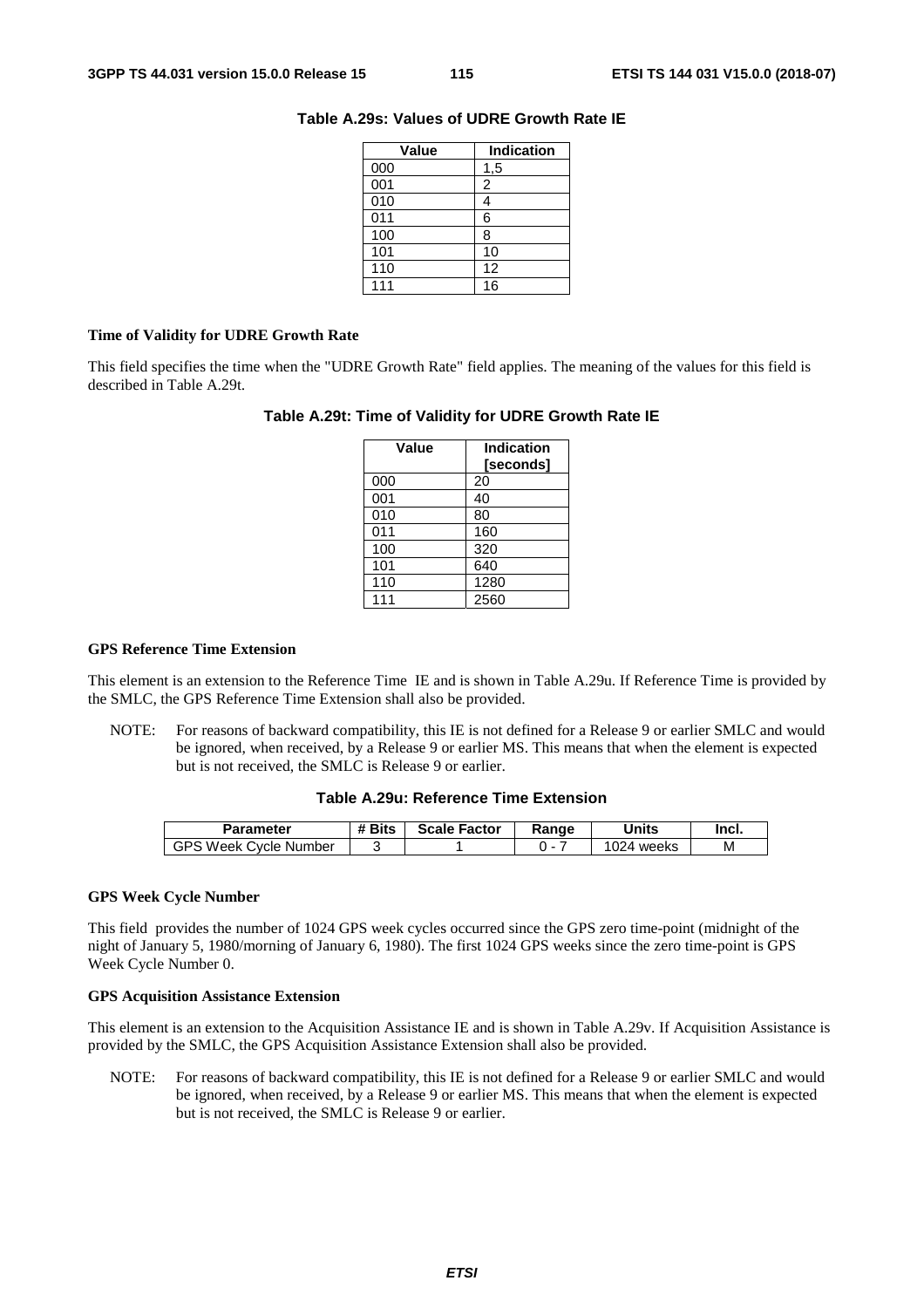**Table A.29s: Values of UDRE Growth Rate IE**

| Value | Indication |
|---|---|
| 000 | 1,5 |
| 001 | 2 |
| 010 | 4 |
| 011 | 6 |
| 100 | 8 |
| 101 | 10 |
| 110 | 12 |
| 111 | 16 |

**Time of Validity for UDRE Growth Rate**

This field specifies the time when the "UDRE Growth Rate" field applies. The meaning of the values for this field is described in Table A.29t.

**Table A.29t: Time of Validity for UDRE Growth Rate IE**

| Value | Indication [seconds] |
|---|---|
| 000 | 20 |
| 001 | 40 |
| 010 | 80 |
| 011 | 160 |
| 100 | 320 |
| 101 | 640 |
| 110 | 1280 |
| 111 | 2560 |

**GPS Reference Time Extension**

This element is an extension to the Reference Time IE and is shown in Table A.29u. If Reference Time is provided by the SMLC, the GPS Reference Time Extension shall also be provided.

NOTE: For reasons of backward compatibility, this IE is not defined for a Release 9 or earlier SMLC and would be ignored, when received, by a Release 9 or earlier MS. This means that when the element is expected but is not received, the SMLC is Release 9 or earlier.

**Table A.29u: Reference Time Extension**

| Parameter | # Bits | Scale Factor | Range | Units | Incl. |
|---|---|---|---|---|---|
| GPS Week Cycle Number | 3 | 1 | 0 - 7 | 1024 weeks | M |

**GPS Week Cycle Number**

This field provides the number of 1024 GPS week cycles occurred since the GPS zero time-point (midnight of the night of January 5, 1980/morning of January 6, 1980). The first 1024 GPS weeks since the zero time-point is GPS Week Cycle Number 0.

**GPS Acquisition Assistance Extension**

This element is an extension to the Acquisition Assistance IE and is shown in Table A.29v. If Acquisition Assistance is provided by the SMLC, the GPS Acquisition Assistance Extension shall also be provided.

NOTE: For reasons of backward compatibility, this IE is not defined for a Release 9 or earlier SMLC and would be ignored, when received, by a Release 9 or earlier MS. This means that when the element is expected but is not received, the SMLC is Release 9 or earlier.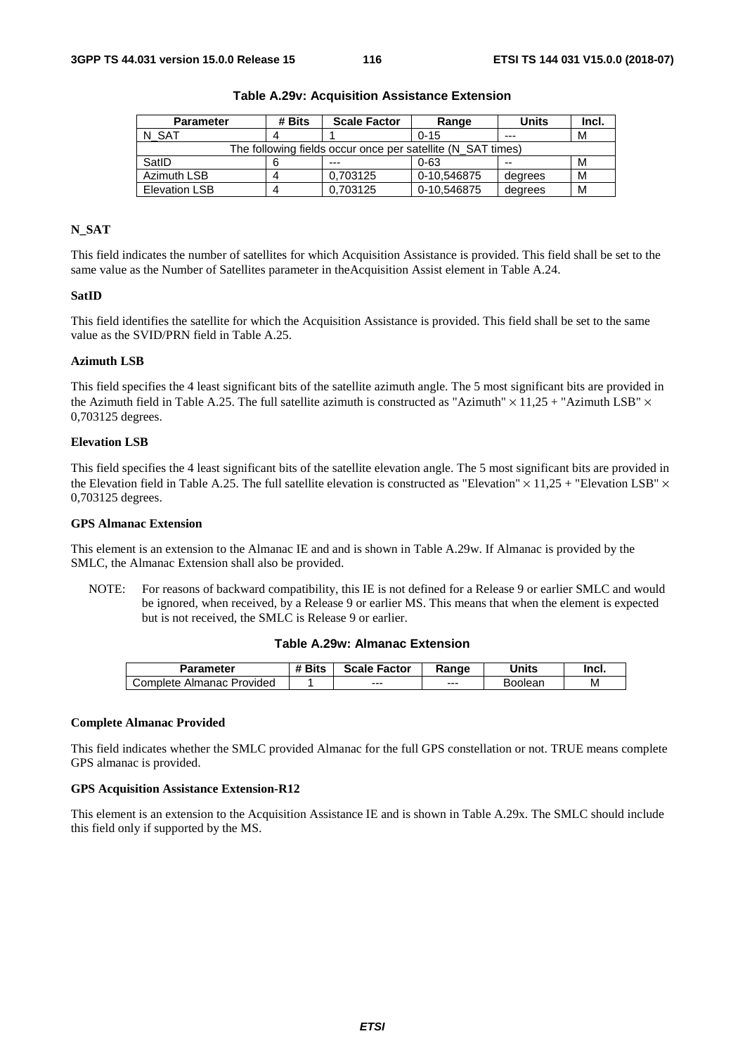**Table A.29v: Acquisition Assistance Extension**

| Parameter | # Bits | Scale Factor | Range | Units | Incl. |
|---|---|---|---|---|---|
| N_SAT | 4 | 1 | 0-15 | --- | M |
| The following fields occur once per satellite (N_SAT times) | | | | | |
| SatID | 6 | --- | 0-63 | -- | M |
| Azimuth LSB | 4 | 0,703125 | 0-10,546875 | degrees | M |
| Elevation LSB | 4 | 0,703125 | 0-10,546875 | degrees | M |

**N_SAT**

This field indicates the number of satellites for which Acquisition Assistance is provided. This field shall be set to the same value as the Number of Satellites parameter in theAcquisition Assist element in Table A.24.

**SatID**

This field identifies the satellite for which the Acquisition Assistance is provided. This field shall be set to the same value as the SVID/PRN field in Table A.25.

**Azimuth LSB**

This field specifies the 4 least significant bits of the satellite azimuth angle. The 5 most significant bits are provided in the Azimuth field in Table A.25. The full satellite azimuth is constructed as "Azimuth" $\times$ 11,25 + "Azimuth LSB" $\times$ 0,703125 degrees.

**Elevation LSB**

This field specifies the 4 least significant bits of the satellite elevation angle. The 5 most significant bits are provided in the Elevation field in Table A.25. The full satellite elevation is constructed as "Elevation" $\times$ 11,25 + "Elevation LSB" $\times$ 0,703125 degrees.

**GPS Almanac Extension**

This element is an extension to the Almanac IE and and is shown in Table A.29w. If Almanac is provided by the SMLC, the Almanac Extension shall also be provided.

NOTE: For reasons of backward compatibility, this IE is not defined for a Release 9 or earlier SMLC and would be ignored, when received, by a Release 9 or earlier MS. This means that when the element is expected but is not received, the SMLC is Release 9 or earlier.

**Table A.29w: Almanac Extension**

| Parameter | # Bits | Scale Factor | Range | Units | Incl. |
|---|---|---|---|---|---|
| Complete Almanac Provided | 1 | --- | --- | Boolean | M |

**Complete Almanac Provided**

This field indicates whether the SMLC provided Almanac for the full GPS constellation or not. TRUE means complete GPS almanac is provided.

**GPS Acquisition Assistance Extension-R12**

This element is an extension to the Acquisition Assistance IE and is shown in Table A.29x. The SMLC should include this field only if supported by the MS.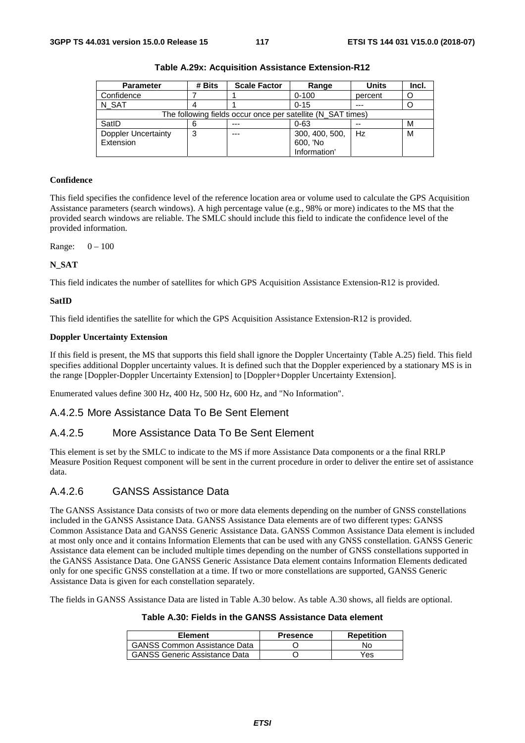**Table A.29x: Acquisition Assistance Extension-R12**

| Parameter | # Bits | Scale Factor | Range | Units | Incl. |
|---|---|---|---|---|---|
| Confidence | 7 | 1 | 0-100 | percent | O |
| N_SAT | 4 | 1 | 0-15 | --- | O |
| The following fields occur once per satellite (N_SAT times) | | | | | |
| SatID | 6 | --- | 0-63 | -- | M |
| Doppler Uncertainty Extension | 3 | --- | 300, 400, 500, 600, 'No Information' | Hz | M |

**Confidence**

This field specifies the confidence level of the reference location area or volume used to calculate the GPS Acquisition Assistance parameters (search windows). A high percentage value (e.g., 98% or more) indicates to the MS that the provided search windows are reliable. The SMLC should include this field to indicate the confidence level of the provided information.

Range: 0 – 100

**N_SAT**

This field indicates the number of satellites for which GPS Acquisition Assistance Extension-R12 is provided.

**SatID**

This field identifies the satellite for which the GPS Acquisition Assistance Extension-R12 is provided.

**Doppler Uncertainty Extension**

If this field is present, the MS that supports this field shall ignore the Doppler Uncertainty (Table A.25) field. This field specifies additional Doppler uncertainty values. It is defined such that the Doppler experienced by a stationary MS is in the range [Doppler-Doppler Uncertainty Extension] to [Doppler+Doppler Uncertainty Extension].

Enumerated values define 300 Hz, 400 Hz, 500 Hz, 600 Hz, and "No Information".

### A.4.2.5 More Assistance Data To Be Sent Element

### A.4.2.5 More Assistance Data To Be Sent Element

This element is set by the SMLC to indicate to the MS if more Assistance Data components or a the final RRLP Measure Position Request component will be sent in the current procedure in order to deliver the entire set of assistance data.

### A.4.2.6 GANSS Assistance Data

The GANSS Assistance Data consists of two or more data elements depending on the number of GNSS constellations included in the GANSS Assistance Data. GANSS Assistance Data elements are of two different types: GANSS Common Assistance Data and GANSS Generic Assistance Data. GANSS Common Assistance Data element is included at most only once and it contains Information Elements that can be used with any GNSS constellation. GANSS Generic Assistance data element can be included multiple times depending on the number of GNSS constellations supported in the GANSS Assistance Data. One GANSS Generic Assistance Data element contains Information Elements dedicated only for one specific GNSS constellation at a time. If two or more constellations are supported, GANSS Generic Assistance Data is given for each constellation separately.

The fields in GANSS Assistance Data are listed in Table A.30 below. As table A.30 shows, all fields are optional.

**Table A.30: Fields in the GANSS Assistance Data element**

| Element | Presence | Repetition |
|---|---|---|
| GANSS Common Assistance Data | O | No |
| GANSS Generic Assistance Data | O | Yes |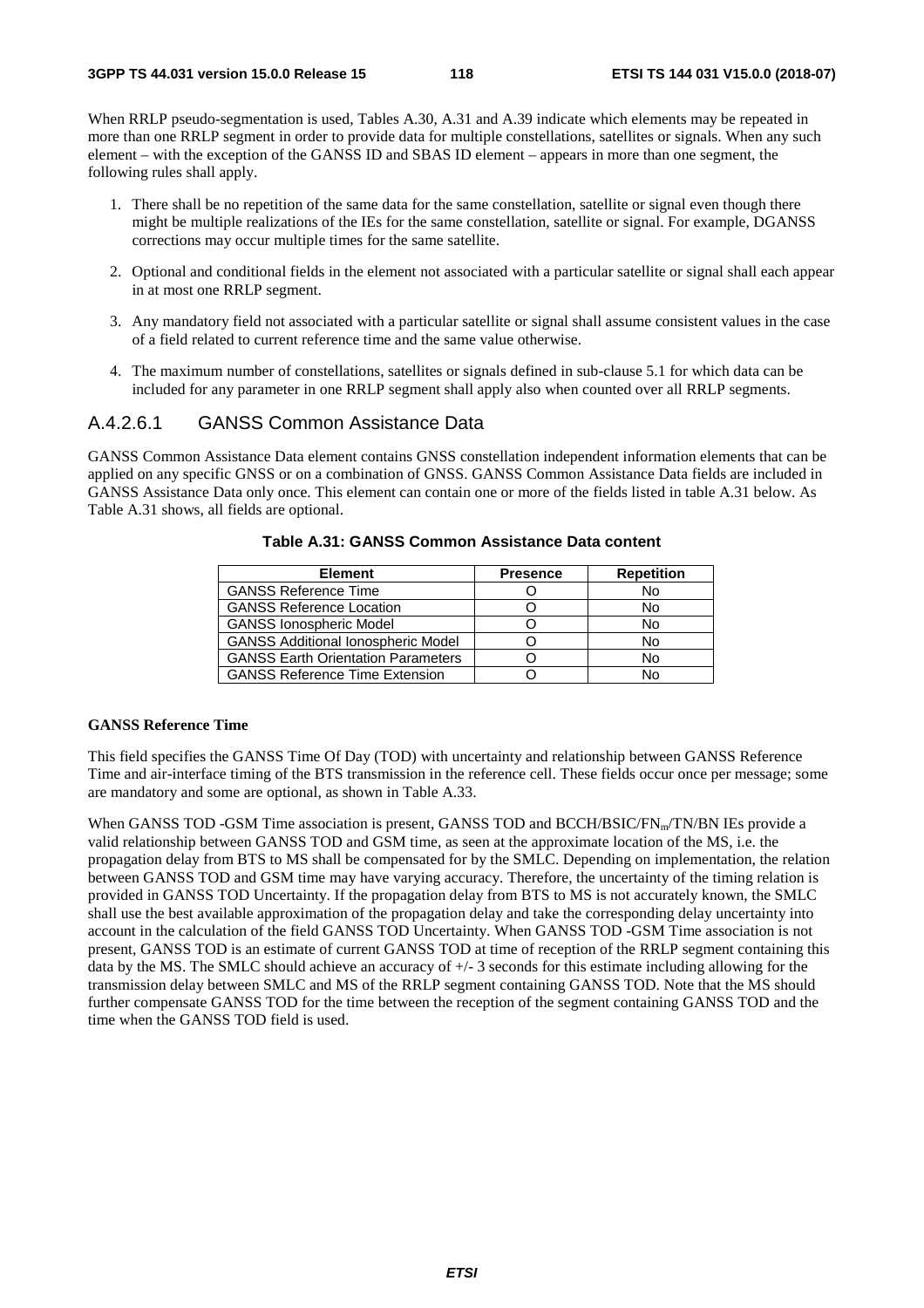When RRLP pseudo-segmentation is used, Tables A.30, A.31 and A.39 indicate which elements may be repeated in more than one RRLP segment in order to provide data for multiple constellations, satellites or signals. When any such element – with the exception of the GANSS ID and SBAS ID element – appears in more than one segment, the following rules shall apply.

1. There shall be no repetition of the same data for the same constellation, satellite or signal even though there might be multiple realizations of the IEs for the same constellation, satellite or signal. For example, DGANSS corrections may occur multiple times for the same satellite.
2. Optional and conditional fields in the element not associated with a particular satellite or signal shall each appear in at most one RRLP segment.
3. Any mandatory field not associated with a particular satellite or signal shall assume consistent values in the case of a field related to current reference time and the same value otherwise.
4. The maximum number of constellations, satellites or signals defined in sub-clause 5.1 for which data can be included for any parameter in one RRLP segment shall apply also when counted over all RRLP segments.

## A.4.2.6.1 GANSS Common Assistance Data

GANSS Common Assistance Data element contains GNSS constellation independent information elements that can be applied on any specific GNSS or on a combination of GNSS. GANSS Common Assistance Data fields are included in GANSS Assistance Data only once. This element can contain one or more of the fields listed in table A.31 below. As Table A.31 shows, all fields are optional.

**Table A.31: GANSS Common Assistance Data content**

| Element | Presence | Repetition |
| --- | --- | --- |
| GANSS Reference Time | O | No |
| GANSS Reference Location | O | No |
| GANSS Ionospheric Model | O | No |
| GANSS Additional Ionospheric Model | O | No |
| GANSS Earth Orientation Parameters | O | No |
| GANSS Reference Time Extension | O | No |

**GANSS Reference Time**

This field specifies the GANSS Time Of Day (TOD) with uncertainty and relationship between GANSS Reference Time and air-interface timing of the BTS transmission in the reference cell. These fields occur once per message; some are mandatory and some are optional, as shown in Table A.33.

When GANSS TOD -GSM Time association is present, GANSS TOD and BCCH/BSIC/$FN_m$/TN/BN IEs provide a valid relationship between GANSS TOD and GSM time, as seen at the approximate location of the MS, i.e. the propagation delay from BTS to MS shall be compensated for by the SMLC. Depending on implementation, the relation between GANSS TOD and GSM time may have varying accuracy. Therefore, the uncertainty of the timing relation is provided in GANSS TOD Uncertainty. If the propagation delay from BTS to MS is not accurately known, the SMLC shall use the best available approximation of the propagation delay and take the corresponding delay uncertainty into account in the calculation of the field GANSS TOD Uncertainty. When GANSS TOD -GSM Time association is not present, GANSS TOD is an estimate of current GANSS TOD at time of reception of the RRLP segment containing this data by the MS. The SMLC should achieve an accuracy of +/- 3 seconds for this estimate including allowing for the transmission delay between SMLC and MS of the RRLP segment containing GANSS TOD. Note that the MS should further compensate GANSS TOD for the time between the reception of the segment containing GANSS TOD and the time when the GANSS TOD field is used.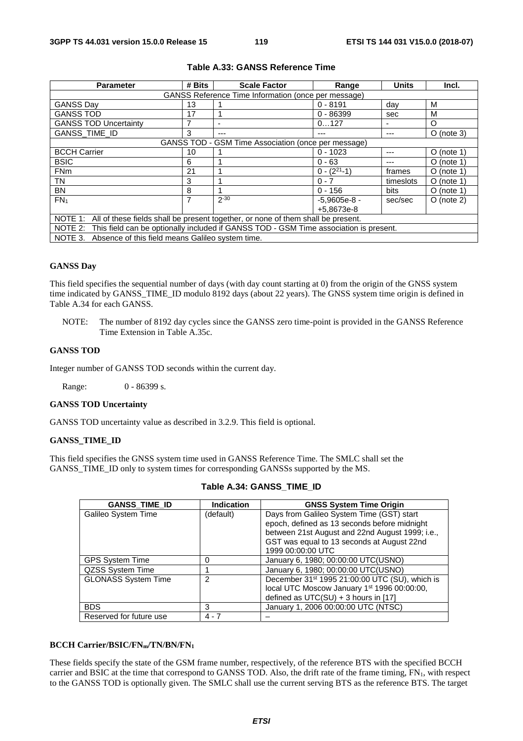**Table A.33: GANSS Reference Time**

| Parameter | # Bits | Scale Factor | Range | Units | Incl. |
|---|---|---|---|---|---|
| GANSS Reference Time Information (once per message) | | | | | |
| GANSS Day | 13 | 1 | 0 - 8191 | day | M |
| GANSS TOD | 17 | 1 | 0 - 86399 | sec | M |
| GANSS TOD Uncertainty | 7 | - | 0…127 | - | O |
| GANSS_TIME_ID | 3 | --- | --- | --- | O (note 3) |
| GANSS TOD - GSM Time Association (once per message) | | | | | |
| BCCH Carrier | 10 | 1 | 0 - 1023 | --- | O (note 1) |
| BSIC | 6 | 1 | 0 - 63 | --- | O (note 1) |
| FNm | 21 | 1 | 0 - ($2^{21}$-1) | frames | O (note 1) |
| TN | 3 | 1 | 0 - 7 | timeslots | O (note 1) |
| BN | 8 | 1 | 0 - 156 | bits | O (note 1) |
| $FN_1$ | 7 | $2^{-30}$ | -5,9605e-8 - +5,8673e-8 | sec/sec | O (note 2) |
| NOTE 1: All of these fields shall be present together, or none of them shall be present. | | | | | |
| NOTE 2: This field can be optionally included if GANSS TOD - GSM Time association is present. | | | | | |
| NOTE 3. Absence of this field means Galileo system time. | | | | | |

**GANSS Day**

This field specifies the sequential number of days (with day count starting at 0) from the origin of the GNSS system time indicated by GANSS_TIME_ID modulo 8192 days (about 22 years). The GNSS system time origin is defined in Table A.34 for each GANSS.

NOTE: The number of 8192 day cycles since the GANSS zero time-point is provided in the GANSS Reference Time Extension in Table A.35c.

**GANSS TOD**

Integer number of GANSS TOD seconds within the current day.

Range: 0 - 86399 s.

**GANSS TOD Uncertainty**

GANSS TOD uncertainty value as described in 3.2.9. This field is optional.

**GANSS_TIME_ID**

This field specifies the GNSS system time used in GANSS Reference Time. The SMLC shall set the GANSS_TIME_ID only to system times for corresponding GANSSs supported by the MS.

**Table A.34: GANSS_TIME_ID**

| GANSS_TIME_ID | Indication | GNSS System Time Origin |
|---|---|---|
| Galileo System Time | (default) | Days from Galileo System Time (GST) start epoch, defined as 13 seconds before midnight between 21st August and 22nd August 1999; i.e., GST was equal to 13 seconds at August 22nd 1999 00:00:00 UTC |
| GPS System Time | 0 | January 6, 1980; 00:00:00 UTC(USNO) |
| QZSS System Time | 1 | January 6, 1980; 00:00:00 UTC(USNO) |
| GLONASS System Time | 2 | December 31st 1995 21:00:00 UTC (SU), which is local UTC Moscow January 1st 1996 00:00:00, defined as UTC(SU) + 3 hours in [17] |
| BDS | 3 | January 1, 2006 00:00:00 UTC (NTSC) |
| Reserved for future use | 4 - 7 | – |

**BCCH Carrier/BSIC/$FN_m$/TN/BN/$FN_1$**

These fields specify the state of the GSM frame number, respectively, of the reference BTS with the specified BCCH carrier and BSIC at the time that correspond to GANSS TOD. Also, the drift rate of the frame timing, $FN_1$, with respect to the GANSS TOD is optionally given. The SMLC shall use the current serving BTS as the reference BTS. The target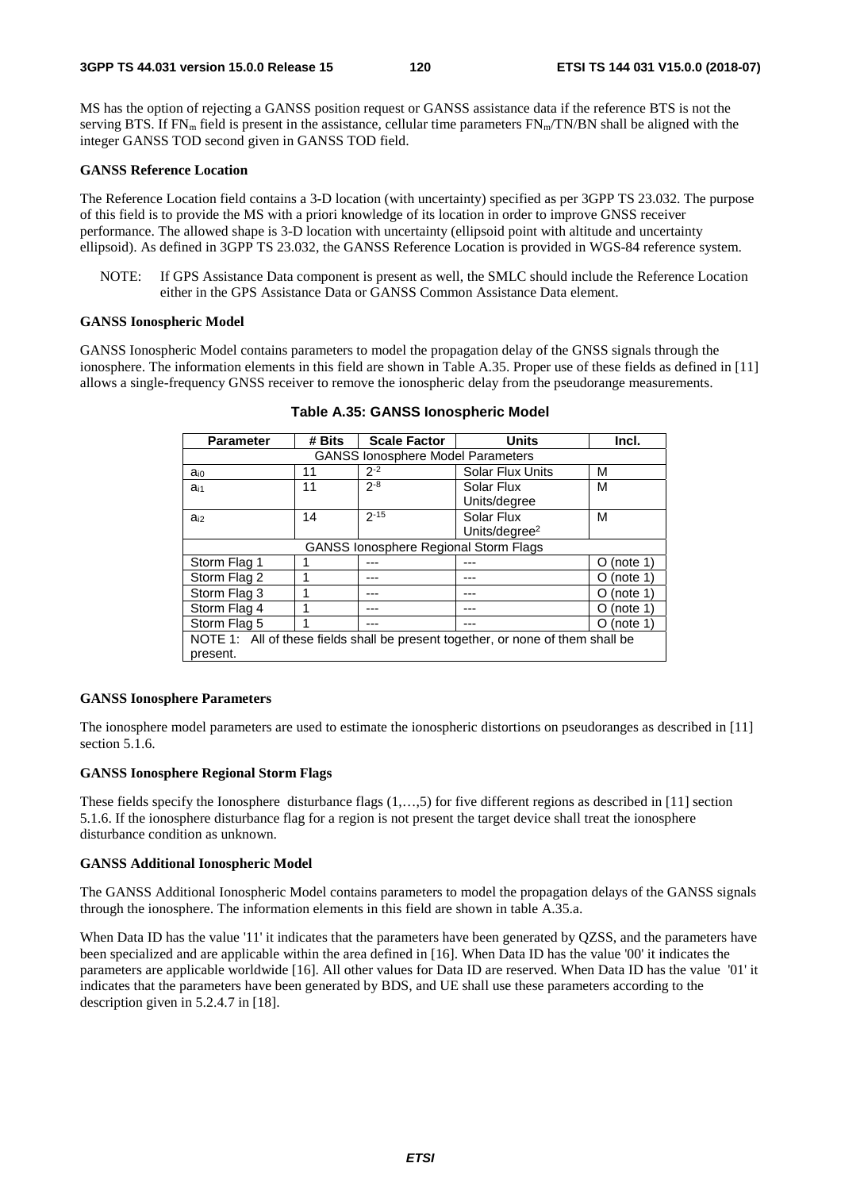MS has the option of rejecting a GANSS position request or GANSS assistance data if the reference BTS is not the serving BTS. If $FN_m$ field is present in the assistance, cellular time parameters $FN_m$/TN/BN shall be aligned with the integer GANSS TOD second given in GANSS TOD field.

**GANSS Reference Location**

The Reference Location field contains a 3-D location (with uncertainty) specified as per 3GPP TS 23.032. The purpose of this field is to provide the MS with a priori knowledge of its location in order to improve GNSS receiver performance. The allowed shape is 3-D location with uncertainty (ellipsoid point with altitude and uncertainty ellipsoid). As defined in 3GPP TS 23.032, the GANSS Reference Location is provided in WGS-84 reference system.

NOTE: If GPS Assistance Data component is present as well, the SMLC should include the Reference Location either in the GPS Assistance Data or GANSS Common Assistance Data element.

**GANSS Ionospheric Model**

GANSS Ionospheric Model contains parameters to model the propagation delay of the GNSS signals through the ionosphere. The information elements in this field are shown in Table A.35. Proper use of these fields as defined in [11] allows a single-frequency GNSS receiver to remove the ionospheric delay from the pseudorange measurements.

**Table A.35: GANSS Ionospheric Model**

| Parameter | # Bits | Scale Factor | Units | Incl. |
|---|---|---|---|---|
| GANSS Ionosphere Model Parameters | | | | |
| $a_{i0}$ | 11 | $2^{-2}$ | Solar Flux Units | M |
| $a_{i1}$ | 11 | $2^{-8}$ | Solar Flux Units/degree | M |
| $a_{i2}$ | 14 | $2^{-15}$ | Solar Flux Units/degree$^2$ | M |
| GANSS Ionosphere Regional Storm Flags | | | | |
| Storm Flag 1 | 1 | --- | --- | O (note 1) |
| Storm Flag 2 | 1 | --- | --- | O (note 1) |
| Storm Flag 3 | 1 | --- | --- | O (note 1) |
| Storm Flag 4 | 1 | --- | --- | O (note 1) |
| Storm Flag 5 | 1 | --- | --- | O (note 1) |
| NOTE 1: All of these fields shall be present together, or none of them shall be present. | | | | |

**GANSS Ionosphere Parameters**

The ionosphere model parameters are used to estimate the ionospheric distortions on pseudoranges as described in [11] section 5.1.6.

**GANSS Ionosphere Regional Storm Flags**

These fields specify the Ionosphere disturbance flags (1,…,5) for five different regions as described in [11] section 5.1.6. If the ionosphere disturbance flag for a region is not present the target device shall treat the ionosphere disturbance condition as unknown.

**GANSS Additional Ionospheric Model**

The GANSS Additional Ionospheric Model contains parameters to model the propagation delays of the GANSS signals through the ionosphere. The information elements in this field are shown in table A.35.a.

When Data ID has the value '11' it indicates that the parameters have been generated by QZSS, and the parameters have been specialized and are applicable within the area defined in [16]. When Data ID has the value '00' it indicates the parameters are applicable worldwide [16]. All other values for Data ID are reserved. When Data ID has the value '01' it indicates that the parameters have been generated by BDS, and UE shall use these parameters according to the description given in 5.2.4.7 in [18].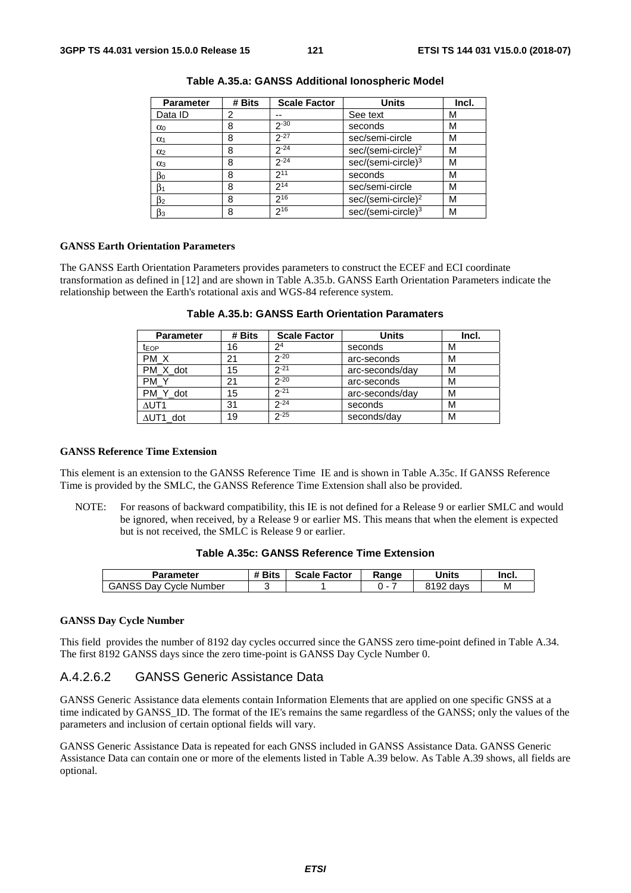**Table A.35.a: GANSS Additional Ionospheric Model**

| Parameter | # Bits | Scale Factor | Units | Incl. |
|---|---|---|---|---|
| Data ID | 2 | -- | See text | M |
| $\alpha_0$ | 8 | $2^{-30}$ | seconds | M |
| $\alpha_1$ | 8 | $2^{-27}$ | sec/semi-circle | M |
| $\alpha_2$ | 8 | $2^{-24}$ | sec/(semi-circle)$^2$ | M |
| $\alpha_3$ | 8 | $2^{-24}$ | sec/(semi-circle)$^3$ | M |
| $\beta_0$ | 8 | $2^{11}$ | seconds | M |
| $\beta_1$ | 8 | $2^{14}$ | sec/semi-circle | M |
| $\beta_2$ | 8 | $2^{16}$ | sec/(semi-circle)$^2$ | M |
| $\beta_3$ | 8 | $2^{16}$ | sec/(semi-circle)$^3$ | M |

**GANSS Earth Orientation Parameters**

The GANSS Earth Orientation Parameters provides parameters to construct the ECEF and ECI coordinate transformation as defined in [12] and are shown in Table A.35.b. GANSS Earth Orientation Parameters indicate the relationship between the Earth's rotational axis and WGS-84 reference system.

**Table A.35.b: GANSS Earth Orientation Paramaters**

| Parameter | # Bits | Scale Factor | Units | Incl. |
|---|---|---|---|---|
| $t_{EOP}$ | 16 | $2^{4}$ | seconds | M |
| PM_X | 21 | $2^{-20}$ | arc-seconds | M |
| PM_X_dot | 15 | $2^{-21}$ | arc-seconds/day | M |
| PM_Y | 21 | $2^{-20}$ | arc-seconds | M |
| PM_Y_dot | 15 | $2^{-21}$ | arc-seconds/day | M |
| $\Delta$UT1 | 31 | $2^{-24}$ | seconds | M |
| $\Delta$UT1_dot | 19 | $2^{-25}$ | seconds/day | M |

**GANSS Reference Time Extension**

This element is an extension to the GANSS Reference Time IE and is shown in Table A.35c. If GANSS Reference Time is provided by the SMLC, the GANSS Reference Time Extension shall also be provided.

NOTE: For reasons of backward compatibility, this IE is not defined for a Release 9 or earlier SMLC and would be ignored, when received, by a Release 9 or earlier MS. This means that when the element is expected but is not received, the SMLC is Release 9 or earlier.

**Table A.35c: GANSS Reference Time Extension**

| Parameter | # Bits | Scale Factor | Range | Units | Incl. |
|---|---|---|---|---|---|
| GANSS Day Cycle Number | 3 | 1 | 0 - 7 | 8192 days | M |

**GANSS Day Cycle Number**

This field provides the number of 8192 day cycles occurred since the GANSS zero time-point defined in Table A.34. The first 8192 GANSS days since the zero time-point is GANSS Day Cycle Number 0.

### A.4.2.6.2 GANSS Generic Assistance Data

GANSS Generic Assistance data elements contain Information Elements that are applied on one specific GNSS at a time indicated by GANSS_ID. The format of the IE's remains the same regardless of the GANSS; only the values of the parameters and inclusion of certain optional fields will vary.

GANSS Generic Assistance Data is repeated for each GNSS included in GANSS Assistance Data. GANSS Generic Assistance Data can contain one or more of the elements listed in Table A.39 below. As Table A.39 shows, all fields are optional.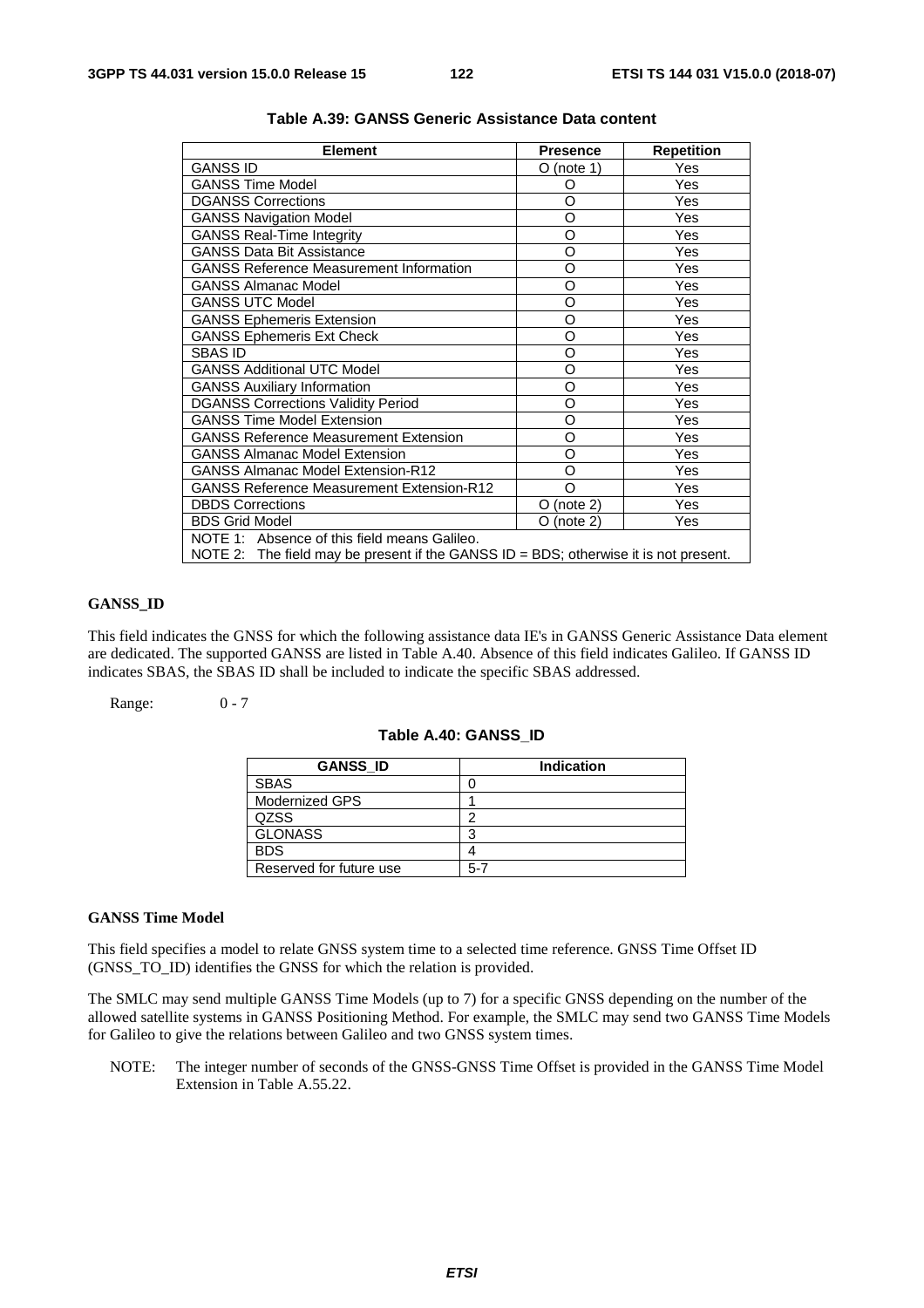**Table A.39: GANSS Generic Assistance Data content**

| Element | Presence | Repetition |
|---|---|---|
| GANSS ID | O (note 1) | Yes |
| GANSS Time Model | O | Yes |
| DGANSS Corrections | O | Yes |
| GANSS Navigation Model | O | Yes |
| GANSS Real-Time Integrity | O | Yes |
| GANSS Data Bit Assistance | O | Yes |
| GANSS Reference Measurement Information | O | Yes |
| GANSS Almanac Model | O | Yes |
| GANSS UTC Model | O | Yes |
| GANSS Ephemeris Extension | O | Yes |
| GANSS Ephemeris Ext Check | O | Yes |
| SBAS ID | O | Yes |
| GANSS Additional UTC Model | O | Yes |
| GANSS Auxiliary Information | O | Yes |
| DGANSS Corrections Validity Period | O | Yes |
| GANSS Time Model Extension | O | Yes |
| GANSS Reference Measurement Extension | O | Yes |
| GANSS Almanac Model Extension | O | Yes |
| GANSS Almanac Model Extension-R12 | O | Yes |
| GANSS Reference Measurement Extension-R12 | O | Yes |
| DBDS Corrections | O (note 2) | Yes |
| BDS Grid Model | O (note 2) | Yes |
| NOTE 1: Absence of this field means Galileo. | | |
| NOTE 2: The field may be present if the GANSS ID = BDS; otherwise it is not present. | | |

**GANSS_ID**

This field indicates the GNSS for which the following assistance data IE's in GANSS Generic Assistance Data element are dedicated. The supported GANSS are listed in Table A.40. Absence of this field indicates Galileo. If GANSS ID indicates SBAS, the SBAS ID shall be included to indicate the specific SBAS addressed.

Range: 0 - 7

**Table A.40: GANSS_ID**

| GANSS_ID | Indication |
|---|---|
| SBAS | 0 |
| Modernized GPS | 1 |
| QZSS | 2 |
| GLONASS | 3 |
| BDS | 4 |
| Reserved for future use | 5-7 |

**GANSS Time Model**

This field specifies a model to relate GNSS system time to a selected time reference. GNSS Time Offset ID (GNSS_TO_ID) identifies the GNSS for which the relation is provided.

The SMLC may send multiple GANSS Time Models (up to 7) for a specific GNSS depending on the number of the allowed satellite systems in GANSS Positioning Method. For example, the SMLC may send two GANSS Time Models for Galileo to give the relations between Galileo and two GNSS system times.

NOTE: The integer number of seconds of the GNSS-GNSS Time Offset is provided in the GANSS Time Model Extension in Table A.55.22.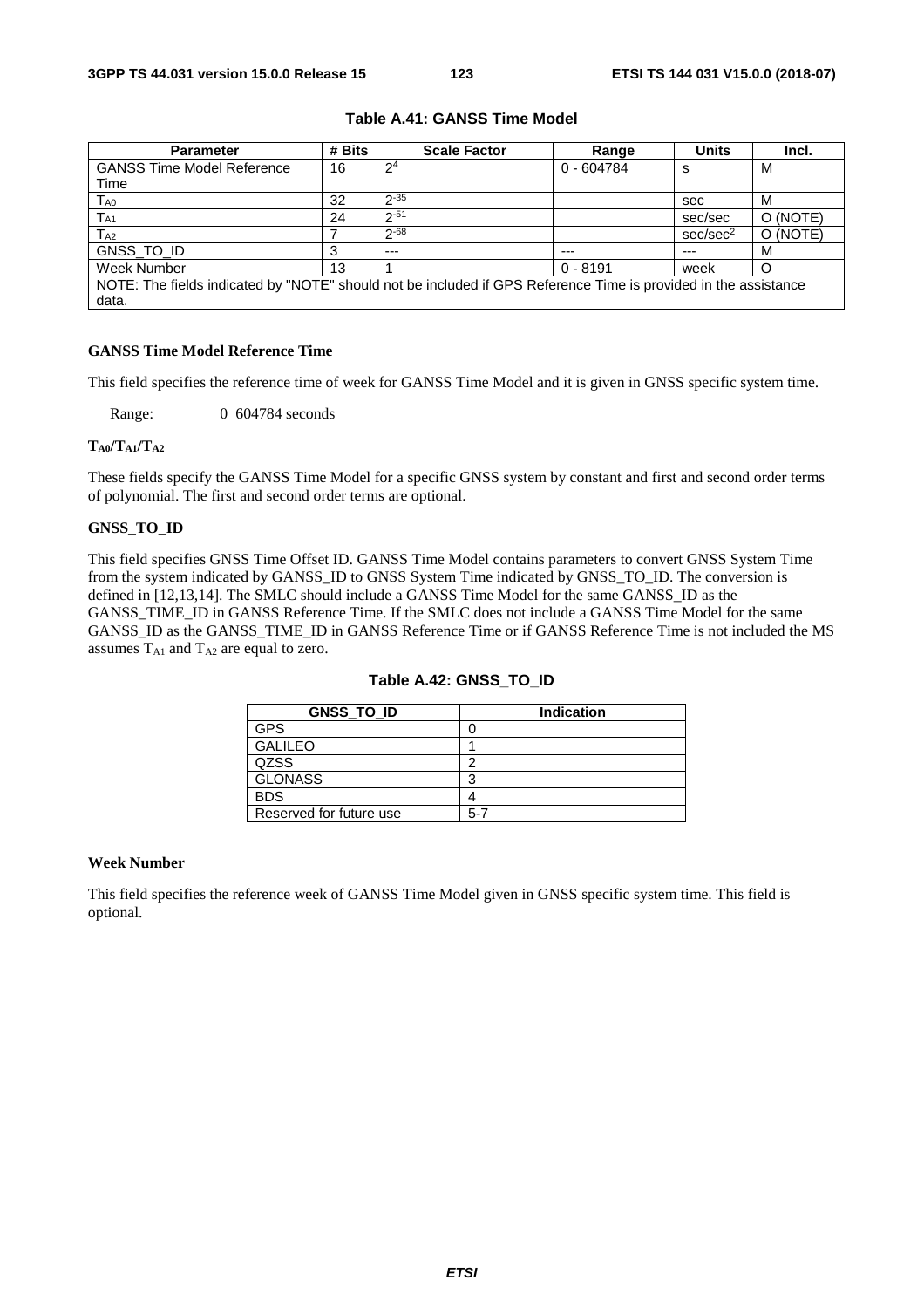**Table A.41: GANSS Time Model**

| Parameter | # Bits | Scale Factor | Range | Units | Incl. |
|---|---|---|---|---|---|
| GANSS Time Model Reference Time | 16 | $2^4$ | 0 - 604784 | s | M |
| $T_{A0}$ | 32 | $2^{-35}$ | | sec | M |
| $T_{A1}$ | 24 | $2^{-51}$ | | sec/sec | O (NOTE) |
| $T_{A2}$ | 7 | $2^{-68}$ | | sec/sec$^2$ | O (NOTE) |
| GNSS_TO_ID | 3 | --- | --- | --- | M |
| Week Number | 13 | 1 | 0 - 8191 | week | O |
| NOTE: The fields indicated by "NOTE" should not be included if GPS Reference Time is provided in the assistance data. | | | | | |

**GANSS Time Model Reference Time**

This field specifies the reference time of week for GANSS Time Model and it is given in GNSS specific system time.

Range: 0 604784 seconds

**$T_{A0}$/$T_{A1}$/$T_{A2}$**

These fields specify the GANSS Time Model for a specific GNSS system by constant and first and second order terms of polynomial. The first and second order terms are optional.

**GNSS_TO_ID**

This field specifies GNSS Time Offset ID. GANSS Time Model contains parameters to convert GNSS System Time from the system indicated by GANSS_ID to GNSS System Time indicated by GNSS_TO_ID. The conversion is defined in [12,13,14]. The SMLC should include a GANSS Time Model for the same GANSS_ID as the GANSS_TIME_ID in GANSS Reference Time. If the SMLC does not include a GANSS Time Model for the same GANSS_ID as the GANSS_TIME_ID in GANSS Reference Time or if GANSS Reference Time is not included the MS assumes $T_{A1}$ and $T_{A2}$ are equal to zero.

**Table A.42: GNSS_TO_ID**

| GNSS_TO_ID | Indication |
|---|---|
| GPS | 0 |
| GALILEO | 1 |
| QZSS | 2 |
| GLONASS | 3 |
| BDS | 4 |
| Reserved for future use | 5-7 |

**Week Number**

This field specifies the reference week of GANSS Time Model given in GNSS specific system time. This field is optional.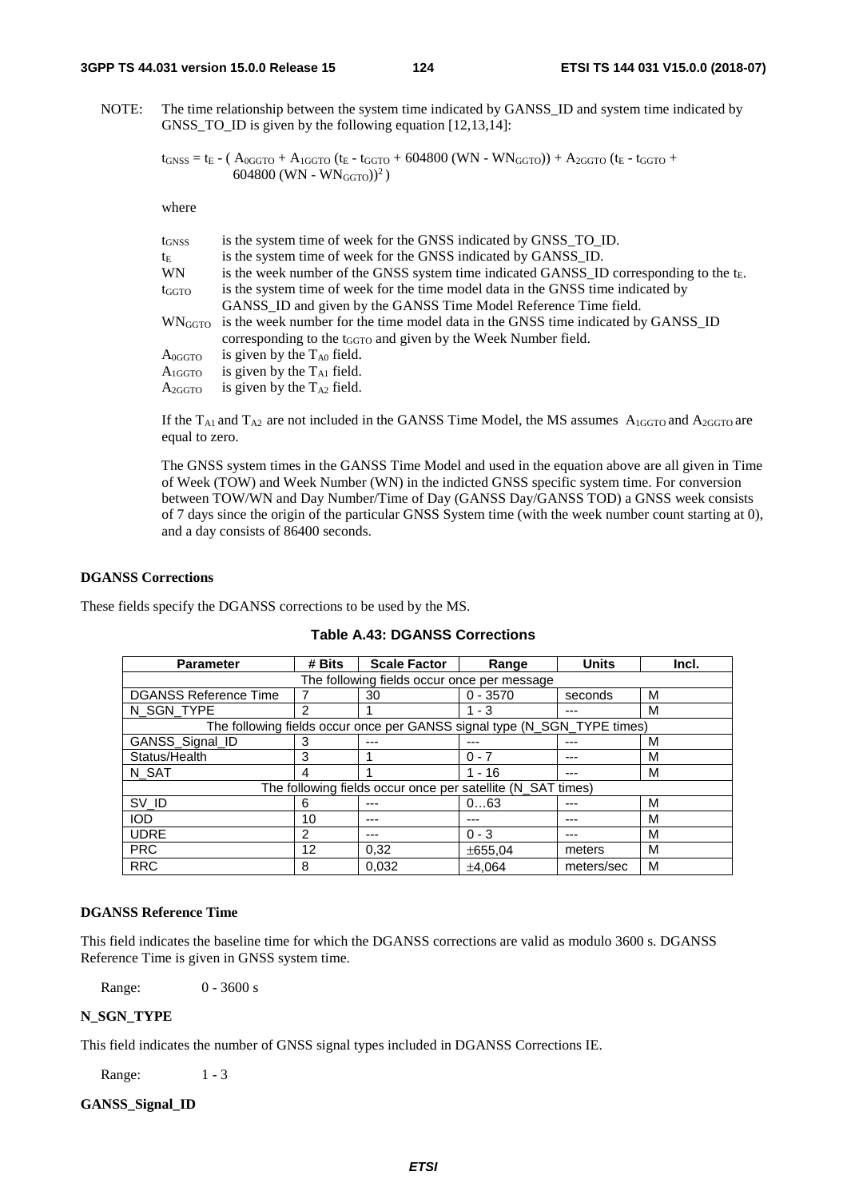NOTE: The time relationship between the system time indicated by GANSS_ID and system time indicated by GNSS_TO_ID is given by the following equation [12,13,14]:

$$t_{GNSS} = t_E - ( A_{0GGTO} + A_{1GGTO} (t_E - t_{GGTO} + 604800 (WN - WN_{GGTO})) + A_{2GGTO} (t_E - t_{GGTO} + 604800 (WN - WN_{GGTO}))^2 )$$

where

- $t_{GNSS}$ is the system time of week for the GNSS indicated by GNSS_TO_ID.
- $t_E$ is the system time of week for the GNSS indicated by GANSS_ID.
- WN is the week number of the GNSS system time indicated GANSS_ID corresponding to the $t_E$.
- $t_{GGTO}$ is the system time of week for the time model data in the GNSS time indicated by GANSS_ID and given by the GANSS Time Model Reference Time field.
- $WN_{GGTO}$ is the week number for the time model data in the GNSS time indicated by GANSS_ID corresponding to the $t_{GGTO}$ and given by the Week Number field.
- $A_{0GGTO}$ is given by the $T_{A0}$ field.
- $A_{1GGTO}$ is given by the $T_{A1}$ field.
- $A_{2GGTO}$ is given by the $T_{A2}$ field.

If the $T_{A1}$ and $T_{A2}$ are not included in the GANSS Time Model, the MS assumes $A_{1GGTO}$ and $A_{2GGTO}$ are equal to zero.

The GNSS system times in the GANSS Time Model and used in the equation above are all given in Time of Week (TOW) and Week Number (WN) in the indicted GNSS specific system time. For conversion between TOW/WN and Day Number/Time of Day (GANSS Day/GANSS TOD) a GNSS week consists of 7 days since the origin of the particular GNSS System time (with the week number count starting at 0), and a day consists of 86400 seconds.

**DGANSS Corrections**

These fields specify the DGANSS corrections to be used by the MS.

**Table A.43: DGANSS Corrections**

| Parameter | # Bits | Scale Factor | Range | Units | Incl. |
|---|---|---|---|---|---|
| The following fields occur once per message | | | | | |
| DGANSS Reference Time | 7 | 30 | 0 - 3570 | seconds | M |
| N_SGN_TYPE | 2 | 1 | 1 - 3 | --- | M |
| The following fields occur once per GANSS signal type (N_SGN_TYPE times) | | | | | |
| GANSS_Signal_ID | 3 | --- | --- | --- | M |
| Status/Health | 3 | 1 | 0 - 7 | --- | M |
| N_SAT | 4 | 1 | 1 - 16 | --- | M |
| The following fields occur once per satellite (N_SAT times) | | | | | |
| SV_ID | 6 | --- | 0…63 | --- | M |
| IOD | 10 | --- | --- | --- | M |
| UDRE | 2 | --- | 0 - 3 | --- | M |
| PRC | 12 | 0,32 | ±655,04 | meters | M |
| RRC | 8 | 0,032 | ±4,064 | meters/sec | M |

**DGANSS Reference Time**

This field indicates the baseline time for which the DGANSS corrections are valid as modulo 3600 s. DGANSS Reference Time is given in GNSS system time.

Range: 0 - 3600 s

**N_SGN_TYPE**

This field indicates the number of GNSS signal types included in DGANSS Corrections IE.

Range: 1 - 3

**GANSS_Signal_ID**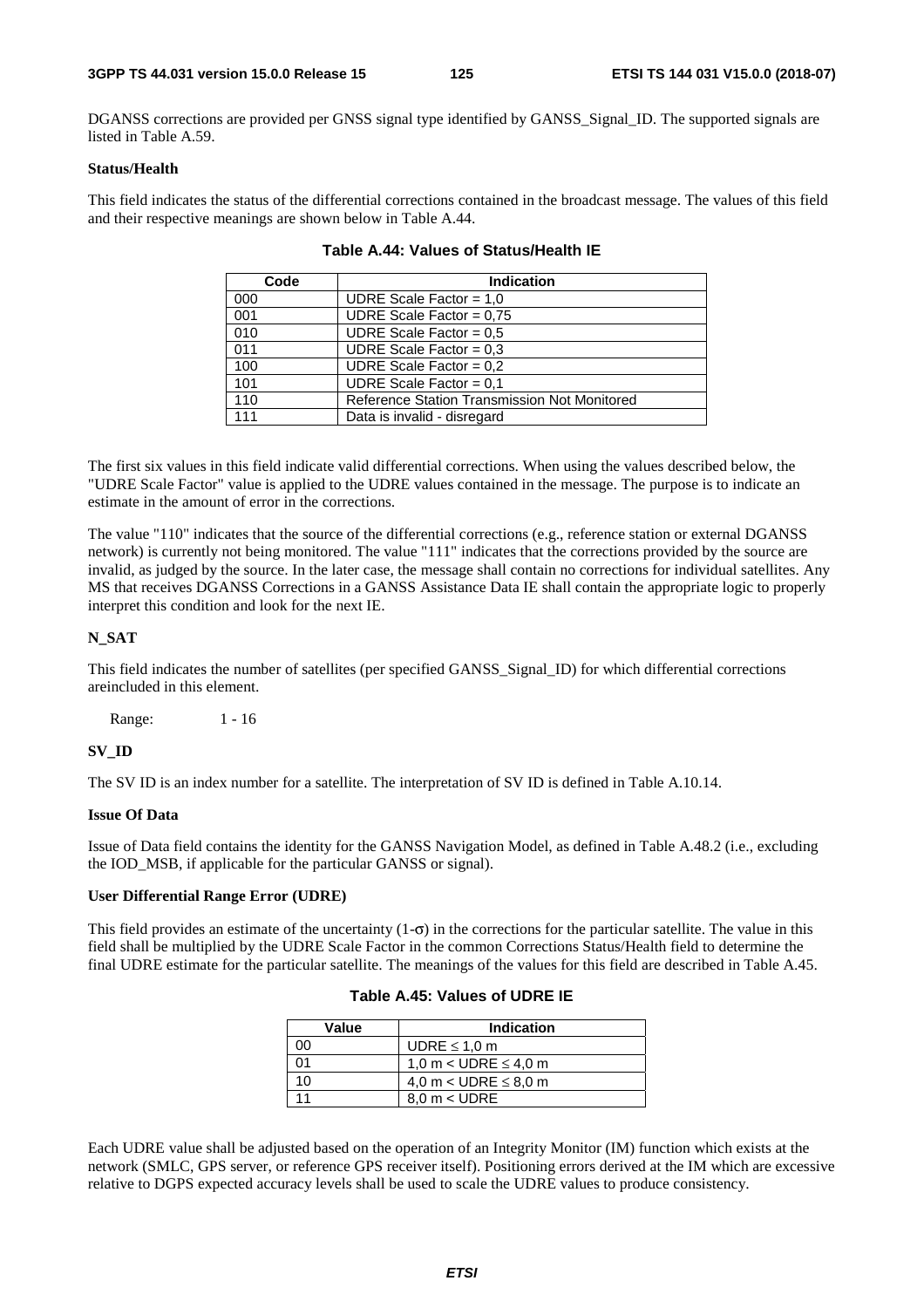DGANSS corrections are provided per GNSS signal type identified by GANSS_Signal_ID. The supported signals are listed in Table A.59.

**Status/Health**

This field indicates the status of the differential corrections contained in the broadcast message. The values of this field and their respective meanings are shown below in Table A.44.

**Table A.44: Values of Status/Health IE**

| Code | Indication |
|---|---|
| 000 | UDRE Scale Factor = 1,0 |
| 001 | UDRE Scale Factor = 0,75 |
| 010 | UDRE Scale Factor = 0,5 |
| 011 | UDRE Scale Factor = 0,3 |
| 100 | UDRE Scale Factor = 0,2 |
| 101 | UDRE Scale Factor = 0,1 |
| 110 | Reference Station Transmission Not Monitored |
| 111 | Data is invalid - disregard |

The first six values in this field indicate valid differential corrections. When using the values described below, the "UDRE Scale Factor" value is applied to the UDRE values contained in the message. The purpose is to indicate an estimate in the amount of error in the corrections.

The value "110" indicates that the source of the differential corrections (e.g., reference station or external DGANSS network) is currently not being monitored. The value "111" indicates that the corrections provided by the source are invalid, as judged by the source. In the later case, the message shall contain no corrections for individual satellites. Any MS that receives DGANSS Corrections in a GANSS Assistance Data IE shall contain the appropriate logic to properly interpret this condition and look for the next IE.

**N_SAT**

This field indicates the number of satellites (per specified GANSS_Signal_ID) for which differential corrections areincluded in this element.

Range: 1 - 16

**SV_ID**

The SV ID is an index number for a satellite. The interpretation of SV ID is defined in Table A.10.14.

**Issue Of Data**

Issue of Data field contains the identity for the GANSS Navigation Model, as defined in Table A.48.2 (i.e., excluding the IOD_MSB, if applicable for the particular GANSS or signal).

**User Differential Range Error (UDRE)**

This field provides an estimate of the uncertainty (1-$\sigma$) in the corrections for the particular satellite. The value in this field shall be multiplied by the UDRE Scale Factor in the common Corrections Status/Health field to determine the final UDRE estimate for the particular satellite. The meanings of the values for this field are described in Table A.45.

**Table A.45: Values of UDRE IE**

| Value | Indication |
|---|---|
| 00 | UDRE ≤ 1,0 m |
| 01 | 1,0 m < UDRE ≤ 4,0 m |
| 10 | 4,0 m < UDRE ≤ 8,0 m |
| 11 | 8,0 m < UDRE |

Each UDRE value shall be adjusted based on the operation of an Integrity Monitor (IM) function which exists at the network (SMLC, GPS server, or reference GPS receiver itself). Positioning errors derived at the IM which are excessive relative to DGPS expected accuracy levels shall be used to scale the UDRE values to produce consistency.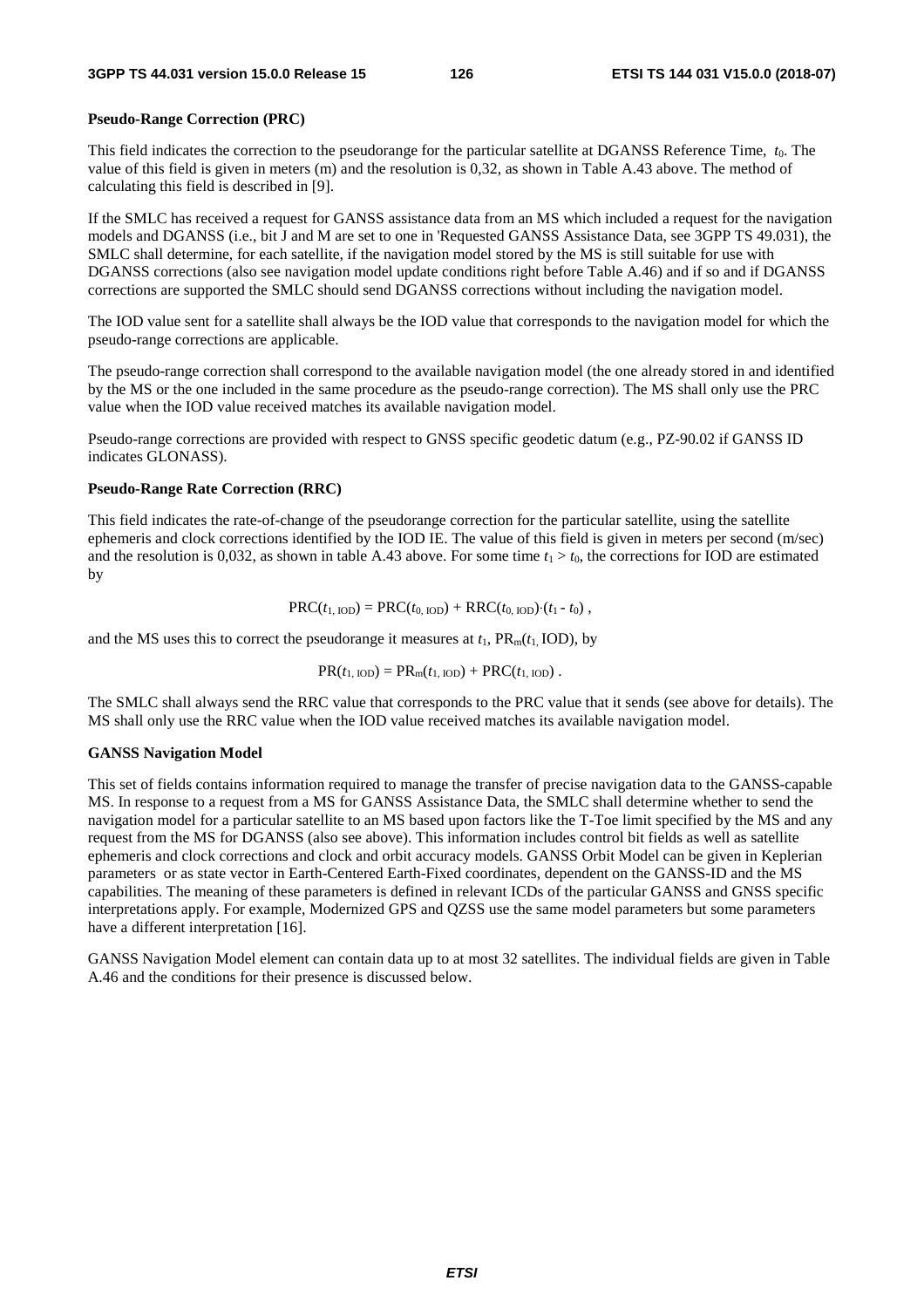**Pseudo-Range Correction (PRC)**

This field indicates the correction to the pseudorange for the particular satellite at DGANSS Reference Time, $t_0$. The value of this field is given in meters (m) and the resolution is 0,32, as shown in Table A.43 above. The method of calculating this field is described in [9].

If the SMLC has received a request for GANSS assistance data from an MS which included a request for the navigation models and DGANSS (i.e., bit J and M are set to one in 'Requested GANSS Assistance Data, see 3GPP TS 49.031), the SMLC shall determine, for each satellite, if the navigation model stored by the MS is still suitable for use with DGANSS corrections (also see navigation model update conditions right before Table A.46) and if so and if DGANSS corrections are supported the SMLC should send DGANSS corrections without including the navigation model.

The IOD value sent for a satellite shall always be the IOD value that corresponds to the navigation model for which the pseudo-range corrections are applicable.

The pseudo-range correction shall correspond to the available navigation model (the one already stored in and identified by the MS or the one included in the same procedure as the pseudo-range correction). The MS shall only use the PRC value when the IOD value received matches its available navigation model.

Pseudo-range corrections are provided with respect to GNSS specific geodetic datum (e.g., PZ-90.02 if GANSS ID indicates GLONASS).

**Pseudo-Range Rate Correction (RRC)**

This field indicates the rate-of-change of the pseudorange correction for the particular satellite, using the satellite ephemeris and clock corrections identified by the IOD IE. The value of this field is given in meters per second (m/sec) and the resolution is 0,032, as shown in table A.43 above. For some time $t_1 > t_0$, the corrections for IOD are estimated by

$$PRC(t_{1,\,IOD}) = PRC(t_{0,\,IOD}) + RRC(t_{0,\,IOD})\cdot(t_1 - t_0)\ ,$$

and the MS uses this to correct the pseudorange it measures at $t_1$, $PR_m(t_{1,}\,IOD)$, by

$$PR(t_{1,\,IOD}) = PR_m(t_{1,\,IOD}) + PRC(t_{1,\,IOD})\ .$$

The SMLC shall always send the RRC value that corresponds to the PRC value that it sends (see above for details). The MS shall only use the RRC value when the IOD value received matches its available navigation model.

**GANSS Navigation Model**

This set of fields contains information required to manage the transfer of precise navigation data to the GANSS-capable MS. In response to a request from a MS for GANSS Assistance Data, the SMLC shall determine whether to send the navigation model for a particular satellite to an MS based upon factors like the T-Toe limit specified by the MS and any request from the MS for DGANSS (also see above). This information includes control bit fields as well as satellite ephemeris and clock corrections and clock and orbit accuracy models. GANSS Orbit Model can be given in Keplerian parameters or as state vector in Earth-Centered Earth-Fixed coordinates, dependent on the GANSS-ID and the MS capabilities. The meaning of these parameters is defined in relevant ICDs of the particular GANSS and GNSS specific interpretations apply. For example, Modernized GPS and QZSS use the same model parameters but some parameters have a different interpretation [16].

GANSS Navigation Model element can contain data up to at most 32 satellites. The individual fields are given in Table A.46 and the conditions for their presence is discussed below.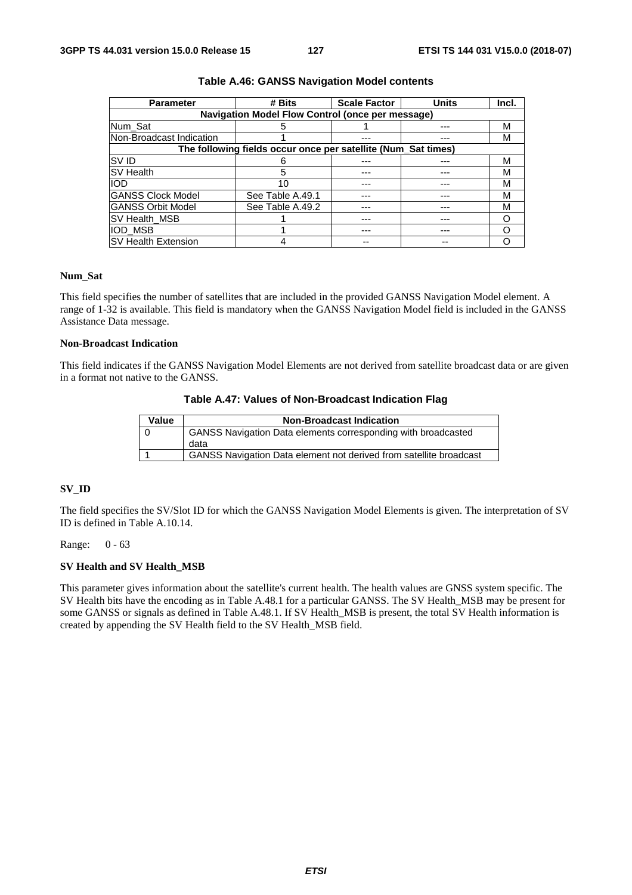**Table A.46: GANSS Navigation Model contents**

| Parameter | # Bits | Scale Factor | Units | Incl. |
|---|---|---|---|---|
| **Navigation Model Flow Control (once per message)** | | | | |
| Num_Sat | 5 | 1 | --- | M |
| Non-Broadcast Indication | 1 | --- | --- | M |
| **The following fields occur once per satellite (Num_Sat times)** | | | | |
| SV ID | 6 | --- | --- | M |
| SV Health | 5 | --- | --- | M |
| IOD | 10 | --- | --- | M |
| GANSS Clock Model | See Table A.49.1 | --- | --- | M |
| GANSS Orbit Model | See Table A.49.2 | --- | --- | M |
| SV Health_MSB | 1 | --- | --- | O |
| IOD_MSB | 1 | --- | --- | O |
| SV Health Extension | 4 | -- | -- | O |

**Num_Sat**

This field specifies the number of satellites that are included in the provided GANSS Navigation Model element. A range of 1-32 is available. This field is mandatory when the GANSS Navigation Model field is included in the GANSS Assistance Data message.

**Non-Broadcast Indication**

This field indicates if the GANSS Navigation Model Elements are not derived from satellite broadcast data or are given in a format not native to the GANSS.

**Table A.47: Values of Non-Broadcast Indication Flag**

| Value | Non-Broadcast Indication |
|---|---|
| 0 | GANSS Navigation Data elements corresponding with broadcasted data |
| 1 | GANSS Navigation Data element not derived from satellite broadcast |

**SV_ID**

The field specifies the SV/Slot ID for which the GANSS Navigation Model Elements is given. The interpretation of SV ID is defined in Table A.10.14.

Range: 0 - 63

**SV Health and SV Health_MSB**

This parameter gives information about the satellite's current health. The health values are GNSS system specific. The SV Health bits have the encoding as in Table A.48.1 for a particular GANSS. The SV Health_MSB may be present for some GANSS or signals as defined in Table A.48.1. If SV Health_MSB is present, the total SV Health information is created by appending the SV Health field to the SV Health_MSB field.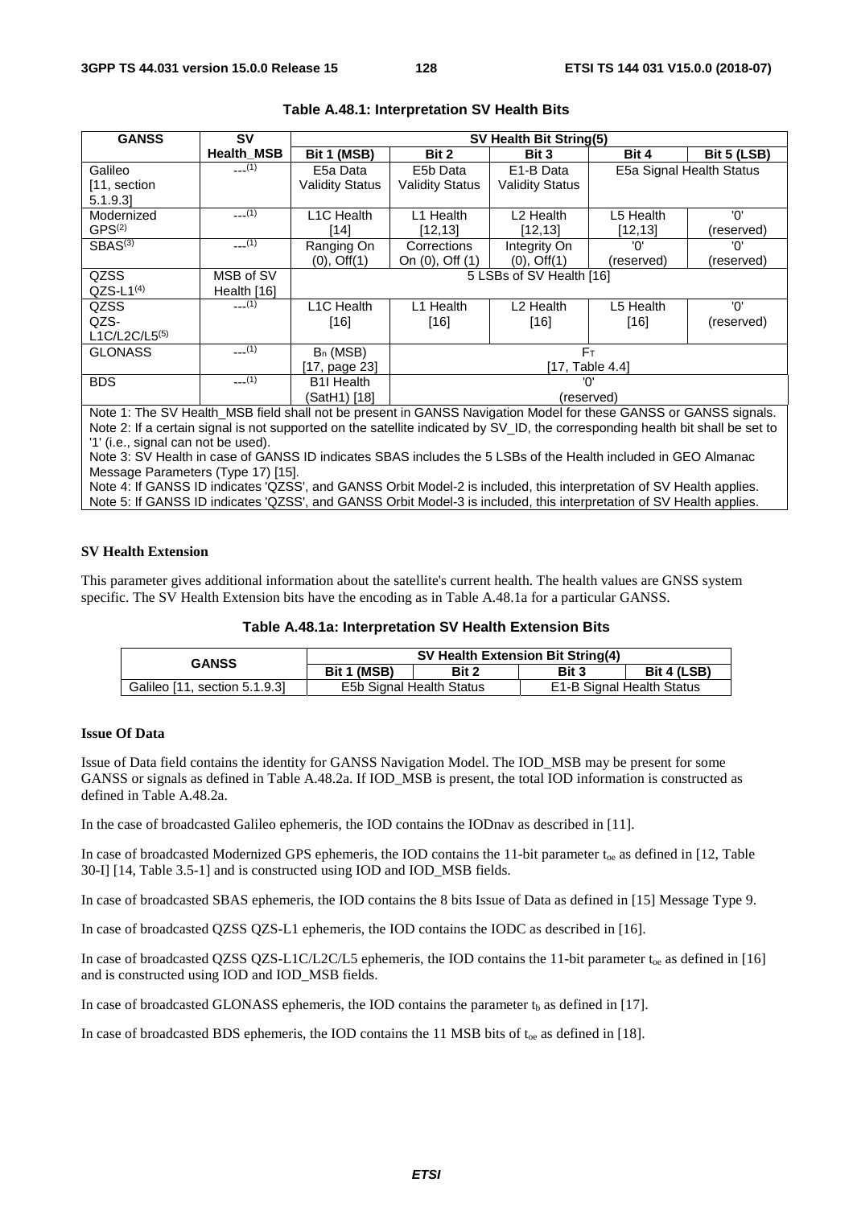**Table A.48.1: Interpretation SV Health Bits**

| GANSS | SV Health_MSB | SV Health Bit String(5) | | | | |
|---|---|---|---|---|---|---|
| | | Bit 1 (MSB) | Bit 2 | Bit 3 | Bit 4 | Bit 5 (LSB) |
| Galileo [11, section 5.1.9.3] | ---(1) | E5a Data Validity Status | E5b Data Validity Status | E1-B Data Validity Status | E5a Signal Health Status | |
| Modernized GPS(2) | ---(1) | L1C Health [14] | L1 Health [12,13] | L2 Health [12,13] | L5 Health [12,13] | '0' (reserved) |
| SBAS(3) | ---(1) | Ranging On (0), Off(1) | Corrections On (0), Off (1) | Integrity On (0), Off(1) | '0' (reserved) | '0' (reserved) |
| QZSS QZS-L1(4) | MSB of SV Health [16] | 5 LSBs of SV Health [16] | | | | |
| QZSS QZS-L1C/L2C/L5(5) | ---(1) | L1C Health [16] | L1 Health [16] | L2 Health [16] | L5 Health [16] | '0' (reserved) |
| GLONASS | ---(1) | $B_n$ (MSB) [17, page 23] | $F_T$ [17, Table 4.4] | | | |
| BDS | ---(1) | B1I Health (SatH1) [18] | '0' (reserved) | | | |

Note 1: The SV Health_MSB field shall not be present in GANSS Navigation Model for these GANSS or GANSS signals.
Note 2: If a certain signal is not supported on the satellite indicated by SV_ID, the corresponding health bit shall be set to '1' (i.e., signal can not be used).
Note 3: SV Health in case of GANSS ID indicates SBAS includes the 5 LSBs of the Health included in GEO Almanac Message Parameters (Type 17) [15].
Note 4: If GANSS ID indicates 'QZSS', and GANSS Orbit Model-2 is included, this interpretation of SV Health applies.
Note 5: If GANSS ID indicates 'QZSS', and GANSS Orbit Model-3 is included, this interpretation of SV Health applies.

**SV Health Extension**

This parameter gives additional information about the satellite's current health. The health values are GNSS system specific. The SV Health Extension bits have the encoding as in Table A.48.1a for a particular GANSS.

**Table A.48.1a: Interpretation SV Health Extension Bits**

| GANSS | SV Health Extension Bit String(4) | | | |
|---|---|---|---|---|
| | Bit 1 (MSB) | Bit 2 | Bit 3 | Bit 4 (LSB) |
| Galileo [11, section 5.1.9.3] | E5b Signal Health Status | | E1-B Signal Health Status | |

**Issue Of Data**

Issue of Data field contains the identity for GANSS Navigation Model. The IOD_MSB may be present for some GANSS or signals as defined in Table A.48.2a. If IOD_MSB is present, the total IOD information is constructed as defined in Table A.48.2a.

In the case of broadcasted Galileo ephemeris, the IOD contains the IODnav as described in [11].

In case of broadcasted Modernized GPS ephemeris, the IOD contains the 11-bit parameter $t_{oe}$ as defined in [12, Table 30-I] [14, Table 3.5-1] and is constructed using IOD and IOD_MSB fields.

In case of broadcasted SBAS ephemeris, the IOD contains the 8 bits Issue of Data as defined in [15] Message Type 9.

In case of broadcasted QZSS QZS-L1 ephemeris, the IOD contains the IODC as described in [16].

In case of broadcasted QZSS QZS-L1C/L2C/L5 ephemeris, the IOD contains the 11-bit parameter $t_{oe}$ as defined in [16] and is constructed using IOD and IOD_MSB fields.

In case of broadcasted GLONASS ephemeris, the IOD contains the parameter $t_b$ as defined in [17].

In case of broadcasted BDS ephemeris, the IOD contains the 11 MSB bits of $t_{oe}$ as defined in [18].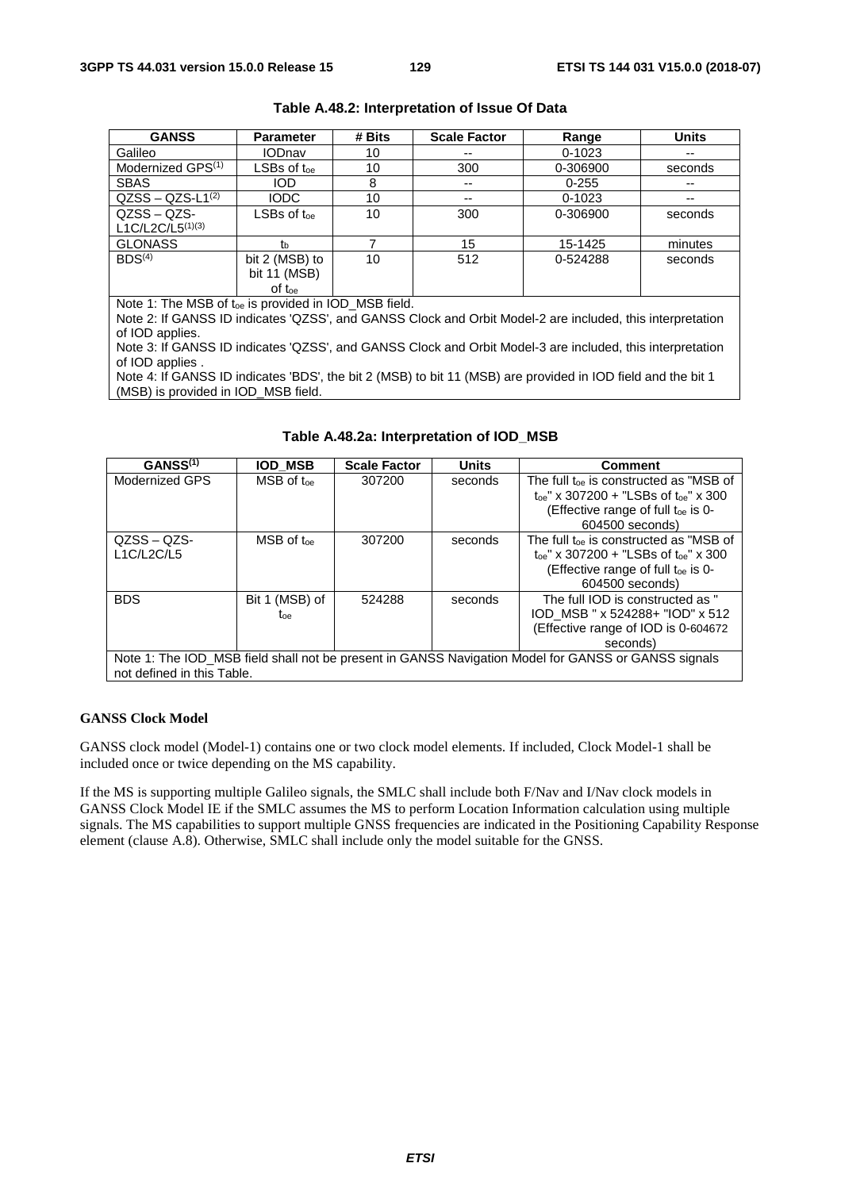**Table A.48.2: Interpretation of Issue Of Data**

| GANSS | Parameter | # Bits | Scale Factor | Range | Units |
|---|---|---|---|---|---|
| Galileo | IODnav | 10 | -- | 0-1023 | -- |
| Modernized GPS[(1)] | LSBs of $t_{oe}$ | 10 | 300 | 0-306900 | seconds |
| SBAS | IOD | 8 | -- | 0-255 | -- |
| QZSS – QZS-L1[(2)] | IODC | 10 | -- | 0-1023 | -- |
| QZSS – QZS-L1C/L2C/L5[(1)(3)] | LSBs of $t_{oe}$ | 10 | 300 | 0-306900 | seconds |
| GLONASS | $t_b$ | 7 | 15 | 15-1425 | minutes |
| BDS[(4)] | bit 2 (MSB) to bit 11 (MSB) of $t_{oe}$ | 10 | 512 | 0-524288 | seconds |

Note 1: The MSB of $t_{oe}$ is provided in IOD_MSB field.
Note 2: If GANSS ID indicates 'QZSS', and GANSS Clock and Orbit Model-2 are included, this interpretation of IOD applies.
Note 3: If GANSS ID indicates 'QZSS', and GANSS Clock and Orbit Model-3 are included, this interpretation of IOD applies .
Note 4: If GANSS ID indicates 'BDS', the bit 2 (MSB) to bit 11 (MSB) are provided in IOD field and the bit 1 (MSB) is provided in IOD_MSB field.

**Table A.48.2a: Interpretation of IOD_MSB**

| GANSS[(1)] | IOD_MSB | Scale Factor | Units | Comment |
|---|---|---|---|---|
| Modernized GPS | MSB of $t_{oe}$ | 307200 | seconds | The full $t_{oe}$ is constructed as "MSB of $t_{oe}$" x 307200 + "LSBs of $t_{oe}$" x 300 (Effective range of full $t_{oe}$ is 0-604500 seconds) |
| QZSS – QZS-L1C/L2C/L5 | MSB of $t_{oe}$ | 307200 | seconds | The full $t_{oe}$ is constructed as "MSB of $t_{oe}$" x 307200 + "LSBs of $t_{oe}$" x 300 (Effective range of full $t_{oe}$ is 0-604500 seconds) |
| BDS | Bit 1 (MSB) of $t_{oe}$ | 524288 | seconds | The full IOD is constructed as " IOD_MSB " x 524288+ "IOD" x 512 (Effective range of IOD is 0-604672 seconds) |

Note 1: The IOD_MSB field shall not be present in GANSS Navigation Model for GANSS or GANSS signals not defined in this Table.

**GANSS Clock Model**

GANSS clock model (Model-1) contains one or two clock model elements. If included, Clock Model-1 shall be included once or twice depending on the MS capability.

If the MS is supporting multiple Galileo signals, the SMLC shall include both F/Nav and I/Nav clock models in GANSS Clock Model IE if the SMLC assumes the MS to perform Location Information calculation using multiple signals. The MS capabilities to support multiple GNSS frequencies are indicated in the Positioning Capability Response element (clause A.8). Otherwise, SMLC shall include only the model suitable for the GNSS.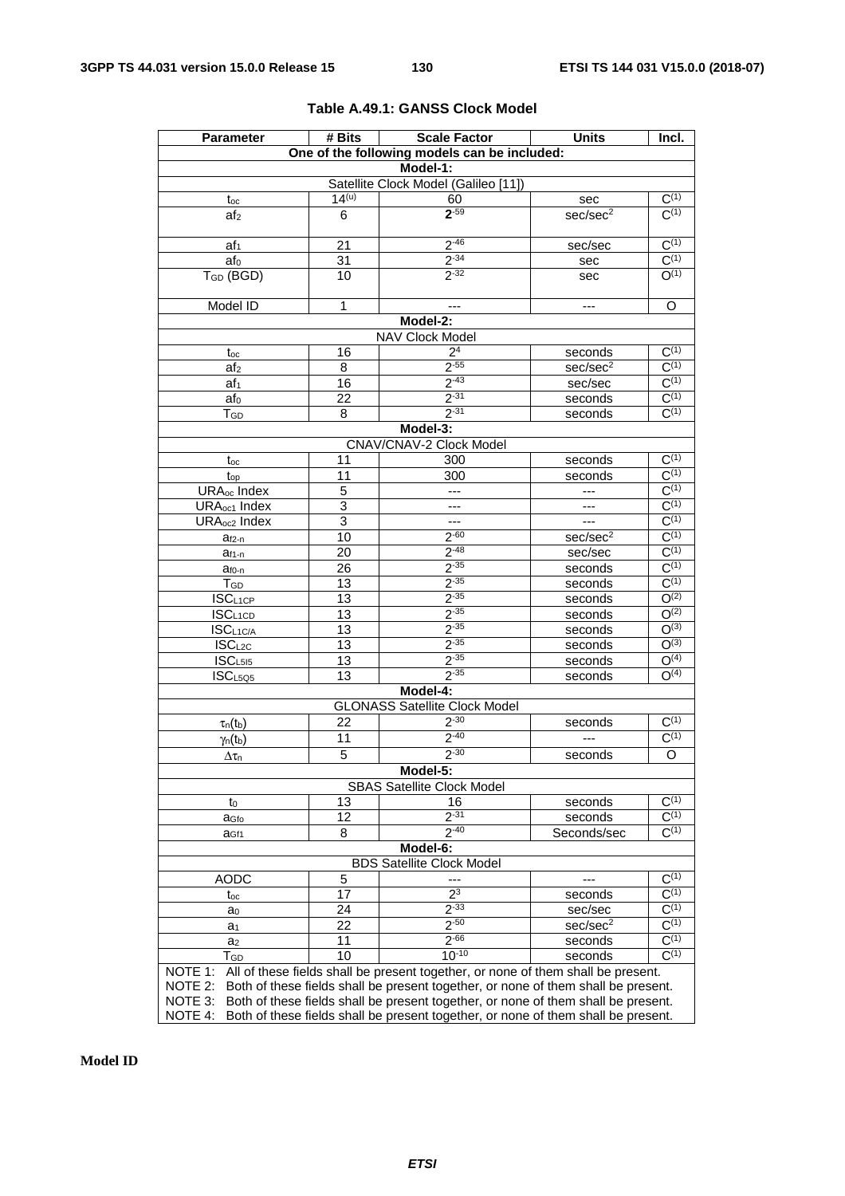**Table A.49.1: GANSS Clock Model**

| Parameter | # Bits | Scale Factor | Units | Incl. |
|---|---|---|---|---|
| One of the following models can be included: | | | | |
| **Model-1:** | | | | |
| Satellite Clock Model (Galileo [11]) | | | | |
| $t_{oc}$ | $14^{(u)}$ | 60 | sec | $C^{(1)}$ |
| $af_2$ | 6 | $2^{-59}$ | $sec/sec^2$ | $C^{(1)}$ |
| $af_1$ | 21 | $2^{-46}$ | sec/sec | $C^{(1)}$ |
| $af_0$ | 31 | $2^{-34}$ | sec | $C^{(1)}$ |
| $T_{GD}$ (BGD) | 10 | $2^{-32}$ | sec | $O^{(1)}$ |
| Model ID | 1 | --- | --- | O |
| **Model-2:** | | | | |
| NAV Clock Model | | | | |
| $t_{oc}$ | 16 | $2^4$ | seconds | $C^{(1)}$ |
| $af_2$ | 8 | $2^{-55}$ | $sec/sec^2$ | $C^{(1)}$ |
| $af_1$ | 16 | $2^{-43}$ | sec/sec | $C^{(1)}$ |
| $af_0$ | 22 | $2^{-31}$ | seconds | $C^{(1)}$ |
| $T_{GD}$ | 8 | $2^{-31}$ | seconds | $C^{(1)}$ |
| **Model-3:** | | | | |
| CNAV/CNAV-2 Clock Model | | | | |
| $t_{oc}$ | 11 | 300 | seconds | $C^{(1)}$ |
| $t_{op}$ | 11 | 300 | seconds | $C^{(1)}$ |
| $URA_{oc}$ Index | 5 | --- | --- | $C^{(1)}$ |
| $URA_{oc1}$ Index | 3 | --- | --- | $C^{(1)}$ |
| $URA_{oc2}$ Index | 3 | --- | --- | $C^{(1)}$ |
| $a_{f2-n}$ | 10 | $2^{-60}$ | $sec/sec^2$ | $C^{(1)}$ |
| $a_{f1-n}$ | 20 | $2^{-48}$ | sec/sec | $C^{(1)}$ |
| $a_{f0-n}$ | 26 | $2^{-35}$ | seconds | $C^{(1)}$ |
| $T_{GD}$ | 13 | $2^{-35}$ | seconds | $C^{(1)}$ |
| $ISC_{L1CP}$ | 13 | $2^{-35}$ | seconds | $O^{(2)}$ |
| $ISC_{L1CD}$ | 13 | $2^{-35}$ | seconds | $O^{(2)}$ |
| $ISC_{L1C/A}$ | 13 | $2^{-35}$ | seconds | $O^{(3)}$ |
| $ISC_{L2C}$ | 13 | $2^{-35}$ | seconds | $O^{(3)}$ |
| $ISC_{L5I5}$ | 13 | $2^{-35}$ | seconds | $O^{(4)}$ |
| $ISC_{L5Q5}$ | 13 | $2^{-35}$ | seconds | $O^{(4)}$ |
| **Model-4:** | | | | |
| GLONASS Satellite Clock Model | | | | |
| $\tau_n(t_b)$ | 22 | $2^{-30}$ | seconds | $C^{(1)}$ |
| $\gamma_n(t_b)$ | 11 | $2^{-40}$ | --- | $C^{(1)}$ |
| $\Delta\tau_n$ | 5 | $2^{-30}$ | seconds | O |
| **Model-5:** | | | | |
| SBAS Satellite Clock Model | | | | |
| $t_0$ | 13 | 16 | seconds | $C^{(1)}$ |
| $a_{Gfo}$ | 12 | $2^{-31}$ | seconds | $C^{(1)}$ |
| $a_{Gf1}$ | 8 | $2^{-40}$ | Seconds/sec | $C^{(1)}$ |
| **Model-6:** | | | | |
| BDS Satellite Clock Model | | | | |
| AODC | 5 | --- | --- | $C^{(1)}$ |
| $t_{oc}$ | 17 | $2^3$ | seconds | $C^{(1)}$ |
| $a_0$ | 24 | $2^{-33}$ | sec/sec | $C^{(1)}$ |
| $a_1$ | 22 | $2^{-50}$ | $sec/sec^2$ | $C^{(1)}$ |
| $a_2$ | 11 | $2^{-66}$ | seconds | $C^{(1)}$ |
| $T_{GD}$ | 10 | $10^{-10}$ | seconds | $C^{(1)}$ |

NOTE 1: All of these fields shall be present together, or none of them shall be present.
NOTE 2: Both of these fields shall be present together, or none of them shall be present.
NOTE 3: Both of these fields shall be present together, or none of them shall be present.
NOTE 4: Both of these fields shall be present together, or none of them shall be present.

**Model ID**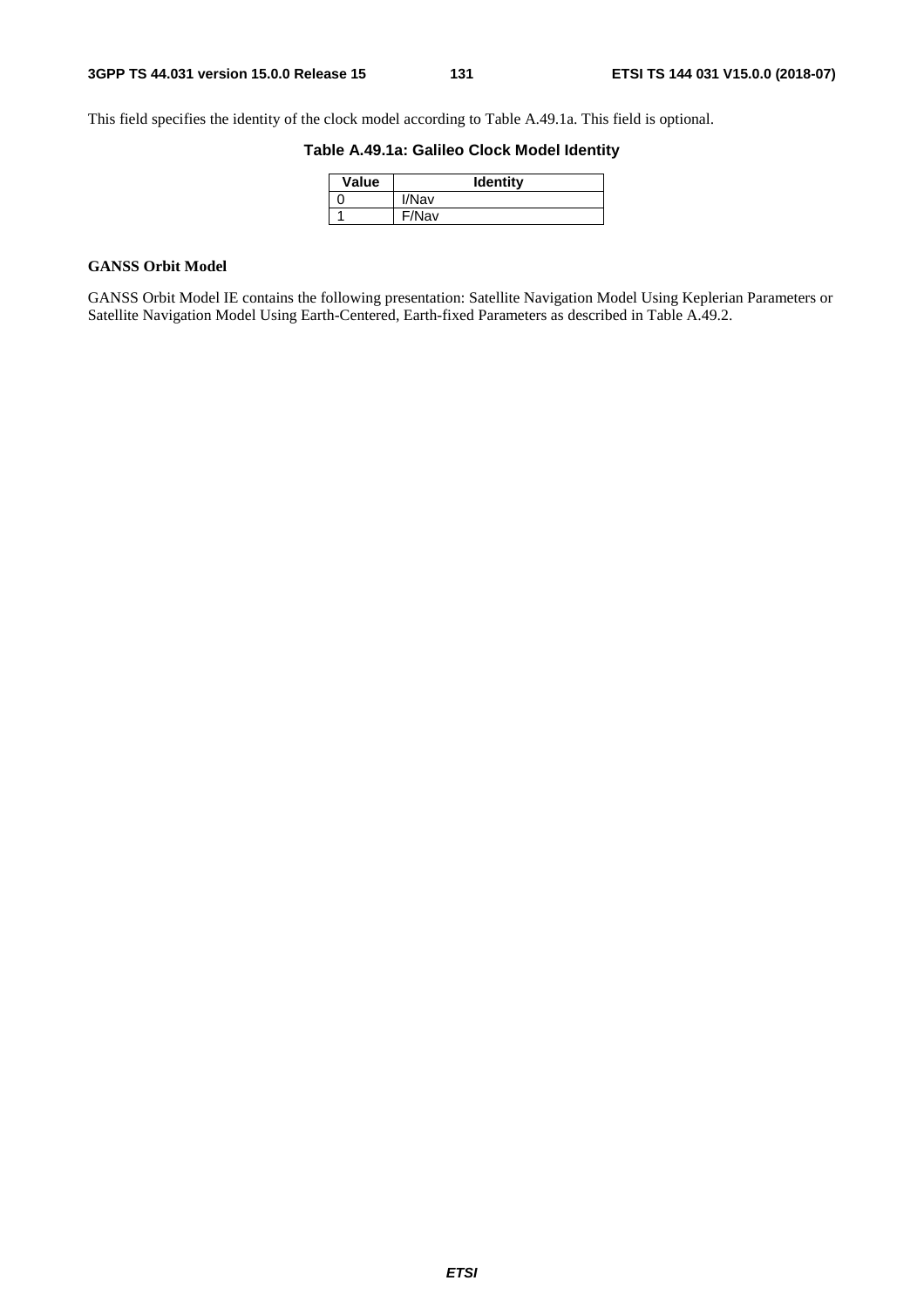This field specifies the identity of the clock model according to Table A.49.1a. This field is optional.

**Table A.49.1a: Galileo Clock Model Identity**

| Value | Identity |
|---|---|
| 0 | I/Nav |
| 1 | F/Nav |

**GANSS Orbit Model**

GANSS Orbit Model IE contains the following presentation: Satellite Navigation Model Using Keplerian Parameters or Satellite Navigation Model Using Earth-Centered, Earth-fixed Parameters as described in Table A.49.2.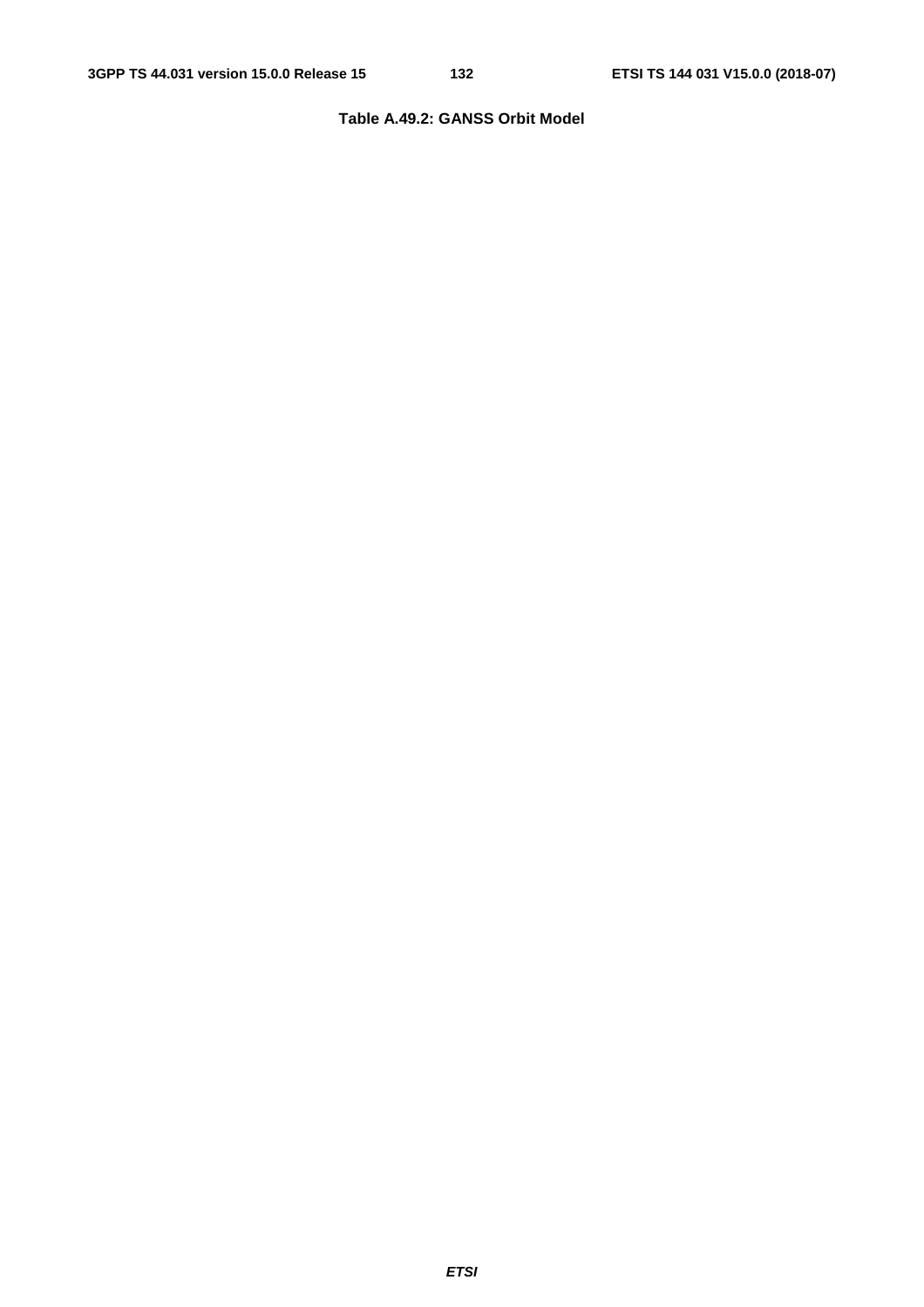**Table A.49.2: GANSS Orbit Model**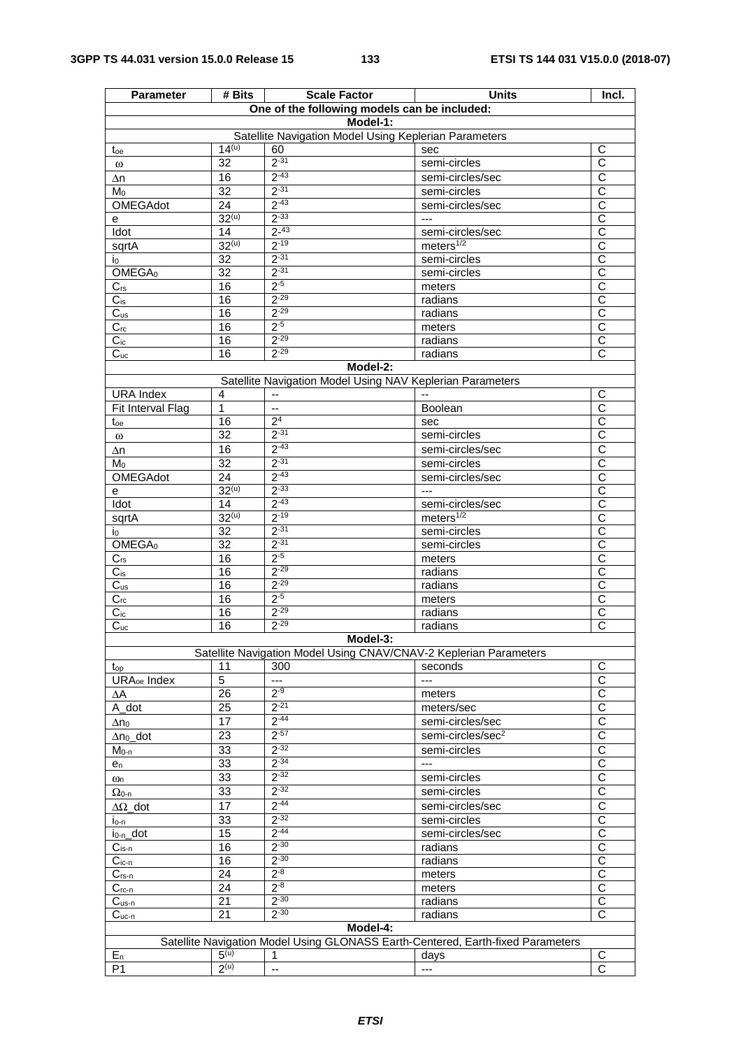| Parameter | # Bits | Scale Factor | Units | Incl. |
|---|---|---|---|---|
| One of the following models can be included: | | | | |
| **Model-1:** | | | | |
| Satellite Navigation Model Using Keplerian Parameters | | | | |
| $t_{oe}$ | 14^(u)^ | 60 | sec | C |
| $\omega$ | 32 | $2^{-31}$ | semi-circles | C |
| $\Delta n$ | 16 | $2^{-43}$ | semi-circles/sec | C |
| $M_0$ | 32 | $2^{-31}$ | semi-circles | C |
| OMEGAdot | 24 | $2^{-43}$ | semi-circles/sec | C |
| e | 32^(u)^ | $2^{-33}$ | --- | C |
| Idot | 14 | $2^{-43}$ | semi-circles/sec | C |
| sqrtA | 32^(u)^ | $2^{-19}$ | $meters^{1/2}$ | C |
| $i_0$ | 32 | $2^{-31}$ | semi-circles | C |
| $OMEGA_0$ | 32 | $2^{-31}$ | semi-circles | C |
| $C_{rs}$ | 16 | $2^{-5}$ | meters | C |
| $C_{is}$ | 16 | $2^{-29}$ | radians | C |
| $C_{us}$ | 16 | $2^{-29}$ | radians | C |
| $C_{rc}$ | 16 | $2^{-5}$ | meters | C |
| $C_{ic}$ | 16 | $2^{-29}$ | radians | C |
| $C_{uc}$ | 16 | $2^{-29}$ | radians | C |
| **Model-2:** | | | | |
| Satellite Navigation Model Using NAV Keplerian Parameters | | | | |
| URA Index | 4 | -- | -- | C |
| Fit Interval Flag | 1 | -- | Boolean | C |
| $t_{oe}$ | 16 | $2^{4}$ | sec | C |
| $\omega$ | 32 | $2^{-31}$ | semi-circles | C |
| $\Delta n$ | 16 | $2^{-43}$ | semi-circles/sec | C |
| $M_0$ | 32 | $2^{-31}$ | semi-circles | C |
| OMEGAdot | 24 | $2^{-43}$ | semi-circles/sec | C |
| e | 32^(u)^ | $2^{-33}$ | --- | C |
| Idot | 14 | $2^{-43}$ | semi-circles/sec | C |
| sqrtA | 32^(u)^ | $2^{-19}$ | $meters^{1/2}$ | C |
| $i_0$ | 32 | $2^{-31}$ | semi-circles | C |
| $OMEGA_0$ | 32 | $2^{-31}$ | semi-circles | C |
| $C_{rs}$ | 16 | $2^{-5}$ | meters | C |
| $C_{is}$ | 16 | $2^{-29}$ | radians | C |
| $C_{us}$ | 16 | $2^{-29}$ | radians | C |
| $C_{rc}$ | 16 | $2^{-5}$ | meters | C |
| $C_{ic}$ | 16 | $2^{-29}$ | radians | C |
| $C_{uc}$ | 16 | $2^{-29}$ | radians | C |
| **Model-3:** | | | | |
| Satellite Navigation Model Using CNAV/CNAV-2 Keplerian Parameters | | | | |
| $t_{op}$ | 11 | 300 | seconds | C |
| $URA_{oe}$ Index | 5 | --- | --- | C |
| $\Delta A$ | 26 | $2^{-9}$ | meters | C |
| A_dot | 25 | $2^{-21}$ | meters/sec | C |
| $\Delta n_0$ | 17 | $2^{-44}$ | semi-circles/sec | C |
| $\Delta n_0$_dot | 23 | $2^{-57}$ | semi-circles/$sec^2$ | C |
| $M_{0-n}$ | 33 | $2^{-32}$ | semi-circles | C |
| $e_n$ | 33 | $2^{-34}$ | --- | C |
| $\omega_n$ | 33 | $2^{-32}$ | semi-circles | C |
| $\Omega_{0-n}$ | 33 | $2^{-32}$ | semi-circles | C |
| $\Delta\Omega$_dot | 17 | $2^{-44}$ | semi-circles/sec | C |
| $i_{o-n}$ | 33 | $2^{-32}$ | semi-circles | C |
| $i_{0-n}$_dot | 15 | $2^{-44}$ | semi-circles/sec | C |
| $C_{is-n}$ | 16 | $2^{-30}$ | radians | C |
| $C_{ic-n}$ | 16 | $2^{-30}$ | radians | C |
| $C_{rs-n}$ | 24 | $2^{-8}$ | meters | C |
| $C_{rc-n}$ | 24 | $2^{-8}$ | meters | C |
| $C_{us-n}$ | 21 | $2^{-30}$ | radians | C |
| $C_{uc-n}$ | 21 | $2^{-30}$ | radians | C |
| **Model-4:** | | | | |
| Satellite Navigation Model Using GLONASS Earth-Centered, Earth-fixed Parameters | | | | |
| $E_n$ | 5^(u)^ | 1 | days | C |
| P1 | 2^(u)^ | -- | --- | C |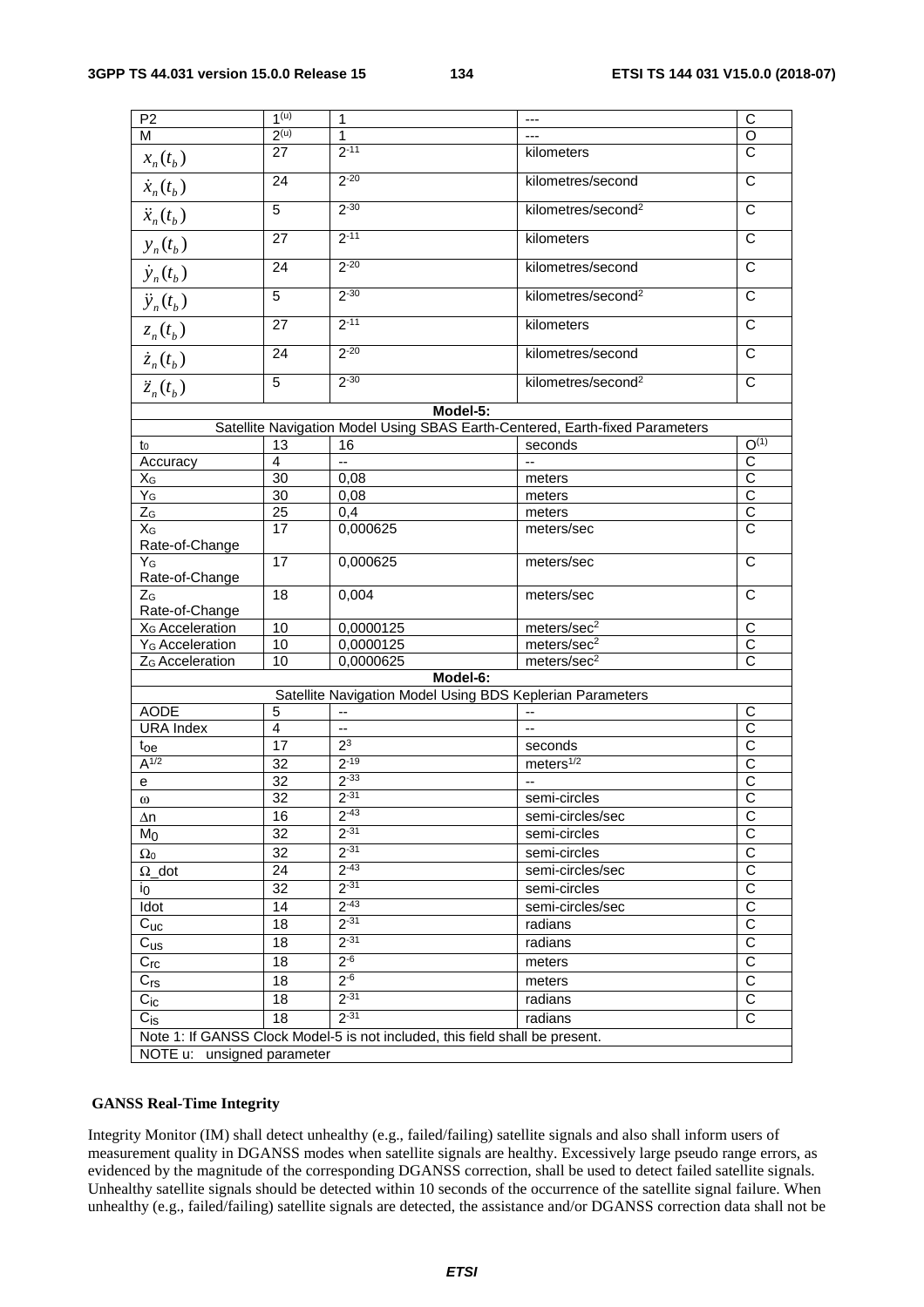| | | | | |
|---|---|---|---|---|
| P2 | $1^{(u)}$ | 1 | --- | C |
| M | $2^{(u)}$ | 1 | --- | O |
| $x_n(t_b)$ | 27 | $2^{-11}$ | kilometers | C |
| $\dot{x}_n(t_b)$ | 24 | $2^{-20}$ | kilometres/second | C |
| $\ddot{x}_n(t_b)$ | 5 | $2^{-30}$ | kilometres/second$^2$ | C |
| $y_n(t_b)$ | 27 | $2^{-11}$ | kilometers | C |
| $\dot{y}_n(t_b)$ | 24 | $2^{-20}$ | kilometres/second | C |
| $\ddot{y}_n(t_b)$ | 5 | $2^{-30}$ | kilometres/second$^2$ | C |
| $z_n(t_b)$ | 27 | $2^{-11}$ | kilometers | C |
| $\dot{z}_n(t_b)$ | 24 | $2^{-20}$ | kilometres/second | C |
| $\ddot{z}_n(t_b)$ | 5 | $2^{-30}$ | kilometres/second$^2$ | C |
| **Model-5:** Satellite Navigation Model Using SBAS Earth-Centered, Earth-fixed Parameters | | | | |
| $t_0$ | 13 | 16 | seconds | $O^{(1)}$ |
| Accuracy | 4 | -- | -- | C |
| $X_G$ | 30 | 0,08 | meters | C |
| $Y_G$ | 30 | 0,08 | meters | C |
| $Z_G$ | 25 | 0,4 | meters | C |
| $X_G$ Rate-of-Change | 17 | 0,000625 | meters/sec | C |
| $Y_G$ Rate-of-Change | 17 | 0,000625 | meters/sec | C |
| $Z_G$ Rate-of-Change | 18 | 0,004 | meters/sec | C |
| $X_G$ Acceleration | 10 | 0,0000125 | meters/sec$^2$ | C |
| $Y_G$ Acceleration | 10 | 0,0000125 | meters/sec$^2$ | C |
| $Z_G$ Acceleration | 10 | 0,0000625 | meters/sec$^2$ | C |
| **Model-6:** Satellite Navigation Model Using BDS Keplerian Parameters | | | | |
| AODE | 5 | -- | -- | C |
| URA Index | 4 | -- | -- | C |
| $t_{oe}$ | 17 | $2^3$ | seconds | C |
| $A^{1/2}$ | 32 | $2^{-19}$ | meters$^{1/2}$ | C |
| e | 32 | $2^{-33}$ | -- | C |
| ω | 32 | $2^{-31}$ | semi-circles | C |
| Δn | 16 | $2^{-43}$ | semi-circles/sec | C |
| $M_0$ | 32 | $2^{-31}$ | semi-circles | C |
| $\Omega_0$ | 32 | $2^{-31}$ | semi-circles | C |
| Ω_dot | 24 | $2^{-43}$ | semi-circles/sec | C |
| $i_0$ | 32 | $2^{-31}$ | semi-circles | C |
| Idot | 14 | $2^{-43}$ | semi-circles/sec | C |
| $C_{uc}$ | 18 | $2^{-31}$ | radians | C |
| $C_{us}$ | 18 | $2^{-31}$ | radians | C |
| $C_{rc}$ | 18 | $2^{-6}$ | meters | C |
| $C_{rs}$ | 18 | $2^{-6}$ | meters | C |
| $C_{ic}$ | 18 | $2^{-31}$ | radians | C |
| $C_{is}$ | 18 | $2^{-31}$ | radians | C |
| Note 1: If GANSS Clock Model-5 is not included, this field shall be present. | | | | |
| NOTE u: unsigned parameter | | | | |

**GANSS Real-Time Integrity**

Integrity Monitor (IM) shall detect unhealthy (e.g., failed/failing) satellite signals and also shall inform users of measurement quality in DGANSS modes when satellite signals are healthy. Excessively large pseudo range errors, as evidenced by the magnitude of the corresponding DGANSS correction, shall be used to detect failed satellite signals. Unhealthy satellite signals should be detected within 10 seconds of the occurrence of the satellite signal failure. When unhealthy (e.g., failed/failing) satellite signals are detected, the assistance and/or DGANSS correction data shall not be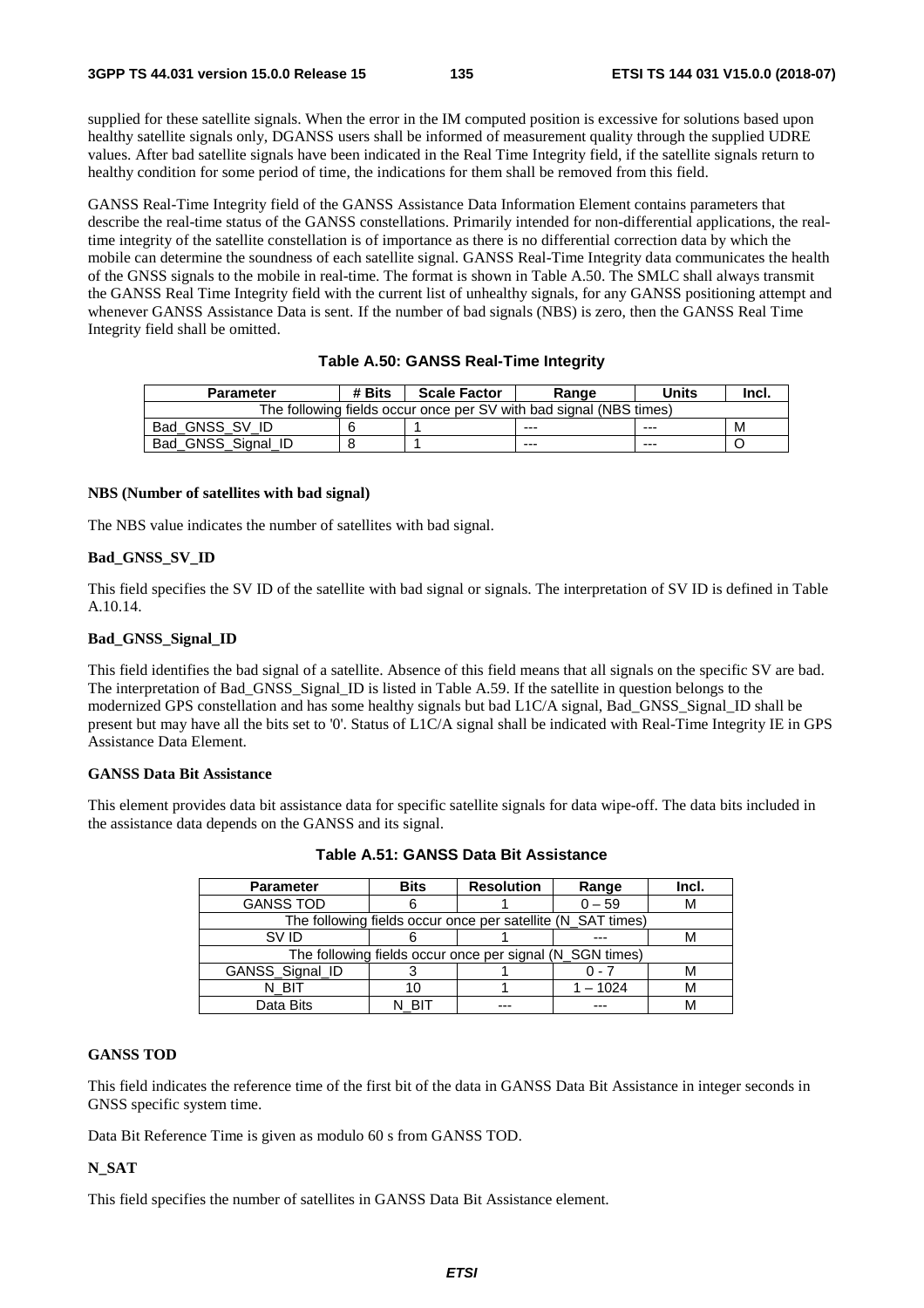supplied for these satellite signals. When the error in the IM computed position is excessive for solutions based upon healthy satellite signals only, DGANSS users shall be informed of measurement quality through the supplied UDRE values. After bad satellite signals have been indicated in the Real Time Integrity field, if the satellite signals return to healthy condition for some period of time, the indications for them shall be removed from this field.

GANSS Real-Time Integrity field of the GANSS Assistance Data Information Element contains parameters that describe the real-time status of the GANSS constellations. Primarily intended for non-differential applications, the real-time integrity of the satellite constellation is of importance as there is no differential correction data by which the mobile can determine the soundness of each satellite signal. GANSS Real-Time Integrity data communicates the health of the GNSS signals to the mobile in real-time. The format is shown in Table A.50. The SMLC shall always transmit the GANSS Real Time Integrity field with the current list of unhealthy signals, for any GANSS positioning attempt and whenever GANSS Assistance Data is sent. If the number of bad signals (NBS) is zero, then the GANSS Real Time Integrity field shall be omitted.

**Table A.50: GANSS Real-Time Integrity**

| Parameter | # Bits | Scale Factor | Range | Units | Incl. |
|---|---|---|---|---|---|
| The following fields occur once per SV with bad signal (NBS times) | | | | | |
| Bad_GNSS_SV_ID | 6 | 1 | --- | --- | M |
| Bad_GNSS_Signal_ID | 8 | 1 | --- | --- | O |

#### NBS (Number of satellites with bad signal)

The NBS value indicates the number of satellites with bad signal.

#### Bad_GNSS_SV_ID

This field specifies the SV ID of the satellite with bad signal or signals. The interpretation of SV ID is defined in Table A.10.14.

#### Bad_GNSS_Signal_ID

This field identifies the bad signal of a satellite. Absence of this field means that all signals on the specific SV are bad. The interpretation of Bad_GNSS_Signal_ID is listed in Table A.59. If the satellite in question belongs to the modernized GPS constellation and has some healthy signals but bad L1C/A signal, Bad_GNSS_Signal_ID shall be present but may have all the bits set to '0'. Status of L1C/A signal shall be indicated with Real-Time Integrity IE in GPS Assistance Data Element.

#### GANSS Data Bit Assistance

This element provides data bit assistance data for specific satellite signals for data wipe-off. The data bits included in the assistance data depends on the GANSS and its signal.

**Table A.51: GANSS Data Bit Assistance**

| Parameter | Bits | Resolution | Range | Incl. |
|---|---|---|---|---|
| GANSS TOD | 6 | 1 | 0 – 59 | M |
| The following fields occur once per satellite (N_SAT times) | | | | |
| SV ID | 6 | 1 | --- | M |
| The following fields occur once per signal (N_SGN times) | | | | |
| GANSS_Signal_ID | 3 | 1 | 0 - 7 | M |
| N_BIT | 10 | 1 | 1 – 1024 | M |
| Data Bits | N_BIT | --- | --- | M |

#### GANSS TOD

This field indicates the reference time of the first bit of the data in GANSS Data Bit Assistance in integer seconds in GNSS specific system time.

Data Bit Reference Time is given as modulo 60 s from GANSS TOD.

#### N_SAT

This field specifies the number of satellites in GANSS Data Bit Assistance element.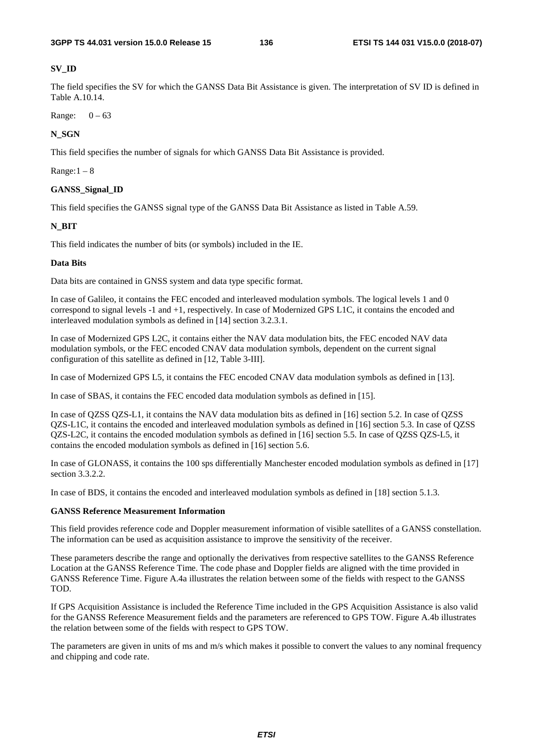**SV_ID**

The field specifies the SV for which the GANSS Data Bit Assistance is given. The interpretation of SV ID is defined in Table A.10.14.

Range: 0 – 63

**N_SGN**

This field specifies the number of signals for which GANSS Data Bit Assistance is provided.

Range:1 – 8

**GANSS_Signal_ID**

This field specifies the GANSS signal type of the GANSS Data Bit Assistance as listed in Table A.59.

**N_BIT**

This field indicates the number of bits (or symbols) included in the IE.

**Data Bits**

Data bits are contained in GNSS system and data type specific format.

In case of Galileo, it contains the FEC encoded and interleaved modulation symbols. The logical levels 1 and 0 correspond to signal levels -1 and +1, respectively. In case of Modernized GPS L1C, it contains the encoded and interleaved modulation symbols as defined in [14] section 3.2.3.1.

In case of Modernized GPS L2C, it contains either the NAV data modulation bits, the FEC encoded NAV data modulation symbols, or the FEC encoded CNAV data modulation symbols, dependent on the current signal configuration of this satellite as defined in [12, Table 3-III].

In case of Modernized GPS L5, it contains the FEC encoded CNAV data modulation symbols as defined in [13].

In case of SBAS, it contains the FEC encoded data modulation symbols as defined in [15].

In case of QZSS QZS-L1, it contains the NAV data modulation bits as defined in [16] section 5.2. In case of QZSS QZS-L1C, it contains the encoded and interleaved modulation symbols as defined in [16] section 5.3. In case of QZSS QZS-L2C, it contains the encoded modulation symbols as defined in [16] section 5.5. In case of QZSS QZS-L5, it contains the encoded modulation symbols as defined in [16] section 5.6.

In case of GLONASS, it contains the 100 sps differentially Manchester encoded modulation symbols as defined in [17] section 3.3.2.2.

In case of BDS, it contains the encoded and interleaved modulation symbols as defined in [18] section 5.1.3.

**GANSS Reference Measurement Information**

This field provides reference code and Doppler measurement information of visible satellites of a GANSS constellation. The information can be used as acquisition assistance to improve the sensitivity of the receiver.

These parameters describe the range and optionally the derivatives from respective satellites to the GANSS Reference Location at the GANSS Reference Time. The code phase and Doppler fields are aligned with the time provided in GANSS Reference Time. Figure A.4a illustrates the relation between some of the fields with respect to the GANSS TOD.

If GPS Acquisition Assistance is included the Reference Time included in the GPS Acquisition Assistance is also valid for the GANSS Reference Measurement fields and the parameters are referenced to GPS TOW. Figure A.4b illustrates the relation between some of the fields with respect to GPS TOW.

The parameters are given in units of ms and m/s which makes it possible to convert the values to any nominal frequency and chipping and code rate.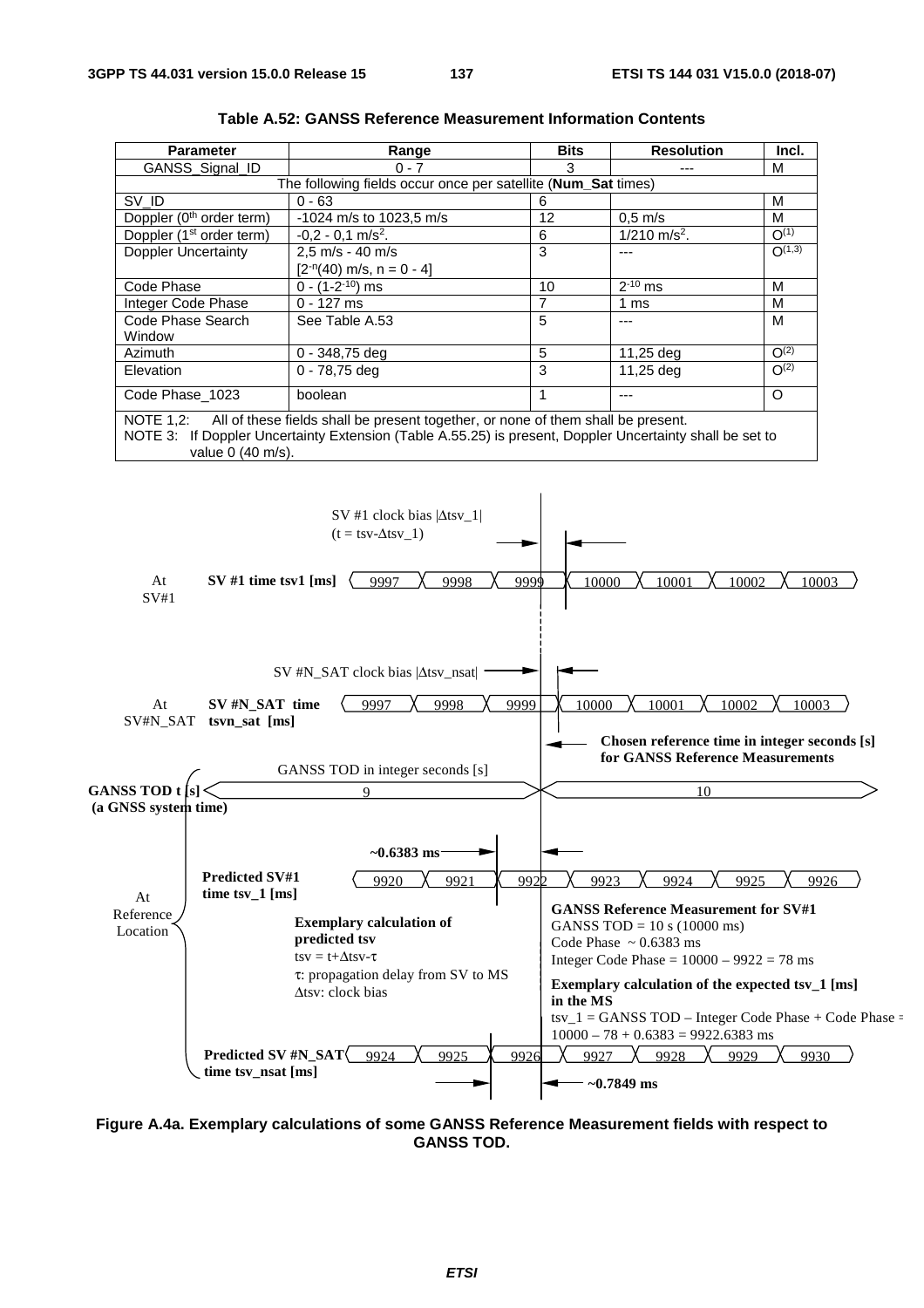**Table A.52: GANSS Reference Measurement Information Contents**

| Parameter | Range | Bits | Resolution | Incl. |
|---|---|---|---|---|
| GANSS_Signal_ID | 0 - 7 | 3 | --- | M |
| The following fields occur once per satellite (**Num_Sat** times) | | | | |
| SV_ID | 0 - 63 | 6 | | M |
| Doppler (0[th] order term) | -1024 m/s to 1023,5 m/s | 12 | 0,5 m/s | M |
| Doppler (1[st] order term) | -0,2 - 0,1 m/s$^2$. | 6 | 1/210 m/s$^2$. | O[(1)] |
| Doppler Uncertainty | 2,5 m/s - 40 m/s [$2^{-n}$(40) m/s, n = 0 - 4] | 3 | --- | O[(1,3)] |
| Code Phase | 0 - (1-$2^{-10}$) ms | 10 | $2^{-10}$ ms | M |
| Integer Code Phase | 0 - 127 ms | 7 | 1 ms | M |
| Code Phase Search Window | See Table A.53 | 5 | --- | M |
| Azimuth | 0 - 348,75 deg | 5 | 11,25 deg | O[(2)] |
| Elevation | 0 - 78,75 deg | 3 | 11,25 deg | O[(2)] |
| Code Phase_1023 | boolean | 1 | --- | O |

NOTE 1,2: All of these fields shall be present together, or none of them shall be present.
NOTE 3: If Doppler Uncertainty Extension (Table A.55.25) is present, Doppler Uncertainty shall be set to value 0 (40 m/s).

SV #1 clock bias |Δtsv_1|
(t = tsv-Δtsv_1)

At SV#1

SV #1 time tsv1 [ms]

9997 9998 9999 10000 10001 10002 10003

SV #N_SAT clock bias |Δtsv_nsat|

At SV#N_SAT

SV #N_SAT time tsvn_sat [ms]

9997 9998 9999 10000 10001 10002 10003

Chosen reference time in integer seconds [s] for GANSS Reference Measurements

GANSS TOD in integer seconds [s]

GANSS TOD t [s] (a GNSS system time)

9 10

~0.6383 ms

Predicted SV#1 time tsv_1 [ms]

9920 9921 9922 9923 9924 9925 9926

At Reference Location

Exemplary calculation of predicted tsv
tsv = t+Δtsv-τ
τ: propagation delay from SV to MS
Δtsv: clock bias

GANSS Reference Measurement for SV#1
GANSS TOD = 10 s (10000 ms)
Code Phase ~ 0.6383 ms
Integer Code Phase = 10000 – 9922 = 78 ms

Exemplary calculation of the expected tsv_1 [ms] in the MS
tsv_1 = GANSS TOD – Integer Code Phase + Code Phase = 10000 – 78 + 0.6383 = 9922.6383 ms

Predicted SV #N_SAT time tsv_nsat [ms]

9924 9925 9926 9927 9928 9929 9930

~0.7849 ms

**Figure A.4a. Exemplary calculations of some GANSS Reference Measurement fields with respect to GANSS TOD.**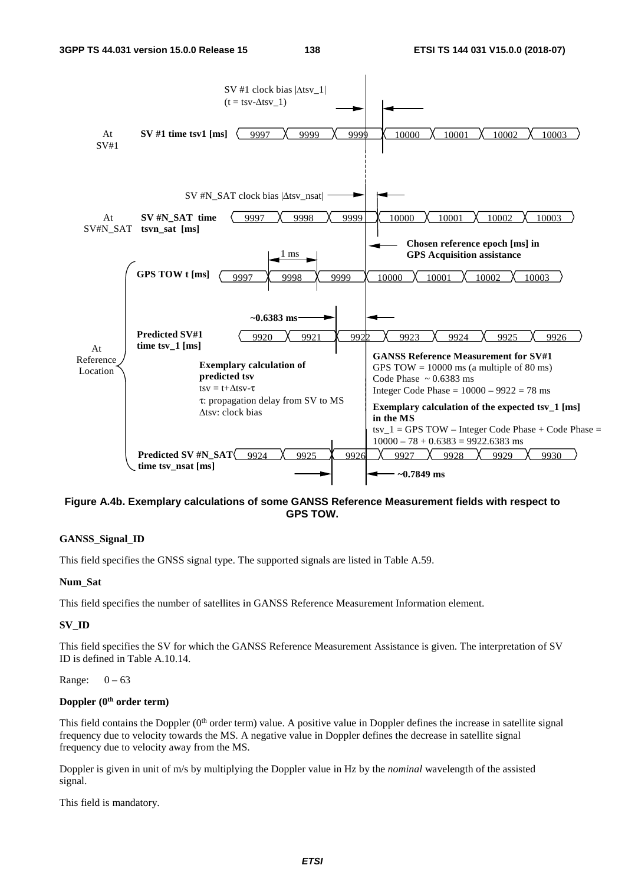SV #1 clock bias |Δtsv_1|
(t = tsv-Δtsv_1)

At SV#1

SV #1 time tsv1 [ms]

9997 9999 9999 10000 10001 10002 10003

SV #N_SAT clock bias |Δtsv_nsat|

At SV#N_SAT

SV #N_SAT time tsvn_sat [ms]

9997 9998 9999 10000 10001 10002 10003

Chosen reference epoch [ms] in GPS Acquisition assistance

1 ms

GPS TOW t [ms]

9997 9998 9999 10000 10001 10002 10003

~0.6383 ms

At Reference Location

Predicted SV#1 time tsv_1 [ms]

9920 9921 9922 9923 9924 9925 9926

Exemplary calculation of predicted tsv
tsv = t+Δtsv-τ
τ: propagation delay from SV to MS
Δtsv: clock bias

GANSS Reference Measurement for SV#1
GPS TOW = 10000 ms (a multiple of 80 ms)
Code Phase ~ 0.6383 ms
Integer Code Phase = 10000 – 9922 = 78 ms

Exemplary calculation of the expected tsv_1 [ms] in the MS
tsv_1 = GPS TOW – Integer Code Phase + Code Phase = 10000 – 78 + 0.6383 = 9922.6383 ms

Predicted SV #N_SAT time tsv_nsat [ms]

9924 9925 9926 9927 9928 9929 9930

~0.7849 ms

**Figure A.4b. Exemplary calculations of some GANSS Reference Measurement fields with respect to GPS TOW.**

**GANSS_Signal_ID**

This field specifies the GNSS signal type. The supported signals are listed in Table A.59.

**Num_Sat**

This field specifies the number of satellites in GANSS Reference Measurement Information element.

**SV_ID**

This field specifies the SV for which the GANSS Reference Measurement Assistance is given. The interpretation of SV ID is defined in Table A.10.14.

Range: 0 – 63

**Doppler (0th order term)**

This field contains the Doppler (0th order term) value. A positive value in Doppler defines the increase in satellite signal frequency due to velocity towards the MS. A negative value in Doppler defines the decrease in satellite signal frequency due to velocity away from the MS.

Doppler is given in unit of m/s by multiplying the Doppler value in Hz by the *nominal* wavelength of the assisted signal.

This field is mandatory.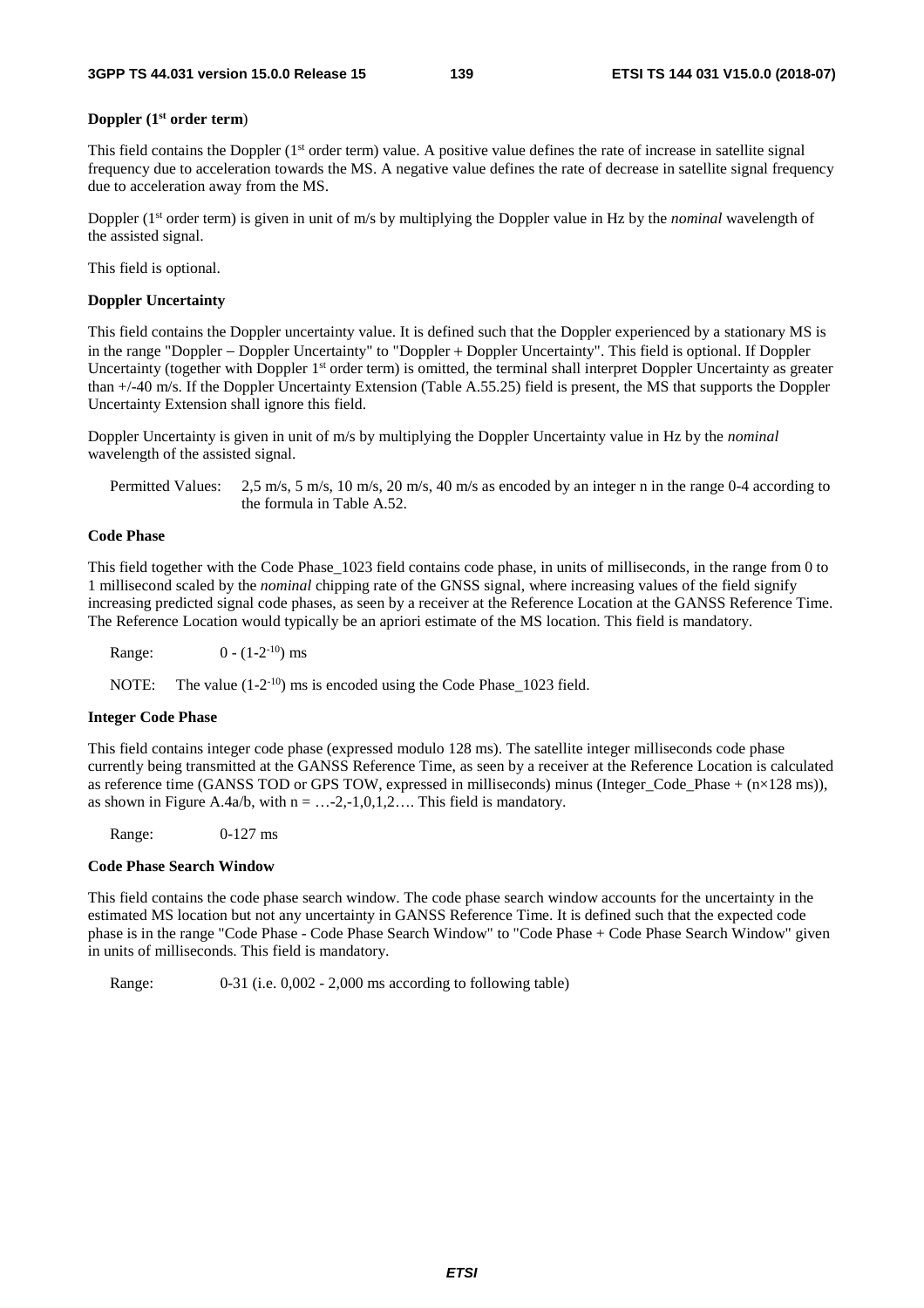**Doppler (1st order term)**

This field contains the Doppler (1st order term) value. A positive value defines the rate of increase in satellite signal frequency due to acceleration towards the MS. A negative value defines the rate of decrease in satellite signal frequency due to acceleration away from the MS.

Doppler (1st order term) is given in unit of m/s by multiplying the Doppler value in Hz by the *nominal* wavelength of the assisted signal.

This field is optional.

**Doppler Uncertainty**

This field contains the Doppler uncertainty value. It is defined such that the Doppler experienced by a stationary MS is in the range "Doppler – Doppler Uncertainty" to "Doppler + Doppler Uncertainty". This field is optional. If Doppler Uncertainty (together with Doppler 1st order term) is omitted, the terminal shall interpret Doppler Uncertainty as greater than +/-40 m/s. If the Doppler Uncertainty Extension (Table A.55.25) field is present, the MS that supports the Doppler Uncertainty Extension shall ignore this field.

Doppler Uncertainty is given in unit of m/s by multiplying the Doppler Uncertainty value in Hz by the *nominal* wavelength of the assisted signal.

Permitted Values: 2,5 m/s, 5 m/s, 10 m/s, 20 m/s, 40 m/s as encoded by an integer n in the range 0-4 according to the formula in Table A.52.

**Code Phase**

This field together with the Code Phase_1023 field contains code phase, in units of milliseconds, in the range from 0 to 1 millisecond scaled by the *nominal* chipping rate of the GNSS signal, where increasing values of the field signify increasing predicted signal code phases, as seen by a receiver at the Reference Location at the GANSS Reference Time. The Reference Location would typically be an apriori estimate of the MS location. This field is mandatory.

Range: $0 - (1-2^{-10})$ ms

NOTE: The value $(1-2^{-10})$ ms is encoded using the Code Phase_1023 field.

**Integer Code Phase**

This field contains integer code phase (expressed modulo 128 ms). The satellite integer milliseconds code phase currently being transmitted at the GANSS Reference Time, as seen by a receiver at the Reference Location is calculated as reference time (GANSS TOD or GPS TOW, expressed in milliseconds) minus (Integer_Code_Phase + (n×128 ms)), as shown in Figure A.4a/b, with n = …-2,-1,0,1,2…. This field is mandatory.

Range: 0-127 ms

**Code Phase Search Window**

This field contains the code phase search window. The code phase search window accounts for the uncertainty in the estimated MS location but not any uncertainty in GANSS Reference Time. It is defined such that the expected code phase is in the range "Code Phase - Code Phase Search Window" to "Code Phase + Code Phase Search Window" given in units of milliseconds. This field is mandatory.

Range: 0-31 (i.e. 0,002 - 2,000 ms according to following table)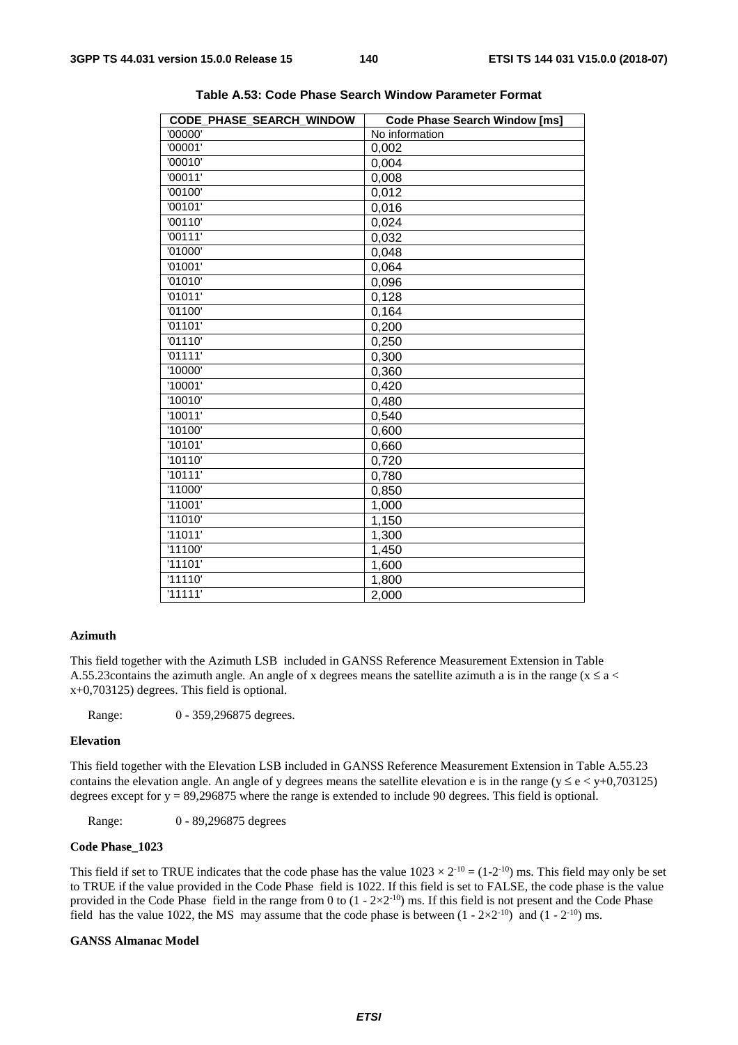**Table A.53: Code Phase Search Window Parameter Format**

| CODE_PHASE_SEARCH_WINDOW | Code Phase Search Window [ms] |
| --- | --- |
| '00000' | No information |
| '00001' | 0,002 |
| '00010' | 0,004 |
| '00011' | 0,008 |
| '00100' | 0,012 |
| '00101' | 0,016 |
| '00110' | 0,024 |
| '00111' | 0,032 |
| '01000' | 0,048 |
| '01001' | 0,064 |
| '01010' | 0,096 |
| '01011' | 0,128 |
| '01100' | 0,164 |
| '01101' | 0,200 |
| '01110' | 0,250 |
| '01111' | 0,300 |
| '10000' | 0,360 |
| '10001' | 0,420 |
| '10010' | 0,480 |
| '10011' | 0,540 |
| '10100' | 0,600 |
| '10101' | 0,660 |
| '10110' | 0,720 |
| '10111' | 0,780 |
| '11000' | 0,850 |
| '11001' | 1,000 |
| '11010' | 1,150 |
| '11011' | 1,300 |
| '11100' | 1,450 |
| '11101' | 1,600 |
| '11110' | 1,800 |
| '11111' | 2,000 |

**Azimuth**

This field together with the Azimuth LSB included in GANSS Reference Measurement Extension in Table A.55.23contains the azimuth angle. An angle of x degrees means the satellite azimuth a is in the range ($x \le a < x+0{,}703125$) degrees. This field is optional.

Range: 0 - 359,296875 degrees.

**Elevation**

This field together with the Elevation LSB included in GANSS Reference Measurement Extension in Table A.55.23 contains the elevation angle. An angle of y degrees means the satellite elevation e is in the range ($y \le e < y+0{,}703125$) degrees except for $y = 89{,}296875$ where the range is extended to include 90 degrees. This field is optional.

Range: 0 - 89,296875 degrees

**Code Phase_1023**

This field if set to TRUE indicates that the code phase has the value $1023 \times 2^{-10} = (1-2^{-10})$ ms. This field may only be set to TRUE if the value provided in the Code Phase field is 1022. If this field is set to FALSE, the code phase is the value provided in the Code Phase field in the range from 0 to $(1 - 2\times2^{-10})$ ms. If this field is not present and the Code Phase field has the value 1022, the MS may assume that the code phase is between $(1 - 2\times2^{-10})$ and $(1 - 2^{-10})$ ms.

**GANSS Almanac Model**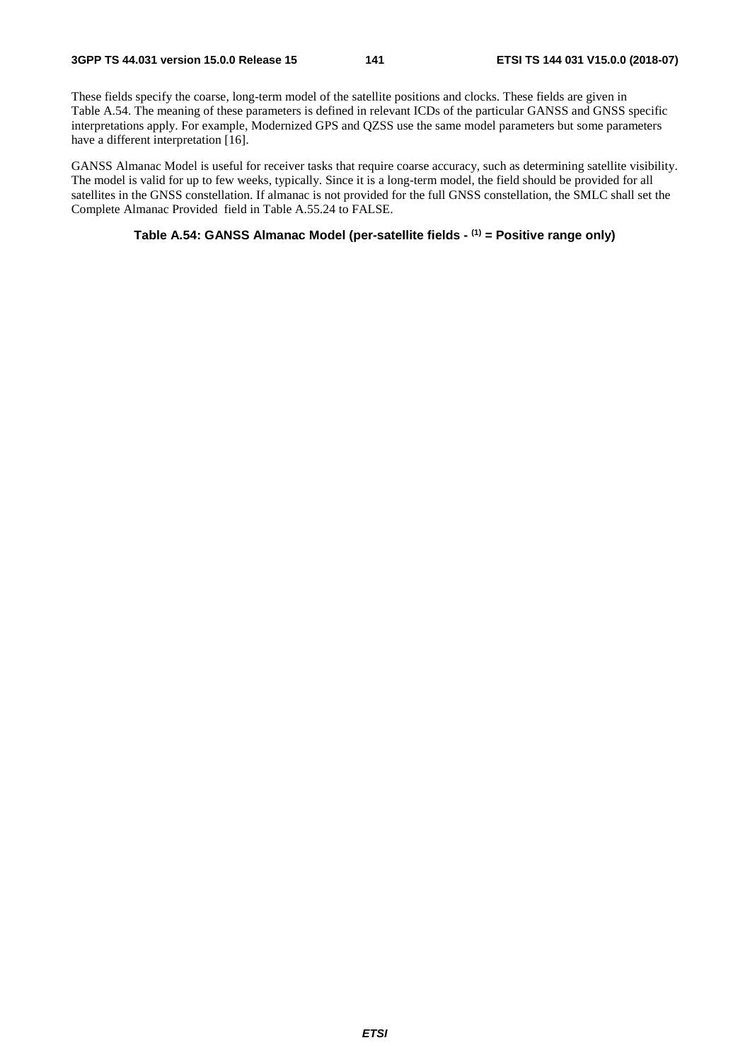These fields specify the coarse, long-term model of the satellite positions and clocks. These fields are given in Table A.54. The meaning of these parameters is defined in relevant ICDs of the particular GANSS and GNSS specific interpretations apply. For example, Modernized GPS and QZSS use the same model parameters but some parameters have a different interpretation [16].

GANSS Almanac Model is useful for receiver tasks that require coarse accuracy, such as determining satellite visibility. The model is valid for up to few weeks, typically. Since it is a long-term model, the field should be provided for all satellites in the GNSS constellation. If almanac is not provided for the full GNSS constellation, the SMLC shall set the Complete Almanac Provided field in Table A.55.24 to FALSE.

**Table A.54: GANSS Almanac Model (per-satellite fields - (1) = Positive range only)**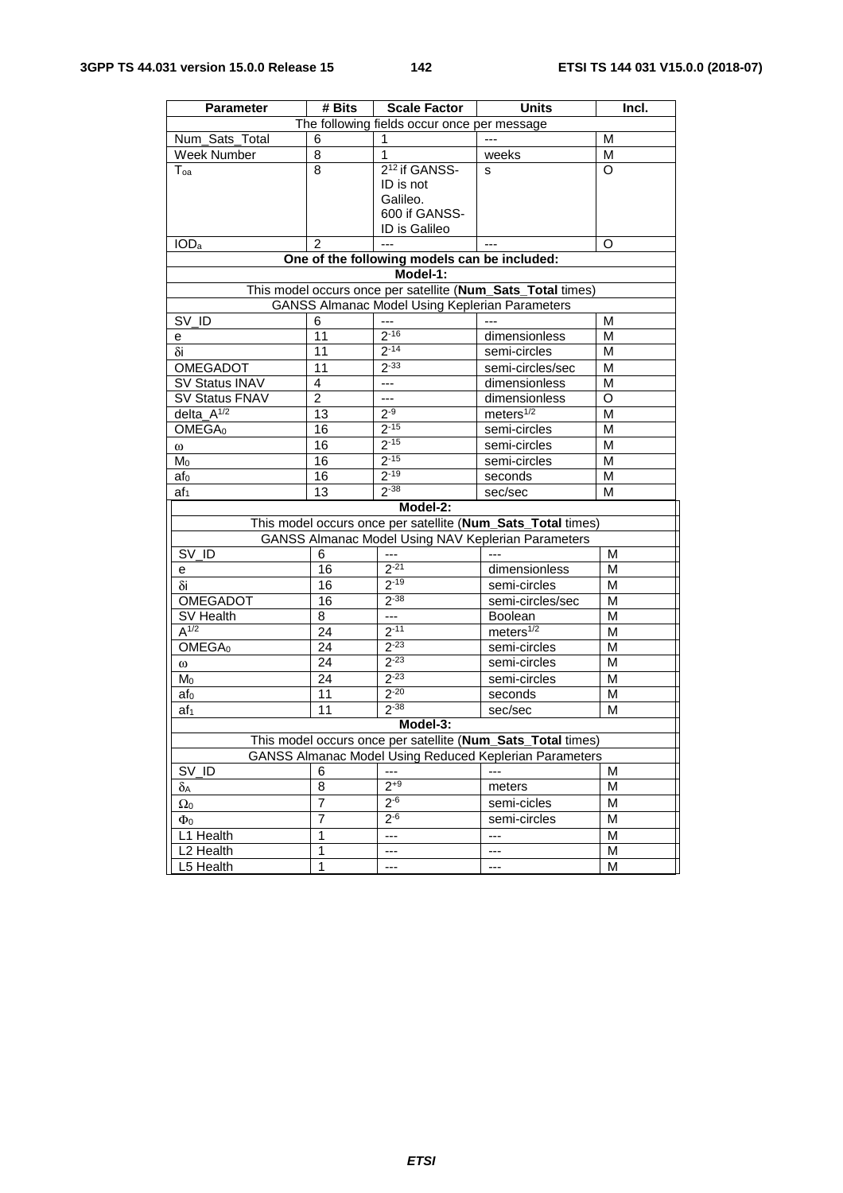| Parameter | # Bits | Scale Factor | Units | Incl. |
|---|---|---|---|---|
| The following fields occur once per message | | | | |
| Num_Sats_Total | 6 | 1 | --- | M |
| Week Number | 8 | 1 | weeks | M |
| $T_{oa}$ | 8 | $2^{12}$ if GANSS-ID is not Galileo. 600 if GANSS-ID is Galileo | s | O |
| $IOD_a$ | 2 | --- | --- | O |
| **One of the following models can be included:** | | | | |
| **Model-1:** | | | | |
| This model occurs once per satellite (**Num_Sats_Total** times) | | | | |
| GANSS Almanac Model Using Keplerian Parameters | | | | |
| SV_ID | 6 | --- | --- | M |
| e | 11 | $2^{-16}$ | dimensionless | M |
| $\delta i$ | 11 | $2^{-14}$ | semi-circles | M |
| OMEGADOT | 11 | $2^{-33}$ | semi-circles/sec | M |
| SV Status INAV | 4 | --- | dimensionless | M |
| SV Status FNAV | 2 | --- | dimensionless | O |
| delta_$A^{1/2}$ | 13 | $2^{-9}$ | $meters^{1/2}$ | M |
| $OMEGA_0$ | 16 | $2^{-15}$ | semi-circles | M |
| $\omega$ | 16 | $2^{-15}$ | semi-circles | M |
| $M_0$ | 16 | $2^{-15}$ | semi-circles | M |
| $af_0$ | 16 | $2^{-19}$ | seconds | M |
| $af_1$ | 13 | $2^{-38}$ | sec/sec | M |
| **Model-2:** | | | | |
| This model occurs once per satellite (**Num_Sats_Total** times) | | | | |
| GANSS Almanac Model Using NAV Keplerian Parameters | | | | |
| SV_ID | 6 | --- | --- | M |
| e | 16 | $2^{-21}$ | dimensionless | M |
| $\delta i$ | 16 | $2^{-19}$ | semi-circles | M |
| OMEGADOT | 16 | $2^{-38}$ | semi-circles/sec | M |
| SV Health | 8 | --- | Boolean | M |
| $A^{1/2}$ | 24 | $2^{-11}$ | $meters^{1/2}$ | M |
| $OMEGA_0$ | 24 | $2^{-23}$ | semi-circles | M |
| $\omega$ | 24 | $2^{-23}$ | semi-circles | M |
| $M_0$ | 24 | $2^{-23}$ | semi-circles | M |
| $af_0$ | 11 | $2^{-20}$ | seconds | M |
| $af_1$ | 11 | $2^{-38}$ | sec/sec | M |
| **Model-3:** | | | | |
| This model occurs once per satellite (**Num_Sats_Total** times) | | | | |
| GANSS Almanac Model Using Reduced Keplerian Parameters | | | | |
| SV_ID | 6 | --- | --- | M |
| $\delta_A$ | 8 | $2^{+9}$ | meters | M |
| $\Omega_0$ | 7 | $2^{-6}$ | semi-cicles | M |
| $\Phi_0$ | 7 | $2^{-6}$ | semi-circles | M |
| L1 Health | 1 | --- | --- | M |
| L2 Health | 1 | --- | --- | M |
| L5 Health | 1 | --- | --- | M |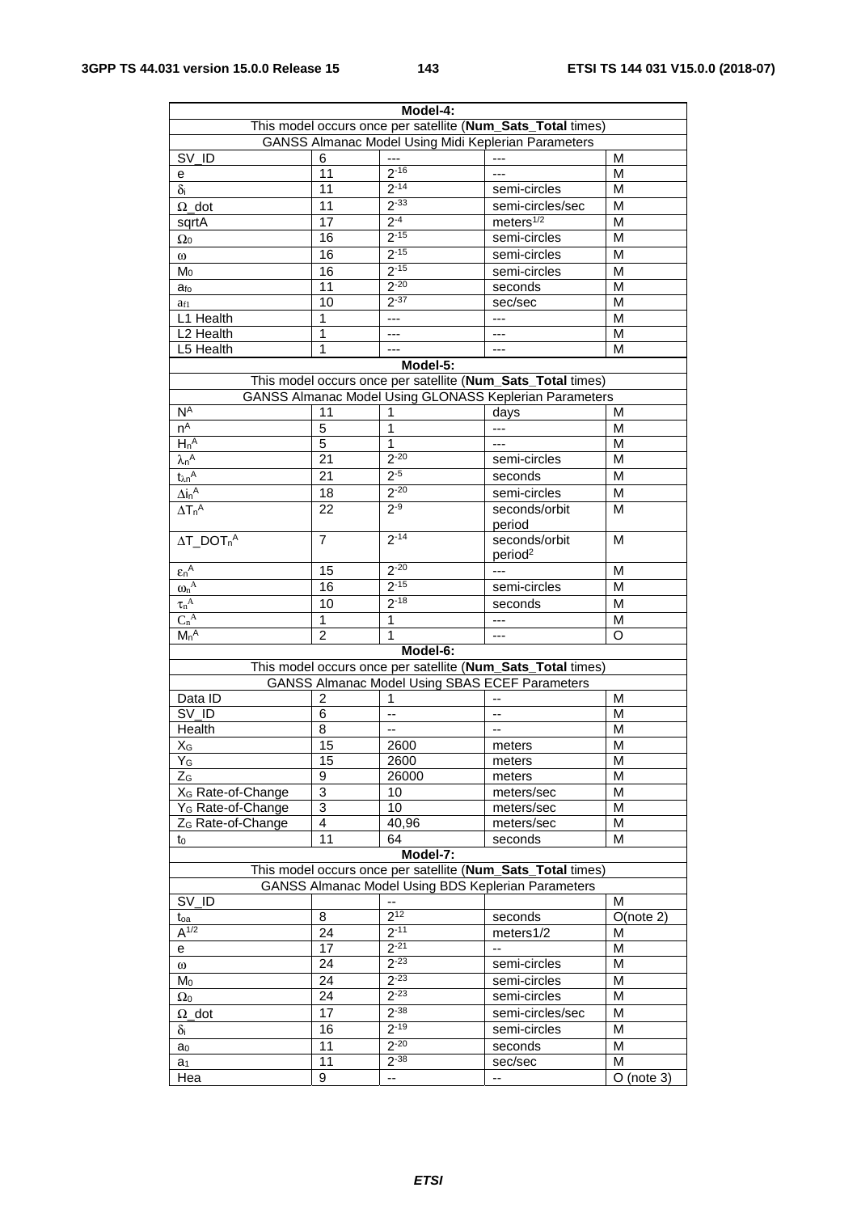| | | | | |
|---|---|---|---|---|
| **Model-4:** | | | | |
| This model occurs once per satellite (**Num_Sats_Total** times) | | | | |
| GANSS Almanac Model Using Midi Keplerian Parameters | | | | |
| SV_ID | 6 | --- | --- | M |
| e | 11 | $2^{-16}$ | --- | M |
| $\delta_i$ | 11 | $2^{-14}$ | semi-circles | M |
| $\Omega$_dot | 11 | $2^{-33}$ | semi-circles/sec | M |
| sqrtA | 17 | $2^{-4}$ | meters$^{1/2}$ | M |
| $\Omega_0$ | 16 | $2^{-15}$ | semi-circles | M |
| $\omega$ | 16 | $2^{-15}$ | semi-circles | M |
| $M_0$ | 16 | $2^{-15}$ | semi-circles | M |
| $a_{f0}$ | 11 | $2^{-20}$ | seconds | M |
| $a_{f1}$ | 10 | $2^{-37}$ | sec/sec | M |
| L1 Health | 1 | --- | --- | M |
| L2 Health | 1 | --- | --- | M |
| L5 Health | 1 | --- | --- | M |
| **Model-5:** | | | | |
| This model occurs once per satellite (**Num_Sats_Total** times) | | | | |
| GANSS Almanac Model Using GLONASS Keplerian Parameters | | | | |
| $N^A$ | 11 | 1 | days | M |
| $n^A$ | 5 | 1 | --- | M |
| $H_n^A$ | 5 | 1 | --- | M |
| $\lambda_n^A$ | 21 | $2^{-20}$ | semi-circles | M |
| $t_{\lambda n}^A$ | 21 | $2^{-5}$ | seconds | M |
| $\Delta i_n^A$ | 18 | $2^{-20}$ | semi-circles | M |
| $\Delta T_n^A$ | 22 | $2^{-9}$ | seconds/orbit period | M |
| $\Delta T\_DOT_n^A$ | 7 | $2^{-14}$ | seconds/orbit period$^2$ | M |
| $\varepsilon_n^A$ | 15 | $2^{-20}$ | --- | M |
| $\omega_n^A$ | 16 | $2^{-15}$ | semi-circles | M |
| $\tau_n^A$ | 10 | $2^{-18}$ | seconds | M |
| $C_n^A$ | 1 | 1 | --- | M |
| $M_n^A$ | 2 | 1 | --- | O |
| **Model-6:** | | | | |
| This model occurs once per satellite (**Num_Sats_Total** times) | | | | |
| GANSS Almanac Model Using SBAS ECEF Parameters | | | | |
| Data ID | 2 | 1 | -- | M |
| SV_ID | 6 | -- | -- | M |
| Health | 8 | -- | -- | M |
| $X_G$ | 15 | 2600 | meters | M |
| $Y_G$ | 15 | 2600 | meters | M |
| $Z_G$ | 9 | 26000 | meters | M |
| $X_G$ Rate-of-Change | 3 | 10 | meters/sec | M |
| $Y_G$ Rate-of-Change | 3 | 10 | meters/sec | M |
| $Z_G$ Rate-of-Change | 4 | 40,96 | meters/sec | M |
| $t_0$ | 11 | 64 | seconds | M |
| **Model-7:** | | | | |
| This model occurs once per satellite (**Num_Sats_Total** times) | | | | |
| GANSS Almanac Model Using BDS Keplerian Parameters | | | | |
| SV_ID | | -- | | M |
| $t_{oa}$ | 8 | $2^{12}$ | seconds | O(note 2) |
| $A^{1/2}$ | 24 | $2^{-11}$ | meters1/2 | M |
| e | 17 | $2^{-21}$ | -- | M |
| $\omega$ | 24 | $2^{-23}$ | semi-circles | M |
| $M_0$ | 24 | $2^{-23}$ | semi-circles | M |
| $\Omega_0$ | 24 | $2^{-23}$ | semi-circles | M |
| $\Omega$_dot | 17 | $2^{-38}$ | semi-circles/sec | M |
| $\delta_i$ | 16 | $2^{-19}$ | semi-circles | M |
| $a_0$ | 11 | $2^{-20}$ | seconds | M |
| $a_1$ | 11 | $2^{-38}$ | sec/sec | M |
| Hea | 9 | -- | -- | O (note 3) |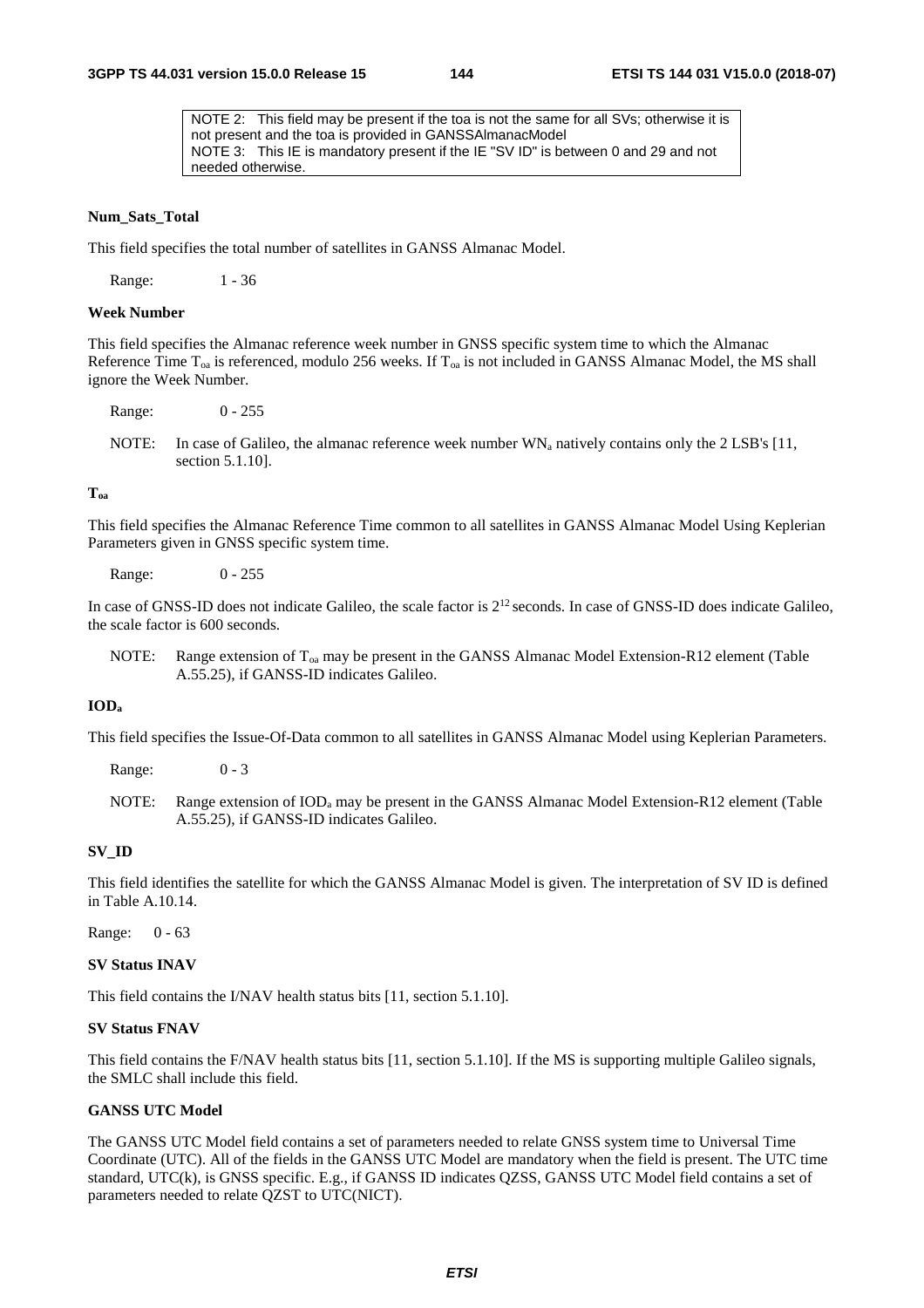NOTE 2: This field may be present if the toa is not the same for all SVs; otherwise it is not present and the toa is provided in GANSSAlmanacModel
NOTE 3: This IE is mandatory present if the IE "SV ID" is between 0 and 29 and not needed otherwise.

**Num_Sats_Total**

This field specifies the total number of satellites in GANSS Almanac Model.

Range: 1 - 36

**Week Number**

This field specifies the Almanac reference week number in GNSS specific system time to which the Almanac Reference Time $T_{oa}$ is referenced, modulo 256 weeks. If $T_{oa}$ is not included in GANSS Almanac Model, the MS shall ignore the Week Number.

Range: 0 - 255

NOTE: In case of Galileo, the almanac reference week number $WN_a$ natively contains only the 2 LSB's [11, section 5.1.10].

**$T_{oa}$**

This field specifies the Almanac Reference Time common to all satellites in GANSS Almanac Model Using Keplerian Parameters given in GNSS specific system time.

Range: 0 - 255

In case of GNSS-ID does not indicate Galileo, the scale factor is $2^{12}$ seconds. In case of GNSS-ID does indicate Galileo, the scale factor is 600 seconds.

NOTE: Range extension of $T_{oa}$ may be present in the GANSS Almanac Model Extension-R12 element (Table A.55.25), if GANSS-ID indicates Galileo.

**$IOD_a$**

This field specifies the Issue-Of-Data common to all satellites in GANSS Almanac Model using Keplerian Parameters.

Range: 0 - 3

NOTE: Range extension of $IOD_a$ may be present in the GANSS Almanac Model Extension-R12 element (Table A.55.25), if GANSS-ID indicates Galileo.

**SV_ID**

This field identifies the satellite for which the GANSS Almanac Model is given. The interpretation of SV ID is defined in Table A.10.14.

Range: 0 - 63

**SV Status INAV**

This field contains the I/NAV health status bits [11, section 5.1.10].

**SV Status FNAV**

This field contains the F/NAV health status bits [11, section 5.1.10]. If the MS is supporting multiple Galileo signals, the SMLC shall include this field.

**GANSS UTC Model**

The GANSS UTC Model field contains a set of parameters needed to relate GNSS system time to Universal Time Coordinate (UTC). All of the fields in the GANSS UTC Model are mandatory when the field is present. The UTC time standard, UTC(k), is GNSS specific. E.g., if GANSS ID indicates QZSS, GANSS UTC Model field contains a set of parameters needed to relate QZST to UTC(NICT).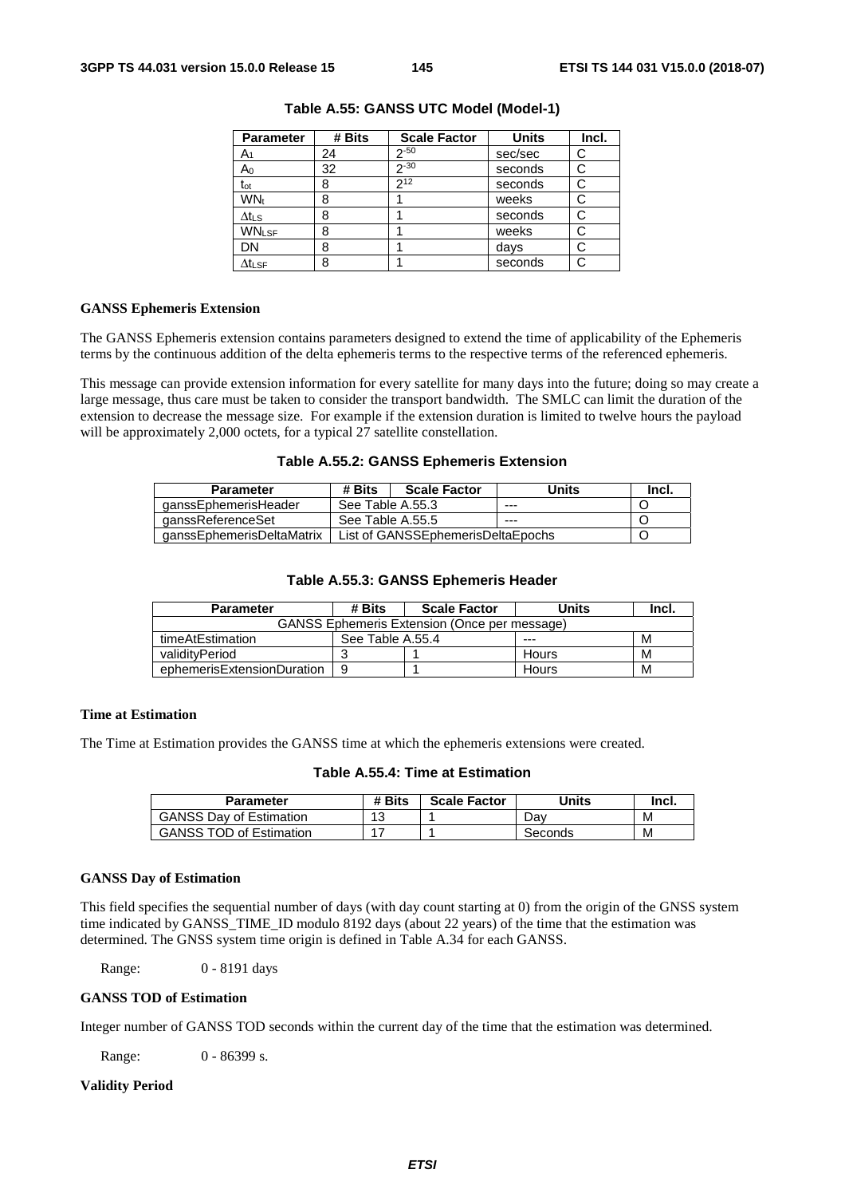**Table A.55: GANSS UTC Model (Model-1)**

| Parameter | # Bits | Scale Factor | Units | Incl. |
|---|---|---|---|---|
| $A_1$ | 24 | $2^{-50}$ | sec/sec | C |
| $A_0$ | 32 | $2^{-30}$ | seconds | C |
| $t_{ot}$ | 8 | $2^{12}$ | seconds | C |
| $WN_t$ | 8 | 1 | weeks | C |
| $\Delta t_{LS}$ | 8 | 1 | seconds | C |
| $WN_{LSF}$ | 8 | 1 | weeks | C |
| DN | 8 | 1 | days | C |
| $\Delta t_{LSF}$ | 8 | 1 | seconds | C |

**GANSS Ephemeris Extension**

The GANSS Ephemeris extension contains parameters designed to extend the time of applicability of the Ephemeris terms by the continuous addition of the delta ephemeris terms to the respective terms of the referenced ephemeris.

This message can provide extension information for every satellite for many days into the future; doing so may create a large message, thus care must be taken to consider the transport bandwidth. The SMLC can limit the duration of the extension to decrease the message size. For example if the extension duration is limited to twelve hours the payload will be approximately 2,000 octets, for a typical 27 satellite constellation.

**Table A.55.2: GANSS Ephemeris Extension**

| Parameter | # Bits | Scale Factor | Units | Incl. |
|---|---|---|---|---|
| ganssEphemerisHeader | See Table A.55.3 | | --- | O |
| ganssReferenceSet | See Table A.55.5 | | --- | O |
| ganssEphemerisDeltaMatrix | List of GANSSEphemerisDeltaEpochs | | | O |

**Table A.55.3: GANSS Ephemeris Header**

| Parameter | # Bits | Scale Factor | Units | Incl. |
|---|---|---|---|---|
| GANSS Ephemeris Extension (Once per message) | | | | |
| timeAtEstimation | See Table A.55.4 | | --- | M |
| validityPeriod | 3 | 1 | Hours | M |
| ephemerisExtensionDuration | 9 | 1 | Hours | M |

**Time at Estimation**

The Time at Estimation provides the GANSS time at which the ephemeris extensions were created.

**Table A.55.4: Time at Estimation**

| Parameter | # Bits | Scale Factor | Units | Incl. |
|---|---|---|---|---|
| GANSS Day of Estimation | 13 | 1 | Day | M |
| GANSS TOD of Estimation | 17 | 1 | Seconds | M |

**GANSS Day of Estimation**

This field specifies the sequential number of days (with day count starting at 0) from the origin of the GNSS system time indicated by GANSS_TIME_ID modulo 8192 days (about 22 years) of the time that the estimation was determined. The GNSS system time origin is defined in Table A.34 for each GANSS.

Range: 0 - 8191 days

**GANSS TOD of Estimation**

Integer number of GANSS TOD seconds within the current day of the time that the estimation was determined.

Range: 0 - 86399 s.

**Validity Period**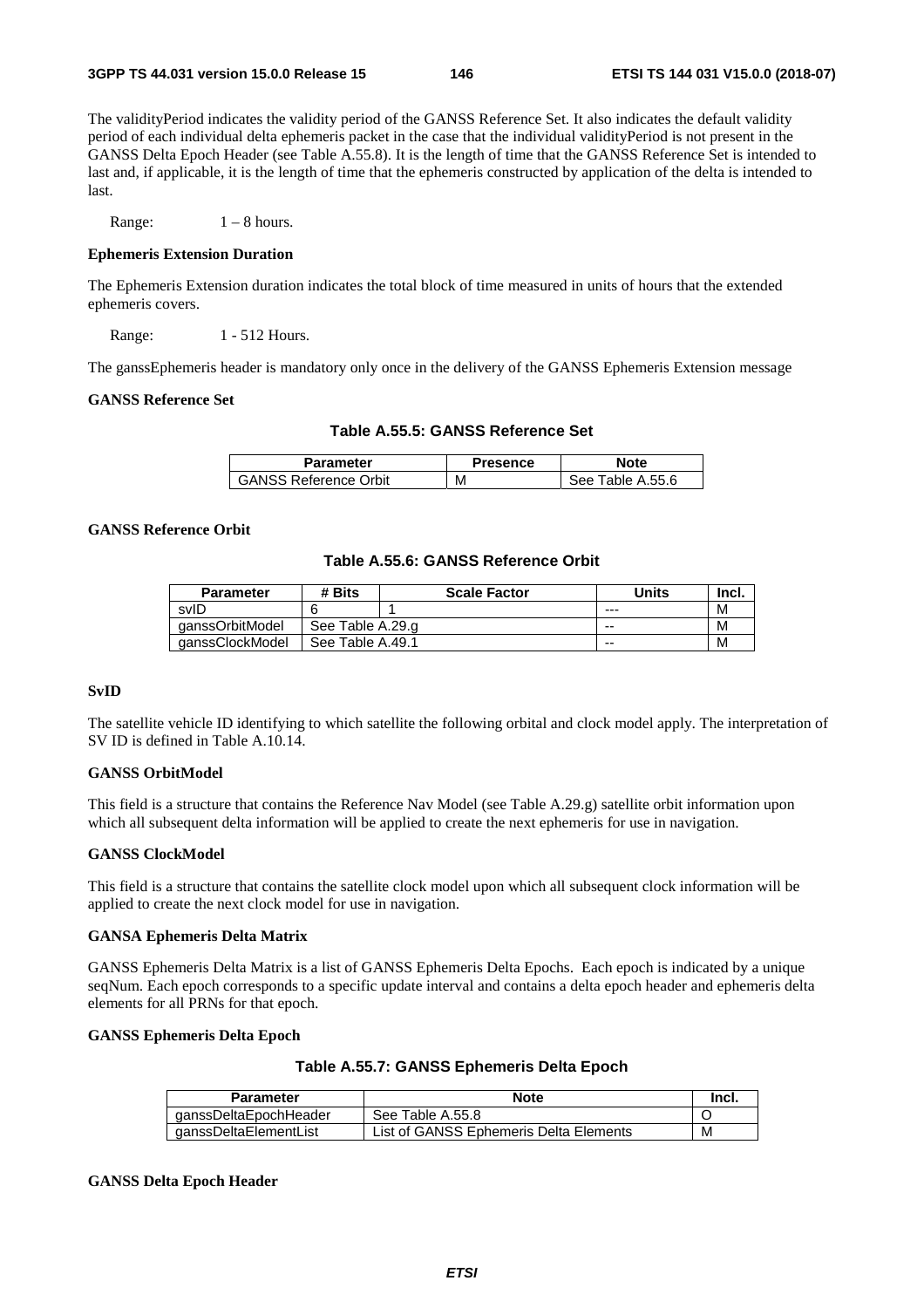The validityPeriod indicates the validity period of the GANSS Reference Set. It also indicates the default validity period of each individual delta ephemeris packet in the case that the individual validityPeriod is not present in the GANSS Delta Epoch Header (see Table A.55.8). It is the length of time that the GANSS Reference Set is intended to last and, if applicable, it is the length of time that the ephemeris constructed by application of the delta is intended to last.

Range: 1 – 8 hours.

**Ephemeris Extension Duration**

The Ephemeris Extension duration indicates the total block of time measured in units of hours that the extended ephemeris covers.

Range: 1 - 512 Hours.

The ganssEphemeris header is mandatory only once in the delivery of the GANSS Ephemeris Extension message

**GANSS Reference Set**

**Table A.55.5: GANSS Reference Set**

| Parameter | Presence | Note |
|---|---|---|
| GANSS Reference Orbit | M | See Table A.55.6 |

**GANSS Reference Orbit**

**Table A.55.6: GANSS Reference Orbit**

| Parameter | # Bits | Scale Factor | Units | Incl. |
|---|---|---|---|---|
| svID | 6 | 1 | --- | M |
| ganssOrbitModel | See Table A.29.g | | -- | M |
| ganssClockModel | See Table A.49.1 | | -- | M |

**SvID**

The satellite vehicle ID identifying to which satellite the following orbital and clock model apply. The interpretation of SV ID is defined in Table A.10.14.

**GANSS OrbitModel**

This field is a structure that contains the Reference Nav Model (see Table A.29.g) satellite orbit information upon which all subsequent delta information will be applied to create the next ephemeris for use in navigation.

**GANSS ClockModel**

This field is a structure that contains the satellite clock model upon which all subsequent clock information will be applied to create the next clock model for use in navigation.

**GANSA Ephemeris Delta Matrix**

GANSS Ephemeris Delta Matrix is a list of GANSS Ephemeris Delta Epochs. Each epoch is indicated by a unique seqNum. Each epoch corresponds to a specific update interval and contains a delta epoch header and ephemeris delta elements for all PRNs for that epoch.

**GANSS Ephemeris Delta Epoch**

**Table A.55.7: GANSS Ephemeris Delta Epoch**

| Parameter | Note | Incl. |
|---|---|---|
| ganssDeltaEpochHeader | See Table A.55.8 | O |
| ganssDeltaElementList | List of GANSS Ephemeris Delta Elements | M |

**GANSS Delta Epoch Header**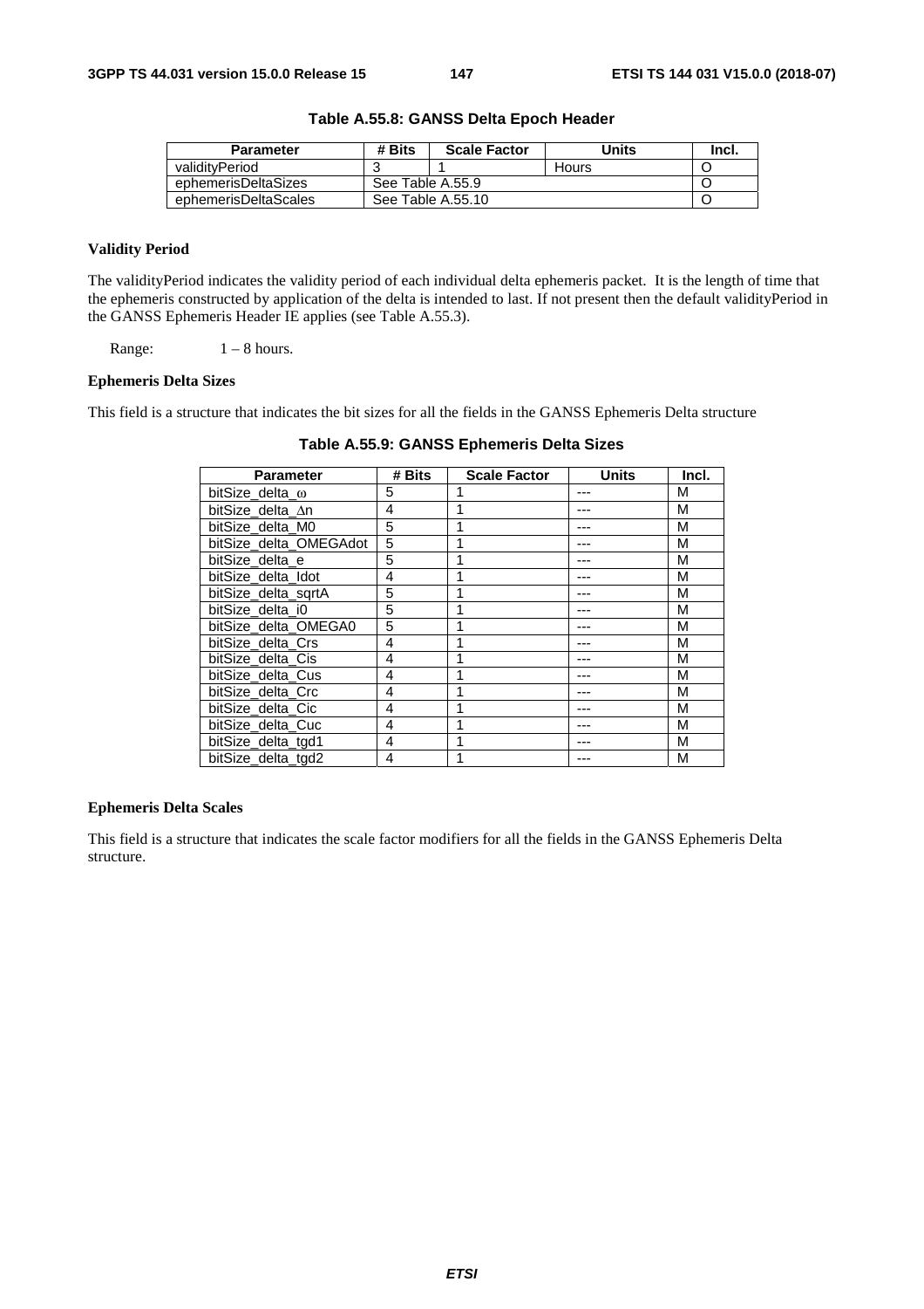**Table A.55.8: GANSS Delta Epoch Header**

| Parameter | # Bits | Scale Factor | Units | Incl. |
|---|---|---|---|---|
| validityPeriod | 3 | 1 | Hours | O |
| ephemerisDeltaSizes | See Table A.55.9 | | | O |
| ephemerisDeltaScales | See Table A.55.10 | | | O |

**Validity Period**

The validityPeriod indicates the validity period of each individual delta ephemeris packet. It is the length of time that the ephemeris constructed by application of the delta is intended to last. If not present then the default validityPeriod in the GANSS Ephemeris Header IE applies (see Table A.55.3).

Range: 1 – 8 hours.

**Ephemeris Delta Sizes**

This field is a structure that indicates the bit sizes for all the fields in the GANSS Ephemeris Delta structure

**Table A.55.9: GANSS Ephemeris Delta Sizes**

| Parameter | # Bits | Scale Factor | Units | Incl. |
|---|---|---|---|---|
| bitSize_delta_ω | 5 | 1 | --- | M |
| bitSize_delta_Δn | 4 | 1 | --- | M |
| bitSize_delta_M0 | 5 | 1 | --- | M |
| bitSize_delta_OMEGAdot | 5 | 1 | --- | M |
| bitSize_delta_e | 5 | 1 | --- | M |
| bitSize_delta_Idot | 4 | 1 | --- | M |
| bitSize_delta_sqrtA | 5 | 1 | --- | M |
| bitSize_delta_i0 | 5 | 1 | --- | M |
| bitSize_delta_OMEGA0 | 5 | 1 | --- | M |
| bitSize_delta_Crs | 4 | 1 | --- | M |
| bitSize_delta_Cis | 4 | 1 | --- | M |
| bitSize_delta_Cus | 4 | 1 | --- | M |
| bitSize_delta_Crc | 4 | 1 | --- | M |
| bitSize_delta_Cic | 4 | 1 | --- | M |
| bitSize_delta_Cuc | 4 | 1 | --- | M |
| bitSize_delta_tgd1 | 4 | 1 | --- | M |
| bitSize_delta_tgd2 | 4 | 1 | --- | M |

**Ephemeris Delta Scales**

This field is a structure that indicates the scale factor modifiers for all the fields in the GANSS Ephemeris Delta structure.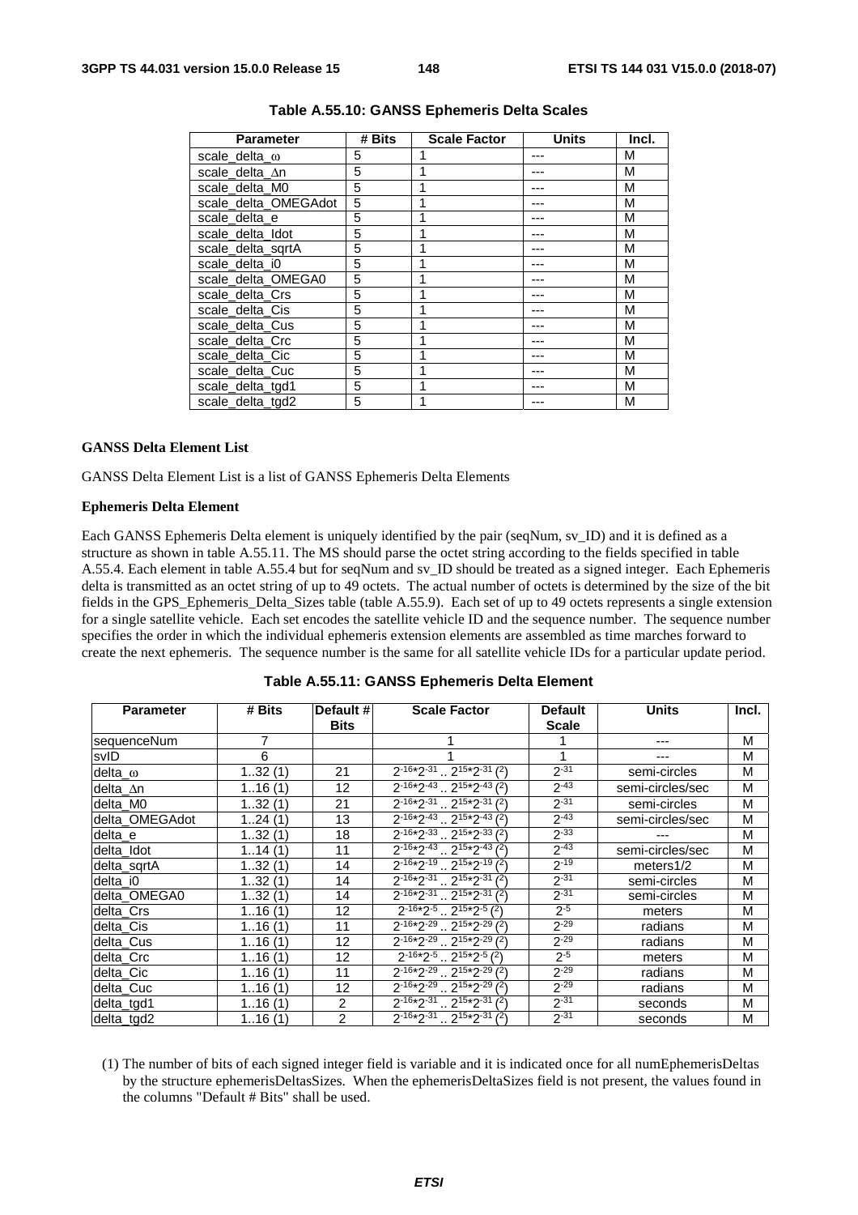**Table A.55.10: GANSS Ephemeris Delta Scales**

| Parameter | # Bits | Scale Factor | Units | Incl. |
|---|---|---|---|---|
| scale_delta_ω | 5 | 1 | --- | M |
| scale_delta_Δn | 5 | 1 | --- | M |
| scale_delta_M0 | 5 | 1 | --- | M |
| scale_delta_OMEGAdot | 5 | 1 | --- | M |
| scale_delta_e | 5 | 1 | --- | M |
| scale_delta_Idot | 5 | 1 | --- | M |
| scale_delta_sqrtA | 5 | 1 | --- | M |
| scale_delta_i0 | 5 | 1 | --- | M |
| scale_delta_OMEGA0 | 5 | 1 | --- | M |
| scale_delta_Crs | 5 | 1 | --- | M |
| scale_delta_Cis | 5 | 1 | --- | M |
| scale_delta_Cus | 5 | 1 | --- | M |
| scale_delta_Crc | 5 | 1 | --- | M |
| scale_delta_Cic | 5 | 1 | --- | M |
| scale_delta_Cuc | 5 | 1 | --- | M |
| scale_delta_tgd1 | 5 | 1 | --- | M |
| scale_delta_tgd2 | 5 | 1 | --- | M |

**GANSS Delta Element List**

GANSS Delta Element List is a list of GANSS Ephemeris Delta Elements

**Ephemeris Delta Element**

Each GANSS Ephemeris Delta element is uniquely identified by the pair (seqNum, sv_ID) and it is defined as a structure as shown in table A.55.11. The MS should parse the octet string according to the fields specified in table A.55.4. Each element in table A.55.4 but for seqNum and sv_ID should be treated as a signed integer. Each Ephemeris delta is transmitted as an octet string of up to 49 octets. The actual number of octets is determined by the size of the bit fields in the GPS_Ephemeris_Delta_Sizes table (table A.55.9). Each set of up to 49 octets represents a single extension for a single satellite vehicle. Each set encodes the satellite vehicle ID and the sequence number. The sequence number specifies the order in which the individual ephemeris extension elements are assembled as time marches forward to create the next ephemeris. The sequence number is the same for all satellite vehicle IDs for a particular update period.

**Table A.55.11: GANSS Ephemeris Delta Element**

| Parameter | # Bits | Default # Bits | Scale Factor | Default Scale | Units | Incl. |
|---|---|---|---|---|---|---|
| sequenceNum | 7 | | 1 | 1 | --- | M |
| svID | 6 | | 1 | 1 | --- | M |
| delta_ω | 1..32 (1) | 21 | $2^{-16}*2^{-31}$ .. $2^{15}*2^{-31}$ (2) | $2^{-31}$ | semi-circles | M |
| delta_Δn | 1..16 (1) | 12 | $2^{-16}*2^{-43}$ .. $2^{15}*2^{-43}$ (2) | $2^{-43}$ | semi-circles/sec | M |
| delta_M0 | 1..32 (1) | 21 | $2^{-16}*2^{-31}$ .. $2^{15}*2^{-31}$ (2) | $2^{-31}$ | semi-circles | M |
| delta_OMEGAdot | 1..24 (1) | 13 | $2^{-16}*2^{-43}$ .. $2^{15}*2^{-43}$ (2) | $2^{-43}$ | semi-circles/sec | M |
| delta_e | 1..32 (1) | 18 | $2^{-16}*2^{-33}$ .. $2^{15}*2^{-33}$ (2) | $2^{-33}$ | --- | M |
| delta_Idot | 1..14 (1) | 11 | $2^{-16}*2^{-43}$ .. $2^{15}*2^{-43}$ (2) | $2^{-43}$ | semi-circles/sec | M |
| delta_sqrtA | 1..32 (1) | 14 | $2^{-16}*2^{-19}$ .. $2^{15}*2^{-19}$ (2) | $2^{-19}$ | meters1/2 | M |
| delta_i0 | 1..32 (1) | 14 | $2^{-16}*2^{-31}$ .. $2^{15}*2^{-31}$ (2) | $2^{-31}$ | semi-circles | M |
| delta_OMEGA0 | 1..32 (1) | 14 | $2^{-16}*2^{-31}$ .. $2^{15}*2^{-31}$ (2) | $2^{-31}$ | semi-circles | M |
| delta_Crs | 1..16 (1) | 12 | $2^{-16}*2^{-5}$ .. $2^{15}*2^{-5}$ (2) | $2^{-5}$ | meters | M |
| delta_Cis | 1..16 (1) | 11 | $2^{-16}*2^{-29}$ .. $2^{15}*2^{-29}$ (2) | $2^{-29}$ | radians | M |
| delta_Cus | 1..16 (1) | 12 | $2^{-16}*2^{-29}$ .. $2^{15}*2^{-29}$ (2) | $2^{-29}$ | radians | M |
| delta_Crc | 1..16 (1) | 12 | $2^{-16}*2^{-5}$ .. $2^{15}*2^{-5}$ (2) | $2^{-5}$ | meters | M |
| delta_Cic | 1..16 (1) | 11 | $2^{-16}*2^{-29}$ .. $2^{15}*2^{-29}$ (2) | $2^{-29}$ | radians | M |
| delta_Cuc | 1..16 (1) | 12 | $2^{-16}*2^{-29}$ .. $2^{15}*2^{-29}$ (2) | $2^{-29}$ | radians | M |
| delta_tgd1 | 1..16 (1) | 2 | $2^{-16}*2^{-31}$ .. $2^{15}*2^{-31}$ (2) | $2^{-31}$ | seconds | M |
| delta_tgd2 | 1..16 (1) | 2 | $2^{-16}*2^{-31}$ .. $2^{15}*2^{-31}$ (2) | $2^{-31}$ | seconds | M |

(1) The number of bits of each signed integer field is variable and it is indicated once for all numEphemerisDeltas by the structure ephemerisDeltasSizes. When the ephemerisDeltaSizes field is not present, the values found in the columns "Default # Bits" shall be used.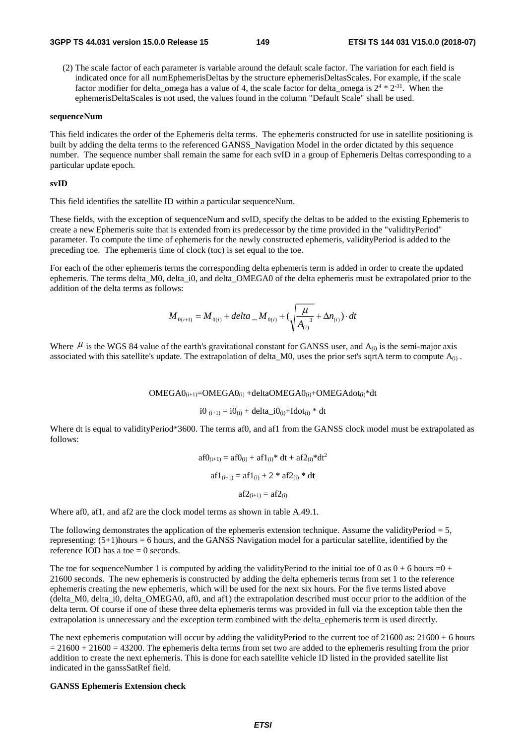(2) The scale factor of each parameter is variable around the default scale factor. The variation for each field is indicated once for all numEphemerisDeltas by the structure ephemerisDeltasScales. For example, if the scale factor modifier for delta_omega has a value of 4, the scale factor for delta_omega is $2^4 * 2^{-31}$. When the ephemerisDeltaScales is not used, the values found in the column "Default Scale" shall be used.

**sequenceNum**

This field indicates the order of the Ephemeris delta terms. The ephemeris constructed for use in satellite positioning is built by adding the delta terms to the referenced GANSS_Navigation Model in the order dictated by this sequence number. The sequence number shall remain the same for each svID in a group of Ephemeris Deltas corresponding to a particular update epoch.

**svID**

This field identifies the satellite ID within a particular sequenceNum.

These fields, with the exception of sequenceNum and svID, specify the deltas to be added to the existing Ephemeris to create a new Ephemeris suite that is extended from its predecessor by the time provided in the "validityPeriod" parameter. To compute the time of ephemeris for the newly constructed ephemeris, validityPeriod is added to the preceding toe. The ephemeris time of clock (toc) is set equal to the toe.

For each of the other ephemeris terms the corresponding delta ephemeris term is added in order to create the updated ephemeris. The terms delta_M0, delta_i0, and delta_OMEGA0 of the delta ephemeris must be extrapolated prior to the addition of the delta terms as follows:

$$M_{0(i+1)} = M_{0(i)} + delta\_M_{0(i)} + \left(\sqrt{\frac{\mu}{A_{(i)}^{3}}} + \Delta n_{(i)}\right) \cdot dt$$

Where $\mu$ is the WGS 84 value of the earth's gravitational constant for GANSS user, and $A_{(i)}$ is the semi-major axis associated with this satellite's update. The extrapolation of delta_M0, uses the prior set's sqrtA term to compute $A_{(i)}$.

$$OMEGA0_{(i+1)}=OMEGA0_{(i)} + deltaOMEGA0_{(i)}+OMEGAdot_{(i)}*dt$$

$$i0_{(i+1)} = i0_{(i)} + delta\_i0_{(i)}+Idot_{(i)} * dt$$

Where dt is equal to validityPeriod*3600. The terms af0, and af1 from the GANSS clock model must be extrapolated as follows:

$$af0_{(i+1)} = af0_{(i)} + af1_{(i)}* dt + af2_{(i)}*dt^2$$

$$af1_{(i+1)} = af1_{(i)} + 2 * af2_{(i)} * d\mathbf{t}$$

$$af2_{(i+1)} = af2_{(i)}$$

Where af0, af1, and af2 are the clock model terms as shown in table A.49.1.

The following demonstrates the application of the ephemeris extension technique. Assume the validityPeriod = 5, representing: (5+1)hours = 6 hours, and the GANSS Navigation model for a particular satellite, identified by the reference IOD has a toe = 0 seconds.

The toe for sequenceNumber 1 is computed by adding the validityPeriod to the initial toe of 0 as 0 + 6 hours =0 + 21600 seconds. The new ephemeris is constructed by adding the delta ephemeris terms from set 1 to the reference ephemeris creating the new ephemeris, which will be used for the next six hours. For the five terms listed above (delta_M0, delta_i0, delta_OMEGA0, af0, and af1) the extrapolation described must occur prior to the addition of the delta term. Of course if one of these three delta ephemeris terms was provided in full via the exception table then the extrapolation is unnecessary and the exception term combined with the delta_ephemeris term is used directly.

The next ephemeris computation will occur by adding the validityPeriod to the current toe of 21600 as: 21600 + 6 hours = 21600 + 21600 = 43200. The ephemeris delta terms from set two are added to the ephemeris resulting from the prior addition to create the next ephemeris. This is done for each satellite vehicle ID listed in the provided satellite list indicated in the ganssSatRef field.

**GANSS Ephemeris Extension check**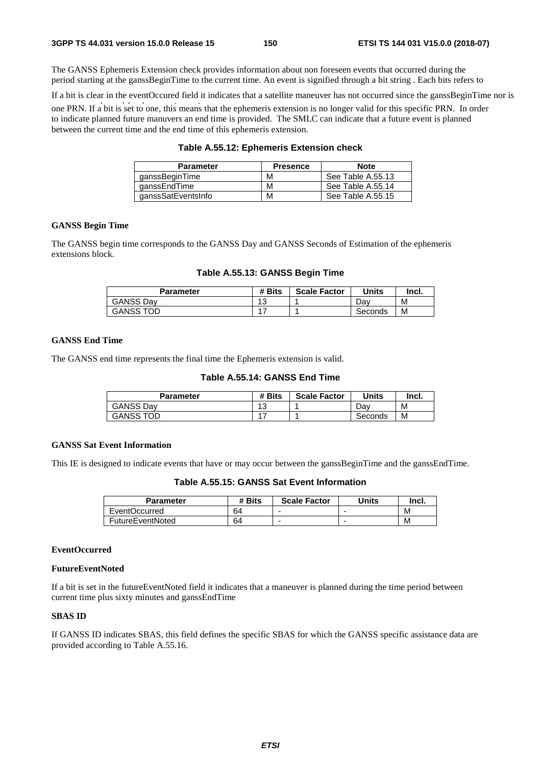The GANSS Ephemeris Extension check provides information about non foreseen events that occurred during the period starting at the ganssBeginTime to the current time. An event is signified through a bit string . Each bits refers to one PRN. If a bit is set to one, this means that the ephemeris extension is no longer valid for this specific PRN. In order to indicate planned future manuvers an end time is provided. The SMLC can indicate that a future event is planned between the current time and the end time of this ephemeris extension.

If a bit is clear in the eventOccured field it indicates that a satellite maneuver has not occurred since the ganssBeginTime nor is

**Table A.55.12: Ephemeris Extension check**

| Parameter | Presence | Note |
| --- | --- | --- |
| ganssBeginTime | M | See Table A.55.13 |
| ganssEndTime | M | See Table A.55.14 |
| ganssSatEventsInfo | M | See Table A.55.15 |

**GANSS Begin Time**

The GANSS begin time corresponds to the GANSS Day and GANSS Seconds of Estimation of the ephemeris extensions block.

**Table A.55.13: GANSS Begin Time**

| Parameter | # Bits | Scale Factor | Units | Incl. |
| --- | --- | --- | --- | --- |
| GANSS Day | 13 | 1 | Day | M |
| GANSS TOD | 17 | 1 | Seconds | M |

**GANSS End Time**

The GANSS end time represents the final time the Ephemeris extension is valid.

**Table A.55.14: GANSS End Time**

| Parameter | # Bits | Scale Factor | Units | Incl. |
| --- | --- | --- | --- | --- |
| GANSS Day | 13 | 1 | Day | M |
| GANSS TOD | 17 | 1 | Seconds | M |

**GANSS Sat Event Information**

This IE is designed to indicate events that have or may occur between the ganssBeginTime and the ganssEndTime.

**Table A.55.15: GANSS Sat Event Information**

| Parameter | # Bits | Scale Factor | Units | Incl. |
| --- | --- | --- | --- | --- |
| EventOccurred | 64 | - | - | M |
| FutureEventNoted | 64 | - | - | M |

**EventOccurred**

**FutureEventNoted**

If a bit is set in the futureEventNoted field it indicates that a maneuver is planned during the time period between current time plus sixty minutes and ganssEndTime

**SBAS ID**

If GANSS ID indicates SBAS, this field defines the specific SBAS for which the GANSS specific assistance data are provided according to Table A.55.16.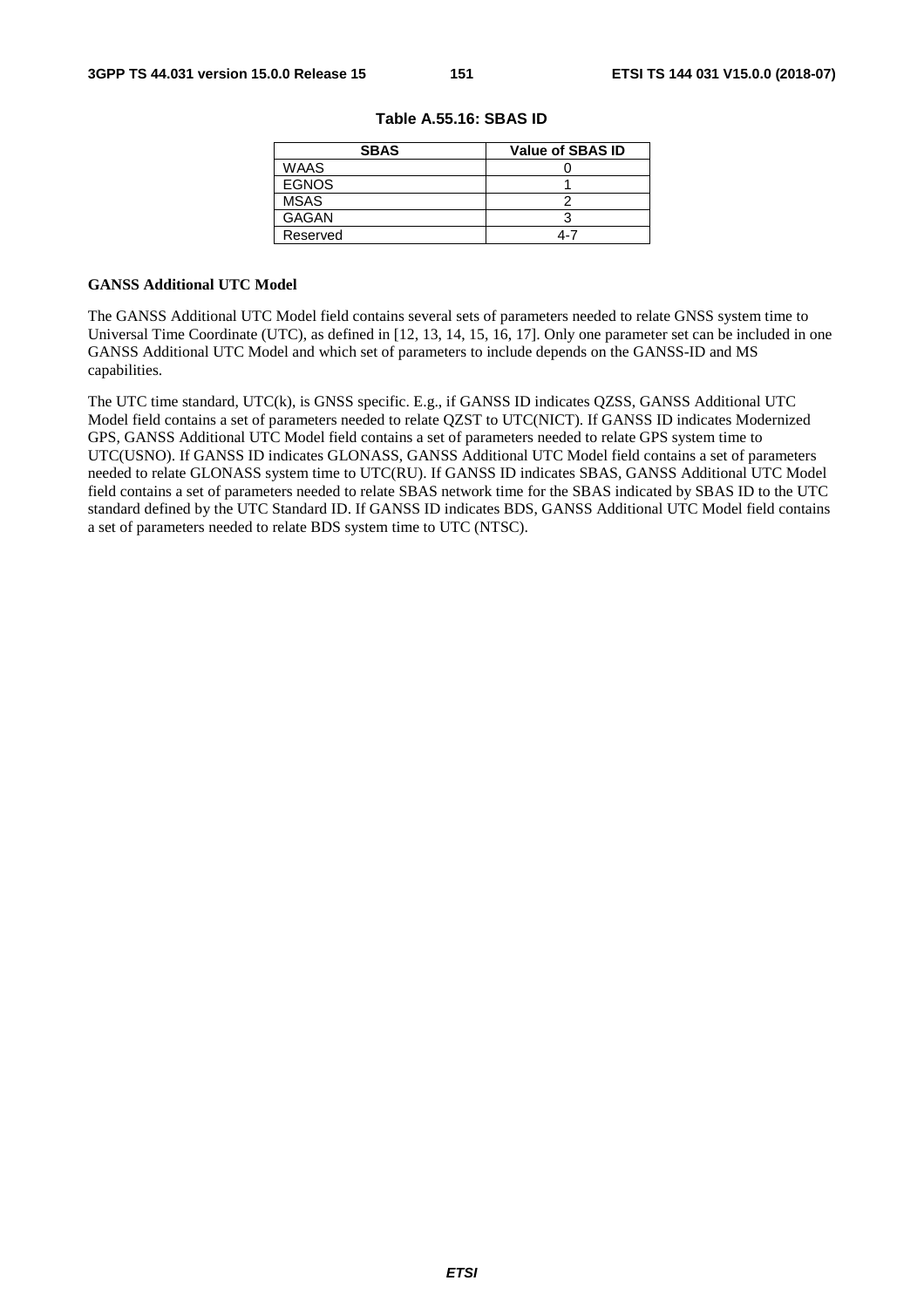**Table A.55.16: SBAS ID**

| SBAS | Value of SBAS ID |
|---|---|
| WAAS | 0 |
| EGNOS | 1 |
| MSAS | 2 |
| GAGAN | 3 |
| Reserved | 4-7 |

**GANSS Additional UTC Model**

The GANSS Additional UTC Model field contains several sets of parameters needed to relate GNSS system time to Universal Time Coordinate (UTC), as defined in [12, 13, 14, 15, 16, 17]. Only one parameter set can be included in one GANSS Additional UTC Model and which set of parameters to include depends on the GANSS-ID and MS capabilities.

The UTC time standard, UTC(k), is GNSS specific. E.g., if GANSS ID indicates QZSS, GANSS Additional UTC Model field contains a set of parameters needed to relate QZST to UTC(NICT). If GANSS ID indicates Modernized GPS, GANSS Additional UTC Model field contains a set of parameters needed to relate GPS system time to UTC(USNO). If GANSS ID indicates GLONASS, GANSS Additional UTC Model field contains a set of parameters needed to relate GLONASS system time to UTC(RU). If GANSS ID indicates SBAS, GANSS Additional UTC Model field contains a set of parameters needed to relate SBAS network time for the SBAS indicated by SBAS ID to the UTC standard defined by the UTC Standard ID. If GANSS ID indicates BDS, GANSS Additional UTC Model field contains a set of parameters needed to relate BDS system time to UTC (NTSC).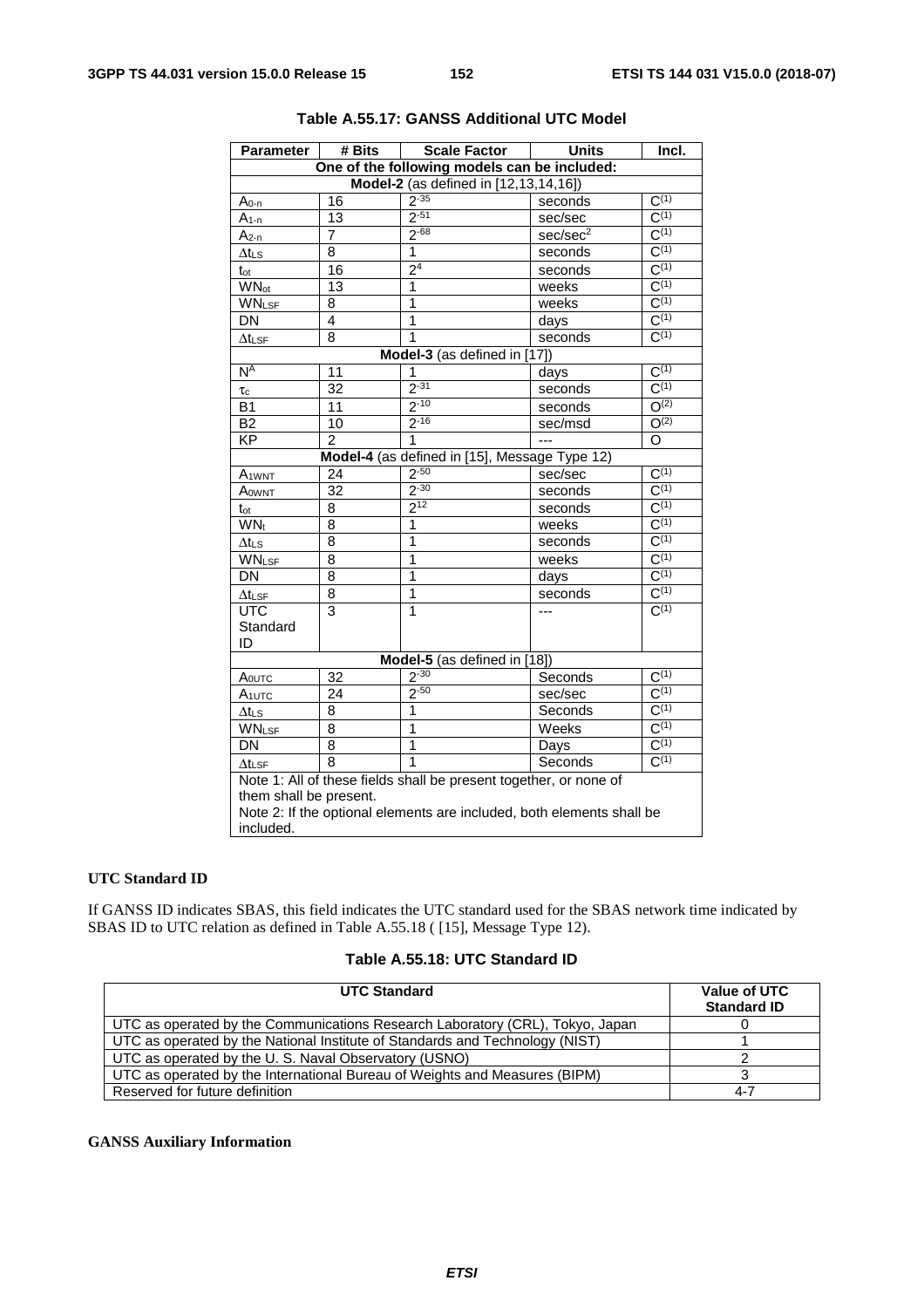**Table A.55.17: GANSS Additional UTC Model**

| Parameter | # Bits | Scale Factor | Units | Incl. |
|---|---|---|---|---|
| One of the following models can be included: | | | | |
| **Model-2** (as defined in [12,13,14,16]) | | | | |
| $A_{0-n}$ | 16 | $2^{-35}$ | seconds | C(1) |
| $A_{1-n}$ | 13 | $2^{-51}$ | sec/sec | C(1) |
| $A_{2-n}$ | 7 | $2^{-68}$ | sec/sec$^2$ | C(1) |
| $\Delta t_{LS}$ | 8 | 1 | seconds | C(1) |
| $t_{ot}$ | 16 | $2^4$ | seconds | C(1) |
| $WN_{ot}$ | 13 | 1 | weeks | C(1) |
| $WN_{LSF}$ | 8 | 1 | weeks | C(1) |
| DN | 4 | 1 | days | C(1) |
| $\Delta t_{LSF}$ | 8 | 1 | seconds | C(1) |
| **Model-3** (as defined in [17]) | | | | |
| $N^A$ | 11 | 1 | days | C(1) |
| $\tau_c$ | 32 | $2^{-31}$ | seconds | C(1) |
| B1 | 11 | $2^{-10}$ | seconds | O(2) |
| B2 | 10 | $2^{-16}$ | sec/msd | O(2) |
| KP | 2 | 1 | --- | O |
| **Model-4** (as defined in [15], Message Type 12) | | | | |
| $A_{1WNT}$ | 24 | $2^{-50}$ | sec/sec | C(1) |
| $A_{0WNT}$ | 32 | $2^{-30}$ | seconds | C(1) |
| $t_{ot}$ | 8 | $2^{12}$ | seconds | C(1) |
| $WN_t$ | 8 | 1 | weeks | C(1) |
| $\Delta t_{LS}$ | 8 | 1 | seconds | C(1) |
| $WN_{LSF}$ | 8 | 1 | weeks | C(1) |
| DN | 8 | 1 | days | C(1) |
| $\Delta t_{LSF}$ | 8 | 1 | seconds | C(1) |
| UTC Standard ID | 3 | 1 | --- | C(1) |
| **Model-5** (as defined in [18]) | | | | |
| $A_{0UTC}$ | 32 | $2^{-30}$ | Seconds | C(1) |
| $A_{1UTC}$ | 24 | $2^{-50}$ | sec/sec | C(1) |
| $\Delta t_{LS}$ | 8 | 1 | Seconds | C(1) |
| $WN_{LSF}$ | 8 | 1 | Weeks | C(1) |
| DN | 8 | 1 | Days | C(1) |
| $\Delta t_{LSF}$ | 8 | 1 | Seconds | C(1) |
| Note 1: All of these fields shall be present together, or none of them shall be present. Note 2: If the optional elements are included, both elements shall be included. | | | | |

**UTC Standard ID**

If GANSS ID indicates SBAS, this field indicates the UTC standard used for the SBAS network time indicated by SBAS ID to UTC relation as defined in Table A.55.18 ( [15], Message Type 12).

**Table A.55.18: UTC Standard ID**

| UTC Standard | Value of UTC Standard ID |
|---|---|
| UTC as operated by the Communications Research Laboratory (CRL), Tokyo, Japan | 0 |
| UTC as operated by the National Institute of Standards and Technology (NIST) | 1 |
| UTC as operated by the U. S. Naval Observatory (USNO) | 2 |
| UTC as operated by the International Bureau of Weights and Measures (BIPM) | 3 |
| Reserved for future definition | 4-7 |

**GANSS Auxiliary Information**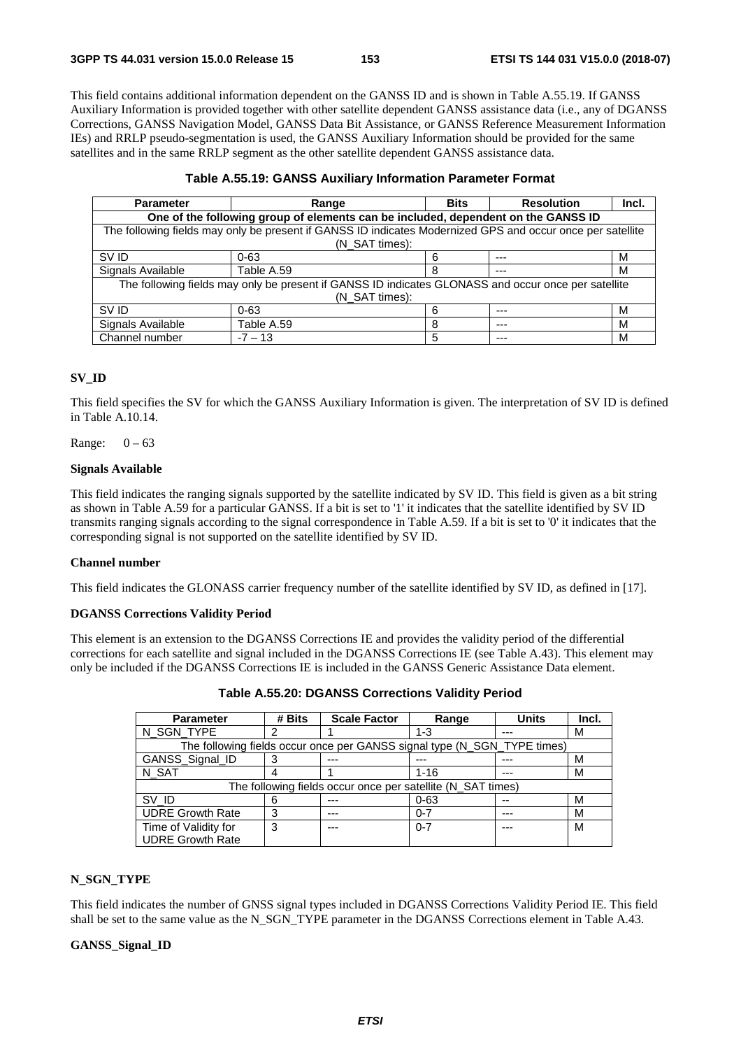This field contains additional information dependent on the GANSS ID and is shown in Table A.55.19. If GANSS Auxiliary Information is provided together with other satellite dependent GANSS assistance data (i.e., any of DGANSS Corrections, GANSS Navigation Model, GANSS Data Bit Assistance, or GANSS Reference Measurement Information IEs) and RRLP pseudo-segmentation is used, the GANSS Auxiliary Information should be provided for the same satellites and in the same RRLP segment as the other satellite dependent GANSS assistance data.

**Table A.55.19: GANSS Auxiliary Information Parameter Format**

| Parameter | Range | Bits | Resolution | Incl. |
|---|---|---|---|---|
| **One of the following group of elements can be included, dependent on the GANSS ID** | | | | |
| The following fields may only be present if GANSS ID indicates Modernized GPS and occur once per satellite (N_SAT times): | | | | |
| SV ID | 0-63 | 6 | --- | M |
| Signals Available | Table A.59 | 8 | --- | M |
| The following fields may only be present if GANSS ID indicates GLONASS and occur once per satellite (N_SAT times): | | | | |
| SV ID | 0-63 | 6 | --- | M |
| Signals Available | Table A.59 | 8 | --- | M |
| Channel number | -7 – 13 | 5 | --- | M |

**SV_ID**

This field specifies the SV for which the GANSS Auxiliary Information is given. The interpretation of SV ID is defined in Table A.10.14.

Range: 0 – 63

**Signals Available**

This field indicates the ranging signals supported by the satellite indicated by SV ID. This field is given as a bit string as shown in Table A.59 for a particular GANSS. If a bit is set to '1' it indicates that the satellite identified by SV ID transmits ranging signals according to the signal correspondence in Table A.59. If a bit is set to '0' it indicates that the corresponding signal is not supported on the satellite identified by SV ID.

**Channel number**

This field indicates the GLONASS carrier frequency number of the satellite identified by SV ID, as defined in [17].

**DGANSS Corrections Validity Period**

This element is an extension to the DGANSS Corrections IE and provides the validity period of the differential corrections for each satellite and signal included in the DGANSS Corrections IE (see Table A.43). This element may only be included if the DGANSS Corrections IE is included in the GANSS Generic Assistance Data element.

**Table A.55.20: DGANSS Corrections Validity Period**

| Parameter | # Bits | Scale Factor | Range | Units | Incl. |
|---|---|---|---|---|---|
| N_SGN_TYPE | 2 | 1 | 1-3 | --- | M |
| The following fields occur once per GANSS signal type (N_SGN_TYPE times) | | | | | |
| GANSS_Signal_ID | 3 | --- | --- | --- | M |
| N_SAT | 4 | 1 | 1-16 | --- | M |
| The following fields occur once per satellite (N_SAT times) | | | | | |
| SV_ID | 6 | --- | 0-63 | -- | M |
| UDRE Growth Rate | 3 | --- | 0-7 | --- | M |
| Time of Validity for UDRE Growth Rate | 3 | --- | 0-7 | --- | M |

**N_SGN_TYPE**

This field indicates the number of GNSS signal types included in DGANSS Corrections Validity Period IE. This field shall be set to the same value as the N_SGN_TYPE parameter in the DGANSS Corrections element in Table A.43.

**GANSS_Signal_ID**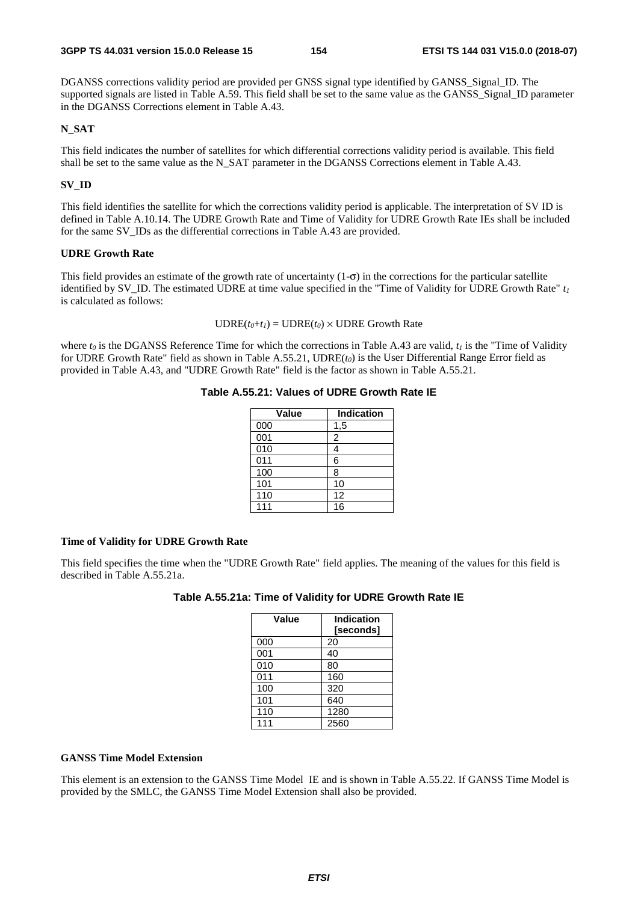DGANSS corrections validity period are provided per GNSS signal type identified by GANSS_Signal_ID. The supported signals are listed in Table A.59. This field shall be set to the same value as the GANSS_Signal_ID parameter in the DGANSS Corrections element in Table A.43.

**N_SAT**

This field indicates the number of satellites for which differential corrections validity period is available. This field shall be set to the same value as the N_SAT parameter in the DGANSS Corrections element in Table A.43.

**SV_ID**

This field identifies the satellite for which the corrections validity period is applicable. The interpretation of SV ID is defined in Table A.10.14. The UDRE Growth Rate and Time of Validity for UDRE Growth Rate IEs shall be included for the same SV_IDs as the differential corrections in Table A.43 are provided.

**UDRE Growth Rate**

This field provides an estimate of the growth rate of uncertainty (1-$\sigma$) in the corrections for the particular satellite identified by SV_ID. The estimated UDRE at time value specified in the "Time of Validity for UDRE Growth Rate" $t_1$ is calculated as follows:

$$\text{UDRE}(t_0+t_1) = \text{UDRE}(t_0) \times \text{UDRE Growth Rate}$$

where $t_0$ is the DGANSS Reference Time for which the corrections in Table A.43 are valid, $t_1$ is the "Time of Validity for UDRE Growth Rate" field as shown in Table A.55.21, UDRE($t_0$) is the User Differential Range Error field as provided in Table A.43, and "UDRE Growth Rate" field is the factor as shown in Table A.55.21.

**Table A.55.21: Values of UDRE Growth Rate IE**

| Value | Indication |
|---|---|
| 000 | 1,5 |
| 001 | 2 |
| 010 | 4 |
| 011 | 6 |
| 100 | 8 |
| 101 | 10 |
| 110 | 12 |
| 111 | 16 |

**Time of Validity for UDRE Growth Rate**

This field specifies the time when the "UDRE Growth Rate" field applies. The meaning of the values for this field is described in Table A.55.21a.

**Table A.55.21a: Time of Validity for UDRE Growth Rate IE**

| Value | Indication [seconds] |
|---|---|
| 000 | 20 |
| 001 | 40 |
| 010 | 80 |
| 011 | 160 |
| 100 | 320 |
| 101 | 640 |
| 110 | 1280 |
| 111 | 2560 |

**GANSS Time Model Extension**

This element is an extension to the GANSS Time Model IE and is shown in Table A.55.22. If GANSS Time Model is provided by the SMLC, the GANSS Time Model Extension shall also be provided.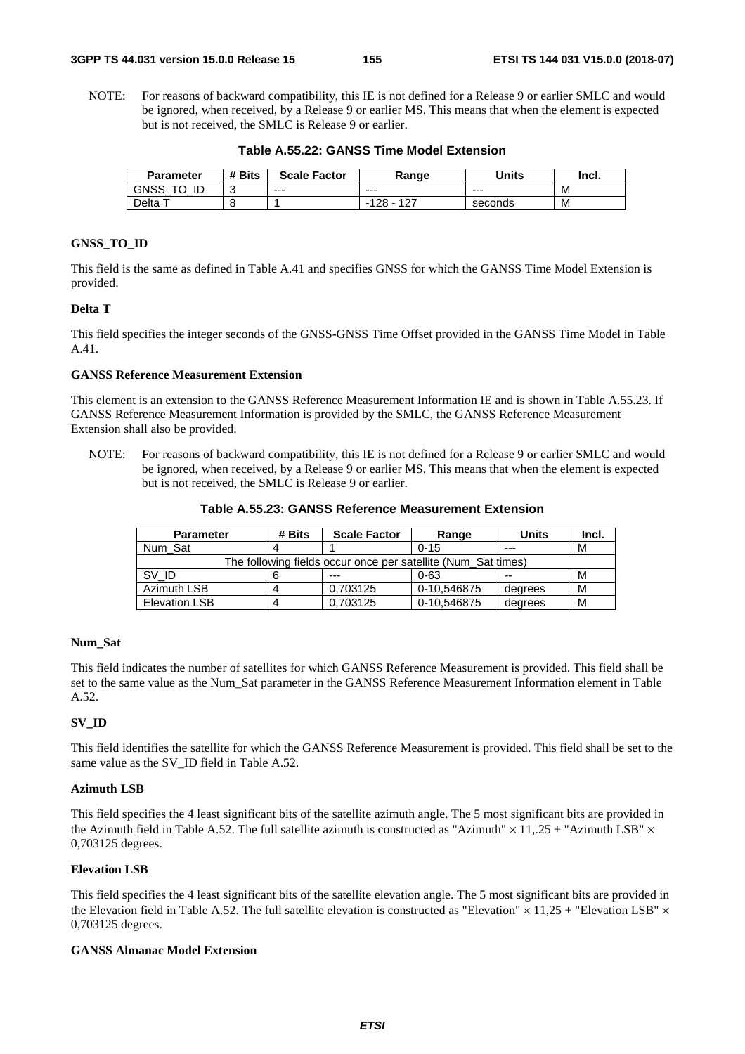NOTE: For reasons of backward compatibility, this IE is not defined for a Release 9 or earlier SMLC and would be ignored, when received, by a Release 9 or earlier MS. This means that when the element is expected but is not received, the SMLC is Release 9 or earlier.

**Table A.55.22: GANSS Time Model Extension**

| Parameter | # Bits | Scale Factor | Range | Units | Incl. |
|---|---|---|---|---|---|
| GNSS_TO_ID | 3 | --- | --- | --- | M |
| Delta T | 8 | 1 | -128 - 127 | seconds | M |

**GNSS_TO_ID**

This field is the same as defined in Table A.41 and specifies GNSS for which the GANSS Time Model Extension is provided.

**Delta T**

This field specifies the integer seconds of the GNSS-GNSS Time Offset provided in the GANSS Time Model in Table A.41.

**GANSS Reference Measurement Extension**

This element is an extension to the GANSS Reference Measurement Information IE and is shown in Table A.55.23. If GANSS Reference Measurement Information is provided by the SMLC, the GANSS Reference Measurement Extension shall also be provided.

NOTE: For reasons of backward compatibility, this IE is not defined for a Release 9 or earlier SMLC and would be ignored, when received, by a Release 9 or earlier MS. This means that when the element is expected but is not received, the SMLC is Release 9 or earlier.

**Table A.55.23: GANSS Reference Measurement Extension**

| Parameter | # Bits | Scale Factor | Range | Units | Incl. |
|---|---|---|---|---|---|
| Num_Sat | 4 | 1 | 0-15 | --- | M |
| The following fields occur once per satellite (Num_Sat times) | | | | | |
| SV_ID | 6 | --- | 0-63 | -- | M |
| Azimuth LSB | 4 | 0,703125 | 0-10,546875 | degrees | M |
| Elevation LSB | 4 | 0,703125 | 0-10,546875 | degrees | M |

**Num_Sat**

This field indicates the number of satellites for which GANSS Reference Measurement is provided. This field shall be set to the same value as the Num_Sat parameter in the GANSS Reference Measurement Information element in Table A.52.

**SV_ID**

This field identifies the satellite for which the GANSS Reference Measurement is provided. This field shall be set to the same value as the SV_ID field in Table A.52.

**Azimuth LSB**

This field specifies the 4 least significant bits of the satellite azimuth angle. The 5 most significant bits are provided in the Azimuth field in Table A.52. The full satellite azimuth is constructed as "Azimuth" $\times$ 11,.25 + "Azimuth LSB" $\times$ 0,703125 degrees.

**Elevation LSB**

This field specifies the 4 least significant bits of the satellite elevation angle. The 5 most significant bits are provided in the Elevation field in Table A.52. The full satellite elevation is constructed as "Elevation" $\times$ 11,25 + "Elevation LSB" $\times$ 0,703125 degrees.

**GANSS Almanac Model Extension**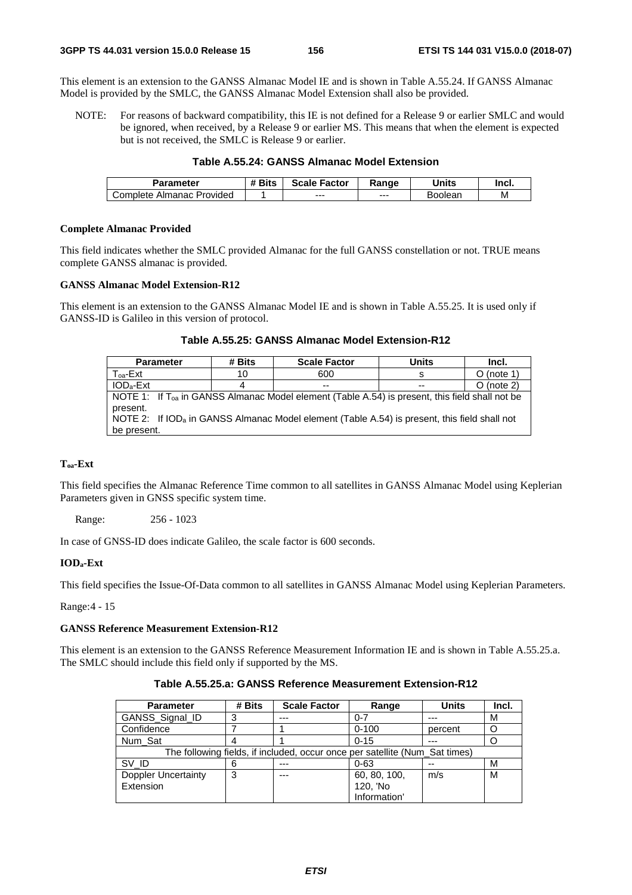This element is an extension to the GANSS Almanac Model IE and is shown in Table A.55.24. If GANSS Almanac Model is provided by the SMLC, the GANSS Almanac Model Extension shall also be provided.

NOTE: For reasons of backward compatibility, this IE is not defined for a Release 9 or earlier SMLC and would be ignored, when received, by a Release 9 or earlier MS. This means that when the element is expected but is not received, the SMLC is Release 9 or earlier.

**Table A.55.24: GANSS Almanac Model Extension**

| Parameter | # Bits | Scale Factor | Range | Units | Incl. |
|---|---|---|---|---|---|
| Complete Almanac Provided | 1 | --- | --- | Boolean | M |

**Complete Almanac Provided**

This field indicates whether the SMLC provided Almanac for the full GANSS constellation or not. TRUE means complete GANSS almanac is provided.

**GANSS Almanac Model Extension-R12**

This element is an extension to the GANSS Almanac Model IE and is shown in Table A.55.25. It is used only if GANSS-ID is Galileo in this version of protocol.

**Table A.55.25: GANSS Almanac Model Extension-R12**

| Parameter | # Bits | Scale Factor | Units | Incl. |
|---|---|---|---|---|
| $T_{oa}$-Ext | 10 | 600 | s | O (note 1) |
| $IOD_a$-Ext | 4 | -- | -- | O (note 2) |
| NOTE 1: If $T_{oa}$ in GANSS Almanac Model element (Table A.54) is present, this field shall not be present. NOTE 2: If $IOD_a$ in GANSS Almanac Model element (Table A.54) is present, this field shall not be present. | | | | |

**$T_{oa}$-Ext**

This field specifies the Almanac Reference Time common to all satellites in GANSS Almanac Model using Keplerian Parameters given in GNSS specific system time.

Range: 256 - 1023

In case of GNSS-ID does indicate Galileo, the scale factor is 600 seconds.

**$IOD_a$-Ext**

This field specifies the Issue-Of-Data common to all satellites in GANSS Almanac Model using Keplerian Parameters.

Range:4 - 15

**GANSS Reference Measurement Extension-R12**

This element is an extension to the GANSS Reference Measurement Information IE and is shown in Table A.55.25.a. The SMLC should include this field only if supported by the MS.

**Table A.55.25.a: GANSS Reference Measurement Extension-R12**

| Parameter | # Bits | Scale Factor | Range | Units | Incl. |
|---|---|---|---|---|---|
| GANSS_Signal_ID | 3 | --- | 0-7 | --- | M |
| Confidence | 7 | 1 | 0-100 | percent | O |
| Num_Sat | 4 | 1 | 0-15 | --- | O |
| The following fields, if included, occur once per satellite (Num_Sat times) | | | | | |
| SV_ID | 6 | --- | 0-63 | -- | M |
| Doppler Uncertainty Extension | 3 | --- | 60, 80, 100, 120, 'No Information' | m/s | M |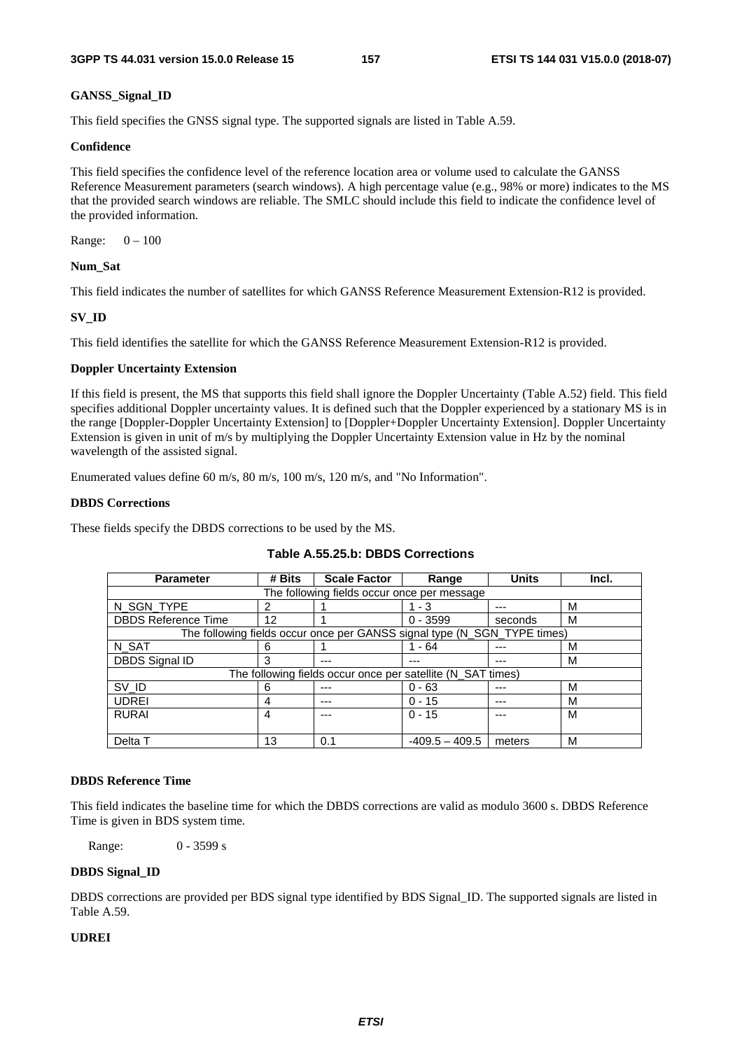**GANSS_Signal_ID**

This field specifies the GNSS signal type. The supported signals are listed in Table A.59.

**Confidence**

This field specifies the confidence level of the reference location area or volume used to calculate the GANSS Reference Measurement parameters (search windows). A high percentage value (e.g., 98% or more) indicates to the MS that the provided search windows are reliable. The SMLC should include this field to indicate the confidence level of the provided information.

Range: 0 – 100

**Num_Sat**

This field indicates the number of satellites for which GANSS Reference Measurement Extension-R12 is provided.

**SV_ID**

This field identifies the satellite for which the GANSS Reference Measurement Extension-R12 is provided.

**Doppler Uncertainty Extension**

If this field is present, the MS that supports this field shall ignore the Doppler Uncertainty (Table A.52) field. This field specifies additional Doppler uncertainty values. It is defined such that the Doppler experienced by a stationary MS is in the range [Doppler-Doppler Uncertainty Extension] to [Doppler+Doppler Uncertainty Extension]. Doppler Uncertainty Extension is given in unit of m/s by multiplying the Doppler Uncertainty Extension value in Hz by the nominal wavelength of the assisted signal.

Enumerated values define 60 m/s, 80 m/s, 100 m/s, 120 m/s, and "No Information".

**DBDS Corrections**

These fields specify the DBDS corrections to be used by the MS.

**Table A.55.25.b: DBDS Corrections**

| Parameter | # Bits | Scale Factor | Range | Units | Incl. |
|---|---|---|---|---|---|
| The following fields occur once per message | | | | | |
| N_SGN_TYPE | 2 | 1 | 1 - 3 | --- | M |
| DBDS Reference Time | 12 | 1 | 0 - 3599 | seconds | M |
| The following fields occur once per GANSS signal type (N_SGN_TYPE times) | | | | | |
| N_SAT | 6 | 1 | 1 - 64 | --- | M |
| DBDS Signal ID | 3 | --- | --- | --- | M |
| The following fields occur once per satellite (N_SAT times) | | | | | |
| SV_ID | 6 | --- | 0 - 63 | --- | M |
| UDREI | 4 | --- | 0 - 15 | --- | M |
| RURAI | 4 | --- | 0 - 15 | --- | M |
| Delta T | 13 | 0.1 | -409.5 – 409.5 | meters | M |

**DBDS Reference Time**

This field indicates the baseline time for which the DBDS corrections are valid as modulo 3600 s. DBDS Reference Time is given in BDS system time.

Range: 0 - 3599 s

**DBDS Signal_ID**

DBDS corrections are provided per BDS signal type identified by BDS Signal_ID. The supported signals are listed in Table A.59.

**UDREI**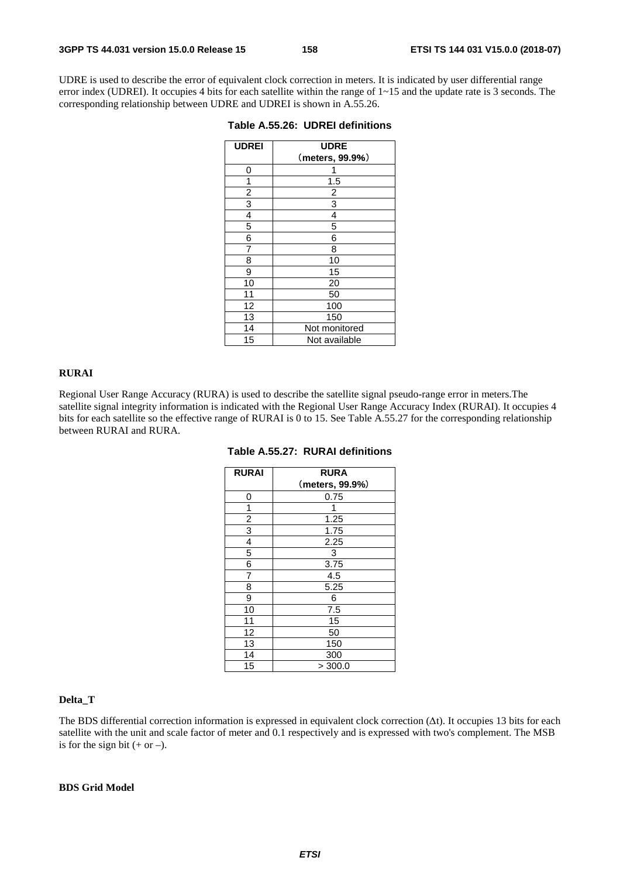UDRE is used to describe the error of equivalent clock correction in meters. It is indicated by user differential range error index (UDREI). It occupies 4 bits for each satellite within the range of 1~15 and the update rate is 3 seconds. The corresponding relationship between UDRE and UDREI is shown in A.55.26.

**Table A.55.26: UDREI definitions**

| UDREI | UDRE （meters, 99.9%） |
|---|---|
| 0 | 1 |
| 1 | 1.5 |
| 2 | 2 |
| 3 | 3 |
| 4 | 4 |
| 5 | 5 |
| 6 | 6 |
| 7 | 8 |
| 8 | 10 |
| 9 | 15 |
| 10 | 20 |
| 11 | 50 |
| 12 | 100 |
| 13 | 150 |
| 14 | Not monitored |
| 15 | Not available |

**RURAI**

Regional User Range Accuracy (RURA) is used to describe the satellite signal pseudo-range error in meters.The satellite signal integrity information is indicated with the Regional User Range Accuracy Index (RURAI). It occupies 4 bits for each satellite so the effective range of RURAI is 0 to 15. See Table A.55.27 for the corresponding relationship between RURAI and RURA.

**Table A.55.27: RURAI definitions**

| RURAI | RURA （meters, 99.9%） |
|---|---|
| 0 | 0.75 |
| 1 | 1 |
| 2 | 1.25 |
| 3 | 1.75 |
| 4 | 2.25 |
| 5 | 3 |
| 6 | 3.75 |
| 7 | 4.5 |
| 8 | 5.25 |
| 9 | 6 |
| 10 | 7.5 |
| 11 | 15 |
| 12 | 50 |
| 13 | 150 |
| 14 | 300 |
| 15 | > 300.0 |

**Delta_T**

The BDS differential correction information is expressed in equivalent clock correction ($\Delta t$). It occupies 13 bits for each satellite with the unit and scale factor of meter and 0.1 respectively and is expressed with two's complement. The MSB is for the sign bit (+ or –).

**BDS Grid Model**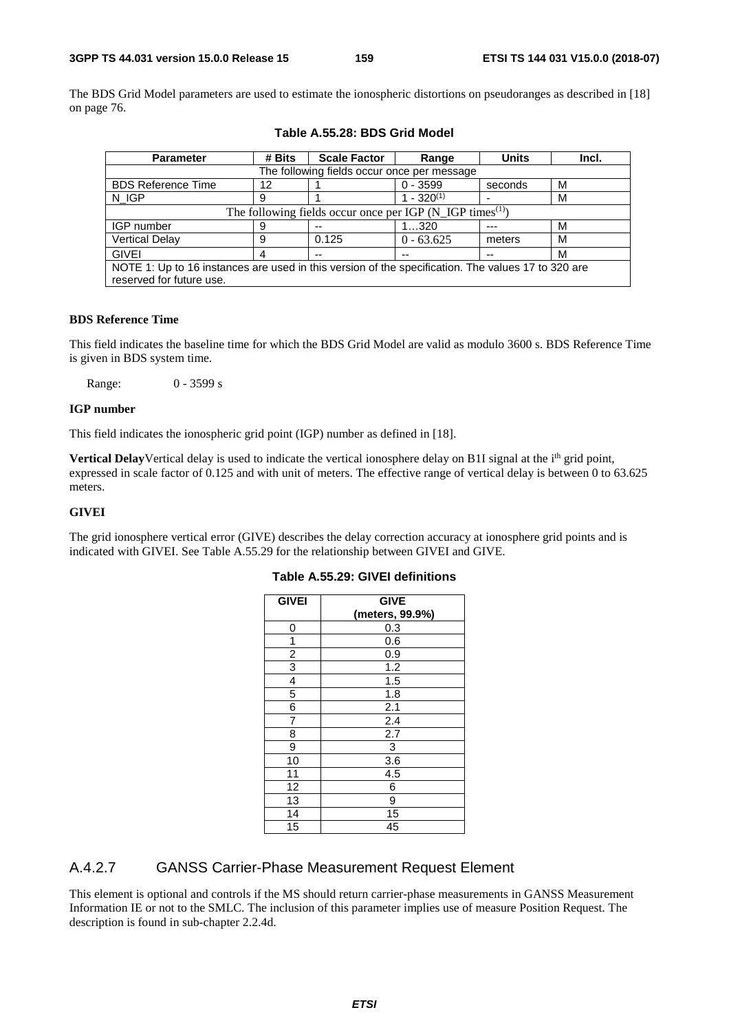The BDS Grid Model parameters are used to estimate the ionospheric distortions on pseudoranges as described in [18] on page 76.

**Table A.55.28: BDS Grid Model**

| Parameter | # Bits | Scale Factor | Range | Units | Incl. |
|---|---|---|---|---|---|
| The following fields occur once per message | | | | | |
| BDS Reference Time | 12 | 1 | 0 - 3599 | seconds | M |
| N_IGP | 9 | 1 | 1 - 320(1) | - | M |
| The following fields occur once per IGP (N_IGP times(1)) | | | | | |
| IGP number | 9 | -- | 1…320 | --- | M |
| Vertical Delay | 9 | 0.125 | 0 - 63.625 | meters | M |
| GIVEI | 4 | -- | -- | -- | M |
| NOTE 1: Up to 16 instances are used in this version of the specification. The values 17 to 320 are reserved for future use. | | | | | |

**BDS Reference Time**

This field indicates the baseline time for which the BDS Grid Model are valid as modulo 3600 s. BDS Reference Time is given in BDS system time.

Range: 0 - 3599 s

**IGP number**

This field indicates the ionospheric grid point (IGP) number as defined in [18].

**Vertical Delay**Vertical delay is used to indicate the vertical ionosphere delay on B1I signal at the $i^{th}$ grid point, expressed in scale factor of 0.125 and with unit of meters. The effective range of vertical delay is between 0 to 63.625 meters.

**GIVEI**

The grid ionosphere vertical error (GIVE) describes the delay correction accuracy at ionosphere grid points and is indicated with GIVEI. See Table A.55.29 for the relationship between GIVEI and GIVE.

**Table A.55.29: GIVEI definitions**

| GIVEI | GIVE (meters, 99.9%) |
|---|---|
| 0 | 0.3 |
| 1 | 0.6 |
| 2 | 0.9 |
| 3 | 1.2 |
| 4 | 1.5 |
| 5 | 1.8 |
| 6 | 2.1 |
| 7 | 2.4 |
| 8 | 2.7 |
| 9 | 3 |
| 10 | 3.6 |
| 11 | 4.5 |
| 12 | 6 |
| 13 | 9 |
| 14 | 15 |
| 15 | 45 |

## A.4.2.7 GANSS Carrier-Phase Measurement Request Element

This element is optional and controls if the MS should return carrier-phase measurements in GANSS Measurement Information IE or not to the SMLC. The inclusion of this parameter implies use of measure Position Request. The description is found in sub-chapter 2.2.4d.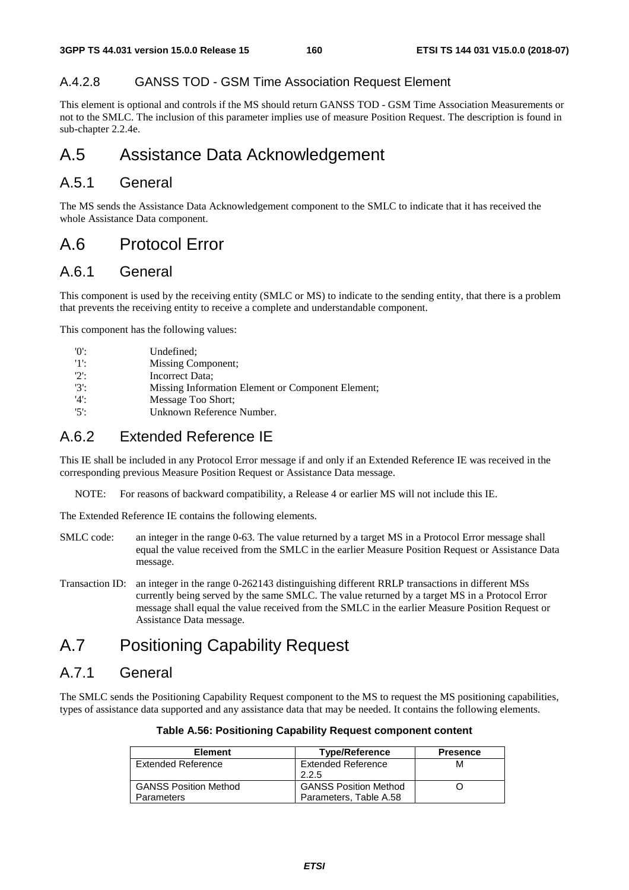### A.4.2.8 GANSS TOD - GSM Time Association Request Element

This element is optional and controls if the MS should return GANSS TOD - GSM Time Association Measurements or not to the SMLC. The inclusion of this parameter implies use of measure Position Request. The description is found in sub-chapter 2.2.4e.

# A.5 Assistance Data Acknowledgement

## A.5.1 General

The MS sends the Assistance Data Acknowledgement component to the SMLC to indicate that it has received the whole Assistance Data component.

# A.6 Protocol Error

## A.6.1 General

This component is used by the receiving entity (SMLC or MS) to indicate to the sending entity, that there is a problem that prevents the receiving entity to receive a complete and understandable component.

This component has the following values:

- '0': Undefined;
- '1': Missing Component;
- '2': Incorrect Data;
- '3': Missing Information Element or Component Element;
- '4': Message Too Short;
- '5': Unknown Reference Number.

## A.6.2 Extended Reference IE

This IE shall be included in any Protocol Error message if and only if an Extended Reference IE was received in the corresponding previous Measure Position Request or Assistance Data message.

NOTE: For reasons of backward compatibility, a Release 4 or earlier MS will not include this IE.

The Extended Reference IE contains the following elements.

SMLC code: an integer in the range 0-63. The value returned by a target MS in a Protocol Error message shall equal the value received from the SMLC in the earlier Measure Position Request or Assistance Data message.

Transaction ID: an integer in the range 0-262143 distinguishing different RRLP transactions in different MSs currently being served by the same SMLC. The value returned by a target MS in a Protocol Error message shall equal the value received from the SMLC in the earlier Measure Position Request or Assistance Data message.

# A.7 Positioning Capability Request

## A.7.1 General

The SMLC sends the Positioning Capability Request component to the MS to request the MS positioning capabilities, types of assistance data supported and any assistance data that may be needed. It contains the following elements.

**Table A.56: Positioning Capability Request component content**

| Element | Type/Reference | Presence |
|---|---|---|
| Extended Reference | Extended Reference 2.2.5 | M |
| GANSS Position Method Parameters | GANSS Position Method Parameters, Table A.58 | O |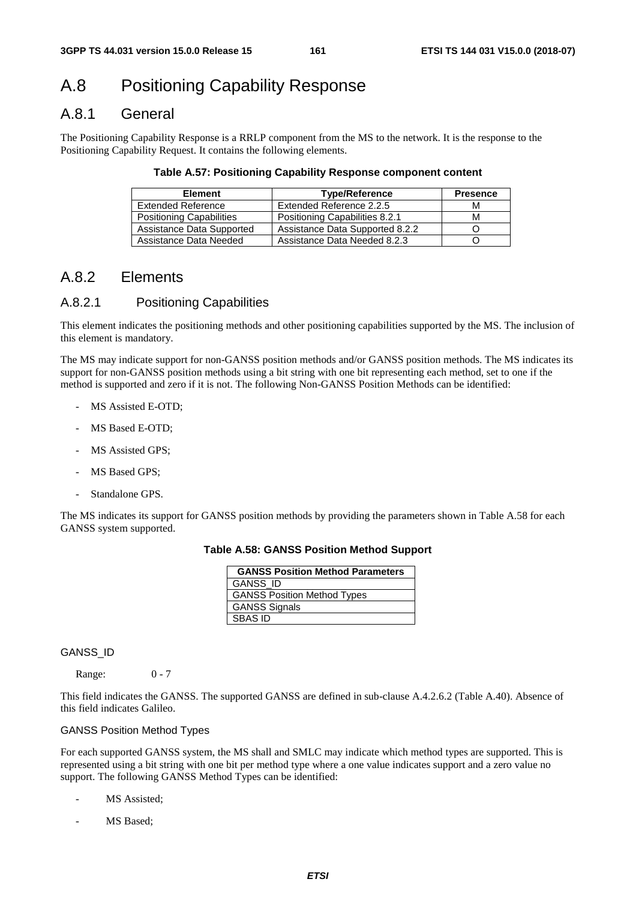# A.8 Positioning Capability Response

## A.8.1 General

The Positioning Capability Response is a RRLP component from the MS to the network. It is the response to the Positioning Capability Request. It contains the following elements.

**Table A.57: Positioning Capability Response component content**

| Element | Type/Reference | Presence |
|---|---|---|
| Extended Reference | Extended Reference 2.2.5 | M |
| Positioning Capabilities | Positioning Capabilities 8.2.1 | M |
| Assistance Data Supported | Assistance Data Supported 8.2.2 | O |
| Assistance Data Needed | Assistance Data Needed 8.2.3 | O |

## A.8.2 Elements

### A.8.2.1 Positioning Capabilities

This element indicates the positioning methods and other positioning capabilities supported by the MS. The inclusion of this element is mandatory.

The MS may indicate support for non-GANSS position methods and/or GANSS position methods. The MS indicates its support for non-GANSS position methods using a bit string with one bit representing each method, set to one if the method is supported and zero if it is not. The following Non-GANSS Position Methods can be identified:

- MS Assisted E-OTD;
- MS Based E-OTD;
- MS Assisted GPS;
- MS Based GPS;
- Standalone GPS.

The MS indicates its support for GANSS position methods by providing the parameters shown in Table A.58 for each GANSS system supported.

**Table A.58: GANSS Position Method Support**

| GANSS Position Method Parameters |
|---|
| GANSS_ID |
| GANSS Position Method Types |
| GANSS Signals |
| SBAS ID |

GANSS_ID

Range: 0 - 7

This field indicates the GANSS. The supported GANSS are defined in sub-clause A.4.2.6.2 (Table A.40). Absence of this field indicates Galileo.

GANSS Position Method Types

For each supported GANSS system, the MS shall and SMLC may indicate which method types are supported. This is represented using a bit string with one bit per method type where a one value indicates support and a zero value no support. The following GANSS Method Types can be identified:

- MS Assisted;
- MS Based;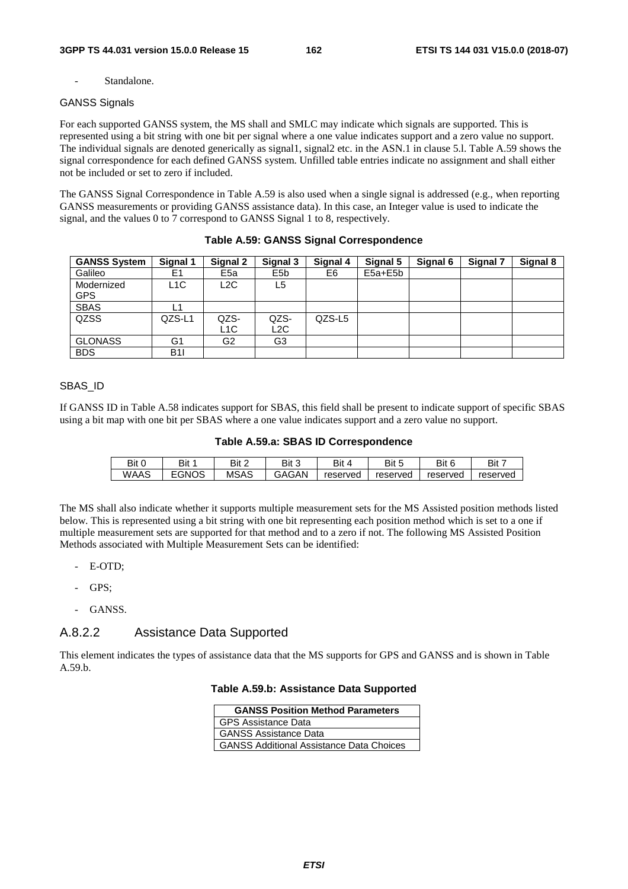- Standalone.

GANSS Signals

For each supported GANSS system, the MS shall and SMLC may indicate which signals are supported. This is represented using a bit string with one bit per signal where a one value indicates support and a zero value no support. The individual signals are denoted generically as signal1, signal2 etc. in the ASN.1 in clause 5.l. Table A.59 shows the signal correspondence for each defined GANSS system. Unfilled table entries indicate no assignment and shall either not be included or set to zero if included.

The GANSS Signal Correspondence in Table A.59 is also used when a single signal is addressed (e.g., when reporting GANSS measurements or providing GANSS assistance data). In this case, an Integer value is used to indicate the signal, and the values 0 to 7 correspond to GANSS Signal 1 to 8, respectively.

**Table A.59: GANSS Signal Correspondence**

| GANSS System | Signal 1 | Signal 2 | Signal 3 | Signal 4 | Signal 5 | Signal 6 | Signal 7 | Signal 8 |
|---|---|---|---|---|---|---|---|---|
| Galileo | E1 | E5a | E5b | E6 | E5a+E5b | | | |
| Modernized GPS | L1C | L2C | L5 | | | | | |
| SBAS | L1 | | | | | | | |
| QZSS | QZS-L1 | QZS-L1C | QZS-L2C | QZS-L5 | | | | |
| GLONASS | G1 | G2 | G3 | | | | | |
| BDS | B1I | | | | | | | |

SBAS_ID

If GANSS ID in Table A.58 indicates support for SBAS, this field shall be present to indicate support of specific SBAS using a bit map with one bit per SBAS where a one value indicates support and a zero value no support.

**Table A.59.a: SBAS ID Correspondence**

| Bit 0 | Bit 1 | Bit 2 | Bit 3 | Bit 4 | Bit 5 | Bit 6 | Bit 7 |
|---|---|---|---|---|---|---|---|
| WAAS | EGNOS | MSAS | GAGAN | reserved | reserved | reserved | reserved |

The MS shall also indicate whether it supports multiple measurement sets for the MS Assisted position methods listed below. This is represented using a bit string with one bit representing each position method which is set to a one if multiple measurement sets are supported for that method and to a zero if not. The following MS Assisted Position Methods associated with Multiple Measurement Sets can be identified:

- E-OTD;
- GPS;
- GANSS.

### A.8.2.2 Assistance Data Supported

This element indicates the types of assistance data that the MS supports for GPS and GANSS and is shown in Table A.59.b.

**Table A.59.b: Assistance Data Supported**

| GANSS Position Method Parameters |
|---|
| GPS Assistance Data |
| GANSS Assistance Data |
| GANSS Additional Assistance Data Choices |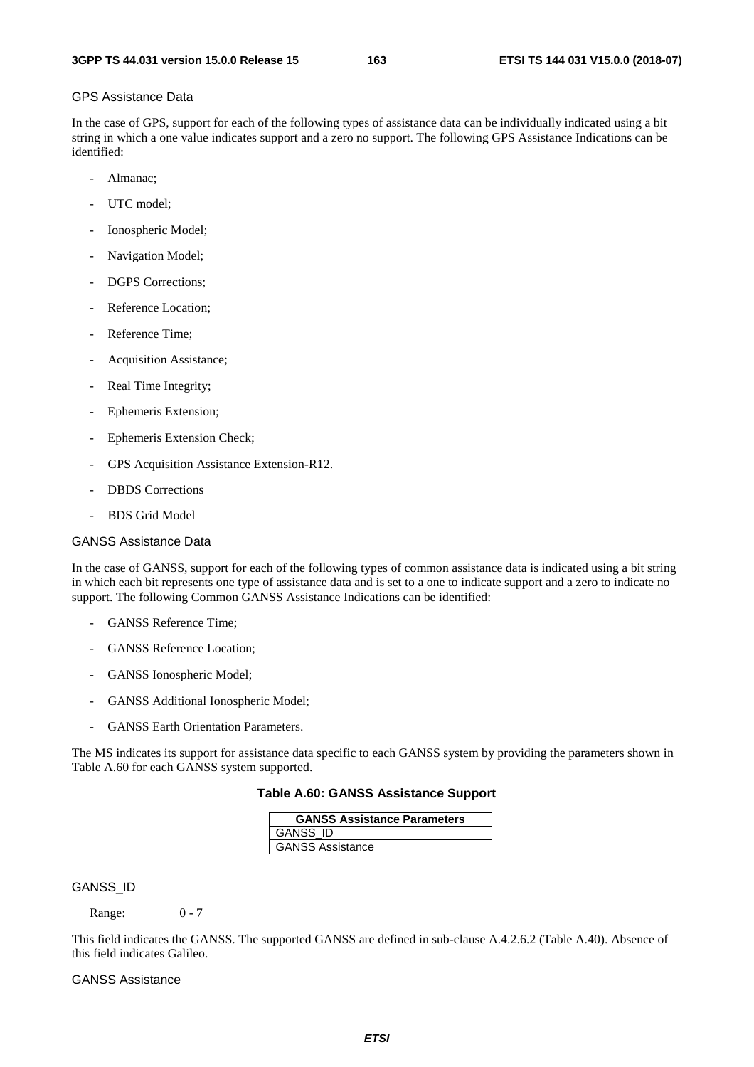GPS Assistance Data

In the case of GPS, support for each of the following types of assistance data can be individually indicated using a bit string in which a one value indicates support and a zero no support. The following GPS Assistance Indications can be identified:

- Almanac;
- UTC model;
- Ionospheric Model;
- Navigation Model;
- DGPS Corrections;
- Reference Location;
- Reference Time;
- Acquisition Assistance;
- Real Time Integrity;
- Ephemeris Extension;
- Ephemeris Extension Check;
- GPS Acquisition Assistance Extension-R12.
- DBDS Corrections
- BDS Grid Model

GANSS Assistance Data

In the case of GANSS, support for each of the following types of common assistance data is indicated using a bit string in which each bit represents one type of assistance data and is set to a one to indicate support and a zero to indicate no support. The following Common GANSS Assistance Indications can be identified:

- GANSS Reference Time;
- GANSS Reference Location;
- GANSS Ionospheric Model;
- GANSS Additional Ionospheric Model;
- GANSS Earth Orientation Parameters.

The MS indicates its support for assistance data specific to each GANSS system by providing the parameters shown in Table A.60 for each GANSS system supported.

**Table A.60: GANSS Assistance Support**

| GANSS Assistance Parameters |
|---|
| GANSS_ID |
| GANSS Assistance |

GANSS_ID

Range: 0 - 7

This field indicates the GANSS. The supported GANSS are defined in sub-clause A.4.2.6.2 (Table A.40). Absence of this field indicates Galileo.

GANSS Assistance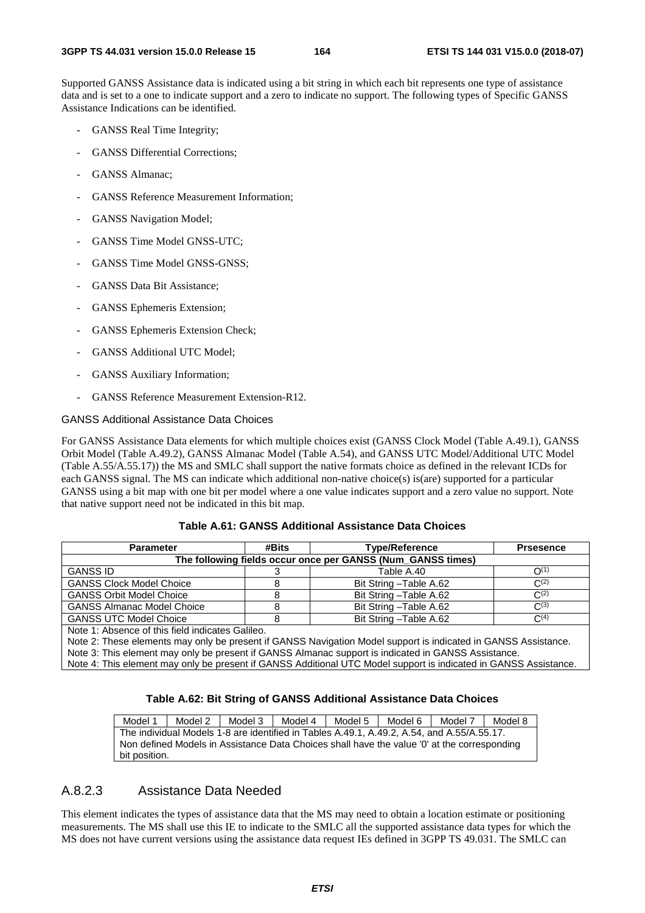Supported GANSS Assistance data is indicated using a bit string in which each bit represents one type of assistance data and is set to a one to indicate support and a zero to indicate no support. The following types of Specific GANSS Assistance Indications can be identified.

- GANSS Real Time Integrity;
- GANSS Differential Corrections;
- GANSS Almanac;
- GANSS Reference Measurement Information;
- GANSS Navigation Model;
- GANSS Time Model GNSS-UTC;
- GANSS Time Model GNSS-GNSS;
- GANSS Data Bit Assistance;
- GANSS Ephemeris Extension;
- GANSS Ephemeris Extension Check;
- GANSS Additional UTC Model;
- GANSS Auxiliary Information;
- GANSS Reference Measurement Extension-R12.

GANSS Additional Assistance Data Choices

For GANSS Assistance Data elements for which multiple choices exist (GANSS Clock Model (Table A.49.1), GANSS Orbit Model (Table A.49.2), GANSS Almanac Model (Table A.54), and GANSS UTC Model/Additional UTC Model (Table A.55/A.55.17)) the MS and SMLC shall support the native formats choice as defined in the relevant ICDs for each GANSS signal. The MS can indicate which additional non-native choice(s) is(are) supported for a particular GANSS using a bit map with one bit per model where a one value indicates support and a zero value no support. Note that native support need not be indicated in this bit map.

**Table A.61: GANSS Additional Assistance Data Choices**

| Parameter | #Bits | Type/Reference | Prsesence |
|---|---|---|---|
| The following fields occur once per GANSS (Num_GANSS times) | | | |
| GANSS ID | 3 | Table A.40 | O(1) |
| GANSS Clock Model Choice | 8 | Bit String –Table A.62 | C(2) |
| GANSS Orbit Model Choice | 8 | Bit String –Table A.62 | C(2) |
| GANSS Almanac Model Choice | 8 | Bit String –Table A.62 | C(3) |
| GANSS UTC Model Choice | 8 | Bit String –Table A.62 | C(4) |
| Note 1: Absence of this field indicates Galileo.<br>Note 2: These elements may only be present if GANSS Navigation Model support is indicated in GANSS Assistance.<br>Note 3: This element may only be present if GANSS Almanac support is indicated in GANSS Assistance.<br>Note 4: This element may only be present if GANSS Additional UTC Model support is indicated in GANSS Assistance. | | | |

**Table A.62: Bit String of GANSS Additional Assistance Data Choices**

| Model 1 | Model 2 | Model 3 | Model 4 | Model 5 | Model 6 | Model 7 | Model 8 |
|---|---|---|---|---|---|---|---|
| The individual Models 1-8 are identified in Tables A.49.1, A.49.2, A.54, and A.55/A.55.17.<br>Non defined Models in Assistance Data Choices shall have the value '0' at the corresponding bit position. | | | | | | | |

## A.8.2.3 Assistance Data Needed

This element indicates the types of assistance data that the MS may need to obtain a location estimate or positioning measurements. The MS shall use this IE to indicate to the SMLC all the supported assistance data types for which the MS does not have current versions using the assistance data request IEs defined in 3GPP TS 49.031. The SMLC can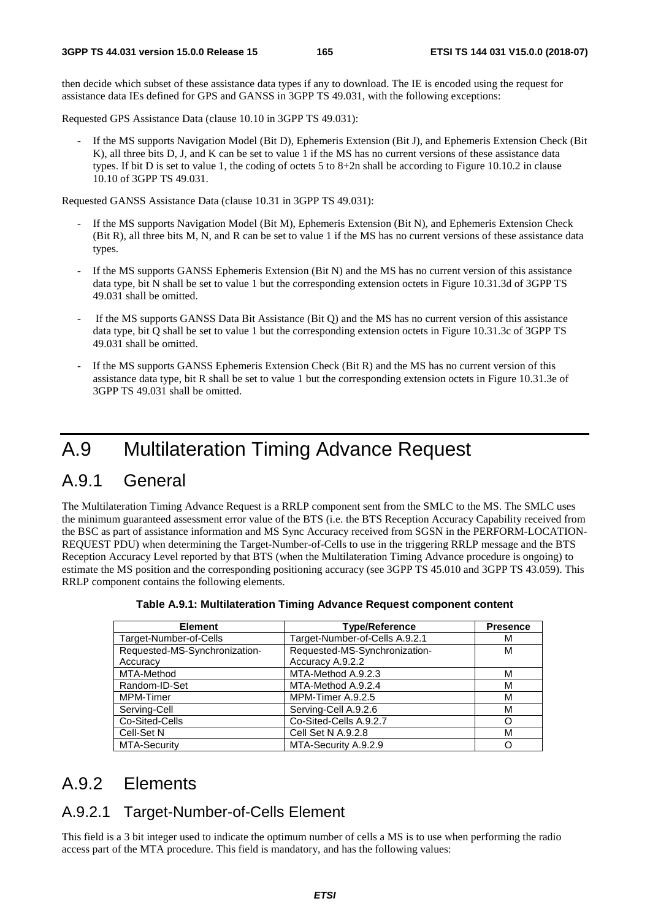then decide which subset of these assistance data types if any to download. The IE is encoded using the request for assistance data IEs defined for GPS and GANSS in 3GPP TS 49.031, with the following exceptions:

Requested GPS Assistance Data (clause 10.10 in 3GPP TS 49.031):

- If the MS supports Navigation Model (Bit D), Ephemeris Extension (Bit J), and Ephemeris Extension Check (Bit K), all three bits D, J, and K can be set to value 1 if the MS has no current versions of these assistance data types. If bit D is set to value 1, the coding of octets 5 to 8+2n shall be according to Figure 10.10.2 in clause 10.10 of 3GPP TS 49.031.

Requested GANSS Assistance Data (clause 10.31 in 3GPP TS 49.031):

- If the MS supports Navigation Model (Bit M), Ephemeris Extension (Bit N), and Ephemeris Extension Check (Bit R), all three bits M, N, and R can be set to value 1 if the MS has no current versions of these assistance data types.
- If the MS supports GANSS Ephemeris Extension (Bit N) and the MS has no current version of this assistance data type, bit N shall be set to value 1 but the corresponding extension octets in Figure 10.31.3d of 3GPP TS 49.031 shall be omitted.
- If the MS supports GANSS Data Bit Assistance (Bit Q) and the MS has no current version of this assistance data type, bit Q shall be set to value 1 but the corresponding extension octets in Figure 10.31.3c of 3GPP TS 49.031 shall be omitted.
- If the MS supports GANSS Ephemeris Extension Check (Bit R) and the MS has no current version of this assistance data type, bit R shall be set to value 1 but the corresponding extension octets in Figure 10.31.3e of 3GPP TS 49.031 shall be omitted.

# A.9 Multilateration Timing Advance Request

## A.9.1 General

The Multilateration Timing Advance Request is a RRLP component sent from the SMLC to the MS. The SMLC uses the minimum guaranteed assessment error value of the BTS (i.e. the BTS Reception Accuracy Capability received from the BSC as part of assistance information and MS Sync Accuracy received from SGSN in the PERFORM-LOCATION-REQUEST PDU) when determining the Target-Number-of-Cells to use in the triggering RRLP message and the BTS Reception Accuracy Level reported by that BTS (when the Multilateration Timing Advance procedure is ongoing) to estimate the MS position and the corresponding positioning accuracy (see 3GPP TS 45.010 and 3GPP TS 43.059). This RRLP component contains the following elements.

**Table A.9.1: Multilateration Timing Advance Request component content**

| Element | Type/Reference | Presence |
|---|---|---|
| Target-Number-of-Cells | Target-Number-of-Cells A.9.2.1 | M |
| Requested-MS-Synchronization-Accuracy | Requested-MS-Synchronization-Accuracy A.9.2.2 | M |
| MTA-Method | MTA-Method A.9.2.3 | M |
| Random-ID-Set | MTA-Method A.9.2.4 | M |
| MPM-Timer | MPM-Timer A.9.2.5 | M |
| Serving-Cell | Serving-Cell A.9.2.6 | M |
| Co-Sited-Cells | Co-Sited-Cells A.9.2.7 | O |
| Cell-Set N | Cell Set N A.9.2.8 | M |
| MTA-Security | MTA-Security A.9.2.9 | O |

## A.9.2 Elements

### A.9.2.1 Target-Number-of-Cells Element

This field is a 3 bit integer used to indicate the optimum number of cells a MS is to use when performing the radio access part of the MTA procedure. This field is mandatory, and has the following values: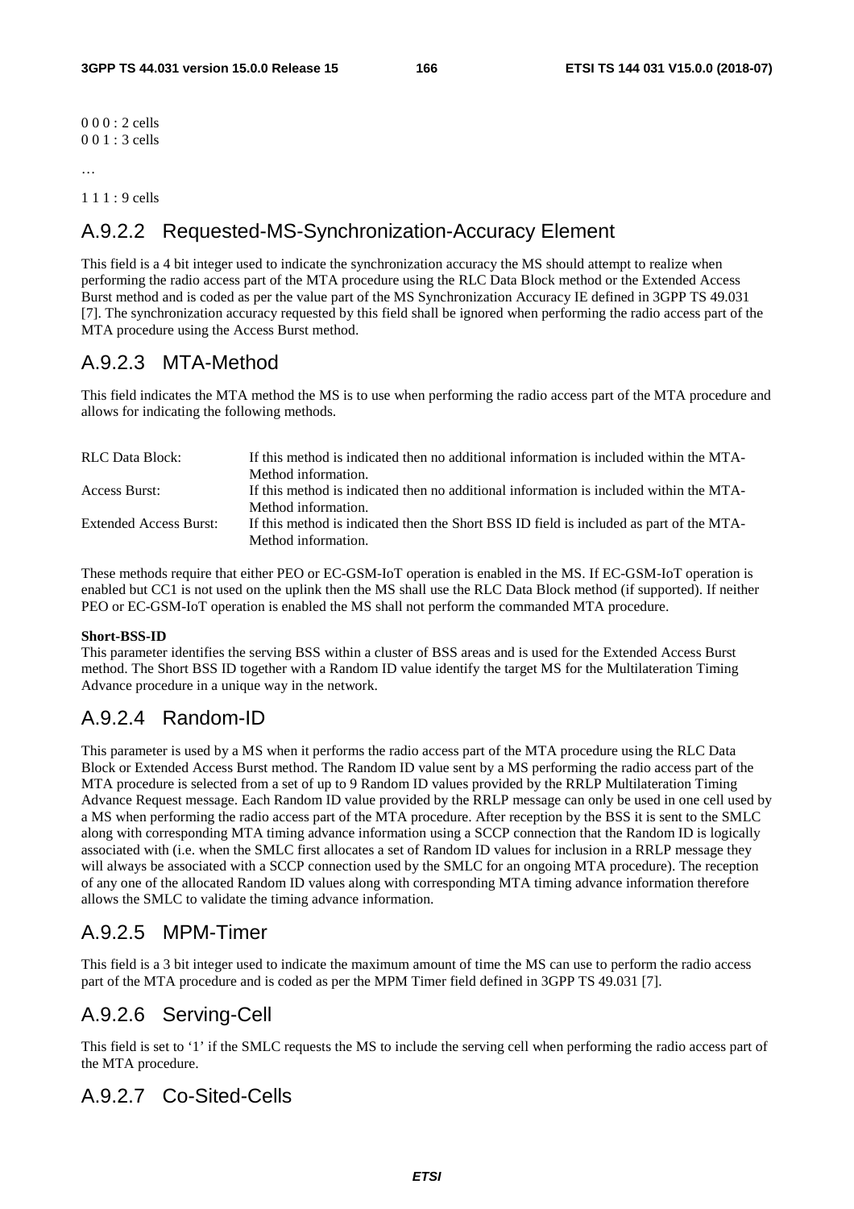0 0 0 : 2 cells
0 0 1 : 3 cells

…

1 1 1 : 9 cells

### A.9.2.2 Requested-MS-Synchronization-Accuracy Element

This field is a 4 bit integer used to indicate the synchronization accuracy the MS should attempt to realize when performing the radio access part of the MTA procedure using the RLC Data Block method or the Extended Access Burst method and is coded as per the value part of the MS Synchronization Accuracy IE defined in 3GPP TS 49.031 [7]. The synchronization accuracy requested by this field shall be ignored when performing the radio access part of the MTA procedure using the Access Burst method.

### A.9.2.3 MTA-Method

This field indicates the MTA method the MS is to use when performing the radio access part of the MTA procedure and allows for indicating the following methods.

| | |
|---|---|
| RLC Data Block: | If this method is indicated then no additional information is included within the MTA-Method information. |
| Access Burst: | If this method is indicated then no additional information is included within the MTA-Method information. |
| Extended Access Burst: | If this method is indicated then the Short BSS ID field is included as part of the MTA-Method information. |

These methods require that either PEO or EC-GSM-IoT operation is enabled in the MS. If EC-GSM-IoT operation is enabled but CC1 is not used on the uplink then the MS shall use the RLC Data Block method (if supported). If neither PEO or EC-GSM-IoT operation is enabled the MS shall not perform the commanded MTA procedure.

**Short-BSS-ID**
This parameter identifies the serving BSS within a cluster of BSS areas and is used for the Extended Access Burst method. The Short BSS ID together with a Random ID value identify the target MS for the Multilateration Timing Advance procedure in a unique way in the network.

### A.9.2.4 Random-ID

This parameter is used by a MS when it performs the radio access part of the MTA procedure using the RLC Data Block or Extended Access Burst method. The Random ID value sent by a MS performing the radio access part of the MTA procedure is selected from a set of up to 9 Random ID values provided by the RRLP Multilateration Timing Advance Request message. Each Random ID value provided by the RRLP message can only be used in one cell used by a MS when performing the radio access part of the MTA procedure. After reception by the BSS it is sent to the SMLC along with corresponding MTA timing advance information using a SCCP connection that the Random ID is logically associated with (i.e. when the SMLC first allocates a set of Random ID values for inclusion in a RRLP message they will always be associated with a SCCP connection used by the SMLC for an ongoing MTA procedure). The reception of any one of the allocated Random ID values along with corresponding MTA timing advance information therefore allows the SMLC to validate the timing advance information.

### A.9.2.5 MPM-Timer

This field is a 3 bit integer used to indicate the maximum amount of time the MS can use to perform the radio access part of the MTA procedure and is coded as per the MPM Timer field defined in 3GPP TS 49.031 [7].

### A.9.2.6 Serving-Cell

This field is set to '1' if the SMLC requests the MS to include the serving cell when performing the radio access part of the MTA procedure.

### A.9.2.7 Co-Sited-Cells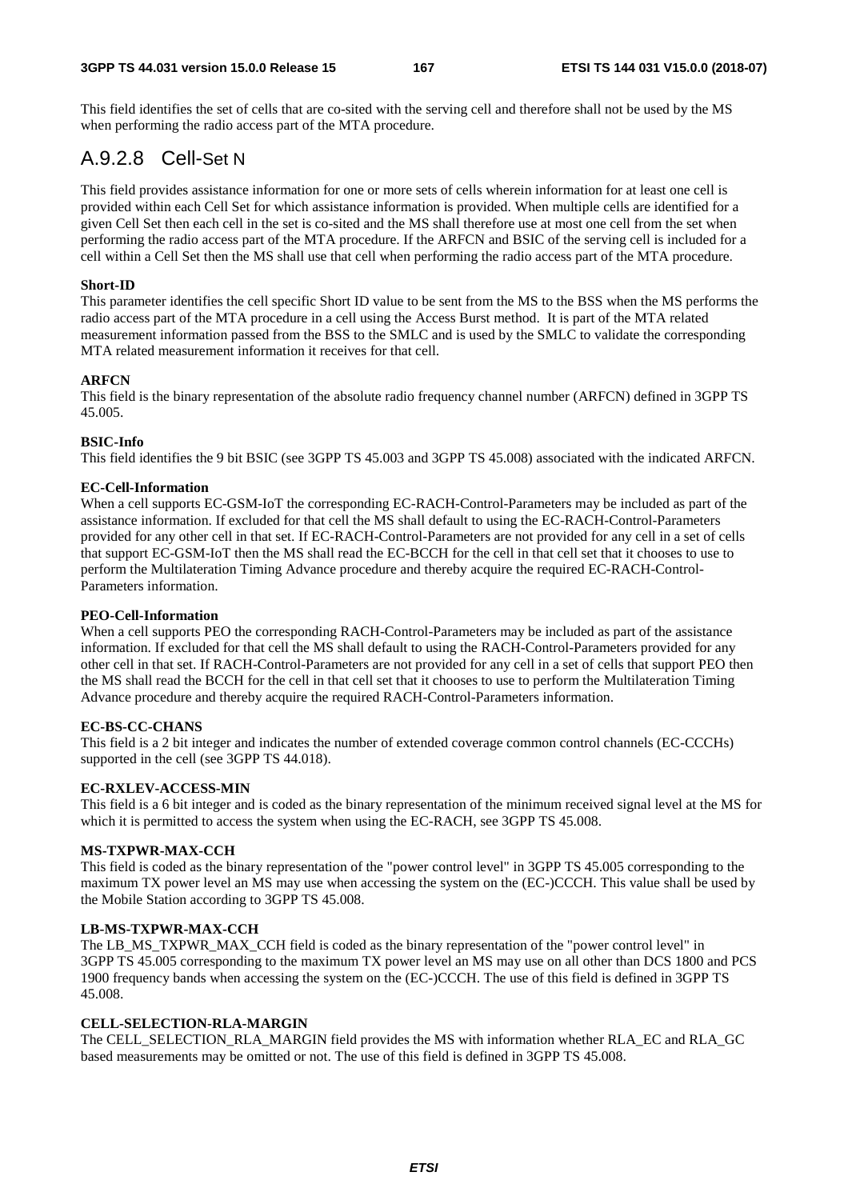This field identifies the set of cells that are co-sited with the serving cell and therefore shall not be used by the MS when performing the radio access part of the MTA procedure.

### A.9.2.8 Cell-Set N

This field provides assistance information for one or more sets of cells wherein information for at least one cell is provided within each Cell Set for which assistance information is provided. When multiple cells are identified for a given Cell Set then each cell in the set is co-sited and the MS shall therefore use at most one cell from the set when performing the radio access part of the MTA procedure. If the ARFCN and BSIC of the serving cell is included for a cell within a Cell Set then the MS shall use that cell when performing the radio access part of the MTA procedure.

**Short-ID**
This parameter identifies the cell specific Short ID value to be sent from the MS to the BSS when the MS performs the radio access part of the MTA procedure in a cell using the Access Burst method. It is part of the MTA related measurement information passed from the BSS to the SMLC and is used by the SMLC to validate the corresponding MTA related measurement information it receives for that cell.

**ARFCN**
This field is the binary representation of the absolute radio frequency channel number (ARFCN) defined in 3GPP TS 45.005.

**BSIC-Info**
This field identifies the 9 bit BSIC (see 3GPP TS 45.003 and 3GPP TS 45.008) associated with the indicated ARFCN.

**EC-Cell-Information**
When a cell supports EC-GSM-IoT the corresponding EC-RACH-Control-Parameters may be included as part of the assistance information. If excluded for that cell the MS shall default to using the EC-RACH-Control-Parameters provided for any other cell in that set. If EC-RACH-Control-Parameters are not provided for any cell in a set of cells that support EC-GSM-IoT then the MS shall read the EC-BCCH for the cell in that cell set that it chooses to use to perform the Multilateration Timing Advance procedure and thereby acquire the required EC-RACH-Control-Parameters information.

**PEO-Cell-Information**
When a cell supports PEO the corresponding RACH-Control-Parameters may be included as part of the assistance information. If excluded for that cell the MS shall default to using the RACH-Control-Parameters provided for any other cell in that set. If RACH-Control-Parameters are not provided for any cell in a set of cells that support PEO then the MS shall read the BCCH for the cell in that cell set that it chooses to use to perform the Multilateration Timing Advance procedure and thereby acquire the required RACH-Control-Parameters information.

**EC-BS-CC-CHANS**
This field is a 2 bit integer and indicates the number of extended coverage common control channels (EC-CCCHs) supported in the cell (see 3GPP TS 44.018).

**EC-RXLEV-ACCESS-MIN**
This field is a 6 bit integer and is coded as the binary representation of the minimum received signal level at the MS for which it is permitted to access the system when using the EC-RACH, see 3GPP TS 45.008.

**MS-TXPWR-MAX-CCH**
This field is coded as the binary representation of the "power control level" in 3GPP TS 45.005 corresponding to the maximum TX power level an MS may use when accessing the system on the (EC-)CCCH. This value shall be used by the Mobile Station according to 3GPP TS 45.008.

**LB-MS-TXPWR-MAX-CCH**
The LB_MS_TXPWR_MAX_CCH field is coded as the binary representation of the "power control level" in 3GPP TS 45.005 corresponding to the maximum TX power level an MS may use on all other than DCS 1800 and PCS 1900 frequency bands when accessing the system on the (EC-)CCCH. The use of this field is defined in 3GPP TS 45.008.

**CELL-SELECTION-RLA-MARGIN**
The CELL_SELECTION_RLA_MARGIN field provides the MS with information whether RLA_EC and RLA_GC based measurements may be omitted or not. The use of this field is defined in 3GPP TS 45.008.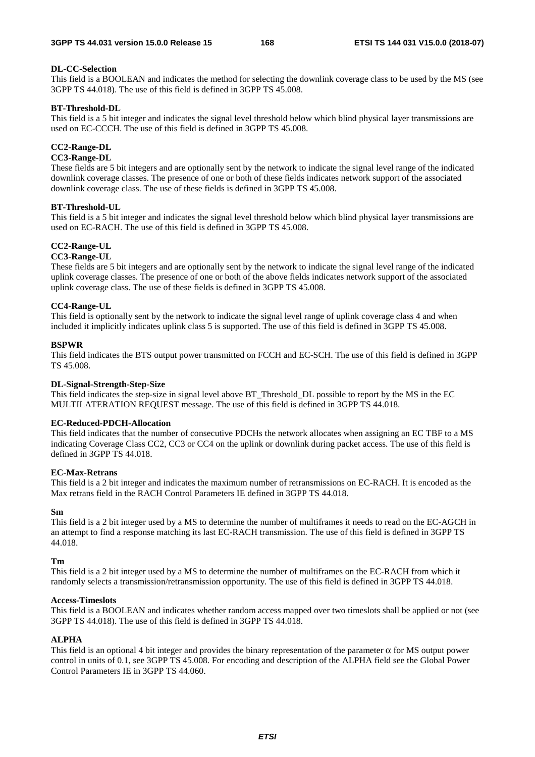**DL-CC-Selection**
This field is a BOOLEAN and indicates the method for selecting the downlink coverage class to be used by the MS (see 3GPP TS 44.018). The use of this field is defined in 3GPP TS 45.008.

**BT-Threshold-DL**
This field is a 5 bit integer and indicates the signal level threshold below which blind physical layer transmissions are used on EC-CCCH. The use of this field is defined in 3GPP TS 45.008.

**CC2-Range-DL**
**CC3-Range-DL**
These fields are 5 bit integers and are optionally sent by the network to indicate the signal level range of the indicated downlink coverage classes. The presence of one or both of these fields indicates network support of the associated downlink coverage class. The use of these fields is defined in 3GPP TS 45.008.

**BT-Threshold-UL**
This field is a 5 bit integer and indicates the signal level threshold below which blind physical layer transmissions are used on EC-RACH. The use of this field is defined in 3GPP TS 45.008.

**CC2-Range-UL**
**CC3-Range-UL**
These fields are 5 bit integers and are optionally sent by the network to indicate the signal level range of the indicated uplink coverage classes. The presence of one or both of the above fields indicates network support of the associated uplink coverage class. The use of these fields is defined in 3GPP TS 45.008.

**CC4-Range-UL**
This field is optionally sent by the network to indicate the signal level range of uplink coverage class 4 and when included it implicitly indicates uplink class 5 is supported. The use of this field is defined in 3GPP TS 45.008.

**BSPWR**
This field indicates the BTS output power transmitted on FCCH and EC-SCH. The use of this field is defined in 3GPP TS 45.008.

**DL-Signal-Strength-Step-Size**
This field indicates the step-size in signal level above BT_Threshold_DL possible to report by the MS in the EC MULTILATERATION REQUEST message. The use of this field is defined in 3GPP TS 44.018.

**EC-Reduced-PDCH-Allocation**
This field indicates that the number of consecutive PDCHs the network allocates when assigning an EC TBF to a MS indicating Coverage Class CC2, CC3 or CC4 on the uplink or downlink during packet access. The use of this field is defined in 3GPP TS 44.018.

**EC-Max-Retrans**
This field is a 2 bit integer and indicates the maximum number of retransmissions on EC-RACH. It is encoded as the Max retrans field in the RACH Control Parameters IE defined in 3GPP TS 44.018.

**Sm**
This field is a 2 bit integer used by a MS to determine the number of multiframes it needs to read on the EC-AGCH in an attempt to find a response matching its last EC-RACH transmission. The use of this field is defined in 3GPP TS 44.018.

**Tm**
This field is a 2 bit integer used by a MS to determine the number of multiframes on the EC-RACH from which it randomly selects a transmission/retransmission opportunity. The use of this field is defined in 3GPP TS 44.018.

**Access-Timeslots**
This field is a BOOLEAN and indicates whether random access mapped over two timeslots shall be applied or not (see 3GPP TS 44.018). The use of this field is defined in 3GPP TS 44.018.

**ALPHA**
This field is an optional 4 bit integer and provides the binary representation of the parameter $\alpha$ for MS output power control in units of 0.1, see 3GPP TS 45.008. For encoding and description of the ALPHA field see the Global Power Control Parameters IE in 3GPP TS 44.060.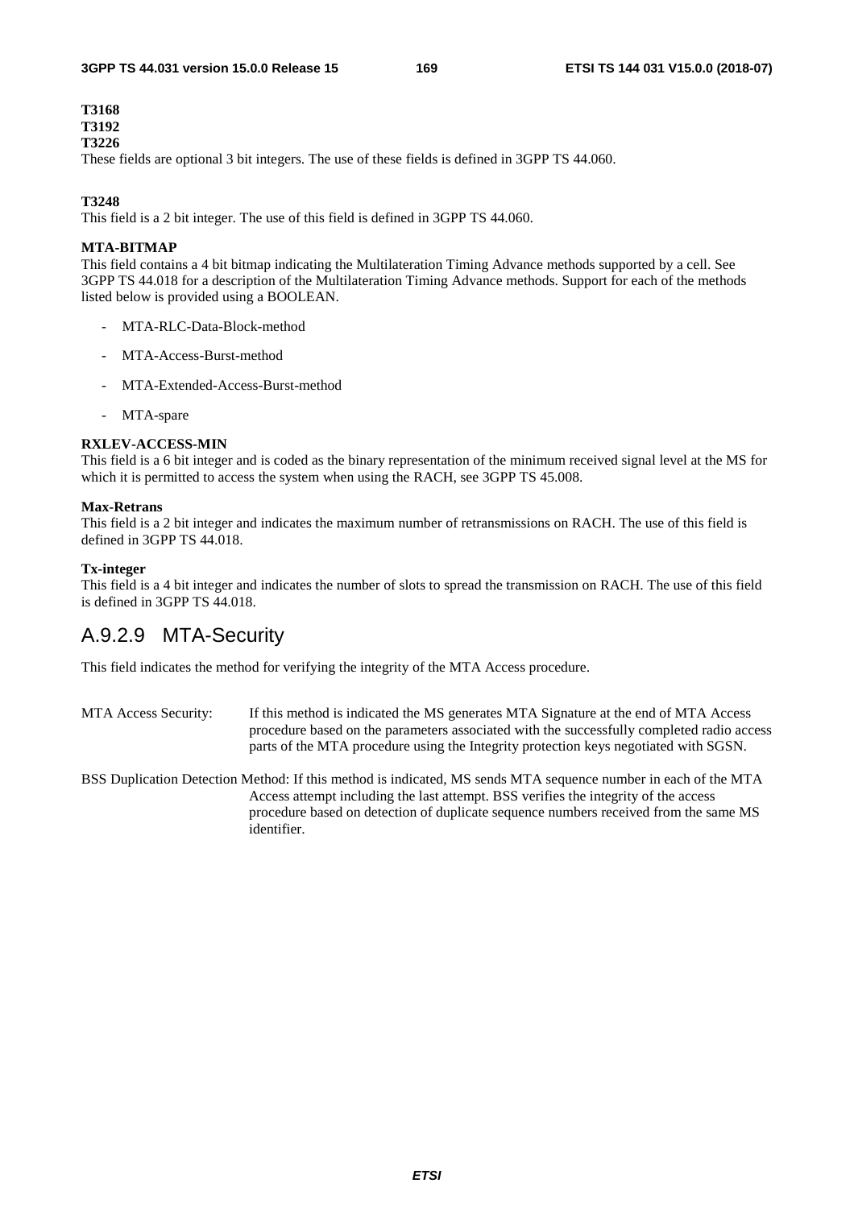**T3168**
**T3192**
**T3226**
These fields are optional 3 bit integers. The use of these fields is defined in 3GPP TS 44.060.

**T3248**
This field is a 2 bit integer. The use of this field is defined in 3GPP TS 44.060.

**MTA-BITMAP**
This field contains a 4 bit bitmap indicating the Multilateration Timing Advance methods supported by a cell. See 3GPP TS 44.018 for a description of the Multilateration Timing Advance methods. Support for each of the methods listed below is provided using a BOOLEAN.

- MTA-RLC-Data-Block-method
- MTA-Access-Burst-method
- MTA-Extended-Access-Burst-method
- MTA-spare

**RXLEV-ACCESS-MIN**
This field is a 6 bit integer and is coded as the binary representation of the minimum received signal level at the MS for which it is permitted to access the system when using the RACH, see 3GPP TS 45.008.

**Max-Retrans**
This field is a 2 bit integer and indicates the maximum number of retransmissions on RACH. The use of this field is defined in 3GPP TS 44.018.

**Tx-integer**
This field is a 4 bit integer and indicates the number of slots to spread the transmission on RACH. The use of this field is defined in 3GPP TS 44.018.

## A.9.2.9 MTA-Security

This field indicates the method for verifying the integrity of the MTA Access procedure.

MTA Access Security: If this method is indicated the MS generates MTA Signature at the end of MTA Access procedure based on the parameters associated with the successfully completed radio access parts of the MTA procedure using the Integrity protection keys negotiated with SGSN.

BSS Duplication Detection Method: If this method is indicated, MS sends MTA sequence number in each of the MTA Access attempt including the last attempt. BSS verifies the integrity of the access procedure based on detection of duplicate sequence numbers received from the same MS identifier.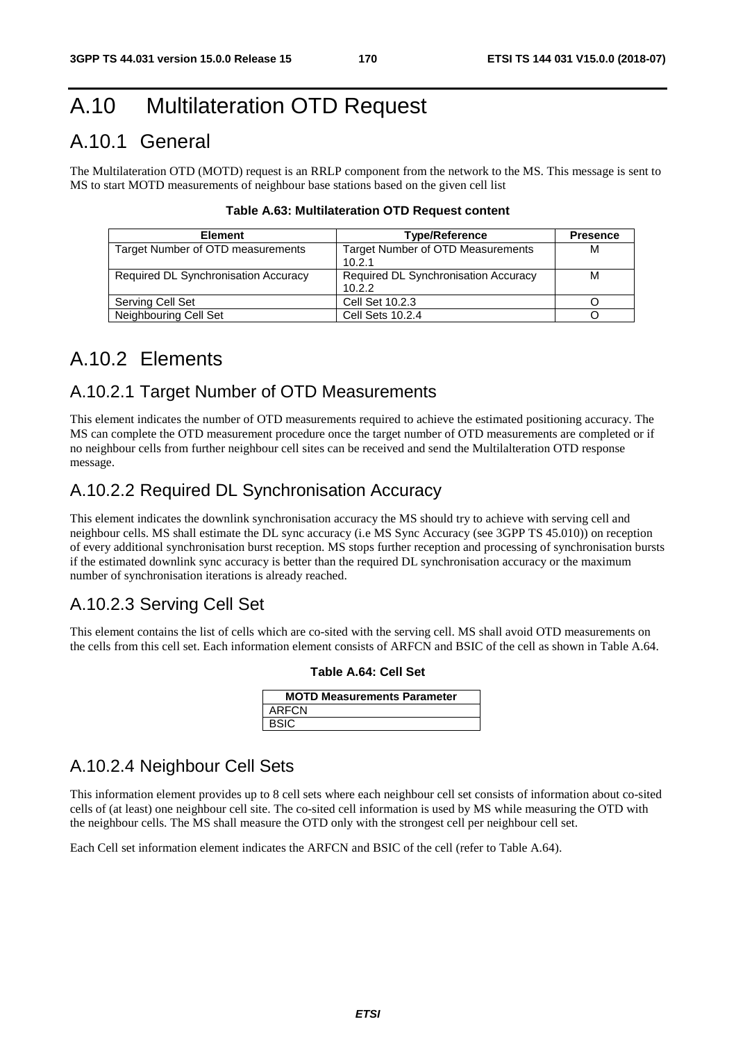# A.10 Multilateration OTD Request

## A.10.1 General

The Multilateration OTD (MOTD) request is an RRLP component from the network to the MS. This message is sent to MS to start MOTD measurements of neighbour base stations based on the given cell list

**Table A.63: Multilateration OTD Request content**

| Element | Type/Reference | Presence |
|---|---|---|
| Target Number of OTD measurements | Target Number of OTD Measurements 10.2.1 | M |
| Required DL Synchronisation Accuracy | Required DL Synchronisation Accuracy 10.2.2 | M |
| Serving Cell Set | Cell Set 10.2.3 | O |
| Neighbouring Cell Set | Cell Sets 10.2.4 | O |

## A.10.2 Elements

### A.10.2.1 Target Number of OTD Measurements

This element indicates the number of OTD measurements required to achieve the estimated positioning accuracy. The MS can complete the OTD measurement procedure once the target number of OTD measurements are completed or if no neighbour cells from further neighbour cell sites can be received and send the Multilalteration OTD response message.

### A.10.2.2 Required DL Synchronisation Accuracy

This element indicates the downlink synchronisation accuracy the MS should try to achieve with serving cell and neighbour cells. MS shall estimate the DL sync accuracy (i.e MS Sync Accuracy (see 3GPP TS 45.010)) on reception of every additional synchronisation burst reception. MS stops further reception and processing of synchronisation bursts if the estimated downlink sync accuracy is better than the required DL synchronisation accuracy or the maximum number of synchronisation iterations is already reached.

### A.10.2.3 Serving Cell Set

This element contains the list of cells which are co-sited with the serving cell. MS shall avoid OTD measurements on the cells from this cell set. Each information element consists of ARFCN and BSIC of the cell as shown in Table A.64.

**Table A.64: Cell Set**

| MOTD Measurements Parameter |
|---|
| ARFCN |
| BSIC |

### A.10.2.4 Neighbour Cell Sets

This information element provides up to 8 cell sets where each neighbour cell set consists of information about co-sited cells of (at least) one neighbour cell site. The co-sited cell information is used by MS while measuring the OTD with the neighbour cells. The MS shall measure the OTD only with the strongest cell per neighbour cell set.

Each Cell set information element indicates the ARFCN and BSIC of the cell (refer to Table A.64).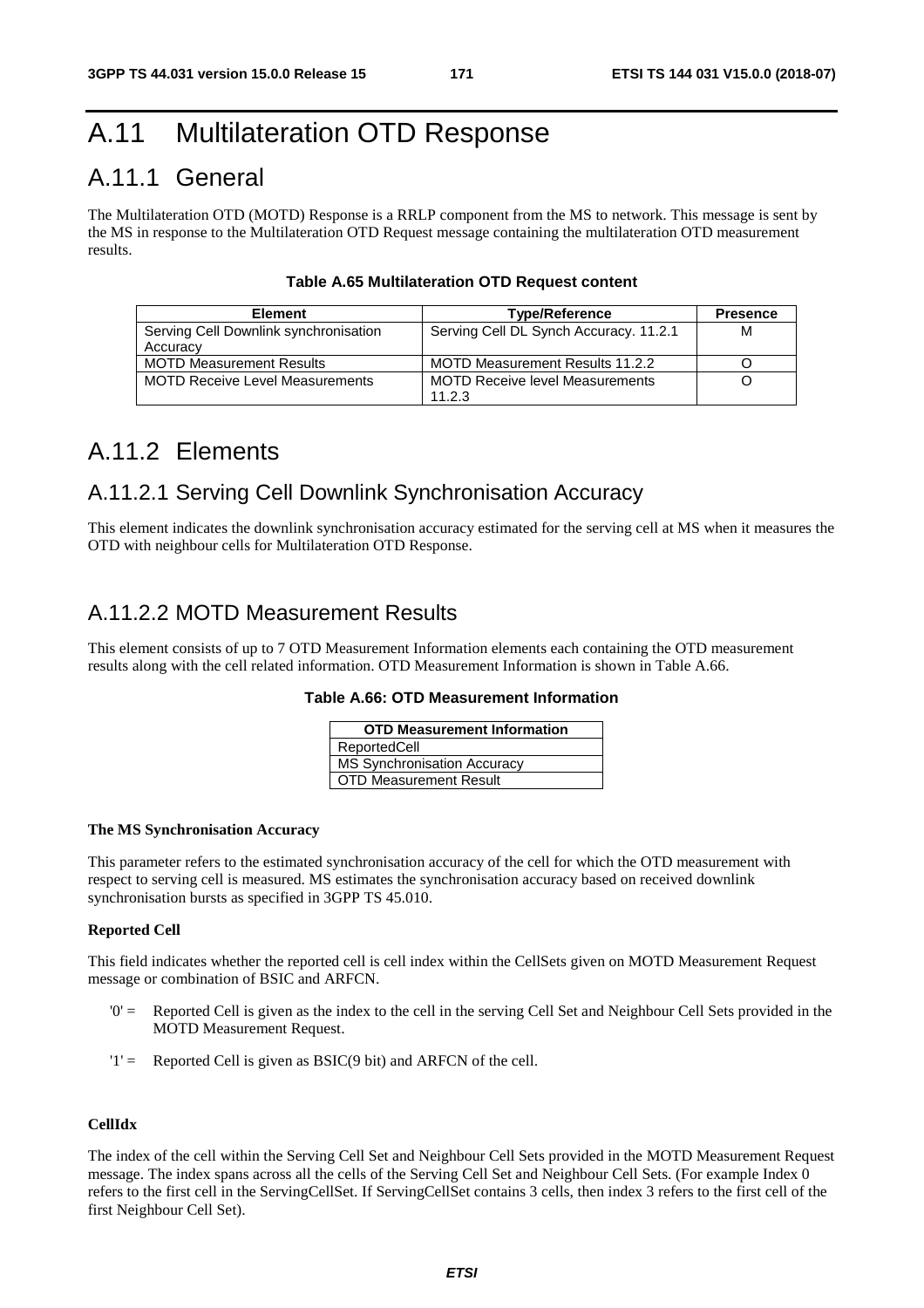# A.11 Multilateration OTD Response

## A.11.1 General

The Multilateration OTD (MOTD) Response is a RRLP component from the MS to network. This message is sent by the MS in response to the Multilateration OTD Request message containing the multilateration OTD measurement results.

**Table A.65 Multilateration OTD Request content**

| Element | Type/Reference | Presence |
|---|---|---|
| Serving Cell Downlink synchronisation Accuracy | Serving Cell DL Synch Accuracy. 11.2.1 | M |
| MOTD Measurement Results | MOTD Measurement Results 11.2.2 | O |
| MOTD Receive Level Measurements | MOTD Receive level Measurements 11.2.3 | O |

## A.11.2 Elements

### A.11.2.1 Serving Cell Downlink Synchronisation Accuracy

This element indicates the downlink synchronisation accuracy estimated for the serving cell at MS when it measures the OTD with neighbour cells for Multilateration OTD Response.

### A.11.2.2 MOTD Measurement Results

This element consists of up to 7 OTD Measurement Information elements each containing the OTD measurement results along with the cell related information. OTD Measurement Information is shown in Table A.66.

**Table A.66: OTD Measurement Information**

| OTD Measurement Information |
|---|
| ReportedCell |
| MS Synchronisation Accuracy |
| OTD Measurement Result |

**The MS Synchronisation Accuracy**

This parameter refers to the estimated synchronisation accuracy of the cell for which the OTD measurement with respect to serving cell is measured. MS estimates the synchronisation accuracy based on received downlink synchronisation bursts as specified in 3GPP TS 45.010.

**Reported Cell**

This field indicates whether the reported cell is cell index within the CellSets given on MOTD Measurement Request message or combination of BSIC and ARFCN.

- '0' = Reported Cell is given as the index to the cell in the serving Cell Set and Neighbour Cell Sets provided in the MOTD Measurement Request.
- '1' = Reported Cell is given as BSIC(9 bit) and ARFCN of the cell.

**CellIdx**

The index of the cell within the Serving Cell Set and Neighbour Cell Sets provided in the MOTD Measurement Request message. The index spans across all the cells of the Serving Cell Set and Neighbour Cell Sets. (For example Index 0 refers to the first cell in the ServingCellSet. If ServingCellSet contains 3 cells, then index 3 refers to the first cell of the first Neighbour Cell Set).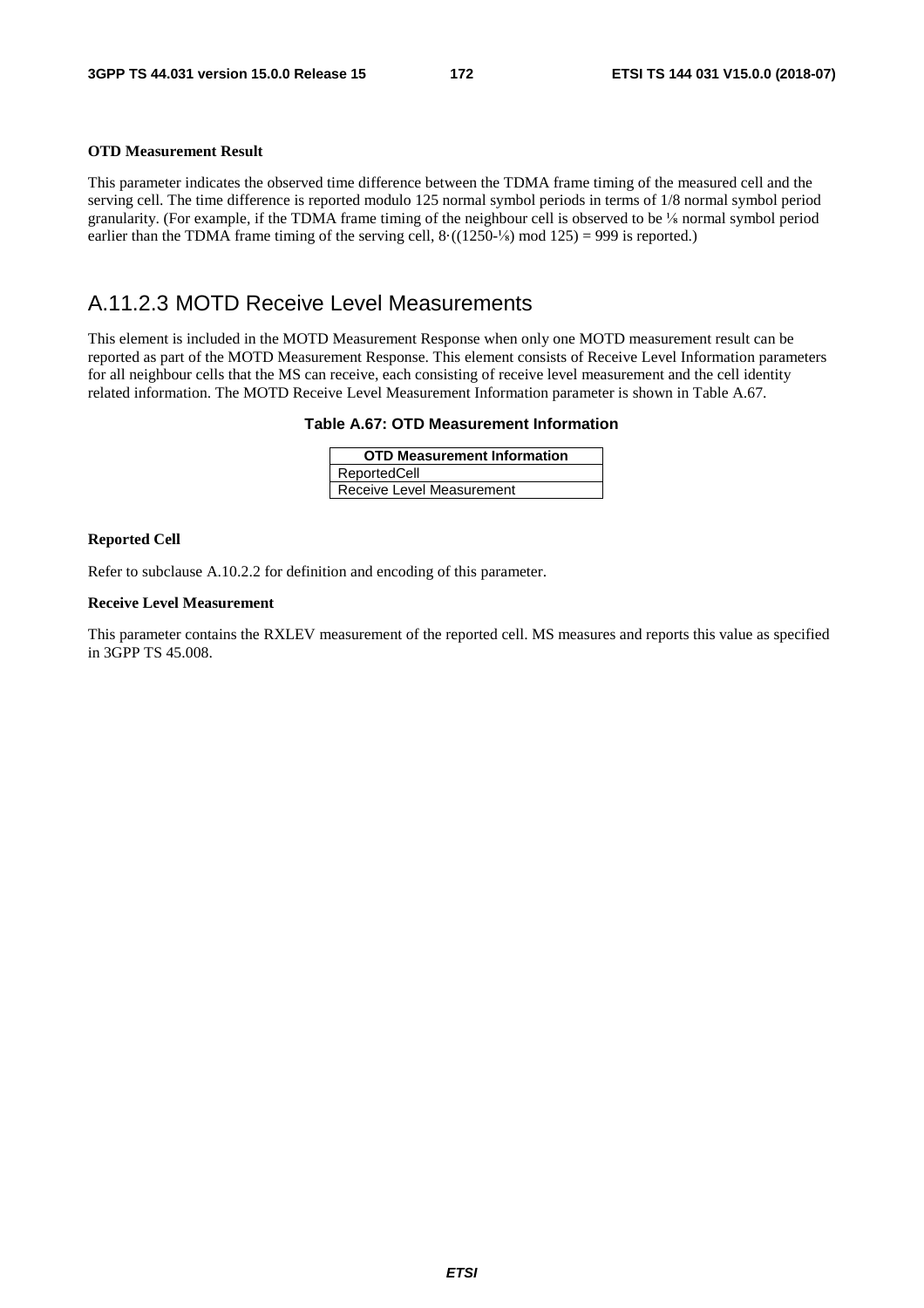**OTD Measurement Result**

This parameter indicates the observed time difference between the TDMA frame timing of the measured cell and the serving cell. The time difference is reported modulo 125 normal symbol periods in terms of 1/8 normal symbol period granularity. (For example, if the TDMA frame timing of the neighbour cell is observed to be ⅛ normal symbol period earlier than the TDMA frame timing of the serving cell, $8 \cdot ((1250 - \frac{1}{8}) \bmod 125) = 999$ is reported.)

## A.11.2.3 MOTD Receive Level Measurements

This element is included in the MOTD Measurement Response when only one MOTD measurement result can be reported as part of the MOTD Measurement Response. This element consists of Receive Level Information parameters for all neighbour cells that the MS can receive, each consisting of receive level measurement and the cell identity related information. The MOTD Receive Level Measurement Information parameter is shown in Table A.67.

**Table A.67: OTD Measurement Information**

| OTD Measurement Information |
|---|
| ReportedCell |
| Receive Level Measurement |

**Reported Cell**

Refer to subclause A.10.2.2 for definition and encoding of this parameter.

**Receive Level Measurement**

This parameter contains the RXLEV measurement of the reported cell. MS measures and reports this value as specified in 3GPP TS 45.008.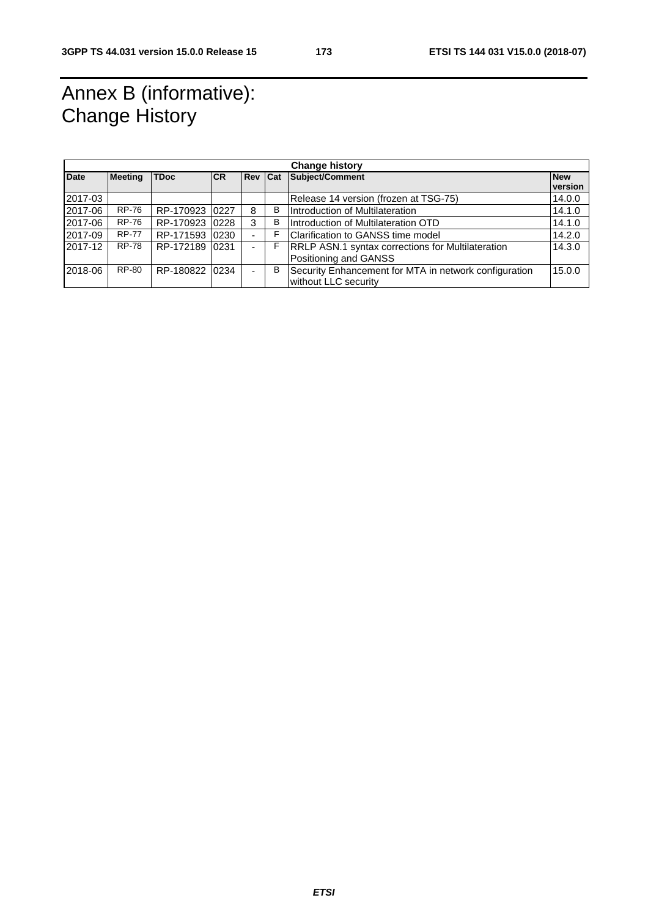# Annex B (informative): Change History

| Change history | | | | | | | |
|---|---|---|---|---|---|---|---|
| **Date** | **Meeting** | **TDoc** | **CR** | **Rev** | **Cat** | **Subject/Comment** | **New version** |
| 2017-03 | | | | | | Release 14 version (frozen at TSG-75) | 14.0.0 |
| 2017-06 | RP-76 | RP-170923 | 0227 | 8 | B | Introduction of Multilateration | 14.1.0 |
| 2017-06 | RP-76 | RP-170923 | 0228 | 3 | B | Introduction of Multilateration OTD | 14.1.0 |
| 2017-09 | RP-77 | RP-171593 | 0230 | - | F | Clarification to GANSS time model | 14.2.0 |
| 2017-12 | RP-78 | RP-172189 | 0231 | - | F | RRLP ASN.1 syntax corrections for Multilateration Positioning and GANSS | 14.3.0 |
| 2018-06 | RP-80 | RP-180822 | 0234 | - | B | Security Enhancement for MTA in network configuration without LLC security | 15.0.0 |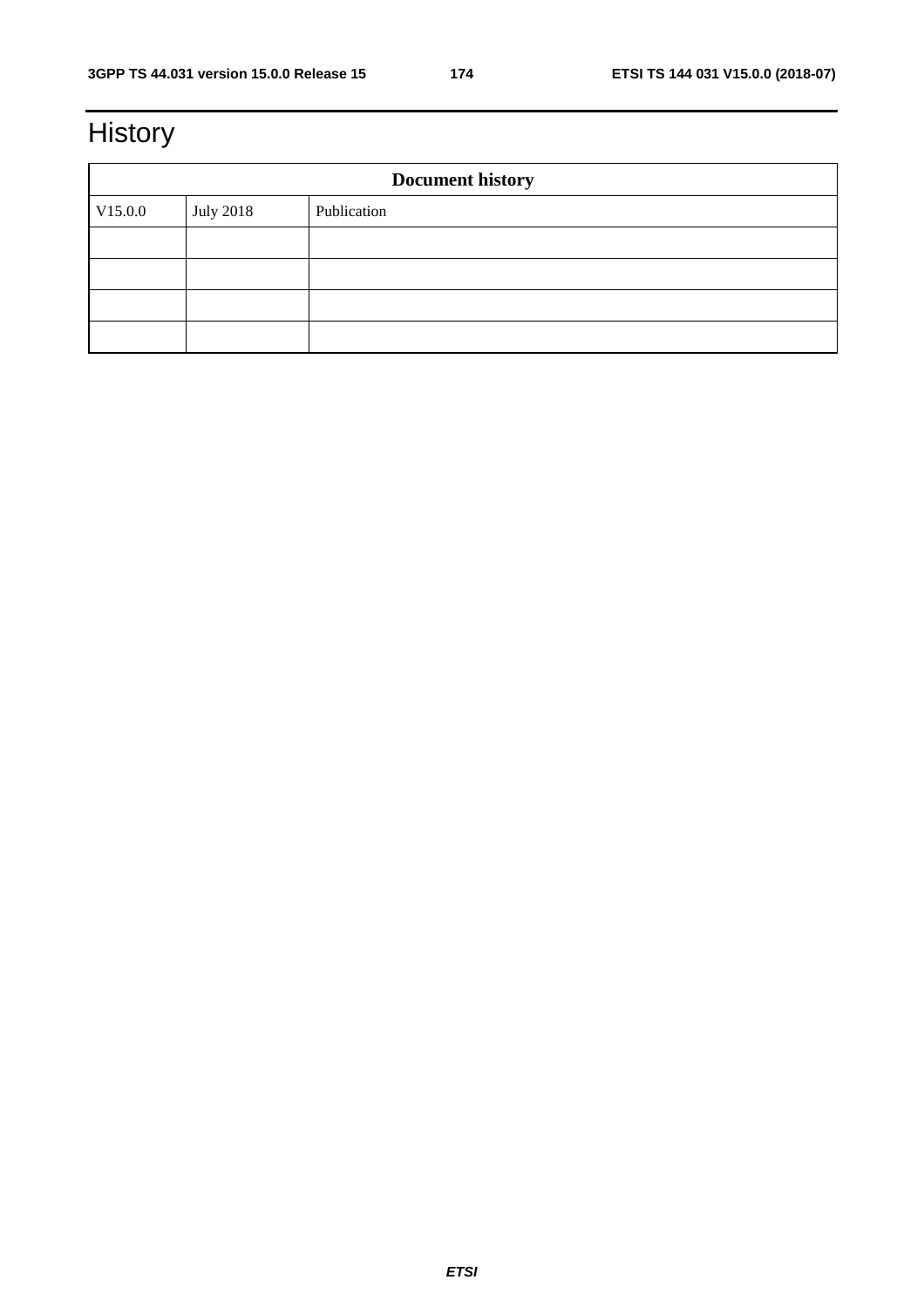# History

| Document history | | |
|---|---|---|
| V15.0.0 | July 2018 | Publication |
| | | |
| | | |
| | | |
| | | |